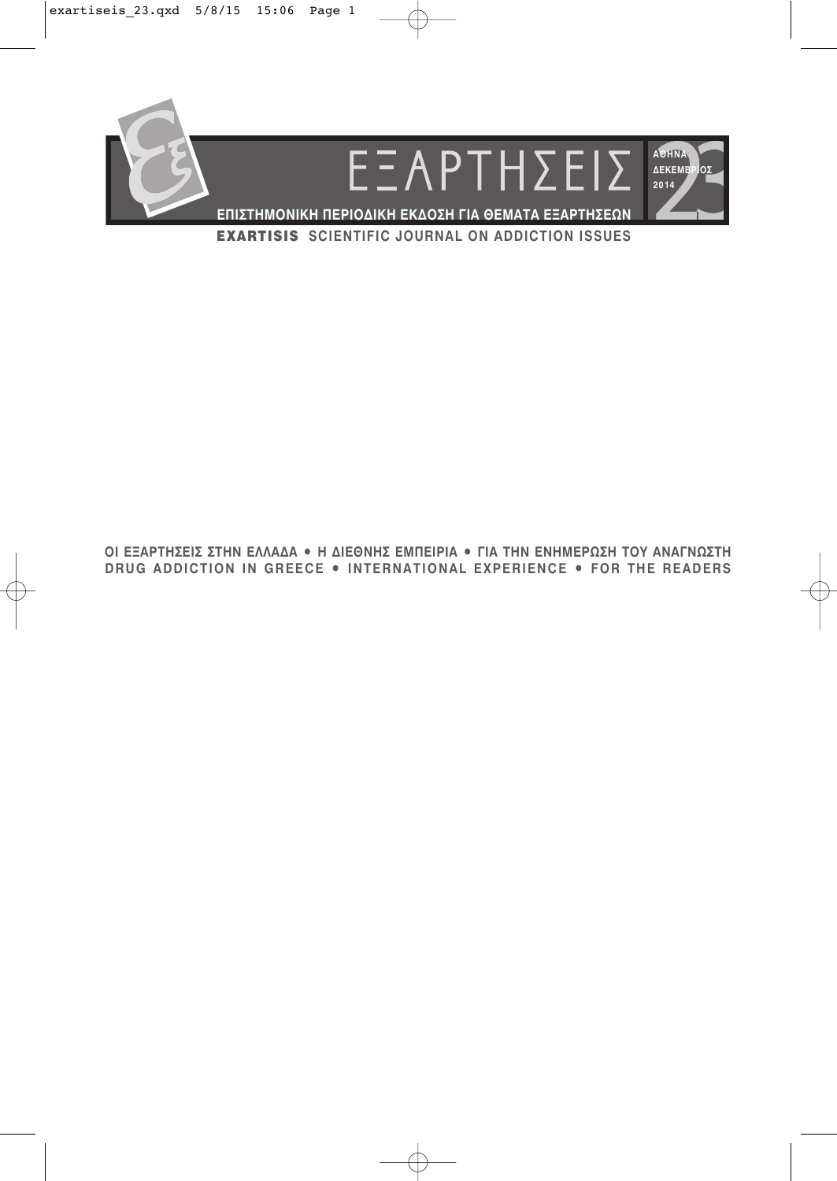# ΕΞΑΡΤΗΣΕΙΣ

ΑΘΗΝΑ
ΔΕΚΕΜΒΡΙΟΣ
2014

23

**ΕΠΙΣΤΗΜΟΝΙΚΗ ΠΕΡΙΟΔΙΚΗ ΕΚΔΟΣΗ ΓΙΑ ΘΕΜΑΤΑ ΕΞΑΡΤΗΣΕΩΝ**

**EXARTISIS** SCIENTIFIC JOURNAL ON ADDICTION ISSUES

**ΟΙ ΕΞΑΡΤΗΣΕΙΣ ΣΤΗΝ ΕΛΛΑΔΑ • Η ΔΙΕΘΝΗΣ ΕΜΠΕΙΡΙΑ • ΓΙΑ ΤΗΝ ΕΝΗΜΕΡΩΣΗ ΤΟΥ ΑΝΑΓΝΩΣΤΗ**

**DRUG ADDICTION IN GREECE • INTERNATIONAL EXPERIENCE • FOR THE READERS**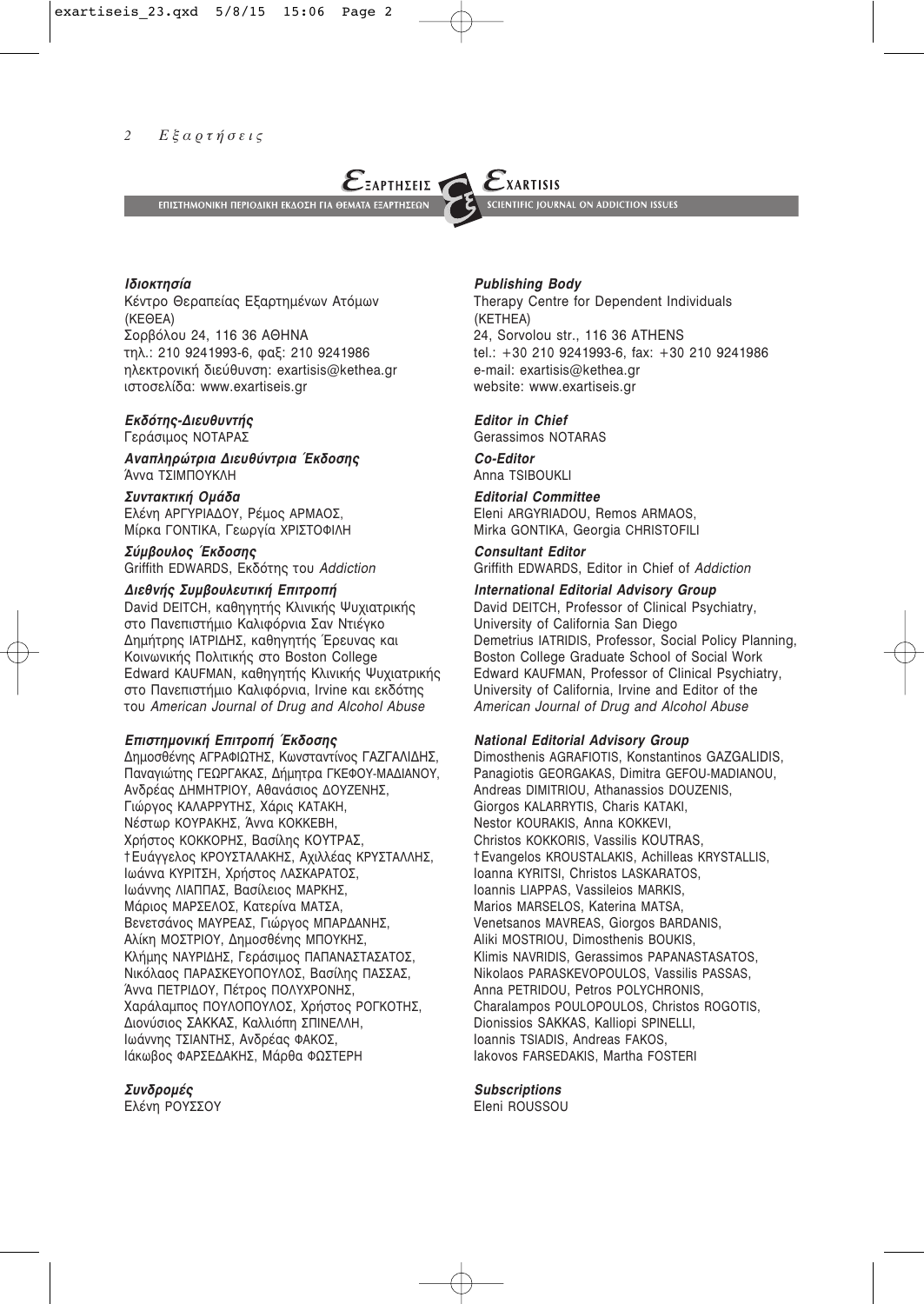**ΕΞΑΡΤΗΣΕΙΣ** — ΕΠΙΣΤΗΜΟΝΙΚΗ ΠΕΡΙΟΔΙΚΗ ΕΚΔΟΣΗ ΓΙΑ ΘΕΜΑΤΑ ΕΞΑΡΤΗΣΕΩΝ

**EXARTISIS** — SCIENTIFIC JOURNAL ON ADDICTION ISSUES

***Ιδιοκτησία***
Κέντρο Θεραπείας Εξαρτημένων Ατόμων (ΚΕΘΕΑ)
Σορβόλου 24, 116 36 ΑΘΗΝΑ
τηλ.: 210 9241993-6, φαξ: 210 9241986
ηλεκτρονική διεύθυνση: exartisis@kethea.gr
ιστοσελίδα: www.exartiseis.gr

***Εκδότης-Διευθυντής***
Γεράσιμος ΝΟΤΑΡΑΣ

***Αναπληρώτρια Διευθύντρια Έκδοσης***
Άννα ΤΣΙΜΠΟΥΚΛΗ

***Συντακτική Ομάδα***
Ελένη ΑΡΓΥΡΙΑΔΟΥ, Ρέμος ΑΡΜΑΟΣ, Μίρκα ΓΟΝΤΙΚΑ, Γεωργία ΧΡΙΣΤΟΦΙΛΗ

***Σύμβουλος Έκδοσης***
Griffith EDWARDS, Εκδότης του *Addiction*

***Διεθνής Συμβουλευτική Επιτροπή***
David DEITCH, καθηγητής Κλινικής Ψυχιατρικής στο Πανεπιστήμιο Καλιφόρνια Σαν Ντιέγκο
Δημήτρης ΙΑΤΡΙΔΗΣ, καθηγητής Έρευνας και Κοινωνικής Πολιτικής στο Boston College
Edward KAUFMAN, καθηγητής Κλινικής Ψυχιατρικής στο Πανεπιστήμιο Καλιφόρνια, Irvine και εκδότης του *American Journal of Drug and Alcohol Abuse*

***Επιστημονική Επιτροπή Έκδοσης***
Δημοσθένης ΑΓΡΑΦΙΩΤΗΣ, Κωνσταντίνος ΓΑΖΓΑΛΙΔΗΣ, Παναγιώτης ΓΕΩΡΓΑΚΑΣ, Δήμητρα ΓΚΕΦΟΥ-ΜΑΔΙΑΝΟΥ, Ανδρέας ΔΗΜΗΤΡΙΟΥ, Αθανάσιος ΔΟΥΖΕΝΗΣ, Γιώργος ΚΑΛΑΡΡΥΤΗΣ, Χάρις ΚΑΤΑΚΗ, Νέστωρ ΚΟΥΡΑΚΗΣ, Άννα ΚΟΚΚΕΒΗ, Χρήστος ΚΟΚΚΟΡΗΣ, Βασίλης ΚΟΥΤΡΑΣ, †Ευάγγελος ΚΡΟΥΣΤΑΛΑΚΗΣ, Αχιλλέας ΚΡΥΣΤΑΛΛΗΣ, Ιωάννα ΚΥΡΙΤΣΗ, Χρήστος ΛΑΣΚΑΡΑΤΟΣ, Ιωάννης ΛΙΑΠΠΑΣ, Βασίλειος ΜΑΡΚΗΣ, Μάριος ΜΑΡΣΕΛΟΣ, Κατερίνα ΜΑΤΣΑ, Βενετσάνος ΜΑΥΡΕΑΣ, Γιώργος ΜΠΑΡΔΑΝΗΣ, Αλίκη ΜΟΣΤΡΙΟΥ, Δημοσθένης ΜΠΟΥΚΗΣ, Κλήμης ΝΑΥΡΙΔΗΣ, Γεράσιμος ΠΑΠΑΝΑΣΤΑΣΑΤΟΣ, Νικόλαος ΠΑΡΑΣΚΕΥΟΠΟΥΛΟΣ, Βασίλης ΠΑΣΣΑΣ, Άννα ΠΕΤΡΙΔΟΥ, Πέτρος ΠΟΛΥΧΡΟΝΗΣ, Χαράλαμπος ΠΟΥΛΟΠΟΥΛΟΣ, Χρήστος ΡΟΓΚΟΤΗΣ, Διονύσιος ΣΑΚΚΑΣ, Καλλιόπη ΣΠΙΝΕΛΛΗ, Ιωάννης ΤΣΙΑΝΤΗΣ, Ανδρέας ΦΑΚΟΣ, Ιάκωβος ΦΑΡΣΕΔΑΚΗΣ, Μάρθα ΦΩΣΤΕΡΗ

***Συνδρομές***
Ελένη ΡΟΥΣΣΟΥ

***Publishing Body***
Therapy Centre for Dependent Individuals (KETHEA)
24, Sorvolou str., 116 36 ATHENS
tel.: +30 210 9241993-6, fax: +30 210 9241986
e-mail: exartisis@kethea.gr
website: www.exartiseis.gr

***Editor in Chief***
Gerassimos NOTARAS

***Co-Editor***
Anna TSIBOUKLI

***Editorial Committee***
Eleni ARGYRIADOU, Remos ARMAOS, Mirka GONTIKA, Georgia CHRISTOFILI

***Consultant Editor***
Griffith EDWARDS, Editor in Chief of *Addiction*

***International Editorial Advisory Group***
David DEITCH, Professor of Clinical Psychiatry, University of California San Diego
Demetrius IATRIDIS, Professor, Social Policy Planning, Boston College Graduate School of Social Work
Edward KAUFMAN, Professor of Clinical Psychiatry, University of California, Irvine and Editor of the *American Journal of Drug and Alcohol Abuse*

***National Editorial Advisory Group***
Dimosthenis AGRAFIOTIS, Konstantinos GAZGALIDIS, Panagiotis GEORGAKAS, Dimitra GEFOU-MADIANOU, Andreas DIMITRIOU, Athanassios DOUZENIS, Giorgos KALARRYTIS, Charis KATAKI, Nestor KOURAKIS, Anna KOKKEVI, Christos KOKKORIS, Vassilis KOUTRAS, †Evangelos KROUSTALAKIS, Achilleas KRYSTALLIS, Ioanna KYRITSI, Christos LASKARATOS, Ioannis LIAPPAS, Vassileios MARKIS, Marios MARSELOS, Katerina MATSA, Venetsanos MAVREAS, Giorgos BARDANIS, Aliki MOSTRIOU, Dimosthenis BOUKIS, Klimis NAVRIDIS, Gerassimos PAPANASTASATOS, Nikolaos PARASKEVOPOULOS, Vassilis PASSAS, Anna PETRIDOU, Petros POLYCHRONIS, Charalampos POULOPOULOS, Christos ROGOTIS, Dionissios SAKKAS, Kalliopi SPINELLI, Ioannis TSIADIS, Andreas FAKOS, Iakovos FARSEDAKIS, Martha FOSTERI

***Subscriptions***
Eleni ROUSSOU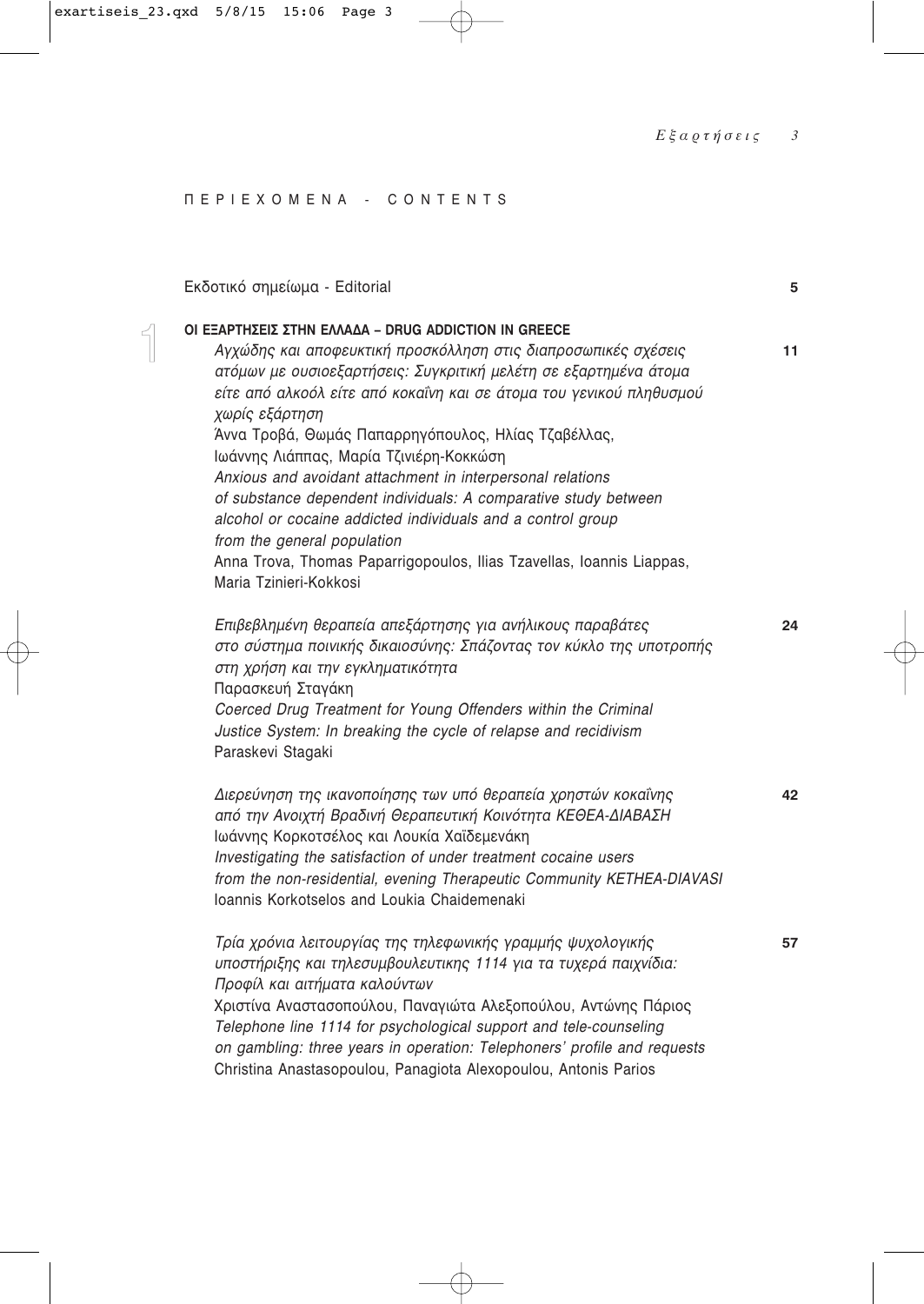## ΠΕΡΙΕΧΟΜΕΝΑ - CONTENTS

Εκδοτικό σημείωμα - Editorial 5

**ΟΙ ΕΞΑΡΤΗΣΕΙΣ ΣΤΗΝ ΕΛΛΑΔΑ – DRUG ADDICTION IN GREECE**

*Αγχώδης και αποφευκτική προσκόλληση στις διαπροσωπικές σχέσεις ατόμων με ουσιοεξαρτήσεις: Συγκριτική μελέτη σε εξαρτημένα άτομα είτε από αλκοόλ είτε από κοκαΐνη και σε άτομα του γενικού πληθυσμού χωρίς εξάρτηση* 11
Άννα Τροβά, Θωμάς Παπαρρηγόπουλος, Ηλίας Τζαβέλλας, Ιωάννης Λιάππας, Μαρία Τζινιέρη-Κοκκώση
*Anxious and avoidant attachment in interpersonal relations of substance dependent individuals: A comparative study between alcohol or cocaine addicted individuals and a control group from the general population*
Anna Trova, Thomas Paparrigopoulos, Ilias Tzavellas, Ioannis Liappas, Maria Tzinieri-Kokkosi

*Επιβεβλημένη θεραπεία απεξάρτησης για ανήλικους παραβάτες στο σύστημα ποινικής δικαιοσύνης: Σπάζοντας τον κύκλο της υποτροπής στη χρήση και την εγκληματικότητα* 24
Παρασκευή Σταγάκη
*Coerced Drug Treatment for Young Offenders within the Criminal Justice System: In breaking the cycle of relapse and recidivism*
Paraskevi Stagaki

*Διερεύνηση της ικανοποίησης των υπό θεραπεία χρηστών κοκαΐνης από την Ανοιχτή Βραδινή Θεραπευτική Κοινότητα ΚΕΘΕΑ-ΔΙΑΒΑΣΗ* 42
Ιωάννης Κορκοτσέλος και Λουκία Χαϊδεμενάκη
*Investigating the satisfaction of under treatment cocaine users from the non-residential, evening Therapeutic Community KETHEA-DIAVASI*
Ioannis Korkotselos and Loukia Chaidemenaki

*Τρία χρόνια λειτουργίας της τηλεφωνικής γραμμής ψυχολογικής υποστήριξης και τηλεσυμβουλευτικης 1114 για τα τυχερά παιχνίδια: Προφίλ και αιτήματα καλούντων* 57
Χριστίνα Αναστασοπούλου, Παναγιώτα Αλεξοπούλου, Αντώνης Πάριος
*Telephone line 1114 for psychological support and tele-counseling on gambling: three years in operation: Telephoners' profile and requests*
Christina Anastasopoulou, Panagiota Alexopoulou, Antonis Parios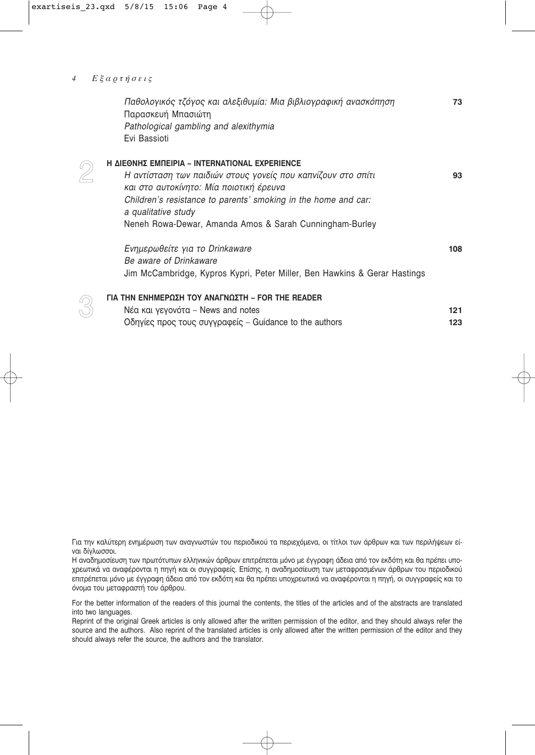*Παθολογικός τζόγος και αλεξιθυμία: Μια βιβλιογραφική ανασκόπηση* **73**
Παρασκευή Μπασιώτη
*Pathological gambling and alexithymia*
Evi Bassioti

## 2 Η ΔΙΕΘΝΗΣ ΕΜΠΕΙΡΙΑ – INTERNATIONAL EXPERIENCE

*Η αντίσταση των παιδιών στους γονείς που καπνίζουν στο σπίτι και στο αυτοκίνητο: Μία ποιοτική έρευνα* **93**
*Children's resistance to parents' smoking in the home and car: a qualitative study*
Neneh Rowa-Dewar, Amanda Amos & Sarah Cunningham-Burley

*Ενημερωθείτε για το Drinkaware* **108**
*Be aware of Drinkaware*
Jim McCambridge, Kypros Kypri, Peter Miller, Ben Hawkins & Gerar Hastings

## 3 ΓΙΑ ΤΗΝ ΕΝΗΜΕΡΩΣΗ ΤΟΥ ΑΝΑΓΝΩΣΤΗ – FOR THE READER

Νέα και γεγονότα – News and notes **121**
Οδηγίες προς τους συγγραφείς – Guidance to the authors **123**

Για την καλύτερη ενημέρωση των αναγνωστών του περιοδικού τα περιεχόμενα, οι τίτλοι των άρθρων και των περιλήψεων είναι δίγλωσσοι.
Η αναδημοσίευση των πρωτότυπων ελληνικών άρθρων επιτρέπεται μόνο με έγγραφη άδεια από τον εκδότη και θα πρέπει υποχρεωτικά να αναφέρονται η πηγή και οι συγγραφείς. Επίσης, η αναδημοσίευση των μεταφρασμένων άρθρων του περιοδικού επιτρέπεται μόνο με έγγραφη άδεια από τον εκδότη και θα πρέπει υποχρεωτικά να αναφέρονται η πηγή, οι συγγραφείς και το όνομα του μεταφραστή του άρθρου.

For the better information of the readers of this journal the contents, the titles of the articles and of the abstracts are translated into two languages.
Reprint of the original Greek articles is only allowed after the written permission of the editor, and they should always refer the source and the authors. Also reprint of the translated articles is only allowed after the written permission of the editor and they should always refer the source, the authors and the translator.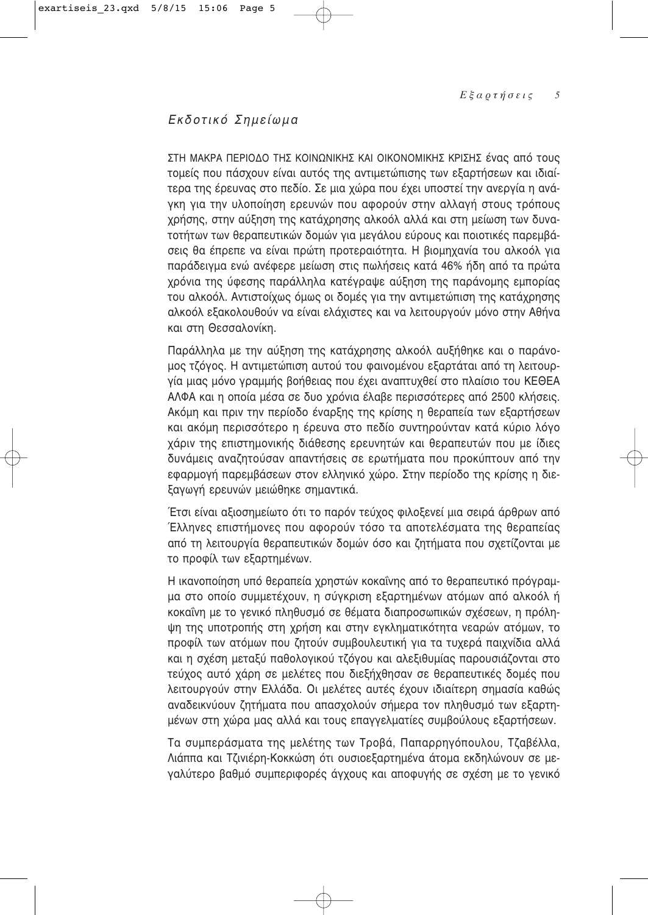## *Εκδοτικό Σημείωμα*

ΣΤΗ ΜΑΚΡΑ ΠΕΡΙΟΔΟ ΤΗΣ ΚΟΙΝΩΝΙΚΗΣ ΚΑΙ ΟΙΚΟΝΟΜΙΚΗΣ ΚΡΙΣΗΣ ένας από τους τομείς που πάσχουν είναι αυτός της αντιμετώπισης των εξαρτήσεων και ιδιαίτερα της έρευνας στο πεδίο. Σε μια χώρα που έχει υποστεί την ανεργία η ανάγκη για την υλοποίηση ερευνών που αφορούν στην αλλαγή στους τρόπους χρήσης, στην αύξηση της κατάχρησης αλκοόλ αλλά και στη μείωση των δυνατοτήτων των θεραπευτικών δομών για μεγάλου εύρους και ποιοτικές παρεμβάσεις θα έπρεπε να είναι πρώτη προτεραιότητα. Η βιομηχανία του αλκοόλ για παράδειγμα ενώ ανέφερε μείωση στις πωλήσεις κατά 46% ήδη από τα πρώτα χρόνια της ύφεσης παράλληλα κατέγραψε αύξηση της παράνομης εμπορίας του αλκοόλ. Αντιστοίχως όμως οι δομές για την αντιμετώπιση της κατάχρησης αλκοόλ εξακολουθούν να είναι ελάχιστες και να λειτουργούν μόνο στην Αθήνα και στη Θεσσαλονίκη.

Παράλληλα με την αύξηση της κατάχρησης αλκοόλ αυξήθηκε και ο παράνομος τζόγος. Η αντιμετώπιση αυτού του φαινομένου εξαρτάται από τη λειτουργία μιας μόνο γραμμής βοήθειας που έχει αναπτυχθεί στο πλαίσιο του ΚΕΘΕΑ ΑΛΦΑ και η οποία μέσα σε δυο χρόνια έλαβε περισσότερες από 2500 κλήσεις. Ακόμη και πριν την περίοδο έναρξης της κρίσης η θεραπεία των εξαρτήσεων και ακόμη περισσότερο η έρευνα στο πεδίο συντηρούνταν κατά κύριο λόγο χάριν της επιστημονικής διάθεσης ερευνητών και θεραπευτών που με ίδιες δυνάμεις αναζητούσαν απαντήσεις σε ερωτήματα που προκύπτουν από την εφαρμογή παρεμβάσεων στον ελληνικό χώρο. Στην περίοδο της κρίσης η διεξαγωγή ερευνών μειώθηκε σημαντικά.

Έτσι είναι αξιοσημείωτο ότι το παρόν τεύχος φιλοξενεί μια σειρά άρθρων από Έλληνες επιστήμονες που αφορούν τόσο τα αποτελέσματα της θεραπείας από τη λειτουργία θεραπευτικών δομών όσο και ζητήματα που σχετίζονται με το προφίλ των εξαρτημένων.

Η ικανοποίηση υπό θεραπεία χρηστών κοκαΐνης από το θεραπευτικό πρόγραμμα στο οποίο συμμετέχουν, η σύγκριση εξαρτημένων ατόμων από αλκοόλ ή κοκαΐνη με το γενικό πληθυσμό σε θέματα διαπροσωπικών σχέσεων, η πρόληψη της υποτροπής στη χρήση και στην εγκληματικότητα νεαρών ατόμων, το προφίλ των ατόμων που ζητούν συμβουλευτική για τα τυχερά παιχνίδια αλλά και η σχέση μεταξύ παθολογικού τζόγου και αλεξιθυμίας παρουσιάζονται στο τεύχος αυτό χάρη σε μελέτες που διεξήχθησαν σε θεραπευτικές δομές που λειτουργούν στην Ελλάδα. Οι μελέτες αυτές έχουν ιδιαίτερη σημασία καθώς αναδεικνύουν ζητήματα που απασχολούν σήμερα τον πληθυσμό των εξαρτημένων στη χώρα μας αλλά και τους επαγγελματίες συμβούλους εξαρτήσεων.

Τα συμπεράσματα της μελέτης των Τροβά, Παπαρρηγόπουλου, Τζαβέλλα, Λιάππα και Τζινιέρη-Κοκκώση ότι ουσιοεξαρτημένα άτομα εκδηλώνουν σε μεγαλύτερο βαθμό συμπεριφορές άγχους και αποφυγής σε σχέση με το γενικό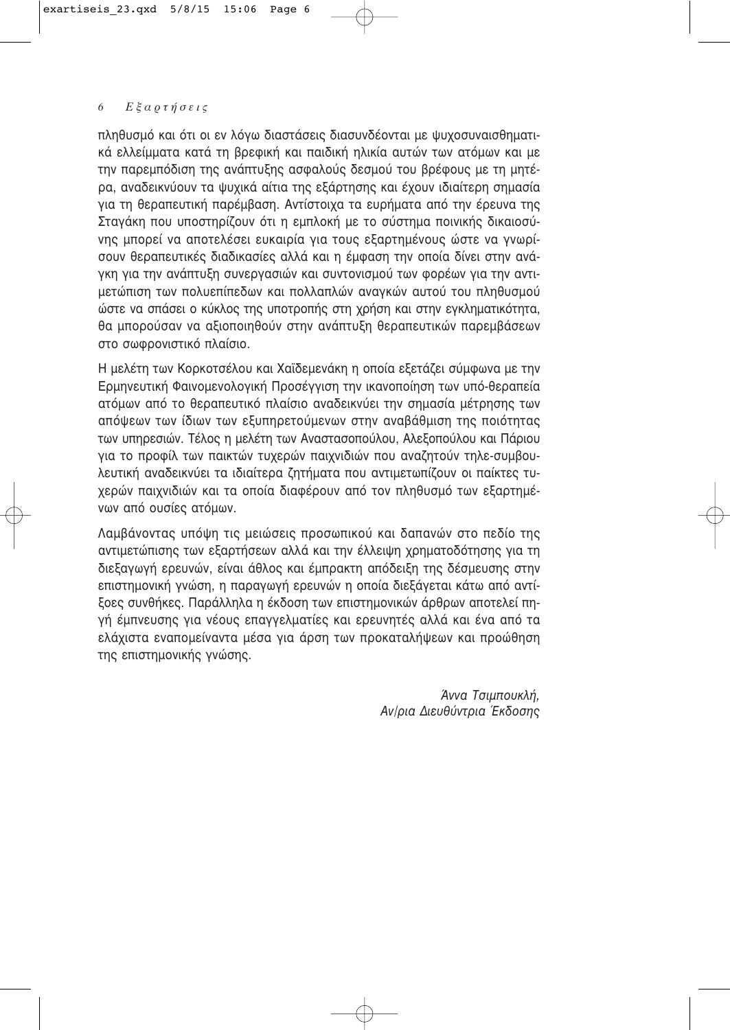πληθυσμό και ότι οι εν λόγω διαστάσεις διασυνδέονται με ψυχοσυναισθηματικά ελλείμματα κατά τη βρεφική και παιδική ηλικία αυτών των ατόμων και με την παρεμπόδιση της ανάπτυξης ασφαλούς δεσμού του βρέφους με τη μητέρα, αναδεικνύουν τα ψυχικά αίτια της εξάρτησης και έχουν ιδιαίτερη σημασία για τη θεραπευτική παρέμβαση. Αντίστοιχα τα ευρήματα από την έρευνα της Σταγάκη που υποστηρίζουν ότι η εμπλοκή με το σύστημα ποινικής δικαιοσύνης μπορεί να αποτελέσει ευκαιρία για τους εξαρτημένους ώστε να γνωρίσουν θεραπευτικές διαδικασίες αλλά και η έμφαση την οποία δίνει στην ανάγκη για την ανάπτυξη συνεργασιών και συντονισμού των φορέων για την αντιμετώπιση των πολυεπίπεδων και πολλαπλών αναγκών αυτού του πληθυσμού ώστε να σπάσει ο κύκλος της υποτροπής στη χρήση και στην εγκληματικότητα, θα μπορούσαν να αξιοποιηθούν στην ανάπτυξη θεραπευτικών παρεμβάσεων στο σωφρονιστικό πλαίσιο.

Η μελέτη των Κορκοτσέλου και Χαϊδεμενάκη η οποία εξετάζει σύμφωνα με την Ερμηνευτική Φαινομενολογική Προσέγγιση την ικανοποίηση των υπό-θεραπεία ατόμων από το θεραπευτικό πλαίσιο αναδεικνύει την σημασία μέτρησης των απόψεων των ίδιων των εξυπηρετούμενων στην αναβάθμιση της ποιότητας των υπηρεσιών. Τέλος η μελέτη των Αναστασοπούλου, Αλεξοπούλου και Πάριου για το προφίλ των παικτών τυχερών παιχνιδιών που αναζητούν τηλε-συμβουλευτική αναδεικνύει τα ιδιαίτερα ζητήματα που αντιμετωπίζουν οι παίκτες τυχερών παιχνιδιών και τα οποία διαφέρουν από τον πληθυσμό των εξαρτημένων από ουσίες ατόμων.

Λαμβάνοντας υπόψη τις μειώσεις προσωπικού και δαπανών στο πεδίο της αντιμετώπισης των εξαρτήσεων αλλά και την έλλειψη χρηματοδότησης για τη διεξαγωγή ερευνών, είναι άθλος και έμπρακτη απόδειξη της δέσμευσης στην επιστημονική γνώση, η παραγωγή ερευνών η οποία διεξάγεται κάτω από αντίξοες συνθήκες. Παράλληλα η έκδοση των επιστημονικών άρθρων αποτελεί πηγή έμπνευσης για νέους επαγγελματίες και ερευνητές αλλά και ένα από τα ελάχιστα εναπομείναντα μέσα για άρση των προκαταλήψεων και προώθηση της επιστημονικής γνώσης.

*Άννα Τσιμπουκλή,*
*Αν/ρια Διευθύντρια Έκδοσης*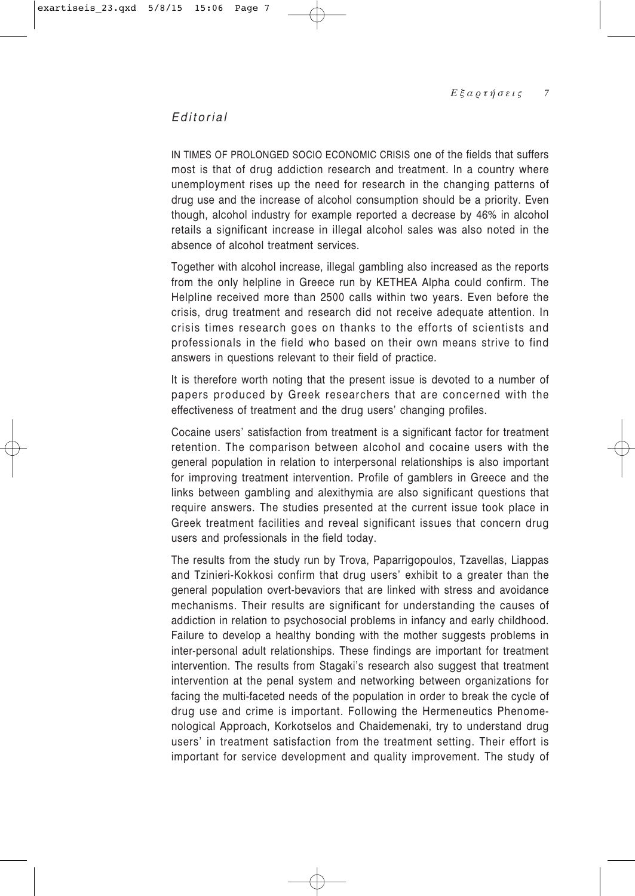*Editorial*

IN TIMES OF PROLONGED SOCIO ECONOMIC CRISIS one of the fields that suffers most is that of drug addiction research and treatment. In a country where unemployment rises up the need for research in the changing patterns of drug use and the increase of alcohol consumption should be a priority. Even though, alcohol industry for example reported a decrease by 46% in alcohol retails a significant increase in illegal alcohol sales was also noted in the absence of alcohol treatment services.

Together with alcohol increase, illegal gambling also increased as the reports from the only helpline in Greece run by KETHEA Alpha could confirm. The Helpline received more than 2500 calls within two years. Even before the crisis, drug treatment and research did not receive adequate attention. In crisis times research goes on thanks to the efforts of scientists and professionals in the field who based on their own means strive to find answers in questions relevant to their field of practice.

It is therefore worth noting that the present issue is devoted to a number of papers produced by Greek researchers that are concerned with the effectiveness of treatment and the drug users' changing profiles.

Cocaine users' satisfaction from treatment is a significant factor for treatment retention. The comparison between alcohol and cocaine users with the general population in relation to interpersonal relationships is also important for improving treatment intervention. Profile of gamblers in Greece and the links between gambling and alexithymia are also significant questions that require answers. The studies presented at the current issue took place in Greek treatment facilities and reveal significant issues that concern drug users and professionals in the field today.

The results from the study run by Trova, Paparrigopoulos, Tzavellas, Liappas and Tzinieri-Kokkosi confirm that drug users' exhibit to a greater than the general population overt-bevaviors that are linked with stress and avoidance mechanisms. Their results are significant for understanding the causes of addiction in relation to psychosocial problems in infancy and early childhood. Failure to develop a healthy bonding with the mother suggests problems in inter-personal adult relationships. These findings are important for treatment intervention. The results from Stagaki's research also suggest that treatment intervention at the penal system and networking between organizations for facing the multi-faceted needs of the population in order to break the cycle of drug use and crime is important. Following the Hermeneutics Phenomenological Approach, Korkotselos and Chaidemenaki, try to understand drug users' in treatment satisfaction from the treatment setting. Their effort is important for service development and quality improvement. The study of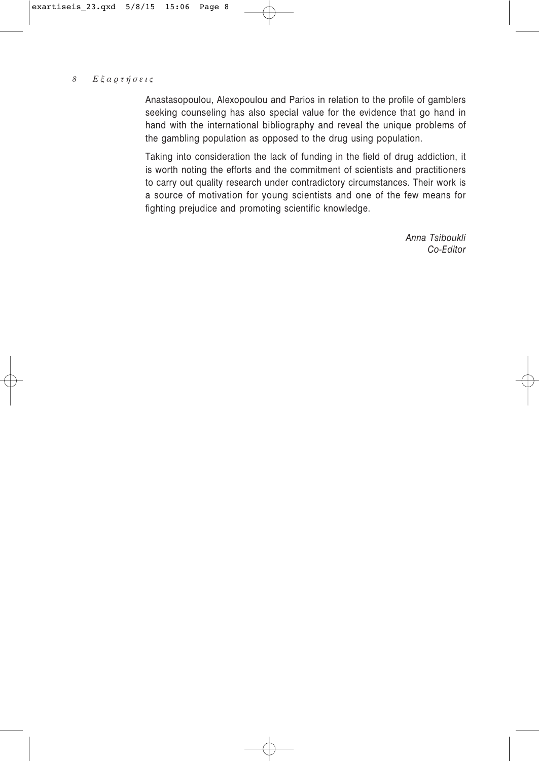Anastasopoulou, Alexopoulou and Parios in relation to the profile of gamblers seeking counseling has also special value for the evidence that go hand in hand with the international bibliography and reveal the unique problems of the gambling population as opposed to the drug using population.

Taking into consideration the lack of funding in the field of drug addiction, it is worth noting the efforts and the commitment of scientists and practitioners to carry out quality research under contradictory circumstances. Their work is a source of motivation for young scientists and one of the few means for fighting prejudice and promoting scientific knowledge.

*Anna Tsiboukli*
*Co-Editor*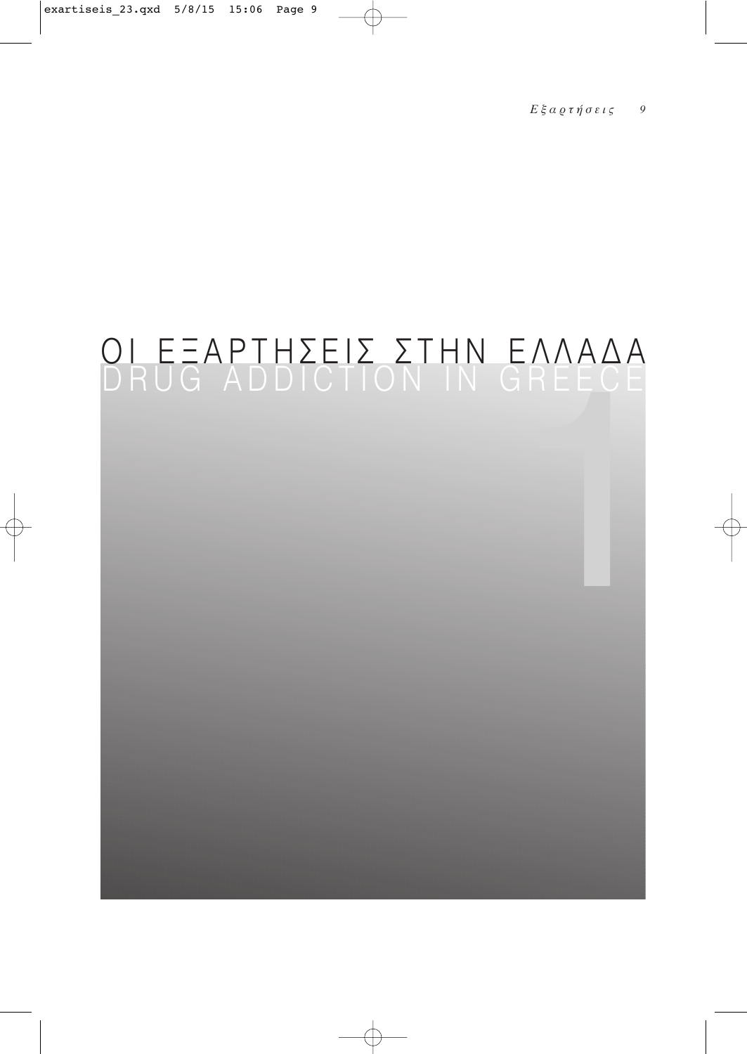# ΟΙ ΕΞΑΡΤΗΣΕΙΣ ΣΤΗΝ ΕΛΛΑΔΑ
# DRUG ADDICTION IN GREECE

1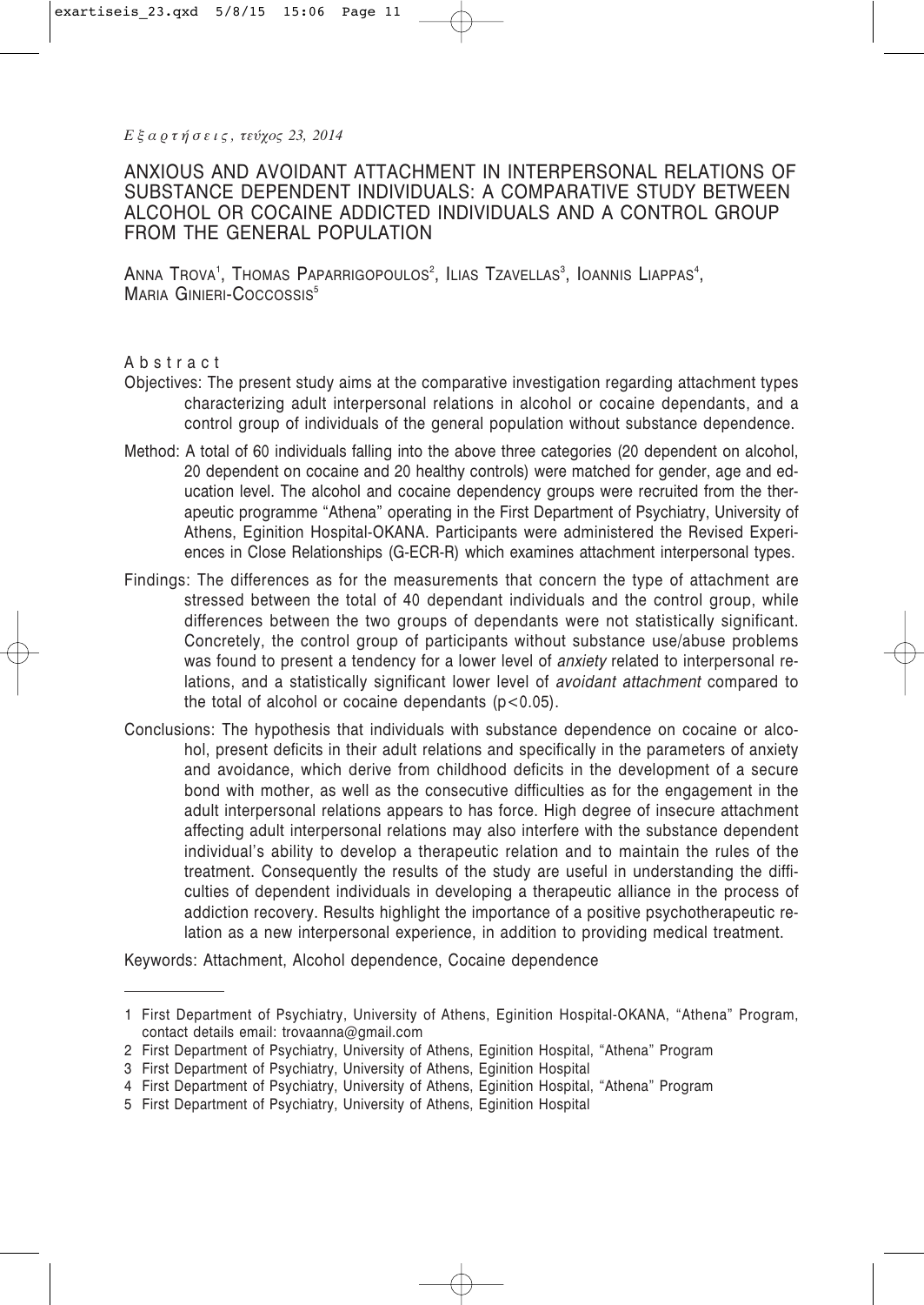# ANXIOUS AND AVOIDANT ATTACHMENT IN INTERPERSONAL RELATIONS OF SUBSTANCE DEPENDENT INDIVIDUALS: A COMPARATIVE STUDY BETWEEN ALCOHOL OR COCAINE ADDICTED INDIVIDUALS AND A CONTROL GROUP FROM THE GENERAL POPULATION

Anna Trova[1], Thomas Paparrigopoulos[2], Ilias Tzavellas[3], Ioannis Liappas[4], Maria Ginieri-Coccossis[5]

## Abstract

Objectives: The present study aims at the comparative investigation regarding attachment types characterizing adult interpersonal relations in alcohol or cocaine dependants, and a control group of individuals of the general population without substance dependence.

Method: A total of 60 individuals falling into the above three categories (20 dependent on alcohol, 20 dependent on cocaine and 20 healthy controls) were matched for gender, age and education level. The alcohol and cocaine dependency groups were recruited from the therapeutic programme "Athena" operating in the First Department of Psychiatry, University of Athens, Eginition Hospital-OKANA. Participants were administered the Revised Experiences in Close Relationships (G-ECR-R) which examines attachment interpersonal types.

Findings: The differences as for the measurements that concern the type of attachment are stressed between the total of 40 dependant individuals and the control group, while differences between the two groups of dependants were not statistically significant. Concretely, the control group of participants without substance use/abuse problems was found to present a tendency for a lower level of *anxiety* related to interpersonal relations, and a statistically significant lower level of *avoidant attachment* compared to the total of alcohol or cocaine dependants ($p<0.05$).

Conclusions: The hypothesis that individuals with substance dependence on cocaine or alcohol, present deficits in their adult relations and specifically in the parameters of anxiety and avoidance, which derive from childhood deficits in the development of a secure bond with mother, as well as the consecutive difficulties as for the engagement in the adult interpersonal relations appears to has force. High degree of insecure attachment affecting adult interpersonal relations may also interfere with the substance dependent individual's ability to develop a therapeutic relation and to maintain the rules of the treatment. Consequently the results of the study are useful in understanding the difficulties of dependent individuals in developing a therapeutic alliance in the process of addiction recovery. Results highlight the importance of a positive psychotherapeutic relation as a new interpersonal experience, in addition to providing medical treatment.

Keywords: Attachment, Alcohol dependence, Cocaine dependence

---

1 First Department of Psychiatry, University of Athens, Eginition Hospital-OKANA, "Athena" Program, contact details email: trovaanna@gmail.com

2 First Department of Psychiatry, University of Athens, Eginition Hospital, "Athena" Program

3 First Department of Psychiatry, University of Athens, Eginition Hospital

4 First Department of Psychiatry, University of Athens, Eginition Hospital, "Athena" Program

5 First Department of Psychiatry, University of Athens, Eginition Hospital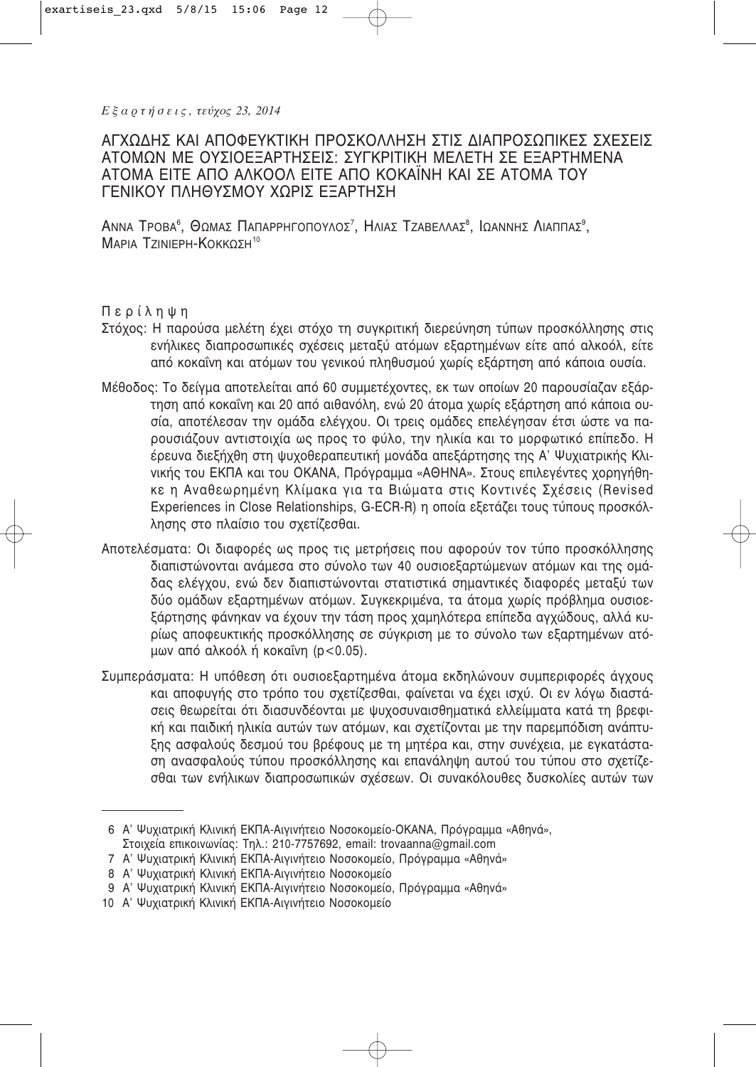# ΑΓΧΩΔΗΣ ΚΑΙ ΑΠΟΦΕΥΚΤΙΚΗ ΠΡΟΣΚΟΛΛΗΣΗ ΣΤΙΣ ΔΙΑΠΡΟΣΩΠΙΚΕΣ ΣΧΕΣΕΙΣ ΑΤΟΜΩΝ ΜΕ ΟΥΣΙΟΕΞΑΡΤΗΣΕΙΣ: ΣΥΓΚΡΙΤΙΚΗ ΜΕΛΕΤΗ ΣΕ ΕΞΑΡΤΗΜΕΝΑ ΑΤΟΜΑ ΕΙΤΕ ΑΠΟ ΑΛΚΟΟΛ ΕΙΤΕ ΑΠΟ ΚΟΚΑΪΝΗ ΚΑΙ ΣΕ ΑΤΟΜΑ ΤΟΥ ΓΕΝΙΚΟΥ ΠΛΗΘΥΣΜΟΥ ΧΩΡΙΣ ΕΞΑΡΤΗΣΗ

ΑΝΝΑ ΤΡΟΒΑ[6], ΘΩΜΑΣ ΠΑΠΑΡΡΗΓΟΠΟΥΛΟΣ[7], ΗΛΙΑΣ ΤΖΑΒΕΛΛΑΣ[8], ΙΩΑΝΝΗΣ ΛΙΑΠΠΑΣ[9], ΜΑΡΙΑ ΤΖΙΝΙΕΡΗ-ΚΟΚΚΩΣΗ[10]

## Περίληψη

Στόχος: Η παρούσα μελέτη έχει στόχο τη συγκριτική διερεύνηση τύπων προσκόλλησης στις ενήλικες διαπροσωπικές σχέσεις μεταξύ ατόμων εξαρτημένων είτε από αλκοόλ, είτε από κοκαΐνη και ατόμων του γενικού πληθυσμού χωρίς εξάρτηση από κάποια ουσία.

Μέθοδος: Το δείγμα αποτελείται από 60 συμμετέχοντες, εκ των οποίων 20 παρουσίαζαν εξάρτηση από κοκαΐνη και 20 από αιθανόλη, ενώ 20 άτομα χωρίς εξάρτηση από κάποια ουσία, αποτέλεσαν την ομάδα ελέγχου. Οι τρεις ομάδες επελέγησαν έτσι ώστε να παρουσιάζουν αντιστοιχία ως προς το φύλο, την ηλικία και το μορφωτικό επίπεδο. Η έρευνα διεξήχθη στη ψυχοθεραπευτική μονάδα απεξάρτησης της Α' Ψυχιατρικής Κλινικής του ΕΚΠΑ και του ΟΚΑΝΑ, Πρόγραμμα «ΑΘΗΝΑ». Στους επιλεγέντες χορηγήθηκε η Αναθεωρημένη Κλίμακα για τα Βιώματα στις Κοντινές Σχέσεις (Revised Experiences in Close Relationships, G-ECR-R) η οποία εξετάζει τους τύπους προσκόλλησης στο πλαίσιο του σχετίζεσθαι.

Αποτελέσματα: Οι διαφορές ως προς τις μετρήσεις που αφορούν τον τύπο προσκόλλησης διαπιστώνονται ανάμεσα στο σύνολο των 40 ουσιοεξαρτώμενων ατόμων και της ομάδας ελέγχου, ενώ δεν διαπιστώνονται στατιστικά σημαντικές διαφορές μεταξύ των δύο ομάδων εξαρτημένων ατόμων. Συγκεκριμένα, τα άτομα χωρίς πρόβλημα ουσιοεξάρτησης φάνηκαν να έχουν την τάση προς χαμηλότερα επίπεδα αγχώδους, αλλά κυρίως αποφευκτικής προσκόλλησης σε σύγκριση με το σύνολο των εξαρτημένων ατόμων από αλκοόλ ή κοκαΐνη ($p<0.05$).

Συμπεράσματα: Η υπόθεση ότι ουσιοεξαρτημένα άτομα εκδηλώνουν συμπεριφορές άγχους και αποφυγής στο τρόπο του σχετίζεσθαι, φαίνεται να έχει ισχύ. Οι εν λόγω διαστάσεις θεωρείται ότι διασυνδέονται με ψυχοσυναισθηματικά ελλείμματα κατά τη βρεφική και παιδική ηλικία αυτών των ατόμων, και σχετίζονται με την παρεμπόδιση ανάπτυξης ασφαλούς δεσμού του βρέφους με τη μητέρα και, στην συνέχεια, με εγκατάσταση ανασφαλούς τύπου προσκόλλησης και επανάληψη αυτού του τύπου στο σχετίζεσθαι των ενήλικων διαπροσωπικών σχέσεων. Οι συνακόλουθες δυσκολίες αυτών των

---

6 Α' Ψυχιατρική Κλινική ΕΚΠΑ-Αιγινήτειο Νοσοκομείο-ΟΚΑΝΑ, Πρόγραμμα «Αθηνά», Στοιχεία επικοινωνίας: Τηλ.: 210-7757692, email: trovaanna@gmail.com

7 Α' Ψυχιατρική Κλινική ΕΚΠΑ-Αιγινήτειο Νοσοκομείο, Πρόγραμμα «Αθηνά»

8 Α' Ψυχιατρική Κλινική ΕΚΠΑ-Αιγινήτειο Νοσοκομείο

9 Α' Ψυχιατρική Κλινική ΕΚΠΑ-Αιγινήτειο Νοσοκομείο, Πρόγραμμα «Αθηνά»

10 Α' Ψυχιατρική Κλινική ΕΚΠΑ-Αιγινήτειο Νοσοκομείο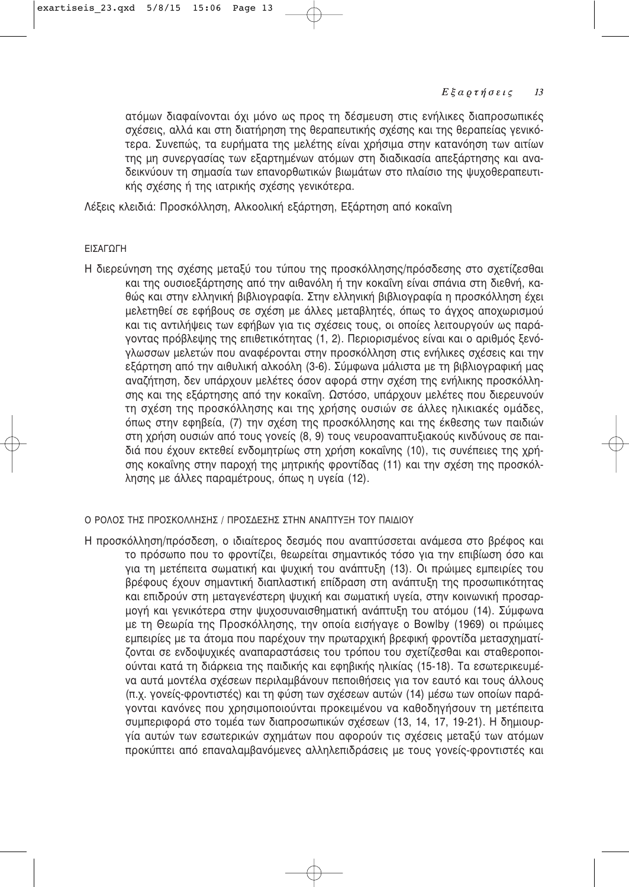ατόμων διαφαίνονται όχι μόνο ως προς τη δέσμευση στις ενήλικες διαπροσωπικές σχέσεις, αλλά και στη διατήρηση της θεραπευτικής σχέσης και της θεραπείας γενικότερα. Συνεπώς, τα ευρήματα της μελέτης είναι χρήσιμα στην κατανόηση των αιτίων της μη συνεργασίας των εξαρτημένων ατόμων στη διαδικασία απεξάρτησης και αναδεικνύουν τη σημασία των επανορθωτικών βιωμάτων στο πλαίσιο της ψυχοθεραπευτικής σχέσης ή της ιατρικής σχέσης γενικότερα.

Λέξεις κλειδιά: Προσκόλληση, Αλκοολική εξάρτηση, Εξάρτηση από κοκαΐνη

## ΕΙΣΑΓΩΓΗ

Η διερεύνηση της σχέσης μεταξύ του τύπου της προσκόλλησης/πρόσδεσης στο σχετίζεσθαι και της ουσιοεξάρτησης από την αιθανόλη ή την κοκαΐνη είναι σπάνια στη διεθνή, καθώς και στην ελληνική βιβλιογραφία. Στην ελληνική βιβλιογραφία η προσκόλληση έχει μελετηθεί σε εφήβους σε σχέση με άλλες μεταβλητές, όπως το άγχος αποχωρισμού και τις αντιλήψεις των εφήβων για τις σχέσεις τους, οι οποίες λειτουργούν ως παράγοντας πρόβλεψης της επιθετικότητας (1, 2). Περιορισμένος είναι και ο αριθμός ξενόγλωσσων μελετών που αναφέρονται στην προσκόλληση στις ενήλικες σχέσεις και την εξάρτηση από την αιθυλική αλκοόλη (3-6). Σύμφωνα μάλιστα με τη βιβλιογραφική μας αναζήτηση, δεν υπάρχουν μελέτες όσον αφορά στην σχέση της ενήλικης προσκόλλησης και της εξάρτησης από την κοκαΐνη. Ωστόσο, υπάρχουν μελέτες που διερευνούν τη σχέση της προσκόλλησης και της χρήσης ουσιών σε άλλες ηλικιακές ομάδες, όπως στην εφηβεία, (7) την σχέση της προσκόλλησης και της έκθεσης των παιδιών στη χρήση ουσιών από τους γονείς (8, 9) τους νευροαναπτυξιακούς κινδύνους σε παιδιά που έχουν εκτεθεί ενδομητρίως στη χρήση κοκαΐνης (10), τις συνέπειες της χρήσης κοκαΐνης στην παροχή της μητρικής φροντίδας (11) και την σχέση της προσκόλλησης με άλλες παραμέτρους, όπως η υγεία (12).

## Ο ΡΟΛΟΣ ΤΗΣ ΠΡΟΣΚΟΛΛΗΣΗΣ / ΠΡΟΣΔΕΣΗΣ ΣΤΗΝ ΑΝΑΠΤΥΞΗ ΤΟΥ ΠΑΙΔΙΟΥ

Η προσκόλληση/πρόσδεση, ο ιδιαίτερος δεσμός που αναπτύσσεται ανάμεσα στο βρέφος και το πρόσωπο που το φροντίζει, θεωρείται σημαντικός τόσο για την επιβίωση όσο και για τη μετέπειτα σωματική και ψυχική του ανάπτυξη (13). Οι πρώιμες εμπειρίες του βρέφους έχουν σημαντική διαπλαστική επίδραση στη ανάπτυξη της προσωπικότητας και επιδρούν στη μεταγενέστερη ψυχική και σωματική υγεία, στην κοινωνική προσαρμογή και γενικότερα στην ψυχοσυναισθηματική ανάπτυξη του ατόμου (14). Σύμφωνα με τη Θεωρία της Προσκόλλησης, την οποία εισήγαγε ο Bowlby (1969) οι πρώιμες εμπειρίες με τα άτομα που παρέχουν την πρωταρχική βρεφική φροντίδα μετασχηματίζονται σε ενδοψυχικές αναπαραστάσεις του τρόπου του σχετίζεσθαι και σταθεροποιούνται κατά τη διάρκεια της παιδικής και εφηβικής ηλικίας (15-18). Τα εσωτερικευμένα αυτά μοντέλα σχέσεων περιλαμβάνουν πεποιθήσεις για τον εαυτό και τους άλλους (π.χ. γονείς-φροντιστές) και τη φύση των σχέσεων αυτών (14) μέσω των οποίων παράγονται κανόνες που χρησιμοποιούνται προκειμένου να καθοδηγήσουν τη μετέπειτα συμπεριφορά στο τομέα των διαπροσωπικών σχέσεων (13, 14, 17, 19-21). Η δημιουργία αυτών των εσωτερικών σχημάτων που αφορούν τις σχέσεις μεταξύ των ατόμων προκύπτει από επαναλαμβανόμενες αλληλεπιδράσεις με τους γονείς-φροντιστές και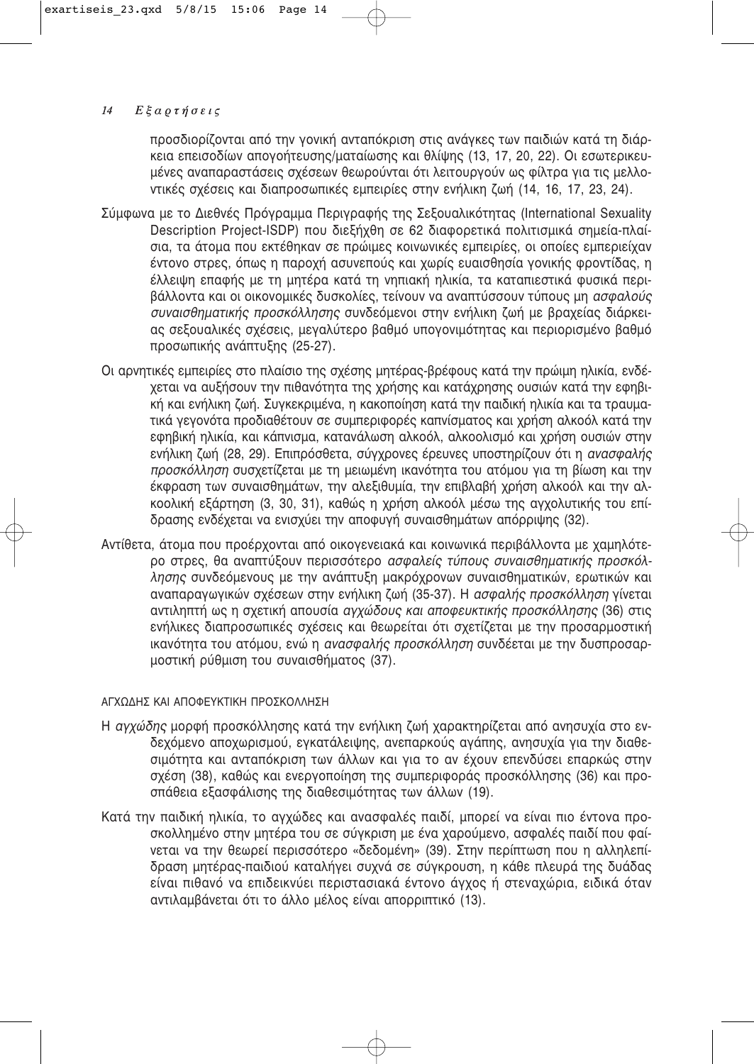προσδιορίζονται από την γονική ανταπόκριση στις ανάγκες των παιδιών κατά τη διάρκεια επεισοδίων απογοήτευσης/ματαίωσης και θλίψης (13, 17, 20, 22). Οι εσωτερικευμένες αναπαραστάσεις σχέσεων θεωρούνται ότι λειτουργούν ως φίλτρα για τις μελλοντικές σχέσεις και διαπροσωπικές εμπειρίες στην ενήλικη ζωή (14, 16, 17, 23, 24).

Σύμφωνα με το Διεθνές Πρόγραμμα Περιγραφής της Σεξουαλικότητας (International Sexuality Description Project-ISDP) που διεξήχθη σε 62 διαφορετικά πολιτισμικά σημεία-πλαίσια, τα άτομα που εκτέθηκαν σε πρώιμες κοινωνικές εμπειρίες, οι οποίες εμπεριείχαν έντονο στρες, όπως η παροχή ασυνεπούς και χωρίς ευαισθησία γονικής φροντίδας, η έλλειψη επαφής με τη μητέρα κατά τη νηπιακή ηλικία, τα καταπιεστικά φυσικά περιβάλλοντα και οι οικονομικές δυσκολίες, τείνουν να αναπτύσσουν τύπους μη *ασφαλούς συναισθηματικής προσκόλλησης* συνδεόμενοι στην ενήλικη ζωή με βραχείας διάρκειας σεξουαλικές σχέσεις, μεγαλύτερο βαθμό υπογονιμότητας και περιορισμένο βαθμό προσωπικής ανάπτυξης (25-27).

Οι αρνητικές εμπειρίες στο πλαίσιο της σχέσης μητέρας-βρέφους κατά την πρώιμη ηλικία, ενδέχεται να αυξήσουν την πιθανότητα της χρήσης και κατάχρησης ουσιών κατά την εφηβική και ενήλικη ζωή. Συγκεκριμένα, η κακοποίηση κατά την παιδική ηλικία και τα τραυματικά γεγονότα προδιαθέτουν σε συμπεριφορές καπνίσματος και χρήση αλκοόλ κατά την εφηβική ηλικία, και κάπνισμα, κατανάλωση αλκοόλ, αλκοολισμό και χρήση ουσιών στην ενήλικη ζωή (28, 29). Επιπρόσθετα, σύγχρονες έρευνες υποστηρίζουν ότι η *ανασφαλής προσκόλληση* συσχετίζεται με τη μειωμένη ικανότητα του ατόμου για τη βίωση και την έκφραση των συναισθημάτων, την αλεξιθυμία, την επιβλαβή χρήση αλκοόλ και την αλκοολική εξάρτηση (3, 30, 31), καθώς η χρήση αλκοόλ μέσω της αγχολυτικής του επίδρασης ενδέχεται να ενισχύει την αποφυγή συναισθημάτων απόρριψης (32).

Αντίθετα, άτομα που προέρχονται από οικογενειακά και κοινωνικά περιβάλλοντα με χαμηλότερο στρες, θα αναπτύξουν περισσότερο *ασφαλείς τύπους συναισθηματικής προσκόλλησης* συνδεόμενους με την ανάπτυξη μακρόχρονων συναισθηματικών, ερωτικών και αναπαραγωγικών σχέσεων στην ενήλικη ζωή (35-37). Η *ασφαλής προσκόλληση* γίνεται αντιληπτή ως η σχετική απουσία *αγχώδους και αποφευκτικής προσκόλλησης* (36) στις ενήλικες διαπροσωπικές σχέσεις και θεωρείται ότι σχετίζεται με την προσαρμοστική ικανότητα του ατόμου, ενώ η *ανασφαλής προσκόλληση* συνδέεται με την δυσπροσαρμοστική ρύθμιση του συναισθήματος (37).

## ΑΓΧΩΔΗΣ ΚΑΙ ΑΠΟΦΕΥΚΤΙΚΗ ΠΡΟΣΚΟΛΛΗΣΗ

Η *αγχώδης* μορφή προσκόλλησης κατά την ενήλικη ζωή χαρακτηρίζεται από ανησυχία στο ενδεχόμενο αποχωρισμού, εγκατάλειψης, ανεπαρκούς αγάπης, ανησυχία για την διαθεσιμότητα και ανταπόκριση των άλλων και για το αν έχουν επενδύσει επαρκώς στην σχέση (38), καθώς και ενεργοποίηση της συμπεριφοράς προσκόλλησης (36) και προσπάθεια εξασφάλισης της διαθεσιμότητας των άλλων (19).

Κατά την παιδική ηλικία, το αγχώδες και ανασφαλές παιδί, μπορεί να είναι πιο έντονα προσκολλημένο στην μητέρα του σε σύγκριση με ένα χαρούμενο, ασφαλές παιδί που φαίνεται να την θεωρεί περισσότερο «δεδομένη» (39). Στην περίπτωση που η αλληλεπίδραση μητέρας-παιδιού καταλήγει συχνά σε σύγκρουση, η κάθε πλευρά της δυάδας είναι πιθανό να επιδεικνύει περιστασιακά έντονο άγχος ή στεναχώρια, ειδικά όταν αντιλαμβάνεται ότι το άλλο μέλος είναι απορριπτικό (13).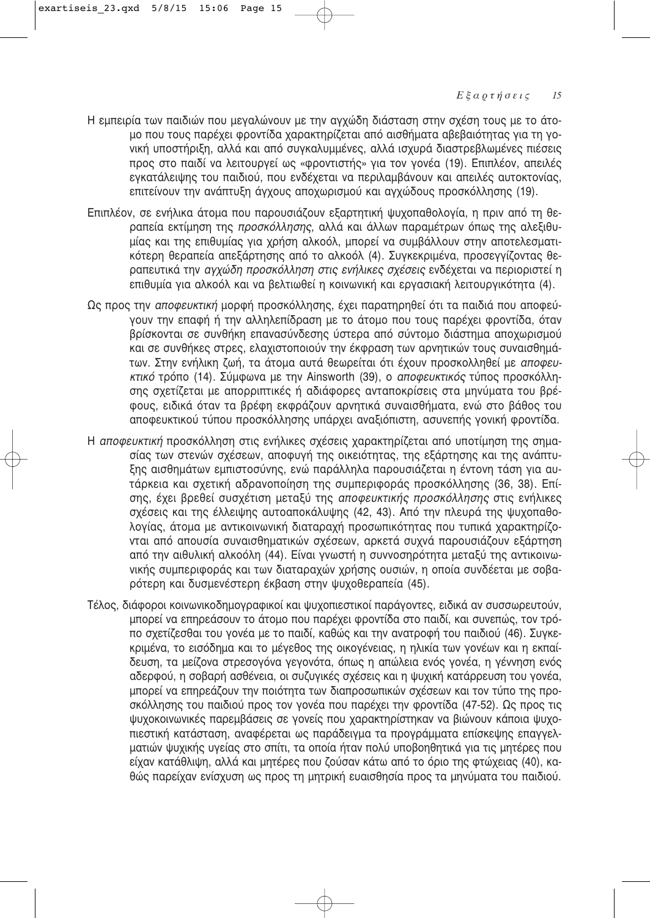Η εμπειρία των παιδιών που μεγαλώνουν με την αγχώδη διάσταση στην σχέση τους με το άτομο που τους παρέχει φροντίδα χαρακτηρίζεται από αισθήματα αβεβαιότητας για τη γονική υποστήριξη, αλλά και από συγκαλυμμένες, αλλά ισχυρά διαστρεβλωμένες πιέσεις προς στο παιδί να λειτουργεί ως «φροντιστής» για τον γονέα (19). Επιπλέον, απειλές εγκατάλειψης του παιδιού, που ενδέχεται να περιλαμβάνουν και απειλές αυτοκτονίας, επιτείνουν την ανάπτυξη άγχους αποχωρισμού και αγχώδους προσκόλλησης (19).

Επιπλέον, σε ενήλικα άτομα που παρουσιάζουν εξαρτητική ψυχοπαθολογία, η πριν από τη θεραπεία εκτίμηση της *προσκόλλησης*, αλλά και άλλων παραμέτρων όπως της αλεξιθυμίας και της επιθυμίας για χρήση αλκοόλ, μπορεί να συμβάλλουν στην αποτελεσματικότερη θεραπεία απεξάρτησης από το αλκοόλ (4). Συγκεκριμένα, προσεγγίζοντας θεραπευτικά την *αγχώδη προσκόλληση στις ενήλικες σχέσεις* ενδέχεται να περιοριστεί η επιθυμία για αλκοόλ και να βελτιωθεί η κοινωνική και εργασιακή λειτουργικότητα (4).

Ως προς την *αποφευκτική* μορφή προσκόλλησης, έχει παρατηρηθεί ότι τα παιδιά που αποφεύγουν την επαφή ή την αλληλεπίδραση με το άτομο που τους παρέχει φροντίδα, όταν βρίσκονται σε συνθήκη επανασύνδεσης ύστερα από σύντομο διάστημα αποχωρισμού και σε συνθήκες στρες, ελαχιστοποιούν την έκφραση των αρνητικών τους συναισθημάτων. Στην ενήλικη ζωή, τα άτομα αυτά θεωρείται ότι έχουν προσκολληθεί με *αποφευκτικό* τρόπο (14). Σύμφωνα με την Ainsworth (39), ο *αποφευκτικός* τύπος προσκόλλησης σχετίζεται με απορριπτικές ή αδιάφορες ανταποκρίσεις στα μηνύματα του βρέφους, ειδικά όταν τα βρέφη εκφράζουν αρνητικά συναισθήματα, ενώ στο βάθος του αποφευκτικού τύπου προσκόλλησης υπάρχει αναξιόπιστη, ασυνεπής γονική φροντίδα.

Η *αποφευκτική* προσκόλληση στις ενήλικες σχέσεις χαρακτηρίζεται από υποτίμηση της σημασίας των στενών σχέσεων, αποφυγή της οικειότητας, της εξάρτησης και της ανάπτυξης αισθημάτων εμπιστοσύνης, ενώ παράλληλα παρουσιάζεται η έντονη τάση για αυτάρκεια και σχετική αδρανοποίηση της συμπεριφοράς προσκόλλησης (36, 38). Επίσης, έχει βρεθεί συσχέτιση μεταξύ της *αποφευκτικής προσκόλλησης* στις ενήλικες σχέσεις και της έλλειψης αυτοαποκάλυψης (42, 43). Από την πλευρά της ψυχοπαθολογίας, άτομα με αντικοινωνική διαταραχή προσωπικότητας που τυπικά χαρακτηρίζονται από απουσία συναισθηματικών σχέσεων, αρκετά συχνά παρουσιάζουν εξάρτηση από την αιθυλική αλκοόλη (44). Είναι γνωστή η συννοσηρότητα μεταξύ της αντικοινωνικής συμπεριφοράς και των διαταραχών χρήσης ουσιών, η οποία συνδέεται με σοβαρότερη και δυσμενέστερη έκβαση στην ψυχοθεραπεία (45).

Τέλος, διάφοροι κοινωνικοδημογραφικοί και ψυχοπιεστικοί παράγοντες, ειδικά αν συσσωρευτούν, μπορεί να επηρεάσουν το άτομο που παρέχει φροντίδα στο παιδί, και συνεπώς, τον τρόπο σχετίζεσθαι του γονέα με το παιδί, καθώς και την ανατροφή του παιδιού (46). Συγκεκριμένα, το εισόδημα και το μέγεθος της οικογένειας, η ηλικία των γονέων και η εκπαίδευση, τα μείζονα στρεσογόνα γεγονότα, όπως η απώλεια ενός γονέα, η γέννηση ενός αδερφού, η σοβαρή ασθένεια, οι συζυγικές σχέσεις και η ψυχική κατάρρευση του γονέα, μπορεί να επηρεάζουν την ποιότητα των διαπροσωπικών σχέσεων και τον τύπο της προσκόλλησης του παιδιού προς τον γονέα που παρέχει την φροντίδα (47-52). Ως προς τις ψυχοκοινωνικές παρεμβάσεις σε γονείς που χαρακτηρίστηκαν να βιώνουν κάποια ψυχοπιεστική κατάσταση, αναφέρεται ως παράδειγμα τα προγράμματα επίσκεψης επαγγελματιών ψυχικής υγείας στο σπίτι, τα οποία ήταν πολύ υποβοηθητικά για τις μητέρες που είχαν κατάθλιψη, αλλά και μητέρες που ζούσαν κάτω από το όριο της φτώχειας (40), καθώς παρείχαν ενίσχυση ως προς τη μητρική ευαισθησία προς τα μηνύματα του παιδιού.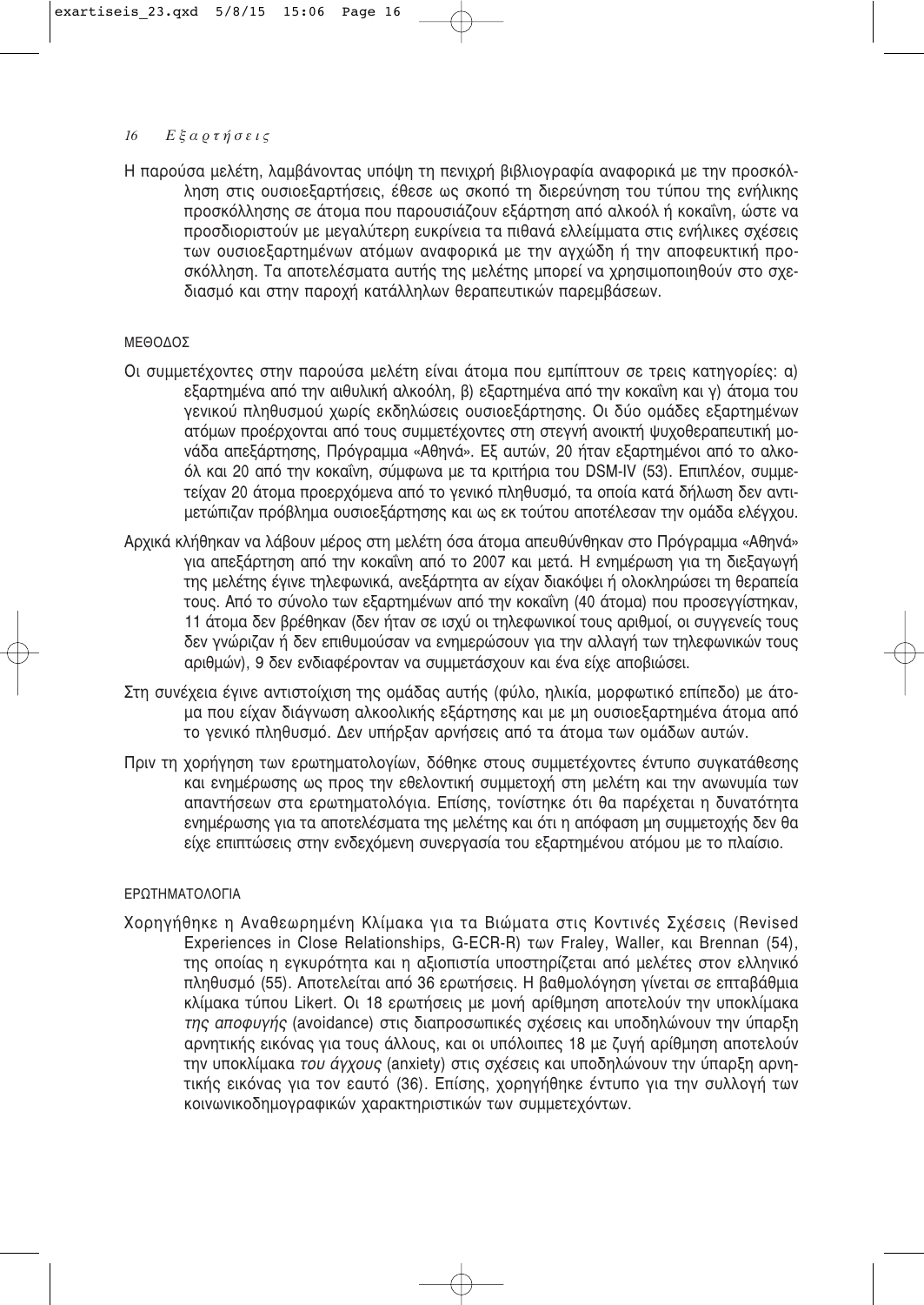Η παρούσα μελέτη, λαμβάνοντας υπόψη τη πενιχρή βιβλιογραφία αναφορικά με την προσκόλληση στις ουσιοεξαρτήσεις, έθεσε ως σκοπό τη διερεύνηση του τύπου της ενήλικης προσκόλλησης σε άτομα που παρουσιάζουν εξάρτηση από αλκοόλ ή κοκαΐνη, ώστε να προσδιοριστούν με μεγαλύτερη ευκρίνεια τα πιθανά ελλείμματα στις ενήλικες σχέσεις των ουσιοεξαρτημένων ατόμων αναφορικά με την αγχώδη ή την αποφευκτική προσκόλληση. Τα αποτελέσματα αυτής της μελέτης μπορεί να χρησιμοποιηθούν στο σχεδιασμό και στην παροχή κατάλληλων θεραπευτικών παρεμβάσεων.

## ΜΕΘΟΔΟΣ

Οι συμμετέχοντες στην παρούσα μελέτη είναι άτομα που εμπίπτουν σε τρεις κατηγορίες: α) εξαρτημένα από την αιθυλική αλκοόλη, β) εξαρτημένα από την κοκαΐνη και γ) άτομα του γενικού πληθυσμού χωρίς εκδηλώσεις ουσιοεξάρτησης. Οι δύο ομάδες εξαρτημένων ατόμων προέρχονται από τους συμμετέχοντες στη στεγνή ανοικτή ψυχοθεραπευτική μονάδα απεξάρτησης, Πρόγραμμα «Αθηνά». Εξ αυτών, 20 ήταν εξαρτημένοι από το αλκοόλ και 20 από την κοκαΐνη, σύμφωνα με τα κριτήρια του DSM-IV (53). Επιπλέον, συμμετείχαν 20 άτομα προερχόμενα από το γενικό πληθυσμό, τα οποία κατά δήλωση δεν αντιμετώπιζαν πρόβλημα ουσιοεξάρτησης και ως εκ τούτου αποτέλεσαν την ομάδα ελέγχου.

Αρχικά κλήθηκαν να λάβουν μέρος στη μελέτη όσα άτομα απευθύνθηκαν στο Πρόγραμμα «Αθηνά» για απεξάρτηση από την κοκαΐνη από το 2007 και μετά. Η ενημέρωση για τη διεξαγωγή της μελέτης έγινε τηλεφωνικά, ανεξάρτητα αν είχαν διακόψει ή ολοκληρώσει τη θεραπεία τους. Από το σύνολο των εξαρτημένων από την κοκαΐνη (40 άτομα) που προσεγγίστηκαν, 11 άτομα δεν βρέθηκαν (δεν ήταν σε ισχύ οι τηλεφωνικοί τους αριθμοί, οι συγγενείς τους δεν γνώριζαν ή δεν επιθυμούσαν να ενημερώσουν για την αλλαγή των τηλεφωνικών τους αριθμών), 9 δεν ενδιαφέρονταν να συμμετάσχουν και ένα είχε αποβιώσει.

Στη συνέχεια έγινε αντιστοίχιση της ομάδας αυτής (φύλο, ηλικία, μορφωτικό επίπεδο) με άτομα που είχαν διάγνωση αλκοολικής εξάρτησης και με μη ουσιοεξαρτημένα άτομα από το γενικό πληθυσμό. Δεν υπήρξαν αρνήσεις από τα άτομα των ομάδων αυτών.

Πριν τη χορήγηση των ερωτηματολογίων, δόθηκε στους συμμετέχοντες έντυπο συγκατάθεσης και ενημέρωσης ως προς την εθελοντική συμμετοχή στη μελέτη και την ανωνυμία των απαντήσεων στα ερωτηματολόγια. Επίσης, τονίστηκε ότι θα παρέχεται η δυνατότητα ενημέρωσης για τα αποτελέσματα της μελέτης και ότι η απόφαση μη συμμετοχής δεν θα είχε επιπτώσεις στην ενδεχόμενη συνεργασία του εξαρτημένου ατόμου με το πλαίσιο.

### ΕΡΩΤΗΜΑΤΟΛΟΓΙΑ

Χορηγήθηκε η Αναθεωρημένη Κλίμακα για τα Βιώματα στις Κοντινές Σχέσεις (Revised Experiences in Close Relationships, G-ECR-R) των Fraley, Waller, και Brennan (54), της οποίας η εγκυρότητα και η αξιοπιστία υποστηρίζεται από μελέτες στον ελληνικό πληθυσμό (55). Αποτελείται από 36 ερωτήσεις. Η βαθμολόγηση γίνεται σε επταβάθμια κλίμακα τύπου Likert. Οι 18 ερωτήσεις με μονή αρίθμηση αποτελούν την υποκλίμακα *της αποφυγής* (avoidance) στις διαπροσωπικές σχέσεις και υποδηλώνουν την ύπαρξη αρνητικής εικόνας για τους άλλους, και οι υπόλοιπες 18 με ζυγή αρίθμηση αποτελούν την υποκλίμακα *του άγχους* (anxiety) στις σχέσεις και υποδηλώνουν την ύπαρξη αρνητικής εικόνας για τον εαυτό (36). Επίσης, χορηγήθηκε έντυπο για την συλλογή των κοινωνικοδημογραφικών χαρακτηριστικών των συμμετεχόντων.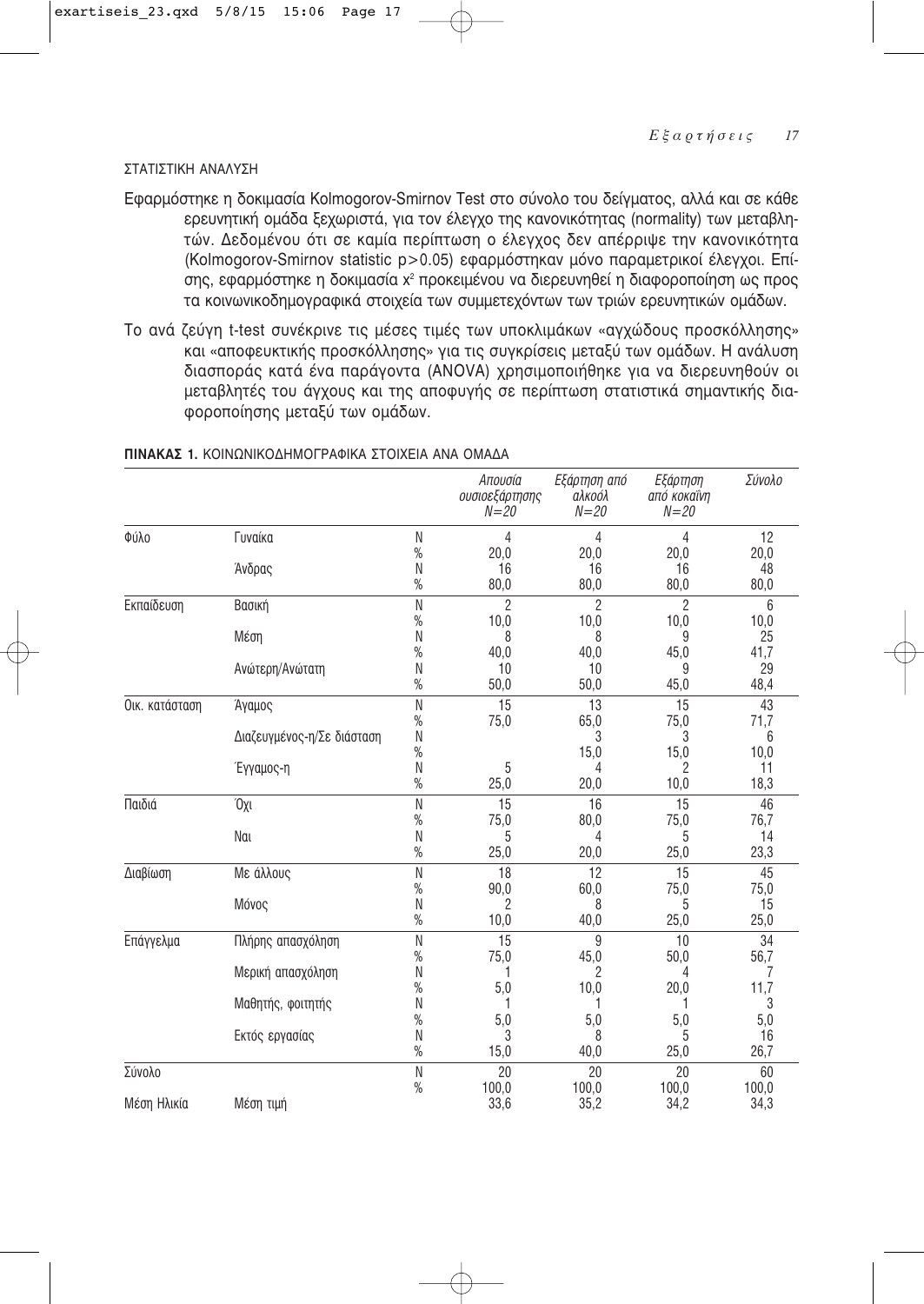## ΣΤΑΤΙΣΤΙΚΗ ΑΝΑΛΥΣΗ

Εφαρμόστηκε η δοκιμασία Kolmogorov-Smirnov Test στο σύνολο του δείγματος, αλλά και σε κάθε ερευνητική ομάδα ξεχωριστά, για τον έλεγχο της κανονικότητας (normality) των μεταβλητών. Δεδομένου ότι σε καμία περίπτωση ο έλεγχος δεν απέρριψε την κανονικότητα (Kolmogorov-Smirnov statistic $p>0.05$) εφαρμόστηκαν μόνο παραμετρικοί έλεγχοι. Επίσης, εφαρμόστηκε η δοκιμασία $x^2$ προκειμένου να διερευνηθεί η διαφοροποίηση ως προς τα κοινωνικοδημογραφικά στοιχεία των συμμετεχόντων των τριών ερευνητικών ομάδων.

Το ανά ζεύγη t-test συνέκρινε τις μέσες τιμές των υποκλιμάκων «αγχώδους προσκόλλησης» και «αποφευκτικής προσκόλλησης» για τις συγκρίσεις μεταξύ των ομάδων. Η ανάλυση διασποράς κατά ένα παράγοντα (ANOVA) χρησιμοποιήθηκε για να διερευνηθούν οι μεταβλητές του άγχους και της αποφυγής σε περίπτωση στατιστικά σημαντικής διαφοροποίησης μεταξύ των ομάδων.

**ΠΙΝΑΚΑΣ 1.** ΚΟΙΝΩΝΙΚΟΔΗΜΟΓΡΑΦΙΚΑ ΣΤΟΙΧΕΙΑ ΑΝΑ ΟΜΑΔΑ

| | | | *Απουσία ουσιοεξάρτησης N=20* | *Εξάρτηση από αλκοόλ N=20* | *Εξάρτηση από κοκαΐνη N=20* | *Σύνολο* |
|---|---|---|---|---|---|---|
| Φύλο | Γυναίκα | N | 4 | 4 | 4 | 12 |
| | | % | 20,0 | 20,0 | 20,0 | 20,0 |
| | Άνδρας | N | 16 | 16 | 16 | 48 |
| | | % | 80,0 | 80,0 | 80,0 | 80,0 |
| Εκπαίδευση | Βασική | N | 2 | 2 | 2 | 6 |
| | | % | 10,0 | 10,0 | 10,0 | 10,0 |
| | Μέση | N | 8 | 8 | 9 | 25 |
| | | % | 40,0 | 40,0 | 45,0 | 41,7 |
| | Ανώτερη/Ανώτατη | N | 10 | 10 | 9 | 29 |
| | | % | 50,0 | 50,0 | 45,0 | 48,4 |
| Οικ. κατάσταση | Άγαμος | N | 15 | 13 | 15 | 43 |
| | | % | 75,0 | 65,0 | 75,0 | 71,7 |
| | Διαζευγμένος-η/Σε διάσταση | N | | 3 | 3 | 6 |
| | | % | | 15,0 | 15,0 | 10,0 |
| | Έγγαμος-η | N | 5 | 4 | 2 | 11 |
| | | % | 25,0 | 20,0 | 10,0 | 18,3 |
| Παιδιά | Όχι | N | 15 | 16 | 15 | 46 |
| | | % | 75,0 | 80,0 | 75,0 | 76,7 |
| | Ναι | N | 5 | 4 | 5 | 14 |
| | | % | 25,0 | 20,0 | 25,0 | 23,3 |
| Διαβίωση | Με άλλους | N | 18 | 12 | 15 | 45 |
| | | % | 90,0 | 60,0 | 75,0 | 75,0 |
| | Μόνος | N | 2 | 8 | 5 | 15 |
| | | % | 10,0 | 40,0 | 25,0 | 25,0 |
| Επάγγελμα | Πλήρης απασχόληση | N | 15 | 9 | 10 | 34 |
| | | % | 75,0 | 45,0 | 50,0 | 56,7 |
| | Μερική απασχόληση | N | 1 | 2 | 4 | 7 |
| | | % | 5,0 | 10,0 | 20,0 | 11,7 |
| | Μαθητής, φοιτητής | N | 1 | 1 | 1 | 3 |
| | | % | 5,0 | 5,0 | 5,0 | 5,0 |
| | Εκτός εργασίας | N | 3 | 8 | 5 | 16 |
| | | % | 15,0 | 40,0 | 25,0 | 26,7 |
| Σύνολο | | N | 20 | 20 | 20 | 60 |
| | | % | 100,0 | 100,0 | 100,0 | 100,0 |
| Μέση Ηλικία | Μέση τιμή | | 33,6 | 35,2 | 34,2 | 34,3 |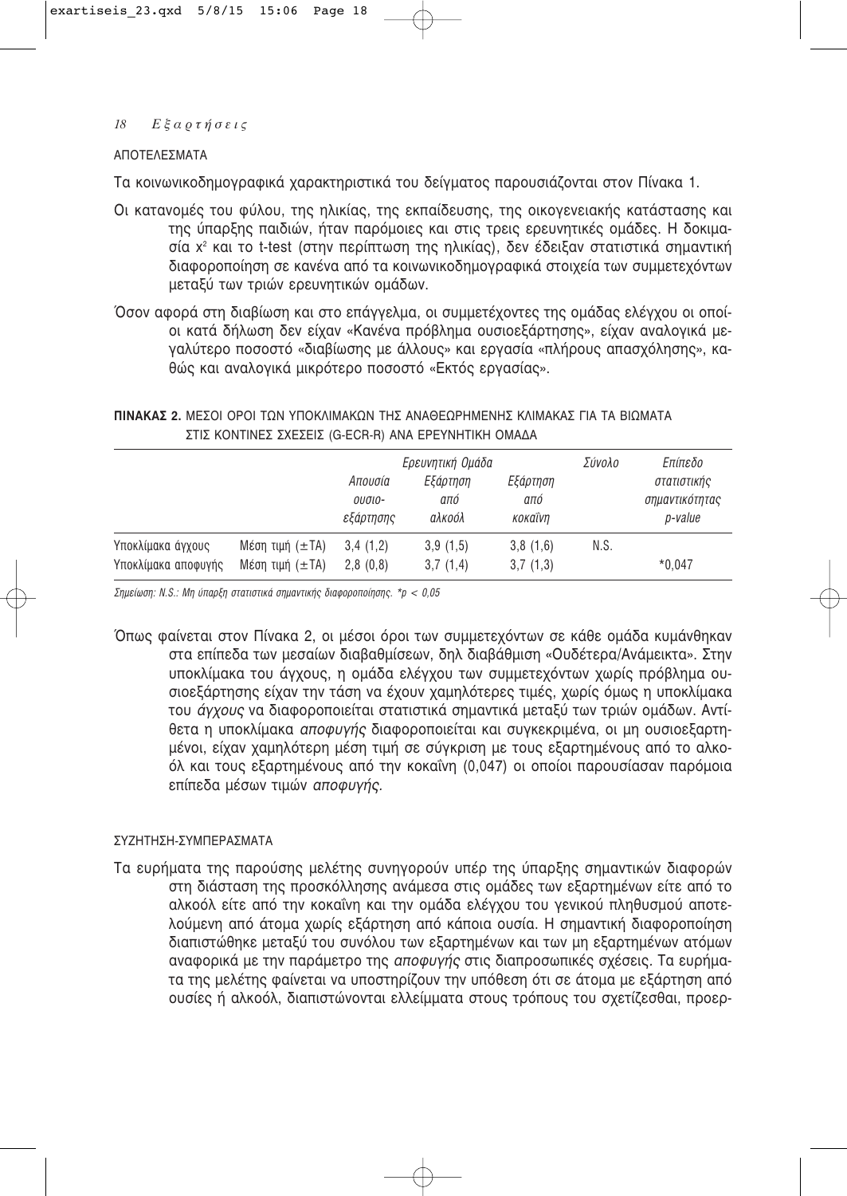## ΑΠΟΤΕΛΕΣΜΑΤΑ

Τα κοινωνικοδημογραφικά χαρακτηριστικά του δείγματος παρουσιάζονται στον Πίνακα 1.

Οι κατανομές του φύλου, της ηλικίας, της εκπαίδευσης, της οικογενειακής κατάστασης και της ύπαρξης παιδιών, ήταν παρόμοιες και στις τρεις ερευνητικές ομάδες. Η δοκιμασία $x^2$ και το t-test (στην περίπτωση της ηλικίας), δεν έδειξαν στατιστικά σημαντική διαφοροποίηση σε κανένα από τα κοινωνικοδημογραφικά στοιχεία των συμμετεχόντων μεταξύ των τριών ερευνητικών ομάδων.

Όσον αφορά στη διαβίωση και στο επάγγελμα, οι συμμετέχοντες της ομάδας ελέγχου οι οποίοι κατά δήλωση δεν είχαν «Κανένα πρόβλημα ουσιοεξάρτησης», είχαν αναλογικά μεγαλύτερο ποσοστό «διαβίωσης με άλλους» και εργασία «πλήρους απασχόλησης», καθώς και αναλογικά μικρότερο ποσοστό «Εκτός εργασίας».

**ΠΙΝΑΚΑΣ 2.** ΜΕΣΟΙ ΟΡΟΙ ΤΩΝ ΥΠΟΚΛΙΜΑΚΩΝ ΤΗΣ ΑΝΑΘΕΩΡΗΜΕΝΗΣ ΚΛΙΜΑΚΑΣ ΓΙΑ ΤΑ ΒΙΩΜΑΤΑ ΣΤΙΣ ΚΟΝΤΙΝΕΣ ΣΧΕΣΕΙΣ (G-ECR-R) ΑΝΑ ΕΡΕΥΝΗΤΙΚΗ ΟΜΑΔΑ

| | | *Ερευνητική Ομάδα* | | | *Σύνολο* | *Επίπεδο στατιστικής σημαντικότητας p-value* |
|---|---|---|---|---|---|---|
| | | *Απουσία ουσιο-εξάρτησης* | *Εξάρτηση από αλκοόλ* | *Εξάρτηση από κοκαΐνη* | | |
| Υποκλίμακα άγχους | Μέση τιμή (±ΤΑ) | 3,4 (1,2) | 3,9 (1,5) | 3,8 (1,6) | N.S. | |
| Υποκλίμακα αποφυγής | Μέση τιμή (±ΤΑ) | 2,8 (0,8) | 3,7 (1,4) | 3,7 (1,3) | | *0,047 |

*Σημείωση: N.S.: Μη ύπαρξη στατιστικά σημαντικής διαφοροποίησης. *p < 0,05*

Όπως φαίνεται στον Πίνακα 2, οι μέσοι όροι των συμμετεχόντων σε κάθε ομάδα κυμάνθηκαν στα επίπεδα των μεσαίων διαβαθμίσεων, δηλ διαβάθμιση «Ουδέτερα/Ανάμεικτα». Στην υποκλίμακα του άγχους, η ομάδα ελέγχου των συμμετεχόντων χωρίς πρόβλημα ουσιοεξάρτησης είχαν την τάση να έχουν χαμηλότερες τιμές, χωρίς όμως η υποκλίμακα του *άγχους* να διαφοροποιείται στατιστικά σημαντικά μεταξύ των τριών ομάδων. Αντίθετα η υποκλίμακα *αποφυγής* διαφοροποιείται και συγκεκριμένα, οι μη ουσιοεξαρτημένοι, είχαν χαμηλότερη μέση τιμή σε σύγκριση με τους εξαρτημένους από το αλκοόλ και τους εξαρτημένους από την κοκαΐνη (0,047) οι οποίοι παρουσίασαν παρόμοια επίπεδα μέσων τιμών *αποφυγής.*

## ΣΥΖΗΤΗΣΗ-ΣΥΜΠΕΡΑΣΜΑΤΑ

Τα ευρήματα της παρούσης μελέτης συνηγορούν υπέρ της ύπαρξης σημαντικών διαφορών στη διάσταση της προσκόλλησης ανάμεσα στις ομάδες των εξαρτημένων είτε από το αλκοόλ είτε από την κοκαΐνη και την ομάδα ελέγχου του γενικού πληθυσμού αποτελούμενη από άτομα χωρίς εξάρτηση από κάποια ουσία. Η σημαντική διαφοροποίηση διαπιστώθηκε μεταξύ του συνόλου των εξαρτημένων και των μη εξαρτημένων ατόμων αναφορικά με την παράμετρο της *αποφυγής* στις διαπροσωπικές σχέσεις. Τα ευρήματα της μελέτης φαίνεται να υποστηρίζουν την υπόθεση ότι σε άτομα με εξάρτηση από ουσίες ή αλκοόλ, διαπιστώνονται ελλείμματα στους τρόπους του σχετίζεσθαι, προερ-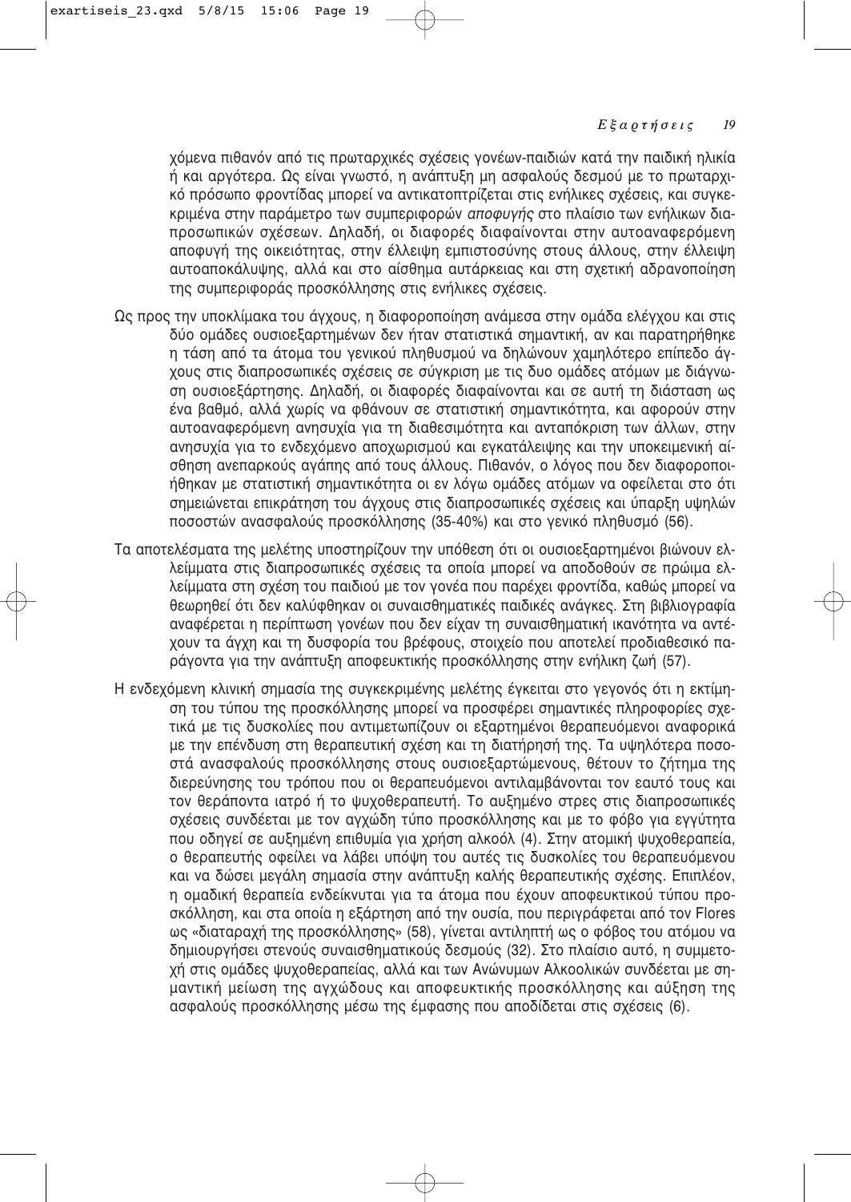χόμενα πιθανόν από τις πρωταρχικές σχέσεις γονέων-παιδιών κατά την παιδική ηλικία ή και αργότερα. Ως είναι γνωστό, η ανάπτυξη μη ασφαλούς δεσμού με το πρωταρχικό πρόσωπο φροντίδας μπορεί να αντικατοπτρίζεται στις ενήλικες σχέσεις, και συγκεκριμένα στην παράμετρο των συμπεριφορών *αποφυγής* στο πλαίσιο των ενήλικων διαπροσωπικών σχέσεων. Δηλαδή, οι διαφορές διαφαίνονται στην αυτοαναφερόμενη αποφυγή της οικειότητας, στην έλλειψη εμπιστοσύνης στους άλλους, στην έλλειψη αυτοαποκάλυψης, αλλά και στο αίσθημα αυτάρκειας και στη σχετική αδρανοποίηση της συμπεριφοράς προσκόλλησης στις ενήλικες σχέσεις.

Ως προς την υποκλίμακα του άγχους, η διαφοροποίηση ανάμεσα στην ομάδα ελέγχου και στις δύο ομάδες ουσιοεξαρτημένων δεν ήταν στατιστικά σημαντική, αν και παρατηρήθηκε η τάση από τα άτομα του γενικού πληθυσμού να δηλώνουν χαμηλότερο επίπεδο άγχους στις διαπροσωπικές σχέσεις σε σύγκριση με τις δυο ομάδες ατόμων με διάγνωση ουσιοεξάρτησης. Δηλαδή, οι διαφορές διαφαίνονται και σε αυτή τη διάσταση ως ένα βαθμό, αλλά χωρίς να φθάνουν σε στατιστική σημαντικότητα, και αφορούν στην αυτοαναφερόμενη ανησυχία για τη διαθεσιμότητα και ανταπόκριση των άλλων, στην ανησυχία για το ενδεχόμενο αποχωρισμού και εγκατάλειψης και την υποκειμενική αίσθηση ανεπαρκούς αγάπης από τους άλλους. Πιθανόν, ο λόγος που δεν διαφοροποιήθηκαν με στατιστική σημαντικότητα οι εν λόγω ομάδες ατόμων να οφείλεται στο ότι σημειώνεται επικράτηση του άγχους στις διαπροσωπικές σχέσεις και ύπαρξη υψηλών ποσοστών ανασφαλούς προσκόλλησης (35-40%) και στο γενικό πληθυσμό (56).

Τα αποτελέσματα της μελέτης υποστηρίζουν την υπόθεση ότι οι ουσιοεξαρτημένοι βιώνουν ελλείμματα στις διαπροσωπικές σχέσεις τα οποία μπορεί να αποδοθούν σε πρώιμα ελλείμματα στη σχέση του παιδιού με τον γονέα που παρέχει φροντίδα, καθώς μπορεί να θεωρηθεί ότι δεν καλύφθηκαν οι συναισθηματικές παιδικές ανάγκες. Στη βιβλιογραφία αναφέρεται η περίπτωση γονέων που δεν είχαν τη συναισθηματική ικανότητα να αντέχουν τα άγχη και τη δυσφορία του βρέφους, στοιχείο που αποτελεί προδιαθεσικό παράγοντα για την ανάπτυξη αποφευκτικής προσκόλλησης στην ενήλικη ζωή (57).

Η ενδεχόμενη κλινική σημασία της συγκεκριμένης μελέτης έγκειται στο γεγονός ότι η εκτίμηση του τύπου της προσκόλλησης μπορεί να προσφέρει σημαντικές πληροφορίες σχετικά με τις δυσκολίες που αντιμετωπίζουν οι εξαρτημένοι θεραπευόμενοι αναφορικά με την επένδυση στη θεραπευτική σχέση και τη διατήρησή της. Τα υψηλότερα ποσοστά ανασφαλούς προσκόλλησης στους ουσιοεξαρτώμενους, θέτουν το ζήτημα της διερεύνησης του τρόπου που οι θεραπευόμενοι αντιλαμβάνονται τον εαυτό τους και τον θεράποντα ιατρό ή το ψυχοθεραπευτή. Το αυξημένο στρες στις διαπροσωπικές σχέσεις συνδέεται με τον αγχώδη τύπο προσκόλλησης και με το φόβο για εγγύτητα που οδηγεί σε αυξημένη επιθυμία για χρήση αλκοόλ (4). Στην ατομική ψυχοθεραπεία, ο θεραπευτής οφείλει να λάβει υπόψη του αυτές τις δυσκολίες του θεραπευόμενου και να δώσει μεγάλη σημασία στην ανάπτυξη καλής θεραπευτικής σχέσης. Επιπλέον, η ομαδική θεραπεία ενδείκνυται για τα άτομα που έχουν αποφευκτικού τύπου προσκόλληση, και στα οποία η εξάρτηση από την ουσία, που περιγράφεται από τον Flores ως «διαταραχή της προσκόλλησης» (58), γίνεται αντιληπτή ως ο φόβος του ατόμου να δημιουργήσει στενούς συναισθηματικούς δεσμούς (32). Στο πλαίσιο αυτό, η συμμετοχή στις ομάδες ψυχοθεραπείας, αλλά και των Ανώνυμων Αλκοολικών συνδέεται με σημαντική μείωση της αγχώδους και αποφευκτικής προσκόλλησης και αύξηση της ασφαλούς προσκόλλησης μέσω της έμφασης που αποδίδεται στις σχέσεις (6).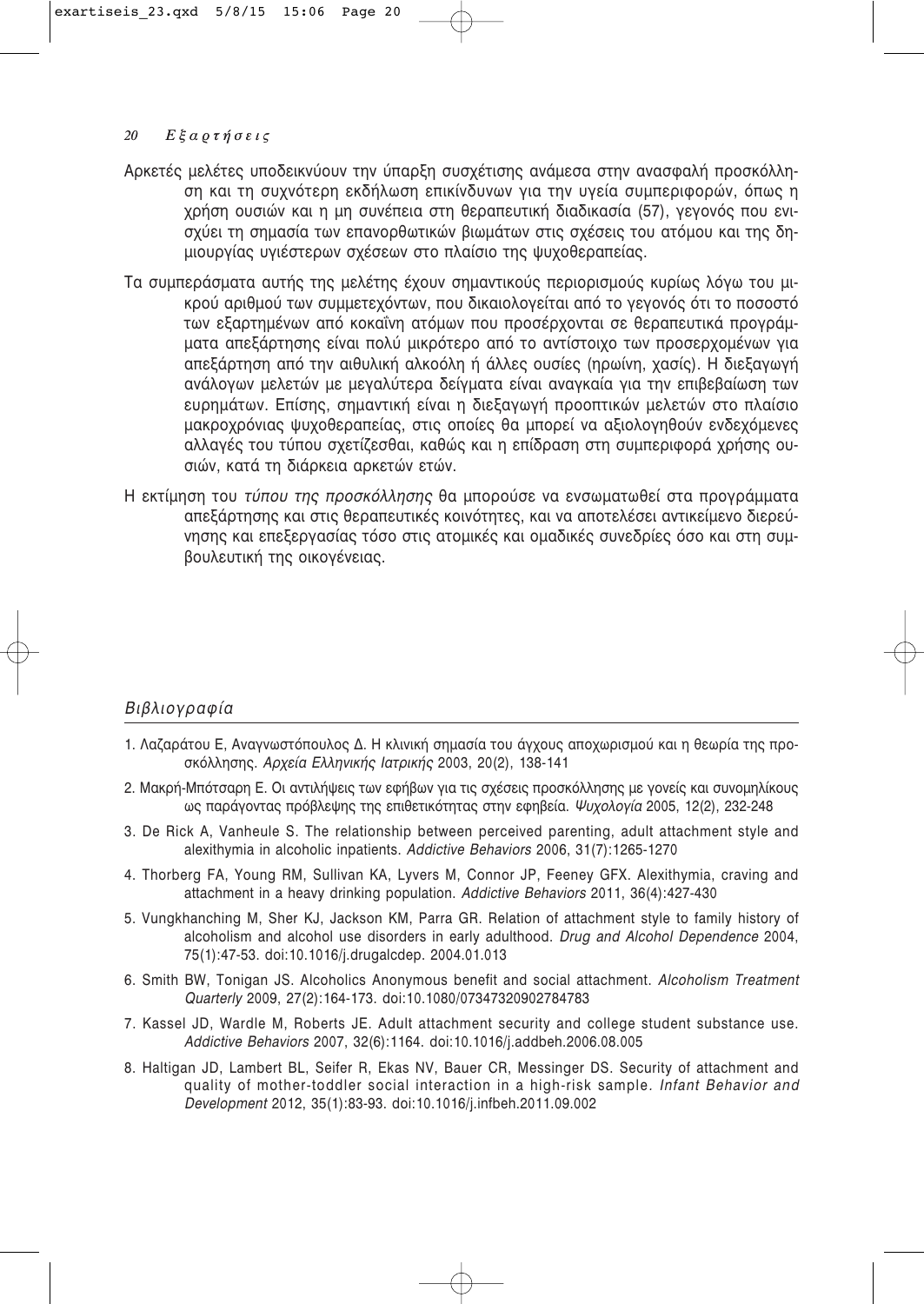Αρκετές μελέτες υποδεικνύουν την ύπαρξη συσχέτισης ανάμεσα στην ανασφαλή προσκόλληση και τη συχνότερη εκδήλωση επικίνδυνων για την υγεία συμπεριφορών, όπως η χρήση ουσιών και η μη συνέπεια στη θεραπευτική διαδικασία (57), γεγονός που ενισχύει τη σημασία των επανορθωτικών βιωμάτων στις σχέσεις του ατόμου και της δημιουργίας υγιέστερων σχέσεων στο πλαίσιο της ψυχοθεραπείας.

Τα συμπεράσματα αυτής της μελέτης έχουν σημαντικούς περιορισμούς κυρίως λόγω του μικρού αριθμού των συμμετεχόντων, που δικαιολογείται από το γεγονός ότι το ποσοστό των εξαρτημένων από κοκαΐνη ατόμων που προσέρχονται σε θεραπευτικά προγράμματα απεξάρτησης είναι πολύ μικρότερο από το αντίστοιχο των προσερχομένων για απεξάρτηση από την αιθυλική αλκοόλη ή άλλες ουσίες (ηρωίνη, χασίς). Η διεξαγωγή ανάλογων μελετών με μεγαλύτερα δείγματα είναι αναγκαία για την επιβεβαίωση των ευρημάτων. Επίσης, σημαντική είναι η διεξαγωγή προοπτικών μελετών στο πλαίσιο μακροχρόνιας ψυχοθεραπείας, στις οποίες θα μπορεί να αξιολογηθούν ενδεχόμενες αλλαγές του τύπου σχετίζεσθαι, καθώς και η επίδραση στη συμπεριφορά χρήσης ουσιών, κατά τη διάρκεια αρκετών ετών.

Η εκτίμηση του *τύπου της προσκόλλησης* θα μπορούσε να ενσωματωθεί στα προγράμματα απεξάρτησης και στις θεραπευτικές κοινότητες, και να αποτελέσει αντικείμενο διερεύνησης και επεξεργασίας τόσο στις ατομικές και ομαδικές συνεδρίες όσο και στη συμβουλευτική της οικογένειας.

## *Βιβλιογραφία*

1. Λαζαράτου Ε, Αναγνωστόπουλος Δ. Η κλινική σημασία του άγχους αποχωρισμού και η θεωρία της προσκόλλησης. *Αρχεία Ελληνικής Ιατρικής* 2003, 20(2), 138-141
2. Μακρή-Μπότσαρη Ε. Οι αντιλήψεις των εφήβων για τις σχέσεις προσκόλλησης με γονείς και συνομηλίκους ως παράγοντας πρόβλεψης της επιθετικότητας στην εφηβεία. *Ψυχολογία* 2005, 12(2), 232-248
3. De Rick A, Vanheule S. The relationship between perceived parenting, adult attachment style and alexithymia in alcoholic inpatients. *Addictive Behaviors* 2006, 31(7):1265-1270
4. Thorberg FA, Young RM, Sullivan KA, Lyvers M, Connor JP, Feeney GFX. Alexithymia, craving and attachment in a heavy drinking population. *Addictive Behaviors* 2011, 36(4):427-430
5. Vungkhanching M, Sher KJ, Jackson KM, Parra GR. Relation of attachment style to family history of alcoholism and alcohol use disorders in early adulthood. *Drug and Alcohol Dependence* 2004, 75(1):47-53. doi:10.1016/j.drugalcdep. 2004.01.013
6. Smith BW, Tonigan JS. Alcoholics Anonymous benefit and social attachment. *Alcoholism Treatment Quarterly* 2009, 27(2):164-173. doi:10.1080/07347320902784783
7. Kassel JD, Wardle M, Roberts JE. Adult attachment security and college student substance use. *Addictive Behaviors* 2007, 32(6):1164. doi:10.1016/j.addbeh.2006.08.005
8. Haltigan JD, Lambert BL, Seifer R, Ekas NV, Bauer CR, Messinger DS. Security of attachment and quality of mother-toddler social interaction in a high-risk sample. *Infant Behavior and Development* 2012, 35(1):83-93. doi:10.1016/j.infbeh.2011.09.002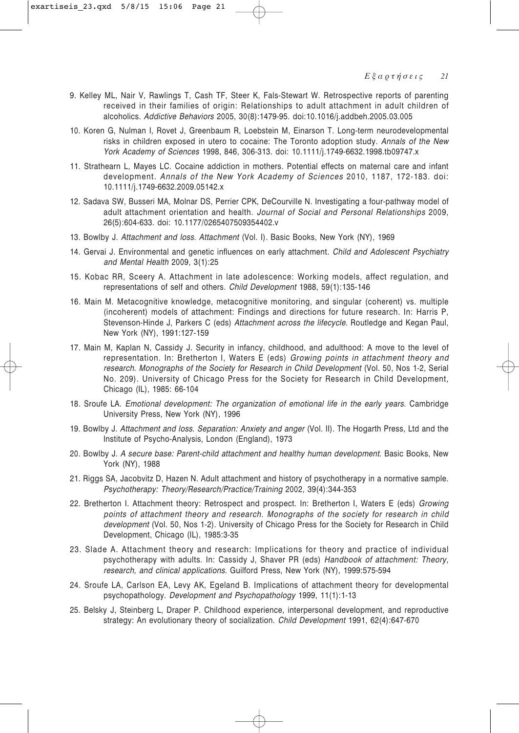9. Kelley ML, Nair V, Rawlings T, Cash TF, Steer K, Fals-Stewart W. Retrospective reports of parenting received in their families of origin: Relationships to adult attachment in adult children of alcoholics. *Addictive Behaviors* 2005, 30(8):1479-95. doi:10.1016/j.addbeh.2005.03.005

10. Koren G, Nulman I, Rovet J, Greenbaum R, Loebstein M, Einarson T. Long-term neurodevelopmental risks in children exposed in utero to cocaine: The Toronto adoption study. *Annals of the New York Academy of Sciences* 1998, 846, 306-313. doi: 10.1111/j.1749-6632.1998.tb09747.x

11. Strathearn L, Mayes LC. Cocaine addiction in mothers. Potential effects on maternal care and infant development. *Annals of the New York Academy of Sciences* 2010, 1187, 172-183. doi: 10.1111/j.1749-6632.2009.05142.x

12. Sadava SW, Busseri MA, Molnar DS, Perrier CPK, DeCourville N. Investigating a four-pathway model of adult attachment orientation and health. *Journal of Social and Personal Relationships* 2009, 26(5):604-633. doi: 10.1177/0265407509354402.v

13. Bowlby J. *Attachment and loss. Attachment* (Vol. I). Basic Books, New York (NY), 1969

14. Gervai J. Environmental and genetic influences on early attachment. *Child and Adolescent Psychiatry and Mental Health* 2009, 3(1):25

15. Kobac RR, Sceery A. Attachment in late adolescence: Working models, affect regulation, and representations of self and others. *Child Development* 1988, 59(1):135-146

16. Main M. Metacognitive knowledge, metacognitive monitoring, and singular (coherent) vs. multiple (incoherent) models of attachment: Findings and directions for future research. In: Harris P, Stevenson-Hinde J, Parkers C (eds) *Attachment across the lifecycle*. Routledge and Kegan Paul, New York (NY), 1991:127-159

17. Main M, Kaplan N, Cassidy J. Security in infancy, childhood, and adulthood: A move to the level of representation. In: Bretherton I, Waters E (eds) *Growing points in attachment theory and research. Monographs of the Society for Research in Child Development* (Vol. 50, Nos 1-2, Serial No. 209). University of Chicago Press for the Society for Research in Child Development, Chicago (IL), 1985: 66-104

18. Sroufe LA. *Emotional development: The organization of emotional life in the early years*. Cambridge University Press, New York (NY), 1996

19. Bowlby J. *Attachment and loss. Separation: Anxiety and anger* (Vol. II). The Hogarth Press, Ltd and the Institute of Psycho-Analysis, London (England), 1973

20. Bowlby J. *A secure base: Parent-child attachment and healthy human development*. Basic Books, New York (NY), 1988

21. Riggs SA, Jacobvitz D, Hazen N. Adult attachment and history of psychotherapy in a normative sample. *Psychotherapy: Theory/Research/Practice/Training* 2002, 39(4):344-353

22. Bretherton I. Attachment theory: Retrospect and prospect. In: Bretherton I, Waters E (eds) *Growing points of attachment theory and research. Monographs of the society for research in child development* (Vol. 50, Nos 1-2). University of Chicago Press for the Society for Research in Child Development, Chicago (IL), 1985:3-35

23. Slade A. Attachment theory and research: Implications for theory and practice of individual psychotherapy with adults. In: Cassidy J, Shaver PR (eds) *Handbook of attachment: Theory, research, and clinical applications*. Guilford Press, New York (NY), 1999:575-594

24. Sroufe LA, Carlson EA, Levy AK, Egeland B. Implications of attachment theory for developmental psychopathology. *Development and Psychopathology* 1999, 11(1):1-13

25. Belsky J, Steinberg L, Draper P. Childhood experience, interpersonal development, and reproductive strategy: An evolutionary theory of socialization. *Child Development* 1991, 62(4):647-670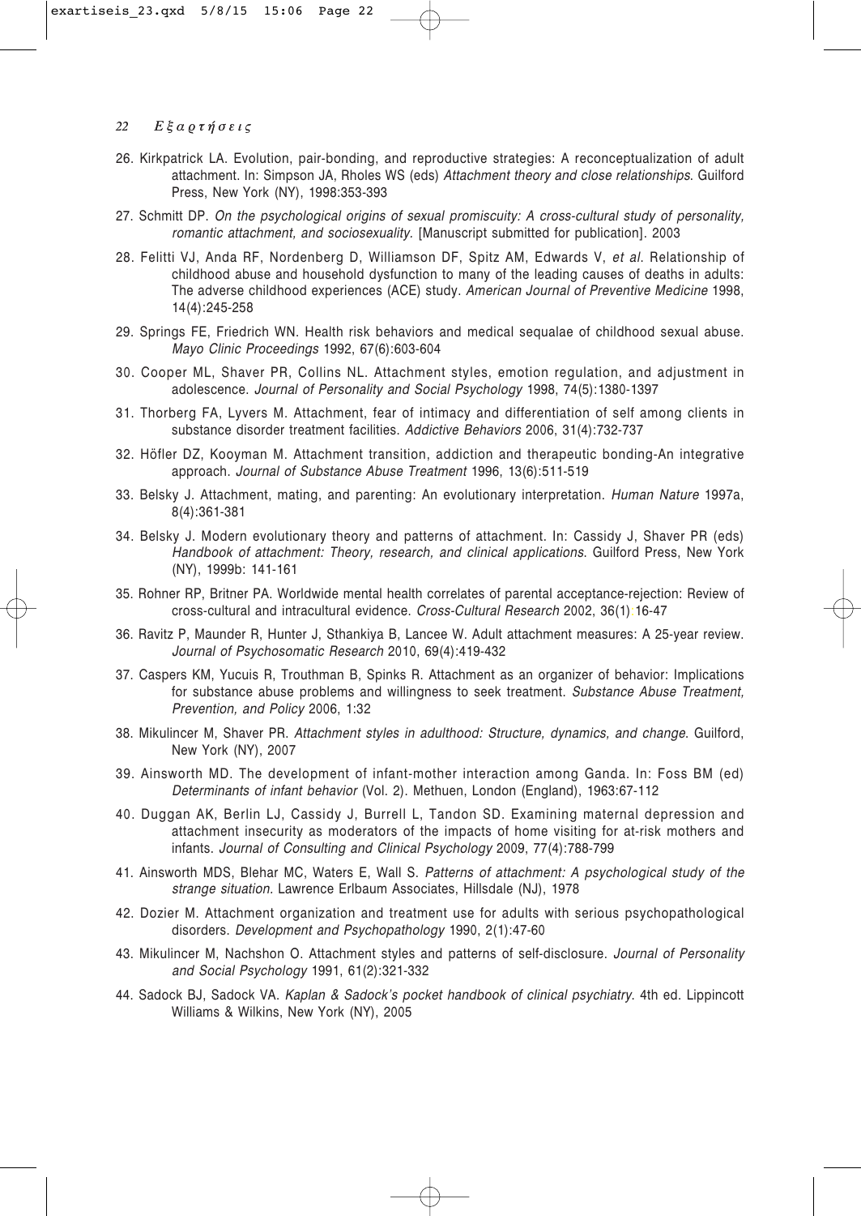26. Kirkpatrick LA. Evolution, pair-bonding, and reproductive strategies: A reconceptualization of adult attachment. In: Simpson JA, Rholes WS (eds) *Attachment theory and close relationships*. Guilford Press, New York (NY), 1998:353-393

27. Schmitt DP. *On the psychological origins of sexual promiscuity: A cross-cultural study of personality, romantic attachment, and sociosexuality*. [Manuscript submitted for publication]. 2003

28. Felitti VJ, Anda RF, Nordenberg D, Williamson DF, Spitz AM, Edwards V, *et al*. Relationship of childhood abuse and household dysfunction to many of the leading causes of deaths in adults: The adverse childhood experiences (ACE) study. *American Journal of Preventive Medicine* 1998, 14(4):245-258

29. Springs FE, Friedrich WN. Health risk behaviors and medical sequalae of childhood sexual abuse. *Mayo Clinic Proceedings* 1992, 67(6):603-604

30. Cooper ML, Shaver PR, Collins NL. Attachment styles, emotion regulation, and adjustment in adolescence. *Journal of Personality and Social Psychology* 1998, 74(5):1380-1397

31. Thorberg FA, Lyvers M. Attachment, fear of intimacy and differentiation of self among clients in substance disorder treatment facilities. *Addictive Behaviors* 2006, 31(4):732-737

32. Höfler DZ, Kooyman M. Attachment transition, addiction and therapeutic bonding-An integrative approach. *Journal of Substance Abuse Treatment* 1996, 13(6):511-519

33. Belsky J. Attachment, mating, and parenting: An evolutionary interpretation. *Human Nature* 1997a, 8(4):361-381

34. Belsky J. Modern evolutionary theory and patterns of attachment. In: Cassidy J, Shaver PR (eds) *Handbook of attachment: Theory, research, and clinical applications*. Guilford Press, New York (NY), 1999b: 141-161

35. Rohner RP, Britner PA. Worldwide mental health correlates of parental acceptance-rejection: Review of cross-cultural and intracultural evidence. *Cross-Cultural Research* 2002, 36(1):16-47

36. Ravitz P, Maunder R, Hunter J, Sthankiya B, Lancee W. Adult attachment measures: A 25-year review. *Journal of Psychosomatic Research* 2010, 69(4):419-432

37. Caspers KM, Yucuis R, Trouthman B, Spinks R. Attachment as an organizer of behavior: Implications for substance abuse problems and willingness to seek treatment. *Substance Abuse Treatment, Prevention, and Policy* 2006, 1:32

38. Mikulincer M, Shaver PR. *Attachment styles in adulthood: Structure, dynamics, and change*. Guilford, New York (NY), 2007

39. Ainsworth MD. The development of infant-mother interaction among Ganda. In: Foss BM (ed) *Determinants of infant behavior* (Vol. 2). Methuen, London (England), 1963:67-112

40. Duggan AK, Berlin LJ, Cassidy J, Burrell L, Tandon SD. Examining maternal depression and attachment insecurity as moderators of the impacts of home visiting for at-risk mothers and infants. *Journal of Consulting and Clinical Psychology* 2009, 77(4):788-799

41. Ainsworth MDS, Blehar MC, Waters E, Wall S. *Patterns of attachment: A psychological study of the strange situation*. Lawrence Erlbaum Associates, Hillsdale (NJ), 1978

42. Dozier M. Attachment organization and treatment use for adults with serious psychopathological disorders. *Development and Psychopathology* 1990, 2(1):47-60

43. Mikulincer M, Nachshon O. Attachment styles and patterns of self-disclosure. *Journal of Personality and Social Psychology* 1991, 61(2):321-332

44. Sadock BJ, Sadock VA. *Kaplan & Sadock's pocket handbook of clinical psychiatry*. 4th ed. Lippincott Williams & Wilkins, New York (NY), 2005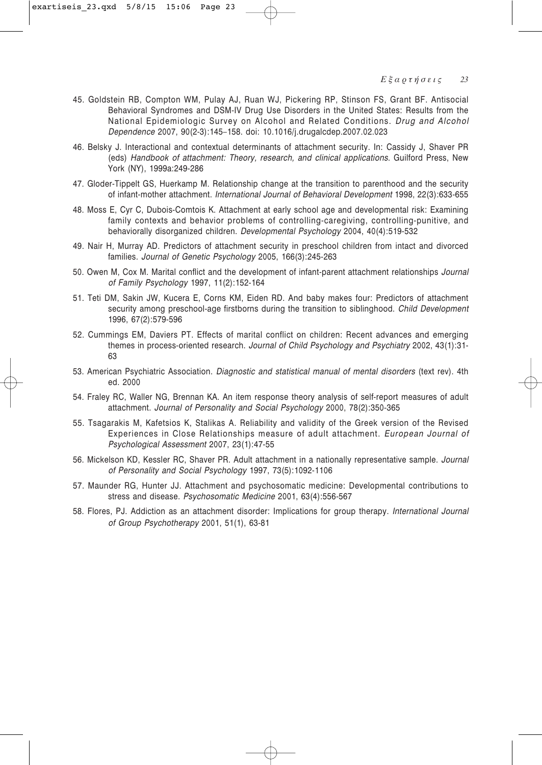45. Goldstein RB, Compton WM, Pulay AJ, Ruan WJ, Pickering RP, Stinson FS, Grant BF. Antisocial Behavioral Syndromes and DSM-IV Drug Use Disorders in the United States: Results from the National Epidemiologic Survey on Alcohol and Related Conditions. *Drug and Alcohol Dependence* 2007, 90(2-3):145–158. doi: 10.1016/j.drugalcdep.2007.02.023

46. Belsky J. Interactional and contextual determinants of attachment security. In: Cassidy J, Shaver PR (eds) *Handbook of attachment: Theory, research, and clinical applications*. Guilford Press, New York (NY), 1999a:249-286

47. Gloder-Tippelt GS, Huerkamp M. Relationship change at the transition to parenthood and the security of infant-mother attachment. *International Journal of Behavioral Development* 1998, 22(3):633-655

48. Moss E, Cyr C, Dubois-Comtois K. Attachment at early school age and developmental risk: Examining family contexts and behavior problems of controlling-caregiving, controlling-punitive, and behaviorally disorganized children. *Developmental Psychology* 2004, 40(4):519-532

49. Nair H, Murray AD. Predictors of attachment security in preschool children from intact and divorced families. *Journal of Genetic Psychology* 2005, 166(3):245-263

50. Owen M, Cox M. Marital conflict and the development of infant-parent attachment relationships *Journal of Family Psychology* 1997, 11(2):152-164

51. Teti DM, Sakin JW, Kucera E, Corns KM, Eiden RD. And baby makes four: Predictors of attachment security among preschool-age firstborns during the transition to siblinghood. *Child Development* 1996, 67(2):579-596

52. Cummings EM, Daviers PT. Effects of marital conflict on children: Recent advances and emerging themes in process-oriented research. *Journal of Child Psychology and Psychiatry* 2002, 43(1):31-63

53. American Psychiatric Association. *Diagnostic and statistical manual of mental disorders* (text rev). 4th ed. 2000

54. Fraley RC, Waller NG, Brennan KA. An item response theory analysis of self-report measures of adult attachment. *Journal of Personality and Social Psychology* 2000, 78(2):350-365

55. Tsagarakis M, Kafetsios K, Stalikas A. Reliability and validity of the Greek version of the Revised Experiences in Close Relationships measure of adult attachment. *European Journal of Psychological Assessment* 2007, 23(1):47-55

56. Mickelson KD, Kessler RC, Shaver PR. Adult attachment in a nationally representative sample. *Journal of Personality and Social Psychology* 1997, 73(5):1092-1106

57. Maunder RG, Hunter JJ. Attachment and psychosomatic medicine: Developmental contributions to stress and disease. *Psychosomatic Medicine* 2001, 63(4):556-567

58. Flores, PJ. Addiction as an attachment disorder: Implications for group therapy. *International Journal of Group Psychotherapy* 2001, 51(1), 63-81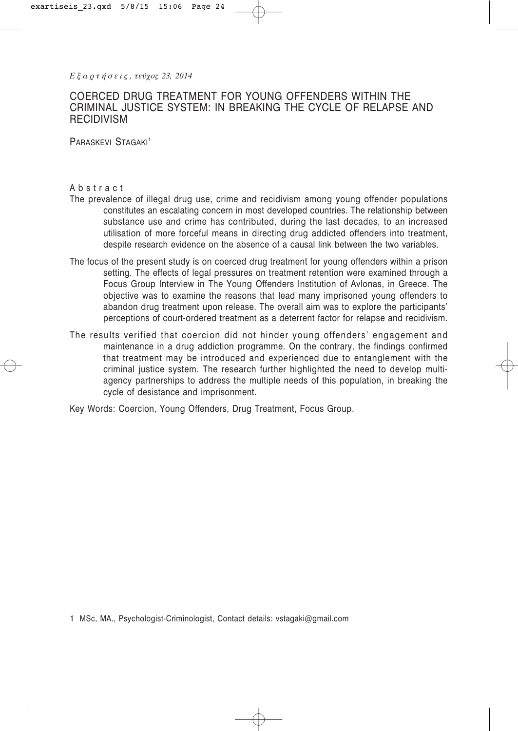# COERCED DRUG TREATMENT FOR YOUNG OFFENDERS WITHIN THE CRIMINAL JUSTICE SYSTEM: IN BREAKING THE CYCLE OF RELAPSE AND RECIDIVISM

PARASKEVI STAGAKI[1]

## Abstract

The prevalence of illegal drug use, crime and recidivism among young offender populations constitutes an escalating concern in most developed countries. The relationship between substance use and crime has contributed, during the last decades, to an increased utilisation of more forceful means in directing drug addicted offenders into treatment, despite research evidence on the absence of a causal link between the two variables.

The focus of the present study is on coerced drug treatment for young offenders within a prison setting. The effects of legal pressures on treatment retention were examined through a Focus Group Interview in The Young Offenders Institution of Avlonas, in Greece. The objective was to examine the reasons that lead many imprisoned young offenders to abandon drug treatment upon release. The overall aim was to explore the participants' perceptions of court-ordered treatment as a deterrent factor for relapse and recidivism.

The results verified that coercion did not hinder young offenders' engagement and maintenance in a drug addiction programme. On the contrary, the findings confirmed that treatment may be introduced and experienced due to entanglement with the criminal justice system. The research further highlighted the need to develop multi-agency partnerships to address the multiple needs of this population, in breaking the cycle of desistance and imprisonment.

Key Words: Coercion, Young Offenders, Drug Treatment, Focus Group.

---

[1] MSc, MA., Psychologist-Criminologist, Contact details: vstagaki@gmail.com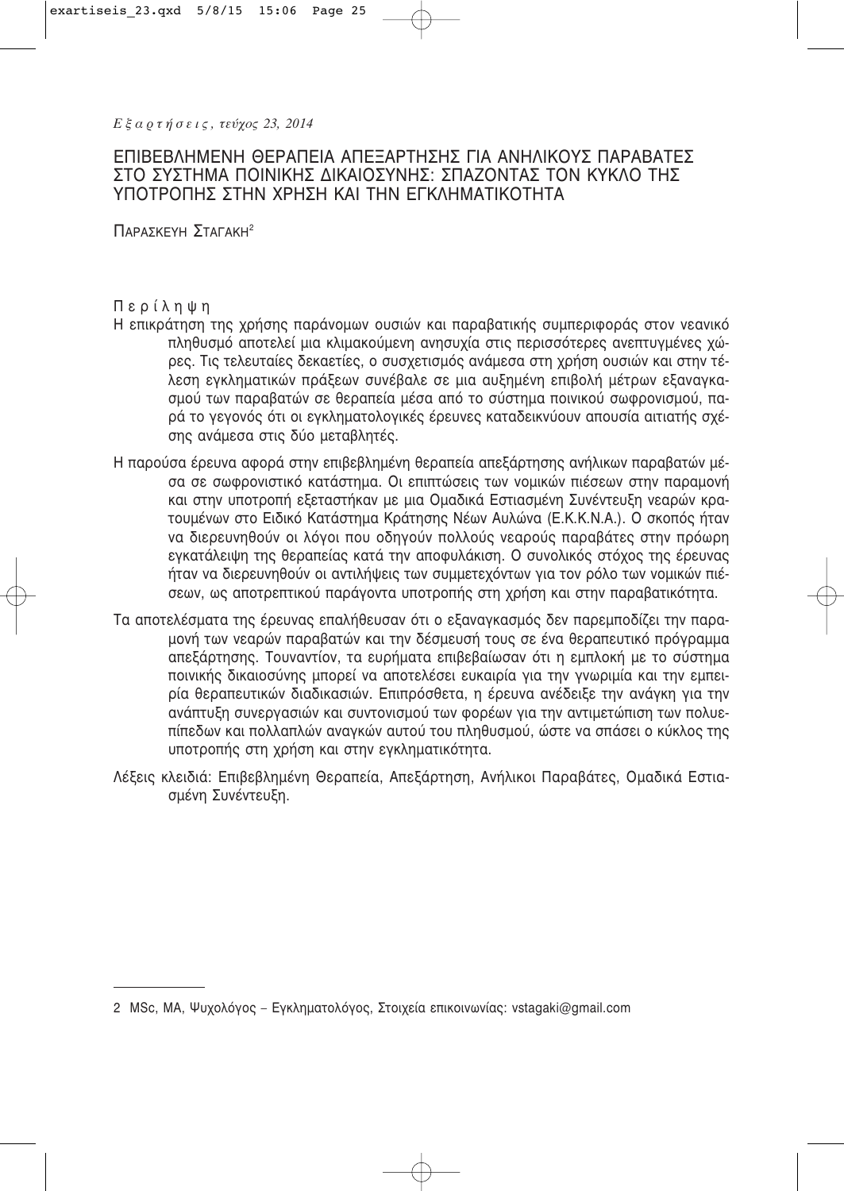*Εξαρτήσεις, τεύχος 23, 2014*

# ΕΠΙΒΕΒΛΗΜΕΝΗ ΘΕΡΑΠΕΙΑ ΑΠΕΞΑΡΤΗΣΗΣ ΓΙΑ ΑΝΗΛΙΚΟΥΣ ΠΑΡΑΒΑΤΕΣ ΣΤΟ ΣΥΣΤΗΜΑ ΠΟΙΝΙΚΗΣ ΔΙΚΑΙΟΣΥΝΗΣ: ΣΠΑΖΟΝΤΑΣ ΤΟΝ ΚΥΚΛΟ ΤΗΣ ΥΠΟΤΡΟΠΗΣ ΣΤΗΝ ΧΡΗΣΗ ΚΑΙ ΤΗΝ ΕΓΚΛΗΜΑΤΙΚΟΤΗΤΑ

Παρασκευή Σταγάκη[2]

## Περίληψη

Η επικράτηση της χρήσης παράνομων ουσιών και παραβατικής συμπεριφοράς στον νεανικό πληθυσμό αποτελεί μια κλιμακούμενη ανησυχία στις περισσότερες ανεπτυγμένες χώρες. Τις τελευταίες δεκαετίες, ο συσχετισμός ανάμεσα στη χρήση ουσιών και στην τέλεση εγκληματικών πράξεων συνέβαλε σε μια αυξημένη επιβολή μέτρων εξαναγκασμού των παραβατών σε θεραπεία μέσα από το σύστημα ποινικού σωφρονισμού, παρά το γεγονός ότι οι εγκληματολογικές έρευνες καταδεικνύουν απουσία αιτιατής σχέσης ανάμεσα στις δύο μεταβλητές.

Η παρούσα έρευνα αφορά στην επιβεβλημένη θεραπεία απεξάρτησης ανήλικων παραβατών μέσα σε σωφρονιστικό κατάστημα. Οι επιπτώσεις των νομικών πιέσεων στην παραμονή και στην υποτροπή εξεταστήκαν με μια Ομαδικά Εστιασμένη Συνέντευξη νεαρών κρατουμένων στο Ειδικό Κατάστημα Κράτησης Νέων Αυλώνα (Ε.Κ.Κ.Ν.Α.). Ο σκοπός ήταν να διερευνηθούν οι λόγοι που οδηγούν πολλούς νεαρούς παραβάτες στην πρόωρη εγκατάλειψη της θεραπείας κατά την αποφυλάκιση. Ο συνολικός στόχος της έρευνας ήταν να διερευνηθούν οι αντιλήψεις των συμμετεχόντων για τον ρόλο των νομικών πιέσεων, ως αποτρεπτικού παράγοντα υποτροπής στη χρήση και στην παραβατικότητα.

Τα αποτελέσματα της έρευνας επαλήθευσαν ότι ο εξαναγκασμός δεν παρεμποδίζει την παραμονή των νεαρών παραβατών και την δέσμευσή τους σε ένα θεραπευτικό πρόγραμμα απεξάρτησης. Τουναντίον, τα ευρήματα επιβεβαίωσαν ότι η εμπλοκή με το σύστημα ποινικής δικαιοσύνης μπορεί να αποτελέσει ευκαιρία για την γνωριμία και την εμπειρία θεραπευτικών διαδικασιών. Επιπρόσθετα, η έρευνα ανέδειξε την ανάγκη για την ανάπτυξη συνεργασιών και συντονισμού των φορέων για την αντιμετώπιση των πολυεπίπεδων και πολλαπλών αναγκών αυτού του πληθυσμού, ώστε να σπάσει ο κύκλος της υποτροπής στη χρήση και στην εγκληματικότητα.

Λέξεις κλειδιά: Επιβεβλημένη Θεραπεία, Απεξάρτηση, Ανήλικοι Παραβάτες, Ομαδικά Εστιασμένη Συνέντευξη.

---

2 MSc, MA, Ψυχολόγος – Εγκληματολόγος, Στοιχεία επικοινωνίας: vstagaki@gmail.com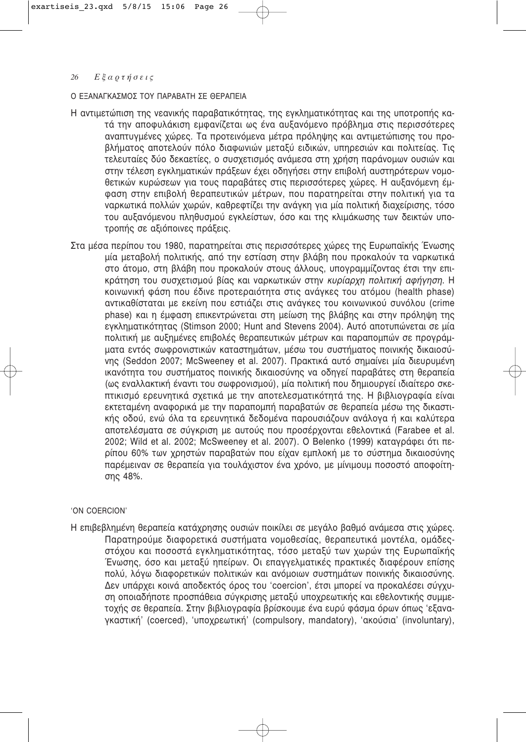## Ο ΕΞΑΝΑΓΚΑΣΜΟΣ ΤΟΥ ΠΑΡΑΒΑΤΗ ΣΕ ΘΕΡΑΠΕΙΑ

Η αντιμετώπιση της νεανικής παραβατικότητας, της εγκληματικότητας και της υποτροπής κατά την αποφυλάκιση εμφανίζεται ως ένα αυξανόμενο πρόβλημα στις περισσότερες αναπτυγμένες χώρες. Τα προτεινόμενα μέτρα πρόληψης και αντιμετώπισης του προβλήματος αποτελούν πόλο διαφωνιών μεταξύ ειδικών, υπηρεσιών και πολιτείας. Τις τελευταίες δύο δεκαετίες, ο συσχετισμός ανάμεσα στη χρήση παράνομων ουσιών και στην τέλεση εγκληματικών πράξεων έχει οδηγήσει στην επιβολή αυστηρότερων νομοθετικών κυρώσεων για τους παραβάτες στις περισσότερες χώρες. Η αυξανόμενη έμφαση στην επιβολή θεραπευτικών μέτρων, που παρατηρείται στην πολιτική για τα ναρκωτικά πολλών χωρών, καθρεφτίζει την ανάγκη για μία πολιτική διαχείρισης, τόσο του αυξανόμενου πληθυσμού εγκλείστων, όσο και της κλιμάκωσης των δεικτών υποτροπής σε αξιόποινες πράξεις.

Στα μέσα περίπου του 1980, παρατηρείται στις περισσότερες χώρες της Ευρωπαϊκής Ένωσης μία μεταβολή πολιτικής, από την εστίαση στην βλάβη που προκαλούν τα ναρκωτικά στο άτομο, στη βλάβη που προκαλούν στους άλλους, υπογραμμίζοντας έτσι την επικράτηση του συσχετισμού βίας και ναρκωτικών στην *κυρίαρχη πολιτική αφήγηση*. Η κοινωνική φάση που έδινε προτεραιότητα στις ανάγκες του ατόμου (health phase) αντικαθίσταται με εκείνη που εστιάζει στις ανάγκες του κοινωνικού συνόλου (crime phase) και η έμφαση επικεντρώνεται στη μείωση της βλάβης και στην πρόληψη της εγκληματικότητας (Stimson 2000; Hunt and Stevens 2004). Αυτό αποτυπώνεται σε μία πολιτική με αυξημένες επιβολές θεραπευτικών μέτρων και παραπομπών σε προγράμματα εντός σωφρονιστικών καταστημάτων, μέσω του συστήματος ποινικής δικαιοσύνης (Seddon 2007; McSweeney et al. 2007). Πρακτικά αυτό σημαίνει μία διευρυμένη ικανότητα του συστήματος ποινικής δικαιοσύνης να οδηγεί παραβάτες στη θεραπεία (ως εναλλακτική έναντι του σωφρονισμού), μία πολιτική που δημιουργεί ιδιαίτερο σκεπτικισμό ερευνητικά σχετικά με την αποτελεσματικότητά της. Η βιβλιογραφία είναι εκτεταμένη αναφορικά με την παραπομπή παραβατών σε θεραπεία μέσω της δικαστικής οδού, ενώ όλα τα ερευνητικά δεδομένα παρουσιάζουν ανάλογα ή και καλύτερα αποτελέσματα σε σύγκριση με αυτούς που προσέρχονται εθελοντικά (Farabee et al. 2002; Wild et al. 2002; McSweeney et al. 2007). Ο Belenko (1999) καταγράφει ότι περίπου 60% των χρηστών παραβατών που είχαν εμπλοκή με το σύστημα δικαιοσύνης παρέμειναν σε θεραπεία για τουλάχιστον ένα χρόνο, με μίνιμουμ ποσοστό αποφοίτησης 48%.

### 'ON COERCION'

Η επιβεβλημένη θεραπεία κατάχρησης ουσιών ποικίλει σε μεγάλο βαθμό ανάμεσα στις χώρες. Παρατηρούμε διαφορετικά συστήματα νομοθεσίας, θεραπευτικά μοντέλα, ομάδες-στόχου και ποσοστά εγκληματικότητας, τόσο μεταξύ των χωρών της Ευρωπαϊκής Ένωσης, όσο και μεταξύ ηπείρων. Οι επαγγελματικές πρακτικές διαφέρουν επίσης πολύ, λόγω διαφορετικών πολιτικών και ανόμοιων συστημάτων ποινικής δικαιοσύνης. Δεν υπάρχει κοινά αποδεκτός όρος του 'coercion', έτσι μπορεί να προκαλέσει σύγχυση οποιαδήποτε προσπάθεια σύγκρισης μεταξύ υποχρεωτικής και εθελοντικής συμμετοχής σε θεραπεία. Στην βιβλιογραφία βρίσκουμε ένα ευρύ φάσμα όρων όπως 'εξαναγκαστική' (coerced), 'υποχρεωτική' (compulsory, mandatory), 'ακούσια' (involuntary),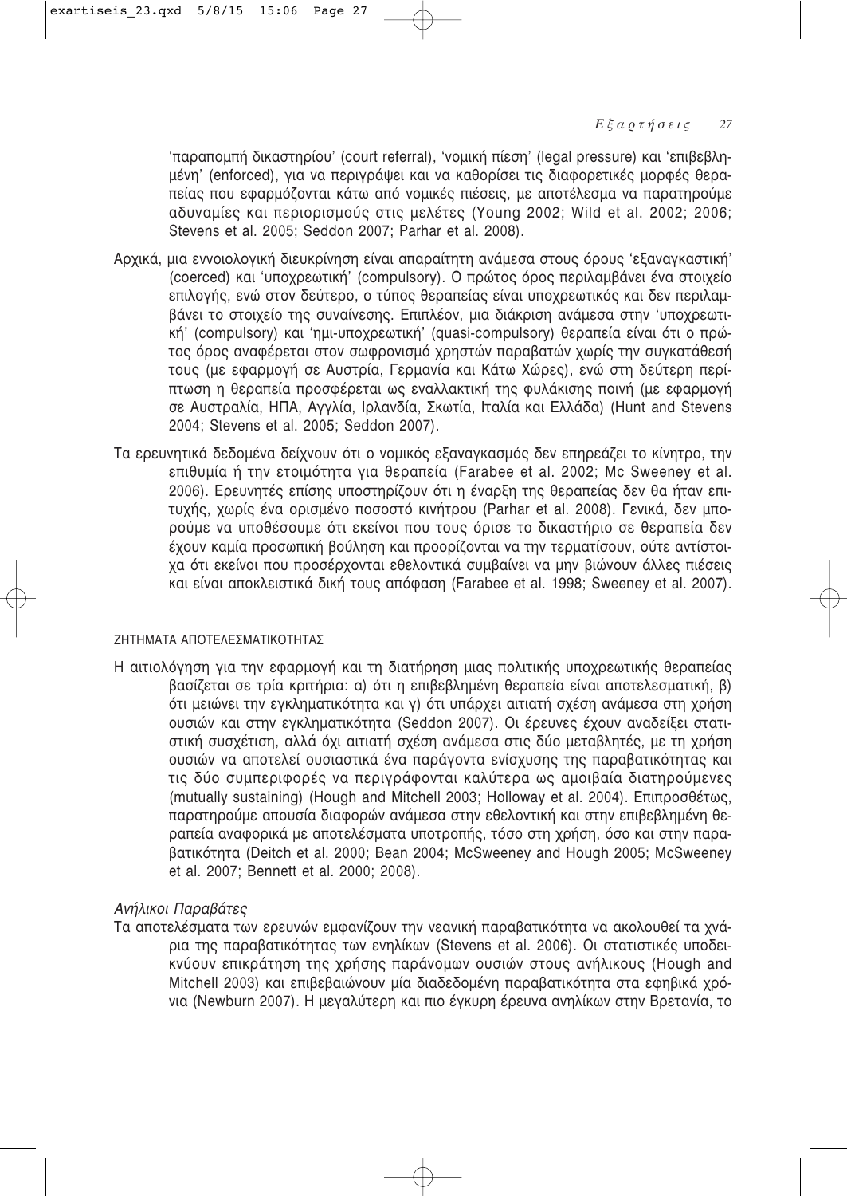'παραπομπή δικαστηρίου' (court referral), 'νομική πίεση' (legal pressure) και 'επιβεβλημένη' (enforced), για να περιγράψει και να καθορίσει τις διαφορετικές μορφές θεραπείας που εφαρμόζονται κάτω από νομικές πιέσεις, με αποτέλεσμα να παρατηρούμε αδυναμίες και περιορισμούς στις μελέτες (Young 2002; Wild et al. 2002; 2006; Stevens et al. 2005; Seddon 2007; Parhar et al. 2008).

Αρχικά, μια εννοιολογική διευκρίνηση είναι απαραίτητη ανάμεσα στους όρους 'εξαναγκαστική' (coerced) και 'υποχρεωτική' (compulsory). Ο πρώτος όρος περιλαμβάνει ένα στοιχείο επιλογής, ενώ στον δεύτερο, ο τύπος θεραπείας είναι υποχρεωτικός και δεν περιλαμβάνει το στοιχείο της συναίνεσης. Επιπλέον, μια διάκριση ανάμεσα στην 'υποχρεωτική' (compulsory) και 'ημι-υποχρεωτική' (quasi-compulsory) θεραπεία είναι ότι ο πρώτος όρος αναφέρεται στον σωφρονισμό χρηστών παραβατών χωρίς την συγκατάθεσή τους (με εφαρμογή σε Αυστρία, Γερμανία και Κάτω Χώρες), ενώ στη δεύτερη περίπτωση η θεραπεία προσφέρεται ως εναλλακτική της φυλάκισης ποινή (με εφαρμογή σε Αυστραλία, ΗΠΑ, Αγγλία, Ιρλανδία, Σκωτία, Ιταλία και Ελλάδα) (Hunt and Stevens 2004; Stevens et al. 2005; Seddon 2007).

Τα ερευνητικά δεδομένα δείχνουν ότι ο νομικός εξαναγκασμός δεν επηρεάζει το κίνητρο, την επιθυμία ή την ετοιμότητα για θεραπεία (Farabee et al. 2002; Mc Sweeney et al. 2006). Ερευνητές επίσης υποστηρίζουν ότι η έναρξη της θεραπείας δεν θα ήταν επιτυχής, χωρίς ένα ορισμένο ποσοστό κινήτρου (Parhar et al. 2008). Γενικά, δεν μπορούμε να υποθέσουμε ότι εκείνοι που τους όρισε το δικαστήριο σε θεραπεία δεν έχουν καμία προσωπική βούληση και προορίζονται να την τερματίσουν, ούτε αντίστοιχα ότι εκείνοι που προσέρχονται εθελοντικά συμβαίνει να μην βιώνουν άλλες πιέσεις και είναι αποκλειστικά δική τους απόφαση (Farabee et al. 1998; Sweeney et al. 2007).

## ΖΗΤΗΜΑΤΑ ΑΠΟΤΕΛΕΣΜΑΤΙΚΟΤΗΤΑΣ

Η αιτιολόγηση για την εφαρμογή και τη διατήρηση μιας πολιτικής υποχρεωτικής θεραπείας βασίζεται σε τρία κριτήρια: α) ότι η επιβεβλημένη θεραπεία είναι αποτελεσματική, β) ότι μειώνει την εγκληματικότητα και γ) ότι υπάρχει αιτιατή σχέση ανάμεσα στη χρήση ουσιών και στην εγκληματικότητα (Seddon 2007). Οι έρευνες έχουν αναδείξει στατιστική συσχέτιση, αλλά όχι αιτιατή σχέση ανάμεσα στις δύο μεταβλητές, με τη χρήση ουσιών να αποτελεί ουσιαστικά ένα παράγοντα ενίσχυσης της παραβατικότητας και τις δύο συμπεριφορές να περιγράφονται καλύτερα ως αμοιβαία διατηρούμενες (mutually sustaining) (Hough and Mitchell 2003; Holloway et al. 2004). Επιπροσθέτως, παρατηρούμε απουσία διαφορών ανάμεσα στην εθελοντική και στην επιβεβλημένη θεραπεία αναφορικά με αποτελέσματα υποτροπής, τόσο στη χρήση, όσο και στην παραβατικότητα (Deitch et al. 2000; Bean 2004; McSweeney and Hough 2005; McSweeney et al. 2007; Bennett et al. 2000; 2008).

### *Ανήλικοι Παραβάτες*

Τα αποτελέσματα των ερευνών εμφανίζουν την νεανική παραβατικότητα να ακολουθεί τα χνάρια της παραβατικότητας των ενηλίκων (Stevens et al. 2006). Οι στατιστικές υποδεικνύουν επικράτηση της χρήσης παράνομων ουσιών στους ανήλικους (Hough and Mitchell 2003) και επιβεβαιώνουν μία διαδεδομένη παραβατικότητα στα εφηβικά χρόνια (Newburn 2007). Η μεγαλύτερη και πιο έγκυρη έρευνα ανηλίκων στην Βρετανία, το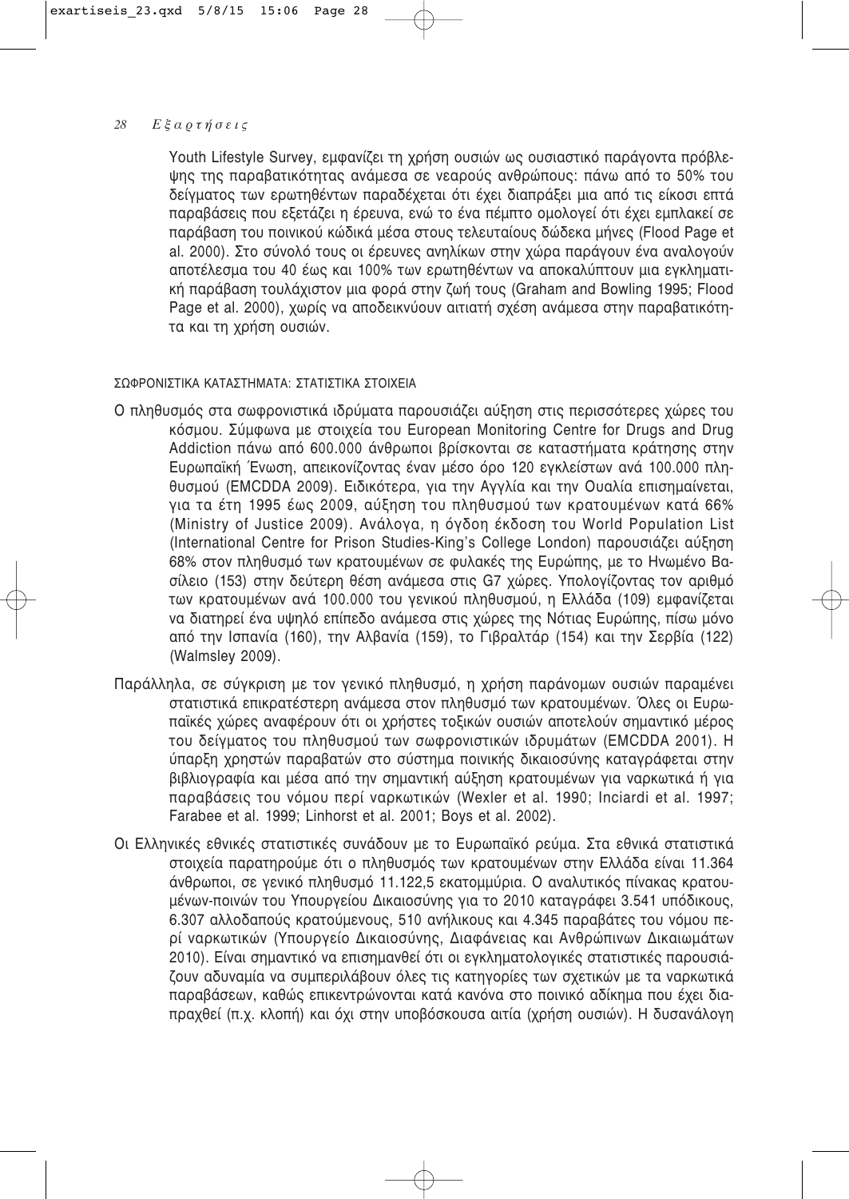Youth Lifestyle Survey, εμφανίζει τη χρήση ουσιών ως ουσιαστικό παράγοντα πρόβλεψης της παραβατικότητας ανάμεσα σε νεαρούς ανθρώπους: πάνω από το 50% του δείγματος των ερωτηθέντων παραδέχεται ότι έχει διαπράξει μια από τις είκοσι επτά παραβάσεις που εξετάζει η έρευνα, ενώ το ένα πέμπτο ομολογεί ότι έχει εμπλακεί σε παράβαση του ποινικού κώδικά μέσα στους τελευταίους δώδεκα μήνες (Flood Page et al. 2000). Στο σύνολό τους οι έρευνες ανηλίκων στην χώρα παράγουν ένα αναλογούν αποτέλεσμα του 40 έως και 100% των ερωτηθέντων να αποκαλύπτουν μια εγκληματική παράβαση τουλάχιστον μια φορά στην ζωή τους (Graham and Bowling 1995; Flood Page et al. 2000), χωρίς να αποδεικνύουν αιτιατή σχέση ανάμεσα στην παραβατικότητα και τη χρήση ουσιών.

## ΣΩΦΡΟΝΙΣΤΙΚΑ ΚΑΤΑΣΤΗΜΑΤΑ: ΣΤΑΤΙΣΤΙΚΑ ΣΤΟΙΧΕΙΑ

Ο πληθυσμός στα σωφρονιστικά ιδρύματα παρουσιάζει αύξηση στις περισσότερες χώρες του κόσμου. Σύμφωνα με στοιχεία του European Monitoring Centre for Drugs and Drug Addiction πάνω από 600.000 άνθρωποι βρίσκονται σε καταστήματα κράτησης στην Ευρωπαϊκή Ένωση, απεικονίζοντας έναν μέσο όρο 120 εγκλείστων ανά 100.000 πληθυσμού (EMCDDA 2009). Ειδικότερα, για την Αγγλία και την Ουαλία επισημαίνεται, για τα έτη 1995 έως 2009, αύξηση του πληθυσμού των κρατουμένων κατά 66% (Ministry of Justice 2009). Ανάλογα, η όγδοη έκδοση του World Population List (International Centre for Prison Studies-King's College London) παρουσιάζει αύξηση 68% στον πληθυσμό των κρατουμένων σε φυλακές της Ευρώπης, με το Ηνωμένο Βασίλειο (153) στην δεύτερη θέση ανάμεσα στις G7 χώρες. Υπολογίζοντας τον αριθμό των κρατουμένων ανά 100.000 του γενικού πληθυσμού, η Ελλάδα (109) εμφανίζεται να διατηρεί ένα υψηλό επίπεδο ανάμεσα στις χώρες της Νότιας Ευρώπης, πίσω μόνο από την Ισπανία (160), την Αλβανία (159), το Γιβραλτάρ (154) και την Σερβία (122) (Walmsley 2009).

Παράλληλα, σε σύγκριση με τον γενικό πληθυσμό, η χρήση παράνομων ουσιών παραμένει στατιστικά επικρατέστερη ανάμεσα στον πληθυσμό των κρατουμένων. Όλες οι Ευρωπαϊκές χώρες αναφέρουν ότι οι χρήστες τοξικών ουσιών αποτελούν σημαντικό μέρος του δείγματος του πληθυσμού των σωφρονιστικών ιδρυμάτων (EMCDDA 2001). Η ύπαρξη χρηστών παραβατών στο σύστημα ποινικής δικαιοσύνης καταγράφεται στην βιβλιογραφία και μέσα από την σημαντική αύξηση κρατουμένων για ναρκωτικά ή για παραβάσεις του νόμου περί ναρκωτικών (Wexler et al. 1990; Inciardi et al. 1997; Farabee et al. 1999; Linhorst et al. 2001; Boys et al. 2002).

Οι Ελληνικές εθνικές στατιστικές συνάδουν με το Ευρωπαϊκό ρεύμα. Στα εθνικά στατιστικά στοιχεία παρατηρούμε ότι ο πληθυσμός των κρατουμένων στην Ελλάδα είναι 11.364 άνθρωποι, σε γενικό πληθυσμό 11.122,5 εκατομμύρια. Ο αναλυτικός πίνακας κρατουμένων-ποινών του Υπουργείου Δικαιοσύνης για το 2010 καταγράφει 3.541 υπόδικους, 6.307 αλλοδαπούς κρατούμενους, 510 ανήλικους και 4.345 παραβάτες του νόμου περί ναρκωτικών (Υπουργείο Δικαιοσύνης, Διαφάνειας και Ανθρώπινων Δικαιωμάτων 2010). Είναι σημαντικό να επισημανθεί ότι οι εγκληματολογικές στατιστικές παρουσιάζουν αδυναμία να συμπεριλάβουν όλες τις κατηγορίες των σχετικών με τα ναρκωτικά παραβάσεων, καθώς επικεντρώνονται κατά κανόνα στο ποινικό αδίκημα που έχει διαπραχθεί (π.χ. κλοπή) και όχι στην υποβόσκουσα αιτία (χρήση ουσιών). Η δυσανάλογη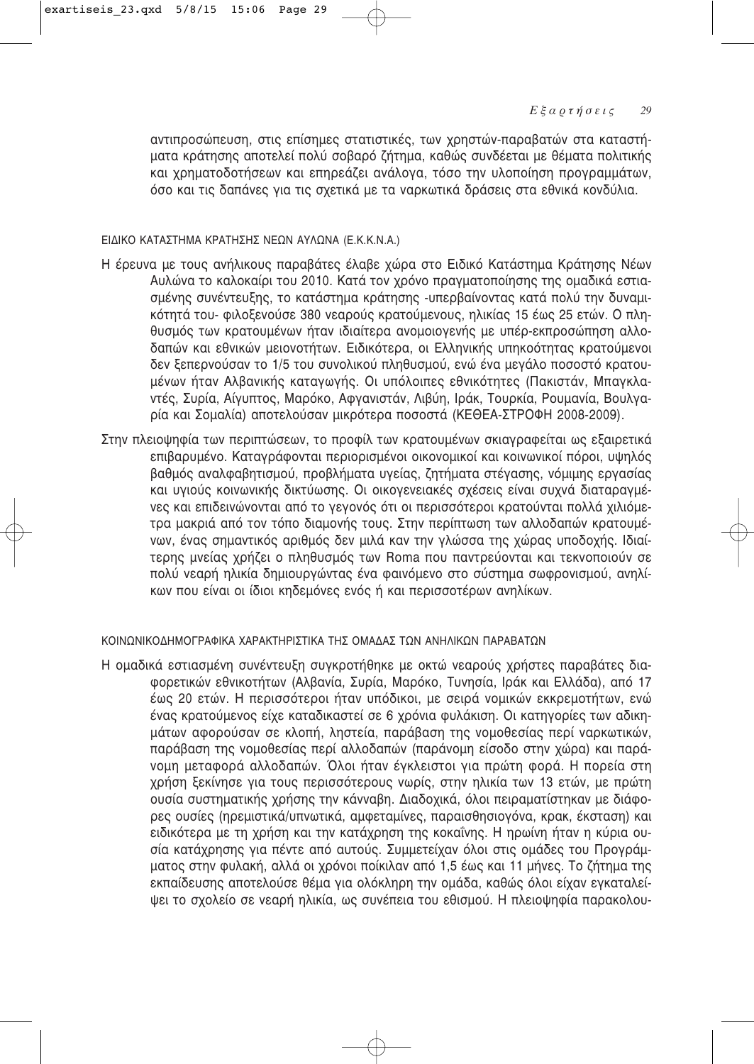αντιπροσώπευση, στις επίσημες στατιστικές, των χρηστών-παραβατών στα καταστήματα κράτησης αποτελεί πολύ σοβαρό ζήτημα, καθώς συνδέεται με θέματα πολιτικής και χρηματοδοτήσεων και επηρεάζει ανάλογα, τόσο την υλοποίηση προγραμμάτων, όσο και τις δαπάνες για τις σχετικά με τα ναρκωτικά δράσεις στα εθνικά κονδύλια.

### ΕΙΔΙΚΟ ΚΑΤΑΣΤΗΜΑ ΚΡΑΤΗΣΗΣ ΝΕΩΝ ΑΥΛΩΝΑ (Ε.Κ.Κ.Ν.Α.)

Η έρευνα με τους ανήλικους παραβάτες έλαβε χώρα στο Ειδικό Κατάστημα Κράτησης Νέων Αυλώνα το καλοκαίρι του 2010. Κατά τον χρόνο πραγματοποίησης της ομαδικά εστιασμένης συνέντευξης, το κατάστημα κράτησης -υπερβαίνοντας κατά πολύ την δυναμικότητά του- φιλοξενούσε 380 νεαρούς κρατούμενους, ηλικίας 15 έως 25 ετών. Ο πληθυσμός των κρατουμένων ήταν ιδιαίτερα ανομοιογενής με υπέρ-εκπροσώπηση αλλοδαπών και εθνικών μειονοτήτων. Ειδικότερα, οι Ελληνικής υπηκοότητας κρατούμενοι δεν ξεπερνούσαν το 1/5 του συνολικού πληθυσμού, ενώ ένα μεγάλο ποσοστό κρατουμένων ήταν Αλβανικής καταγωγής. Οι υπόλοιπες εθνικότητες (Πακιστάν, Μπαγκλαντές, Συρία, Αίγυπτος, Μαρόκο, Αφγανιστάν, Λιβύη, Ιράκ, Τουρκία, Ρουμανία, Βουλγαρία και Σομαλία) αποτελούσαν μικρότερα ποσοστά (ΚΕΘΕΑ-ΣΤΡΟΦΗ 2008-2009).

Στην πλειοψηφία των περιπτώσεων, το προφίλ των κρατουμένων σκιαγραφείται ως εξαιρετικά επιβαρυμένο. Καταγράφονται περιορισμένοι οικονομικοί και κοινωνικοί πόροι, υψηλός βαθμός αναλφαβητισμού, προβλήματα υγείας, ζητήματα στέγασης, νόμιμης εργασίας και υγιούς κοινωνικής δικτύωσης. Οι οικογενειακές σχέσεις είναι συχνά διαταραγμένες και επιδεινώνονται από το γεγονός ότι οι περισσότεροι κρατούνται πολλά χιλιόμετρα μακριά από τον τόπο διαμονής τους. Στην περίπτωση των αλλοδαπών κρατουμένων, ένας σημαντικός αριθμός δεν μιλά καν την γλώσσα της χώρας υποδοχής. Ιδιαίτερης μνείας χρήζει ο πληθυσμός των Roma που παντρεύονται και τεκνοποιούν σε πολύ νεαρή ηλικία δημιουργώντας ένα φαινόμενο στο σύστημα σωφρονισμού, ανηλίκων που είναι οι ίδιοι κηδεμόνες ενός ή και περισσοτέρων ανηλίκων.

### ΚΟΙΝΩΝΙΚΟΔΗΜΟΓΡΑΦΙΚΑ ΧΑΡΑΚΤΗΡΙΣΤΙΚΑ ΤΗΣ ΟΜΑΔΑΣ ΤΩΝ ΑΝΗΛΙΚΩΝ ΠΑΡΑΒΑΤΩΝ

Η ομαδικά εστιασμένη συνέντευξη συγκροτήθηκε με οκτώ νεαρούς χρήστες παραβάτες διαφορετικών εθνικοτήτων (Αλβανία, Συρία, Μαρόκο, Τυνησία, Ιράκ και Ελλάδα), από 17 έως 20 ετών. Η περισσότεροι ήταν υπόδικοι, με σειρά νομικών εκκρεμοτήτων, ενώ ένας κρατούμενος είχε καταδικαστεί σε 6 χρόνια φυλάκιση. Οι κατηγορίες των αδικημάτων αφορούσαν σε κλοπή, ληστεία, παράβαση της νομοθεσίας περί ναρκωτικών, παράβαση της νομοθεσίας περί αλλοδαπών (παράνομη είσοδο στην χώρα) και παράνομη μεταφορά αλλοδαπών. Όλοι ήταν έγκλειστοι για πρώτη φορά. Η πορεία στη χρήση ξεκίνησε για τους περισσότερους νωρίς, στην ηλικία των 13 ετών, με πρώτη ουσία συστηματικής χρήσης την κάνναβη. Διαδοχικά, όλοι πειραματίστηκαν με διάφορες ουσίες (ηρεμιστικά/υπνωτικά, αμφεταμίνες, παραισθησιογόνα, κρακ, έκσταση) και ειδικότερα με τη χρήση και την κατάχρηση της κοκαΐνης. Η ηρωίνη ήταν η κύρια ουσία κατάχρησης για πέντε από αυτούς. Συμμετείχαν όλοι στις ομάδες του Προγράμματος στην φυλακή, αλλά οι χρόνοι ποίκιλαν από 1,5 έως και 11 μήνες. Το ζήτημα της εκπαίδευσης αποτελούσε θέμα για ολόκληρη την ομάδα, καθώς όλοι είχαν εγκαταλείψει το σχολείο σε νεαρή ηλικία, ως συνέπεια του εθισμού. Η πλειοψηφία παρακολου-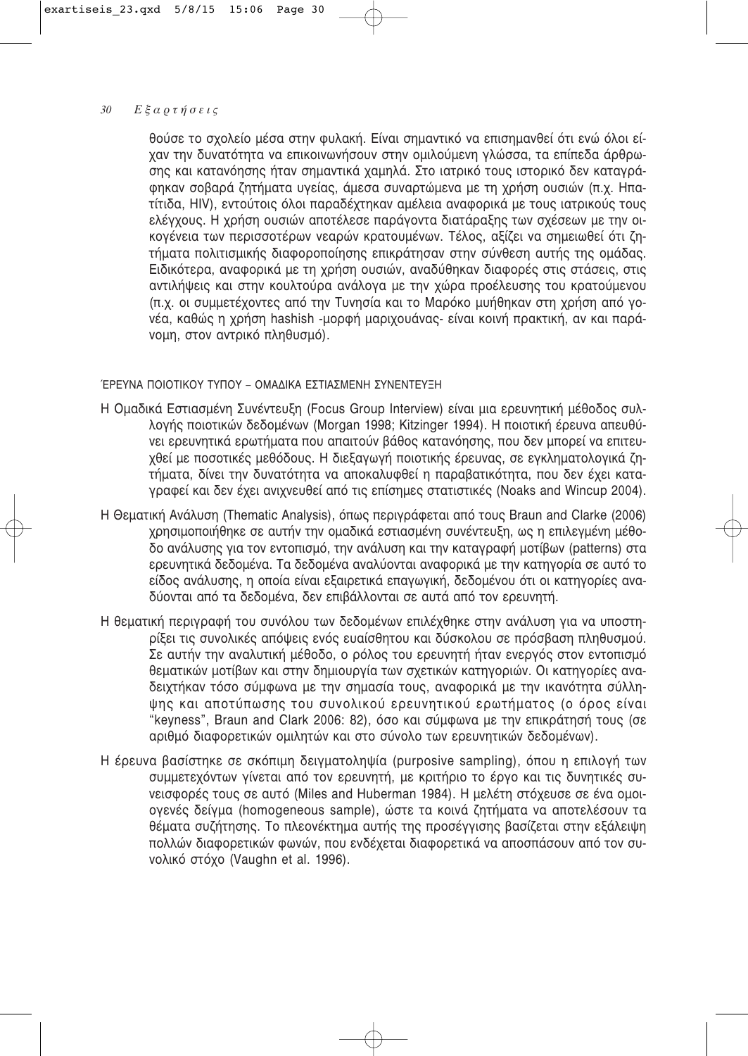θούσε το σχολείο μέσα στην φυλακή. Είναι σημαντικό να επισημανθεί ότι ενώ όλοι είχαν την δυνατότητα να επικοινωνήσουν στην ομιλούμενη γλώσσα, τα επίπεδα άρθρωσης και κατανόησης ήταν σημαντικά χαμηλά. Στο ιατρικό τους ιστορικό δεν καταγράφηκαν σοβαρά ζητήματα υγείας, άμεσα συναρτώμενα με τη χρήση ουσιών (π.χ. Ηπατίτιδα, HIV), εντούτοις όλοι παραδέχτηκαν αμέλεια αναφορικά με τους ιατρικούς τους ελέγχους. Η χρήση ουσιών αποτέλεσε παράγοντα διατάραξης των σχέσεων με την οικογένεια των περισσοτέρων νεαρών κρατουμένων. Τέλος, αξίζει να σημειωθεί ότι ζητήματα πολιτισμικής διαφοροποίησης επικράτησαν στην σύνθεση αυτής της ομάδας. Ειδικότερα, αναφορικά με τη χρήση ουσιών, αναδύθηκαν διαφορές στις στάσεις, στις αντιλήψεις και στην κουλτούρα ανάλογα με την χώρα προέλευσης του κρατούμενου (π.χ. οι συμμετέχοντες από την Τυνησία και το Μαρόκο μυήθηκαν στη χρήση από γονέα, καθώς η χρήση hashish -μορφή μαριχουάνας- είναι κοινή πρακτική, αν και παράνομη, στον αντρικό πληθυσμό).

ΈΡΕΥΝΑ ΠΟΙΟΤΙΚΟΥ ΤΥΠΟΥ – ΟΜΑΔΙΚΑ ΕΣΤΙΑΣΜΕΝΗ ΣΥΝΕΝΤΕΥΞΗ

Η Ομαδικά Εστιασμένη Συνέντευξη (Focus Group Interview) είναι μια ερευνητική μέθοδος συλλογής ποιοτικών δεδομένων (Morgan 1998; Kitzinger 1994). Η ποιοτική έρευνα απευθύνει ερευνητικά ερωτήματα που απαιτούν βάθος κατανόησης, που δεν μπορεί να επιτευχθεί με ποσοτικές μεθόδους. Η διεξαγωγή ποιοτικής έρευνας, σε εγκληματολογικά ζητήματα, δίνει την δυνατότητα να αποκαλυφθεί η παραβατικότητα, που δεν έχει καταγραφεί και δεν έχει ανιχνευθεί από τις επίσημες στατιστικές (Noaks and Wincup 2004).

Η Θεματική Ανάλυση (Thematic Analysis), όπως περιγράφεται από τους Braun and Clarke (2006) χρησιμοποιήθηκε σε αυτήν την ομαδικά εστιασμένη συνέντευξη, ως η επιλεγμένη μέθοδο ανάλυσης για τον εντοπισμό, την ανάλυση και την καταγραφή μοτίβων (patterns) στα ερευνητικά δεδομένα. Τα δεδομένα αναλύονται αναφορικά με την κατηγορία σε αυτό το είδος ανάλυσης, η οποία είναι εξαιρετικά επαγωγική, δεδομένου ότι οι κατηγορίες αναδύονται από τα δεδομένα, δεν επιβάλλονται σε αυτά από τον ερευνητή.

Η θεματική περιγραφή του συνόλου των δεδομένων επιλέχθηκε στην ανάλυση για να υποστηρίξει τις συνολικές απόψεις ενός ευαίσθητου και δύσκολου σε πρόσβαση πληθυσμού. Σε αυτήν την αναλυτική μέθοδο, ο ρόλος του ερευνητή ήταν ενεργός στον εντοπισμό θεματικών μοτίβων και στην δημιουργία των σχετικών κατηγοριών. Οι κατηγορίες αναδειχτήκαν τόσο σύμφωνα με την σημασία τους, αναφορικά με την ικανότητα σύλληψης και αποτύπωσης του συνολικού ερευνητικού ερωτήματος (ο όρος είναι "keyness", Braun and Clark 2006: 82), όσο και σύμφωνα με την επικράτησή τους (σε αριθμό διαφορετικών ομιλητών και στο σύνολο των ερευνητικών δεδομένων).

Η έρευνα βασίστηκε σε σκόπιμη δειγματοληψία (purposive sampling), όπου η επιλογή των συμμετεχόντων γίνεται από τον ερευνητή, με κριτήριο το έργο και τις δυνητικές συνεισφορές τους σε αυτό (Miles and Huberman 1984). Η μελέτη στόχευσε σε ένα ομοιογενές δείγμα (homogeneous sample), ώστε τα κοινά ζητήματα να αποτελέσουν τα θέματα συζήτησης. Το πλεονέκτημα αυτής της προσέγγισης βασίζεται στην εξάλειψη πολλών διαφορετικών φωνών, που ενδέχεται διαφορετικά να αποσπάσουν από τον συνολικό στόχο (Vaughn et al. 1996).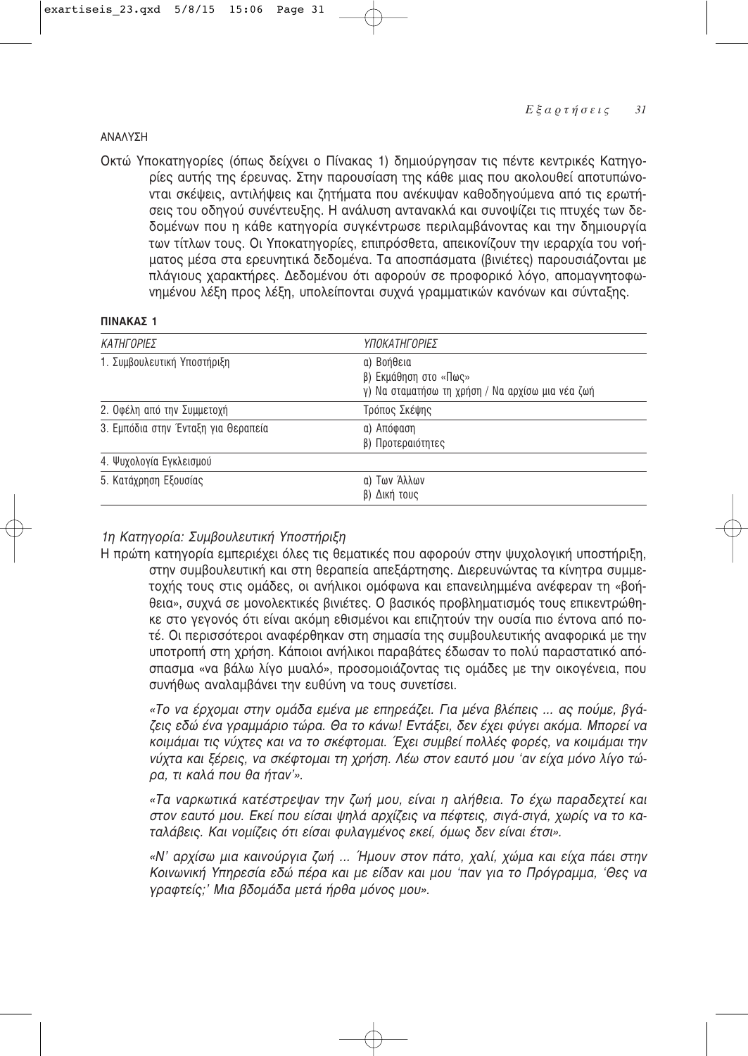ΑΝΑΛΥΣΗ

Οκτώ Υποκατηγορίες (όπως δείχνει ο Πίνακας 1) δημιούργησαν τις πέντε κεντρικές Κατηγορίες αυτής της έρευνας. Στην παρουσίαση της κάθε μιας που ακολουθεί αποτυπώνονται σκέψεις, αντιλήψεις και ζητήματα που ανέκυψαν καθοδηγούμενα από τις ερωτήσεις του οδηγού συνέντευξης. Η ανάλυση αντανακλά και συνοψίζει τις πτυχές των δεδομένων που η κάθε κατηγορία συγκέντρωσε περιλαμβάνοντας και την δημιουργία των τίτλων τους. Οι Υποκατηγορίες, επιπρόσθετα, απεικονίζουν την ιεραρχία του νοήματος μέσα στα ερευνητικά δεδομένα. Τα αποσπάσματα (βινιέτες) παρουσιάζονται με πλάγιους χαρακτήρες. Δεδομένου ότι αφορούν σε προφορικό λόγο, απομαγνητοφωνημένου λέξη προς λέξη, υπολείπονται συχνά γραμματικών κανόνων και σύνταξης.

**ΠΙΝΑΚΑΣ 1**

| *ΚΑΤΗΓΟΡΙΕΣ* | *ΥΠΟΚΑΤΗΓΟΡΙΕΣ* |
|---|---|
| 1. Συμβουλευτική Υποστήριξη | α) Βοήθεια<br>β) Εκμάθηση στο «Πως»<br>γ) Να σταματήσω τη χρήση / Να αρχίσω μια νέα ζωή |
| 2. Οφέλη από την Συμμετοχή | Τρόπος Σκέψης |
| 3. Εμπόδια στην Ένταξη για Θεραπεία | α) Απόφαση<br>β) Προτεραιότητες |
| 4. Ψυχολογία Εγκλεισμού | |
| 5. Κατάχρηση Εξουσίας | α) Των Άλλων<br>β) Δική τους |

*1η Κατηγορία: Συμβουλευτική Υποστήριξη*

Η πρώτη κατηγορία εμπεριέχει όλες τις θεματικές που αφορούν στην ψυχολογική υποστήριξη, στην συμβουλευτική και στη θεραπεία απεξάρτησης. Διερευνώντας τα κίνητρα συμμετοχής τους στις ομάδες, οι ανήλικοι ομόφωνα και επανειλημμένα ανέφεραν τη «βοήθεια», συχνά σε μονολεκτικές βινιέτες. Ο βασικός προβληματισμός τους επικεντρώθηκε στο γεγονός ότι είναι ακόμη εθισμένοι και επιζητούν την ουσία πιο έντονα από ποτέ. Οι περισσότεροι αναφέρθηκαν στη σημασία της συμβουλευτικής αναφορικά με την υποτροπή στη χρήση. Κάποιοι ανήλικοι παραβάτες έδωσαν το πολύ παραστατικό απόσπασμα «να βάλω λίγο μυαλό», προσομοιάζοντας τις ομάδες με την οικογένεια, που συνήθως αναλαμβάνει την ευθύνη να τους συνετίσει.

*«Το να έρχομαι στην ομάδα εμένα με επηρεάζει. Για μένα βλέπεις ... ας πούμε, βγάζεις εδώ ένα γραμμάριο τώρα. Θα το κάνω! Εντάξει, δεν έχει φύγει ακόμα. Μπορεί να κοιμάμαι τις νύχτες και να το σκέφτομαι. Έχει συμβεί πολλές φορές, να κοιμάμαι την νύχτα και ξέρεις, να σκέφτομαι τη χρήση. Λέω στον εαυτό μου 'αν είχα μόνο λίγο τώρα, τι καλά που θα ήταν'».*

*«Τα ναρκωτικά κατέστρεψαν την ζωή μου, είναι η αλήθεια. Το έχω παραδεχτεί και στον εαυτό μου. Εκεί που είσαι ψηλά αρχίζεις να πέφτεις, σιγά-σιγά, χωρίς να το καταλάβεις. Και νομίζεις ότι είσαι φυλαγμένος εκεί, όμως δεν είναι έτσι».*

*«Ν' αρχίσω μια καινούργια ζωή ... Ήμουν στον πάτο, χαλί, χώμα και είχα πάει στην Κοινωνική Υπηρεσία εδώ πέρα και με είδαν και μου 'παν για το Πρόγραμμα, 'Θες να γραφτείς;' Μια βδομάδα μετά ήρθα μόνος μου».*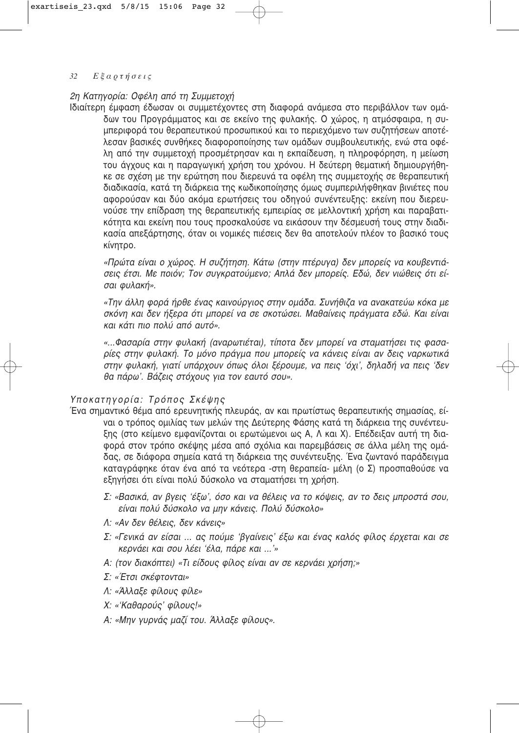*2η Κατηγορία: Οφέλη από τη Συμμετοχή*

Ιδιαίτερη έμφαση έδωσαν οι συμμετέχοντες στη διαφορά ανάμεσα στο περιβάλλον των ομάδων του Προγράμματος και σε εκείνο της φυλακής. Ο χώρος, η ατμόσφαιρα, η συμπεριφορά του θεραπευτικού προσωπικού και το περιεχόμενο των συζητήσεων αποτέλεσαν βασικές συνθήκες διαφοροποίησης των ομάδων συμβουλευτικής, ενώ στα οφέλη από την συμμετοχή προσμέτρησαν και η εκπαίδευση, η πληροφόρηση, η μείωση του άγχους και η παραγωγική χρήση του χρόνου. Η δεύτερη θεματική δημιουργήθηκε σε σχέση με την ερώτηση που διερευνά τα οφέλη της συμμετοχής σε θεραπευτική διαδικασία, κατά τη διάρκεια της κωδικοποίησης όμως συμπεριλήφθηκαν βινιέτες που αφορούσαν και δύο ακόμα ερωτήσεις του οδηγού συνέντευξης: εκείνη που διερευνούσε την επίδραση της θεραπευτικής εμπειρίας σε μελλοντική χρήση και παραβατικότητα και εκείνη που τους προσκαλούσε να εικάσουν την δέσμευσή τους στην διαδικασία απεξάρτησης, όταν οι νομικές πιέσεις δεν θα αποτελούν πλέον το βασικό τους κίνητρο.

*«Πρώτα είναι ο χώρος. Η συζήτηση. Κάτω (στην πτέρυγα) δεν μπορείς να κουβεντιάσεις έτσι. Με ποιόν; Τον συγκρατούμενο; Απλά δεν μπορείς. Εδώ, δεν νιώθεις ότι είσαι φυλακή».*

*«Την άλλη φορά ήρθε ένας καινούργιος στην ομάδα. Συνήθιζα να ανακατεύω κόκα με σκόνη και δεν ήξερα ότι μπορεί να σε σκοτώσει. Μαθαίνεις πράγματα εδώ. Και είναι και κάτι πιο πολύ από αυτό».*

*«...Φασαρία στην φυλακή (αναρωτιέται), τίποτα δεν μπορεί να σταματήσει τις φασαρίες στην φυλακή. Το μόνο πράγμα που μπορείς να κάνεις είναι αν δεις ναρκωτικά στην φυλακή, γιατί υπάρχουν όπως όλοι ξέρουμε, να πεις 'όχι', δηλαδή να πεις 'δεν θα πάρω'. Βάζεις στόχους για τον εαυτό σου».*

*Υποκατηγορία: Τρόπος Σκέψης*

Ένα σημαντικό θέμα από ερευνητικής πλευράς, αν και πρωτίστως θεραπευτικής σημασίας, είναι ο τρόπος ομιλίας των μελών της Δεύτερης Φάσης κατά τη διάρκεια της συνέντευξης (στο κείμενο εμφανίζονται οι ερωτώμενοι ως Α, Λ και Χ). Επέδειξαν αυτή τη διαφορά στον τρόπο σκέψης μέσα από σχόλια και παρεμβάσεις σε άλλα μέλη της ομάδας, σε διάφορα σημεία κατά τη διάρκεια της συνέντευξης. Ένα ζωντανό παράδειγμα καταγράφηκε όταν ένα από τα νεότερα -στη θεραπεία- μέλη (ο Σ) προσπαθούσε να εξηγήσει ότι είναι πολύ δύσκολο να σταματήσει τη χρήση.

*Σ: «Βασικά, αν βγεις 'έξω', όσο και να θέλεις να το κόψεις, αν το δεις μπροστά σου, είναι πολύ δύσκολο να μην κάνεις. Πολύ δύσκολο»*

*Λ: «Αν δεν θέλεις, δεν κάνεις»*

*Σ: «Γενικά αν είσαι ... ας πούμε 'βγαίνεις' έξω και ένας καλός φίλος έρχεται και σε κερνάει και σου λέει 'έλα, πάρε και ...'»*

*Α: (τον διακόπτει) «Τι είδους φίλος είναι αν σε κερνάει χρήση;»*

*Σ: «Έτσι σκέφτονται»*

*Λ: «Άλλαξε φίλους φίλε»*

*Χ: «'Καθαρούς' φίλους!»*

*Α: «Μην γυρνάς μαζί του. Άλλαξε φίλους».*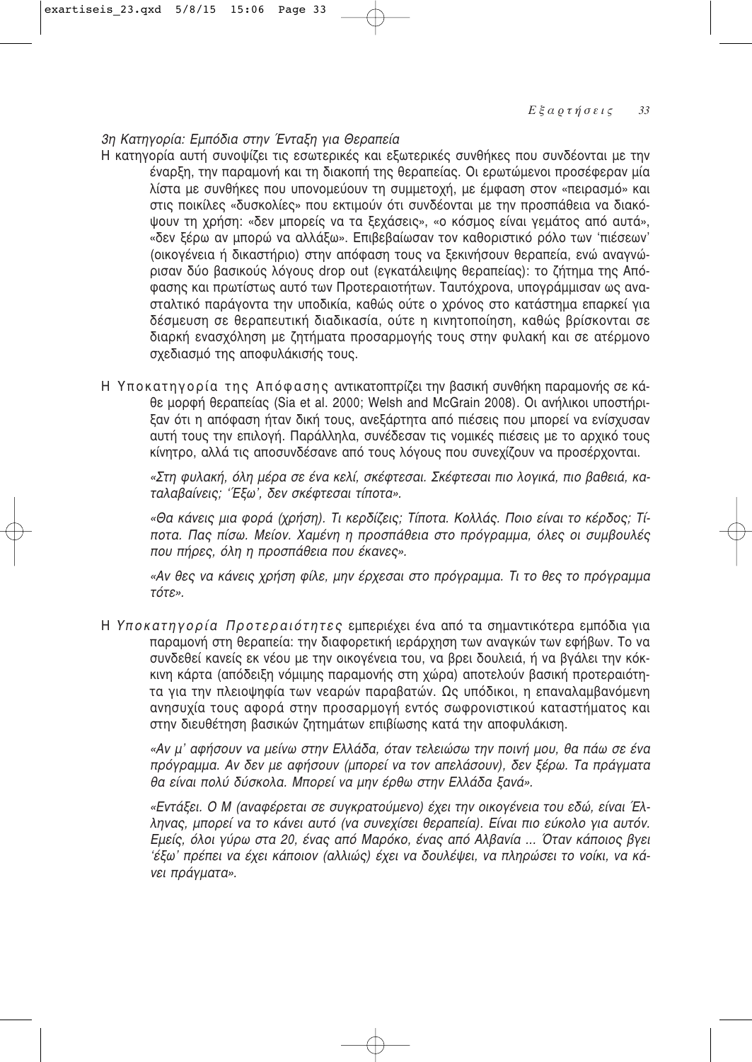*3η Κατηγορία: Εμπόδια στην Ένταξη για Θεραπεία*

Η κατηγορία αυτή συνοψίζει τις εσωτερικές και εξωτερικές συνθήκες που συνδέονται με την έναρξη, την παραμονή και τη διακοπή της θεραπείας. Οι ερωτώμενοι προσέφεραν μία λίστα με συνθήκες που υπονομεύουν τη συμμετοχή, με έμφαση στον «πειρασμό» και στις ποικίλες «δυσκολίες» που εκτιμούν ότι συνδέονται με την προσπάθεια να διακόψουν τη χρήση: «δεν μπορείς να τα ξεχάσεις», «ο κόσμος είναι γεμάτος από αυτά», «δεν ξέρω αν μπορώ να αλλάξω». Επιβεβαίωσαν τον καθοριστικό ρόλο των 'πιέσεων' (οικογένεια ή δικαστήριο) στην απόφαση τους να ξεκινήσουν θεραπεία, ενώ αναγνώρισαν δύο βασικούς λόγους drop out (εγκατάλειψης θεραπείας): το ζήτημα της Απόφασης και πρωτίστως αυτό των Προτεραιοτήτων. Ταυτόχρονα, υπογράμμισαν ως ανασταλτικό παράγοντα την υποδικία, καθώς ούτε ο χρόνος στο κατάστημα επαρκεί για δέσμευση σε θεραπευτική διαδικασία, ούτε η κινητοποίηση, καθώς βρίσκονται σε διαρκή ενασχόληση με ζητήματα προσαρμογής τους στην φυλακή και σε ατέρμονο σχεδιασμό της αποφυλάκισής τους.

Η Υποκατηγορία της Απόφασης αντικατοπτρίζει την βασική συνθήκη παραμονής σε κάθε μορφή θεραπείας (Sia et al. 2000; Welsh and McGrain 2008). Οι ανήλικοι υποστήριξαν ότι η απόφαση ήταν δική τους, ανεξάρτητα από πιέσεις που μπορεί να ενίσχυσαν αυτή τους την επιλογή. Παράλληλα, συνέδεσαν τις νομικές πιέσεις με το αρχικό τους κίνητρο, αλλά τις αποσυνδέσανε από τους λόγους που συνεχίζουν να προσέρχονται.

> *«Στη φυλακή, όλη μέρα σε ένα κελί, σκέφτεσαι. Σκέφτεσαι πιο λογικά, πιο βαθειά, καταλαβαίνεις; 'Έξω', δεν σκέφτεσαι τίποτα».*

> *«Θα κάνεις μια φορά (χρήση). Τι κερδίζεις; Τίποτα. Κολλάς. Ποιο είναι το κέρδος; Τίποτα. Πας πίσω. Μείον. Χαμένη η προσπάθεια στο πρόγραμμα, όλες οι συμβουλές που πήρες, όλη η προσπάθεια που έκανες».*

> *«Αν θες να κάνεις χρήση φίλε, μην έρχεσαι στο πρόγραμμα. Τι το θες το πρόγραμμα τότε».*

Η *Υποκατηγορία Προτεραιότητες* εμπεριέχει ένα από τα σημαντικότερα εμπόδια για παραμονή στη θεραπεία: την διαφορετική ιεράρχηση των αναγκών των εφήβων. Το να συνδεθεί κανείς εκ νέου με την οικογένεια του, να βρει δουλειά, ή να βγάλει την κόκκινη κάρτα (απόδειξη νόμιμης παραμονής στη χώρα) αποτελούν βασική προτεραιότητα για την πλειοψηφία των νεαρών παραβατών. Ως υπόδικοι, η επαναλαμβανόμενη ανησυχία τους αφορά στην προσαρμογή εντός σωφρονιστικού καταστήματος και στην διευθέτηση βασικών ζητημάτων επιβίωσης κατά την αποφυλάκιση.

> *«Αν μ' αφήσουν να μείνω στην Ελλάδα, όταν τελειώσω την ποινή μου, θα πάω σε ένα πρόγραμμα. Αν δεν με αφήσουν (μπορεί να τον απελάσουν), δεν ξέρω. Τα πράγματα θα είναι πολύ δύσκολα. Μπορεί να μην έρθω στην Ελλάδα ξανά».*

> *«Εντάξει. Ο Μ (αναφέρεται σε συγκρατούμενο) έχει την οικογένεια του εδώ, είναι Έλληνας, μπορεί να το κάνει αυτό (να συνεχίσει θεραπεία). Είναι πιο εύκολο για αυτόν. Εμείς, όλοι γύρω στα 20, ένας από Μαρόκο, ένας από Αλβανία ... Όταν κάποιος βγει 'έξω' πρέπει να έχει κάποιον (αλλιώς) έχει να δουλέψει, να πληρώσει το νοίκι, να κάνει πράγματα».*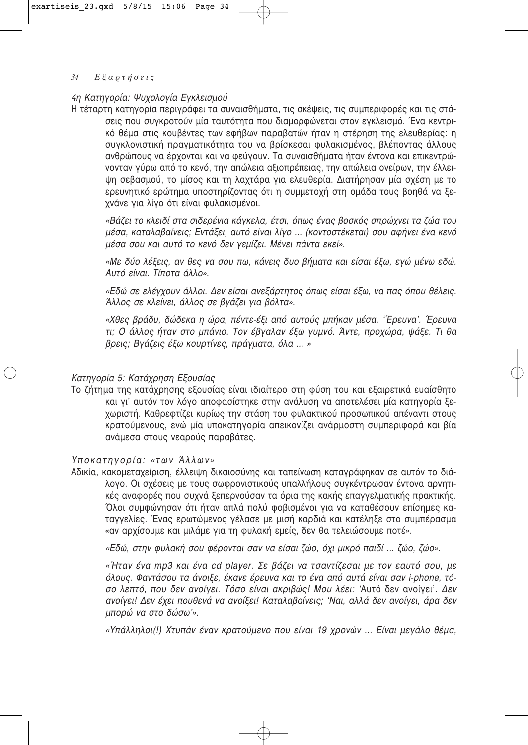*4η Κατηγορία: Ψυχολογία Εγκλεισμού*

Η τέταρτη κατηγορία περιγράφει τα συναισθήματα, τις σκέψεις, τις συμπεριφορές και τις στάσεις που συγκροτούν μία ταυτότητα που διαμορφώνεται στον εγκλεισμό. Ένα κεντρικό θέμα στις κουβέντες των εφήβων παραβατών ήταν η στέρηση της ελευθερίας: η συγκλονιστική πραγματικότητα του να βρίσκεσαι φυλακισμένος, βλέποντας άλλους ανθρώπους να έρχονται και να φεύγουν. Τα συναισθήματα ήταν έντονα και επικεντρώνονταν γύρω από το κενό, την απώλεια αξιοπρέπειας, την απώλεια ονείρων, την έλλειψη σεβασμού, το μίσος και τη λαχτάρα για ελευθερία. Διατήρησαν μία σχέση με το ερευνητικό ερώτημα υποστηρίζοντας ότι η συμμετοχή στη ομάδα τους βοηθά να ξεχνάνε για λίγο ότι είναι φυλακισμένοι.

*«Βάζει το κλειδί στα σιδερένια κάγκελα, έτσι, όπως ένας βοσκός σπρώχνει τα ζώα του μέσα, καταλαβαίνεις; Εντάξει, αυτό είναι λίγο ... (κοντοστέκεται) σου αφήνει ένα κενό μέσα σου και αυτό το κενό δεν γεμίζει. Μένει πάντα εκεί».*

*«Με δύο λέξεις, αν θες να σου πω, κάνεις δυο βήματα και είσαι έξω, εγώ μένω εδώ. Αυτό είναι. Τίποτα άλλο».*

*«Εδώ σε ελέγχουν άλλοι. Δεν είσαι ανεξάρτητος όπως είσαι έξω, να πας όπου θέλεις. Άλλος σε κλείνει, άλλος σε βγάζει για βόλτα».*

*«Χθες βράδυ, δώδεκα η ώρα, πέντε-έξι από αυτούς μπήκαν μέσα. ''Ερευνα'. Έρευνα τι; Ο άλλος ήταν στο μπάνιο. Τον έβγαλαν έξω γυμνό. Άντε, προχώρα, ψάξε. Τι θα βρεις; Βγάζεις έξω κουρτίνες, πράγματα, όλα ... »*

*Κατηγορία 5: Κατάχρηση Εξουσίας*

Το ζήτημα της κατάχρησης εξουσίας είναι ιδιαίτερο στη φύση του και εξαιρετικά ευαίσθητο και γι' αυτόν τον λόγο αποφασίστηκε στην ανάλυση να αποτελέσει μία κατηγορία ξεχωριστή. Καθρεφτίζει κυρίως την στάση του φυλακτικού προσωπικού απέναντι στους κρατούμενους, ενώ μία υποκατηγορία απεικονίζει ανάρμοστη συμπεριφορά και βία ανάμεσα στους νεαρούς παραβάτες.

*Υποκατηγορία: «των Άλλων»*

Αδικία, κακομεταχείριση, έλλειψη δικαιοσύνης και ταπείνωση καταγράφηκαν σε αυτόν το διάλογο. Οι σχέσεις με τους σωφρονιστικούς υπαλλήλους συγκέντρωσαν έντονα αρνητικές αναφορές που συχνά ξεπερνούσαν τα όρια της κακής επαγγελματικής πρακτικής. Όλοι συμφώνησαν ότι ήταν απλά πολύ φοβισμένοι για να καταθέσουν επίσημες καταγγελίες. Ένας ερωτώμενος γέλασε με μισή καρδιά και κατέληξε στο συμπέρασμα «αν αρχίσουμε και μιλάμε για τη φυλακή εμείς, δεν θα τελειώσουμε ποτέ».

*«Εδώ, στην φυλακή σου φέρονται σαν να είσαι ζώο, όχι μικρό παιδί ... ζώο, ζώο».*

*«Ήταν ένα mp3 και ένα cd player. Σε βάζει να τσαντίζεσαι με τον εαυτό σου, με όλους. Φαντάσου τα άνοιξε, έκανε έρευνα και το ένα από αυτά είναι σαν i-phone, τόσο λεπτό, που δεν ανοίγει. Τόσο είναι ακριβώς! Μου λέει: 'Αυτό δεν ανοίγει'. Δεν ανοίγει! Δεν έχει πουθενά να ανοίξει! Καταλαβαίνεις; 'Ναι, αλλά δεν ανοίγει, άρα δεν μπορώ να στο δώσω'».*

*«Υπάλληλοι(!) Χτυπάν έναν κρατούμενο που είναι 19 χρονών ... Είναι μεγάλο θέμα,*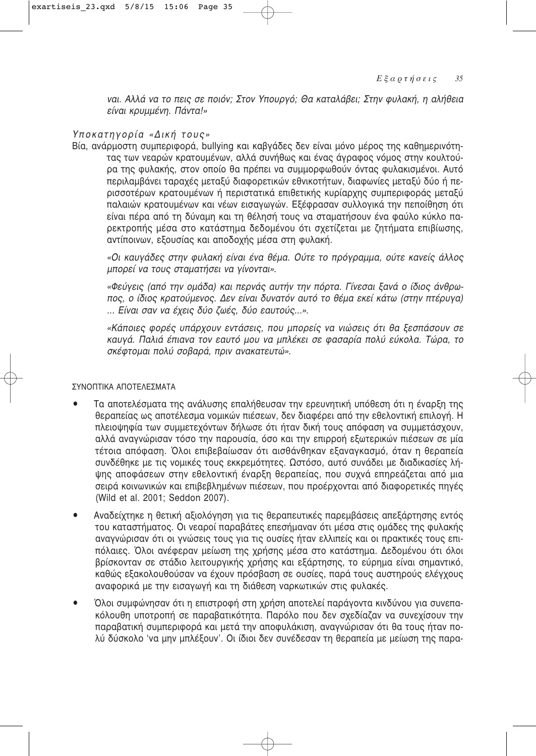*ναι. Αλλά να το πεις σε ποιόν; Στον Υπουργό; Θα καταλάβει; Στην φυλακή, η αλήθεια είναι κρυμμένη. Πάντα!»*

*Υποκατηγορία «Δική τους»*

Βία, ανάρμοστη συμπεριφορά, bullying και καβγάδες δεν είναι μόνο μέρος της καθημερινότητας των νεαρών κρατουμένων, αλλά συνήθως και ένας άγραφος νόμος στην κουλτούρα της φυλακής, στον οποίο θα πρέπει να συμμορφωθούν όντας φυλακισμένοι. Αυτό περιλαμβάνει ταραχές μεταξύ διαφορετικών εθνικοτήτων, διαφωνίες μεταξύ δύο ή περισσοτέρων κρατουμένων ή περιστατικά επιθετικής κυρίαρχης συμπεριφοράς μεταξύ παλαιών κρατουμένων και νέων εισαγωγών. Εξέφρασαν συλλογικά την πεποίθηση ότι είναι πέρα από τη δύναμη και τη θέλησή τους να σταματήσουν ένα φαύλο κύκλο παρεκτροπής μέσα στο κατάστημα δεδομένου ότι σχετίζεται με ζητήματα επιβίωσης, αντίποινων, εξουσίας και αποδοχής μέσα στη φυλακή.

*«Οι καυγάδες στην φυλακή είναι ένα θέμα. Ούτε το πρόγραμμα, ούτε κανείς άλλος μπορεί να τους σταματήσει να γίνονται».*

*«Φεύγεις (από την ομάδα) και περνάς αυτήν την πόρτα. Γίνεσαι ξανά ο ίδιος άνθρωπος, ο ίδιος κρατούμενος. Δεν είναι δυνατόν αυτό το θέμα εκεί κάτω (στην πτέρυγα) ... Είναι σαν να έχεις δύο ζωές, δύο εαυτούς...».*

*«Κάποιες φορές υπάρχουν εντάσεις, που μπορείς να νιώσεις ότι θα ξεσπάσουν σε καυγά. Παλιά έπιανα τον εαυτό μου να μπλέκει σε φασαρία πολύ εύκολα. Τώρα, το σκέφτομαι πολύ σοβαρά, πριν ανακατευτώ».*

ΣΥΝΟΠΤΙΚΑ ΑΠΟΤΕΛΕΣΜΑΤΑ

- Τα αποτελέσματα της ανάλυσης επαλήθευσαν την ερευνητική υπόθεση ότι η έναρξη της θεραπείας ως αποτέλεσμα νομικών πιέσεων, δεν διαφέρει από την εθελοντική επιλογή. Η πλειοψηφία των συμμετεχόντων δήλωσε ότι ήταν δική τους απόφαση να συμμετάσχουν, αλλά αναγνώρισαν τόσο την παρουσία, όσο και την επιρροή εξωτερικών πιέσεων σε μία τέτοια απόφαση. Όλοι επιβεβαίωσαν ότι αισθάνθηκαν εξαναγκασμό, όταν η θεραπεία συνδέθηκε με τις νομικές τους εκκρεμότητες. Ωστόσο, αυτό συνάδει με διαδικασίες λήψης αποφάσεων στην εθελοντική έναρξη θεραπείας, που συχνά επηρεάζεται από μια σειρά κοινωνικών και επιβεβλημένων πιέσεων, που προέρχονται από διαφορετικές πηγές (Wild et al. 2001; Seddon 2007).
- Αναδείχτηκε η θετική αξιολόγηση για τις θεραπευτικές παρεμβάσεις απεξάρτησης εντός του καταστήματος. Οι νεαροί παραβάτες επεσήμαναν ότι μέσα στις ομάδες της φυλακής αναγνώρισαν ότι οι γνώσεις τους για τις ουσίες ήταν ελλιπείς και οι πρακτικές τους επιπόλαιες. Όλοι ανέφεραν μείωση της χρήσης μέσα στο κατάστημα. Δεδομένου ότι όλοι βρίσκονταν σε στάδιο λειτουργικής χρήσης και εξάρτησης, το εύρημα είναι σημαντικό, καθώς εξακολουθούσαν να έχουν πρόσβαση σε ουσίες, παρά τους αυστηρούς ελέγχους αναφορικά με την εισαγωγή και τη διάθεση ναρκωτικών στις φυλακές.
- Όλοι συμφώνησαν ότι η επιστροφή στη χρήση αποτελεί παράγοντα κινδύνου για συνεπακόλουθη υποτροπή σε παραβατικότητα. Παρόλο που δεν σχεδίαζαν να συνεχίσουν την παραβατική συμπεριφορά και μετά την αποφυλάκιση, αναγνώρισαν ότι θα τους ήταν πολύ δύσκολο 'να μην μπλέξουν'. Οι ίδιοι δεν συνέδεσαν τη θεραπεία με μείωση της παρα-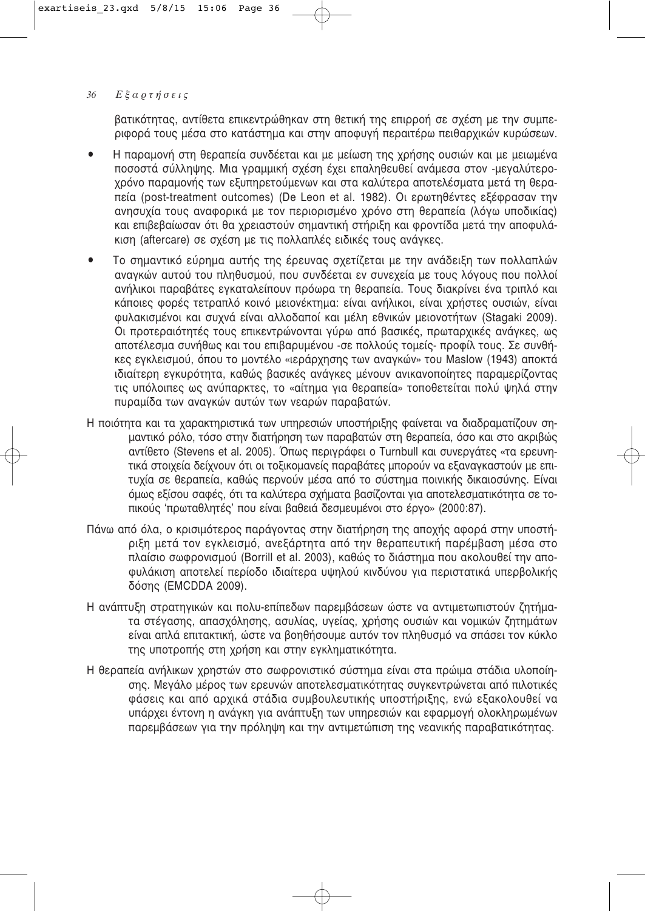βατικότητας, αντίθετα επικεντρώθηκαν στη θετική της επιρροή σε σχέση με την συμπεριφορά τους μέσα στο κατάστημα και στην αποφυγή περαιτέρω πειθαρχικών κυρώσεων.

- Η παραμονή στη θεραπεία συνδέεται και με μείωση της χρήσης ουσιών και με μειωμένα ποσοστά σύλληψης. Μια γραμμική σχέση έχει επαληθευθεί ανάμεσα στον -μεγαλύτεροχρόνο παραμονής των εξυπηρετούμενων και στα καλύτερα αποτελέσματα μετά τη θεραπεία (post-treatment outcomes) (De Leon et al. 1982). Οι ερωτηθέντες εξέφρασαν την ανησυχία τους αναφορικά με τον περιορισμένο χρόνο στη θεραπεία (λόγω υποδικίας) και επιβεβαίωσαν ότι θα χρειαστούν σημαντική στήριξη και φροντίδα μετά την αποφυλάκιση (aftercare) σε σχέση με τις πολλαπλές ειδικές τους ανάγκες.
- Το σημαντικό εύρημα αυτής της έρευνας σχετίζεται με την ανάδειξη των πολλαπλών αναγκών αυτού του πληθυσμού, που συνδέεται εν συνεχεία με τους λόγους που πολλοί ανήλικοι παραβάτες εγκαταλείπουν πρόωρα τη θεραπεία. Τους διακρίνει ένα τριπλό και κάποιες φορές τετραπλό κοινό μειονέκτημα: είναι ανήλικοι, είναι χρήστες ουσιών, είναι φυλακισμένοι και συχνά είναι αλλοδαποί και μέλη εθνικών μειονοτήτων (Stagaki 2009). Οι προτεραιότητές τους επικεντρώνονται γύρω από βασικές, πρωταρχικές ανάγκες, ως αποτέλεσμα συνήθως και του επιβαρυμένου -σε πολλούς τομείς- προφίλ τους. Σε συνθήκες εγκλεισμού, όπου το μοντέλο «ιεράρχησης των αναγκών» του Maslow (1943) αποκτά ιδιαίτερη εγκυρότητα, καθώς βασικές ανάγκες μένουν ανικανοποίητες παραμερίζοντας τις υπόλοιπες ως ανύπαρκτες, το «αίτημα για θεραπεία» τοποθετείται πολύ ψηλά στην πυραμίδα των αναγκών αυτών των νεαρών παραβατών.

Η ποιότητα και τα χαρακτηριστικά των υπηρεσιών υποστήριξης φαίνεται να διαδραματίζουν σημαντικό ρόλο, τόσο στην διατήρηση των παραβατών στη θεραπεία, όσο και στο ακριβώς αντίθετο (Stevens et al. 2005). Όπως περιγράφει ο Turnbull και συνεργάτες «τα ερευνητικά στοιχεία δείχνουν ότι οι τοξικομανείς παραβάτες μπορούν να εξαναγκαστούν με επιτυχία σε θεραπεία, καθώς περνούν μέσα από το σύστημα ποινικής δικαιοσύνης. Είναι όμως εξίσου σαφές, ότι τα καλύτερα σχήματα βασίζονται για αποτελεσματικότητα σε τοπικούς 'πρωταθλητές' που είναι βαθειά δεσμευμένοι στο έργο» (2000:87).

Πάνω από όλα, ο κρισιμότερος παράγοντας στην διατήρηση της αποχής αφορά στην υποστήριξη μετά τον εγκλεισμό, ανεξάρτητα από την θεραπευτική παρέμβαση μέσα στο πλαίσιο σωφρονισμού (Borrill et al. 2003), καθώς το διάστημα που ακολουθεί την αποφυλάκιση αποτελεί περίοδο ιδιαίτερα υψηλού κινδύνου για περιστατικά υπερβολικής δόσης (EMCDDA 2009).

Η ανάπτυξη στρατηγικών και πολυ-επίπεδων παρεμβάσεων ώστε να αντιμετωπιστούν ζητήματα στέγασης, απασχόλησης, ασυλίας, υγείας, χρήσης ουσιών και νομικών ζητημάτων είναι απλά επιτακτική, ώστε να βοηθήσουμε αυτόν τον πληθυσμό να σπάσει τον κύκλο της υποτροπής στη χρήση και στην εγκληματικότητα.

Η θεραπεία ανήλικων χρηστών στο σωφρονιστικό σύστημα είναι στα πρώιμα στάδια υλοποίησης. Μεγάλο μέρος των ερευνών αποτελεσματικότητας συγκεντρώνεται από πιλοτικές φάσεις και από αρχικά στάδια συμβουλευτικής υποστήριξης, ενώ εξακολουθεί να υπάρχει έντονη η ανάγκη για ανάπτυξη των υπηρεσιών και εφαρμογή ολοκληρωμένων παρεμβάσεων για την πρόληψη και την αντιμετώπιση της νεανικής παραβατικότητας.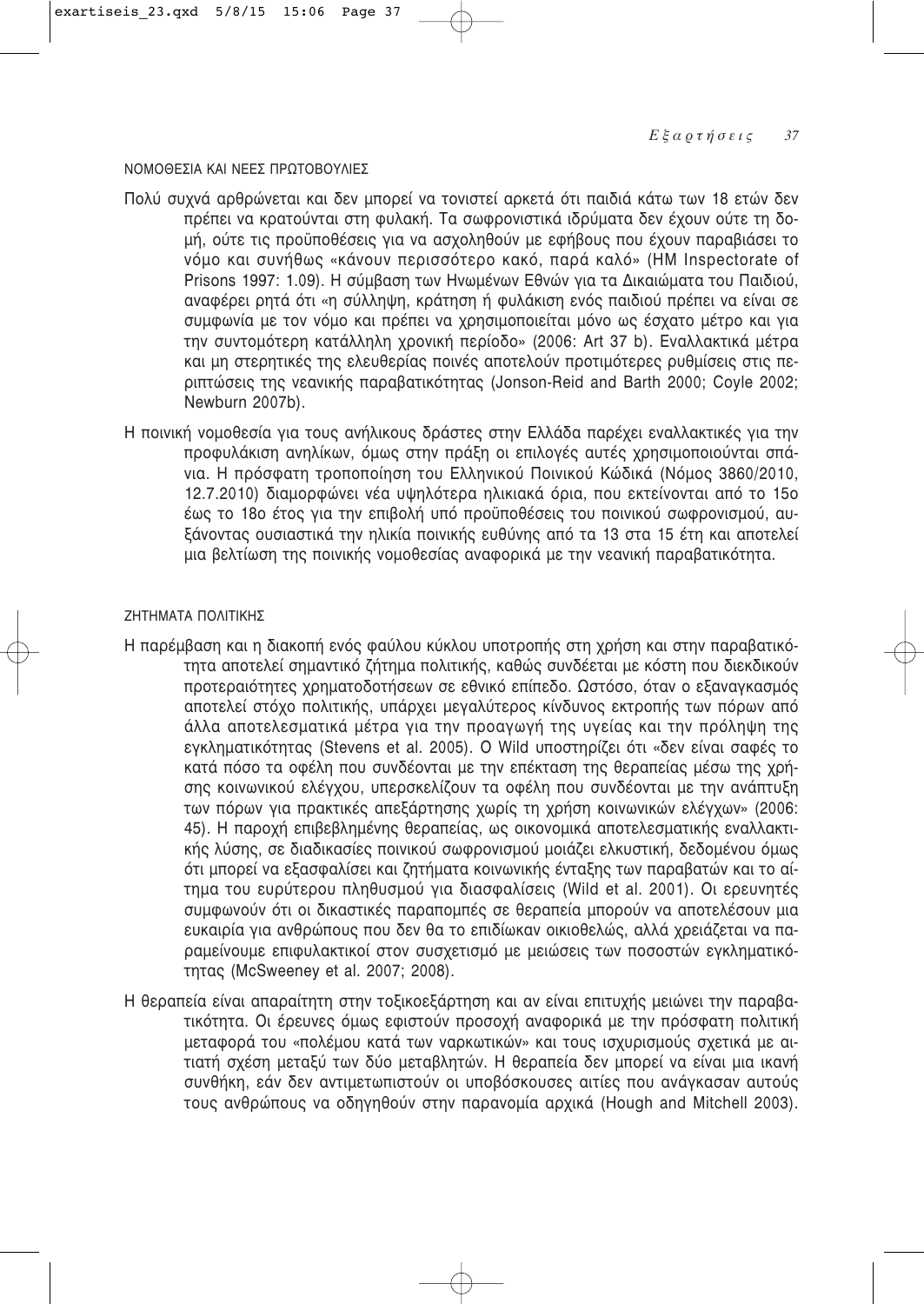## ΝΟΜΟΘΕΣΙΑ ΚΑΙ ΝΕΕΣ ΠΡΩΤΟΒΟΥΛΙΕΣ

Πολύ συχνά αρθρώνεται και δεν μπορεί να τονιστεί αρκετά ότι παιδιά κάτω των 18 ετών δεν πρέπει να κρατούνται στη φυλακή. Τα σωφρονιστικά ιδρύματα δεν έχουν ούτε τη δομή, ούτε τις προϋποθέσεις για να ασχοληθούν με εφήβους που έχουν παραβιάσει το νόμο και συνήθως «κάνουν περισσότερο κακό, παρά καλό» (HM Inspectorate of Prisons 1997: 1.09). Η σύμβαση των Ηνωμένων Εθνών για τα Δικαιώματα του Παιδιού, αναφέρει ρητά ότι «η σύλληψη, κράτηση ή φυλάκιση ενός παιδιού πρέπει να είναι σε συμφωνία με τον νόμο και πρέπει να χρησιμοποιείται μόνο ως έσχατο μέτρο και για την συντομότερη κατάλληλη χρονική περίοδο» (2006: Art 37 b). Εναλλακτικά μέτρα και μη στερητικές της ελευθερίας ποινές αποτελούν προτιμότερες ρυθμίσεις στις περιπτώσεις της νεανικής παραβατικότητας (Jonson-Reid and Barth 2000; Coyle 2002; Newburn 2007b).

Η ποινική νομοθεσία για τους ανήλικους δράστες στην Ελλάδα παρέχει εναλλακτικές για την προφυλάκιση ανηλίκων, όμως στην πράξη οι επιλογές αυτές χρησιμοποιούνται σπάνια. Η πρόσφατη τροποποίηση του Ελληνικού Ποινικού Κώδικά (Νόμος 3860/2010, 12.7.2010) διαμορφώνει νέα υψηλότερα ηλικιακά όρια, που εκτείνονται από το 15ο έως το 18ο έτος για την επιβολή υπό προϋποθέσεις του ποινικού σωφρονισμού, αυξάνοντας ουσιαστικά την ηλικία ποινικής ευθύνης από τα 13 στα 15 έτη και αποτελεί μια βελτίωση της ποινικής νομοθεσίας αναφορικά με την νεανική παραβατικότητα.

## ΖΗΤΗΜΑΤΑ ΠΟΛΙΤΙΚΗΣ

Η παρέμβαση και η διακοπή ενός φαύλου κύκλου υποτροπής στη χρήση και στην παραβατικότητα αποτελεί σημαντικό ζήτημα πολιτικής, καθώς συνδέεται με κόστη που διεκδικούν προτεραιότητες χρηματοδοτήσεων σε εθνικό επίπεδο. Ωστόσο, όταν ο εξαναγκασμός αποτελεί στόχο πολιτικής, υπάρχει μεγαλύτερος κίνδυνος εκτροπής των πόρων από άλλα αποτελεσματικά μέτρα για την προαγωγή της υγείας και την πρόληψη της εγκληματικότητας (Stevens et al. 2005). Ο Wild υποστηρίζει ότι «δεν είναι σαφές το κατά πόσο τα οφέλη που συνδέονται με την επέκταση της θεραπείας μέσω της χρήσης κοινωνικού ελέγχου, υπερσκελίζουν τα οφέλη που συνδέονται με την ανάπτυξη των πόρων για πρακτικές απεξάρτησης χωρίς τη χρήση κοινωνικών ελέγχων» (2006: 45). Η παροχή επιβεβλημένης θεραπείας, ως οικονομικά αποτελεσματικής εναλλακτικής λύσης, σε διαδικασίες ποινικού σωφρονισμού μοιάζει ελκυστική, δεδομένου όμως ότι μπορεί να εξασφαλίσει και ζητήματα κοινωνικής ένταξης των παραβατών και το αίτημα του ευρύτερου πληθυσμού για διασφαλίσεις (Wild et al. 2001). Οι ερευνητές συμφωνούν ότι οι δικαστικές παραπομπές σε θεραπεία μπορούν να αποτελέσουν μια ευκαιρία για ανθρώπους που δεν θα το επιδίωκαν οικιοθελώς, αλλά χρειάζεται να παραμείνουμε επιφυλακτικοί στον συσχετισμό με μειώσεις των ποσοστών εγκληματικότητας (McSweeney et al. 2007; 2008).

Η θεραπεία είναι απαραίτητη στην τοξικοεξάρτηση και αν είναι επιτυχής μειώνει την παραβατικότητα. Οι έρευνες όμως εφιστούν προσοχή αναφορικά με την πρόσφατη πολιτική μεταφορά του «πολέμου κατά των ναρκωτικών» και τους ισχυρισμούς σχετικά με αιτιατή σχέση μεταξύ των δύο μεταβλητών. Η θεραπεία δεν μπορεί να είναι μια ικανή συνθήκη, εάν δεν αντιμετωπιστούν οι υποβόσκουσες αιτίες που ανάγκασαν αυτούς τους ανθρώπους να οδηγηθούν στην παρανομία αρχικά (Hough and Mitchell 2003).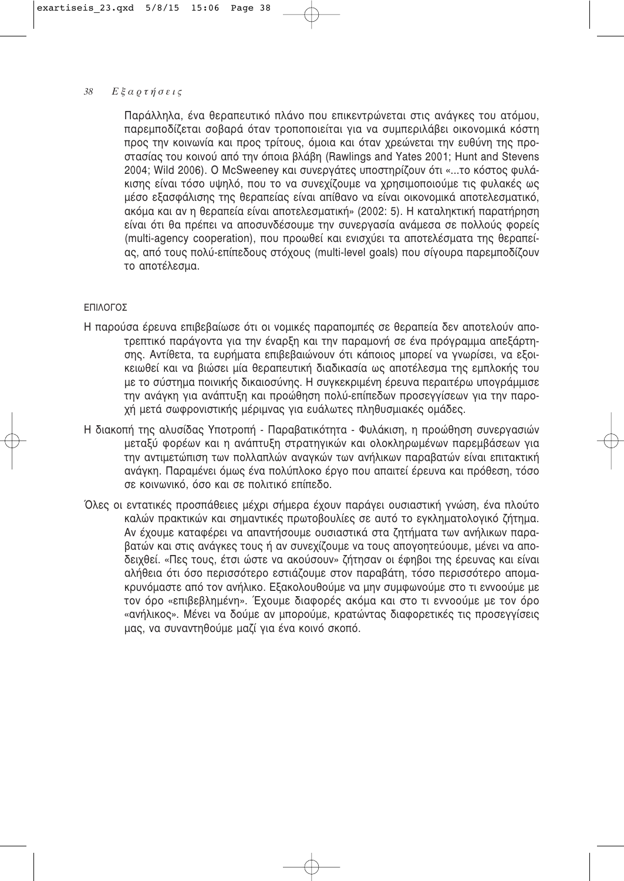Παράλληλα, ένα θεραπευτικό πλάνο που επικεντρώνεται στις ανάγκες του ατόμου, παρεμποδίζεται σοβαρά όταν τροποποιείται για να συμπεριλάβει οικονομικά κόστη προς την κοινωνία και προς τρίτους, όμοια και όταν χρεώνεται την ευθύνη της προστασίας του κοινού από την όποια βλάβη (Rawlings and Yates 2001; Hunt and Stevens 2004; Wild 2006). Ο McSweeney και συνεργάτες υποστηρίζουν ότι «...το κόστος φυλάκισης είναι τόσο υψηλό, που το να συνεχίζουμε να χρησιμοποιούμε τις φυλακές ως μέσο εξασφάλισης της θεραπείας είναι απίθανο να είναι οικονομικά αποτελεσματικό, ακόμα και αν η θεραπεία είναι αποτελεσματική» (2002: 5). Η καταληκτική παρατήρηση είναι ότι θα πρέπει να αποσυνδέσουμε την συνεργασία ανάμεσα σε πολλούς φορείς (multi-agency cooperation), που προωθεί και ενισχύει τα αποτελέσματα της θεραπείας, από τους πολύ-επίπεδους στόχους (multi-level goals) που σίγουρα παρεμποδίζουν το αποτέλεσμα.

## ΕΠΙΛΟΓΟΣ

Η παρούσα έρευνα επιβεβαίωσε ότι οι νομικές παραπομπές σε θεραπεία δεν αποτελούν αποτρεπτικό παράγοντα για την έναρξη και την παραμονή σε ένα πρόγραμμα απεξάρτησης. Αντίθετα, τα ευρήματα επιβεβαιώνουν ότι κάποιος μπορεί να γνωρίσει, να εξοικειωθεί και να βιώσει μία θεραπευτική διαδικασία ως αποτέλεσμα της εμπλοκής του με το σύστημα ποινικής δικαιοσύνης. Η συγκεκριμένη έρευνα περαιτέρω υπογράμμισε την ανάγκη για ανάπτυξη και προώθηση πολύ-επίπεδων προσεγγίσεων για την παροχή μετά σωφρονιστικής μέριμνας για ευάλωτες πληθυσμιακές ομάδες.

Η διακοπή της αλυσίδας Υποτροπή - Παραβατικότητα - Φυλάκιση, η προώθηση συνεργασιών μεταξύ φορέων και η ανάπτυξη στρατηγικών και ολοκληρωμένων παρεμβάσεων για την αντιμετώπιση των πολλαπλών αναγκών των ανήλικων παραβατών είναι επιτακτική ανάγκη. Παραμένει όμως ένα πολύπλοκο έργο που απαιτεί έρευνα και πρόθεση, τόσο σε κοινωνικό, όσο και σε πολιτικό επίπεδο.

Όλες οι εντατικές προσπάθειες μέχρι σήμερα έχουν παράγει ουσιαστική γνώση, ένα πλούτο καλών πρακτικών και σημαντικές πρωτοβουλίες σε αυτό το εγκληματολογικό ζήτημα. Αν έχουμε καταφέρει να απαντήσουμε ουσιαστικά στα ζητήματα των ανήλικων παραβατών και στις ανάγκες τους ή αν συνεχίζουμε να τους απογοητεύουμε, μένει να αποδειχθεί. «Πες τους, έτσι ώστε να ακούσουν» ζήτησαν οι έφηβοι της έρευνας και είναι αλήθεια ότι όσο περισσότερο εστιάζουμε στον παραβάτη, τόσο περισσότερο απομακρυνόμαστε από τον ανήλικο. Εξακολουθούμε να μην συμφωνούμε στο τι εννοούμε με τον όρο «επιβεβλημένη». Έχουμε διαφορές ακόμα και στο τι εννοούμε με τον όρο «ανήλικος». Μένει να δούμε αν μπορούμε, κρατώντας διαφορετικές τις προσεγγίσεις μας, να συναντηθούμε μαζί για ένα κοινό σκοπό.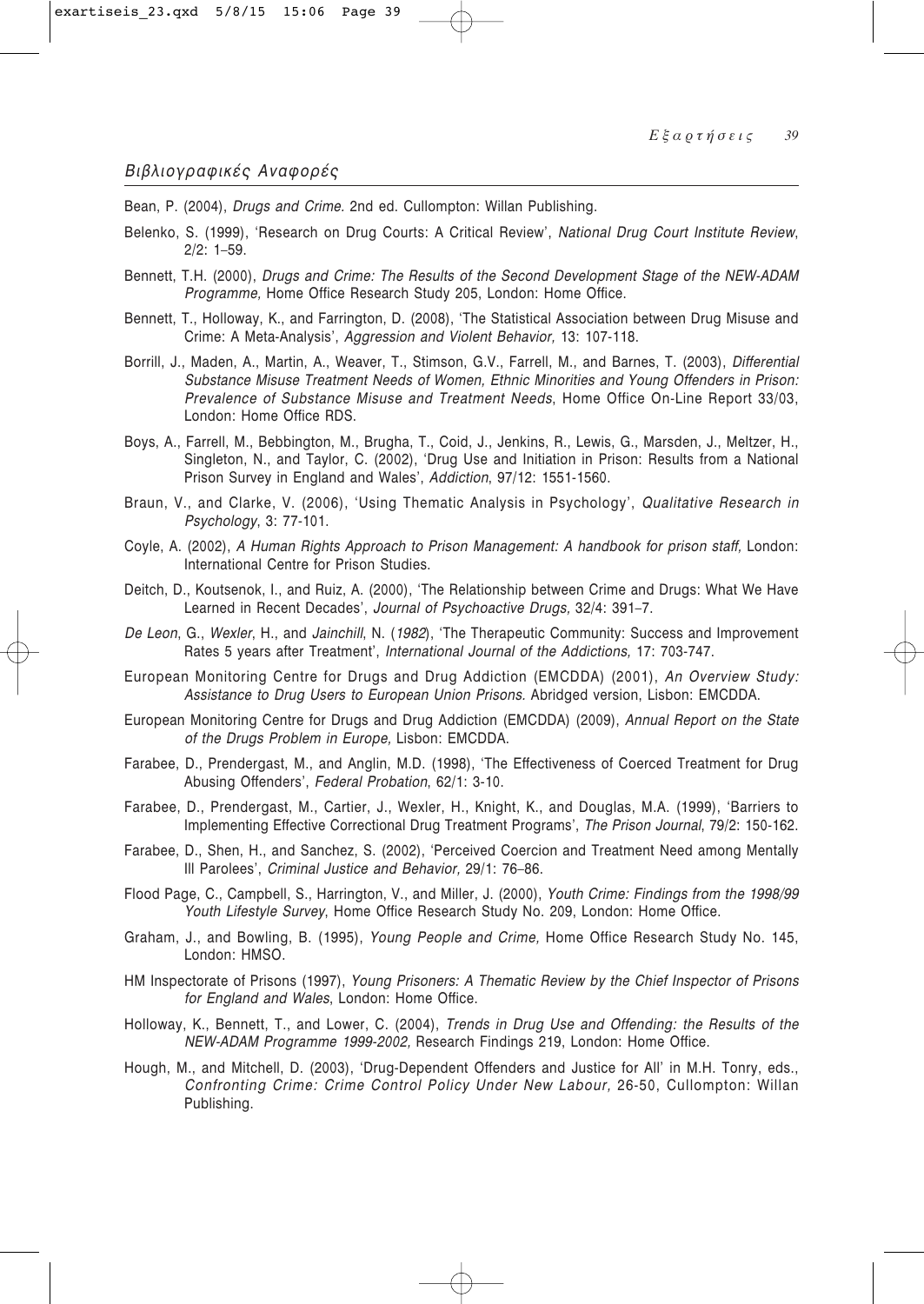## Βιβλιογραφικές Αναφορές

Bean, P. (2004), *Drugs and Crime.* 2nd ed. Cullompton: Willan Publishing.

Belenko, S. (1999), 'Research on Drug Courts: A Critical Review', *National Drug Court Institute Review*, 2/2: 1–59.

Bennett, T.H. (2000), *Drugs and Crime: The Results of the Second Development Stage of the NEW-ADAM Programme,* Home Office Research Study 205, London: Home Office.

Bennett, T., Holloway, K., and Farrington, D. (2008), 'The Statistical Association between Drug Misuse and Crime: A Meta-Analysis', *Aggression and Violent Behavior,* 13: 107-118.

Borrill, J., Maden, A., Martin, A., Weaver, T., Stimson, G.V., Farrell, M., and Barnes, T. (2003), *Differential Substance Misuse Treatment Needs of Women, Ethnic Minorities and Young Offenders in Prison: Prevalence of Substance Misuse and Treatment Needs*, Home Office On-Line Report 33/03, London: Home Office RDS.

Boys, A., Farrell, M., Bebbington, M., Brugha, T., Coid, J., Jenkins, R., Lewis, G., Marsden, J., Meltzer, H., Singleton, N., and Taylor, C. (2002), 'Drug Use and Initiation in Prison: Results from a National Prison Survey in England and Wales', *Addiction*, 97/12: 1551-1560.

Braun, V., and Clarke, V. (2006), 'Using Thematic Analysis in Psychology', *Qualitative Research in Psychology*, 3: 77-101.

Coyle, A. (2002), *A Human Rights Approach to Prison Management: A handbook for prison staff,* London: International Centre for Prison Studies.

Deitch, D., Koutsenok, I., and Ruiz, A. (2000), 'The Relationship between Crime and Drugs: What We Have Learned in Recent Decades', *Journal of Psychoactive Drugs,* 32/4: 391–7.

*De Leon*, G., *Wexler*, H., and *Jainchill*, N. (*1982*), 'The Therapeutic Community: Success and Improvement Rates 5 years after Treatment', *International Journal of the Addictions,* 17: 703-747.

European Monitoring Centre for Drugs and Drug Addiction (EMCDDA) (2001), *An Overview Study: Assistance to Drug Users to European Union Prisons.* Abridged version, Lisbon: EMCDDA.

European Monitoring Centre for Drugs and Drug Addiction (EMCDDA) (2009), *Annual Report on the State of the Drugs Problem in Europe,* Lisbon: EMCDDA.

Farabee, D., Prendergast, M., and Anglin, M.D. (1998), 'The Effectiveness of Coerced Treatment for Drug Abusing Offenders', *Federal Probation*, 62/1: 3-10.

Farabee, D., Prendergast, M., Cartier, J., Wexler, H., Knight, K., and Douglas, M.A. (1999), 'Barriers to Implementing Effective Correctional Drug Treatment Programs', *The Prison Journal*, 79/2: 150-162.

Farabee, D., Shen, H., and Sanchez, S. (2002), 'Perceived Coercion and Treatment Need among Mentally Ill Parolees', *Criminal Justice and Behavior,* 29/1: 76–86.

Flood Page, C., Campbell, S., Harrington, V., and Miller, J. (2000), *Youth Crime: Findings from the 1998/99 Youth Lifestyle Survey*, Home Office Research Study No. 209, London: Home Office.

Graham, J., and Bowling, B. (1995), *Young People and Crime,* Home Office Research Study No. 145, London: HMSO.

HM Inspectorate of Prisons (1997), *Young Prisoners: A Thematic Review by the Chief Inspector of Prisons for England and Wales*, London: Home Office.

Holloway, K., Bennett, T., and Lower, C. (2004), *Trends in Drug Use and Offending: the Results of the NEW-ADAM Programme 1999-2002,* Research Findings 219, London: Home Office.

Hough, M., and Mitchell, D. (2003), 'Drug-Dependent Offenders and Justice for All' in M.H. Tonry, eds., *Confronting Crime: Crime Control Policy Under New Labour,* 26-50, Cullompton: Willan Publishing.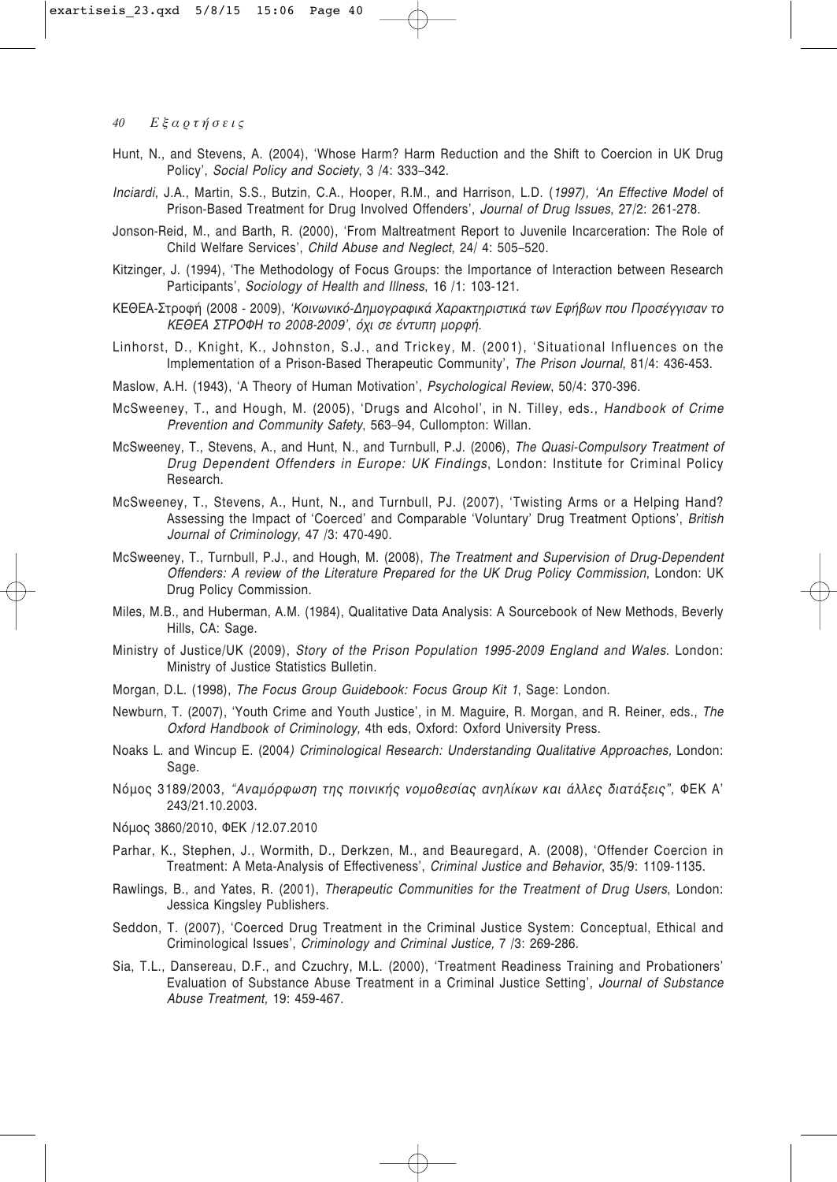Hunt, N., and Stevens, A. (2004), 'Whose Harm? Harm Reduction and the Shift to Coercion in UK Drug Policy', *Social Policy and Society*, 3 /4: 333–342.

*Inciardi*, J.A., Martin, S.S., Butzin, C.A., Hooper, R.M., and Harrison, L.D. (*1997), 'An Effective Model* of Prison-Based Treatment for Drug Involved Offenders', *Journal of Drug Issues*, 27/2: 261-278.

Jonson-Reid, M., and Barth, R. (2000), 'From Maltreatment Report to Juvenile Incarceration: The Role of Child Welfare Services', *Child Abuse and Neglect*, 24/ 4: 505–520.

Kitzinger, J. (1994), 'The Methodology of Focus Groups: the Importance of Interaction between Research Participants', *Sociology of Health and Illness*, 16 /1: 103-121.

ΚΕΘΕΑ-Στροφή (2008 - 2009), *'Κοινωνικό-Δημογραφικά Χαρακτηριστικά των Εφήβων που Προσέγγισαν το ΚΕΘΕΑ ΣΤΡΟΦΗ το 2008-2009'*, *όχι σε έντυπη μορφή*.

Linhorst, D., Knight, K., Johnston, S.J., and Trickey, M. (2001), 'Situational Influences on the Implementation of a Prison-Based Therapeutic Community', *The Prison Journal*, 81/4: 436-453.

Maslow, A.H. (1943), 'A Theory of Human Motivation', *Psychological Review*, 50/4: 370-396.

McSweeney, T., and Hough, M. (2005), 'Drugs and Alcohol', in N. Tilley, eds., *Handbook of Crime Prevention and Community Safety*, 563–94, Cullompton: Willan.

McSweeney, T., Stevens, A., and Hunt, N., and Turnbull, P.J. (2006), *The Quasi-Compulsory Treatment of Drug Dependent Offenders in Europe: UK Findings*, London: Institute for Criminal Policy Research.

McSweeney, T., Stevens, A., Hunt, N., and Turnbull, PJ. (2007), 'Twisting Arms or a Helping Hand? Assessing the Impact of 'Coerced' and Comparable 'Voluntary' Drug Treatment Options', *British Journal of Criminology*, 47 /3: 470-490.

McSweeney, T., Turnbull, P.J., and Hough, M. (2008), *The Treatment and Supervision of Drug-Dependent Offenders: A review of the Literature Prepared for the UK Drug Policy Commission*, London: UK Drug Policy Commission.

Miles, M.B., and Huberman, A.M. (1984), Qualitative Data Analysis: A Sourcebook of New Methods, Beverly Hills, CA: Sage.

Ministry of Justice/UK (2009), *Story of the Prison Population 1995-2009 England and Wales*. London: Ministry of Justice Statistics Bulletin.

Morgan, D.L. (1998), *The Focus Group Guidebook: Focus Group Kit 1*, Sage: London.

Newburn, T. (2007), 'Youth Crime and Youth Justice', in M. Maguire, R. Morgan, and R. Reiner, eds., *The Oxford Handbook of Criminology,* 4th eds, Oxford: Oxford University Press.

Noaks L. and Wincup E. (2004*) Criminological Research: Understanding Qualitative Approaches,* London: Sage.

Νόμος 3189/2003, *"Αναμόρφωση της ποινικής νομοθεσίας ανηλίκων και άλλες διατάξεις",* ΦΕΚ Α' 243/21.10.2003.

Νόμος 3860/2010, ΦΕΚ /12.07.2010

Parhar, K., Stephen, J., Wormith, D., Derkzen, M., and Beauregard, A. (2008), 'Offender Coercion in Treatment: A Meta-Analysis of Effectiveness', *Criminal Justice and Behavior*, 35/9: 1109-1135.

Rawlings, B., and Yates, R. (2001), *Therapeutic Communities for the Treatment of Drug Users*, London: Jessica Kingsley Publishers.

Seddon, T. (2007), 'Coerced Drug Treatment in the Criminal Justice System: Conceptual, Ethical and Criminological Issues', *Criminology and Criminal Justice,* 7 /3: 269-286.

Sia, T.L., Dansereau, D.F., and Czuchry, M.L. (2000), 'Treatment Readiness Training and Probationers' Evaluation of Substance Abuse Treatment in a Criminal Justice Setting', *Journal of Substance Abuse Treatment,* 19: 459-467.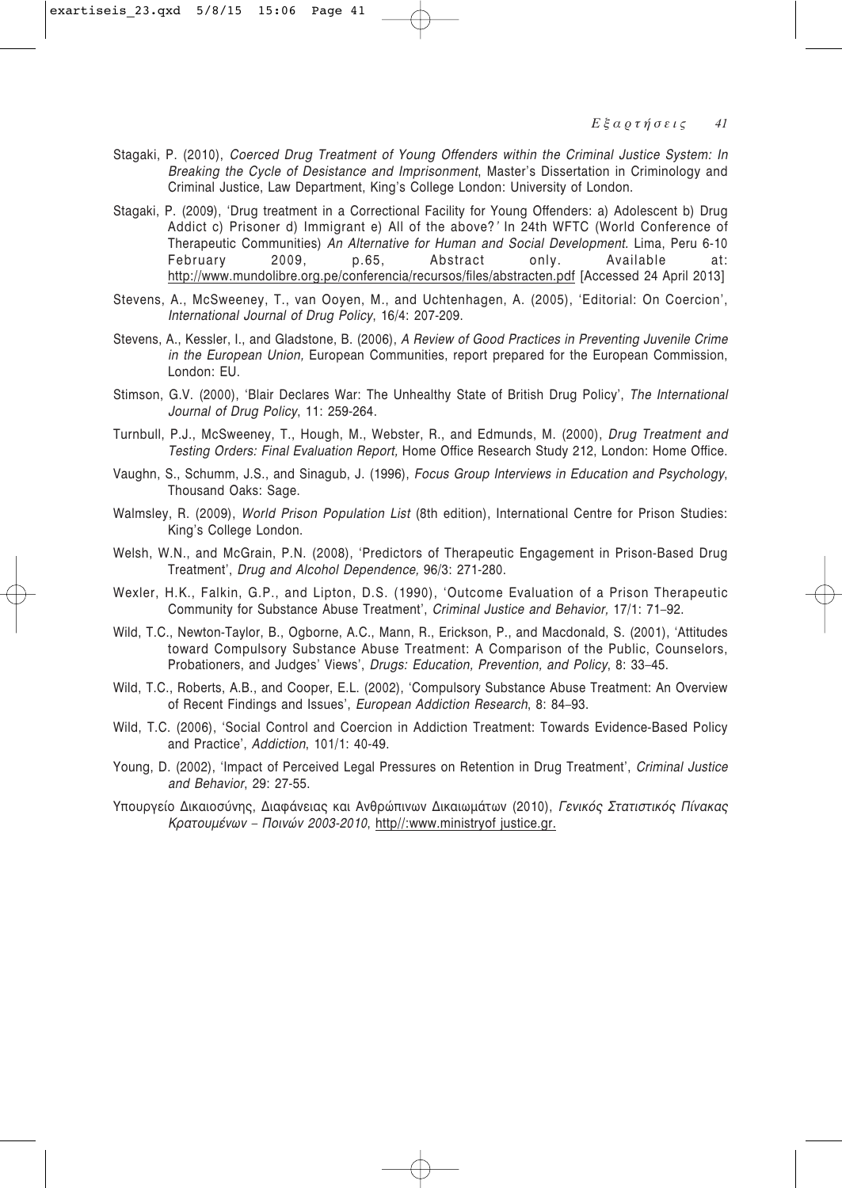Stagaki, P. (2010), *Coerced Drug Treatment of Young Offenders within the Criminal Justice System: In Breaking the Cycle of Desistance and Imprisonment*, Master's Dissertation in Criminology and Criminal Justice, Law Department, King's College London: University of London.

Stagaki, P. (2009), 'Drug treatment in a Correctional Facility for Young Offenders: a) Adolescent b) Drug Addict c) Prisoner d) Immigrant e) All of the above?*'* In 24th WFTC (World Conference of Therapeutic Communities) *An Alternative for Human and Social Development.* Lima, Peru 6-10 February 2009, p.65, Abstract only. Available at: http://www.mundolibre.org.pe/conferencia/recursos/files/abstracten.pdf [Accessed 24 April 2013]

Stevens, A., McSweeney, T., van Ooyen, M., and Uchtenhagen, A. (2005), 'Editorial: On Coercion', *International Journal of Drug Policy*, 16/4: 207-209.

Stevens, A., Kessler, I., and Gladstone, B. (2006), *A Review of Good Practices in Preventing Juvenile Crime in the European Union,* European Communities, report prepared for the European Commission, London: EU.

Stimson, G.V. (2000), 'Blair Declares War: The Unhealthy State of British Drug Policy', *The International Journal of Drug Policy*, 11: 259-264.

Turnbull, P.J., McSweeney, T., Hough, M., Webster, R., and Edmunds, M. (2000), *Drug Treatment and Testing Orders: Final Evaluation Report,* Home Office Research Study 212, London: Home Office.

Vaughn, S., Schumm, J.S., and Sinagub, J. (1996), *Focus Group Interviews in Education and Psychology*, Thousand Oaks: Sage.

Walmsley, R. (2009), *World Prison Population List* (8th edition), International Centre for Prison Studies: King's College London.

Welsh, W.N., and McGrain, P.N. (2008), 'Predictors of Therapeutic Engagement in Prison-Based Drug Treatment', *Drug and Alcohol Dependence,* 96/3: 271-280.

Wexler, H.K., Falkin, G.P., and Lipton, D.S. (1990), 'Outcome Evaluation of a Prison Therapeutic Community for Substance Abuse Treatment', *Criminal Justice and Behavior,* 17/1: 71–92.

Wild, T.C., Newton-Taylor, B., Ogborne, A.C., Mann, R., Erickson, P., and Macdonald, S. (2001), 'Attitudes toward Compulsory Substance Abuse Treatment: A Comparison of the Public, Counselors, Probationers, and Judges' Views', *Drugs: Education, Prevention, and Policy*, 8: 33–45.

Wild, T.C., Roberts, A.B., and Cooper, E.L. (2002), 'Compulsory Substance Abuse Treatment: An Overview of Recent Findings and Issues', *European Addiction Research*, 8: 84–93.

Wild, T.C. (2006), 'Social Control and Coercion in Addiction Treatment: Towards Evidence-Based Policy and Practice', *Addiction*, 101/1: 40-49.

Young, D. (2002), 'Impact of Perceived Legal Pressures on Retention in Drug Treatment', *Criminal Justice and Behavior*, 29: 27-55.

Υπουργείο Δικαιοσύνης, Διαφάνειας και Ανθρώπινων Δικαιωμάτων (2010), *Γενικός Στατιστικός Πίνακας Κρατουμένων – Ποινών 2003-2010*, http//:www.ministryof justice.gr.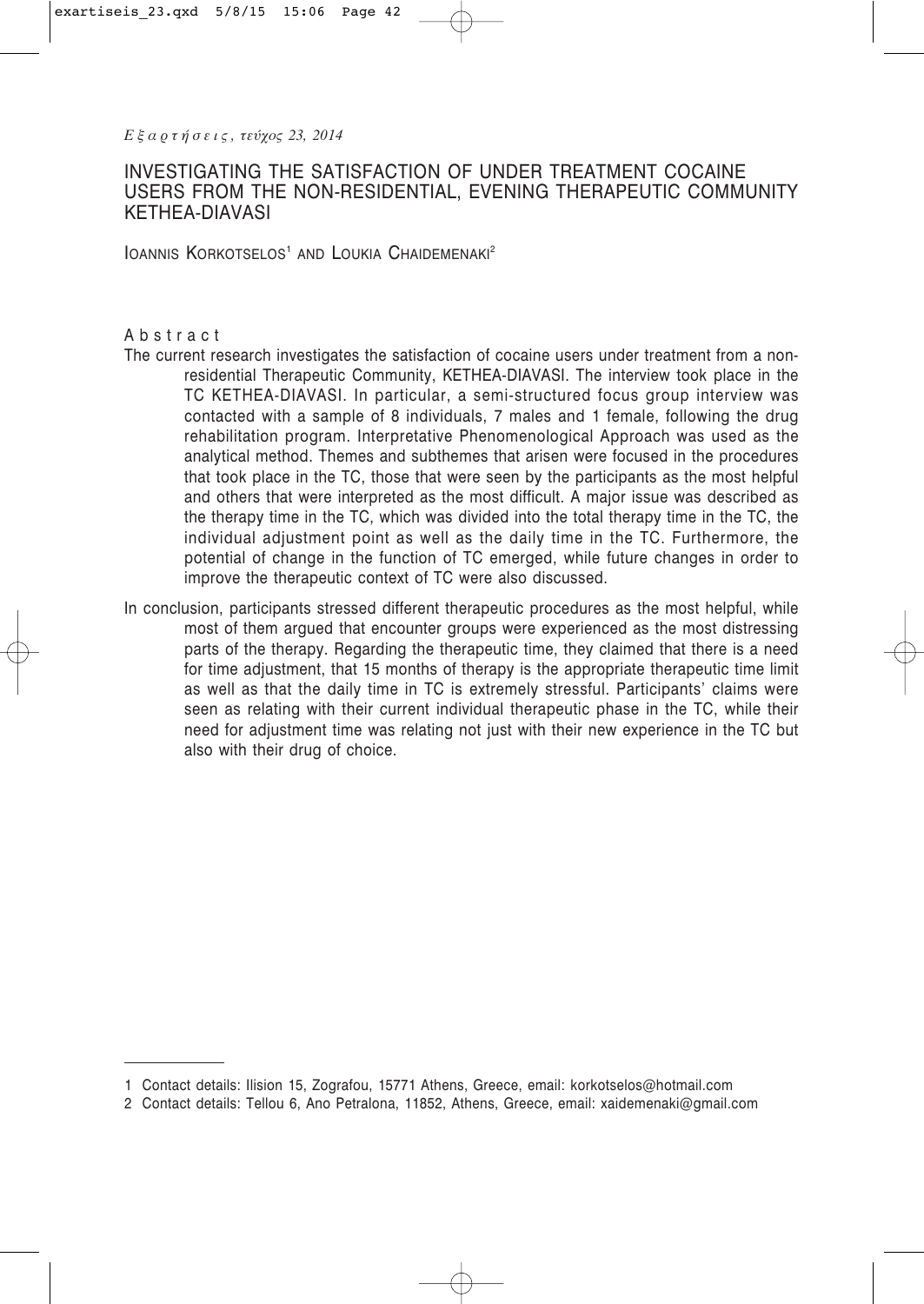# INVESTIGATING THE SATISFACTION OF UNDER TREATMENT COCAINE USERS FROM THE NON-RESIDENTIAL, EVENING THERAPEUTIC COMMUNITY KETHEA-DIAVASI

IOANNIS KORKOTSELOS[1] AND LOUKIA CHAIDEMENAKI[2]

## Abstract

The current research investigates the satisfaction of cocaine users under treatment from a non-residential Therapeutic Community, KETHEA-DIAVASI. The interview took place in the TC KETHEA-DIAVASI. In particular, a semi-structured focus group interview was contacted with a sample of 8 individuals, 7 males and 1 female, following the drug rehabilitation program. Interpretative Phenomenological Approach was used as the analytical method. Themes and subthemes that arisen were focused in the procedures that took place in the TC, those that were seen by the participants as the most helpful and others that were interpreted as the most difficult. A major issue was described as the therapy time in the TC, which was divided into the total therapy time in the TC, the individual adjustment point as well as the daily time in the TC. Furthermore, the potential of change in the function of TC emerged, while future changes in order to improve the therapeutic context of TC were also discussed.

In conclusion, participants stressed different therapeutic procedures as the most helpful, while most of them argued that encounter groups were experienced as the most distressing parts of the therapy. Regarding the therapeutic time, they claimed that there is a need for time adjustment, that 15 months of therapy is the appropriate therapeutic time limit as well as that the daily time in TC is extremely stressful. Participants' claims were seen as relating with their current individual therapeutic phase in the TC, while their need for adjustment time was relating not just with their new experience in the TC but also with their drug of choice.

---

1 Contact details: Ilision 15, Zografou, 15771 Athens, Greece, email: korkotselos@hotmail.com

2 Contact details: Tellou 6, Ano Petralona, 11852, Athens, Greece, email: xaidemenaki@gmail.com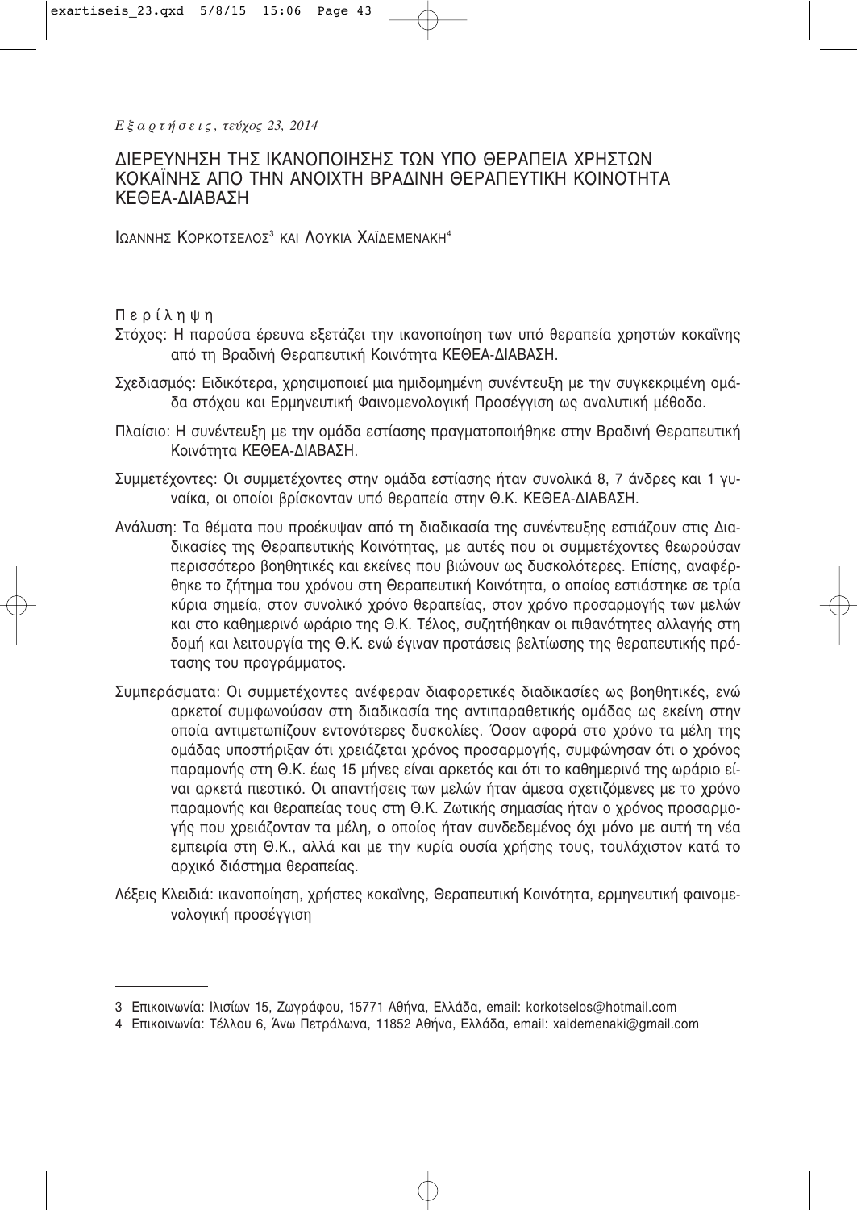# ΔΙΕΡΕΥΝΗΣΗ ΤΗΣ ΙΚΑΝΟΠΟΙΗΣΗΣ ΤΩΝ ΥΠΟ ΘΕΡΑΠΕΙΑ ΧΡΗΣΤΩΝ ΚΟΚΑΪΝΗΣ ΑΠΟ ΤΗΝ ΑΝΟΙΧΤΗ ΒΡΑΔΙΝΗ ΘΕΡΑΠΕΥΤΙΚΗ ΚΟΙΝΟΤΗΤΑ ΚΕΘΕΑ-ΔΙΑΒΑΣΗ

ΙΩΑΝΝΗΣ ΚΟΡΚΟΤΣΕΛΟΣ[3] ΚΑΙ ΛΟΥΚΙΑ ΧΑΪΔΕΜΕΝΑΚΗ[4]

## Περίληψη

Στόχος: Η παρούσα έρευνα εξετάζει την ικανοποίηση των υπό θεραπεία χρηστών κοκαΐνης από τη Βραδινή Θεραπευτική Κοινότητα ΚΕΘΕΑ-ΔΙΑΒΑΣΗ.

Σχεδιασμός: Ειδικότερα, χρησιμοποιεί μια ημιδομημένη συνέντευξη με την συγκεκριμένη ομάδα στόχου και Ερμηνευτική Φαινομενολογική Προσέγγιση ως αναλυτική μέθοδο.

Πλαίσιο: Η συνέντευξη με την ομάδα εστίασης πραγματοποιήθηκε στην Βραδινή Θεραπευτική Κοινότητα ΚΕΘΕΑ-ΔΙΑΒΑΣΗ.

Συμμετέχοντες: Οι συμμετέχοντες στην ομάδα εστίασης ήταν συνολικά 8, 7 άνδρες και 1 γυναίκα, οι οποίοι βρίσκονταν υπό θεραπεία στην Θ.Κ. ΚΕΘΕΑ-ΔΙΑΒΑΣΗ.

Ανάλυση: Τα θέματα που προέκυψαν από τη διαδικασία της συνέντευξης εστιάζουν στις Διαδικασίες της Θεραπευτικής Κοινότητας, με αυτές που οι συμμετέχοντες θεωρούσαν περισσότερο βοηθητικές και εκείνες που βιώνουν ως δυσκολότερες. Επίσης, αναφέρθηκε το ζήτημα του χρόνου στη Θεραπευτική Κοινότητα, ο οποίος εστιάστηκε σε τρία κύρια σημεία, στον συνολικό χρόνο θεραπείας, στον χρόνο προσαρμογής των μελών και στο καθημερινό ωράριο της Θ.Κ. Τέλος, συζητήθηκαν οι πιθανότητες αλλαγής στη δομή και λειτουργία της Θ.Κ. ενώ έγιναν προτάσεις βελτίωσης της θεραπευτικής πρότασης του προγράμματος.

Συμπεράσματα: Οι συμμετέχοντες ανέφεραν διαφορετικές διαδικασίες ως βοηθητικές, ενώ αρκετοί συμφωνούσαν στη διαδικασία της αντιπαραθετικής ομάδας ως εκείνη στην οποία αντιμετωπίζουν εντονότερες δυσκολίες. Όσον αφορά στο χρόνο τα μέλη της ομάδας υποστήριξαν ότι χρειάζεται χρόνος προσαρμογής, συμφώνησαν ότι ο χρόνος παραμονής στη Θ.Κ. έως 15 μήνες είναι αρκετός και ότι το καθημερινό της ωράριο είναι αρκετά πιεστικό. Οι απαντήσεις των μελών ήταν άμεσα σχετιζόμενες με το χρόνο παραμονής και θεραπείας τους στη Θ.Κ. Ζωτικής σημασίας ήταν ο χρόνος προσαρμογής που χρειάζονταν τα μέλη, ο οποίος ήταν συνδεδεμένος όχι μόνο με αυτή τη νέα εμπειρία στη Θ.Κ., αλλά και με την κυρία ουσία χρήσης τους, τουλάχιστον κατά το αρχικό διάστημα θεραπείας.

Λέξεις Κλειδιά: ικανοποίηση, χρήστες κοκαΐνης, Θεραπευτική Κοινότητα, ερμηνευτική φαινομενολογική προσέγγιση

---

3 Επικοινωνία: Ιλισίων 15, Ζωγράφου, 15771 Αθήνα, Ελλάδα, email: korkotselos@hotmail.com

4 Επικοινωνία: Τέλλου 6, Άνω Πετράλωνα, 11852 Αθήνα, Ελλάδα, email: xaidemenaki@gmail.com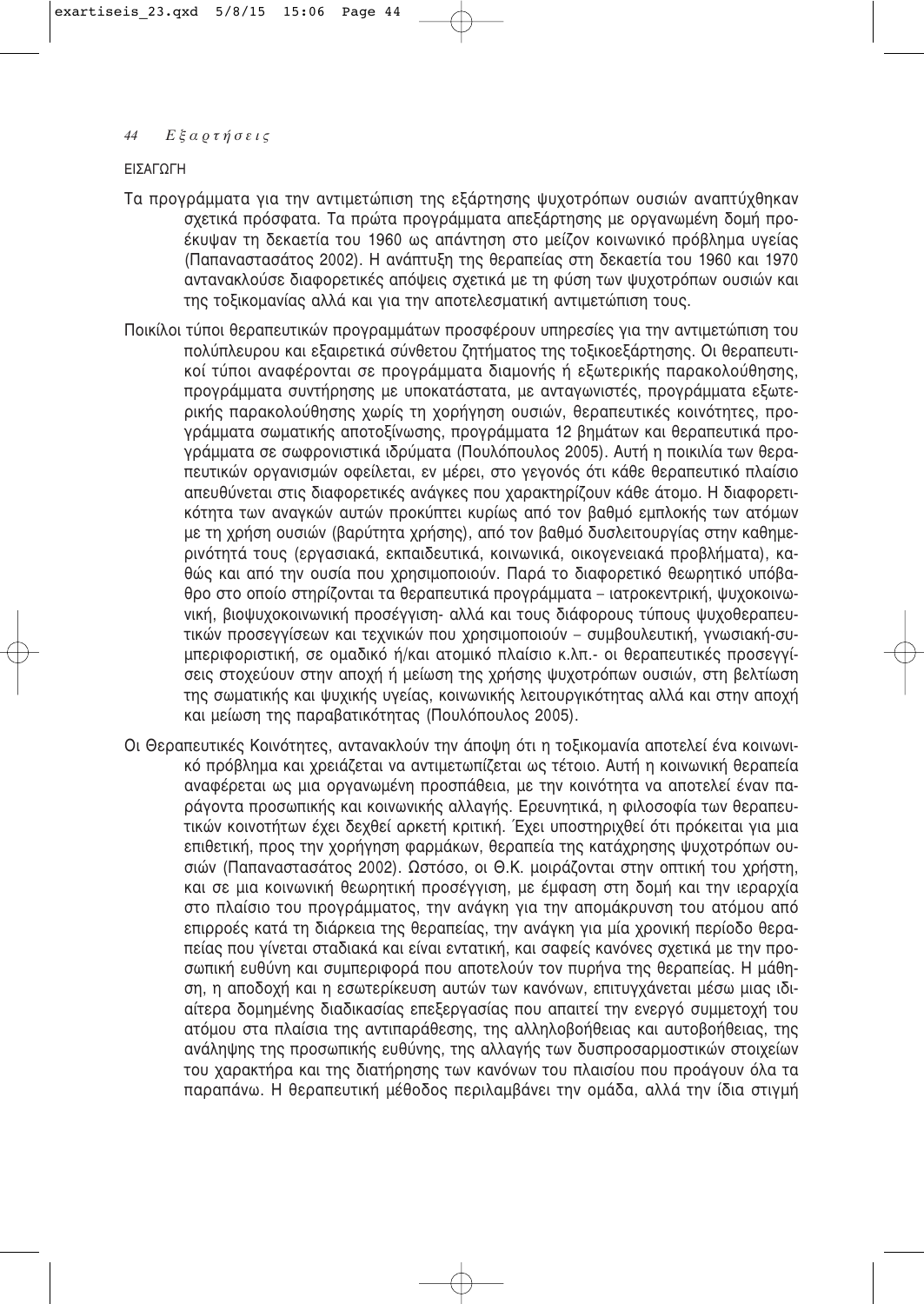## ΕΙΣΑΓΩΓΗ

Τα προγράμματα για την αντιμετώπιση της εξάρτησης ψυχοτρόπων ουσιών αναπτύχθηκαν σχετικά πρόσφατα. Τα πρώτα προγράμματα απεξάρτησης με οργανωμένη δομή προέκυψαν τη δεκαετία του 1960 ως απάντηση στο μείζον κοινωνικό πρόβλημα υγείας (Παπαναστασάτος 2002). Η ανάπτυξη της θεραπείας στη δεκαετία του 1960 και 1970 αντανακλούσε διαφορετικές απόψεις σχετικά με τη φύση των ψυχοτρόπων ουσιών και της τοξικομανίας αλλά και για την αποτελεσματική αντιμετώπισή τους.

Ποικίλοι τύποι θεραπευτικών προγραμμάτων προσφέρουν υπηρεσίες για την αντιμετώπιση του πολύπλευρου και εξαιρετικά σύνθετου ζητήματος της τοξικοεξάρτησης. Οι θεραπευτικοί τύποι αναφέρονται σε προγράμματα διαμονής ή εξωτερικής παρακολούθησης, προγράμματα συντήρησης με υποκατάστατα, με ανταγωνιστές, προγράμματα εξωτερικής παρακολούθησης χωρίς τη χορήγηση ουσιών, θεραπευτικές κοινότητες, προγράμματα σωματικής αποτοξίνωσης, προγράμματα 12 βημάτων και θεραπευτικά προγράμματα σε σωφρονιστικά ιδρύματα (Πουλόπουλος 2005). Αυτή η ποικιλία των θεραπευτικών οργανισμών οφείλεται, εν μέρει, στο γεγονός ότι κάθε θεραπευτικό πλαίσιο απευθύνεται στις διαφορετικές ανάγκες που χαρακτηρίζουν κάθε άτομο. Η διαφορετικότητα των αναγκών αυτών προκύπτει κυρίως από τον βαθμό εμπλοκής των ατόμων με τη χρήση ουσιών (βαρύτητα χρήσης), από τον βαθμό δυσλειτουργίας στην καθημερινότητά τους (εργασιακά, εκπαιδευτικά, κοινωνικά, οικογενειακά προβλήματα), καθώς και από την ουσία που χρησιμοποιούν. Παρά το διαφορετικό θεωρητικό υπόβαθρο στο οποίο στηρίζονται τα θεραπευτικά προγράμματα – ιατροκεντρική, ψυχοκοινωνική, βιοψυχοκοινωνική προσέγγιση- αλλά και τους διάφορους τύπους ψυχοθεραπευτικών προσεγγίσεων και τεχνικών που χρησιμοποιούν – συμβουλευτική, γνωσιακή-συμπεριφοριστική, σε ομαδικό ή/και ατομικό πλαίσιο κ.λπ.- οι θεραπευτικές προσεγγίσεις στοχεύουν στην αποχή ή μείωση της χρήσης ψυχοτρόπων ουσιών, στη βελτίωση της σωματικής και ψυχικής υγείας, κοινωνικής λειτουργικότητας αλλά και στην αποχή και μείωση της παραβατικότητας (Πουλόπουλος 2005).

Οι Θεραπευτικές Κοινότητες, αντανακλούν την άποψη ότι η τοξικομανία αποτελεί ένα κοινωνικό πρόβλημα και χρειάζεται να αντιμετωπίζεται ως τέτοιο. Αυτή η κοινωνική θεραπεία αναφέρεται ως μια οργανωμένη προσπάθεια, με την κοινότητα να αποτελεί έναν παράγοντα προσωπικής και κοινωνικής αλλαγής. Ερευνητικά, η φιλοσοφία των θεραπευτικών κοινοτήτων έχει δεχθεί αρκετή κριτική. Έχει υποστηριχθεί ότι πρόκειται για μια επιθετική, προς την χορήγηση φαρμάκων, θεραπεία της κατάχρησης ψυχοτρόπων ουσιών (Παπαναστασάτος 2002). Ωστόσο, οι Θ.Κ. μοιράζονται στην οπτική του χρήστη, και σε μια κοινωνική θεωρητική προσέγγιση, με έμφαση στη δομή και την ιεραρχία στο πλαίσιο του προγράμματος, την ανάγκη για την απομάκρυνση του ατόμου από επιρροές κατά τη διάρκεια της θεραπείας, την ανάγκη για μία χρονική περίοδο θεραπείας που γίνεται σταδιακά και είναι εντατική, και σαφείς κανόνες σχετικά με την προσωπική ευθύνη και συμπεριφορά που αποτελούν τον πυρήνα της θεραπείας. Η μάθηση, η αποδοχή και η εσωτερίκευση αυτών των κανόνων, επιτυγχάνεται μέσω μιας ιδιαίτερα δομημένης διαδικασίας επεξεργασίας που απαιτεί την ενεργό συμμετοχή του ατόμου στα πλαίσια της αντιπαράθεσης, της αλληλοβοήθειας και αυτοβοήθειας, της ανάληψης της προσωπικής ευθύνης, της αλλαγής των δυσπροσαρμοστικών στοιχείων του χαρακτήρα και της διατήρησης των κανόνων του πλαισίου που προάγουν όλα τα παραπάνω. Η θεραπευτική μέθοδος περιλαμβάνει την ομάδα, αλλά την ίδια στιγμή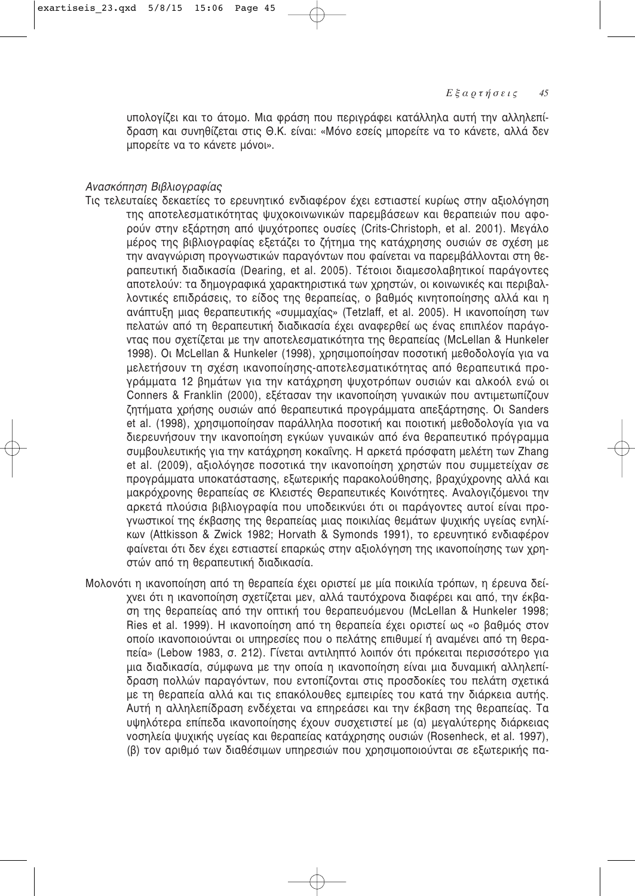υπολογίζει και το άτομο. Μια φράση που περιγράφει κατάλληλα αυτή την αλληλεπίδραση και συνηθίζεται στις Θ.Κ. είναι: «Μόνο εσείς μπορείτε να το κάνετε, αλλά δεν μπορείτε να το κάνετε μόνοι».

*Ανασκόπηση Βιβλιογραφίας*

Τις τελευταίες δεκαετίες το ερευνητικό ενδιαφέρον έχει εστιαστεί κυρίως στην αξιολόγηση της αποτελεσματικότητας ψυχοκοινωνικών παρεμβάσεων και θεραπειών που αφορούν στην εξάρτηση από ψυχότροπες ουσίες (Crits-Christoph, et al. 2001). Μεγάλο μέρος της βιβλιογραφίας εξετάζει το ζήτημα της κατάχρησης ουσιών σε σχέση με την αναγνώριση προγνωστικών παραγόντων που φαίνεται να παρεμβάλλονται στη θεραπευτική διαδικασία (Dearing, et al. 2005). Τέτοιοι διαμεσολαβητικοί παράγοντες αποτελούν: τα δημογραφικά χαρακτηριστικά των χρηστών, οι κοινωνικές και περιβαλλοντικές επιδράσεις, το είδος της θεραπείας, ο βαθμός κινητοποίησης αλλά και η ανάπτυξη μιας θεραπευτικής «συμμαχίας» (Tetzlaff, et al. 2005). Η ικανοποίηση των πελατών από τη θεραπευτική διαδικασία έχει αναφερθεί ως ένας επιπλέον παράγοντας που σχετίζεται με την αποτελεσματικότητα της θεραπείας (McLellan & Hunkeler 1998). Οι McLellan & Hunkeler (1998), χρησιμοποίησαν ποσοτική μεθοδολογία για να μελετήσουν τη σχέση ικανοποίησης-αποτελεσματικότητας από θεραπευτικά προγράμματα 12 βημάτων για την κατάχρηση ψυχοτρόπων ουσιών και αλκοόλ ενώ οι Conners & Franklin (2000), εξέτασαν την ικανοποίηση γυναικών που αντιμετωπίζουν ζητήματα χρήσης ουσιών από θεραπευτικά προγράμματα απεξάρτησης. Οι Sanders et al. (1998), χρησιμοποίησαν παράλληλα ποσοτική και ποιοτική μεθοδολογία για να διερευνήσουν την ικανοποίηση εγκύων γυναικών από ένα θεραπευτικό πρόγραμμα συμβουλευτικής για την κατάχρηση κοκαΐνης. Η αρκετά πρόσφατη μελέτη των Zhang et al. (2009), αξιολόγησε ποσοτικά την ικανοποίηση χρηστών που συμμετείχαν σε προγράμματα υποκατάστασης, εξωτερικής παρακολούθησης, βραχύχρονης αλλά και μακρόχρονης θεραπείας σε Κλειστές Θεραπευτικές Κοινότητες. Αναλογιζόμενοι την αρκετά πλούσια βιβλιογραφία που υποδεικνύει ότι οι παράγοντες αυτοί είναι προγνωστικοί της έκβασης της θεραπείας μιας ποικιλίας θεμάτων ψυχικής υγείας ενηλίκων (Attkisson & Zwick 1982; Horvath & Symonds 1991), το ερευνητικό ενδιαφέρον φαίνεται ότι δεν έχει εστιαστεί επαρκώς στην αξιολόγηση της ικανοποίησης των χρηστών από τη θεραπευτική διαδικασία.

Μολονότι η ικανοποίηση από τη θεραπεία έχει οριστεί με μία ποικιλία τρόπων, η έρευνα δείχνει ότι η ικανοποίηση σχετίζεται μεν, αλλά ταυτόχρονα διαφέρει και από, την έκβαση της θεραπείας από την οπτική του θεραπευόμενου (McLellan & Hunkeler 1998; Ries et al. 1999). Η ικανοποίηση από τη θεραπεία έχει οριστεί ως «ο βαθμός στον οποίο ικανοποιούνται οι υπηρεσίες που ο πελάτης επιθυμεί ή αναμένει από τη θεραπεία» (Lebow 1983, σ. 212). Γίνεται αντιληπτό λοιπόν ότι πρόκειται περισσότερο για μια διαδικασία, σύμφωνα με την οποία η ικανοποίηση είναι μια δυναμική αλληλεπίδραση πολλών παραγόντων, που εντοπίζονται στις προσδοκίες του πελάτη σχετικά με τη θεραπεία αλλά και τις επακόλουθες εμπειρίες του κατά την διάρκεια αυτής. Αυτή η αλληλεπίδραση ενδέχεται να επηρεάσει και την έκβαση της θεραπείας. Τα υψηλότερα επίπεδα ικανοποίησης έχουν συσχετιστεί με (α) μεγαλύτερης διάρκειας νοσηλεία ψυχικής υγείας και θεραπείας κατάχρησης ουσιών (Rosenheck, et al. 1997), (β) τον αριθμό των διαθέσιμων υπηρεσιών που χρησιμοποιούνται σε εξωτερικής πα-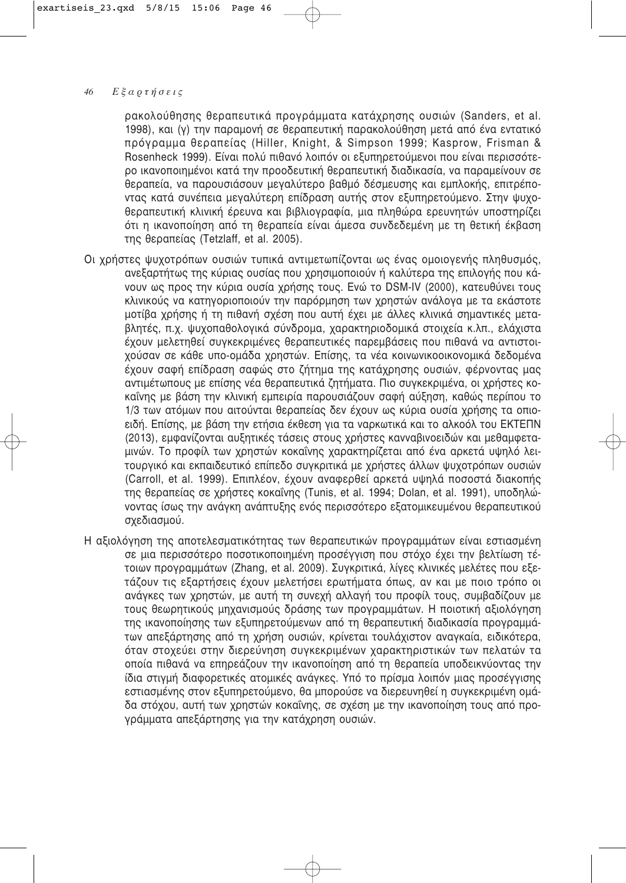ρακολούθησης θεραπευτικά προγράμματα κατάχρησης ουσιών (Sanders, et al. 1998), και (γ) την παραμονή σε θεραπευτική παρακολούθηση μετά από ένα εντατικό πρόγραμμα θεραπείας (Hiller, Knight, & Simpson 1999; Kasprow, Frisman & Rosenheck 1999). Είναι πολύ πιθανό λοιπόν οι εξυπηρετούμενοι που είναι περισσότερο ικανοποιημένοι κατά την προοδευτική θεραπευτική διαδικασία, να παραμείνουν σε θεραπεία, να παρουσιάσουν μεγαλύτερο βαθμό δέσμευσης και εμπλοκής, επιτρέποντας κατά συνέπεια μεγαλύτερη επίδραση αυτής στον εξυπηρετούμενο. Στην ψυχοθεραπευτική κλινική έρευνα και βιβλιογραφία, μια πληθώρα ερευνητών υποστηρίζει ότι η ικανοποίηση από τη θεραπεία είναι άμεσα συνδεδεμένη με τη θετική έκβαση της θεραπείας (Tetzlaff, et al. 2005).

Οι χρήστες ψυχοτρόπων ουσιών τυπικά αντιμετωπίζονται ως ένας ομοιογενής πληθυσμός, ανεξαρτήτως της κύριας ουσίας που χρησιμοποιούν ή καλύτερα της επιλογής που κάνουν ως προς την κύρια ουσία χρήσης τους. Ενώ το DSM-IV (2000), κατευθύνει τους κλινικούς να κατηγοριοποιούν την παρόρμηση των χρηστών ανάλογα με τα εκάστοτε μοτίβα χρήσης ή τη πιθανή σχέση που αυτή έχει με άλλες κλινικά σημαντικές μεταβλητές, π.χ. ψυχοπαθολογικά σύνδρομα, χαρακτηριοδομικά στοιχεία κ.λπ., ελάχιστα έχουν μελετηθεί συγκεκριμένες θεραπευτικές παρεμβάσεις που πιθανά να αντιστοιχούσαν σε κάθε υπο-ομάδα χρηστών. Επίσης, τα νέα κοινωνικοοικονομικά δεδομένα έχουν σαφή επίδραση σαφώς στο ζήτημα της κατάχρησης ουσιών, φέρνοντας μας αντιμέτωπους με επίσης νέα θεραπευτικά ζητήματα. Πιο συγκεκριμένα, οι χρήστες κοκαΐνης με βάση την κλινική εμπειρία παρουσιάζουν σαφή αύξηση, καθώς περίπου το 1/3 των ατόμων που αιτούνται θεραπείας δεν έχουν ως κύρια ουσία χρήσης τα οπιοειδή. Επίσης, με βάση την ετήσια έκθεση για τα ναρκωτικά και το αλκοόλ του ΕΚΤΕΠΝ (2013), εμφανίζονται αυξητικές τάσεις στους χρήστες κανναβινοειδών και μεθαμφεταμινών. Το προφίλ των χρηστών κοκαΐνης χαρακτηρίζεται από ένα αρκετά υψηλό λειτουργικό και εκπαιδευτικό επίπεδο συγκριτικά με χρήστες άλλων ψυχοτρόπων ουσιών (Carroll, et al. 1999). Επιπλέον, έχουν αναφερθεί αρκετά υψηλά ποσοστά διακοπής της θεραπείας σε χρήστες κοκαΐνης (Tunis, et al. 1994; Dolan, et al. 1991), υποδηλώνοντας ίσως την ανάγκη ανάπτυξης ενός περισσότερο εξατομικευμένου θεραπευτικού σχεδιασμού.

Η αξιολόγηση της αποτελεσματικότητας των θεραπευτικών προγραμμάτων είναι εστιασμένη σε μια περισσότερο ποσοτικοποιημένη προσέγγιση που στόχο έχει την βελτίωση τέτοιων προγραμμάτων (Zhang, et al. 2009). Συγκριτικά, λίγες κλινικές μελέτες που εξετάζουν τις εξαρτήσεις έχουν μελετήσει ερωτήματα όπως, αν και με ποιο τρόπο οι ανάγκες των χρηστών, με αυτή τη συνεχή αλλαγή του προφίλ τους, συμβαδίζουν με τους θεωρητικούς μηχανισμούς δράσης των προγραμμάτων. Η ποιοτική αξιολόγηση της ικανοποίησης των εξυπηρετούμενων από τη θεραπευτική διαδικασία προγραμμάτων απεξάρτησης από τη χρήση ουσιών, κρίνεται τουλάχιστον αναγκαία, ειδικότερα, όταν στοχεύει στην διερεύνηση συγκεκριμένων χαρακτηριστικών των πελατών τα οποία πιθανά να επηρεάζουν την ικανοποίηση από τη θεραπεία υποδεικνύοντας την ίδια στιγμή διαφορετικές ατομικές ανάγκες. Υπό το πρίσμα λοιπόν μιας προσέγγισης εστιασμένης στον εξυπηρετούμενο, θα μπορούσε να διερευνηθεί η συγκεκριμένη ομάδα στόχου, αυτή των χρηστών κοκαΐνης, σε σχέση με την ικανοποίηση τους από προγράμματα απεξάρτησης για την κατάχρηση ουσιών.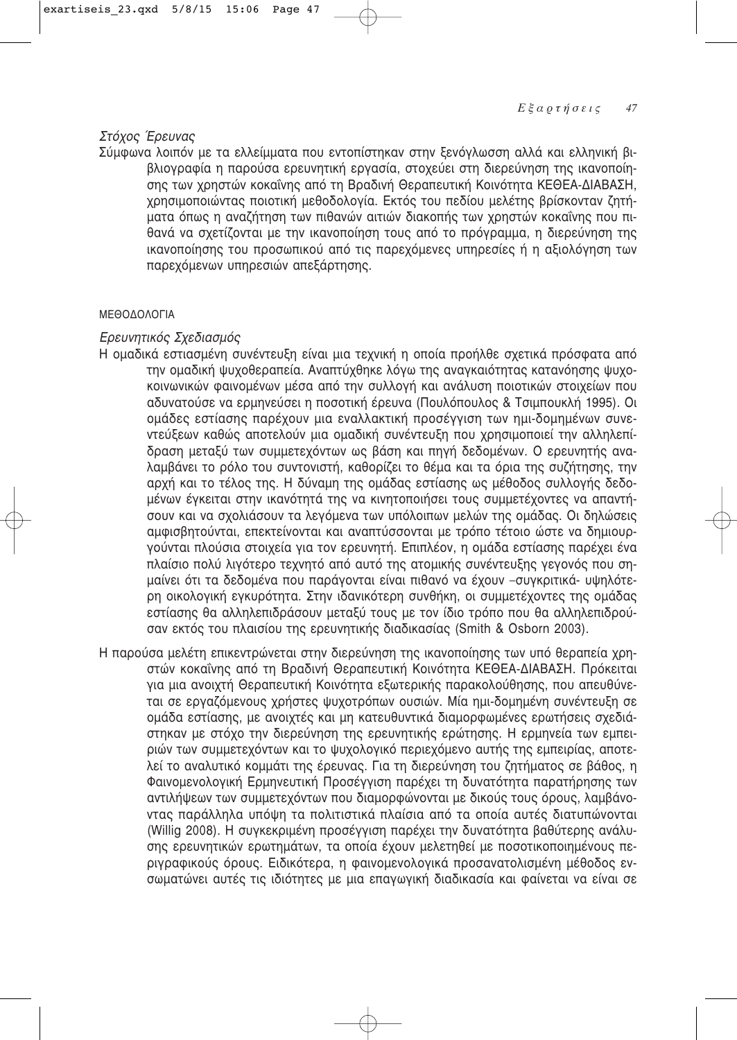*Στόχος Έρευνας*

Σύμφωνα λοιπόν με τα ελλείμματα που εντοπίστηκαν στην ξενόγλωσση αλλά και ελληνική βιβλιογραφία η παρούσα ερευνητική εργασία, στοχεύει στη διερεύνηση της ικανοποίησης των χρηστών κοκαΐνης από τη Βραδινή Θεραπευτική Κοινότητα ΚΕΘΕΑ-ΔΙΑΒΑΣΗ, χρησιμοποιώντας ποιοτική μεθοδολογία. Εκτός του πεδίου μελέτης βρίσκονταν ζητήματα όπως η αναζήτηση των πιθανών αιτιών διακοπής των χρηστών κοκαΐνης που πιθανά να σχετίζονται με την ικανοποίηση τους από το πρόγραμμα, η διερεύνηση της ικανοποίησης του προσωπικού από τις παρεχόμενες υπηρεσίες ή η αξιολόγηση των παρεχόμενων υπηρεσιών απεξάρτησης.

## ΜΕΘΟΔΟΛΟΓΙΑ

*Ερευνητικός Σχεδιασμός*

Η ομαδικά εστιασμένη συνέντευξη είναι μια τεχνική η οποία προήλθε σχετικά πρόσφατα από την ομαδική ψυχοθεραπεία. Αναπτύχθηκε λόγω της αναγκαιότητας κατανόησης ψυχοκοινωνικών φαινομένων μέσα από την συλλογή και ανάλυση ποιοτικών στοιχείων που αδυνατούσε να ερμηνεύσει η ποσοτική έρευνα (Πουλόπουλος & Τσιμπουκλή 1995). Οι ομάδες εστίασης παρέχουν μια εναλλακτική προσέγγιση των ημι-δομημένων συνεντεύξεων καθώς αποτελούν μια ομαδική συνέντευξη που χρησιμοποιεί την αλληλεπίδραση μεταξύ των συμμετεχόντων ως βάση και πηγή δεδομένων. Ο ερευνητής αναλαμβάνει το ρόλο του συντονιστή, καθορίζει το θέμα και τα όρια της συζήτησης, την αρχή και το τέλος της. Η δύναμη της ομάδας εστίασης ως μέθοδος συλλογής δεδομένων έγκειται στην ικανότητά της να κινητοποιήσει τους συμμετέχοντες να απαντήσουν και να σχολιάσουν τα λεγόμενα των υπόλοιπων μελών της ομάδας. Οι δηλώσεις αμφισβητούνται, επεκτείνονται και αναπτύσσονται με τρόπο τέτοιο ώστε να δημιουργούνται πλούσια στοιχεία για τον ερευνητή. Επιπλέον, η ομάδα εστίασης παρέχει ένα πλαίσιο πολύ λιγότερο τεχνητό από αυτό της ατομικής συνέντευξης γεγονός που σημαίνει ότι τα δεδομένα που παράγονται είναι πιθανό να έχουν –συγκριτικά- υψηλότερη οικολογική εγκυρότητα. Στην ιδανικότερη συνθήκη, οι συμμετέχοντες της ομάδας εστίασης θα αλληλεπιδράσουν μεταξύ τους με τον ίδιο τρόπο που θα αλληλεπιδρούσαν εκτός του πλαισίου της ερευνητικής διαδικασίας (Smith & Osborn 2003).

Η παρούσα μελέτη επικεντρώνεται στην διερεύνηση της ικανοποίησης των υπό θεραπεία χρηστών κοκαΐνης από τη Βραδινή Θεραπευτική Κοινότητα ΚΕΘΕΑ-ΔΙΑΒΑΣΗ. Πρόκειται για μια ανοιχτή Θεραπευτική Κοινότητα εξωτερικής παρακολούθησης, που απευθύνεται σε εργαζόμενους χρήστες ψυχοτρόπων ουσιών. Μία ημι-δομημένη συνέντευξη σε ομάδα εστίασης, με ανοιχτές και μη κατευθυντικά διαμορφωμένες ερωτήσεις σχεδιάστηκαν με στόχο την διερεύνηση της ερευνητικής ερώτησης. Η ερμηνεία των εμπειριών των συμμετεχόντων και το ψυχολογικό περιεχόμενο αυτής της εμπειρίας, αποτελεί το αναλυτικό κομμάτι της έρευνας. Για τη διερεύνηση του ζητήματος σε βάθος, η Φαινομενολογική Ερμηνευτική Προσέγγιση παρέχει τη δυνατότητα παρατήρησης των αντιλήψεων των συμμετεχόντων που διαμορφώνονται με δικούς τους όρους, λαμβάνοντας παράλληλα υπόψη τα πολιτιστικά πλαίσια από τα οποία αυτές διατυπώνονται (Willig 2008). Η συγκεκριμένη προσέγγιση παρέχει την δυνατότητα βαθύτερης ανάλυσης ερευνητικών ερωτημάτων, τα οποία έχουν μελετηθεί με ποσοτικοποιημένους περιγραφικούς όρους. Ειδικότερα, η φαινομενολογικά προσανατολισμένη μέθοδος ενσωματώνει αυτές τις ιδιότητες με μια επαγωγική διαδικασία και φαίνεται να είναι σε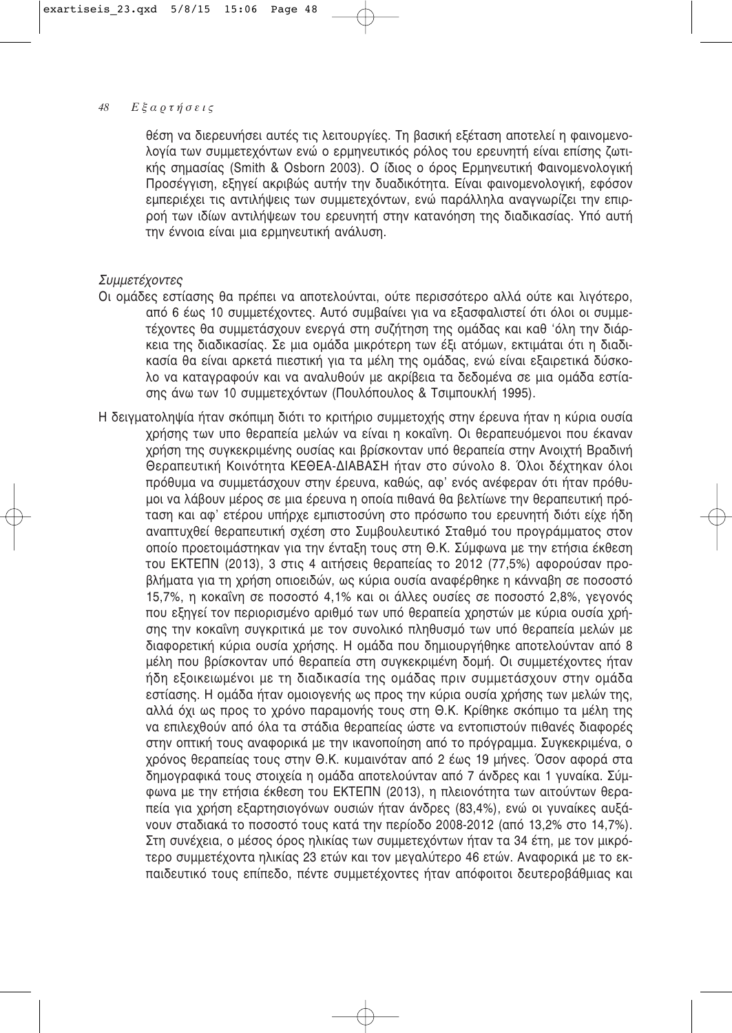θέση να διερευνήσει αυτές τις λειτουργίες. Τη βασική εξέταση αποτελεί η φαινομενολογία των συμμετεχόντων ενώ ο ερμηνευτικός ρόλος του ερευνητή είναι επίσης ζωτικής σημασίας (Smith & Osborn 2003). Ο ίδιος ο όρος Ερμηνευτική Φαινομενολογική Προσέγγιση, εξηγεί ακριβώς αυτήν την δυαδικότητα. Είναι φαινομενολογική, εφόσον εμπεριέχει τις αντιλήψεις των συμμετεχόντων, ενώ παράλληλα αναγνωρίζει την επιρροή των ιδίων αντιλήψεων του ερευνητή στην κατανόηση της διαδικασίας. Υπό αυτή την έννοια είναι μια ερμηνευτική ανάλυση.

*Συμμετέχοντες*

Οι ομάδες εστίασης θα πρέπει να αποτελούνται, ούτε περισσότερο αλλά ούτε και λιγότερο, από 6 έως 10 συμμετέχοντες. Αυτό συμβαίνει για να εξασφαλιστεί ότι όλοι οι συμμετέχοντες θα συμμετάσχουν ενεργά στη συζήτηση της ομάδας και καθ 'όλη την διάρκεια της διαδικασίας. Σε μια ομάδα μικρότερη των έξι ατόμων, εκτιμάται ότι η διαδικασία θα είναι αρκετά πιεστική για τα μέλη της ομάδας, ενώ είναι εξαιρετικά δύσκολο να καταγραφούν και να αναλυθούν με ακρίβεια τα δεδομένα σε μια ομάδα εστίασης άνω των 10 συμμετεχόντων (Πουλόπουλος & Τσιμπουκλή 1995).

Η δειγματοληψία ήταν σκόπιμη διότι το κριτήριο συμμετοχής στην έρευνα ήταν η κύρια ουσία χρήσης των υπο θεραπεία μελών να είναι η κοκαΐνη. Οι θεραπευόμενοι που έκαναν χρήση της συγκεκριμένης ουσίας και βρίσκονταν υπό θεραπεία στην Ανοιχτή Βραδινή Θεραπευτική Κοινότητα ΚΕΘΕΑ-ΔΙΑΒΑΣΗ ήταν στο σύνολο 8. Όλοι δέχτηκαν όλοι πρόθυμα να συμμετάσχουν στην έρευνα, καθώς, αφ' ενός ανέφεραν ότι ήταν πρόθυμοι να λάβουν μέρος σε μια έρευνα η οποία πιθανά θα βελτίωνε την θεραπευτική πρόταση και αφ' ετέρου υπήρχε εμπιστοσύνη στο πρόσωπο του ερευνητή διότι είχε ήδη αναπτυχθεί θεραπευτική σχέση στο Συμβουλευτικό Σταθμό του προγράμματος στον οποίο προετοιμάστηκαν για την ένταξη τους στη Θ.Κ. Σύμφωνα με την ετήσια έκθεση του ΕΚΤΕΠΝ (2013), 3 στις 4 αιτήσεις θεραπείας το 2012 (77,5%) αφορούσαν προβλήματα για τη χρήση οπιοειδών, ως κύρια ουσία αναφέρθηκε η κάνναβη σε ποσοστό 15,7%, η κοκαΐνη σε ποσοστό 4,1% και οι άλλες ουσίες σε ποσοστό 2,8%, γεγονός που εξηγεί τον περιορισμένο αριθμό των υπό θεραπεία χρηστών με κύρια ουσία χρήσης την κοκαΐνη συγκριτικά με τον συνολικό πληθυσμό των υπό θεραπεία μελών με διαφορετική κύρια ουσία χρήσης. Η ομάδα που δημιουργήθηκε αποτελούνταν από 8 μέλη που βρίσκονταν υπό θεραπεία στη συγκεκριμένη δομή. Οι συμμετέχοντες ήταν ήδη εξοικειωμένοι με τη διαδικασία της ομάδας πριν συμμετάσχουν στην ομάδα εστίασης. Η ομάδα ήταν ομοιογενής ως προς την κύρια ουσία χρήσης των μελών της, αλλά όχι ως προς το χρόνο παραμονής τους στη Θ.Κ. Κρίθηκε σκόπιμο τα μέλη της να επιλεχθούν από όλα τα στάδια θεραπείας ώστε να εντοπιστούν πιθανές διαφορές στην οπτική τους αναφορικά με την ικανοποίηση από το πρόγραμμα. Συγκεκριμένα, ο χρόνος θεραπείας τους στην Θ.Κ. κυμαινόταν από 2 έως 19 μήνες. Όσον αφορά στα δημογραφικά τους στοιχεία η ομάδα αποτελούνταν από 7 άνδρες και 1 γυναίκα. Σύμφωνα με την ετήσια έκθεση του ΕΚΤΕΠΝ (2013), η πλειονότητα των αιτούντων θεραπεία για χρήση εξαρτησιογόνων ουσιών ήταν άνδρες (83,4%), ενώ οι γυναίκες αυξάνουν σταδιακά το ποσοστό τους κατά την περίοδο 2008-2012 (από 13,2% στο 14,7%). Στη συνέχεια, ο μέσος όρος ηλικίας των συμμετεχόντων ήταν τα 34 έτη, με τον μικρότερο συμμετέχοντα ηλικίας 23 ετών και τον μεγαλύτερο 46 ετών. Αναφορικά με το εκπαιδευτικό τους επίπεδο, πέντε συμμετέχοντες ήταν απόφοιτοι δευτεροβάθμιας και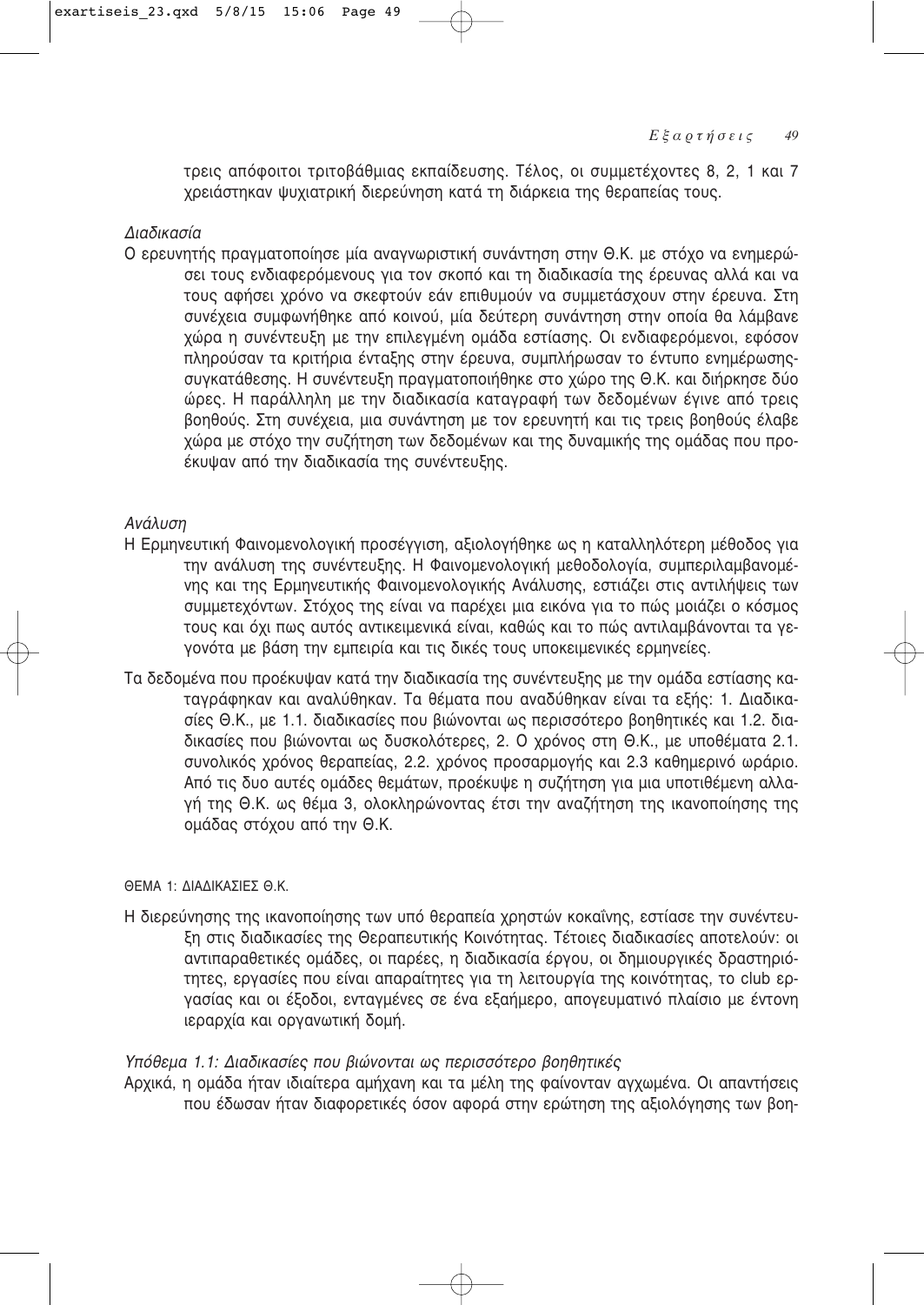τρεις απόφοιτοι τριτοβάθμιας εκπαίδευσης. Τέλος, οι συμμετέχοντες 8, 2, 1 και 7 χρειάστηκαν ψυχιατρική διερεύνηση κατά τη διάρκεια της θεραπείας τους.

*Διαδικασία*

Ο ερευνητής πραγματοποίησε μία αναγνωριστική συνάντηση στην Θ.Κ. με στόχο να ενημερώσει τους ενδιαφερόμενους για τον σκοπό και τη διαδικασία της έρευνας αλλά και να τους αφήσει χρόνο να σκεφτούν εάν επιθυμούν να συμμετάσχουν στην έρευνα. Στη συνέχεια συμφωνήθηκε από κοινού, μία δεύτερη συνάντηση στην οποία θα λάμβανε χώρα η συνέντευξη με την επιλεγμένη ομάδα εστίασης. Οι ενδιαφερόμενοι, εφόσον πληρούσαν τα κριτήρια ένταξης στην έρευνα, συμπλήρωσαν το έντυπο ενημέρωσης-συγκατάθεσης. Η συνέντευξη πραγματοποιήθηκε στο χώρο της Θ.Κ. και διήρκησε δύο ώρες. Η παράλληλη με την διαδικασία καταγραφή των δεδομένων έγινε από τρεις βοηθούς. Στη συνέχεια, μια συνάντηση με τον ερευνητή και τις τρεις βοηθούς έλαβε χώρα με στόχο την συζήτηση των δεδομένων και της δυναμικής της ομάδας που προέκυψαν από την διαδικασία της συνέντευξης.

*Ανάλυση*

Η Ερμηνευτική Φαινομενολογική προσέγγιση, αξιολογήθηκε ως η καταλληλότερη μέθοδος για την ανάλυση της συνέντευξης. Η Φαινομενολογική μεθοδολογία, συμπεριλαμβανομένης και της Ερμηνευτικής Φαινομενολογικής Ανάλυσης, εστιάζει στις αντιλήψεις των συμμετεχόντων. Στόχος της είναι να παρέχει μια εικόνα για το πώς μοιάζει ο κόσμος τους και όχι πως αυτός αντικειμενικά είναι, καθώς και το πώς αντιλαμβάνονται τα γεγονότα με βάση την εμπειρία και τις δικές τους υποκειμενικές ερμηνείες.

Τα δεδομένα που προέκυψαν κατά την διαδικασία της συνέντευξης με την ομάδα εστίασης καταγράφηκαν και αναλύθηκαν. Τα θέματα που αναδύθηκαν είναι τα εξής: 1. Διαδικασίες Θ.Κ., με 1.1. διαδικασίες που βιώνονται ως περισσότερο βοηθητικές και 1.2. διαδικασίες που βιώνονται ως δυσκολότερες, 2. Ο χρόνος στη Θ.Κ., με υποθέματα 2.1. συνολικός χρόνος θεραπείας, 2.2. χρόνος προσαρμογής και 2.3 καθημερινό ωράριο. Από τις δυο αυτές ομάδες θεμάτων, προέκυψε η συζήτηση για μια υποτιθέμενη αλλαγή της Θ.Κ. ως θέμα 3, ολοκληρώνοντας έτσι την αναζήτηση της ικανοποίησης της ομάδας στόχου από την Θ.Κ.

ΘΕΜΑ 1: ΔΙΑΔΙΚΑΣΙΕΣ Θ.Κ.

Η διερεύνησης της ικανοποίησης των υπό θεραπεία χρηστών κοκαΐνης, εστίασε την συνέντευξη στις διαδικασίες της Θεραπευτικής Κοινότητας. Τέτοιες διαδικασίες αποτελούν: οι αντιπαραθετικές ομάδες, οι παρέες, η διαδικασία έργου, οι δημιουργικές δραστηριότητες, εργασίες που είναι απαραίτητες για τη λειτουργία της κοινότητας, το club εργασίας και οι έξοδοι, ενταγμένες σε ένα εξαήμερο, απογευματινό πλαίσιο με έντονη ιεραρχία και οργανωτική δομή.

*Υπόθεμα 1.1: Διαδικασίες που βιώνονται ως περισσότερο βοηθητικές*

Αρχικά, η ομάδα ήταν ιδιαίτερα αμήχανη και τα μέλη της φαίνονταν αγχωμένα. Οι απαντήσεις που έδωσαν ήταν διαφορετικές όσον αφορά στην ερώτηση της αξιολόγησης των βοη-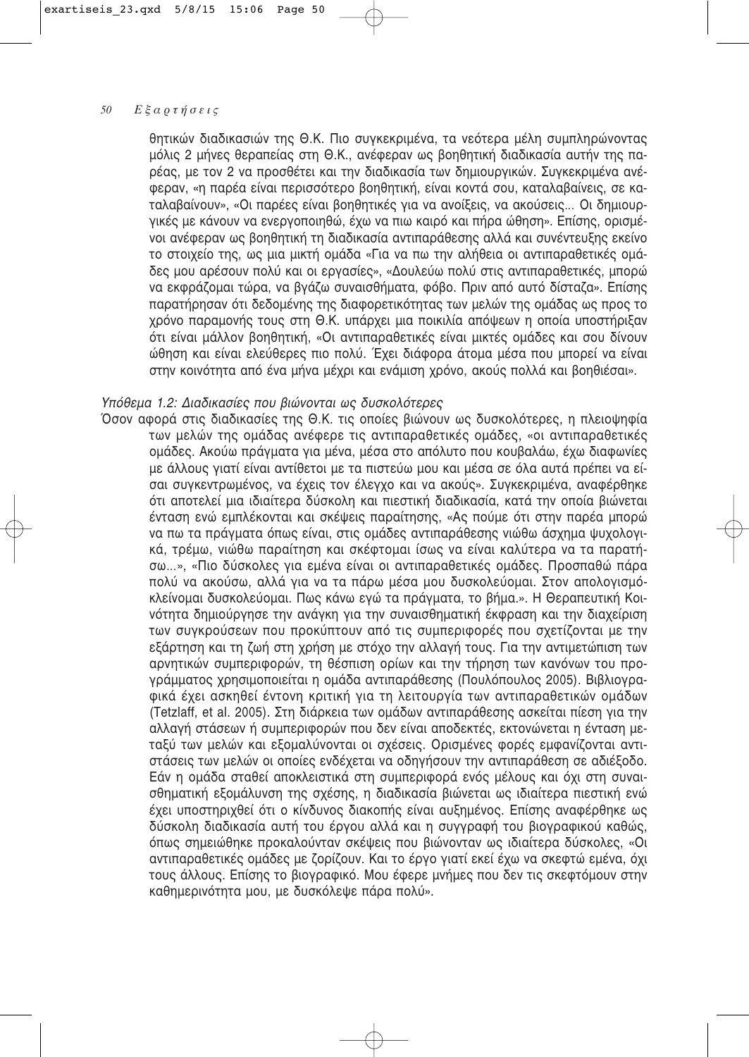θητικών διαδικασιών της Θ.Κ. Πιο συγκεκριμένα, τα νεότερα μέλη συμπληρώνοντας μόλις 2 μήνες θεραπείας στη Θ.Κ., ανέφεραν ως βοηθητική διαδικασία αυτήν της παρέας, με τον 2 να προσθέτει και την διαδικασία των δημιουργικών. Συγκεκριμένα ανέφεραν, «η παρέα είναι περισσότερο βοηθητική, είναι κοντά σου, καταλαβαίνεις, σε καταλαβαίνουν», «Οι παρέες είναι βοηθητικές για να ανοίξεις, να ακούσεις... Οι δημιουργικές με κάνουν να ενεργοποιηθώ, έχω να πιω καιρό και πήρα ώθηση». Επίσης, ορισμένοι ανέφεραν ως βοηθητική τη διαδικασία αντιπαράθεσης αλλά και συνέντευξης εκείνο το στοιχείο της, ως μια μικτή ομάδα «Για να πω την αλήθεια οι αντιπαραθετικές ομάδες μου αρέσουν πολύ και οι εργασίες», «Δουλεύω πολύ στις αντιπαραθετικές, μπορώ να εκφράζομαι τώρα, να βγάζω συναισθήματα, φόβο. Πριν από αυτό δίσταζα». Επίσης παρατήρησαν ότι δεδομένης της διαφορετικότητας των μελών της ομάδας ως προς το χρόνο παραμονής τους στη Θ.Κ. υπάρχει μια ποικιλία απόψεων η οποία υποστήριξαν ότι είναι μάλλον βοηθητική, «Οι αντιπαραθετικές είναι μικτές ομάδες και σου δίνουν ώθηση και είναι ελεύθερες πιο πολύ. Έχει διάφορα άτομα μέσα που μπορεί να είναι στην κοινότητα από ένα μήνα μέχρι και ενάμιση χρόνο, ακούς πολλά και βοηθιέσαι».

*Υπόθεμα 1.2: Διαδικασίες που βιώνονται ως δυσκολότερες*

Όσον αφορά στις διαδικασίες της Θ.Κ. τις οποίες βιώνουν ως δυσκολότερες, η πλειοψηφία των μελών της ομάδας ανέφερε τις αντιπαραθετικές ομάδες, «οι αντιπαραθετικές ομάδες. Ακούω πράγματα για μένα, μέσα στο απόλυτο που κουβαλάω, έχω διαφωνίες με άλλους γιατί είναι αντίθετοι με τα πιστεύω μου και μέσα σε όλα αυτά πρέπει να είσαι συγκεντρωμένος, να έχεις τον έλεγχο και να ακούς». Συγκεκριμένα, αναφέρθηκε ότι αποτελεί μια ιδιαίτερα δύσκολη και πιεστική διαδικασία, κατά την οποία βιώνεται ένταση ενώ εμπλέκονται και σκέψεις παραίτησης, «Ας πούμε ότι στην παρέα μπορώ να πω τα πράγματα όπως είναι, στις ομάδες αντιπαράθεσης νιώθω άσχημα ψυχολογικά, τρέμω, νιώθω παραίτηση και σκέφτομαι ίσως να είναι καλύτερα να τα παρατήσω...», «Πιο δύσκολες για εμένα είναι οι αντιπαραθετικές ομάδες. Προσπαθώ πάρα πολύ να ακούσω, αλλά για να τα πάρω μέσα μου δυσκολεύομαι. Στον απολογισμό-κλείνομαι δυσκολεύομαι. Πως κάνω εγώ τα πράγματα, το βήμα.». Η Θεραπευτική Κοινότητα δημιούργησε την ανάγκη για την συναισθηματική έκφραση και την διαχείριση των συγκρούσεων που προκύπτουν από τις συμπεριφορές που σχετίζονται με την εξάρτηση και τη ζωή στη χρήση με στόχο την αλλαγή τους. Για την αντιμετώπιση των αρνητικών συμπεριφορών, τη θέσπιση ορίων και την τήρηση των κανόνων του προγράμματος χρησιμοποιείται η ομάδα αντιπαράθεσης (Πουλόπουλος 2005). Βιβλιογραφικά έχει ασκηθεί έντονη κριτική για τη λειτουργία των αντιπαραθετικών ομάδων (Tetzlaff, et al. 2005). Στη διάρκεια των ομάδων αντιπαράθεσης ασκείται πίεση για την αλλαγή στάσεων ή συμπεριφορών που δεν είναι αποδεκτές, εκτονώνεται η ένταση μεταξύ των μελών και εξομαλύνονται οι σχέσεις. Ορισμένες φορές εμφανίζονται αντιστάσεις των μελών οι οποίες ενδέχεται να οδηγήσουν την αντιπαράθεση σε αδιέξοδο. Εάν η ομάδα σταθεί αποκλειστικά στη συμπεριφορά ενός μέλους και όχι στη συναισθηματική εξομάλυνση της σχέσης, η διαδικασία βιώνεται ως ιδιαίτερα πιεστική ενώ έχει υποστηριχθεί ότι ο κίνδυνος διακοπής είναι αυξημένος. Επίσης αναφέρθηκε ως δύσκολη διαδικασία αυτή του έργου αλλά και η συγγραφή του βιογραφικού καθώς, όπως σημειώθηκε προκαλούνταν σκέψεις που βιώνονταν ως ιδιαίτερα δύσκολες, «Οι αντιπαραθετικές ομάδες με ζορίζουν. Και το έργο γιατί εκεί έχω να σκεφτώ εμένα, όχι τους άλλους. Επίσης το βιογραφικό. Μου έφερε μνήμες που δεν τις σκεφτόμουν στην καθημερινότητα μου, με δυσκόλεψε πάρα πολύ».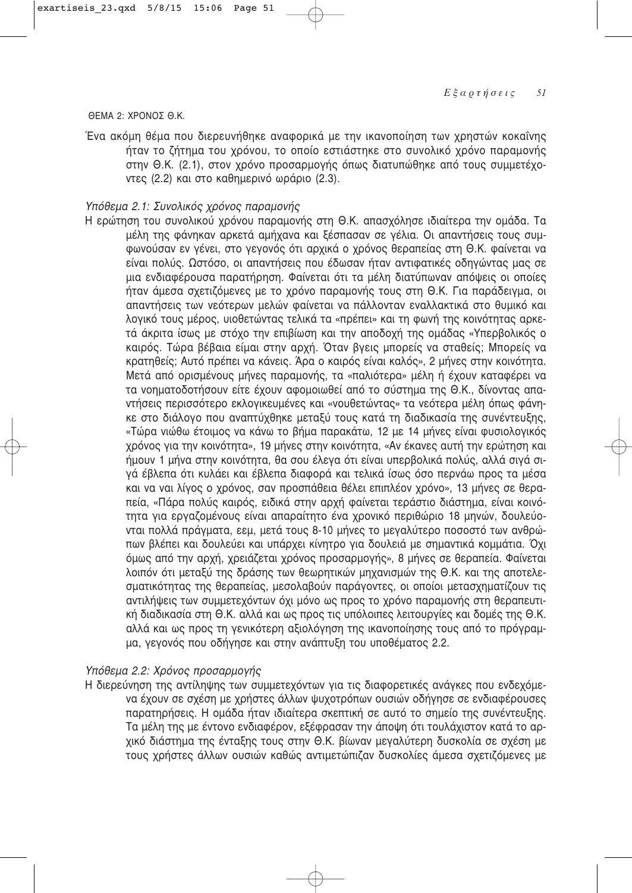ΘΕΜΑ 2: ΧΡΟΝΟΣ Θ.Κ.

Ένα ακόμη θέμα που διερευνήθηκε αναφορικά με την ικανοποίηση των χρηστών κοκαΐνης ήταν το ζήτημα του χρόνου, το οποίο εστιάστηκε στο συνολικό χρόνο παραμονής στην Θ.Κ. (2.1), στον χρόνο προσαρμογής όπως διατυπώθηκε από τους συμμετέχοντες (2.2) και στο καθημερινό ωράριο (2.3).

*Υπόθεμα 2.1: Συνολικός χρόνος παραμονής*

Η ερώτηση του συνολικού χρόνου παραμονής στη Θ.Κ. απασχόλησε ιδιαίτερα την ομάδα. Τα μέλη της φάνηκαν αρκετά αμήχανα και ξέσπασαν σε γέλια. Οι απαντήσεις τους συμφωνούσαν εν γένει, στο γεγονός ότι αρχικά ο χρόνος θεραπείας στη Θ.Κ. φαίνεται να είναι πολύς. Ωστόσο, οι απαντήσεις που έδωσαν ήταν αντιφατικές οδηγώντας μας σε μια ενδιαφέρουσα παρατήρηση. Φαίνεται ότι τα μέλη διατύπωναν απόψεις οι οποίες ήταν άμεσα σχετιζόμενες με το χρόνο παραμονής τους στη Θ.Κ. Για παράδειγμα, οι απαντήσεις των νεότερων μελών φαίνεται να πάλλονταν εναλλακτικά στο θυμικό και λογικό τους μέρος, υιοθετώντας τελικά τα «πρέπει» και τη φωνή της κοινότητας αρκετά άκριτα ίσως με στόχο την επιβίωση και την αποδοχή της ομάδας «Υπερβολικός ο καιρός. Τώρα βέβαια είμαι στην αρχή. Όταν βγεις μπορείς να σταθείς; Μπορείς να κρατηθείς; Αυτό πρέπει να κάνεις. Άρα ο καιρός είναι καλός», 2 μήνες στην κοινότητα. Μετά από ορισμένους μήνες παραμονής, τα «παλιότερα» μέλη ή έχουν καταφέρει να τα νοηματοδοτήσουν είτε έχουν αφομοιωθεί από το σύστημα της Θ.Κ., δίνοντας απαντήσεις περισσότερο εκλογικευμένες και «νουθετώντας» τα νεότερα μέλη όπως φάνηκε στο διάλογο που αναπτύχθηκε μεταξύ τους κατά τη διαδικασία της συνέντευξης, «Τώρα νιώθω έτοιμος να κάνω το βήμα παρακάτω, 12 με 14 μήνες είναι φυσιολογικός χρόνος για την κοινότητα», 19 μήνες στην κοινότητα, «Αν έκανες αυτή την ερώτηση και ήμουν 1 μήνα στην κοινότητα, θα σου έλεγα ότι είναι υπερβολικά πολύ, αλλά σιγά σιγά έβλεπα ότι κυλάει και έβλεπα διαφορά και τελικά ίσως όσο περνάω προς τα μέσα και να ναι λίγος ο χρόνος, σαν προσπάθεια θέλει επιπλέον χρόνο», 13 μήνες σε θεραπεία, «Πάρα πολύς καιρός, ειδικά στην αρχή φαίνεται τεράστιο διάστημα, είναι κοινότητα για εργαζομένους είναι απαραίτητο ένα χρονικό περιθώριο 18 μηνών, δουλεύονται πολλά πράγματα, εεμ, μετά τους 8-10 μήνες το μεγαλύτερο ποσοστό των ανθρώπων βλέπει και δουλεύει και υπάρχει κίνητρο για δουλειά με σημαντικά κομμάτια. Όχι όμως από την αρχή, χρειάζεται χρόνος προσαρμογής», 8 μήνες σε θεραπεία. Φαίνεται λοιπόν ότι μεταξύ της δράσης των θεωρητικών μηχανισμών της Θ.Κ. και της αποτελεσματικότητας της θεραπείας, μεσολαβούν παράγοντες, οι οποίοι μετασχηματίζουν τις αντιλήψεις των συμμετεχόντων όχι μόνο ως προς το χρόνο παραμονής στη θεραπευτική διαδικασία στη Θ.Κ. αλλά και ως προς τις υπόλοιπες λειτουργίες και δομές της Θ.Κ. αλλά και ως προς τη γενικότερη αξιολόγηση της ικανοποίησης τους από το πρόγραμμα, γεγονός που οδήγησε και στην ανάπτυξη του υποθέματος 2.2.

*Υπόθεμα 2.2: Χρόνος προσαρμογής*

Η διερεύνηση της αντίληψης των συμμετεχόντων για τις διαφορετικές ανάγκες που ενδεχόμενα έχουν σε σχέση με χρήστες άλλων ψυχοτρόπων ουσιών οδήγησε σε ενδιαφέρουσες παρατηρήσεις. Η ομάδα ήταν ιδιαίτερα σκεπτική σε αυτό το σημείο της συνέντευξης. Τα μέλη της με έντονο ενδιαφέρον, εξέφρασαν την άποψη ότι τουλάχιστον κατά το αρχικό διάστημα της ένταξης τους στην Θ.Κ. βίωναν μεγαλύτερη δυσκολία σε σχέση με τους χρήστες άλλων ουσιών καθώς αντιμετώπιζαν δυσκολίες άμεσα σχετιζόμενες με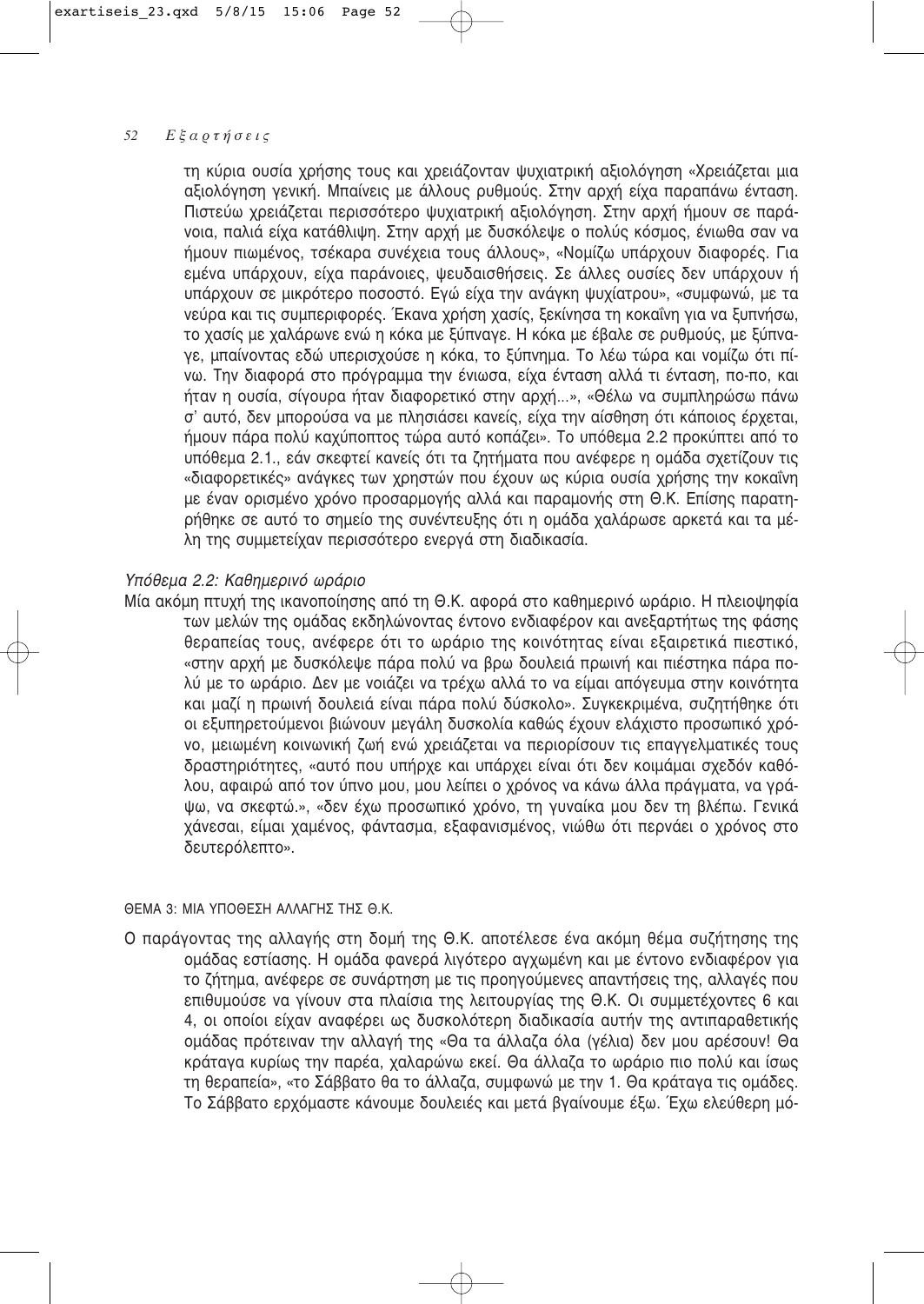τη κύρια ουσία χρήσης τους και χρειάζονταν ψυχιατρική αξιολόγηση «Χρειάζεται μια αξιολόγηση γενική. Μπαίνεις με άλλους ρυθμούς. Στην αρχή είχα παραπάνω ένταση. Πιστεύω χρειάζεται περισσότερο ψυχιατρική αξιολόγηση. Στην αρχή ήμουν σε παράνοια, παλιά είχα κατάθλιψη. Στην αρχή με δυσκόλεψε ο πολύς κόσμος, ένιωθα σαν να ήμουν πιωμένος, τσέκαρα συνέχεια τους άλλους», «Νομίζω υπάρχουν διαφορές. Για εμένα υπάρχουν, είχα παράνοιες, ψευδαισθήσεις. Σε άλλες ουσίες δεν υπάρχουν ή υπάρχουν σε μικρότερο ποσοστό. Εγώ είχα την ανάγκη ψυχίατρου», «συμφωνώ, με τα νεύρα και τις συμπεριφορές. Έκανα χρήση χασίς, ξεκίνησα τη κοκαΐνη για να ξυπνήσω, το χασίς με χαλάρωνε ενώ η κόκα με ξύπναγε. Η κόκα με έβαλε σε ρυθμούς, με ξύπναγε, μπαίνοντας εδώ υπερισχούσε η κόκα, το ξύπνημα. Το λέω τώρα και νομίζω ότι πίνω. Την διαφορά στο πρόγραμμα την ένιωσα, είχα ένταση αλλά τι ένταση, πο-πο, και ήταν η ουσία, σίγουρα ήταν διαφορετικό στην αρχή...», «Θέλω να συμπληρώσω πάνω σ' αυτό, δεν μπορούσα να με πλησιάσει κανείς, είχα την αίσθηση ότι κάποιος έρχεται, ήμουν πάρα πολύ καχύποπτος τώρα αυτό κοπάζει». Το υπόθεμα 2.2 προκύπτει από το υπόθεμα 2.1., εάν σκεφτεί κανείς ότι τα ζητήματα που ανέφερε η ομάδα σχετίζουν τις «διαφορετικές» ανάγκες των χρηστών που έχουν ως κύρια ουσία χρήσης την κοκαΐνη με έναν ορισμένο χρόνο προσαρμογής αλλά και παραμονής στη Θ.Κ. Επίσης παρατηρήθηκε σε αυτό το σημείο της συνέντευξης ότι η ομάδα χαλάρωσε αρκετά και τα μέλη της συμμετείχαν περισσότερο ενεργά στη διαδικασία.

*Υπόθεμα 2.2: Καθημερινό ωράριο*

Μία ακόμη πτυχή της ικανοποίησης από τη Θ.Κ. αφορά στο καθημερινό ωράριο. Η πλειοψηφία των μελών της ομάδας εκδηλώνοντας έντονο ενδιαφέρον και ανεξαρτήτως της φάσης θεραπείας τους, ανέφερε ότι το ωράριο της κοινότητας είναι εξαιρετικά πιεστικό, «στην αρχή με δυσκόλεψε πάρα πολύ να βρω δουλειά πρωινή και πιέστηκα πάρα πολύ με το ωράριο. Δεν με νοιάζει να τρέχω αλλά το να είμαι απόγευμα στην κοινότητα και μαζί η πρωινή δουλειά είναι πάρα πολύ δύσκολο». Συγκεκριμένα, συζητήθηκε ότι οι εξυπηρετούμενοι βιώνουν μεγάλη δυσκολία καθώς έχουν ελάχιστο προσωπικό χρόνο, μειωμένη κοινωνική ζωή ενώ χρειάζεται να περιορίσουν τις επαγγελματικές τους δραστηριότητες, «αυτό που υπήρχε και υπάρχει είναι ότι δεν κοιμάμαι σχεδόν καθόλου, αφαιρώ από τον ύπνο μου, μου λείπει ο χρόνος να κάνω άλλα πράγματα, να γράψω, να σκεφτώ.», «δεν έχω προσωπικό χρόνο, τη γυναίκα μου δεν τη βλέπω. Γενικά χάνεσαι, είμαι χαμένος, φάντασμα, εξαφανισμένος, νιώθω ότι περνάει ο χρόνος στο δευτερόλεπτο».

ΘΕΜΑ 3: ΜΙΑ ΥΠΟΘΕΣΗ ΑΛΛΑΓΗΣ ΤΗΣ Θ.Κ.

Ο παράγοντας της αλλαγής στη δομή της Θ.Κ. αποτέλεσε ένα ακόμη θέμα συζήτησης της ομάδας εστίασης. Η ομάδα φανερά λιγότερο αγχωμένη και με έντονο ενδιαφέρον για το ζήτημα, ανέφερε σε συνάρτηση με τις προηγούμενες απαντήσεις της, αλλαγές που επιθυμούσε να γίνουν στα πλαίσια της λειτουργίας της Θ.Κ. Οι συμμετέχοντες 6 και 4, οι οποίοι είχαν αναφέρει ως δυσκολότερη διαδικασία αυτήν της αντιπαραθετικής ομάδας πρότειναν την αλλαγή της «Θα τα άλλαζα όλα (γέλια) δεν μου αρέσουν! Θα κράταγα κυρίως την παρέα, χαλαρώνω εκεί. Θα άλλαζα το ωράριο πιο πολύ και ίσως τη θεραπεία», «το Σάββατο θα το άλλαζα, συμφωνώ με την 1. Θα κράταγα τις ομάδες. Το Σάββατο ερχόμαστε κάνουμε δουλειές και μετά βγαίνουμε έξω. Έχω ελεύθερη μό-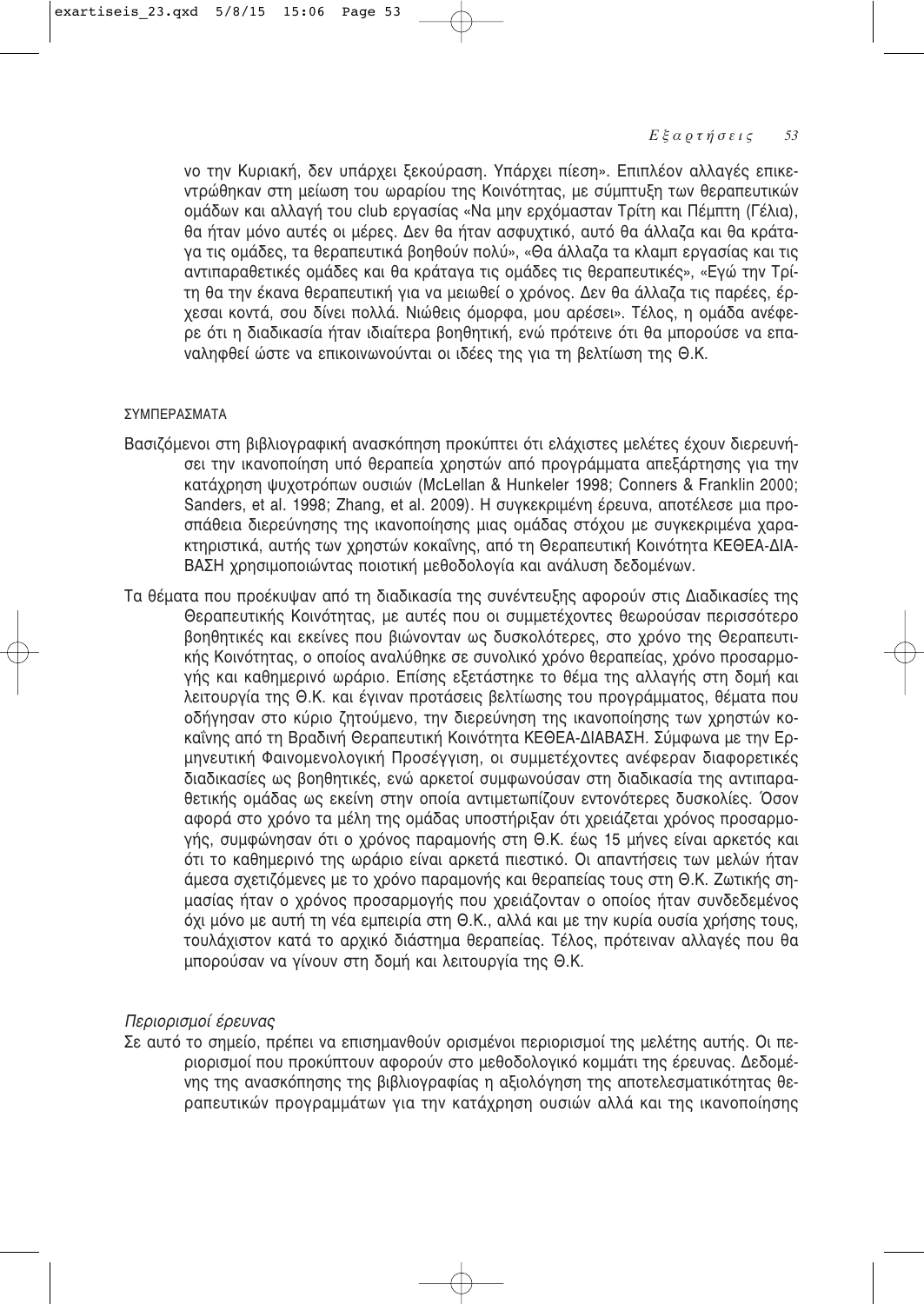νο την Κυριακή, δεν υπάρχει ξεκούραση. Υπάρχει πίεση». Επιπλέον αλλαγές επικεντρώθηκαν στη μείωση του ωραρίου της Κοινότητας, με σύμπτυξη των θεραπευτικών ομάδων και αλλαγή του club εργασίας «Να μην ερχόμασταν Τρίτη και Πέμπτη (Γέλια), θα ήταν μόνο αυτές οι μέρες. Δεν θα ήταν ασφυχτικό, αυτό θα άλλαζα και θα κράταγα τις ομάδες, τα θεραπευτικά βοηθούν πολύ», «Θα άλλαζα τα κλαμπ εργασίας και τις αντιπαραθετικές ομάδες και θα κράταγα τις ομάδες τις θεραπευτικές», «Εγώ την Τρίτη θα την έκανα θεραπευτική για να μειωθεί ο χρόνος. Δεν θα άλλαζα τις παρέες, έρχεσαι κοντά, σου δίνει πολλά. Νιώθεις όμορφα, μου αρέσει». Τέλος, η ομάδα ανέφερε ότι η διαδικασία ήταν ιδιαίτερα βοηθητική, ενώ πρότεινε ότι θα μπορούσε να επαναληφθεί ώστε να επικοινωνούνται οι ιδέες της για τη βελτίωση της Θ.Κ.

## ΣΥΜΠΕΡΑΣΜΑΤΑ

Βασιζόμενοι στη βιβλιογραφική ανασκόπηση προκύπτει ότι ελάχιστες μελέτες έχουν διερευνήσει την ικανοποίηση υπό θεραπεία χρηστών από προγράμματα απεξάρτησης για την κατάχρηση ψυχοτρόπων ουσιών (McLellan & Hunkeler 1998; Conners & Franklin 2000; Sanders, et al. 1998; Zhang, et al. 2009). Η συγκεκριμένη έρευνα, αποτέλεσε μια προσπάθεια διερεύνησης της ικανοποίησης μιας ομάδας στόχου με συγκεκριμένα χαρακτηριστικά, αυτής των χρηστών κοκαΐνης, από τη Θεραπευτική Κοινότητα ΚΕΘΕΑ-ΔΙΑΒΑΣΗ χρησιμοποιώντας ποιοτική μεθοδολογία και ανάλυση δεδομένων.

Τα θέματα που προέκυψαν από τη διαδικασία της συνέντευξης αφορούν στις Διαδικασίες της Θεραπευτικής Κοινότητας, με αυτές που οι συμμετέχοντες θεωρούσαν περισσότερο βοηθητικές και εκείνες που βιώνονταν ως δυσκολότερες, στο χρόνο της Θεραπευτικής Κοινότητας, ο οποίος αναλύθηκε σε συνολικό χρόνο θεραπείας, χρόνο προσαρμογής και καθημερινό ωράριο. Επίσης εξετάστηκε το θέμα της αλλαγής στη δομή και λειτουργία της Θ.Κ. και έγιναν προτάσεις βελτίωσης του προγράμματος, θέματα που οδήγησαν στο κύριο ζητούμενο, την διερεύνηση της ικανοποίησης των χρηστών κοκαΐνης από τη Βραδινή Θεραπευτική Κοινότητα ΚΕΘΕΑ-ΔΙΑΒΑΣΗ. Σύμφωνα με την Ερμηνευτική Φαινομενολογική Προσέγγιση, οι συμμετέχοντες ανέφεραν διαφορετικές διαδικασίες ως βοηθητικές, ενώ αρκετοί συμφωνούσαν στη διαδικασία της αντιπαραθετικής ομάδας ως εκείνη στην οποία αντιμετωπίζουν εντονότερες δυσκολίες. Όσον αφορά στο χρόνο τα μέλη της ομάδας υποστήριξαν ότι χρειάζεται χρόνος προσαρμογής, συμφώνησαν ότι ο χρόνος παραμονής στη Θ.Κ. έως 15 μήνες είναι αρκετός και ότι το καθημερινό της ωράριο είναι αρκετά πιεστικό. Οι απαντήσεις των μελών ήταν άμεσα σχετιζόμενες με το χρόνο παραμονής και θεραπείας τους στη Θ.Κ. Ζωτικής σημασίας ήταν ο χρόνος προσαρμογής που χρειάζονταν ο οποίος ήταν συνδεδεμένος όχι μόνο με αυτή τη νέα εμπειρία στη Θ.Κ., αλλά και με την κυρία ουσία χρήσης τους, τουλάχιστον κατά το αρχικό διάστημα θεραπείας. Τέλος, πρότειναν αλλαγές που θα μπορούσαν να γίνουν στη δομή και λειτουργία της Θ.Κ.

### *Περιορισμοί έρευνας*

Σε αυτό το σημείο, πρέπει να επισημανθούν ορισμένοι περιορισμοί της μελέτης αυτής. Οι περιορισμοί που προκύπτουν αφορούν στο μεθοδολογικό κομμάτι της έρευνας. Δεδομένης της ανασκόπησης της βιβλιογραφίας η αξιολόγηση της αποτελεσματικότητας θεραπευτικών προγραμμάτων για την κατάχρηση ουσιών αλλά και της ικανοποίησης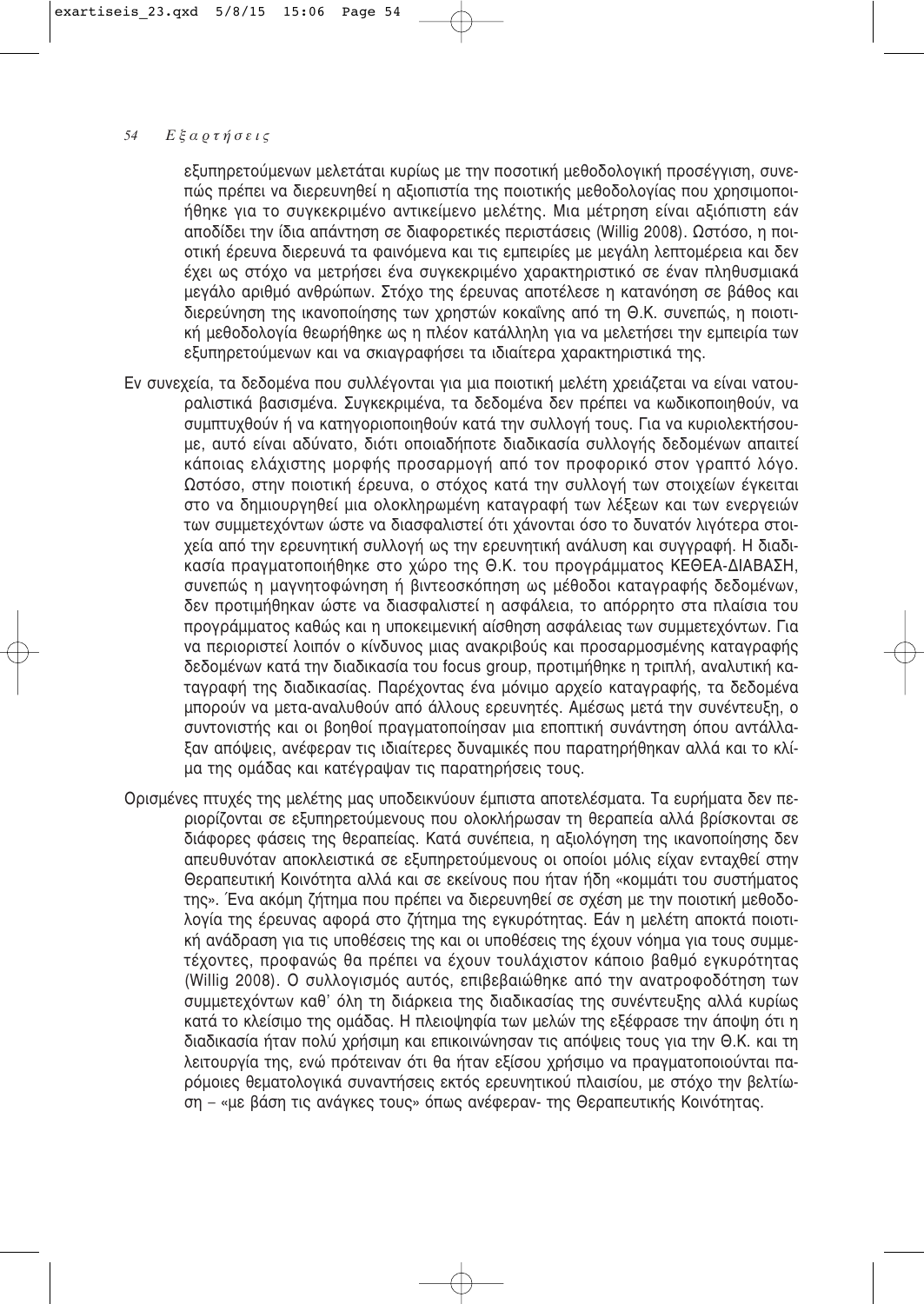εξυπηρετούμενων μελετάται κυρίως με την ποσοτική μεθοδολογική προσέγγιση, συνεπώς πρέπει να διερευνηθεί η αξιοπιστία της ποιοτικής μεθοδολογίας που χρησιμοποιήθηκε για το συγκεκριμένο αντικείμενο μελέτης. Μια μέτρηση είναι αξιόπιστη εάν αποδίδει την ίδια απάντηση σε διαφορετικές περιστάσεις (Willig 2008). Ωστόσο, η ποιοτική έρευνα διερευνά τα φαινόμενα και τις εμπειρίες με μεγάλη λεπτομέρεια και δεν έχει ως στόχο να μετρήσει ένα συγκεκριμένο χαρακτηριστικό σε έναν πληθυσμιακά μεγάλο αριθμό ανθρώπων. Στόχο της έρευνας αποτέλεσε η κατανόηση σε βάθος και διερεύνηση της ικανοποίησης των χρηστών κοκαΐνης από τη Θ.Κ. συνεπώς, η ποιοτική μεθοδολογία θεωρήθηκε ως η πλέον κατάλληλη για να μελετήσει την εμπειρία των εξυπηρετούμενων και να σκιαγραφήσει τα ιδιαίτερα χαρακτηριστικά της.

Εν συνεχεία, τα δεδομένα που συλλέγονται για μια ποιοτική μελέτη χρειάζεται να είναι νατουραλιστικά βασισμένα. Συγκεκριμένα, τα δεδομένα δεν πρέπει να κωδικοποιηθούν, να συμπτυχθούν ή να κατηγοριοποιηθούν κατά την συλλογή τους. Για να κυριολεκτήσουμε, αυτό είναι αδύνατο, διότι οποιαδήποτε διαδικασία συλλογής δεδομένων απαιτεί κάποιας ελάχιστης μορφής προσαρμογή από τον προφορικό στον γραπτό λόγο. Ωστόσο, στην ποιοτική έρευνα, ο στόχος κατά την συλλογή των στοιχείων έγκειται στο να δημιουργηθεί μια ολοκληρωμένη καταγραφή των λέξεων και των ενεργειών των συμμετεχόντων ώστε να διασφαλιστεί ότι χάνονται όσο το δυνατόν λιγότερα στοιχεία από την ερευνητική συλλογή ως την ερευνητική ανάλυση και συγγραφή. Η διαδικασία πραγματοποιήθηκε στο χώρο της Θ.Κ. του προγράμματος ΚΕΘΕΑ-ΔΙΑΒΑΣΗ, συνεπώς η μαγνητοφώνηση ή βιντεοσκόπηση ως μέθοδοι καταγραφής δεδομένων, δεν προτιμήθηκαν ώστε να διασφαλιστεί η ασφάλεια, το απόρρητο στα πλαίσια του προγράμματος καθώς και η υποκειμενική αίσθηση ασφάλειας των συμμετεχόντων. Για να περιοριστεί λοιπόν ο κίνδυνος μιας ανακριβούς και προσαρμοσμένης καταγραφής δεδομένων κατά την διαδικασία του focus group, προτιμήθηκε η τριπλή, αναλυτική καταγραφή της διαδικασίας. Παρέχοντας ένα μόνιμο αρχείο καταγραφής, τα δεδομένα μπορούν να μετα-αναλυθούν από άλλους ερευνητές. Αμέσως μετά την συνέντευξη, ο συντονιστής και οι βοηθοί πραγματοποίησαν μια εποπτική συνάντηση όπου αντάλλαξαν απόψεις, ανέφεραν τις ιδιαίτερες δυναμικές που παρατηρήθηκαν αλλά και το κλίμα της ομάδας και κατέγραψαν τις παρατηρήσεις τους.

Ορισμένες πτυχές της μελέτης μας υποδεικνύουν έμπιστα αποτελέσματα. Τα ευρήματα δεν περιορίζονται σε εξυπηρετούμενους που ολοκλήρωσαν τη θεραπεία αλλά βρίσκονται σε διάφορες φάσεις της θεραπείας. Κατά συνέπεια, η αξιολόγηση της ικανοποίησης δεν απευθυνόταν αποκλειστικά σε εξυπηρετούμενους οι οποίοι μόλις είχαν ενταχθεί στην Θεραπευτική Κοινότητα αλλά και σε εκείνους που ήταν ήδη «κομμάτι του συστήματος της». Ένα ακόμη ζήτημα που πρέπει να διερευνηθεί σε σχέση με την ποιοτική μεθοδολογία της έρευνας αφορά στο ζήτημα της εγκυρότητας. Εάν η μελέτη αποκτά ποιοτική ανάδραση για τις υποθέσεις της και οι υποθέσεις της έχουν νόημα για τους συμμετέχοντες, προφανώς θα πρέπει να έχουν τουλάχιστον κάποιο βαθμό εγκυρότητας (Willig 2008). Ο συλλογισμός αυτός, επιβεβαιώθηκε από την ανατροφοδότηση των συμμετεχόντων καθ' όλη τη διάρκεια της διαδικασίας της συνέντευξης αλλά κυρίως κατά το κλείσιμο της ομάδας. Η πλειοψηφία των μελών της εξέφρασε την άποψη ότι η διαδικασία ήταν πολύ χρήσιμη και επικοινώνησαν τις απόψεις τους για την Θ.Κ. και τη λειτουργία της, ενώ πρότειναν ότι θα ήταν εξίσου χρήσιμο να πραγματοποιούνται παρόμοιες θεματολογικά συναντήσεις εκτός ερευνητικού πλαισίου, με στόχο την βελτίωση – «με βάση τις ανάγκες τους» όπως ανέφεραν- της Θεραπευτικής Κοινότητας.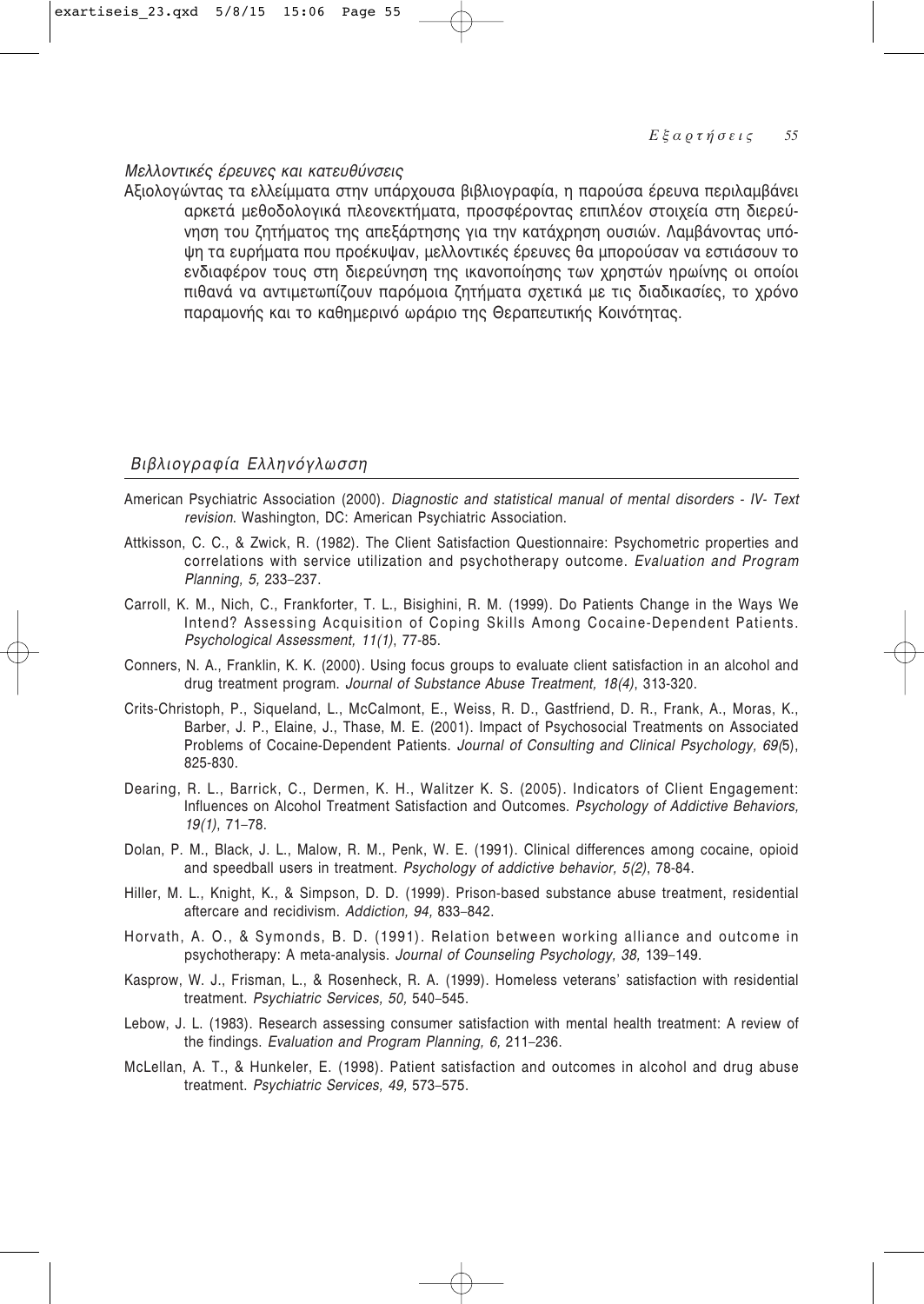*Μελλοντικές έρευνες και κατευθύνσεις*

Αξιολογώντας τα ελλείμματα στην υπάρχουσα βιβλιογραφία, η παρούσα έρευνα περιλαμβάνει αρκετά μεθοδολογικά πλεονεκτήματα, προσφέροντας επιπλέον στοιχεία στη διερεύνηση του ζητήματος της απεξάρτησης για την κατάχρηση ουσιών. Λαμβάνοντας υπόψη τα ευρήματα που προέκυψαν, μελλοντικές έρευνες θα μπορούσαν να εστιάσουν το ενδιαφέρον τους στη διερεύνηση της ικανοποίησης των χρηστών ηρωίνης οι οποίοι πιθανά να αντιμετωπίζουν παρόμοια ζητήματα σχετικά με τις διαδικασίες, το χρόνο παραμονής και το καθημερινό ωράριο της Θεραπευτικής Κοινότητας.

## *Βιβλιογραφία Ελληνόγλωσση*

American Psychiatric Association (2000). *Diagnostic and statistical manual of mental disorders - IV- Text revision*. Washington, DC: American Psychiatric Association.

Attkisson, C. C., & Zwick, R. (1982). The Client Satisfaction Questionnaire: Psychometric properties and correlations with service utilization and psychotherapy outcome. *Evaluation and Program Planning, 5,* 233–237.

Carroll, K. M., Nich, C., Frankforter, T. L., Bisighini, R. M. (1999). Do Patients Change in the Ways We Intend? Assessing Acquisition of Coping Skills Among Cocaine-Dependent Patients. *Psychological Assessment, 11(1)*, 77-85.

Conners, N. A., Franklin, K. K. (2000). Using focus groups to evaluate client satisfaction in an alcohol and drug treatment program. *Journal of Substance Abuse Treatment, 18(4)*, 313-320.

Crits-Christoph, P., Siqueland, L., McCalmont, E., Weiss, R. D., Gastfriend, D. R., Frank, A., Moras, K., Barber, J. P., Elaine, J., Thase, M. E. (2001). Impact of Psychosocial Treatments on Associated Problems of Cocaine-Dependent Patients. *Journal of Consulting and Clinical Psychology, 69(*5), 825-830.

Dearing, R. L., Barrick, C., Dermen, K. H., Walitzer K. S. (2005). Indicators of Client Engagement: Influences on Alcohol Treatment Satisfaction and Outcomes. *Psychology of Addictive Behaviors, 19(1)*, 71–78.

Dolan, P. M., Black, J. L., Malow, R. M., Penk, W. E. (1991). Clinical differences among cocaine, opioid and speedball users in treatment. *Psychology of addictive behavior, 5(2)*, 78-84.

Hiller, M. L., Knight, K., & Simpson, D. D. (1999). Prison-based substance abuse treatment, residential aftercare and recidivism. *Addiction, 94,* 833–842.

Horvath, A. O., & Symonds, B. D. (1991). Relation between working alliance and outcome in psychotherapy: A meta-analysis. *Journal of Counseling Psychology, 38,* 139–149.

Kasprow, W. J., Frisman, L., & Rosenheck, R. A. (1999). Homeless veterans' satisfaction with residential treatment. *Psychiatric Services, 50,* 540–545.

Lebow, J. L. (1983). Research assessing consumer satisfaction with mental health treatment: A review of the findings. *Evaluation and Program Planning, 6,* 211–236.

McLellan, A. T., & Hunkeler, E. (1998). Patient satisfaction and outcomes in alcohol and drug abuse treatment. *Psychiatric Services, 49,* 573–575.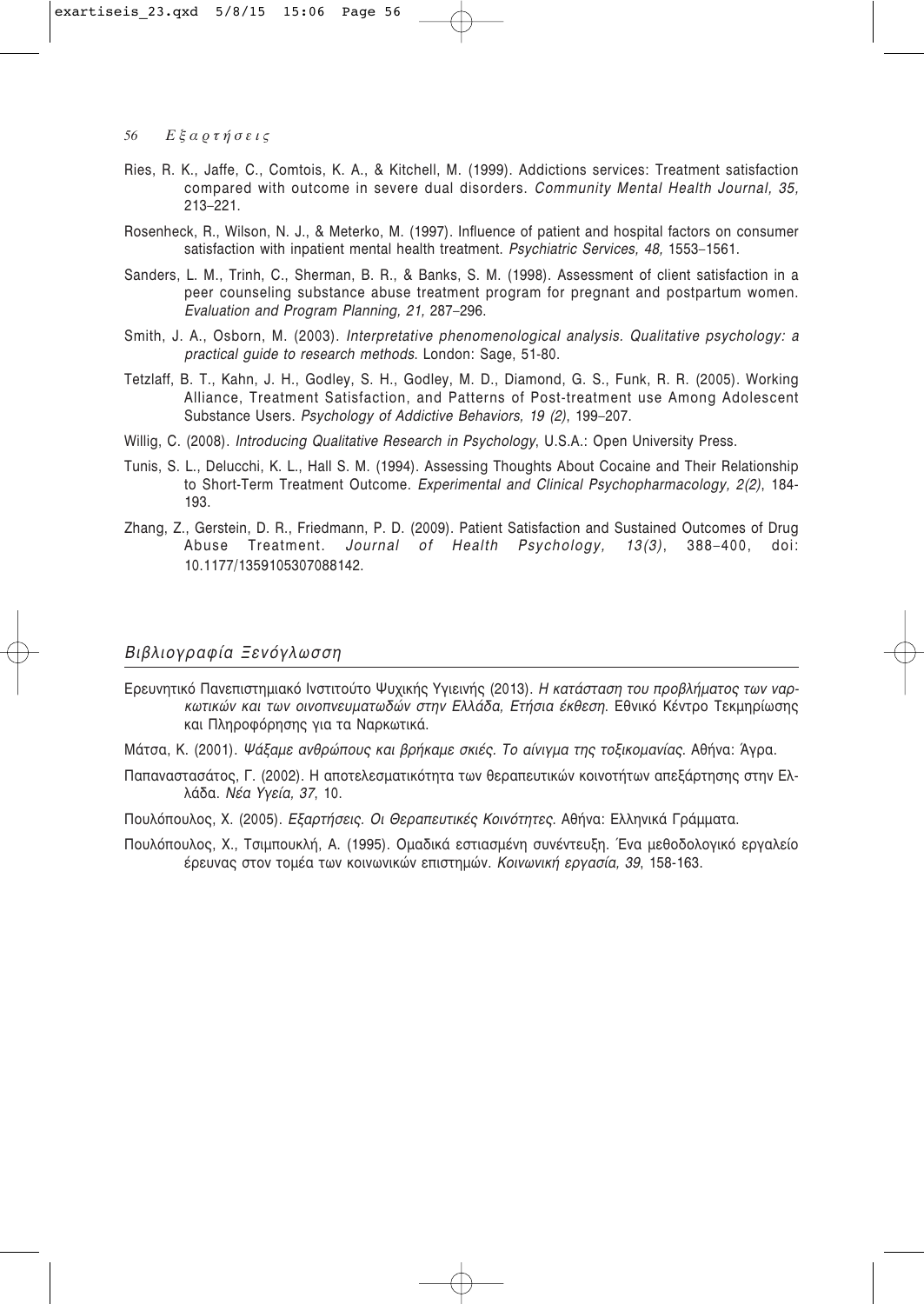Ries, R. K., Jaffe, C., Comtois, K. A., & Kitchell, M. (1999). Addictions services: Treatment satisfaction compared with outcome in severe dual disorders. *Community Mental Health Journal, 35,* 213–221.

Rosenheck, R., Wilson, N. J., & Meterko, M. (1997). Influence of patient and hospital factors on consumer satisfaction with inpatient mental health treatment. *Psychiatric Services, 48,* 1553–1561.

Sanders, L. M., Trinh, C., Sherman, B. R., & Banks, S. M. (1998). Assessment of client satisfaction in a peer counseling substance abuse treatment program for pregnant and postpartum women. *Evaluation and Program Planning, 21,* 287–296.

Smith, J. A., Osborn, M. (2003). *Interpretative phenomenological analysis. Qualitative psychology: a practical guide to research methods.* London: Sage, 51-80.

Tetzlaff, B. T., Kahn, J. H., Godley, S. H., Godley, M. D., Diamond, G. S., Funk, R. R. (2005). Working Alliance, Treatment Satisfaction, and Patterns of Post-treatment use Among Adolescent Substance Users. *Psychology of Addictive Behaviors, 19 (2)*, 199–207.

Willig, C. (2008). *Introducing Qualitative Research in Psychology*, U.S.A.: Open University Press.

Tunis, S. L., Delucchi, K. L., Hall S. M. (1994). Assessing Thoughts About Cocaine and Their Relationship to Short-Term Treatment Outcome. *Experimental and Clinical Psychopharmacology, 2(2)*, 184-193.

Zhang, Z., Gerstein, D. R., Friedmann, P. D. (2009). Patient Satisfaction and Sustained Outcomes of Drug Abuse Treatment. *Journal of Health Psychology, 13(3)*, 388–400, doi: 10.1177/1359105307088142.

## Βιβλιογραφία Ξενόγλωσση

Ερευνητικό Πανεπιστημιακό Ινστιτούτο Ψυχικής Υγιεινής (2013). *Η κατάσταση του προβλήματος των ναρκωτικών και των οινοπνευματωδών στην Ελλάδα, Ετήσια έκθεση.* Εθνικό Κέντρο Τεκμηρίωσης και Πληροφόρησης για τα Ναρκωτικά.

Μάτσα, Κ. (2001). *Ψάξαμε ανθρώπους και βρήκαμε σκιές. Το αίνιγμα της τοξικομανίας.* Αθήνα: Άγρα.

Παπαναστασάτος, Γ. (2002). Η αποτελεσματικότητα των θεραπευτικών κοινοτήτων απεξάρτησης στην Ελλάδα. *Νέα Υγεία, 37*, 10.

Πουλόπουλος, Χ. (2005). *Εξαρτήσεις. Οι Θεραπευτικές Κοινότητες.* Αθήνα: Ελληνικά Γράμματα.

Πουλόπουλος, Χ., Τσιμπουκλή, Α. (1995). Ομαδικά εστιασμένη συνέντευξη. Ένα μεθοδολογικό εργαλείο έρευνας στον τομέα των κοινωνικών επιστημών. *Κοινωνική εργασία, 39*, 158-163.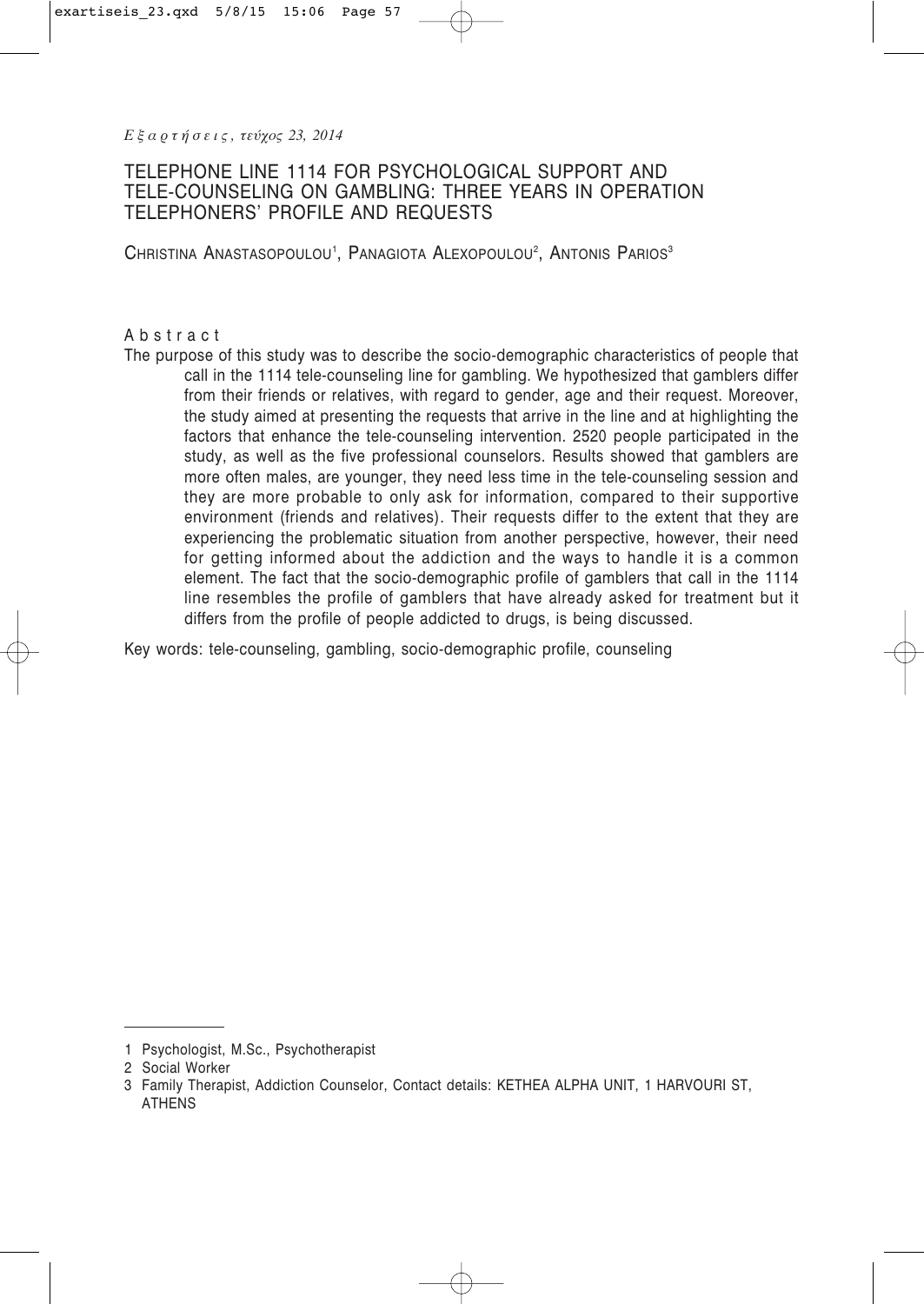# TELEPHONE LINE 1114 FOR PSYCHOLOGICAL SUPPORT AND TELE-COUNSELING ON GAMBLING: THREE YEARS IN OPERATION TELEPHONERS' PROFILE AND REQUESTS

Christina Anastasopoulou[1], Panagiota Alexopoulou[2], Antonis Parios[3]

## Abstract

The purpose of this study was to describe the socio-demographic characteristics of people that call in the 1114 tele-counseling line for gambling. We hypothesized that gamblers differ from their friends or relatives, with regard to gender, age and their request. Moreover, the study aimed at presenting the requests that arrive in the line and at highlighting the factors that enhance the tele-counseling intervention. 2520 people participated in the study, as well as the five professional counselors. Results showed that gamblers are more often males, are younger, they need less time in the tele-counseling session and they are more probable to only ask for information, compared to their supportive environment (friends and relatives). Their requests differ to the extent that they are experiencing the problematic situation from another perspective, however, their need for getting informed about the addiction and the ways to handle it is a common element. The fact that the socio-demographic profile of gamblers that call in the 1114 line resembles the profile of gamblers that have already asked for treatment but it differs from the profile of people addicted to drugs, is being discussed.

Key words: tele-counseling, gambling, socio-demographic profile, counseling

---

1 Psychologist, M.Sc., Psychotherapist

2 Social Worker

3 Family Therapist, Addiction Counselor, Contact details: KETHEA ALPHA UNIT, 1 HARVOURI ST, ATHENS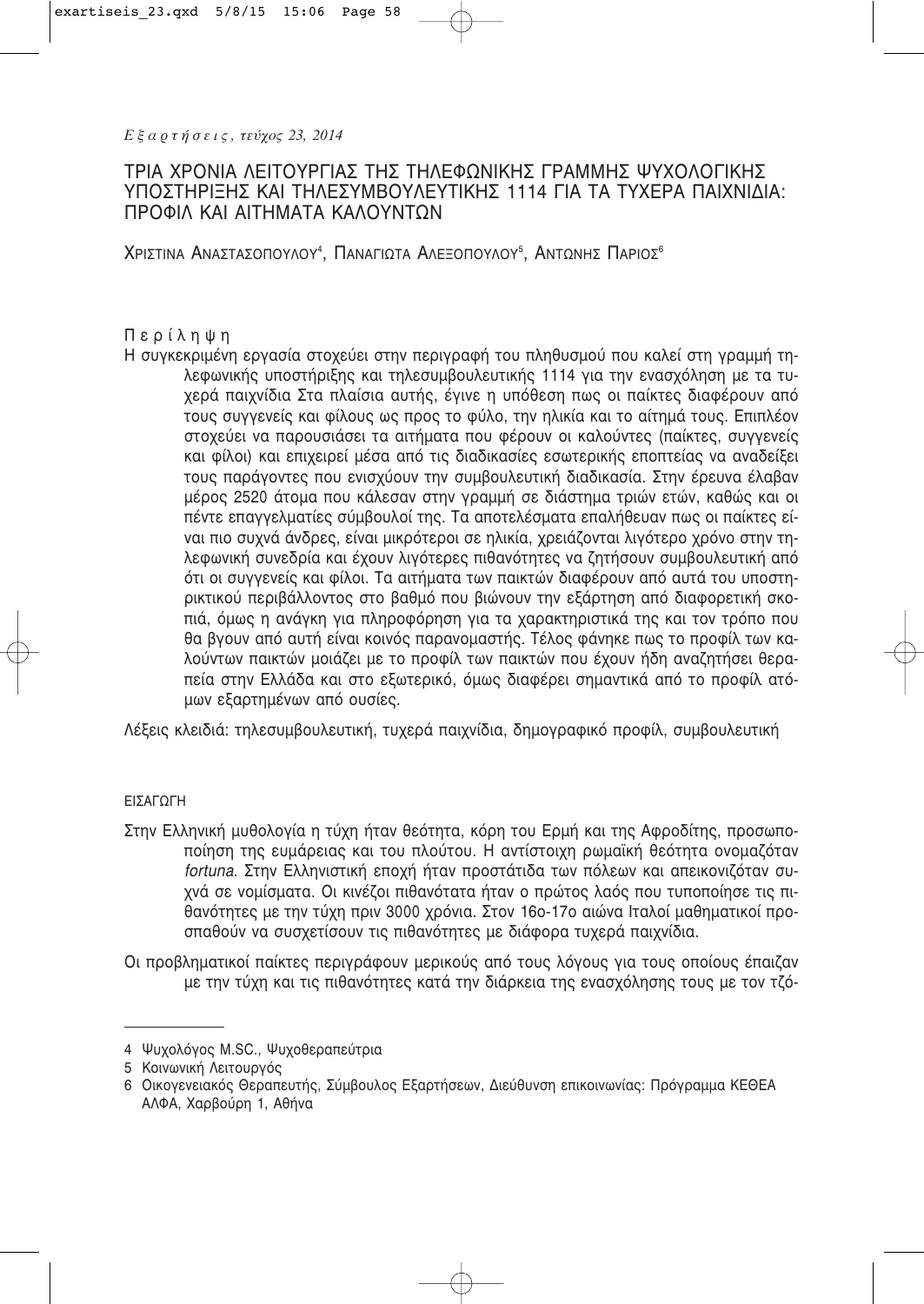# ΤΡΙΑ ΧΡΟΝΙΑ ΛΕΙΤΟΥΡΓΙΑΣ ΤΗΣ ΤΗΛΕΦΩΝΙΚΗΣ ΓΡΑΜΜΗΣ ΨΥΧΟΛΟΓΙΚΗΣ ΥΠΟΣΤΗΡΙΞΗΣ ΚΑΙ ΤΗΛΕΣΥΜΒΟΥΛΕΥΤΙΚΗΣ 1114 ΓΙΑ ΤΑ ΤΥΧΕΡΑ ΠΑΙΧΝΙΔΙΑ: ΠΡΟΦΙΛ ΚΑΙ ΑΙΤΗΜΑΤΑ ΚΑΛΟΥΝΤΩΝ

Χριστινα Αναστασοπουλου[4], Παναγιωτα Αλεξοπουλου[5], Αντωνης Παριος[6]

## Περίληψη

Η συγκεκριμένη εργασία στοχεύει στην περιγραφή του πληθυσμού που καλεί στη γραμμή τηλεφωνικής υποστήριξης και τηλεσυμβουλευτικής 1114 για την ενασχόληση με τα τυχερά παιχνίδια Στα πλαίσια αυτής, έγινε η υπόθεση πως οι παίκτες διαφέρουν από τους συγγενείς και φίλους ως προς το φύλο, την ηλικία και το αίτημά τους. Επιπλέον στοχεύει να παρουσιάσει τα αιτήματα που φέρουν οι καλούντες (παίκτες, συγγενείς και φίλοι) και επιχειρεί μέσα από τις διαδικασίες εσωτερικής εποπτείας να αναδείξει τους παράγοντες που ενισχύουν την συμβουλευτική διαδικασία. Στην έρευνα έλαβαν μέρος 2520 άτομα που κάλεσαν στην γραμμή σε διάστημα τριών ετών, καθώς και οι πέντε επαγγελματίες σύμβουλοί της. Τα αποτελέσματα επαλήθευαν πως οι παίκτες είναι πιο συχνά άνδρες, είναι μικρότεροι σε ηλικία, χρειάζονται λιγότερο χρόνο στην τηλεφωνική συνεδρία και έχουν λιγότερες πιθανότητες να ζητήσουν συμβουλευτική από ότι οι συγγενείς και φίλοι. Τα αιτήματα των παικτών διαφέρουν από αυτά του υποστηρικτικού περιβάλλοντος στο βαθμό που βιώνουν την εξάρτηση από διαφορετική σκοπιά, όμως η ανάγκη για πληροφόρηση για τα χαρακτηριστικά της και τον τρόπο που θα βγουν από αυτή είναι κοινός παρανομαστής. Τέλος φάνηκε πως το προφίλ των καλούντων παικτών μοιάζει με το προφίλ των παικτών που έχουν ήδη αναζητήσει θεραπεία στην Ελλάδα και στο εξωτερικό, όμως διαφέρει σημαντικά από το προφίλ ατόμων εξαρτημένων από ουσίες.

Λέξεις κλειδιά: τηλεσυμβουλευτική, τυχερά παιχνίδια, δημογραφικό προφίλ, συμβουλευτική

## ΕΙΣΑΓΩΓΗ

Στην Ελληνική μυθολογία η τύχη ήταν θεότητα, κόρη του Ερμή και της Αφροδίτης, προσωποποίηση της ευμάρειας και του πλούτου. Η αντίστοιχη ρωμαϊκή θεότητα ονομαζόταν *fortuna*. Στην Ελληνιστική εποχή ήταν προστάτιδα των πόλεων και απεικονιζόταν συχνά σε νομίσματα. Οι κινέζοι πιθανότατα ήταν ο πρώτος λαός που τυποποίησε τις πιθανότητες με την τύχη πριν 3000 χρόνια. Στον 16ο-17ο αιώνα Ιταλοί μαθηματικοί προσπαθούν να συσχετίσουν τις πιθανότητες με διάφορα τυχερά παιχνίδια.

Οι προβληματικοί παίκτες περιγράφουν μερικούς από τους λόγους για τους οποίους έπαιζαν με την τύχη και τις πιθανότητες κατά την διάρκεια της ενασχόλησης τους με τον τζό-

---

4 Ψυχολόγος M.SC., Ψυχοθεραπεύτρια

5 Κοινωνική Λειτουργός

6 Οικογενειακός Θεραπευτής, Σύμβουλος Εξαρτήσεων, Διεύθυνση επικοινωνίας: Πρόγραμμα ΚΕΘΕΑ ΑΛΦΑ, Χαρβούρη 1, Αθήνα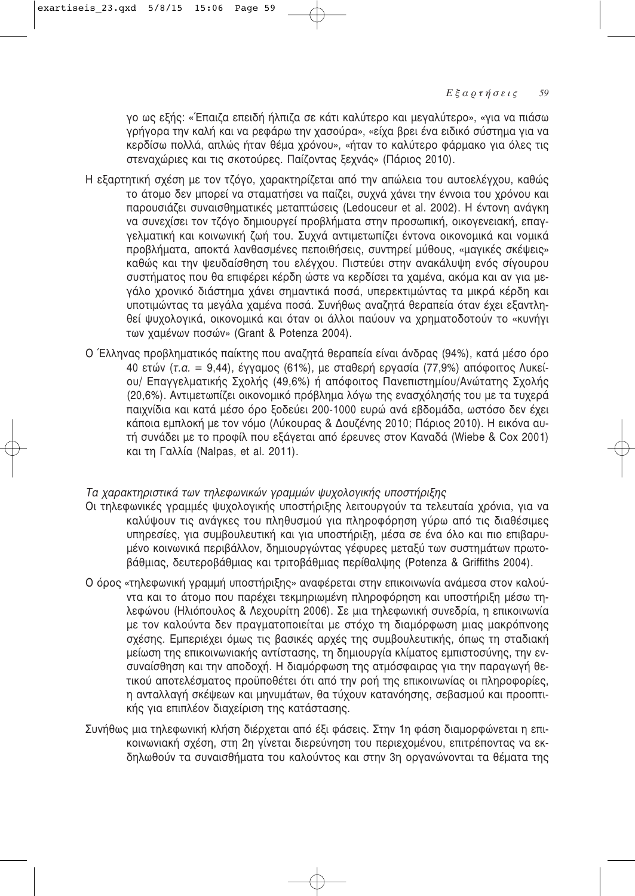γο ως εξής: «Έπαιζα επειδή ήλπιζα σε κάτι καλύτερο και μεγαλύτερο», «για να πιάσω γρήγορα την καλή και να ρεφάρω την χασούρα», «είχα βρει ένα ειδικό σύστημα για να κερδίσω πολλά, απλώς ήταν θέμα χρόνου», «ήταν το καλύτερο φάρμακο για όλες τις στεναχώριες και τις σκοτούρες. Παίζοντας ξεχνάς» (Πάριος 2010).

Η εξαρτητική σχέση με τον τζόγο, χαρακτηρίζεται από την απώλεια του αυτοελέγχου, καθώς το άτομο δεν μπορεί να σταματήσει να παίζει, συχνά χάνει την έννοια του χρόνου και παρουσιάζει συναισθηματικές μεταπτώσεις (Ledouceur et al. 2002). Η έντονη ανάγκη να συνεχίσει τον τζόγο δημιουργεί προβλήματα στην προσωπική, οικογενειακή, επαγγελματική και κοινωνική ζωή του. Συχνά αντιμετωπίζει έντονα οικονομικά και νομικά προβλήματα, αποκτά λανθασμένες πεποιθήσεις, συντηρεί μύθους, «μαγικές σκέψεις» καθώς και την ψευδαίσθηση του ελέγχου. Πιστεύει στην ανακάλυψη ενός σίγουρου συστήματος που θα επιφέρει κέρδη ώστε να κερδίσει τα χαμένα, ακόμα και αν για μεγάλο χρονικό διάστημα χάνει σημαντικά ποσά, υπερεκτιμώντας τα μικρά κέρδη και υποτιμώντας τα μεγάλα χαμένα ποσά. Συνήθως αναζητά θεραπεία όταν έχει εξαντληθεί ψυχολογικά, οικονομικά και όταν οι άλλοι παύουν να χρηματοδοτούν το «κυνήγι των χαμένων ποσών» (Grant & Potenza 2004).

Ο Έλληνας προβληματικός παίκτης που αναζητά θεραπεία είναι άνδρας (94%), κατά μέσο όρο 40 ετών (*τ.α.* = 9,44), έγγαμος (61%), με σταθερή εργασία (77,9%) απόφοιτος Λυκείου/ Επαγγελματικής Σχολής (49,6%) ή απόφοιτος Πανεπιστημίου/Ανώτατης Σχολής (20,6%). Αντιμετωπίζει οικονομικό πρόβλημα λόγω της ενασχόλησής του με τα τυχερά παιχνίδια και κατά μέσο όρο ξοδεύει 200-1000 ευρώ ανά εβδομάδα, ωστόσο δεν έχει κάποια εμπλοκή με τον νόμο (Λύκουρας & Δουζένης 2010; Πάριος 2010). Η εικόνα αυτή συνάδει με το προφίλ που εξάγεται από έρευνες στον Καναδά (Wiebe & Cox 2001) και τη Γαλλία (Nalpas, et al. 2011).

*Τα χαρακτηριστικά των τηλεφωνικών γραμμών ψυχολογικής υποστήριξης*

Οι τηλεφωνικές γραμμές ψυχολογικής υποστήριξης λειτουργούν τα τελευταία χρόνια, για να καλύψουν τις ανάγκες του πληθυσμού για πληροφόρηση γύρω από τις διαθέσιμες υπηρεσίες, για συμβουλευτική και για υποστήριξη, μέσα σε ένα όλο και πιο επιβαρυμένο κοινωνικά περιβάλλον, δημιουργώντας γέφυρες μεταξύ των συστημάτων πρωτοβάθμιας, δευτεροβάθμιας και τριτοβάθμιας περίθαλψης (Potenza & Griffiths 2004).

Ο όρος «τηλεφωνική γραμμή υποστήριξης» αναφέρεται στην επικοινωνία ανάμεσα στον καλούντα και το άτομο που παρέχει τεκμηριωμένη πληροφόρηση και υποστήριξη μέσω τηλεφώνου (Ηλιόπουλος & Λεχουρίτη 2006). Σε μια τηλεφωνική συνεδρία, η επικοινωνία με τον καλούντα δεν πραγματοποιείται με στόχο τη διαμόρφωση μιας μακρόπνοης σχέσης. Εμπεριέχει όμως τις βασικές αρχές της συμβουλευτικής, όπως τη σταδιακή μείωση της επικοινωνιακής αντίστασης, τη δημιουργία κλίματος εμπιστοσύνης, την ενσυναίσθηση και την αποδοχή. Η διαμόρφωση της ατμόσφαιρας για την παραγωγή θετικού αποτελέσματος προϋποθέτει ότι από την ροή της επικοινωνίας οι πληροφορίες, η ανταλλαγή σκέψεων και μηνυμάτων, θα τύχουν κατανόησης, σεβασμού και προοπτικής για επιπλέον διαχείριση της κατάστασης.

Συνήθως μια τηλεφωνική κλήση διέρχεται από έξι φάσεις. Στην 1η φάση διαμορφώνεται η επικοινωνιακή σχέση, στη 2η γίνεται διερεύνηση του περιεχομένου, επιτρέποντας να εκδηλωθούν τα συναισθήματα του καλούντος και στην 3η οργανώνονται τα θέματα της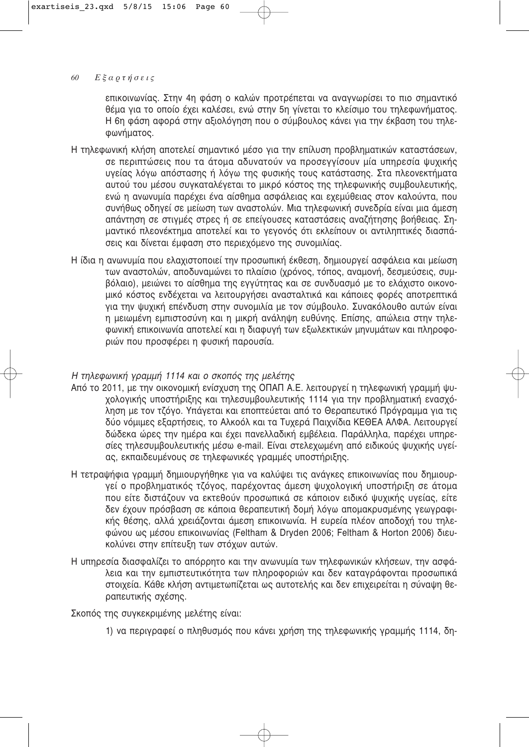επικοινωνίας. Στην 4η φάση ο καλών προτρέπεται να αναγνωρίσει το πιο σημαντικό θέμα για το οποίο έχει καλέσει, ενώ στην 5η γίνεται το κλείσιμο του τηλεφωνήματος. Η 6η φάση αφορά στην αξιολόγηση που ο σύμβουλος κάνει για την έκβαση του τηλεφωνήματος.

Η τηλεφωνική κλήση αποτελεί σημαντικό μέσο για την επίλυση προβληματικών καταστάσεων, σε περιπτώσεις που τα άτομα αδυνατούν να προσεγγίσουν μία υπηρεσία ψυχικής υγείας λόγω απόστασης ή λόγω της φυσικής τους κατάστασης. Στα πλεονεκτήματα αυτού του μέσου συγκαταλέγεται το μικρό κόστος της τηλεφωνικής συμβουλευτικής, ενώ η ανωνυμία παρέχει ένα αίσθημα ασφάλειας και εχεμύθειας στον καλούντα, που συνήθως οδηγεί σε μείωση των αναστολών. Μια τηλεφωνική συνεδρία είναι μια άμεση απάντηση σε στιγμές στρες ή σε επείγουσες καταστάσεις αναζήτησης βοήθειας. Σημαντικό πλεονέκτημα αποτελεί και το γεγονός ότι εκλείπουν οι αντιληπτικές διασπάσεις και δίνεται έμφαση στο περιεχόμενο της συνομιλίας.

Η ίδια η ανωνυμία που ελαχιστοποιεί την προσωπική έκθεση, δημιουργεί ασφάλεια και μείωση των αναστολών, αποδυναμώνει το πλαίσιο (χρόνος, τόπος, αναμονή, δεσμεύσεις, συμβόλαιο), μειώνει το αίσθημα της εγγύτητας και σε συνδυασμό με το ελάχιστο οικονομικό κόστος ενδέχεται να λειτουργήσει ανασταλτικά και κάποιες φορές αποτρεπτικά για την ψυχική επένδυση στην συνομιλία με τον σύμβουλο. Συνακόλουθο αυτών είναι η μειωμένη εμπιστοσύνη και η μικρή ανάληψη ευθύνης. Επίσης, απώλεια στην τηλεφωνική επικοινωνία αποτελεί και η διαφυγή των εξωλεκτικών μηνυμάτων και πληροφοριών που προσφέρει η φυσική παρουσία.

*Η τηλεφωνική γραμμή 1114 και ο σκοπός της μελέτης*

Από το 2011, με την οικονομική ενίσχυση της ΟΠΑΠ Α.Ε. λειτουργεί η τηλεφωνική γραμμή ψυχολογικής υποστήριξης και τηλεσυμβουλευτικής 1114 για την προβληματική ενασχόληση με τον τζόγο. Υπάγεται και εποπτεύεται από το Θεραπευτικό Πρόγραμμα για τις δύο νόμιμες εξαρτήσεις, το Αλκοόλ και τα Τυχερά Παιχνίδια ΚΕΘΕΑ ΑΛΦΑ. Λειτουργεί δώδεκα ώρες την ημέρα και έχει πανελλαδική εμβέλεια. Παράλληλα, παρέχει υπηρεσίες τηλεσυμβουλευτικής μέσω e-mail. Είναι στελεχωμένη από ειδικούς ψυχικής υγείας, εκπαιδευμένους σε τηλεφωνικές γραμμές υποστήριξης.

Η τετραψήφια γραμμή δημιουργήθηκε για να καλύψει τις ανάγκες επικοινωνίας που δημιουργεί ο προβληματικός τζόγος, παρέχοντας άμεση ψυχολογική υποστήριξη σε άτομα που είτε διστάζουν να εκτεθούν προσωπικά σε κάποιον ειδικό ψυχικής υγείας, είτε δεν έχουν πρόσβαση σε κάποια θεραπευτική δομή λόγω απομακρυσμένης γεωγραφικής θέσης, αλλά χρειάζονται άμεση επικοινωνία. Η ευρεία πλέον αποδοχή του τηλεφώνου ως μέσου επικοινωνίας (Feltham & Dryden 2006; Feltham & Horton 2006) διευκολύνει στην επίτευξη των στόχων αυτών.

Η υπηρεσία διασφαλίζει το απόρρητο και την ανωνυμία των τηλεφωνικών κλήσεων, την ασφάλεια και την εμπιστευτικότητα των πληροφοριών και δεν καταγράφονται προσωπικά στοιχεία. Κάθε κλήση αντιμετωπίζεται ως αυτοτελής και δεν επιχειρείται η σύναψη θεραπευτικής σχέσης.

Σκοπός της συγκεκριμένης μελέτης είναι:

1) να περιγραφεί ο πληθυσμός που κάνει χρήση της τηλεφωνικής γραμμής 1114, δη-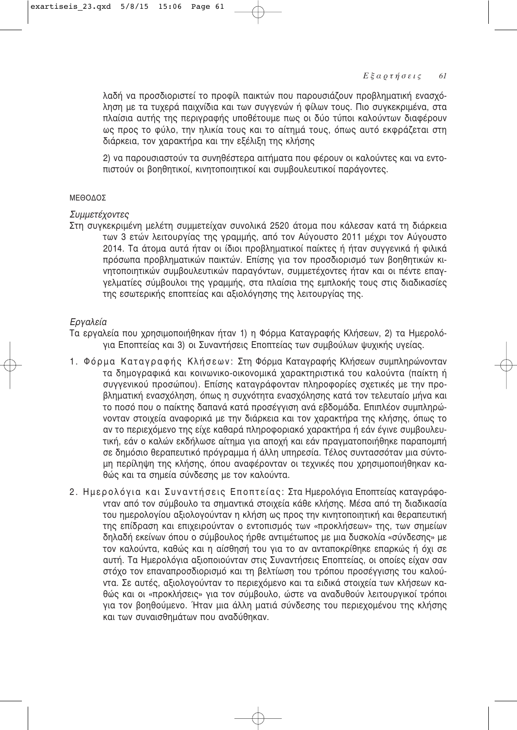λαδή να προσδιοριστεί το προφίλ παικτών που παρουσιάζουν προβληματική ενασχόληση με τα τυχερά παιχνίδια και των συγγενών ή φίλων τους. Πιο συγκεκριμένα, στα πλαίσια αυτής της περιγραφής υποθέτουμε πως οι δύο τύποι καλούντων διαφέρουν ως προς το φύλο, την ηλικία τους και το αίτημά τους, όπως αυτό εκφράζεται στη διάρκεια, τον χαρακτήρα και την εξέλιξη της κλήσης

2) να παρουσιαστούν τα συνηθέστερα αιτήματα που φέρουν οι καλούντες και να εντοπιστούν οι βοηθητικοί, κινητοποιητικοί και συμβουλευτικοί παράγοντες.

## ΜΕΘΟΔΟΣ

### *Συμμετέχοντες*

Στη συγκεκριμένη μελέτη συμμετείχαν συνολικά 2520 άτομα που κάλεσαν κατά τη διάρκεια των 3 ετών λειτουργίας της γραμμής, από τον Αύγουστο 2011 μέχρι τον Αύγουστο 2014. Τα άτομα αυτά ήταν οι ίδιοι προβληματικοί παίκτες ή ήταν συγγενικά ή φιλικά πρόσωπα προβληματικών παικτών. Επίσης για τον προσδιορισμό των βοηθητικών κινητοποιητικών συμβουλευτικών παραγόντων, συμμετέχοντες ήταν και οι πέντε επαγγελματίες σύμβουλοι της γραμμής, στα πλαίσια της εμπλοκής τους στις διαδικασίες της εσωτερικής εποπτείας και αξιολόγησης της λειτουργίας της.

### *Εργαλεία*

Τα εργαλεία που χρησιμοποιήθηκαν ήταν 1) η Φόρμα Καταγραφής Κλήσεων, 2) τα Ημερολόγια Εποπτείας και 3) οι Συναντήσεις Εποπτείας των συμβούλων ψυχικής υγείας.

1. Φόρμα Καταγραφής Κλήσεων: Στη Φόρμα Καταγραφής Κλήσεων συμπληρώνονταν τα δημογραφικά και κοινωνικο-οικονομικά χαρακτηριστικά του καλούντα (παίκτη ή συγγενικού προσώπου). Επίσης καταγράφονταν πληροφορίες σχετικές με την προβληματική ενασχόληση, όπως η συχνότητα ενασχόλησης κατά τον τελευταίο μήνα και το ποσό που ο παίκτης δαπανά κατά προσέγγιση ανά εβδομάδα. Επιπλέον συμπληρώνονταν στοιχεία αναφορικά με την διάρκεια και τον χαρακτήρα της κλήσης, όπως το αν το περιεχόμενο της είχε καθαρά πληροφοριακό χαρακτήρα ή εάν έγινε συμβουλευτική, εάν ο καλών εκδήλωσε αίτημα για αποχή και εάν πραγματοποιήθηκε παραπομπή σε δημόσιο θεραπευτικό πρόγραμμα ή άλλη υπηρεσία. Τέλος συντασσόταν μια σύντομη περίληψη της κλήσης, όπου αναφέρονταν οι τεχνικές που χρησιμοποιήθηκαν καθώς και τα σημεία σύνδεσης με τον καλούντα.
2. Ημερολόγια και Συναντήσεις Εποπτείας: Στα Ημερολόγια Εποπτείας καταγράφονταν από τον σύμβουλο τα σημαντικά στοιχεία κάθε κλήσης. Μέσα από τη διαδικασία του ημερολογίου αξιολογούνταν η κλήση ως προς την κινητοποιητική και θεραπευτική της επίδραση και επιχειρούνταν ο εντοπισμός των «προκλήσεων» της, των σημείων δηλαδή εκείνων όπου ο σύμβουλος ήρθε αντιμέτωπος με μια δυσκολία «σύνδεσης» με τον καλούντα, καθώς και η αίσθησή του για το αν ανταποκρίθηκε επαρκώς ή όχι σε αυτή. Τα Ημερολόγια αξιοποιούνταν στις Συναντήσεις Εποπτείας, οι οποίες είχαν σαν στόχο τον επαναπροσδιορισμό και τη βελτίωση του τρόπου προσέγγισης του καλούντα. Σε αυτές, αξιολογούνταν το περιεχόμενο και τα ειδικά στοιχεία των κλήσεων καθώς και οι «προκλήσεις» για τον σύμβουλο, ώστε να αναδυθούν λειτουργικοί τρόποι για τον βοηθούμενο. Ήταν μια άλλη ματιά σύνδεσης του περιεχομένου της κλήσης και των συναισθημάτων που αναδύθηκαν.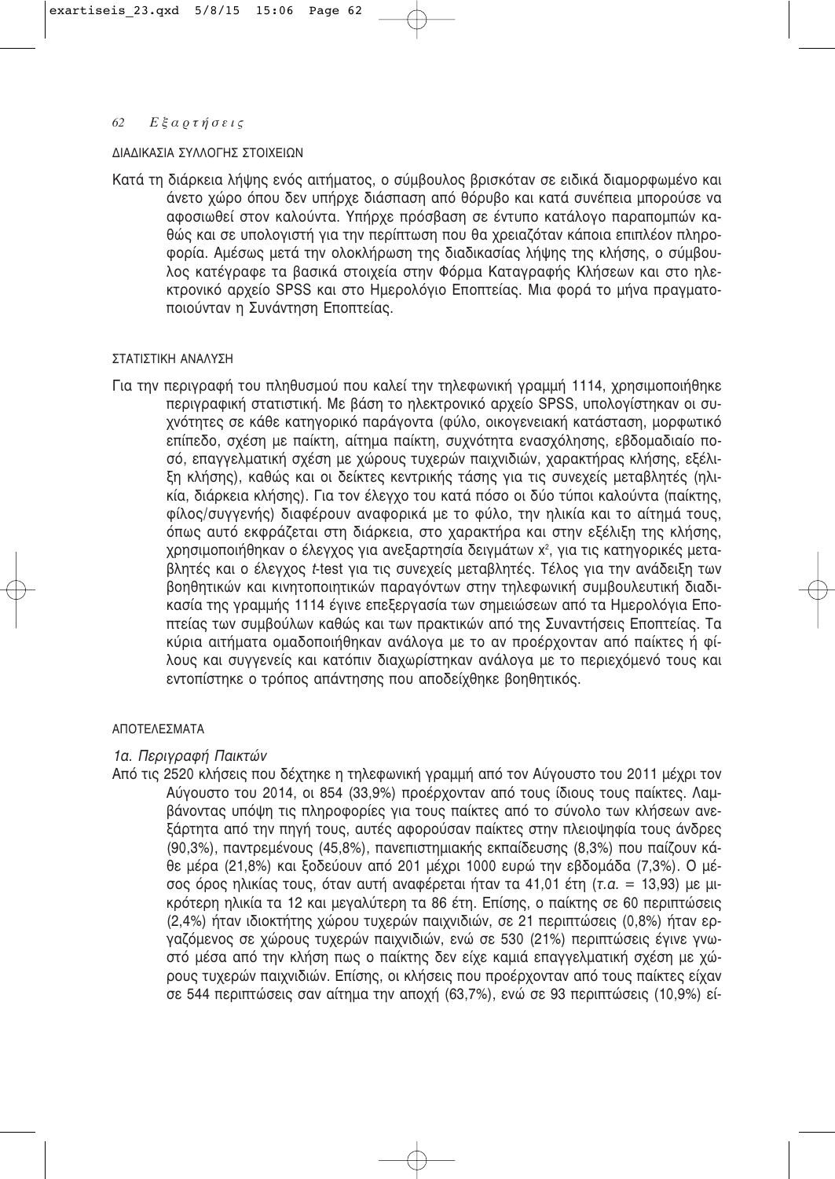ΔΙΑΔΙΚΑΣΙΑ ΣΥΛΛΟΓΗΣ ΣΤΟΙΧΕΙΩΝ

Κατά τη διάρκεια λήψης ενός αιτήματος, ο σύμβουλος βρισκόταν σε ειδικά διαμορφωμένο και άνετο χώρο όπου δεν υπήρχε διάσπαση από θόρυβο και κατά συνέπεια μπορούσε να αφοσιωθεί στον καλούντα. Υπήρχε πρόσβαση σε έντυπο κατάλογο παραπομπών καθώς και σε υπολογιστή για την περίπτωση που θα χρειαζόταν κάποια επιπλέον πληροφορία. Αμέσως μετά την ολοκλήρωση της διαδικασίας λήψης της κλήσης, ο σύμβουλος κατέγραφε τα βασικά στοιχεία στην Φόρμα Καταγραφής Κλήσεων και στο ηλεκτρονικό αρχείο SPSS και στο Ημερολόγιο Εποπτείας. Μια φορά το μήνα πραγματοποιούνταν η Συνάντηση Εποπτείας.

ΣΤΑΤΙΣΤΙΚΗ ΑΝΑΛΥΣΗ

Για την περιγραφή του πληθυσμού που καλεί την τηλεφωνική γραμμή 1114, χρησιμοποιήθηκε περιγραφική στατιστική. Με βάση το ηλεκτρονικό αρχείο SPSS, υπολογίστηκαν οι συχνότητες σε κάθε κατηγορικό παράγοντα (φύλο, οικογενειακή κατάσταση, μορφωτικό επίπεδο, σχέση με παίκτη, αίτημα παίκτη, συχνότητα ενασχόλησης, εβδομαδιαίο ποσό, επαγγελματική σχέση με χώρους τυχερών παιχνιδιών, χαρακτήρας κλήσης, εξέλιξη κλήσης), καθώς και οι δείκτες κεντρικής τάσης για τις συνεχείς μεταβλητές (ηλικία, διάρκεια κλήσης). Για τον έλεγχο του κατά πόσο οι δύο τύποι καλούντα (παίκτης, φίλος/συγγενής) διαφέρουν αναφορικά με το φύλο, την ηλικία και το αίτημά τους, όπως αυτό εκφράζεται στη διάρκεια, στο χαρακτήρα και στην εξέλιξη της κλήσης, χρησιμοποιήθηκαν ο έλεγχος για ανεξαρτησία δειγμάτων $x^2$, για τις κατηγορικές μεταβλητές και ο έλεγχος *t*-test για τις συνεχείς μεταβλητές. Τέλος για την ανάδειξη των βοηθητικών και κινητοποιητικών παραγόντων στην τηλεφωνική συμβουλευτική διαδικασία της γραμμής 1114 έγινε επεξεργασία των σημειώσεων από τα Ημερολόγια Εποπτείας των συμβούλων καθώς και των πρακτικών από της Συναντήσεις Εποπτείας. Τα κύρια αιτήματα ομαδοποιήθηκαν ανάλογα με το αν προέρχονταν από παίκτες ή φίλους και συγγενείς και κατόπιν διαχωρίστηκαν ανάλογα με το περιεχόμενό τους και εντοπίστηκε ο τρόπος απάντησης που αποδείχθηκε βοηθητικός.

ΑΠΟΤΕΛΕΣΜΑΤΑ

*1α. Περιγραφή Παικτών*

Από τις 2520 κλήσεις που δέχτηκε η τηλεφωνική γραμμή από τον Αύγουστο του 2011 μέχρι τον Αύγουστο του 2014, οι 854 (33,9%) προέρχονταν από τους ίδιους τους παίκτες. Λαμβάνοντας υπόψη τις πληροφορίες για τους παίκτες από το σύνολο των κλήσεων ανεξάρτητα από την πηγή τους, αυτές αφορούσαν παίκτες στην πλειοψηφία τους άνδρες (90,3%), παντρεμένους (45,8%), πανεπιστημιακής εκπαίδευσης (8,3%) που παίζουν κάθε μέρα (21,8%) και ξοδεύουν από 201 μέχρι 1000 ευρώ την εβδομάδα (7,3%). Ο μέσος όρος ηλικίας τους, όταν αυτή αναφέρεται ήταν τα 41,01 έτη (*τ.α.* = 13,93) με μικρότερη ηλικία τα 12 και μεγαλύτερη τα 86 έτη. Επίσης, ο παίκτης σε 60 περιπτώσεις (2,4%) ήταν ιδιοκτήτης χώρου τυχερών παιχνιδιών, σε 21 περιπτώσεις (0,8%) ήταν εργαζόμενος σε χώρους τυχερών παιχνιδιών, ενώ σε 530 (21%) περιπτώσεις έγινε γνωστό μέσα από την κλήση πως ο παίκτης δεν είχε καμιά επαγγελματική σχέση με χώρους τυχερών παιχνιδιών. Επίσης, οι κλήσεις που προέρχονταν από τους παίκτες είχαν σε 544 περιπτώσεις σαν αίτημα την αποχή (63,7%), ενώ σε 93 περιπτώσεις (10,9%) εί-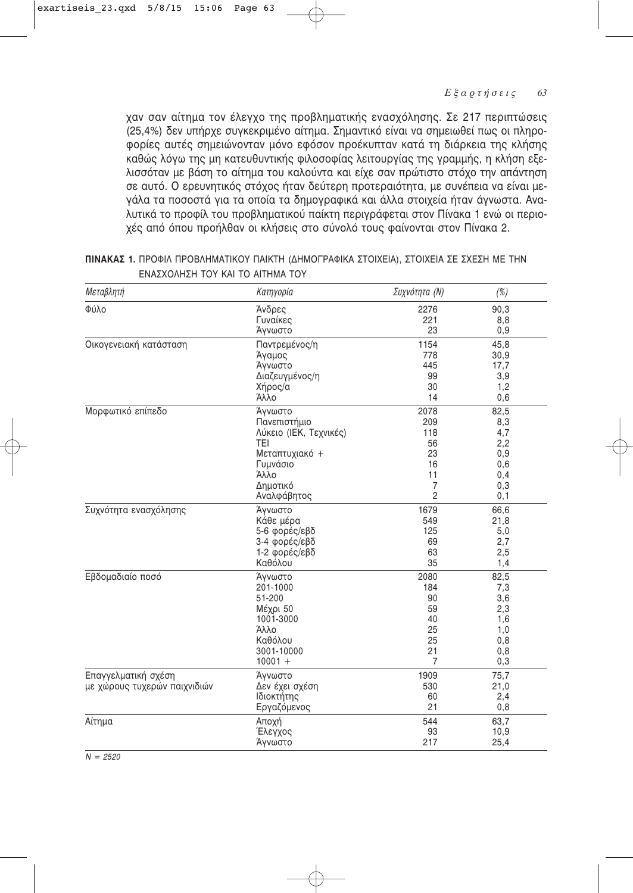χαν σαν αίτημα τον έλεγχο της προβληματικής ενασχόλησης. Σε 217 περιπτώσεις (25,4%) δεν υπήρχε συγκεκριμένο αίτημα. Σημαντικό είναι να σημειωθεί πως οι πληροφορίες αυτές σημειώνονταν μόνο εφόσον προέκυπταν κατά τη διάρκεια της κλήσης καθώς λόγω της μη κατευθυντικής φιλοσοφίας λειτουργίας της γραμμής, η κλήση εξελισσόταν με βάση το αίτημα του καλούντα και είχε σαν πρώτιστο στόχο την απάντηση σε αυτό. Ο ερευνητικός στόχος ήταν δεύτερη προτεραιότητα, με συνέπεια να είναι μεγάλα τα ποσοστά για τα οποία τα δημογραφικά και άλλα στοιχεία ήταν άγνωστα. Αναλυτικά το προφίλ του προβληματικού παίκτη περιγράφεται στον Πίνακα 1 ενώ οι περιοχές από όπου προήλθαν οι κλήσεις στο σύνολό τους φαίνονται στον Πίνακα 2.

**ΠΙΝΑΚΑΣ 1.** ΠΡΟΦΙΛ ΠΡΟΒΛΗΜΑΤΙΚΟΥ ΠΑΙΚΤΗ (ΔΗΜΟΓΡΑΦΙΚΑ ΣΤΟΙΧΕΙΑ), ΣΤΟΙΧΕΙΑ ΣΕ ΣΧΕΣΗ ΜΕ ΤΗΝ ΕΝΑΣΧΟΛΗΣΗ ΤΟΥ ΚΑΙ ΤΟ ΑΙΤΗΜΑ ΤΟΥ

| *Μεταβλητή* | *Κατηγορία* | *Συχνότητα (N)* | *(%)* |
|---|---|---|---|
| Φύλο | Άνδρες | 2276 | 90,3 |
| | Γυναίκες | 221 | 8,8 |
| | Άγνωστο | 23 | 0,9 |
| Οικογενειακή κατάσταση | Παντρεμένος/η | 1154 | 45,8 |
| | Άγαμος | 778 | 30,9 |
| | Άγνωστο | 445 | 17,7 |
| | Διαζευγμένος/η | 99 | 3,9 |
| | Χήρος/α | 30 | 1,2 |
| | Άλλο | 14 | 0,6 |
| Μορφωτικό επίπεδο | Άγνωστο | 2078 | 82,5 |
| | Πανεπιστήμιο | 209 | 8,3 |
| | Λύκειο (ΙΕΚ, Τεχνικές) | 118 | 4,7 |
| | ΤΕΙ | 56 | 2,2 |
| | Μεταπτυχιακό + | 23 | 0,9 |
| | Γυμνάσιο | 16 | 0,6 |
| | Άλλο | 11 | 0,4 |
| | Δημοτικό | 7 | 0,3 |
| | Αναλφάβητος | 2 | 0,1 |
| Συχνότητα ενασχόλησης | Άγνωστο | 1679 | 66,6 |
| | Κάθε μέρα | 549 | 21,8 |
| | 5-6 φορές/εβδ | 125 | 5,0 |
| | 3-4 φορές/εβδ | 69 | 2,7 |
| | 1-2 φορές/εβδ | 63 | 2,5 |
| | Καθόλου | 35 | 1,4 |
| Εβδομαδιαίο ποσό | Άγνωστο | 2080 | 82,5 |
| | 201-1000 | 184 | 7,3 |
| | 51-200 | 90 | 3,6 |
| | Μέχρι 50 | 59 | 2,3 |
| | 1001-3000 | 40 | 1,6 |
| | Άλλο | 25 | 1,0 |
| | Καθόλου | 25 | 0,8 |
| | 3001-10000 | 21 | 0,8 |
| | 10001 + | 7 | 0,3 |
| Επαγγελματική σχέση με χώρους τυχερών παιχνιδιών | Άγνωστο | 1909 | 75,7 |
| | Δεν έχει σχέση | 530 | 21,0 |
| | Ιδιοκτήτης | 60 | 2,4 |
| | Εργαζόμενος | 21 | 0,8 |
| Αίτημα | Αποχή | 544 | 63,7 |
| | Έλεγχος | 93 | 10,9 |
| | Άγνωστο | 217 | 25,4 |

*N = 2520*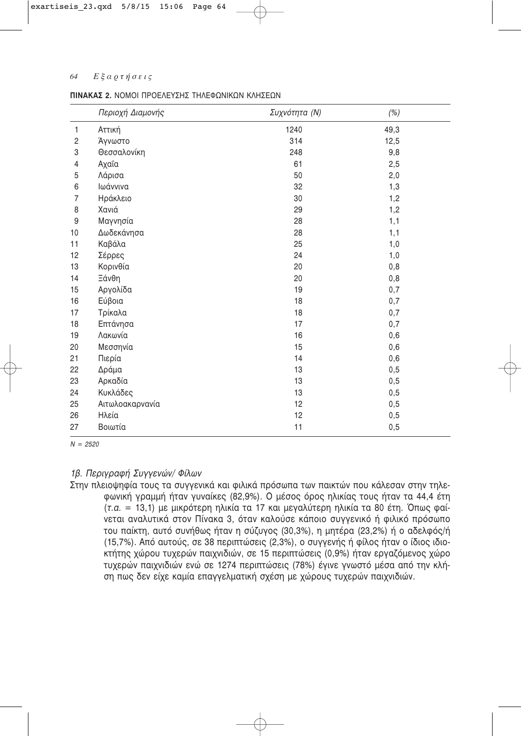**ΠΙΝΑΚΑΣ 2.** ΝΟΜΟΙ ΠΡΟΕΛΕΥΣΗΣ ΤΗΛΕΦΩΝΙΚΩΝ ΚΛΗΣΕΩΝ

| | *Περιοχή Διαμονής* | *Συχνότητα (N)* | *(%)* |
|---|---|---|---|
| 1 | Αττική | 1240 | 49,3 |
| 2 | Άγνωστο | 314 | 12,5 |
| 3 | Θεσσαλονίκη | 248 | 9,8 |
| 4 | Αχαΐα | 61 | 2,5 |
| 5 | Λάρισα | 50 | 2,0 |
| 6 | Ιωάννινα | 32 | 1,3 |
| 7 | Ηράκλειο | 30 | 1,2 |
| 8 | Χανιά | 29 | 1,2 |
| 9 | Μαγνησία | 28 | 1,1 |
| 10 | Δωδεκάνησα | 28 | 1,1 |
| 11 | Καβάλα | 25 | 1,0 |
| 12 | Σέρρες | 24 | 1,0 |
| 13 | Κορινθία | 20 | 0,8 |
| 14 | Ξάνθη | 20 | 0,8 |
| 15 | Αργολίδα | 19 | 0,7 |
| 16 | Εύβοια | 18 | 0,7 |
| 17 | Τρίκαλα | 18 | 0,7 |
| 18 | Επτάνησα | 17 | 0,7 |
| 19 | Λακωνία | 16 | 0,6 |
| 20 | Μεσσηνία | 15 | 0,6 |
| 21 | Πιερία | 14 | 0,6 |
| 22 | Δράμα | 13 | 0,5 |
| 23 | Αρκαδία | 13 | 0,5 |
| 24 | Κυκλάδες | 13 | 0,5 |
| 25 | Αιτωλοακαρνανία | 12 | 0,5 |
| 26 | Ηλεία | 12 | 0,5 |
| 27 | Βοιωτία | 11 | 0,5 |

*N = 2520*

### *1β. Περιγραφή Συγγενών/ Φίλων*

Στην πλειοψηφία τους τα συγγενικά και φιλικά πρόσωπα των παικτών που κάλεσαν στην τηλεφωνική γραμμή ήταν γυναίκες (82,9%). Ο μέσος όρος ηλικίας τους ήταν τα 44,4 έτη (*τ.α.* = 13,1) με μικρότερη ηλικία τα 17 και μεγαλύτερη ηλικία τα 80 έτη. Όπως φαίνεται αναλυτικά στον Πίνακα 3, όταν καλούσε κάποιο συγγενικό ή φιλικό πρόσωπο του παίκτη, αυτό συνήθως ήταν η σύζυγος (30,3%), η μητέρα (23,2%) ή ο αδελφός/ή (15,7%). Από αυτούς, σε 38 περιπτώσεις (2,3%), ο συγγενής ή φίλος ήταν ο ίδιος ιδιοκτήτης χώρου τυχερών παιχνιδιών, σε 15 περιπτώσεις (0,9%) ήταν εργαζόμενος χώρο τυχερών παιχνιδιών ενώ σε 1274 περιπτώσεις (78%) έγινε γνωστό μέσα από την κλήση πως δεν είχε καμία επαγγελματική σχέση με χώρους τυχερών παιχνιδιών.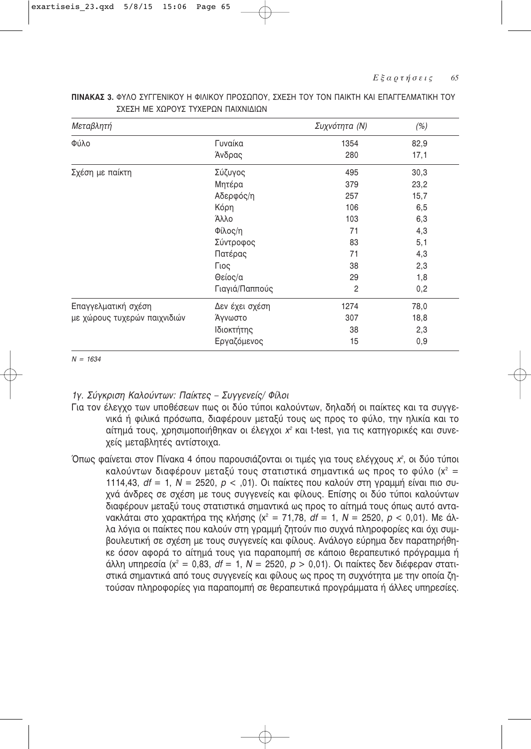**ΠΙΝΑΚΑΣ 3.** ΦΥΛΟ ΣΥΓΓΕΝΙΚΟΥ Η ΦΙΛΙΚΟΥ ΠΡΟΣΩΠΟΥ, ΣΧΕΣΗ ΤΟΥ ΤΟΝ ΠΑΙΚΤΗ ΚΑΙ ΕΠΑΓΓΕΛΜΑΤΙΚΗ ΤΟΥ ΣΧΕΣΗ ΜΕ ΧΩΡΟΥΣ ΤΥΧΕΡΩΝ ΠΑΙΧΝΙΔΙΩΝ

| *Μεταβλητή* | | *Συχνότητα (Ν)* | *(%)* |
|---|---|---|---|
| Φύλο | Γυναίκα | 1354 | 82,9 |
| | Άνδρας | 280 | 17,1 |
| Σχέση με παίκτη | Σύζυγος | 495 | 30,3 |
| | Μητέρα | 379 | 23,2 |
| | Αδερφός/η | 257 | 15,7 |
| | Κόρη | 106 | 6,5 |
| | Άλλο | 103 | 6,3 |
| | Φίλος/η | 71 | 4,3 |
| | Σύντροφος | 83 | 5,1 |
| | Πατέρας | 71 | 4,3 |
| | Γιος | 38 | 2,3 |
| | Θείος/α | 29 | 1,8 |
| | Γιαγιά/Παππούς | 2 | 0,2 |
| Επαγγελματική σχέση με χώρους τυχερών παιχνιδιών | Δεν έχει σχέση | 1274 | 78,0 |
| | Άγνωστο | 307 | 18,8 |
| | Ιδιοκτήτης | 38 | 2,3 |
| | Εργαζόμενος | 15 | 0,9 |

*N = 1634*

### *1γ. Σύγκριση Καλούντων: Παίκτες – Συγγενείς/ Φίλοι*

Για τον έλεγχο των υποθέσεων πως οι δύο τύποι καλούντων, δηλαδή οι παίκτες και τα συγγενικά ή φιλικά πρόσωπα, διαφέρουν μεταξύ τους ως προς το φύλο, την ηλικία και το αίτημά τους, χρησιμοποιήθηκαν οι έλεγχοι $x^2$ και t-test, για τις κατηγορικές και συνεχείς μεταβλητές αντίστοιχα.

Όπως φαίνεται στον Πίνακα 4 όπου παρουσιάζονται οι τιμές για τους ελέγχους $x^2$, οι δύο τύποι καλούντων διαφέρουν μεταξύ τους στατιστικά σημαντικά ως προς το φύλο ($x^2 = 1114{,}43$, $df = 1$, $N = 2520$, $p < {,}01$). Οι παίκτες που καλούν στη γραμμή είναι πιο συχνά άνδρες σε σχέση με τους συγγενείς και φίλους. Επίσης οι δύο τύποι καλούντων διαφέρουν μεταξύ τους στατιστικά σημαντικά ως προς το αίτημά τους όπως αυτό αντανακλάται στο χαρακτήρα της κλήσης ($x^2 = 71{,}78$, $df = 1$, $N = 2520$, $p < 0{,}01$). Με άλλα λόγια οι παίκτες που καλούν στη γραμμή ζητούν πιο συχνά πληροφορίες και όχι συμβουλευτική σε σχέση με τους συγγενείς και φίλους. Ανάλογο εύρημα δεν παρατηρήθηκε όσον αφορά το αίτημά τους για παραπομπή σε κάποιο θεραπευτικό πρόγραμμα ή άλλη υπηρεσία ($x^2 = 0{,}83$, $df = 1$, $N = 2520$, $p > 0{,}01$). Οι παίκτες δεν διέφεραν στατιστικά σημαντικά από τους συγγενείς και φίλους ως προς τη συχνότητα με την οποία ζητούσαν πληροφορίες για παραπομπή σε θεραπευτικά προγράμματα ή άλλες υπηρεσίες.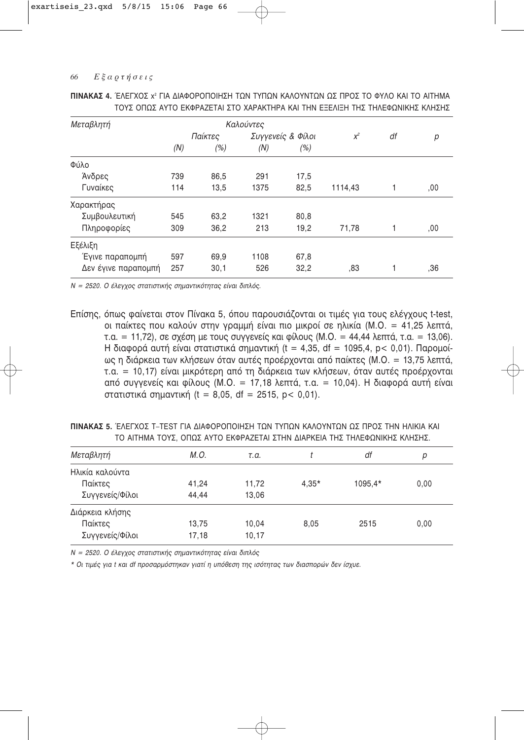**ΠΙΝΑΚΑΣ 4.** ΈΛΕΓΧΟΣ $x^2$ ΓΙΑ ΔΙΑΦΟΡΟΠΟΙΗΣΗ ΤΩΝ ΤΥΠΩΝ ΚΑΛΟΥΝΤΩΝ ΩΣ ΠΡΟΣ ΤΟ ΦΥΛΟ ΚΑΙ ΤΟ ΑΙΤΗΜΑ ΤΟΥΣ ΟΠΩΣ ΑΥΤΟ ΕΚΦΡΑΖΕΤΑΙ ΣΤΟ ΧΑΡΑΚΤΗΡΑ ΚΑΙ ΤΗΝ ΕΞΕΛΙΞΗ ΤΗΣ ΤΗΛΕΦΩΝΙΚΗΣ ΚΛΗΣΗΣ

| *Μεταβλητή* | *Καλούντες* | | | | | | |
|---|---|---|---|---|---|---|---|
| | *Παίκτες* | | *Συγγενείς & Φίλοι* | | $x^2$ | *df* | *p* |
| | *(N)* | *(%)* | *(N)* | *(%)* | | | |
| Φύλο | | | | | | | |
| Άνδρες | 739 | 86,5 | 291 | 17,5 | | | |
| Γυναίκες | 114 | 13,5 | 1375 | 82,5 | 1114,43 | 1 | ,00 |
| Χαρακτήρας | | | | | | | |
| Συμβουλευτική | 545 | 63,2 | 1321 | 80,8 | | | |
| Πληροφορίες | 309 | 36,2 | 213 | 19,2 | 71,78 | 1 | ,00 |
| Εξέλιξη | | | | | | | |
| Έγινε παραπομπή | 597 | 69,9 | 1108 | 67,8 | | | |
| Δεν έγινε παραπομπή | 257 | 30,1 | 526 | 32,2 | ,83 | 1 | ,36 |

*N = 2520. Ο έλεγχος στατιστικής σημαντικότητας είναι διπλός.*

Επίσης, όπως φαίνεται στον Πίνακα 5, όπου παρουσιάζονται οι τιμές για τους ελέγχους t-test, οι παίκτες που καλούν στην γραμμή είναι πιο μικροί σε ηλικία (Μ.Ο. = 41,25 λεπτά, τ.α. = 11,72), σε σχέση με τους συγγενείς και φίλους (Μ.Ο. = 44,44 λεπτά, τ.α. = 13,06). Η διαφορά αυτή είναι στατιστικά σημαντική ($t = 4{,}35$, $df = 1095{,}4$, $p < 0{,}01$). Παρομοίως η διάρκεια των κλήσεων όταν αυτές προέρχονται από παίκτες (Μ.Ο. = 13,75 λεπτά, τ.α. = 10,17) είναι μικρότερη από τη διάρκεια των κλήσεων, όταν αυτές προέρχονται από συγγενείς και φίλους (Μ.Ο. = 17,18 λεπτά, τ.α. = 10,04). Η διαφορά αυτή είναι στατιστικά σημαντική ($t = 8{,}05$, $df = 2515$, $p < 0{,}01$).

**ΠΙΝΑΚΑΣ 5.** ΈΛΕΓΧΟΣ T–TEST ΓΙΑ ΔΙΑΦΟΡΟΠΟΙΗΣΗ ΤΩΝ ΤΥΠΩΝ ΚΑΛΟΥΝΤΩΝ ΩΣ ΠΡΟΣ ΤΗΝ ΗΛΙΚΙΑ ΚΑΙ ΤΟ ΑΙΤΗΜΑ ΤΟΥΣ, ΟΠΩΣ ΑΥΤΟ ΕΚΦΡΑΖΕΤΑΙ ΣΤΗΝ ΔΙΑΡΚΕΙΑ ΤΗΣ ΤΗΛΕΦΩΝΙΚΗΣ ΚΛΗΣΗΣ.

| *Μεταβλητή* | *Μ.Ο.* | *τ.α.* | *t* | *df* | *p* |
|---|---|---|---|---|---|
| Ηλικία καλούντα | | | | | |
| Παίκτες | 41,24 | 11,72 | 4,35* | 1095,4* | 0,00 |
| Συγγενείς/Φίλοι | 44,44 | 13,06 | | | |
| Διάρκεια κλήσης | | | | | |
| Παίκτες | 13,75 | 10,04 | 8,05 | 2515 | 0,00 |
| Συγγενείς/Φίλοι | 17,18 | 10,17 | | | |

*N = 2520. Ο έλεγχος στατιστικής σημαντικότητας είναι διπλός*

*\* Οι τιμές για t και df προσαρμόστηκαν γιατί η υπόθεση της ισότητας των διασπορών δεν ίσχυε.*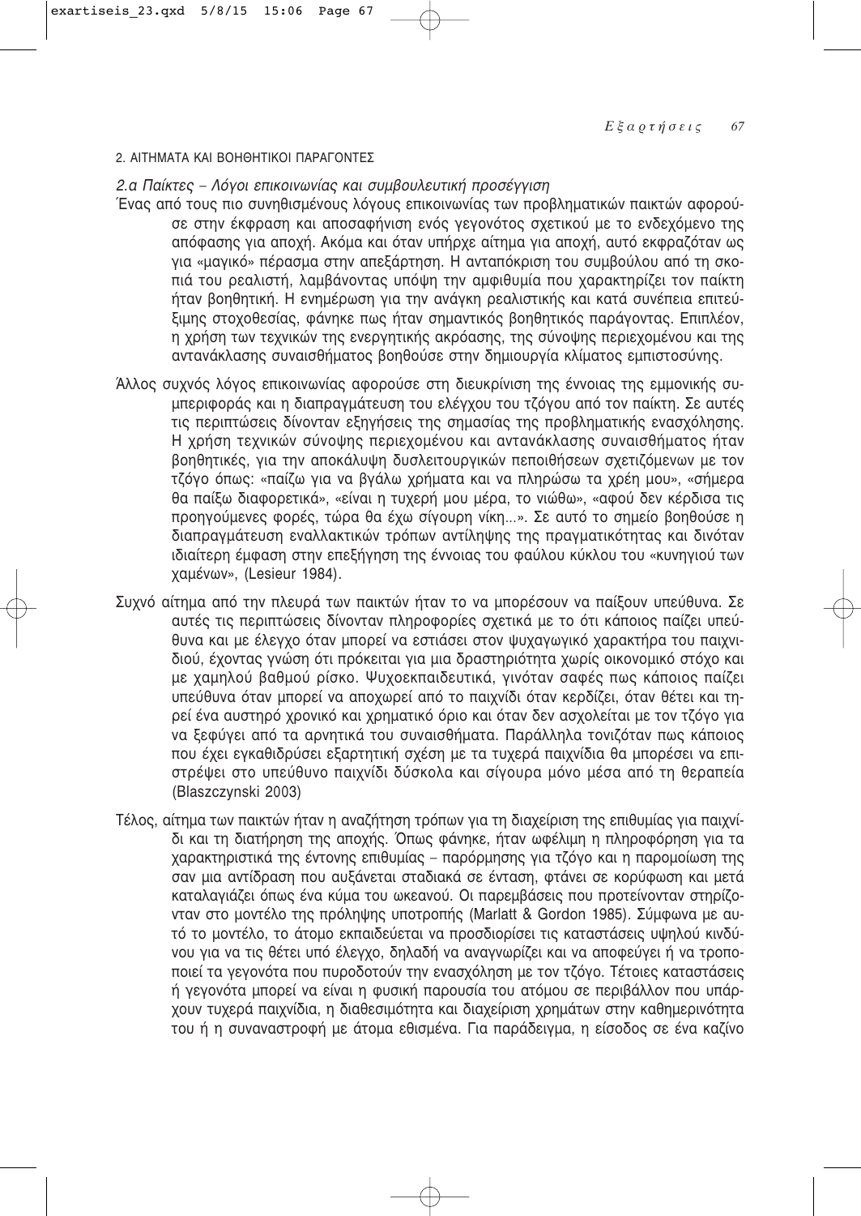## 2. ΑΙΤΗΜΑΤΑ ΚΑΙ ΒΟΗΘΗΤΙΚΟΙ ΠΑΡΑΓΟΝΤΕΣ

### *2.α Παίκτες – Λόγοι επικοινωνίας και συμβουλευτική προσέγγιση*

Ένας από τους πιο συνηθισμένους λόγους επικοινωνίας των προβληματικών παικτών αφορούσε στην έκφραση και αποσαφήνιση ενός γεγονότος σχετικού με το ενδεχόμενο της απόφασης για αποχή. Ακόμα και όταν υπήρχε αίτημα για αποχή, αυτό εκφραζόταν ως για «μαγικό» πέρασμα στην απεξάρτηση. Η ανταπόκριση του συμβούλου από τη σκοπιά του ρεαλιστή, λαμβάνοντας υπόψη την αμφιθυμία που χαρακτηρίζει τον παίκτη ήταν βοηθητική. Η ενημέρωση για την ανάγκη ρεαλιστικής και κατά συνέπεια επιτεύξιμης στοχοθεσίας, φάνηκε πως ήταν σημαντικός βοηθητικός παράγοντας. Επιπλέον, η χρήση των τεχνικών της ενεργητικής ακρόασης, της σύνοψης περιεχομένου και της αντανάκλασης συναισθήματος βοηθούσε στην δημιουργία κλίματος εμπιστοσύνης.

Άλλος συχνός λόγος επικοινωνίας αφορούσε στη διευκρίνιση της έννοιας της εμμονικής συμπεριφοράς και η διαπραγμάτευση του ελέγχου του τζόγου από τον παίκτη. Σε αυτές τις περιπτώσεις δίνονταν εξηγήσεις της σημασίας της προβληματικής ενασχόλησης. Η χρήση τεχνικών σύνοψης περιεχομένου και αντανάκλασης συναισθήματος ήταν βοηθητικές, για την αποκάλυψη δυσλειτουργικών πεποιθήσεων σχετιζόμενων με τον τζόγο όπως: «παίζω για να βγάλω χρήματα και να πληρώσω τα χρέη μου», «σήμερα θα παίξω διαφορετικά», «είναι η τυχερή μου μέρα, το νιώθω», «αφού δεν κέρδισα τις προηγούμενες φορές, τώρα θα έχω σίγουρη νίκη...». Σε αυτό το σημείο βοηθούσε η διαπραγμάτευση εναλλακτικών τρόπων αντίληψης της πραγματικότητας και δινόταν ιδιαίτερη έμφαση στην επεξήγηση της έννοιας του φαύλου κύκλου του «κυνηγιού των χαμένων», (Lesieur 1984).

Συχνό αίτημα από την πλευρά των παικτών ήταν το να μπορέσουν να παίξουν υπεύθυνα. Σε αυτές τις περιπτώσεις δίνονταν πληροφορίες σχετικά με το ότι κάποιος παίζει υπεύθυνα και με έλεγχο όταν μπορεί να εστιάσει στον ψυχαγωγικό χαρακτήρα του παιχνιδιού, έχοντας γνώση ότι πρόκειται για μια δραστηριότητα χωρίς οικονομικό στόχο και με χαμηλού βαθμού ρίσκο. Ψυχοεκπαιδευτικά, γινόταν σαφές πως κάποιος παίζει υπεύθυνα όταν μπορεί να αποχωρεί από το παιχνίδι όταν κερδίζει, όταν θέτει και τηρεί ένα αυστηρό χρονικό και χρηματικό όριο και όταν δεν ασχολείται με τον τζόγο για να ξεφύγει από τα αρνητικά του συναισθήματα. Παράλληλα τονιζόταν πως κάποιος που έχει εγκαθιδρύσει εξαρτητική σχέση με τα τυχερά παιχνίδια θα μπορέσει να επιστρέψει στο υπεύθυνο παιχνίδι δύσκολα και σίγουρα μόνο μέσα από τη θεραπεία (Blaszczynski 2003)

Τέλος, αίτημα των παικτών ήταν η αναζήτηση τρόπων για τη διαχείριση της επιθυμίας για παιχνίδι και τη διατήρηση της αποχής. Όπως φάνηκε, ήταν ωφέλιμη η πληροφόρηση για τα χαρακτηριστικά της έντονης επιθυμίας – παρόρμησης για τζόγο και η παρομοίωση της σαν μια αντίδραση που αυξάνεται σταδιακά σε ένταση, φτάνει σε κορύφωση και μετά καταλαγιάζει όπως ένα κύμα του ωκεανού. Οι παρεμβάσεις που προτείνονταν στηρίζονταν στο μοντέλο της πρόληψης υποτροπής (Marlatt & Gordon 1985). Σύμφωνα με αυτό το μοντέλο, το άτομο εκπαιδεύεται να προσδιορίσει τις καταστάσεις υψηλού κινδύνου για να τις θέτει υπό έλεγχο, δηλαδή να αναγνωρίζει και να αποφεύγει ή να τροποποιεί τα γεγονότα που πυροδοτούν την ενασχόληση με τον τζόγο. Τέτοιες καταστάσεις ή γεγονότα μπορεί να είναι η φυσική παρουσία του ατόμου σε περιβάλλον που υπάρχουν τυχερά παιχνίδια, η διαθεσιμότητα και διαχείριση χρημάτων στην καθημερινότητα του ή η συναναστροφή με άτομα εθισμένα. Για παράδειγμα, η είσοδος σε ένα καζίνο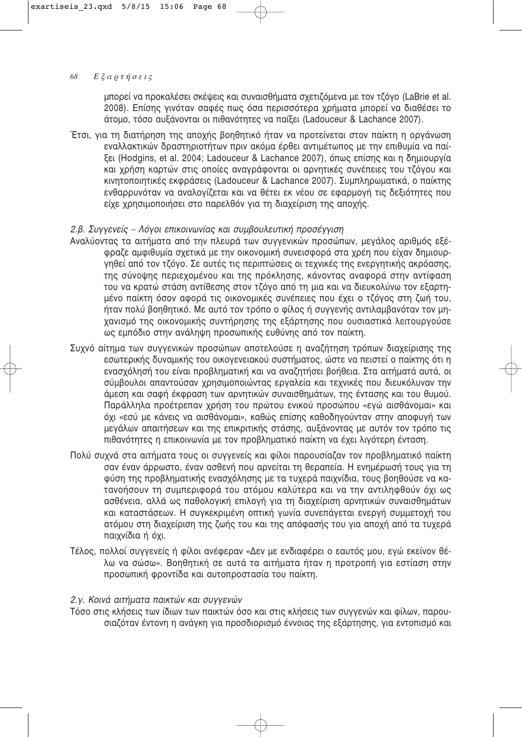μπορεί να προκαλέσει σκέψεις και συναισθήματα σχετιζόμενα με τον τζόγο (LaBrie et al. 2008). Επίσης γινόταν σαφές πως όσα περισσότερα χρήματα μπορεί να διαθέσει το άτομο, τόσο αυξάνονται οι πιθανότητες να παίξει (Ladouceur & Lachance 2007).

Έτσι, για τη διατήρηση της αποχής βοηθητικό ήταν να προτείνεται στον παίκτη η οργάνωση εναλλακτικών δραστηριοτήτων πριν ακόμα έρθει αντιμέτωπος με την επιθυμία να παίξει (Hodgins, et al. 2004; Ladouceur & Lachance 2007), όπως επίσης και η δημιουργία και χρήση καρτών στις οποίες αναγράφονται οι αρνητικές συνέπειες του τζόγου και κινητοποιητικές εκφράσεις (Ladouceur & Lachance 2007). Συμπληρωματικά, ο παίκτης ενθαρρυνόταν να αναλογίζεται και να θέτει εκ νέου σε εφαρμογή τις δεξιότητες που είχε χρησιμοποιήσει στο παρελθόν για τη διαχείριση της αποχής.

*2.β. Συγγενείς – Λόγοι επικοινωνίας και συμβουλευτική προσέγγιση*

Αναλύοντας τα αιτήματα από την πλευρά των συγγενικών προσώπων, μεγάλος αριθμός εξέφραζε αμφιθυμία σχετικά με την οικονομική συνεισφορά στα χρέη που είχαν δημιουργηθεί από τον τζόγο. Σε αυτές τις περιπτώσεις οι τεχνικές της ενεργητικής ακρόασης, της σύνοψης περιεχομένου και της πρόκλησης, κάνοντας αναφορά στην αντίφαση του να κρατώ στάση αντίθεσης στον τζόγο από τη μια και να διευκολύνω τον εξαρτημένο παίκτη όσον αφορά τις οικονομικές συνέπειες που έχει ο τζόγος στη ζωή του, ήταν πολύ βοηθητικό. Με αυτό τον τρόπο ο φίλος ή συγγενής αντιλαμβανόταν τον μηχανισμό της οικονομικής συντήρησης της εξάρτησης που ουσιαστικά λειτουργούσε ως εμπόδιο στην ανάληψη προσωπικής ευθύνης από τον παίκτη.

Συχνό αίτημα των συγγενικών προσώπων αποτελούσε η αναζήτηση τρόπων διαχείρισης της εσωτερικής δυναμικής του οικογενειακού συστήματος, ώστε να πειστεί ο παίκτης ότι η ενασχόλησή του είναι προβληματική και να αναζητήσει βοήθεια. Στα αιτήματά αυτά, οι σύμβουλοι απαντούσαν χρησιμοποιώντας εργαλεία και τεχνικές που διευκόλυναν την άμεση και σαφή έκφραση των αρνητικών συναισθημάτων, της έντασης και του θυμού. Παράλληλα προέτρεπαν χρήση του πρώτου ενικού προσώπου «εγώ αισθάνομαι» και όχι «εσύ με κάνεις να αισθάνομαι», καθώς επίσης καθοδηγούνταν στην αποφυγή των μεγάλων απαιτήσεων και της επικριτικής στάσης, αυξάνοντας με αυτόν τον τρόπο τις πιθανότητες η επικοινωνία με τον προβληματικό παίκτη να έχει λιγότερη ένταση.

Πολύ συχνά στα αιτήματα τους οι συγγενείς και φίλοι παρουσίαζαν τον προβληματικό παίκτη σαν έναν άρρωστο, έναν ασθενή που αρνείται τη θεραπεία. Η ενημέρωσή τους για τη φύση της προβληματικής ενασχόλησης με τα τυχερά παιχνίδια, τους βοηθούσε να κατανοήσουν τη συμπεριφορά του ατόμου καλύτερα και να την αντιληφθούν όχι ως ασθένεια, αλλά ως παθολογική επιλογή για τη διαχείριση αρνητικών συναισθημάτων και καταστάσεων. Η συγκεκριμένη οπτική γωνία συνεπάγεται ενεργή συμμετοχή του ατόμου στη διαχείριση της ζωής του και της απόφασής του για αποχή από τα τυχερά παιχνίδια ή όχι.

Τέλος, πολλοί συγγενείς ή φίλοι ανέφεραν «Δεν με ενδιαφέρει ο εαυτός μου, εγώ εκείνον θέλω να σώσω». Βοηθητική σε αυτά τα αιτήματα ήταν η προτροπή για εστίαση στην προσωπική φροντίδα και αυτοπροστασία του παίκτη.

*2.γ. Κοινά αιτήματα παικτών και συγγενών*

Τόσο στις κλήσεις των ίδιων των παικτών όσο και στις κλήσεις των συγγενών και φίλων, παρουσιαζόταν έντονη η ανάγκη για προσδιορισμό έννοιας της εξάρτησης, για εντοπισμό και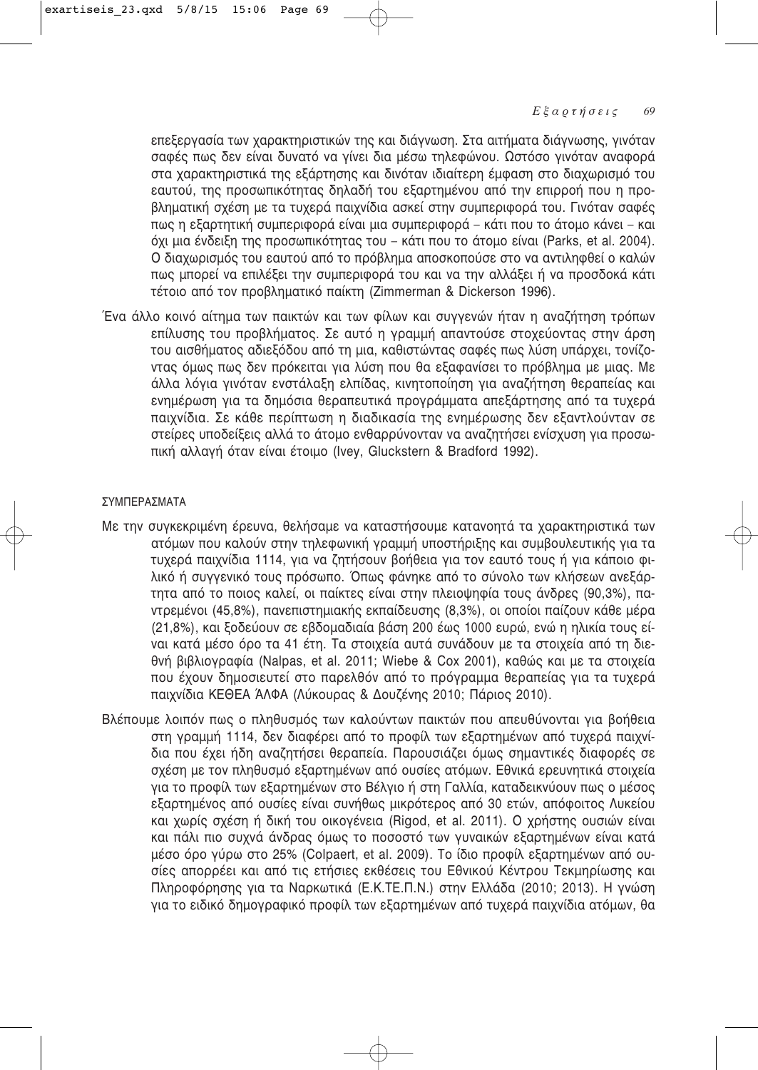επεξεργασία των χαρακτηριστικών της και διάγνωση. Στα αιτήματα διάγνωσης, γινόταν σαφές πως δεν είναι δυνατό να γίνει δια μέσω τηλεφώνου. Ωστόσο γινόταν αναφορά στα χαρακτηριστικά της εξάρτησης και δινόταν ιδιαίτερη έμφαση στο διαχωρισμό του εαυτού, της προσωπικότητας δηλαδή του εξαρτημένου από την επιρροή που η προβληματική σχέση με τα τυχερά παιχνίδια ασκεί στην συμπεριφορά του. Γινόταν σαφές πως η εξαρτητική συμπεριφορά είναι μια συμπεριφορά – κάτι που το άτομο κάνει – και όχι μια ένδειξη της προσωπικότητας του – κάτι που το άτομο είναι (Parks, et al. 2004). Ο διαχωρισμός του εαυτού από το πρόβλημα αποσκοπούσε στο να αντιληφθεί ο καλών πως μπορεί να επιλέξει την συμπεριφορά του και να την αλλάξει ή να προσδοκά κάτι τέτοιο από τον προβληματικό παίκτη (Zimmerman & Dickerson 1996).

Ένα άλλο κοινό αίτημα των παικτών και των φίλων και συγγενών ήταν η αναζήτηση τρόπων επίλυσης του προβλήματος. Σε αυτό η γραμμή απαντούσε στοχεύοντας στην άρση του αισθήματος αδιεξόδου από τη μια, καθιστώντας σαφές πως λύση υπάρχει, τονίζοντας όμως πως δεν πρόκειται για λύση που θα εξαφανίσει το πρόβλημα με μιας. Με άλλα λόγια γινόταν ενστάλαξη ελπίδας, κινητοποίηση για αναζήτηση θεραπείας και ενημέρωση για τα δημόσια θεραπευτικά προγράμματα απεξάρτησης από τα τυχερά παιχνίδια. Σε κάθε περίπτωση η διαδικασία της ενημέρωσης δεν εξαντλούνταν σε στείρες υποδείξεις αλλά το άτομο ενθαρρύνονταν να αναζητήσει ενίσχυση για προσωπική αλλαγή όταν είναι έτοιμο (Ivey, Gluckstern & Bradford 1992).

## ΣΥΜΠΕΡΑΣΜΑΤΑ

Με την συγκεκριμένη έρευνα, θελήσαμε να καταστήσουμε κατανοητά τα χαρακτηριστικά των ατόμων που καλούν στην τηλεφωνική γραμμή υποστήριξης και συμβουλευτικής για τα τυχερά παιχνίδια 1114, για να ζητήσουν βοήθεια για τον εαυτό τους ή για κάποιο φιλικό ή συγγενικό τους πρόσωπο. Όπως φάνηκε από το σύνολο των κλήσεων ανεξάρτητα από το ποιος καλεί, οι παίκτες είναι στην πλειοψηφία τους άνδρες (90,3%), παντρεμένοι (45,8%), πανεπιστημιακής εκπαίδευσης (8,3%), οι οποίοι παίζουν κάθε μέρα (21,8%), και ξοδεύουν σε εβδομαδιαία βάση 200 έως 1000 ευρώ, ενώ η ηλικία τους είναι κατά μέσο όρο τα 41 έτη. Τα στοιχεία αυτά συνάδουν με τα στοιχεία από τη διεθνή βιβλιογραφία (Nalpas, et al. 2011; Wiebe & Cox 2001), καθώς και με τα στοιχεία που έχουν δημοσιευτεί στο παρελθόν από το πρόγραμμα θεραπείας για τα τυχερά παιχνίδια ΚΕΘΕΑ ΑΛΦΑ (Λύκουρας & Δουζένης 2010; Πάριος 2010).

Βλέπουμε λοιπόν πως ο πληθυσμός των καλούντων παικτών που απευθύνονται για βοήθεια στη γραμμή 1114, δεν διαφέρει από το προφίλ των εξαρτημένων από τυχερά παιχνίδια που έχει ήδη αναζητήσει θεραπεία. Παρουσιάζει όμως σημαντικές διαφορές σε σχέση με τον πληθυσμό εξαρτημένων από ουσίες ατόμων. Εθνικά ερευνητικά στοιχεία για το προφίλ των εξαρτημένων στο Βέλγιο ή στη Γαλλία, καταδεικνύουν πως ο μέσος εξαρτημένος από ουσίες είναι συνήθως μικρότερος από 30 ετών, απόφοιτος Λυκείου και χωρίς σχέση ή δική του οικογένεια (Rigod, et al. 2011). Ο χρήστης ουσιών είναι και πάλι πιο συχνά άνδρας όμως το ποσοστό των γυναικών εξαρτημένων είναι κατά μέσο όρο γύρω στο 25% (Colpaert, et al. 2009). Το ίδιο προφίλ εξαρτημένων από ουσίες απορρέει και από τις ετήσιες εκθέσεις του Εθνικού Κέντρου Τεκμηρίωσης και Πληροφόρησης για τα Ναρκωτικά (Ε.Κ.ΤΕ.Π.Ν.) στην Ελλάδα (2010; 2013). Η γνώση για το ειδικό δημογραφικό προφίλ των εξαρτημένων από τυχερά παιχνίδια ατόμων, θα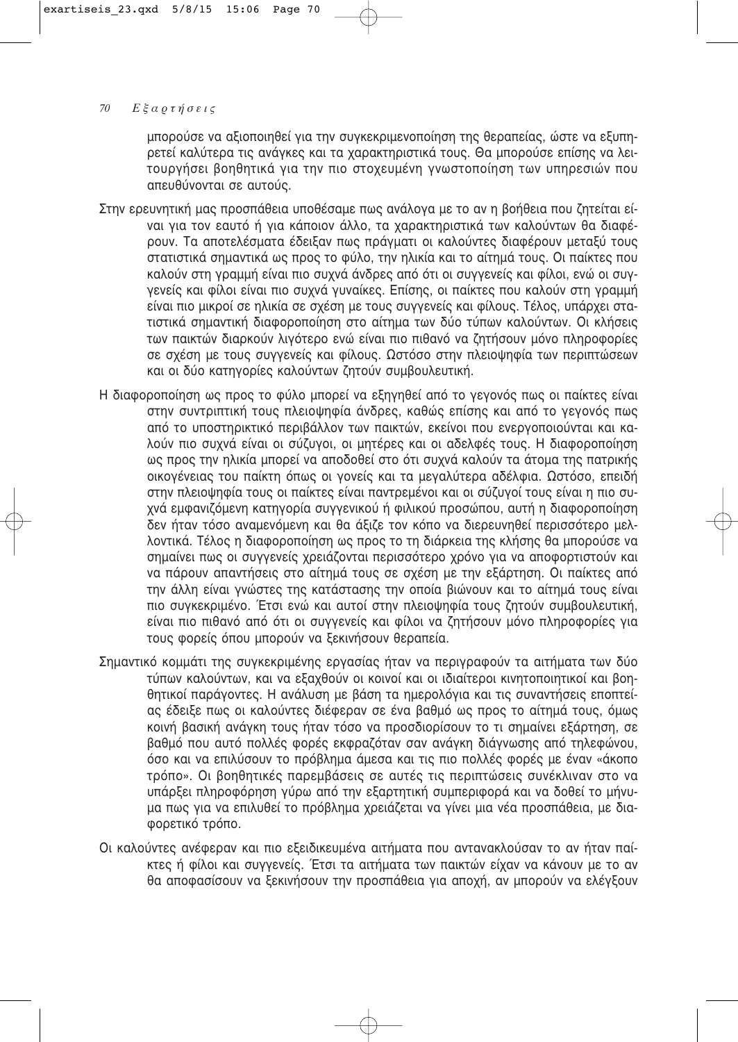μπορούσε να αξιοποιηθεί για την συγκεκριμενοποίηση της θεραπείας, ώστε να εξυπηρετεί καλύτερα τις ανάγκες και τα χαρακτηριστικά τους. Θα μπορούσε επίσης να λειτουργήσει βοηθητικά για την πιο στοχευμένη γνωστοποίηση των υπηρεσιών που απευθύνονται σε αυτούς.

Στην ερευνητική μας προσπάθεια υποθέσαμε πως ανάλογα με το αν η βοήθεια που ζητείται είναι για τον εαυτό ή για κάποιον άλλο, τα χαρακτηριστικά των καλούντων θα διαφέρουν. Τα αποτελέσματα έδειξαν πως πράγματι οι καλούντες διαφέρουν μεταξύ τους στατιστικά σημαντικά ως προς το φύλο, την ηλικία και το αίτημά τους. Οι παίκτες που καλούν στη γραμμή είναι πιο συχνά άνδρες από ότι οι συγγενείς και φίλοι, ενώ οι συγγενείς και φίλοι είναι πιο συχνά γυναίκες. Επίσης, οι παίκτες που καλούν στη γραμμή είναι πιο μικροί σε ηλικία σε σχέση με τους συγγενείς και φίλους. Τέλος, υπάρχει στατιστικά σημαντική διαφοροποίηση στο αίτημα των δύο τύπων καλούντων. Οι κλήσεις των παικτών διαρκούν λιγότερο ενώ είναι πιο πιθανό να ζητήσουν μόνο πληροφορίες σε σχέση με τους συγγενείς και φίλους. Ωστόσο στην πλειοψηφία των περιπτώσεων και οι δύο κατηγορίες καλούντων ζητούν συμβουλευτική.

Η διαφοροποίηση ως προς το φύλο μπορεί να εξηγηθεί από το γεγονός πως οι παίκτες είναι στην συντριπτική τους πλειοψηφία άνδρες, καθώς επίσης και από το γεγονός πως από το υποστηρικτικό περιβάλλον των παικτών, εκείνοι που ενεργοποιούνται και καλούν πιο συχνά είναι οι σύζυγοι, οι μητέρες και οι αδελφές τους. Η διαφοροποίηση ως προς την ηλικία μπορεί να αποδοθεί στο ότι συχνά καλούν τα άτομα της πατρικής οικογένειας του παίκτη όπως οι γονείς και τα μεγαλύτερα αδέλφια. Ωστόσο, επειδή στην πλειοψηφία τους οι παίκτες είναι παντρεμένοι και οι σύζυγοί τους είναι η πιο συχνά εμφανιζόμενη κατηγορία συγγενικού ή φιλικού προσώπου, αυτή η διαφοροποίηση δεν ήταν τόσο αναμενόμενη και θα άξιζε τον κόπο να διερευνηθεί περισσότερο μελλοντικά. Τέλος η διαφοροποίηση ως προς το τη διάρκεια της κλήσης θα μπορούσε να σημαίνει πως οι συγγενείς χρειάζονται περισσότερο χρόνο για να αποφορτιστούν και να πάρουν απαντήσεις στο αίτημά τους σε σχέση με την εξάρτηση. Οι παίκτες από την άλλη είναι γνώστες της κατάστασης την οποία βιώνουν και το αίτημά τους είναι πιο συγκεκριμένο. Έτσι ενώ και αυτοί στην πλειοψηφία τους ζητούν συμβουλευτική, είναι πιο πιθανό από ότι οι συγγενείς και φίλοι να ζητήσουν μόνο πληροφορίες για τους φορείς όπου μπορούν να ξεκινήσουν θεραπεία.

Σημαντικό κομμάτι της συγκεκριμένης εργασίας ήταν να περιγραφούν τα αιτήματα των δύο τύπων καλούντων, και να εξαχθούν οι κοινοί και οι ιδιαίτεροι κινητοποιητικοί και βοηθητικοί παράγοντες. Η ανάλυση με βάση τα ημερολόγια και τις συναντήσεις εποπτείας έδειξε πως οι καλούντες διέφεραν σε ένα βαθμό ως προς το αίτημά τους, όμως κοινή βασική ανάγκη τους ήταν τόσο να προσδιορίσουν το τι σημαίνει εξάρτηση, σε βαθμό που αυτό πολλές φορές εκφραζόταν σαν ανάγκη διάγνωσης από τηλεφώνου, όσο και να επιλύσουν το πρόβλημα άμεσα και τις πιο πολλές φορές με έναν «άκοπο τρόπο». Οι βοηθητικές παρεμβάσεις σε αυτές τις περιπτώσεις συνέκλιναν στο να υπάρξει πληροφόρηση γύρω από την εξαρτητική συμπεριφορά και να δοθεί το μήνυμα πως για να επιλυθεί το πρόβλημα χρειάζεται να γίνει μια νέα προσπάθεια, με διαφορετικό τρόπο.

Οι καλούντες ανέφεραν και πιο εξειδικευμένα αιτήματα που αντανακλούσαν το αν ήταν παίκτες ή φίλοι και συγγενείς. Έτσι τα αιτήματα των παικτών είχαν να κάνουν με το αν θα αποφασίσουν να ξεκινήσουν την προσπάθεια για αποχή, αν μπορούν να ελέγξουν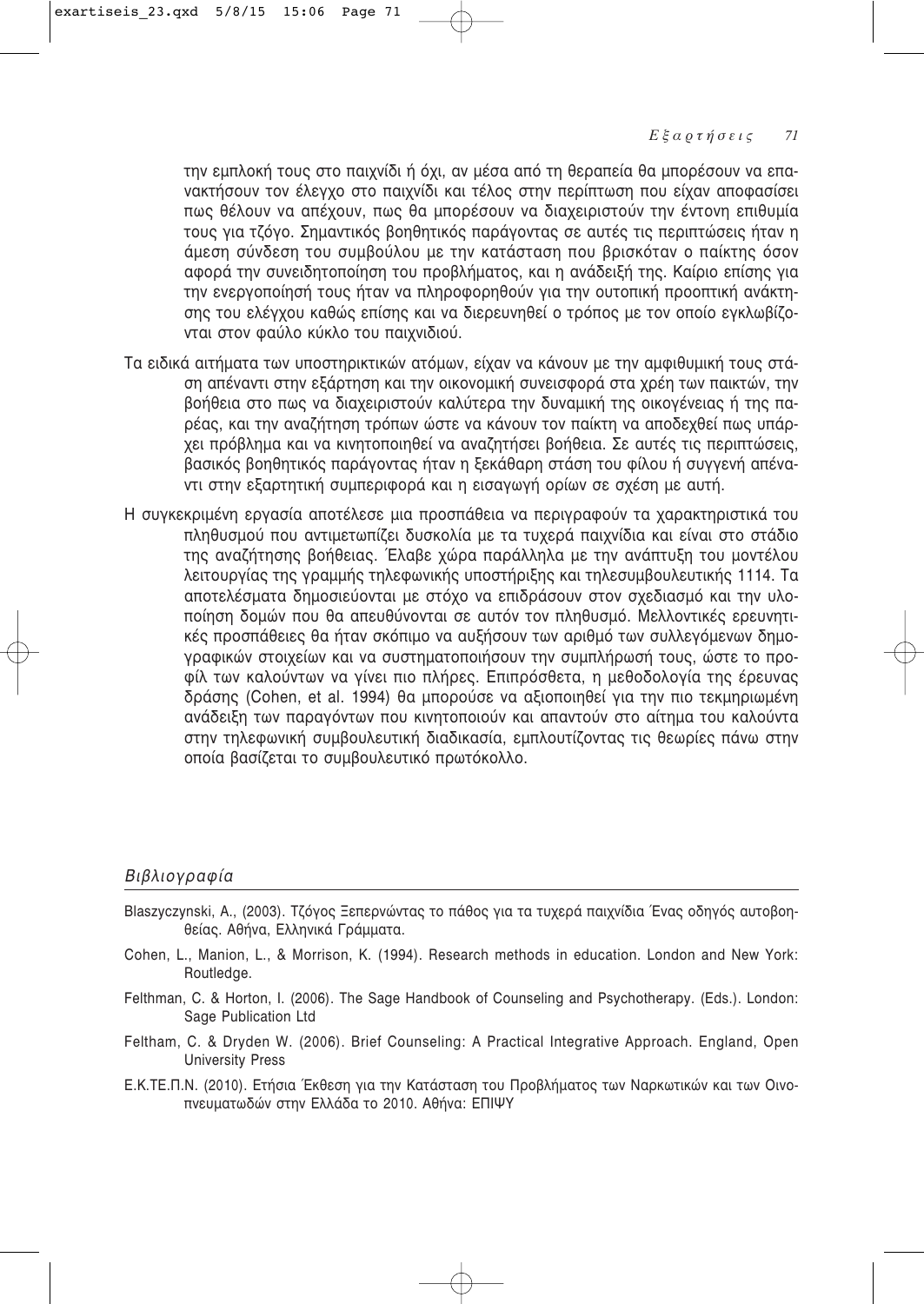την εμπλοκή τους στο παιχνίδι ή όχι, αν μέσα από τη θεραπεία θα μπορέσουν να επανακτήσουν τον έλεγχο στο παιχνίδι και τέλος στην περίπτωση που είχαν αποφασίσει πως θέλουν να απέχουν, πως θα μπορέσουν να διαχειριστούν την έντονη επιθυμία τους για τζόγο. Σημαντικός βοηθητικός παράγοντας σε αυτές τις περιπτώσεις ήταν η άμεση σύνδεση του συμβούλου με την κατάσταση που βρισκόταν ο παίκτης όσον αφορά την συνειδητοποίηση του προβλήματος, και η ανάδειξή της. Καίριο επίσης για την ενεργοποίησή τους ήταν να πληροφορηθούν για την ουτοπική προοπτική ανάκτησης του ελέγχου καθώς επίσης και να διερευνηθεί ο τρόπος με τον οποίο εγκλωβίζονται στον φαύλο κύκλο του παιχνιδιού.

Τα ειδικά αιτήματα των υποστηρικτικών ατόμων, είχαν να κάνουν με την αμφιθυμική τους στάση απέναντι στην εξάρτηση και την οικονομική συνεισφορά στα χρέη των παικτών, την βοήθεια στο πως να διαχειριστούν καλύτερα την δυναμική της οικογένειας ή της παρέας, και την αναζήτηση τρόπων ώστε να κάνουν τον παίκτη να αποδεχθεί πως υπάρχει πρόβλημα και να κινητοποιηθεί να αναζητήσει βοήθεια. Σε αυτές τις περιπτώσεις, βασικός βοηθητικός παράγοντας ήταν η ξεκάθαρη στάση του φίλου ή συγγενή απέναντι στην εξαρτητική συμπεριφορά και η εισαγωγή ορίων σε σχέση με αυτή.

Η συγκεκριμένη εργασία αποτέλεσε μια προσπάθεια να περιγραφούν τα χαρακτηριστικά του πληθυσμού που αντιμετωπίζει δυσκολία με τα τυχερά παιχνίδια και είναι στο στάδιο της αναζήτησης βοήθειας. Έλαβε χώρα παράλληλα με την ανάπτυξη του μοντέλου λειτουργίας της γραμμής τηλεφωνικής υποστήριξης και τηλεσυμβουλευτικής 1114. Τα αποτελέσματα δημοσιεύονται με στόχο να επιδράσουν στον σχεδιασμό και την υλοποίηση δομών που θα απευθύνονται σε αυτόν τον πληθυσμό. Μελλοντικές ερευνητικές προσπάθειες θα ήταν σκόπιμο να αυξήσουν των αριθμό των συλλεγόμενων δημογραφικών στοιχείων και να συστηματοποιήσουν την συμπλήρωσή τους, ώστε το προφίλ των καλούντων να γίνει πιο πλήρες. Επιπρόσθετα, η μεθοδολογία της έρευνας δράσης (Cohen, et al. 1994) θα μπορούσε να αξιοποιηθεί για την πιο τεκμηριωμένη ανάδειξη των παραγόντων που κινητοποιούν και απαντούν στο αίτημα του καλούντα στην τηλεφωνική συμβουλευτική διαδικασία, εμπλουτίζοντας τις θεωρίες πάνω στην οποία βασίζεται το συμβουλευτικό πρωτόκολλο.

## *Βιβλιογραφία*

Blaszczynski, A., (2003). Τζόγος Ξεπερνώντας το πάθος για τα τυχερά παιχνίδια Ένας οδηγός αυτοβοηθείας. Αθήνα, Ελληνικά Γράμματα.

Cohen, L., Manion, L., & Morrison, K. (1994). Research methods in education. London and New York: Routledge.

Felthman, C. & Horton, I. (2006). The Sage Handbook of Counseling and Psychotherapy. (Eds.). London: Sage Publication Ltd

Feltham, C. & Dryden W. (2006). Brief Counseling: A Practical Integrative Approach. England, Open University Press

Ε.Κ.ΤΕ.Π.Ν. (2010). Ετήσια Έκθεση για την Κατάσταση του Προβλήματος των Ναρκωτικών και των Οινοπνευματωδών στην Ελλάδα το 2010. Αθήνα: ΕΠΙΨΥ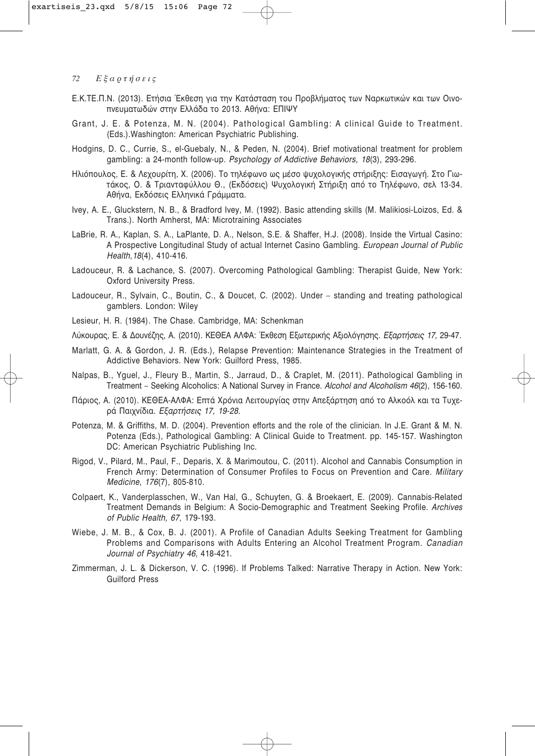Ε.Κ.ΤΕ.Π.Ν. (2013). Ετήσια Έκθεση για την Κατάσταση του Προβλήματος των Ναρκωτικών και των Οινοπνευματωδών στην Ελλάδα το 2013. Αθήνα: ΕΠΙΨΥ

Grant, J. E. & Potenza, M. N. (2004). Pathological Gambling: A clinical Guide to Treatment. (Eds.).Washington: American Psychiatric Publishing.

Hodgins, D. C., Currie, S., el-Guebaly, N., & Peden, N. (2004). Brief motivational treatment for problem gambling: a 24-month follow-up. *Psychology of Addictive Behaviors, 18*(3), 293-296.

Ηλιόπουλος, Ε. & Λεχουρίτη, Χ. (2006). Το τηλέφωνο ως μέσο ψυχολογικής στήριξης: Εισαγωγή. Στο Γιωτάκος, Ο. & Τριανταφύλλου Θ., (Εκδόσεις) Ψυχολογική Στήριξη από το Τηλέφωνο, σελ 13-34. Αθήνα, Εκδόσεις Ελληνικά Γράμματα.

Ivey, A. E., Gluckstern, N. B., & Bradford Ivey, M. (1992). Basic attending skills (M. Malikiosi-Loizos, Ed. & Trans.). North Amherst, MA: Microtraining Associates

LaBrie, R. A., Kaplan, S. A., LaPlante, D. A., Nelson, S.E. & Shaffer, H.J. (2008). Inside the Virtual Casino: A Prospective Longitudinal Study of actual Internet Casino Gambling. *European Journal of Public Health,18*(4), 410-416.

Ladouceur, R. & Lachance, S. (2007). Overcoming Pathological Gambling: Therapist Guide, New York: Oxford University Press.

Ladouceur, R., Sylvain, C., Boutin, C., & Doucet, C. (2002). Under – standing and treating pathological gamblers. London: Wiley

Lesieur, H. R. (1984). The Chase. Cambridge, MA: Schenkman

Λύκουρας, Ε. & Δουνέζης, Α. (2010). ΚΕΘΕΑ ΑΛΦΑ: Έκθεση Εξωτερικής Αξιολόγησης. *Εξαρτήσεις 17,* 29-47.

Marlatt, G. A. & Gordon, J. R. (Eds.), Relapse Prevention: Maintenance Strategies in the Treatment of Addictive Behaviors. New York: Guilford Press, 1985.

Nalpas, B., Yguel, J., Fleury B., Martin, S., Jarraud, D., & Craplet, M. (2011). Pathological Gambling in Treatment – Seeking Alcoholics: A National Survey in France. *Alcohol and Alcoholism 46*(2), 156-160.

Πάριος, Α. (2010). ΚΕΘΕΑ-ΑΛΦΑ: Επτά Χρόνια Λειτουργίας στην Απεξάρτηση από το Αλκοόλ και τα Τυχερά Παιχνίδια. *Εξαρτήσεις 17, 19-28.*

Potenza, M. & Griffiths, M. D. (2004). Prevention efforts and the role of the clinician. In J.E. Grant & M. N. Potenza (Eds.), Pathological Gambling: A Clinical Guide to Treatment. pp. 145-157. Washington DC: American Psychiatric Publishing Inc.

Rigod, V., Pilard, M., Paul, F., Deparis, X. & Marimoutou, C. (2011). Alcohol and Cannabis Consumption in French Army: Determination of Consumer Profiles to Focus on Prevention and Care. *Military Medicine, 176*(7), 805-810.

Colpaert, K., Vanderplasschen, W., Van Hal, G., Schuyten, G. & Broekaert, E. (2009). Cannabis-Related Treatment Demands in Belgium: A Socio-Demographic and Treatment Seeking Profile. *Archives of Public Health, 67*, 179-193.

Wiebe, J. M. B., & Cox, B. J. (2001). A Profile of Canadian Adults Seeking Treatment for Gambling Problems and Comparisons with Adults Entering an Alcohol Treatment Program. *Canadian Journal of Psychiatry 46,* 418-421.

Zimmerman, J. L. & Dickerson, V. C. (1996). If Problems Talked: Narrative Therapy in Action. New York: Guilford Press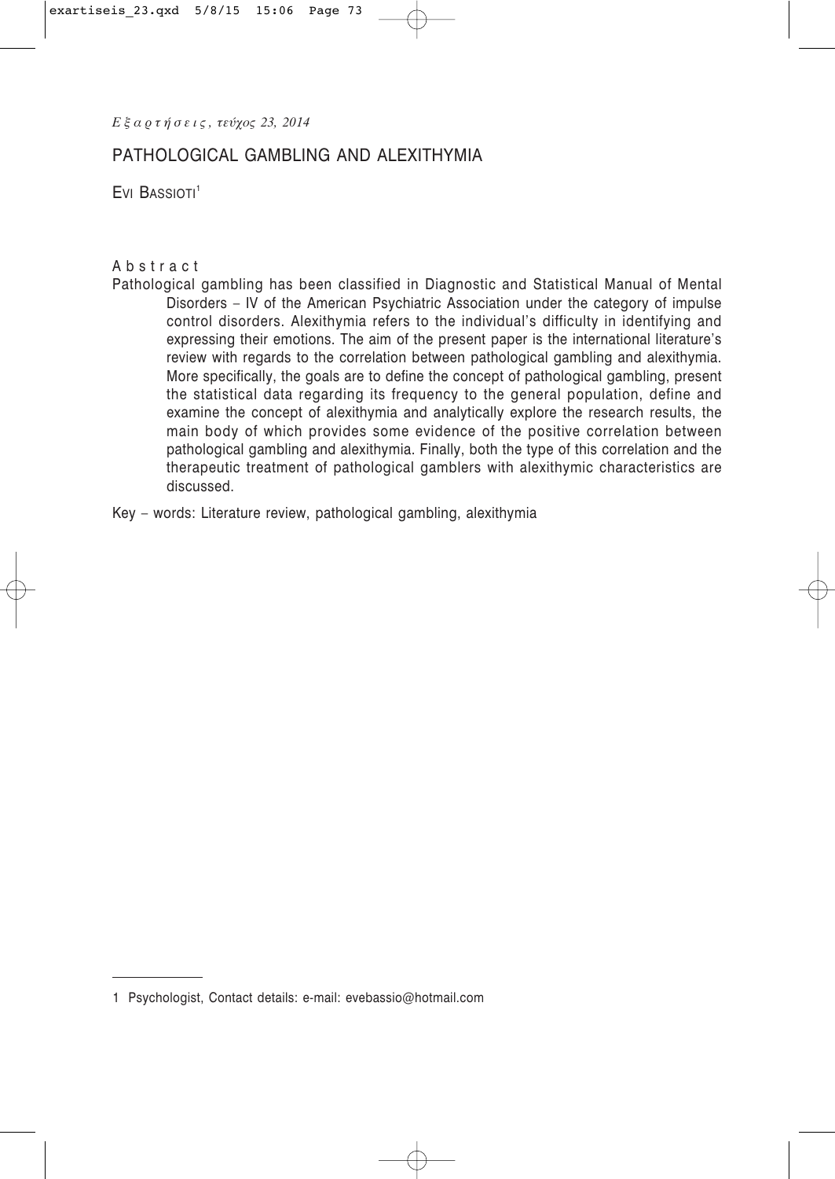# PATHOLOGICAL GAMBLING AND ALEXITHYMIA

EVI BASSIOTI[1]

**Abstract**

Pathological gambling has been classified in Diagnostic and Statistical Manual of Mental Disorders – IV of the American Psychiatric Association under the category of impulse control disorders. Alexithymia refers to the individual's difficulty in identifying and expressing their emotions. The aim of the present paper is the international literature's review with regards to the correlation between pathological gambling and alexithymia. More specifically, the goals are to define the concept of pathological gambling, present the statistical data regarding its frequency to the general population, define and examine the concept of alexithymia and analytically explore the research results, the main body of which provides some evidence of the positive correlation between pathological gambling and alexithymia. Finally, both the type of this correlation and the therapeutic treatment of pathological gamblers with alexithymic characteristics are discussed.

Key – words: Literature review, pathological gambling, alexithymia

---

1 Psychologist, Contact details: e-mail: evebassio@hotmail.com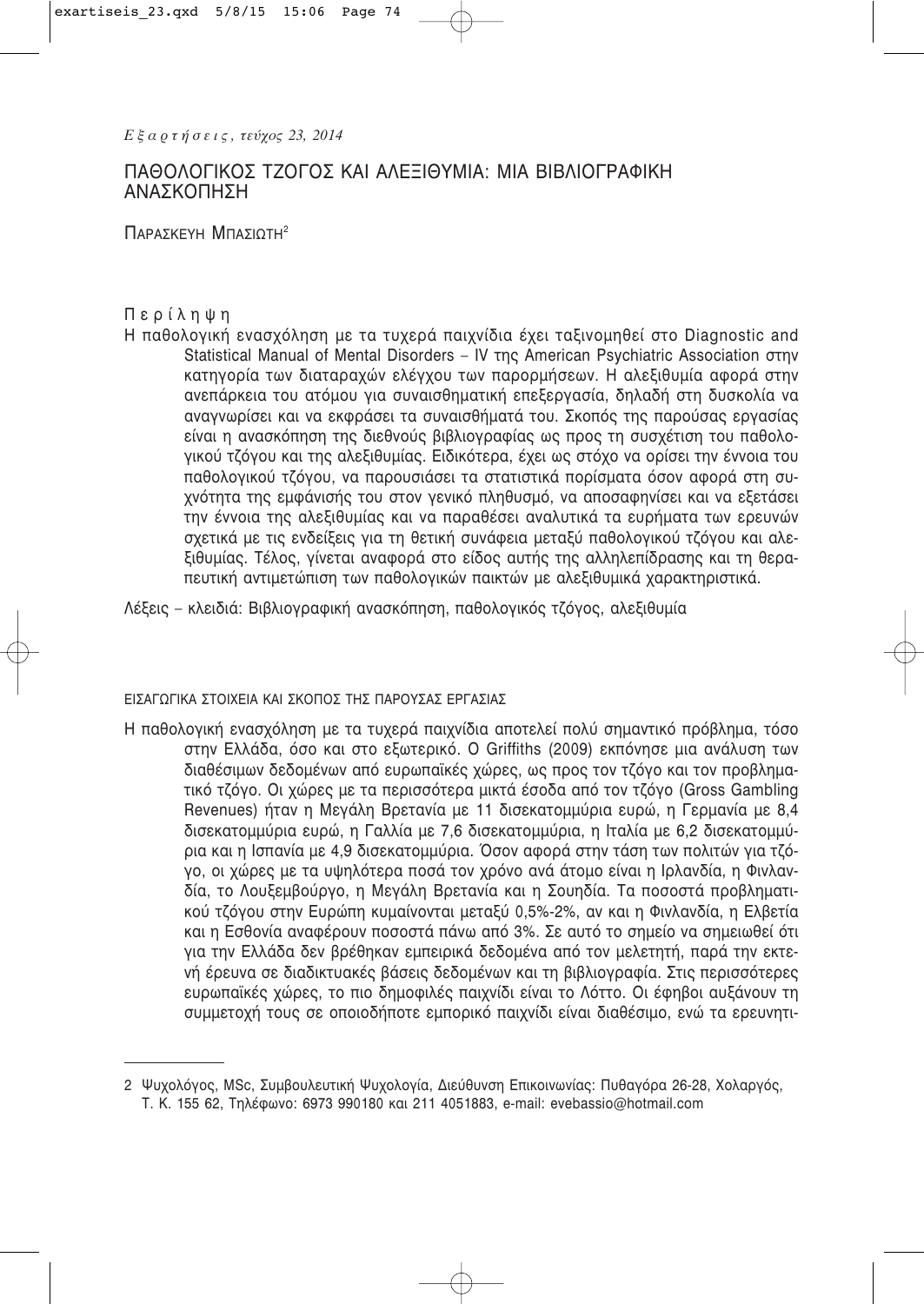# ΠΑΘΟΛΟΓΙΚΟΣ ΤΖΟΓΟΣ ΚΑΙ ΑΛΕΞΙΘΥΜΙΑ: ΜΙΑ ΒΙΒΛΙΟΓΡΑΦΙΚΗ ΑΝΑΣΚΟΠΗΣΗ

ΠΑΡΑΣΚΕΥΗ ΜΠΑΣΙΩΤΗ[2]

**Περίληψη**

Η παθολογική ενασχόληση με τα τυχερά παιχνίδια έχει ταξινομηθεί στο Diagnostic and Statistical Manual of Mental Disorders – IV της American Psychiatric Association στην κατηγορία των διαταραχών ελέγχου των παρορμήσεων. Η αλεξιθυμία αφορά στην ανεπάρκεια του ατόμου για συναισθηματική επεξεργασία, δηλαδή στη δυσκολία να αναγνωρίσει και να εκφράσει τα συναισθήματά του. Σκοπός της παρούσας εργασίας είναι η ανασκόπηση της διεθνούς βιβλιογραφίας ως προς τη συσχέτιση του παθολογικού τζόγου και της αλεξιθυμίας. Ειδικότερα, έχει ως στόχο να ορίσει την έννοια του παθολογικού τζόγου, να παρουσιάσει τα στατιστικά πορίσματα όσον αφορά στη συχνότητα της εμφάνισής του στον γενικό πληθυσμό, να αποσαφηνίσει και να εξετάσει την έννοια της αλεξιθυμίας και να παραθέσει αναλυτικά τα ευρήματα των ερευνών σχετικά με τις ενδείξεις για τη θετική συνάφεια μεταξύ παθολογικού τζόγου και αλεξιθυμίας. Τέλος, γίνεται αναφορά στο είδος αυτής της αλληλεπίδρασης και τη θεραπευτική αντιμετώπιση των παθολογικών παικτών με αλεξιθυμικά χαρακτηριστικά.

Λέξεις – κλειδιά: Βιβλιογραφική ανασκόπηση, παθολογικός τζόγος, αλεξιθυμία

## ΕΙΣΑΓΩΓΙΚΑ ΣΤΟΙΧΕΙΑ ΚΑΙ ΣΚΟΠΟΣ ΤΗΣ ΠΑΡΟΥΣΑΣ ΕΡΓΑΣΙΑΣ

Η παθολογική ενασχόληση με τα τυχερά παιχνίδια αποτελεί πολύ σημαντικό πρόβλημα, τόσο στην Ελλάδα, όσο και στο εξωτερικό. Ο Griffiths (2009) εκπόνησε μια ανάλυση των διαθέσιμων δεδομένων από ευρωπαϊκές χώρες, ως προς τον τζόγο και τον προβληματικό τζόγο. Οι χώρες με τα περισσότερα μικτά έσοδα από τον τζόγο (Gross Gambling Revenues) ήταν η Μεγάλη Βρετανία με 11 δισεκατομμύρια ευρώ, η Γερμανία με 8,4 δισεκατομμύρια ευρώ, η Γαλλία με 7,6 δισεκατομμύρια, η Ιταλία με 6,2 δισεκατομμύρια και η Ισπανία με 4,9 δισεκατομμύρια. Όσον αφορά στην τάση των πολιτών για τζόγο, οι χώρες με τα υψηλότερα ποσά τον χρόνο ανά άτομο είναι η Ιρλανδία, η Φινλανδία, το Λουξεμβούργο, η Μεγάλη Βρετανία και η Σουηδία. Τα ποσοστά προβληματικού τζόγου στην Ευρώπη κυμαίνονται μεταξύ 0,5%-2%, αν και η Φινλανδία, η Ελβετία και η Εσθονία αναφέρουν ποσοστά πάνω από 3%. Σε αυτό το σημείο να σημειωθεί ότι για την Ελλάδα δεν βρέθηκαν εμπειρικά δεδομένα από τον μελετητή, παρά την εκτενή έρευνα σε διαδικτυακές βάσεις δεδομένων και τη βιβλιογραφία. Στις περισσότερες ευρωπαϊκές χώρες, το πιο δημοφιλές παιχνίδι είναι το Λόττο. Οι έφηβοι αυξάνουν τη συμμετοχή τους σε οποιοδήποτε εμπορικό παιχνίδι είναι διαθέσιμο, ενώ τα ερευνητι-

---

2 Ψυχολόγος, MSc, Συμβουλευτική Ψυχολογία, Διεύθυνση Επικοινωνίας: Πυθαγόρα 26-28, Χολαργός, Τ. Κ. 155 62, Τηλέφωνο: 6973 990180 και 211 4051883, e-mail: evebassio@hotmail.com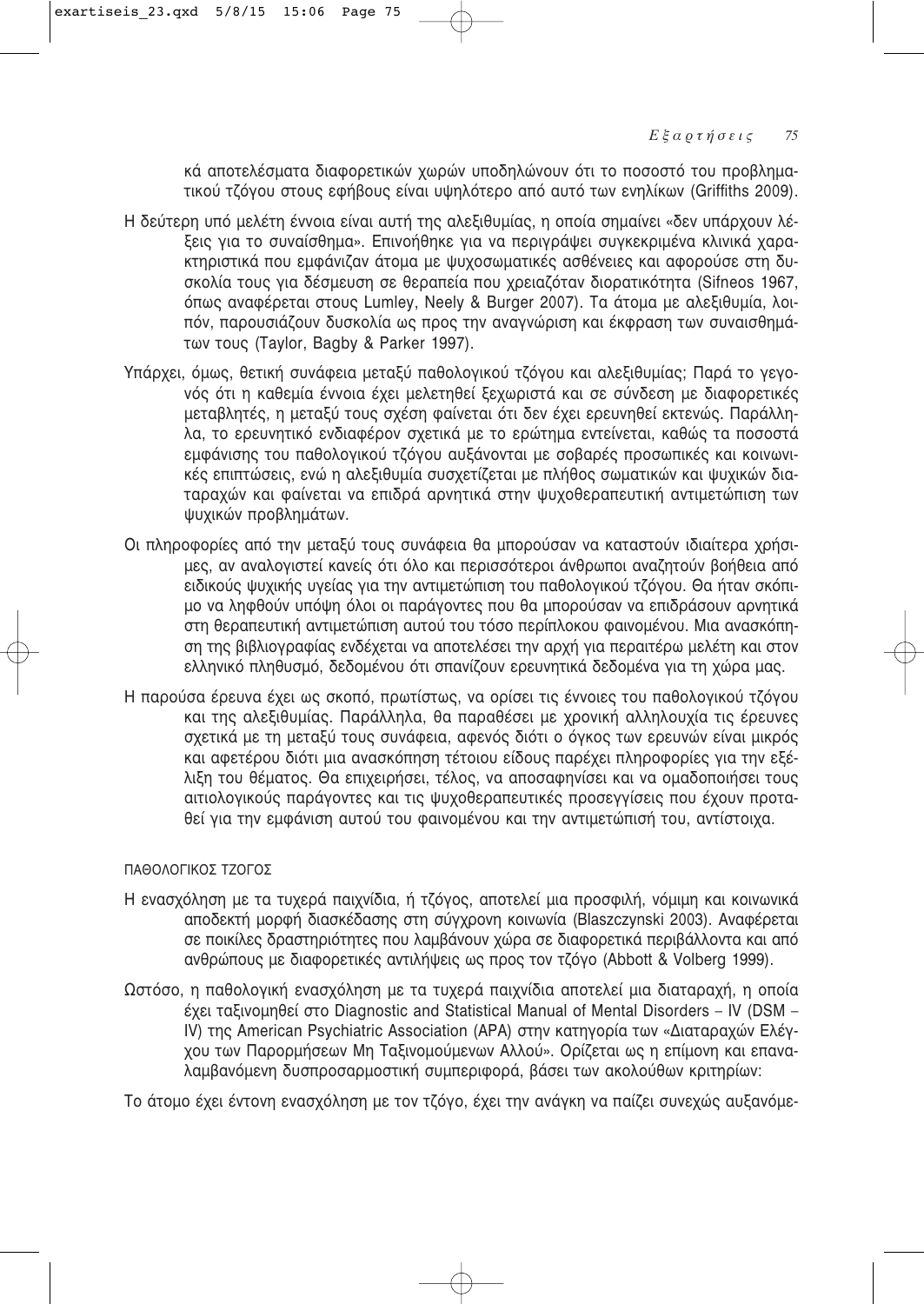κά αποτελέσματα διαφορετικών χωρών υποδηλώνουν ότι το ποσοστό του προβληματικού τζόγου στους εφήβους είναι υψηλότερο από αυτό των ενηλίκων (Griffiths 2009).

Η δεύτερη υπό μελέτη έννοια είναι αυτή της αλεξιθυμίας, η οποία σημαίνει «δεν υπάρχουν λέξεις για το συναίσθημα». Επινοήθηκε για να περιγράψει συγκεκριμένα κλινικά χαρακτηριστικά που εμφάνιζαν άτομα με ψυχοσωματικές ασθένειες και αφορούσε στη δυσκολία τους για δέσμευση σε θεραπεία που χρειαζόταν διορατικότητα (Sifneos 1967, όπως αναφέρεται στους Lumley, Neely & Burger 2007). Τα άτομα με αλεξιθυμία, λοιπόν, παρουσιάζουν δυσκολία ως προς την αναγνώριση και έκφραση των συναισθημάτων τους (Taylor, Bagby & Parker 1997).

Υπάρχει, όμως, θετική συνάφεια μεταξύ παθολογικού τζόγου και αλεξιθυμίας; Παρά το γεγονός ότι η καθεμία έννοια έχει μελετηθεί ξεχωριστά και σε σύνδεση με διαφορετικές μεταβλητές, η μεταξύ τους σχέση φαίνεται ότι δεν έχει ερευνηθεί εκτενώς. Παράλληλα, το ερευνητικό ενδιαφέρον σχετικά με το ερώτημα εντείνεται, καθώς τα ποσοστά εμφάνισης του παθολογικού τζόγου αυξάνονται με σοβαρές προσωπικές και κοινωνικές επιπτώσεις, ενώ η αλεξιθυμία συσχετίζεται με πλήθος σωματικών και ψυχικών διαταραχών και φαίνεται να επιδρά αρνητικά στην ψυχοθεραπευτική αντιμετώπιση των ψυχικών προβλημάτων.

Οι πληροφορίες από την μεταξύ τους συνάφεια θα μπορούσαν να καταστούν ιδιαίτερα χρήσιμες, αν αναλογιστεί κανείς ότι όλο και περισσότεροι άνθρωποι αναζητούν βοήθεια από ειδικούς ψυχικής υγείας για την αντιμετώπιση του παθολογικού τζόγου. Θα ήταν σκόπιμο να ληφθούν υπόψη όλοι οι παράγοντες που θα μπορούσαν να επιδράσουν αρνητικά στη θεραπευτική αντιμετώπιση αυτού του τόσο περίπλοκου φαινομένου. Μια ανασκόπηση της βιβλιογραφίας ενδέχεται να αποτελέσει την αρχή για περαιτέρω μελέτη και στον ελληνικό πληθυσμό, δεδομένου ότι σπανίζουν ερευνητικά δεδομένα για τη χώρα μας.

Η παρούσα έρευνα έχει ως σκοπό, πρωτίστως, να ορίσει τις έννοιες του παθολογικού τζόγου και της αλεξιθυμίας. Παράλληλα, θα παραθέσει με χρονική αλληλουχία τις έρευνες σχετικά με τη μεταξύ τους συνάφεια, αφενός διότι ο όγκος των ερευνών είναι μικρός και αφετέρου διότι μια ανασκόπηση τέτοιου είδους παρέχει πληροφορίες για την εξέλιξη του θέματος. Θα επιχειρήσει, τέλος, να αποσαφηνίσει και να ομαδοποιήσει τους αιτιολογικούς παράγοντες και τις ψυχοθεραπευτικές προσεγγίσεις που έχουν προταθεί για την εμφάνιση αυτού του φαινομένου και την αντιμετώπισή του, αντίστοιχα.

## ΠΑΘΟΛΟΓΙΚΟΣ ΤΖΟΓΟΣ

Η ενασχόληση με τα τυχερά παιχνίδια, ή τζόγος, αποτελεί μια προσφιλή, νόμιμη και κοινωνικά αποδεκτή μορφή διασκέδασης στη σύγχρονη κοινωνία (Blaszczynski 2003). Αναφέρεται σε ποικίλες δραστηριότητες που λαμβάνουν χώρα σε διαφορετικά περιβάλλοντα και από ανθρώπους με διαφορετικές αντιλήψεις ως προς τον τζόγο (Abbott & Volberg 1999).

Ωστόσο, η παθολογική ενασχόληση με τα τυχερά παιχνίδια αποτελεί μια διαταραχή, η οποία έχει ταξινομηθεί στο Diagnostic and Statistical Manual of Mental Disorders – IV (DSM – IV) της American Psychiatric Association (APA) στην κατηγορία των «Διαταραχών Ελέγχου των Παρορμήσεων Μη Ταξινομούμενων Αλλού». Ορίζεται ως η επίμονη και επαναλαμβανόμενη δυσπροσαρμοστική συμπεριφορά, βάσει των ακολούθων κριτηρίων:

Το άτομο έχει έντονη ενασχόληση με τον τζόγο, έχει την ανάγκη να παίζει συνεχώς αυξανόμε-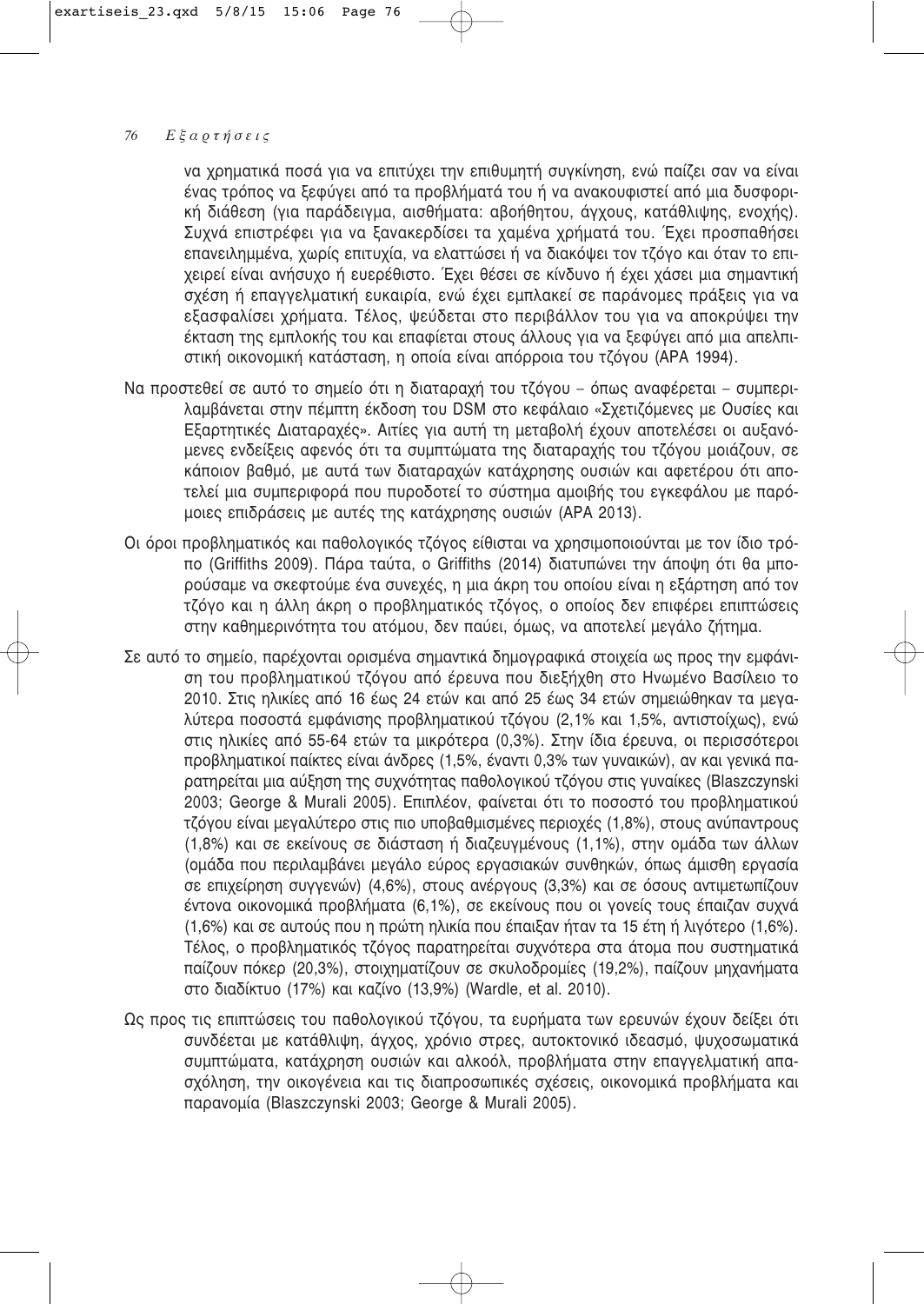να χρηματικά ποσά για να επιτύχει την επιθυμητή συγκίνηση, ενώ παίζει σαν να είναι ένας τρόπος να ξεφύγει από τα προβλήματά του ή να ανακουφιστεί από μια δυσφορική διάθεση (για παράδειγμα, αισθήματα: αβοήθητου, άγχους, κατάθλιψης, ενοχής). Συχνά επιστρέφει για να ξανακερδίσει τα χαμένα χρήματά του. Έχει προσπαθήσει επανειλημμένα, χωρίς επιτυχία, να ελαττώσει ή να διακόψει τον τζόγο και όταν το επιχειρεί είναι ανήσυχο ή ευερέθιστο. Έχει θέσει σε κίνδυνο ή έχει χάσει μια σημαντική σχέση ή επαγγελματική ευκαιρία, ενώ έχει εμπλακεί σε παράνομες πράξεις για να εξασφαλίσει χρήματα. Τέλος, ψεύδεται στο περιβάλλον του για να αποκρύψει την έκταση της εμπλοκής του και επαφίεται στους άλλους για να ξεφύγει από μια απελπιστική οικονομική κατάσταση, η οποία είναι απόρροια του τζόγου (APA 1994).

Να προστεθεί σε αυτό το σημείο ότι η διαταραχή του τζόγου – όπως αναφέρεται – συμπεριλαμβάνεται στην πέμπτη έκδοση του DSM στο κεφάλαιο «Σχετιζόμενες με Ουσίες και Εξαρτητικές Διαταραχές». Αιτίες για αυτή τη μεταβολή έχουν αποτελέσει οι αυξανόμενες ενδείξεις αφενός ότι τα συμπτώματα της διαταραχής του τζόγου μοιάζουν, σε κάποιον βαθμό, με αυτά των διαταραχών κατάχρησης ουσιών και αφετέρου ότι αποτελεί μια συμπεριφορά που πυροδοτεί το σύστημα αμοιβής του εγκεφάλου με παρόμοιες επιδράσεις με αυτές της κατάχρησης ουσιών (APA 2013).

Οι όροι προβληματικός και παθολογικός τζόγος είθισται να χρησιμοποιούνται με τον ίδιο τρόπο (Griffiths 2009). Πάρα ταύτα, ο Griffiths (2014) διατυπώνει την άποψη ότι θα μπορούσαμε να σκεφτούμε ένα συνεχές, η μια άκρη του οποίου είναι η εξάρτηση από τον τζόγο και η άλλη άκρη ο προβληματικός τζόγος, ο οποίος δεν επιφέρει επιπτώσεις στην καθημερινότητα του ατόμου, δεν παύει, όμως, να αποτελεί μεγάλο ζήτημα.

Σε αυτό το σημείο, παρέχονται ορισμένα σημαντικά δημογραφικά στοιχεία ως προς την εμφάνιση του προβληματικού τζόγου από έρευνα που διεξήχθη στο Ηνωμένο Βασίλειο το 2010. Στις ηλικίες από 16 έως 24 ετών και από 25 έως 34 ετών σημειώθηκαν τα μεγαλύτερα ποσοστά εμφάνισης προβληματικού τζόγου (2,1% και 1,5%, αντιστοίχως), ενώ στις ηλικίες από 55-64 ετών τα μικρότερα (0,3%). Στην ίδια έρευνα, οι περισσότεροι προβληματικοί παίκτες είναι άνδρες (1,5%, έναντι 0,3% των γυναικών), αν και γενικά παρατηρείται μια αύξηση της συχνότητας παθολογικού τζόγου στις γυναίκες (Blaszczynski 2003; George & Murali 2005). Επιπλέον, φαίνεται ότι το ποσοστό του προβληματικού τζόγου είναι μεγαλύτερο στις πιο υποβαθμισμένες περιοχές (1,8%), στους ανύπαντρους (1,8%) και σε εκείνους σε διάσταση ή διαζευγμένους (1,1%), στην ομάδα των άλλων (ομάδα που περιλαμβάνει μεγάλο εύρος εργασιακών συνθηκών, όπως άμισθη εργασία σε επιχείρηση συγγενών) (4,6%), στους ανέργους (3,3%) και σε όσους αντιμετωπίζουν έντονα οικονομικά προβλήματα (6,1%), σε εκείνους που οι γονείς τους έπαιζαν συχνά (1,6%) και σε αυτούς που η πρώτη ηλικία που έπαιξαν ήταν τα 15 έτη ή λιγότερο (1,6%). Τέλος, ο προβληματικός τζόγος παρατηρείται συχνότερα στα άτομα που συστηματικά παίζουν πόκερ (20,3%), στοιχηματίζουν σε σκυλοδρομίες (19,2%), παίζουν μηχανήματα στο διαδίκτυο (17%) και καζίνο (13,9%) (Wardle, et al. 2010).

Ως προς τις επιπτώσεις του παθολογικού τζόγου, τα ευρήματα των ερευνών έχουν δείξει ότι συνδέεται με κατάθλιψη, άγχος, χρόνιο στρες, αυτοκτονικό ιδεασμό, ψυχοσωματικά συμπτώματα, κατάχρηση ουσιών και αλκοόλ, προβλήματα στην επαγγελματική απασχόληση, την οικογένεια και τις διαπροσωπικές σχέσεις, οικονομικά προβλήματα και παρανομία (Blaszczynski 2003; George & Murali 2005).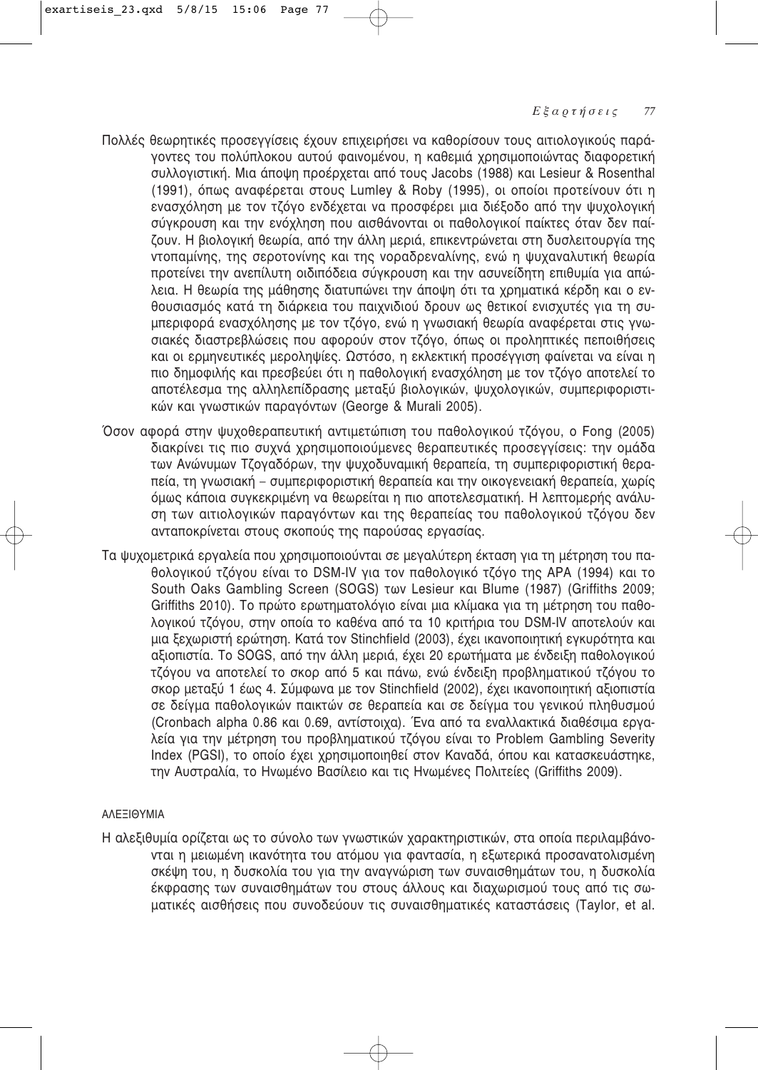Πολλές θεωρητικές προσεγγίσεις έχουν επιχειρήσει να καθορίσουν τους αιτιολογικούς παράγοντες του πολύπλοκου αυτού φαινομένου, η καθεμιά χρησιμοποιώντας διαφορετική συλλογιστική. Μια άποψη προέρχεται από τους Jacobs (1988) και Lesieur & Rosenthal (1991), όπως αναφέρεται στους Lumley & Roby (1995), οι οποίοι προτείνουν ότι η ενασχόληση με τον τζόγο ενδέχεται να προσφέρει μια διέξοδο από την ψυχολογική σύγκρουση και την ενόχληση που αισθάνονται οι παθολογικοί παίκτες όταν δεν παίζουν. Η βιολογική θεωρία, από την άλλη μεριά, επικεντρώνεται στη δυσλειτουργία της ντοπαμίνης, της σεροτονίνης και της νοραδρεναλίνης, ενώ η ψυχαναλυτική θεωρία προτείνει την ανεπίλυτη οιδιπόδεια σύγκρουση και την ασυνείδητη επιθυμία για απώλεια. Η θεωρία της μάθησης διατυπώνει την άποψη ότι τα χρηματικά κέρδη και ο ενθουσιασμός κατά τη διάρκεια του παιχνιδιού δρουν ως θετικοί ενισχυτές για τη συμπεριφορά ενασχόλησης με τον τζόγο, ενώ η γνωσιακή θεωρία αναφέρεται στις γνωσιακές διαστρεβλώσεις που αφορούν στον τζόγο, όπως οι προληπτικές πεποιθήσεις και οι ερμηνευτικές μεροληψίες. Ωστόσο, η εκλεκτική προσέγγιση φαίνεται να είναι η πιο δημοφιλής και πρεσβεύει ότι η παθολογική ενασχόληση με τον τζόγο αποτελεί το αποτέλεσμα της αλληλεπίδρασης μεταξύ βιολογικών, ψυχολογικών, συμπεριφοριστικών και γνωστικών παραγόντων (George & Murali 2005).

Όσον αφορά στην ψυχοθεραπευτική αντιμετώπιση του παθολογικού τζόγου, ο Fong (2005) διακρίνει τις πιο συχνά χρησιμοποιούμενες θεραπευτικές προσεγγίσεις: την ομάδα των Ανώνυμων Τζογαδόρων, την ψυχοδυναμική θεραπεία, τη συμπεριφοριστική θεραπεία, τη γνωσιακή – συμπεριφοριστική θεραπεία και την οικογενειακή θεραπεία, χωρίς όμως κάποια συγκεκριμένη να θεωρείται η πιο αποτελεσματική. Η λεπτομερής ανάλυση των αιτιολογικών παραγόντων και της θεραπείας του παθολογικού τζόγου δεν ανταποκρίνεται στους σκοπούς της παρούσας εργασίας.

Τα ψυχομετρικά εργαλεία που χρησιμοποιούνται σε μεγαλύτερη έκταση για τη μέτρηση του παθολογικού τζόγου είναι το DSM-IV για τον παθολογικό τζόγο της APA (1994) και το South Oaks Gambling Screen (SOGS) των Lesieur και Blume (1987) (Griffiths 2009; Griffiths 2010). Το πρώτο ερωτηματολόγιο είναι μια κλίμακα για τη μέτρηση του παθολογικού τζόγου, στην οποία το καθένα από τα 10 κριτήρια του DSM-IV αποτελούν και μια ξεχωριστή ερώτηση. Κατά τον Stinchfield (2003), έχει ικανοποιητική εγκυρότητα και αξιοπιστία. Το SOGS, από την άλλη μεριά, έχει 20 ερωτήματα με ένδειξη παθολογικού τζόγου να αποτελεί το σκορ από 5 και πάνω, ενώ ένδειξη προβληματικού τζόγου το σκορ μεταξύ 1 έως 4. Σύμφωνα με τον Stinchfield (2002), έχει ικανοποιητική αξιοπιστία σε δείγμα παθολογικών παικτών σε θεραπεία και σε δείγμα του γενικού πληθυσμού (Cronbach alpha 0.86 και 0.69, αντίστοιχα). Ένα από τα εναλλακτικά διαθέσιμα εργαλεία για την μέτρηση του προβληματικού τζόγου είναι το Problem Gambling Severity Index (PGSI), το οποίο έχει χρησιμοποιηθεί στον Καναδά, όπου και κατασκευάστηκε, την Αυστραλία, το Ηνωμένο Βασίλειο και τις Ηνωμένες Πολιτείες (Griffiths 2009).

## ΑΛΕΞΙΘΥΜΙΑ

Η αλεξιθυμία ορίζεται ως το σύνολο των γνωστικών χαρακτηριστικών, στα οποία περιλαμβάνονται η μειωμένη ικανότητα του ατόμου για φαντασία, η εξωτερικά προσανατολισμένη σκέψη του, η δυσκολία του για την αναγνώριση των συναισθημάτων του, η δυσκολία έκφρασης των συναισθημάτων του στους άλλους και διαχωρισμού τους από τις σωματικές αισθήσεις που συνοδεύουν τις συναισθηματικές καταστάσεις (Taylor, et al.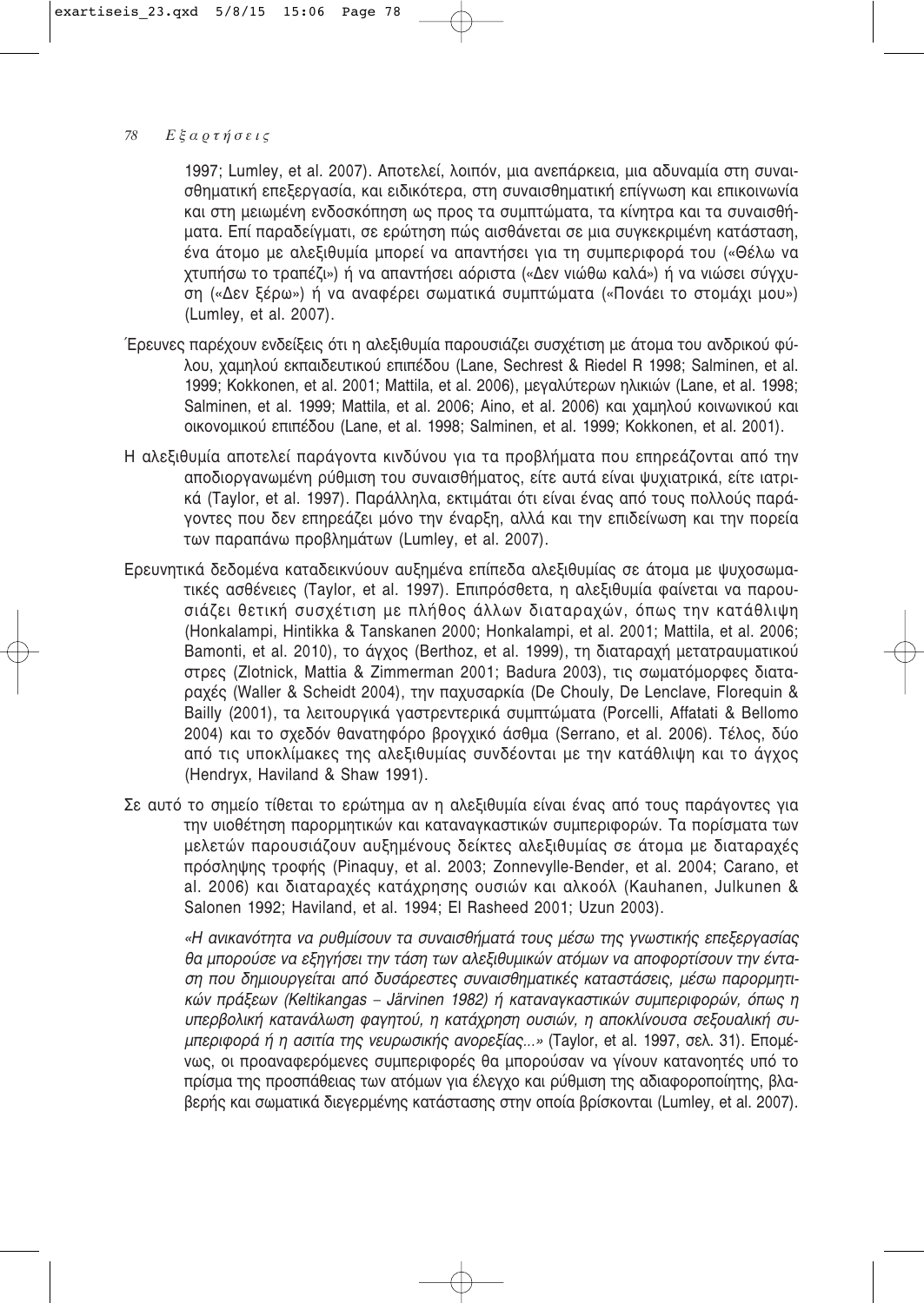1997; Lumley, et al. 2007). Αποτελεί, λοιπόν, μια ανεπάρκεια, μια αδυναμία στη συναισθηματική επεξεργασία, και ειδικότερα, στη συναισθηματική επίγνωση και επικοινωνία και στη μειωμένη ενδοσκόπηση ως προς τα συμπτώματα, τα κίνητρα και τα συναισθήματα. Επί παραδείγματι, σε ερώτηση πώς αισθάνεται σε μια συγκεκριμένη κατάσταση, ένα άτομο με αλεξιθυμία μπορεί να απαντήσει για τη συμπεριφορά του («Θέλω να χτυπήσω το τραπέζι») ή να απαντήσει αόριστα («Δεν νιώθω καλά») ή να νιώσει σύγχυση («Δεν ξέρω») ή να αναφέρει σωματικά συμπτώματα («Πονάει το στομάχι μου») (Lumley, et al. 2007).

Έρευνες παρέχουν ενδείξεις ότι η αλεξιθυμία παρουσιάζει συσχέτιση με άτομα του ανδρικού φύλου, χαμηλού εκπαιδευτικού επιπέδου (Lane, Sechrest & Riedel R 1998; Salminen, et al. 1999; Kokkonen, et al. 2001; Mattila, et al. 2006), μεγαλύτερων ηλικιών (Lane, et al. 1998; Salminen, et al. 1999; Mattila, et al. 2006; Aino, et al. 2006) και χαμηλού κοινωνικού και οικονομικού επιπέδου (Lane, et al. 1998; Salminen, et al. 1999; Kokkonen, et al. 2001).

Η αλεξιθυμία αποτελεί παράγοντα κινδύνου για τα προβλήματα που επηρεάζονται από την αποδιοργανωμένη ρύθμιση του συναισθήματος, είτε αυτά είναι ψυχιατρικά, είτε ιατρικά (Taylor, et al. 1997). Παράλληλα, εκτιμάται ότι είναι ένας από τους πολλούς παράγοντες που δεν επηρεάζει μόνο την έναρξη, αλλά και την επιδείνωση και την πορεία των παραπάνω προβλημάτων (Lumley, et al. 2007).

Ερευνητικά δεδομένα καταδεικνύουν αυξημένα επίπεδα αλεξιθυμίας σε άτομα με ψυχοσωματικές ασθένειες (Taylor, et al. 1997). Επιπρόσθετα, η αλεξιθυμία φαίνεται να παρουσιάζει θετική συσχέτιση με πλήθος άλλων διαταραχών, όπως την κατάθλιψη (Honkalampi, Hintikka & Tanskanen 2000; Honkalampi, et al. 2001; Mattila, et al. 2006; Bamonti, et al. 2010), το άγχος (Berthoz, et al. 1999), τη διαταραχή μετατραυματικού στρες (Zlotnick, Mattia & Zimmerman 2001; Badura 2003), τις σωματόμορφες διαταραχές (Waller & Scheidt 2004), την παχυσαρκία (De Chouly, De Lenclave, Florequin & Bailly (2001), τα λειτουργικά γαστρεντερικά συμπτώματα (Porcelli, Affatati & Bellomo 2004) και το σχεδόν θανατηφόρο βρογχικό άσθμα (Serrano, et al. 2006). Τέλος, δύο από τις υποκλίμακες της αλεξιθυμίας συνδέονται με την κατάθλιψη και το άγχος (Hendryx, Haviland & Shaw 1991).

Σε αυτό το σημείο τίθεται το ερώτημα αν η αλεξιθυμία είναι ένας από τους παράγοντες για την υιοθέτηση παρορμητικών και καταναγκαστικών συμπεριφορών. Τα πορίσματα των μελετών παρουσιάζουν αυξημένους δείκτες αλεξιθυμίας σε άτομα με διαταραχές πρόσληψης τροφής (Pinaquy, et al. 2003; Zonnevylle-Bender, et al. 2004; Carano, et al. 2006) και διαταραχές κατάχρησης ουσιών και αλκοόλ (Kauhanen, Julkunen & Salonen 1992; Haviland, et al. 1994; El Rasheed 2001; Uzun 2003).

*«Η ανικανότητα να ρυθμίσουν τα συναισθήματά τους μέσω της γνωστικής επεξεργασίας θα μπορούσε να εξηγήσει την τάση των αλεξιθυμικών ατόμων να αποφορτίσουν την ένταση που δημιουργείται από δυσάρεστες συναισθηματικές καταστάσεις, μέσω παρορμητικών πράξεων (Keltikangas – Järvinen 1982) ή καταναγκαστικών συμπεριφορών, όπως η υπερβολική κατανάλωση φαγητού, η κατάχρηση ουσιών, η αποκλίνουσα σεξουαλική συμπεριφορά ή η ασιτία της νευρωσικής ανορεξίας...»* (Taylor, et al. 1997, σελ. 31). Επομένως, οι προαναφερόμενες συμπεριφορές θα μπορούσαν να γίνουν κατανοητές υπό το πρίσμα της προσπάθειας των ατόμων για έλεγχο και ρύθμιση της αδιαφοροποίητης, βλαβερής και σωματικά διεγερμένης κατάστασης στην οποία βρίσκονται (Lumley, et al. 2007).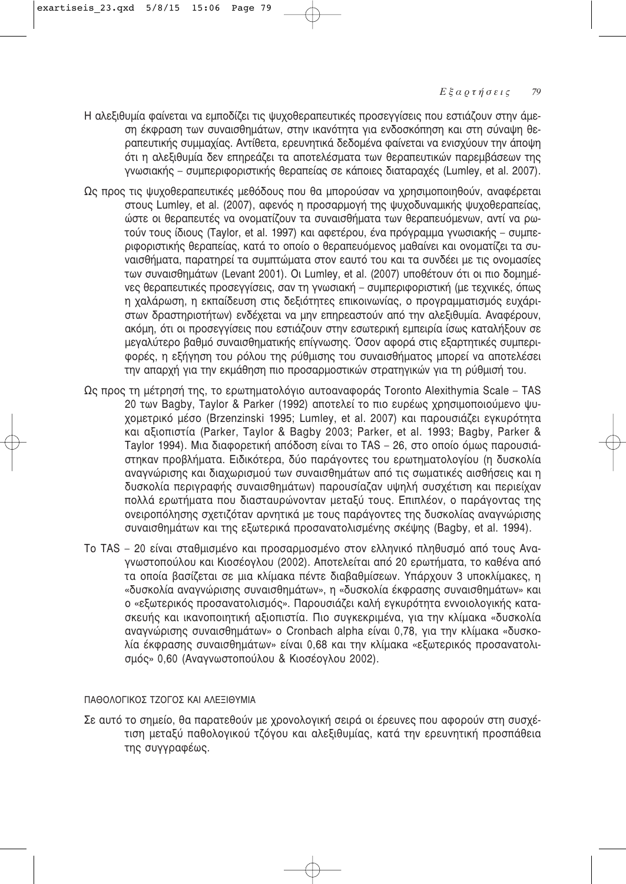Η αλεξιθυμία φαίνεται να εμποδίζει τις ψυχοθεραπευτικές προσεγγίσεις που εστιάζουν στην άμεση έκφραση των συναισθημάτων, στην ικανότητα για ενδοσκόπηση και στη σύναψη θεραπευτικής συμμαχίας. Αντίθετα, ερευνητικά δεδομένα φαίνεται να ενισχύουν την άποψη ότι η αλεξιθυμία δεν επηρεάζει τα αποτελέσματα των θεραπευτικών παρεμβάσεων της γνωσιακής – συμπεριφοριστικής θεραπείας σε κάποιες διαταραχές (Lumley, et al. 2007).

Ως προς τις ψυχοθεραπευτικές μεθόδους που θα μπορούσαν να χρησιμοποιηθούν, αναφέρεται στους Lumley, et al. (2007), αφενός η προσαρμογή της ψυχοδυναμικής ψυχοθεραπείας, ώστε οι θεραπευτές να ονοματίζουν τα συναισθήματα των θεραπευόμενων, αντί να ρωτούν τους ίδιους (Taylor, et al. 1997) και αφετέρου, ένα πρόγραμμα γνωσιακής – συμπεριφοριστικής θεραπείας, κατά το οποίο ο θεραπευόμενος μαθαίνει και ονοματίζει τα συναισθήματα, παρατηρεί τα συμπτώματα στον εαυτό του και τα συνδέει με τις ονομασίες των συναισθημάτων (Levant 2001). Οι Lumley, et al. (2007) υποθέτουν ότι οι πιο δομημένες θεραπευτικές προσεγγίσεις, σαν τη γνωσιακή – συμπεριφοριστική (με τεχνικές, όπως η χαλάρωση, η εκπαίδευση στις δεξιότητες επικοινωνίας, ο προγραμματισμός ευχάριστων δραστηριοτήτων) ενδέχεται να μην επηρεαστούν από την αλεξιθυμία. Αναφέρουν, ακόμη, ότι οι προσεγγίσεις που εστιάζουν στην εσωτερική εμπειρία ίσως καταλήξουν σε μεγαλύτερο βαθμό συναισθηματικής επίγνωσης. Όσον αφορά στις εξαρτητικές συμπεριφορές, η εξήγηση του ρόλου της ρύθμισης του συναισθήματος μπορεί να αποτελέσει την απαρχή για την εκμάθηση πιο προσαρμοστικών στρατηγικών για τη ρύθμισή του.

Ως προς τη μέτρησή της, το ερωτηματολόγιο αυτοαναφοράς Toronto Alexithymia Scale – TAS 20 των Bagby, Taylor & Parker (1992) αποτελεί το πιο ευρέως χρησιμοποιούμενο ψυχομετρικό μέσο (Brzenzinski 1995; Lumley, et al. 2007) και παρουσιάζει εγκυρότητα και αξιοπιστία (Parker, Taylor & Bagby 2003; Parker, et al. 1993; Bagby, Parker & Taylor 1994). Μια διαφορετική απόδοση είναι το TAS – 26, στο οποίο όμως παρουσιάστηκαν προβλήματα. Ειδικότερα, δύο παράγοντες του ερωτηματολογίου (η δυσκολία αναγνώρισης και διαχωρισμού των συναισθημάτων από τις σωματικές αισθήσεις και η δυσκολία περιγραφής συναισθημάτων) παρουσίαζαν υψηλή συσχέτιση και περιείχαν πολλά ερωτήματα που διασταυρώνονταν μεταξύ τους. Επιπλέον, ο παράγοντας της ονειροπόλησης σχετιζόταν αρνητικά με τους παράγοντες της δυσκολίας αναγνώρισης συναισθημάτων και της εξωτερικά προσανατολισμένης σκέψης (Bagby, et al. 1994).

Το TAS – 20 είναι σταθμισμένο και προσαρμοσμένο στον ελληνικό πληθυσμό από τους Αναγνωστοπούλου και Κιοσέογλου (2002). Αποτελείται από 20 ερωτήματα, το καθένα από τα οποία βασίζεται σε μια κλίμακα πέντε διαβαθμίσεων. Υπάρχουν 3 υποκλίμακες, η «δυσκολία αναγνώρισης συναισθημάτων», η «δυσκολία έκφρασης συναισθημάτων» και ο «εξωτερικός προσανατολισμός». Παρουσιάζει καλή εγκυρότητα εννοιολογικής κατασκευής και ικανοποιητική αξιοπιστία. Πιο συγκεκριμένα, για την κλίμακα «δυσκολία αναγνώρισης συναισθημάτων» ο Cronbach alpha είναι 0,78, για την κλίμακα «δυσκολία έκφρασης συναισθημάτων» είναι 0,68 και την κλίμακα «εξωτερικός προσανατολισμός» 0,60 (Αναγνωστοπούλου & Κιοσέογλου 2002).

## ΠΑΘΟΛΟΓΙΚΟΣ ΤΖΟΓΟΣ ΚΑΙ ΑΛΕΞΙΘΥΜΙΑ

Σε αυτό το σημείο, θα παρατεθούν με χρονολογική σειρά οι έρευνες που αφορούν στη συσχέτιση μεταξύ παθολογικού τζόγου και αλεξιθυμίας, κατά την ερευνητική προσπάθεια της συγγραφέως.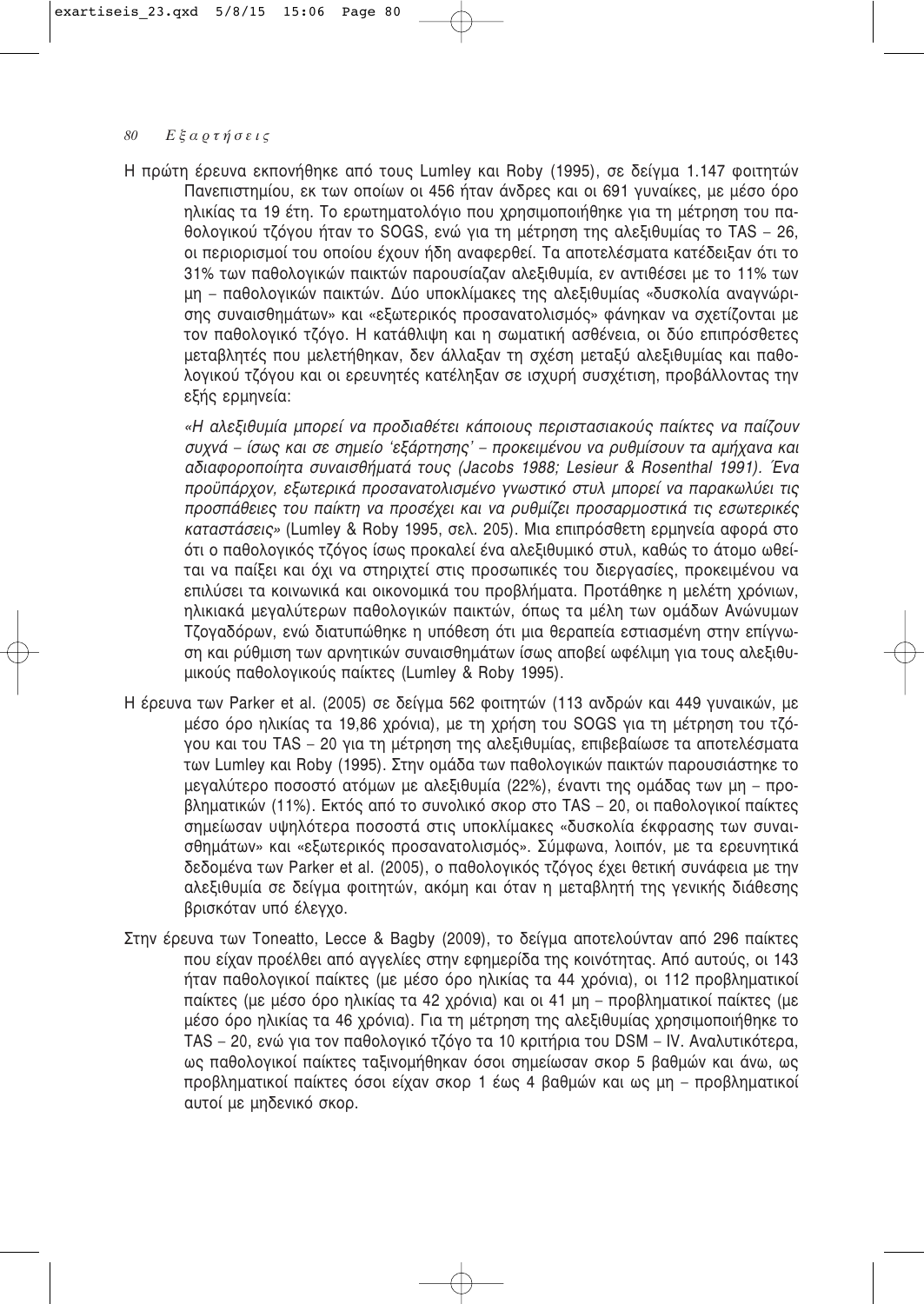Η πρώτη έρευνα εκπονήθηκε από τους Lumley και Roby (1995), σε δείγμα 1.147 φοιτητών Πανεπιστημίου, εκ των οποίων οι 456 ήταν άνδρες και οι 691 γυναίκες, με μέσο όρο ηλικίας τα 19 έτη. Το ερωτηματολόγιο που χρησιμοποιήθηκε για τη μέτρηση του παθολογικού τζόγου ήταν το SOGS, ενώ για τη μέτρηση της αλεξιθυμίας το TAS – 26, οι περιορισμοί του οποίου έχουν ήδη αναφερθεί. Τα αποτελέσματα κατέδειξαν ότι το 31% των παθολογικών παικτών παρουσίαζαν αλεξιθυμία, εν αντιθέσει με το 11% των μη – παθολογικών παικτών. Δύο υποκλίμακες της αλεξιθυμίας «δυσκολία αναγνώρισης συναισθημάτων» και «εξωτερικός προσανατολισμός» φάνηκαν να σχετίζονται με τον παθολογικό τζόγο. Η κατάθλιψη και η σωματική ασθένεια, οι δύο επιπρόσθετες μεταβλητές που μελετήθηκαν, δεν άλλαξαν τη σχέση μεταξύ αλεξιθυμίας και παθολογικού τζόγου και οι ερευνητές κατέληξαν σε ισχυρή συσχέτιση, προβάλλοντας την εξής ερμηνεία:

*«Η αλεξιθυμία μπορεί να προδιαθέτει κάποιους περιστασιακούς παίκτες να παίζουν συχνά – ίσως και σε σημείο 'εξάρτησης' – προκειμένου να ρυθμίσουν τα αμήχανα και αδιαφοροποίητα συναισθήματά τους (Jacobs 1988; Lesieur & Rosenthal 1991). Ένα προϋπάρχον, εξωτερικά προσανατολισμένο γνωστικό στυλ μπορεί να παρακωλύει τις προσπάθειες του παίκτη να προσέχει και να ρυθμίζει προσαρμοστικά τις εσωτερικές καταστάσεις»* (Lumley & Roby 1995, σελ. 205). Μια επιπρόσθετη ερμηνεία αφορά στο ότι ο παθολογικός τζόγος ίσως προκαλεί ένα αλεξιθυμικό στυλ, καθώς το άτομο ωθείται να παίξει και όχι να στηριχτεί στις προσωπικές του διεργασίες, προκειμένου να επιλύσει τα κοινωνικά και οικονομικά του προβλήματα. Προτάθηκε η μελέτη χρόνιων, ηλικιακά μεγαλύτερων παθολογικών παικτών, όπως τα μέλη των ομάδων Ανώνυμων Τζογαδόρων, ενώ διατυπώθηκε η υπόθεση ότι μια θεραπεία εστιασμένη στην επίγνωση και ρύθμιση των αρνητικών συναισθημάτων ίσως αποβεί ωφέλιμη για τους αλεξιθυμικούς παθολογικούς παίκτες (Lumley & Roby 1995).

Η έρευνα των Parker et al. (2005) σε δείγμα 562 φοιτητών (113 ανδρών και 449 γυναικών, με μέσο όρο ηλικίας τα 19,86 χρόνια), με τη χρήση του SOGS για τη μέτρηση του τζόγου και του TAS – 20 για τη μέτρηση της αλεξιθυμίας, επιβεβαίωσε τα αποτελέσματα των Lumley και Roby (1995). Στην ομάδα των παθολογικών παικτών παρουσιάστηκε το μεγαλύτερο ποσοστό ατόμων με αλεξιθυμία (22%), έναντι της ομάδας των μη – προβληματικών (11%). Εκτός από το συνολικό σκορ στο TAS – 20, οι παθολογικοί παίκτες σημείωσαν υψηλότερα ποσοστά στις υποκλίμακες «δυσκολία έκφρασης των συναισθημάτων» και «εξωτερικός προσανατολισμός». Σύμφωνα, λοιπόν, με τα ερευνητικά δεδομένα των Parker et al. (2005), ο παθολογικός τζόγος έχει θετική συνάφεια με την αλεξιθυμία σε δείγμα φοιτητών, ακόμη και όταν η μεταβλητή της γενικής διάθεσης βρισκόταν υπό έλεγχο.

Στην έρευνα των Toneatto, Lecce & Bagby (2009), το δείγμα αποτελούνταν από 296 παίκτες που είχαν προέλθει από αγγελίες στην εφημερίδα της κοινότητας. Από αυτούς, οι 143 ήταν παθολογικοί παίκτες (με μέσο όρο ηλικίας τα 44 χρόνια), οι 112 προβληματικοί παίκτες (με μέσο όρο ηλικίας τα 42 χρόνια) και οι 41 μη – προβληματικοί παίκτες (με μέσο όρο ηλικίας τα 46 χρόνια). Για τη μέτρηση της αλεξιθυμίας χρησιμοποιήθηκε το TAS – 20, ενώ για τον παθολογικό τζόγο τα 10 κριτήρια του DSM – IV. Αναλυτικότερα, ως παθολογικοί παίκτες ταξινομήθηκαν όσοι σημείωσαν σκορ 5 βαθμών και άνω, ως προβληματικοί παίκτες όσοι είχαν σκορ 1 έως 4 βαθμών και ως μη – προβληματικοί αυτοί με μηδενικό σκορ.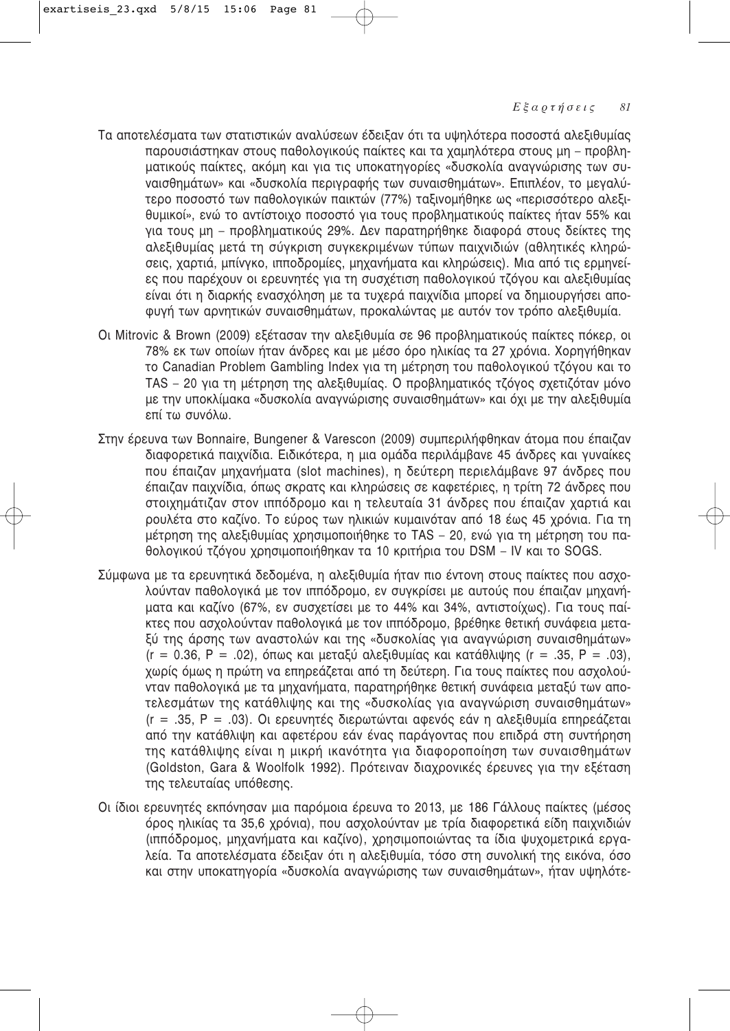Τα αποτελέσματα των στατιστικών αναλύσεων έδειξαν ότι τα υψηλότερα ποσοστά αλεξιθυμίας παρουσιάστηκαν στους παθολογικούς παίκτες και τα χαμηλότερα στους μη – προβληματικούς παίκτες, ακόμη και για τις υποκατηγορίες «δυσκολία αναγνώρισης των συναισθημάτων» και «δυσκολία περιγραφής των συναισθημάτων». Επιπλέον, το μεγαλύτερο ποσοστό των παθολογικών παικτών (77%) ταξινομήθηκε ως «περισσότερο αλεξιθυμικοί», ενώ το αντίστοιχο ποσοστό για τους προβληματικούς παίκτες ήταν 55% και για τους μη – προβληματικούς 29%. Δεν παρατηρήθηκε διαφορά στους δείκτες της αλεξιθυμίας μετά τη σύγκριση συγκεκριμένων τύπων παιχνιδιών (αθλητικές κληρώσεις, χαρτιά, μπίνγκο, ιπποδρομίες, μηχανήματα και κληρώσεις). Μια από τις ερμηνείες που παρέχουν οι ερευνητές για τη συσχέτιση παθολογικού τζόγου και αλεξιθυμίας είναι ότι η διαρκής ενασχόληση με τα τυχερά παιχνίδια μπορεί να δημιουργήσει αποφυγή των αρνητικών συναισθημάτων, προκαλώντας με αυτόν τον τρόπο αλεξιθυμία.

Οι Mitrovic & Brown (2009) εξέτασαν την αλεξιθυμία σε 96 προβληματικούς παίκτες πόκερ, οι 78% εκ των οποίων ήταν άνδρες και με μέσο όρο ηλικίας τα 27 χρόνια. Χορηγήθηκαν το Canadian Problem Gambling Index για τη μέτρηση του παθολογικού τζόγου και το TAS – 20 για τη μέτρηση της αλεξιθυμίας. Ο προβληματικός τζόγος σχετιζόταν μόνο με την υποκλίμακα «δυσκολία αναγνώρισης συναισθημάτων» και όχι με την αλεξιθυμία επί τω συνόλω.

Στην έρευνα των Bonnaire, Bungener & Varescon (2009) συμπεριλήφθηκαν άτομα που έπαιζαν διαφορετικά παιχνίδια. Ειδικότερα, η μια ομάδα περιλάμβανε 45 άνδρες και γυναίκες που έπαιζαν μηχανήματα (slot machines), η δεύτερη περιελάμβανε 97 άνδρες που έπαιζαν παιχνίδια, όπως σκρατς και κληρώσεις σε καφετέριες, η τρίτη 72 άνδρες που στοιχημάτιζαν στον ιππόδρομο και η τελευταία 31 άνδρες που έπαιζαν χαρτιά και ρουλέτα στο καζίνο. Το εύρος των ηλικιών κυμαινόταν από 18 έως 45 χρόνια. Για τη μέτρηση της αλεξιθυμίας χρησιμοποιήθηκε το TAS – 20, ενώ για τη μέτρηση του παθολογικού τζόγου χρησιμοποιήθηκαν τα 10 κριτήρια του DSM – IV και το SOGS.

Σύμφωνα με τα ερευνητικά δεδομένα, η αλεξιθυμία ήταν πιο έντονη στους παίκτες που ασχολούνταν παθολογικά με τον ιππόδρομο, εν συγκρίσει με αυτούς που έπαιζαν μηχανήματα και καζίνο (67%, εν συσχετίσει με το 44% και 34%, αντιστοίχως). Για τους παίκτες που ασχολούνταν παθολογικά με τον ιππόδρομο, βρέθηκε θετική συνάφεια μεταξύ της άρσης των αναστολών και της «δυσκολίας για αναγνώριση συναισθημάτων» ($r = 0.36$, $P = .02$), όπως και μεταξύ αλεξιθυμίας και κατάθλιψης ($r = .35$, $P = .03$), χωρίς όμως η πρώτη να επηρεάζεται από τη δεύτερη. Για τους παίκτες που ασχολούνταν παθολογικά με τα μηχανήματα, παρατηρήθηκε θετική συνάφεια μεταξύ των αποτελεσμάτων της κατάθλιψης και της «δυσκολίας για αναγνώριση συναισθημάτων» ($r = .35$, $P = .03$). Οι ερευνητές διερωτώνται αφενός εάν η αλεξιθυμία επηρεάζεται από την κατάθλιψη και αφετέρου εάν ένας παράγοντας που επιδρά στη συντήρηση της κατάθλιψης είναι η μικρή ικανότητα για διαφοροποίηση των συναισθημάτων (Goldston, Gara & Woolfolk 1992). Πρότειναν διαχρονικές έρευνες για την εξέταση της τελευταίας υπόθεσης.

Οι ίδιοι ερευνητές εκπόνησαν μια παρόμοια έρευνα το 2013, με 186 Γάλλους παίκτες (μέσος όρος ηλικίας τα 35,6 χρόνια), που ασχολούνταν με τρία διαφορετικά είδη παιχνιδιών (ιππόδρομος, μηχανήματα και καζίνο), χρησιμοποιώντας τα ίδια ψυχομετρικά εργαλεία. Τα αποτελέσματα έδειξαν ότι η αλεξιθυμία, τόσο στη συνολική της εικόνα, όσο και στην υποκατηγορία «δυσκολία αναγνώρισης των συναισθημάτων», ήταν υψηλότε-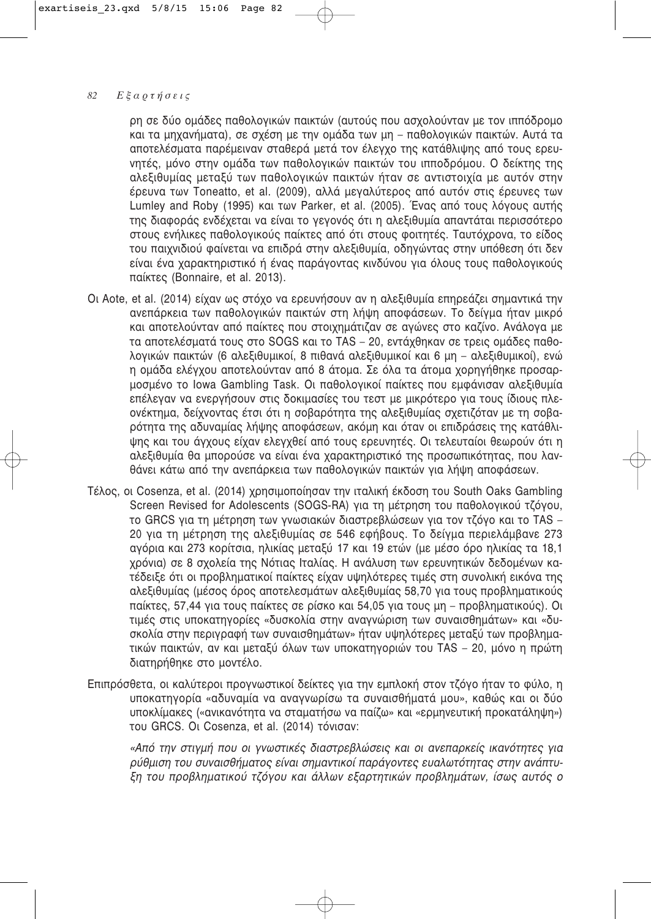ρη σε δύο ομάδες παθολογικών παικτών (αυτούς που ασχολούνταν με τον ιππόδρομο και τα μηχανήματα), σε σχέση με την ομάδα των μη – παθολογικών παικτών. Αυτά τα αποτελέσματα παρέμειναν σταθερά μετά τον έλεγχο της κατάθλιψης από τους ερευνητές, μόνο στην ομάδα των παθολογικών παικτών του ιπποδρόμου. Ο δείκτης της αλεξιθυμίας μεταξύ των παθολογικών παικτών ήταν σε αντιστοιχία με αυτόν στην έρευνα των Toneatto, et al. (2009), αλλά μεγαλύτερος από αυτόν στις έρευνες των Lumley and Roby (1995) και των Parker, et al. (2005). Ένας από τους λόγους αυτής της διαφοράς ενδέχεται να είναι το γεγονός ότι η αλεξιθυμία απαντάται περισσότερο στους ενήλικες παθολογικούς παίκτες από ότι στους φοιτητές. Ταυτόχρονα, το είδος του παιχνιδιού φαίνεται να επιδρά στην αλεξιθυμία, οδηγώντας στην υπόθεση ότι δεν είναι ένα χαρακτηριστικό ή ένας παράγοντας κινδύνου για όλους τους παθολογικούς παίκτες (Bonnaire, et al. 2013).

Οι Aote, et al. (2014) είχαν ως στόχο να ερευνήσουν αν η αλεξιθυμία επηρεάζει σημαντικά την ανεπάρκεια των παθολογικών παικτών στη λήψη αποφάσεων. Το δείγμα ήταν μικρό και αποτελούνταν από παίκτες που στοιχημάτιζαν σε αγώνες στο καζίνο. Ανάλογα με τα αποτελέσματά τους στο SOGS και το TAS – 20, εντάχθηκαν σε τρεις ομάδες παθολογικών παικτών (6 αλεξιθυμικοί, 8 πιθανά αλεξιθυμικοί και 6 μη – αλεξιθυμικοί), ενώ η ομάδα ελέγχου αποτελούνταν από 8 άτομα. Σε όλα τα άτομα χορηγήθηκε προσαρμοσμένο το Iowa Gambling Task. Οι παθολογικοί παίκτες που εμφάνισαν αλεξιθυμία επέλεγαν να ενεργήσουν στις δοκιμασίες του τεστ με μικρότερο για τους ίδιους πλεονέκτημα, δείχνοντας έτσι ότι η σοβαρότητα της αλεξιθυμίας σχετιζόταν με τη σοβαρότητα της αδυναμίας λήψης αποφάσεων, ακόμη και όταν οι επιδράσεις της κατάθλιψης και του άγχους είχαν ελεγχθεί από τους ερευνητές. Οι τελευταίοι θεωρούν ότι η αλεξιθυμία θα μπορούσε να είναι ένα χαρακτηριστικό της προσωπικότητας, που λανθάνει κάτω από την ανεπάρκεια των παθολογικών παικτών για λήψη αποφάσεων.

Τέλος, οι Cosenza, et al. (2014) χρησιμοποίησαν την ιταλική έκδοση του South Oaks Gambling Screen Revised for Adolescents (SOGS-RA) για τη μέτρηση του παθολογικού τζόγου, το GRCS για τη μέτρηση των γνωσιακών διαστρεβλώσεων για τον τζόγο και το TAS – 20 για τη μέτρηση της αλεξιθυμίας σε 546 εφήβους. Το δείγμα περιελάμβανε 273 αγόρια και 273 κορίτσια, ηλικίας μεταξύ 17 και 19 ετών (με μέσο όρο ηλικίας τα 18,1 χρόνια) σε 8 σχολεία της Νότιας Ιταλίας. Η ανάλυση των ερευνητικών δεδομένων κατέδειξε ότι οι προβληματικοί παίκτες είχαν υψηλότερες τιμές στη συνολική εικόνα της αλεξιθυμίας (μέσος όρος αποτελεσμάτων αλεξιθυμίας 58,70 για τους προβληματικούς παίκτες, 57,44 για τους παίκτες σε ρίσκο και 54,05 για τους μη – προβληματικούς). Οι τιμές στις υποκατηγορίες «δυσκολία στην αναγνώριση των συναισθημάτων» και «δυσκολία στην περιγραφή των συναισθημάτων» ήταν υψηλότερες μεταξύ των προβληματικών παικτών, αν και μεταξύ όλων των υποκατηγοριών του TAS – 20, μόνο η πρώτη διατηρήθηκε στο μοντέλο.

Επιπρόσθετα, οι καλύτεροι προγνωστικοί δείκτες για την εμπλοκή στον τζόγο ήταν το φύλο, η υποκατηγορία «αδυναμία να αναγνωρίσω τα συναισθήματά μου», καθώς και οι δύο υποκλίμακες («ανικανότητα να σταματήσω να παίζω» και «ερμηνευτική προκατάληψη») του GRCS. Οι Cosenza, et al. (2014) τόνισαν:

*«Από την στιγμή που οι γνωστικές διαστρεβλώσεις και οι ανεπαρκείς ικανότητες για ρύθμιση του συναισθήματος είναι σημαντικοί παράγοντες ευαλωτότητας στην ανάπτυξη του προβληματικού τζόγου και άλλων εξαρτητικών προβλημάτων, ίσως αυτός ο*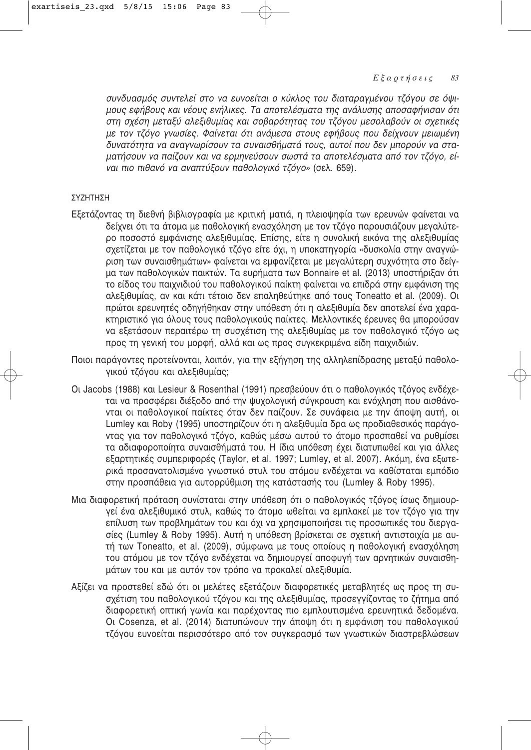*συνδυασμός συντελεί στο να ευνοείται ο κύκλος του διαταραγμένου τζόγου σε όψιμους εφήβους και νέους ενήλικες. Τα αποτελέσματα της ανάλυσης αποσαφήνισαν ότι στη σχέση μεταξύ αλεξιθυμίας και σοβαρότητας του τζόγου μεσολαβούν οι σχετικές με τον τζόγο γνωσίες. Φαίνεται ότι ανάμεσα στους εφήβους που δείχνουν μειωμένη δυνατότητα να αναγνωρίσουν τα συναισθήματά τους, αυτοί που δεν μπορούν να σταματήσουν να παίζουν και να ερμηνεύσουν σωστά τα αποτελέσματα από τον τζόγο, είναι πιο πιθανό να αναπτύξουν παθολογικό τζόγο»* (σελ. 659).

## ΣΥΖΗΤΗΣΗ

Εξετάζοντας τη διεθνή βιβλιογραφία με κριτική ματιά, η πλειοψηφία των ερευνών φαίνεται να δείχνει ότι τα άτομα με παθολογική ενασχόληση με τον τζόγο παρουσιάζουν μεγαλύτερο ποσοστό εμφάνισης αλεξιθυμίας. Επίσης, είτε η συνολική εικόνα της αλεξιθυμίας σχετίζεται με τον παθολογικό τζόγο είτε όχι, η υποκατηγορία «δυσκολία στην αναγνώριση των συναισθημάτων» φαίνεται να εμφανίζεται με μεγαλύτερη συχνότητα στο δείγμα των παθολογικών παικτών. Τα ευρήματα των Bonnaire et al. (2013) υποστήριξαν ότι το είδος του παιχνιδιού του παθολογικού παίκτη φαίνεται να επιδρά στην εμφάνιση της αλεξιθυμίας, αν και κάτι τέτοιο δεν επαληθεύτηκε από τους Toneatto et al. (2009). Οι πρώτοι ερευνητές οδηγήθηκαν στην υπόθεση ότι η αλεξιθυμία δεν αποτελεί ένα χαρακτηριστικό για όλους τους παθολογικούς παίκτες. Μελλοντικές έρευνες θα μπορούσαν να εξετάσουν περαιτέρω τη συσχέτιση της αλεξιθυμίας με τον παθολογικό τζόγο ως προς τη γενική του μορφή, αλλά και ως προς συγκεκριμένα είδη παιχνιδιών.

Ποιοι παράγοντες προτείνονται, λοιπόν, για την εξήγηση της αλληλεπίδρασης μεταξύ παθολογικού τζόγου και αλεξιθυμίας;

Οι Jacobs (1988) και Lesieur & Rosenthal (1991) πρεσβεύουν ότι ο παθολογικός τζόγος ενδέχεται να προσφέρει διέξοδο από την ψυχολογική σύγκρουση και ενόχληση που αισθάνονται οι παθολογικοί παίκτες όταν δεν παίζουν. Σε συνάφεια με την άποψη αυτή, οι Lumley και Roby (1995) υποστηρίζουν ότι η αλεξιθυμία δρα ως προδιαθεσικός παράγοντας για τον παθολογικό τζόγο, καθώς μέσω αυτού το άτομο προσπαθεί να ρυθμίσει τα αδιαφοροποίητα συναισθήματά του. Η ίδια υπόθεση έχει διατυπωθεί και για άλλες εξαρτητικές συμπεριφορές (Taylor, et al. 1997; Lumley, et al. 2007). Ακόμη, ένα εξωτερικά προσανατολισμένο γνωστικό στυλ του ατόμου ενδέχεται να καθίσταται εμπόδιο στην προσπάθεια για αυτορρύθμιση της κατάστασής του (Lumley & Roby 1995).

Μια διαφορετική πρόταση συνίσταται στην υπόθεση ότι ο παθολογικός τζόγος ίσως δημιουργεί ένα αλεξιθυμικό στυλ, καθώς το άτομο ωθείται να εμπλακεί με τον τζόγο για την επίλυση των προβλημάτων του και όχι να χρησιμοποιήσει τις προσωπικές του διεργασίες (Lumley & Roby 1995). Αυτή η υπόθεση βρίσκεται σε σχετική αντιστοιχία με αυτή των Toneatto, et al. (2009), σύμφωνα με τους οποίους η παθολογική ενασχόληση του ατόμου με τον τζόγο ενδέχεται να δημιουργεί αποφυγή των αρνητικών συναισθημάτων του και με αυτόν τον τρόπο να προκαλεί αλεξιθυμία.

Αξίζει να προστεθεί εδώ ότι οι μελέτες εξετάζουν διαφορετικές μεταβλητές ως προς τη συσχέτιση του παθολογικού τζόγου και της αλεξιθυμίας, προσεγγίζοντας το ζήτημα από διαφορετική οπτική γωνία και παρέχοντας πιο εμπλουτισμένα ερευνητικά δεδομένα. Οι Cosenza, et al. (2014) διατυπώνουν την άποψη ότι η εμφάνιση του παθολογικού τζόγου ευνοείται περισσότερο από τον συγκερασμό των γνωστικών διαστρεβλώσεων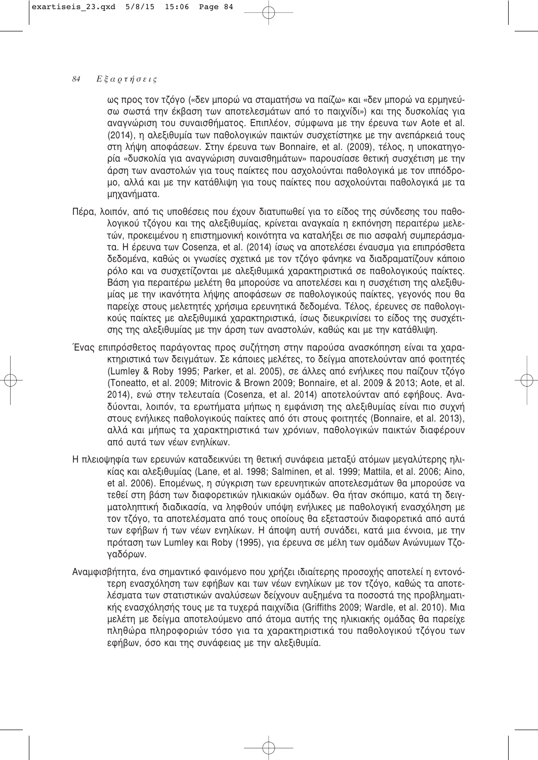ως προς τον τζόγο («δεν μπορώ να σταματήσω να παίζω» και «δεν μπορώ να ερμηνεύσω σωστά την έκβαση των αποτελεσμάτων από το παιχνίδι») και της δυσκολίας για αναγνώριση του συναισθήματος. Επιπλέον, σύμφωνα με την έρευνα των Aote et al. (2014), η αλεξιθυμία των παθολογικών παικτών συσχετίστηκε με την ανεπάρκειά τους στη λήψη αποφάσεων. Στην έρευνα των Bonnaire, et al. (2009), τέλος, η υποκατηγορία «δυσκολία για αναγνώριση συναισθημάτων» παρουσίασε θετική συσχέτιση με την άρση των αναστολών για τους παίκτες που ασχολούνται παθολογικά με τον ιππόδρομο, αλλά και με την κατάθλιψη για τους παίκτες που ασχολούνται παθολογικά με τα μηχανήματα.

Πέρα, λοιπόν, από τις υποθέσεις που έχουν διατυπωθεί για το είδος της σύνδεσης του παθολογικού τζόγου και της αλεξιθυμίας, κρίνεται αναγκαία η εκπόνηση περαιτέρω μελετών, προκειμένου η επιστημονική κοινότητα να καταλήξει σε πιο ασφαλή συμπεράσματα. Η έρευνα των Cosenza, et al. (2014) ίσως να αποτελέσει έναυσμα για επιπρόσθετα δεδομένα, καθώς οι γνωσίες σχετικά με τον τζόγο φάνηκε να διαδραματίζουν κάποιο ρόλο και να συσχετίζονται με αλεξιθυμικά χαρακτηριστικά σε παθολογικούς παίκτες. Βάση για περαιτέρω μελέτη θα μπορούσε να αποτελέσει και η συσχέτιση της αλεξιθυμίας με την ικανότητα λήψης αποφάσεων σε παθολογικούς παίκτες, γεγονός που θα παρείχε στους μελετητές χρήσιμα ερευνητικά δεδομένα. Τέλος, έρευνες σε παθολογικούς παίκτες με αλεξιθυμικά χαρακτηριστικά, ίσως διευκρινίσει το είδος της συσχέτισης της αλεξιθυμίας με την άρση των αναστολών, καθώς και με την κατάθλιψη.

Ένας επιπρόσθετος παράγοντας προς συζήτηση στην παρούσα ανασκόπηση είναι τα χαρακτηριστικά των δειγμάτων. Σε κάποιες μελέτες, το δείγμα αποτελούνταν από φοιτητές (Lumley & Roby 1995; Parker, et al. 2005), σε άλλες από ενήλικες που παίζουν τζόγο (Toneatto, et al. 2009; Mitrovic & Brown 2009; Bonnaire, et al. 2009 & 2013; Aote, et al. 2014), ενώ στην τελευταία (Cosenza, et al. 2014) αποτελούνταν από εφήβους. Αναδύονται, λοιπόν, τα ερωτήματα μήπως η εμφάνιση της αλεξιθυμίας είναι πιο συχνή στους ενήλικες παθολογικούς παίκτες από ότι στους φοιτητές (Bonnaire, et al. 2013), αλλά και μήπως τα χαρακτηριστικά των χρόνιων, παθολογικών παικτών διαφέρουν από αυτά των νέων ενηλίκων.

Η πλειοψηφία των ερευνών καταδεικνύει τη θετική συνάφεια μεταξύ ατόμων μεγαλύτερης ηλικίας και αλεξιθυμίας (Lane, et al. 1998; Salminen, et al. 1999; Mattila, et al. 2006; Aino, et al. 2006). Επομένως, η σύγκριση των ερευνητικών αποτελεσμάτων θα μπορούσε να τεθεί στη βάση των διαφορετικών ηλικιακών ομάδων. Θα ήταν σκόπιμο, κατά τη δειγματοληπτική διαδικασία, να ληφθούν υπόψη ενήλικες με παθολογική ενασχόληση με τον τζόγο, τα αποτελέσματα από τους οποίους θα εξεταστούν διαφορετικά από αυτά των εφήβων ή των νέων ενηλίκων. Η άποψη αυτή συνάδει, κατά μια έννοια, με την πρόταση των Lumley και Roby (1995), για έρευνα σε μέλη των ομάδων Ανώνυμων Τζογαδόρων.

Αναμφισβήτητα, ένα σημαντικό φαινόμενο που χρήζει ιδιαίτερης προσοχής αποτελεί η εντονότερη ενασχόληση των εφήβων και των νέων ενηλίκων με τον τζόγο, καθώς τα αποτελέσματα των στατιστικών αναλύσεων δείχνουν αυξημένα τα ποσοστά της προβληματικής ενασχόλησής τους με τα τυχερά παιχνίδια (Griffiths 2009; Wardle, et al. 2010). Μια μελέτη με δείγμα αποτελούμενο από άτομα αυτής της ηλικιακής ομάδας θα παρείχε πληθώρα πληροφοριών τόσο για τα χαρακτηριστικά του παθολογικού τζόγου των εφήβων, όσο και της συνάφειας με την αλεξιθυμία.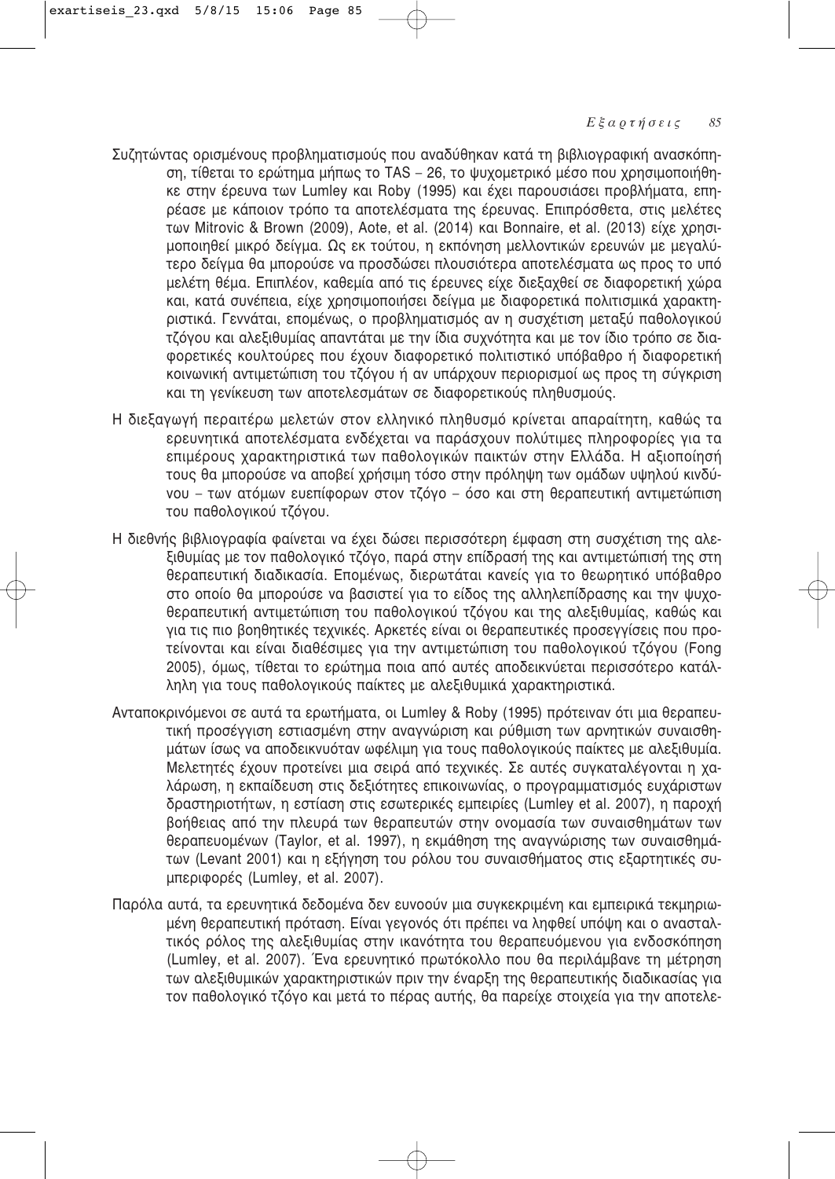Συζητώντας ορισμένους προβληματισμούς που αναδύθηκαν κατά τη βιβλιογραφική ανασκόπηση, τίθεται το ερώτημα μήπως το TAS – 26, το ψυχομετρικό μέσο που χρησιμοποιήθηκε στην έρευνα των Lumley και Roby (1995) και έχει παρουσιάσει προβλήματα, επηρέασε με κάποιον τρόπο τα αποτελέσματα της έρευνας. Επιπρόσθετα, στις μελέτες των Mitrovic & Brown (2009), Aote, et al. (2014) και Bonnaire, et al. (2013) είχε χρησιμοποιηθεί μικρό δείγμα. Ως εκ τούτου, η εκπόνηση μελλοντικών ερευνών με μεγαλύτερο δείγμα θα μπορούσε να προσδώσει πλουσιότερα αποτελέσματα ως προς το υπό μελέτη θέμα. Επιπλέον, καθεμία από τις έρευνες είχε διεξαχθεί σε διαφορετική χώρα και, κατά συνέπεια, είχε χρησιμοποιήσει δείγμα με διαφορετικά πολιτισμικά χαρακτηριστικά. Γεννάται, επομένως, ο προβληματισμός αν η συσχέτιση μεταξύ παθολογικού τζόγου και αλεξιθυμίας απαντάται με την ίδια συχνότητα και με τον ίδιο τρόπο σε διαφορετικές κουλτούρες που έχουν διαφορετικό πολιτιστικό υπόβαθρο ή διαφορετική κοινωνική αντιμετώπιση του τζόγου ή αν υπάρχουν περιορισμοί ως προς τη σύγκριση και τη γενίκευση των αποτελεσμάτων σε διαφορετικούς πληθυσμούς.

Η διεξαγωγή περαιτέρω μελετών στον ελληνικό πληθυσμό κρίνεται απαραίτητη, καθώς τα ερευνητικά αποτελέσματα ενδέχεται να παράσχουν πολύτιμες πληροφορίες για τα επιμέρους χαρακτηριστικά των παθολογικών παικτών στην Ελλάδα. Η αξιοποίησή τους θα μπορούσε να αποβεί χρήσιμη τόσο στην πρόληψη των ομάδων υψηλού κινδύνου – των ατόμων ευεπίφορων στον τζόγο – όσο και στη θεραπευτική αντιμετώπιση του παθολογικού τζόγου.

Η διεθνής βιβλιογραφία φαίνεται να έχει δώσει περισσότερη έμφαση στη συσχέτιση της αλεξιθυμίας με τον παθολογικό τζόγο, παρά στην επίδρασή της και αντιμετώπισή της στη θεραπευτική διαδικασία. Επομένως, διερωτάται κανείς για το θεωρητικό υπόβαθρο στο οποίο θα μπορούσε να βασιστεί για το είδος της αλληλεπίδρασης και την ψυχοθεραπευτική αντιμετώπιση του παθολογικού τζόγου και της αλεξιθυμίας, καθώς και για τις πιο βοηθητικές τεχνικές. Αρκετές είναι οι θεραπευτικές προσεγγίσεις που προτείνονται και είναι διαθέσιμες για την αντιμετώπιση του παθολογικού τζόγου (Fong 2005), όμως, τίθεται το ερώτημα ποια από αυτές αποδεικνύεται περισσότερο κατάλληλη για τους παθολογικούς παίκτες με αλεξιθυμικά χαρακτηριστικά.

Ανταποκρινόμενοι σε αυτά τα ερωτήματα, οι Lumley & Roby (1995) πρότειναν ότι μια θεραπευτική προσέγγιση εστιασμένη στην αναγνώριση και ρύθμιση των αρνητικών συναισθημάτων ίσως να αποδεικνυόταν ωφέλιμη για τους παθολογικούς παίκτες με αλεξιθυμία. Μελετητές έχουν προτείνει μια σειρά από τεχνικές. Σε αυτές συγκαταλέγονται η χαλάρωση, η εκπαίδευση στις δεξιότητες επικοινωνίας, ο προγραμματισμός ευχάριστων δραστηριοτήτων, η εστίαση στις εσωτερικές εμπειρίες (Lumley et al. 2007), η παροχή βοήθειας από την πλευρά των θεραπευτών στην ονομασία των συναισθημάτων των θεραπευομένων (Taylor, et al. 1997), η εκμάθηση της αναγνώρισης των συναισθημάτων (Levant 2001) και η εξήγηση του ρόλου του συναισθήματος στις εξαρτητικές συμπεριφορές (Lumley, et al. 2007).

Παρόλα αυτά, τα ερευνητικά δεδομένα δεν ευνοούν μια συγκεκριμένη και εμπειρικά τεκμηριωμένη θεραπευτική πρόταση. Είναι γεγονός ότι πρέπει να ληφθεί υπόψη και ο ανασταλτικός ρόλος της αλεξιθυμίας στην ικανότητα του θεραπευόμενου για ενδοσκόπηση (Lumley, et al. 2007). Ένα ερευνητικό πρωτόκολλο που θα περιλάμβανε τη μέτρηση των αλεξιθυμικών χαρακτηριστικών πριν την έναρξη της θεραπευτικής διαδικασίας για τον παθολογικό τζόγο και μετά το πέρας αυτής, θα παρείχε στοιχεία για την αποτελε-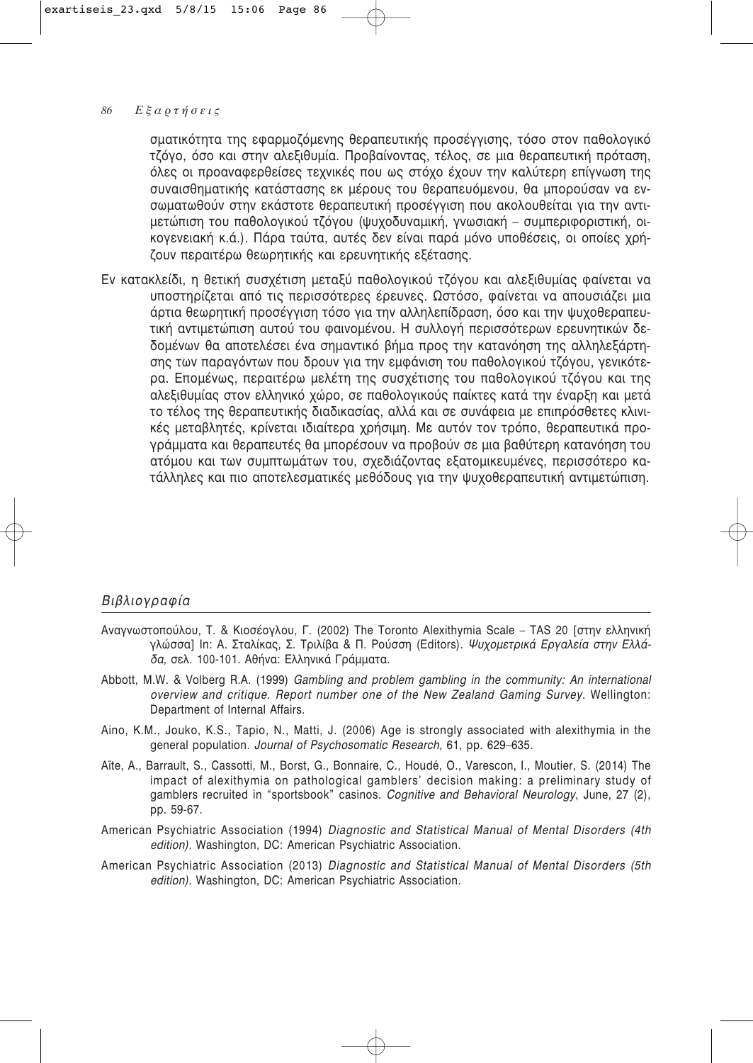σματικότητα της εφαρμοζόμενης θεραπευτικής προσέγγισης, τόσο στον παθολογικό τζόγο, όσο και στην αλεξιθυμία. Προβαίνοντας, τέλος, σε μια θεραπευτική πρόταση, όλες οι προαναφερθείσες τεχνικές που ως στόχο έχουν την καλύτερη επίγνωση της συναισθηματικής κατάστασης εκ μέρους του θεραπευόμενου, θα μπορούσαν να ενσωματωθούν στην εκάστοτε θεραπευτική προσέγγιση που ακολουθείται για την αντιμετώπιση του παθολογικού τζόγου (ψυχοδυναμική, γνωσιακή – συμπεριφοριστική, οικογενειακή κ.ά.). Πάρα ταύτα, αυτές δεν είναι παρά μόνο υποθέσεις, οι οποίες χρήζουν περαιτέρω θεωρητικής και ερευνητικής εξέτασης.

Εν κατακλείδι, η θετική συσχέτιση μεταξύ παθολογικού τζόγου και αλεξιθυμίας φαίνεται να υποστηρίζεται από τις περισσότερες έρευνες. Ωστόσο, φαίνεται να απουσιάζει μια άρτια θεωρητική προσέγγιση τόσο για την αλληλεπίδραση, όσο και την ψυχοθεραπευτική αντιμετώπιση αυτού του φαινομένου. Η συλλογή περισσότερων ερευνητικών δεδομένων θα αποτελέσει ένα σημαντικό βήμα προς την κατανόηση της αλληλεξάρτησης των παραγόντων που δρουν για την εμφάνιση του παθολογικού τζόγου, γενικότερα. Επομένως, περαιτέρω μελέτη της συσχέτισης του παθολογικού τζόγου και της αλεξιθυμίας στον ελληνικό χώρο, σε παθολογικούς παίκτες κατά την έναρξη και μετά το τέλος της θεραπευτικής διαδικασίας, αλλά και σε συνάφεια με επιπρόσθετες κλινικές μεταβλητές, κρίνεται ιδιαίτερα χρήσιμη. Με αυτόν τον τρόπο, θεραπευτικά προγράμματα και θεραπευτές θα μπορέσουν να προβούν σε μια βαθύτερη κατανόηση του ατόμου και των συμπτωμάτων του, σχεδιάζοντας εξατομικευμένες, περισσότερο κατάλληλες και πιο αποτελεσματικές μεθόδους για την ψυχοθεραπευτική αντιμετώπιση.

## *Βιβλιογραφία*

Αναγνωστοπούλου, Τ. & Κιοσέογλου, Γ. (2002) The Toronto Alexithymia Scale – TAS 20 [στην ελληνική γλώσσα] In: Α. Σταλίκας, Σ. Τριλίβα & Π. Ρούσση (Editors). *Ψυχομετρικά Εργαλεία στην Ελλάδα,* σελ. 100-101. Αθήνα: Ελληνικά Γράμματα.

Abbott, M.W. & Volberg R.A. (1999) *Gambling and problem gambling in the community: An international overview and critique. Report number one of the New Zealand Gaming Survey*. Wellington: Department of Internal Affairs.

Aino, K.M., Jouko, K.S., Tapio, N., Matti, J. (2006) Age is strongly associated with alexithymia in the general population. *Journal of Psychosomatic Research*, 61, pp. 629–635.

Aïte, A., Barrault, S., Cassotti, M., Borst, G., Bonnaire, C., Houdé, O., Varescon, I., Moutier, S. (2014) The impact of alexithymia on pathological gamblers' decision making: a preliminary study of gamblers recruited in "sportsbook" casinos. *Cognitive and Behavioral Neurology*, June, 27 (2), pp. 59-67.

American Psychiatric Association (1994) *Diagnostic and Statistical Manual of Mental Disorders (4th edition).* Washington, DC: American Psychiatric Association.

American Psychiatric Association (2013) *Diagnostic and Statistical Manual of Mental Disorders (5th edition).* Washington, DC: American Psychiatric Association.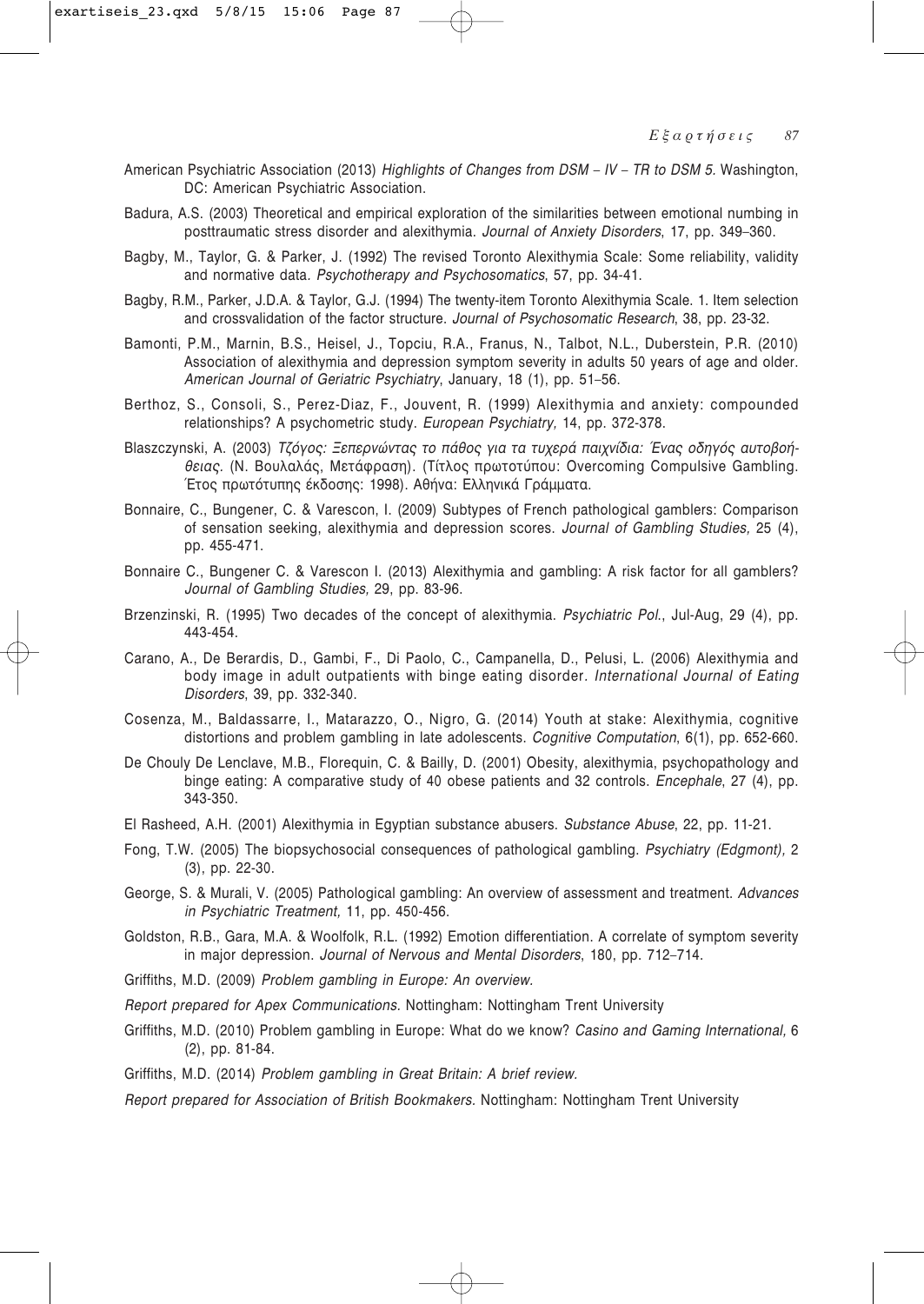American Psychiatric Association (2013) *Highlights of Changes from DSM – IV – TR to DSM 5.* Washington, DC: American Psychiatric Association.

Badura, A.S. (2003) Theoretical and empirical exploration of the similarities between emotional numbing in posttraumatic stress disorder and alexithymia. *Journal of Anxiety Disorders*, 17, pp. 349–360.

Bagby, M., Taylor, G. & Parker, J. (1992) The revised Toronto Alexithymia Scale: Some reliability, validity and normative data. *Psychotherapy and Psychosomatics*, 57, pp. 34-41.

Bagby, R.M., Parker, J.D.A. & Taylor, G.J. (1994) The twenty-item Toronto Alexithymia Scale. 1. Item selection and crossvalidation of the factor structure. *Journal of Psychosomatic Research*, 38, pp. 23-32.

Bamonti, P.M., Marnin, B.S., Heisel, J., Topciu, R.A., Franus, N., Talbot, N.L., Duberstein, P.R. (2010) Association of alexithymia and depression symptom severity in adults 50 years of age and older. *American Journal of Geriatric Psychiatry*, January, 18 (1), pp. 51–56.

Berthoz, S., Consoli, S., Perez-Diaz, F., Jouvent, R. (1999) Alexithymia and anxiety: compounded relationships? A psychometric study. *European Psychiatry,* 14, pp. 372-378.

Blaszczynski, A. (2003) *Τζόγος: Ξεπερνώντας το πάθος για τα τυχερά παιχνίδια: Ένας οδηγός αυτοβοήθειας.* (Ν. Βουλαλάς, Μετάφραση). (Τίτλος πρωτοτύπου: Overcoming Compulsive Gambling. Έτος πρωτότυπης έκδοσης: 1998). Αθήνα: Ελληνικά Γράμματα.

Bonnaire, C., Bungener, C. & Varescon, I. (2009) Subtypes of French pathological gamblers: Comparison of sensation seeking, alexithymia and depression scores. *Journal of Gambling Studies,* 25 (4), pp. 455-471.

Bonnaire C., Bungener C. & Varescon I. (2013) Alexithymia and gambling: A risk factor for all gamblers? *Journal of Gambling Studies,* 29, pp. 83-96.

Brzenzinski, R. (1995) Two decades of the concept of alexithymia. *Psychiatric Pol.*, Jul-Aug, 29 (4), pp. 443-454.

Carano, A., De Berardis, D., Gambi, F., Di Paolo, C., Campanella, D., Pelusi, L. (2006) Alexithymia and body image in adult outpatients with binge eating disorder. *International Journal of Eating Disorders*, 39, pp. 332-340.

Cosenza, M., Baldassarre, I., Matarazzo, O., Nigro, G. (2014) Youth at stake: Alexithymia, cognitive distortions and problem gambling in late adolescents. *Cognitive Computation*, 6(1), pp. 652-660.

De Chouly De Lenclave, M.B., Florequin, C. & Bailly, D. (2001) Obesity, alexithymia, psychopathology and binge eating: A comparative study of 40 obese patients and 32 controls. *Encephale*, 27 (4), pp. 343-350.

El Rasheed, A.H. (2001) Alexithymia in Egyptian substance abusers. *Substance Abuse*, 22, pp. 11-21.

Fong, T.W. (2005) The biopsychosocial consequences of pathological gambling. *Psychiatry (Edgmont),* 2 (3), pp. 22-30.

George, S. & Murali, V. (2005) Pathological gambling: An overview of assessment and treatment. *Advances in Psychiatric Treatment,* 11, pp. 450-456.

Goldston, R.B., Gara, M.A. & Woolfolk, R.L. (1992) Emotion differentiation. A correlate of symptom severity in major depression. *Journal of Nervous and Mental Disorders*, 180, pp. 712–714.

Griffiths, M.D. (2009) *Problem gambling in Europe: An overview.*

*Report prepared for Apex Communications.* Nottingham: Nottingham Trent University

Griffiths, M.D. (2010) Problem gambling in Europe: What do we know? *Casino and Gaming International,* 6 (2), pp. 81-84.

Griffiths, M.D. (2014) *Problem gambling in Great Britain: A brief review.*

*Report prepared for Association of British Bookmakers.* Nottingham: Nottingham Trent University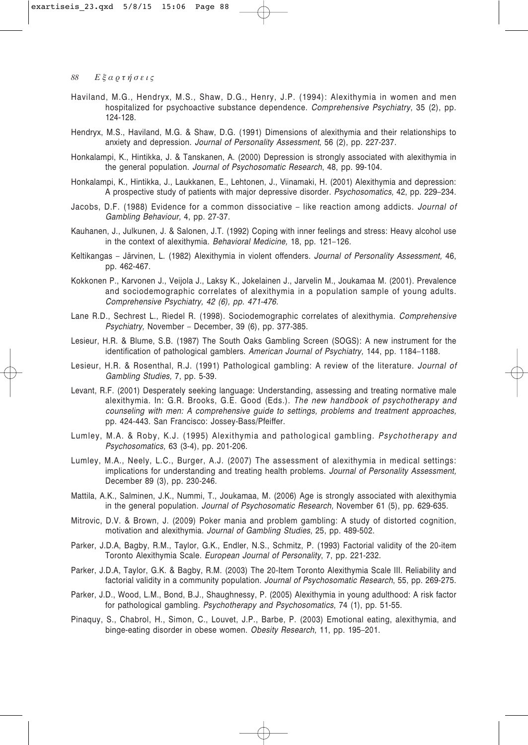Haviland, M.G., Hendryx, M.S., Shaw, D.G., Henry, J.P. (1994): Alexithymia in women and men hospitalized for psychoactive substance dependence. *Comprehensive Psychiatry*, 35 (2), pp. 124-128.

Hendryx, M.S., Haviland, M.G. & Shaw, D.G. (1991) Dimensions of alexithymia and their relationships to anxiety and depression. *Journal of Personality Assessment*, 56 (2), pp. 227-237.

Honkalampi, K., Hintikka, J. & Tanskanen, A. (2000) Depression is strongly associated with alexithymia in the general population. *Journal of Psychosomatic Research*, 48, pp. 99-104.

Honkalampi, K., Hintikka, J., Laukkanen, E., Lehtonen, J., Viinamaki, H. (2001) Alexithymia and depression: A prospective study of patients with major depressive disorder. *Psychosomatics,* 42, pp. 229–234.

Jacobs, D.F. (1988) Evidence for a common dissociative – like reaction among addicts. *Journal of Gambling Behaviour,* 4, pp. 27-37.

Kauhanen, J., Julkunen, J. & Salonen, J.T. (1992) Coping with inner feelings and stress: Heavy alcohol use in the context of alexithymia. *Behavioral Medicine,* 18, pp. 121–126.

Keltikangas – Järvinen, L. (1982) Alexithymia in violent offenders. *Journal of Personality Assessment,* 46, pp. 462-467.

Kokkonen P., Karvonen J., Veijola J., Laksy K., Jokelainen J., Jarvelin M., Joukamaa M. (2001). Prevalence and sociodemographic correlates of alexithymia in a population sample of young adults. *Comprehensive Psychiatry, 42 (6), pp. 471-476.*

Lane R.D., Sechrest L., Riedel R. (1998). Sociodemographic correlates of alexithymia. *Comprehensive Psychiatry,* November – December, 39 (6), pp. 377-385.

Lesieur, H.R. & Blume, S.B. (1987) The South Oaks Gambling Screen (SOGS): A new instrument for the identification of pathological gamblers. *American Journal of Psychiatry,* 144, pp. 1184–1188.

Lesieur, H.R. & Rosenthal, R.J. (1991) Pathological gambling: A review of the literature. *Journal of Gambling Studies,* 7, pp. 5-39.

Levant, R.F. (2001) Desperately seeking language: Understanding, assessing and treating normative male alexithymia. In: G.R. Brooks, G.E. Good (Eds.). *The new handbook of psychotherapy and counseling with men: A comprehensive guide to settings, problems and treatment approaches,* pp. 424-443. San Francisco: Jossey-Bass/Pfeiffer.

Lumley, M.A. & Roby, K.J. (1995) Alexithymia and pathological gambling. *Psychotherapy and Psychosomatics,* 63 (3-4), pp. 201-206.

Lumley, M.A., Neely, L.C., Burger, A.J. (2007) The assessment of alexithymia in medical settings: implications for understanding and treating health problems. *Journal of Personality Assessment,* December 89 (3), pp. 230-246.

Mattila, A.K., Salminen, J.K., Nummi, T., Joukamaa, M. (2006) Age is strongly associated with alexithymia in the general population. *Journal of Psychosomatic Research,* November 61 (5), pp. 629-635.

Mitrovic, D.V. & Brown, J. (2009) Poker mania and problem gambling: A study of distorted cognition, motivation and alexithymia. *Journal of Gambling Studies*, 25, pp. 489-502.

Parker, J.D.A, Bagby, R.M., Taylor, G.K., Endler, N.S., Schmitz, P. (1993) Factorial validity of the 20-item Toronto Alexithymia Scale. *European Journal of Personality*, 7, pp. 221-232.

Parker, J.D.A, Taylor, G.K. & Bagby, R.M. (2003) The 20-Item Toronto Alexithymia Scale III. Reliability and factorial validity in a community population. *Journal of Psychosomatic Research*, 55, pp. 269-275.

Parker, J.D., Wood, L.M., Bond, B.J., Shaughnessy, P. (2005) Alexithymia in young adulthood: A risk factor for pathological gambling. *Psychotherapy and Psychosomatics*, 74 (1), pp. 51-55.

Pinaquy, S., Chabrol, H., Simon, C., Louvet, J.P., Barbe, P. (2003) Emotional eating, alexithymia, and binge-eating disorder in obese women. *Obesity Research,* 11, pp. 195–201.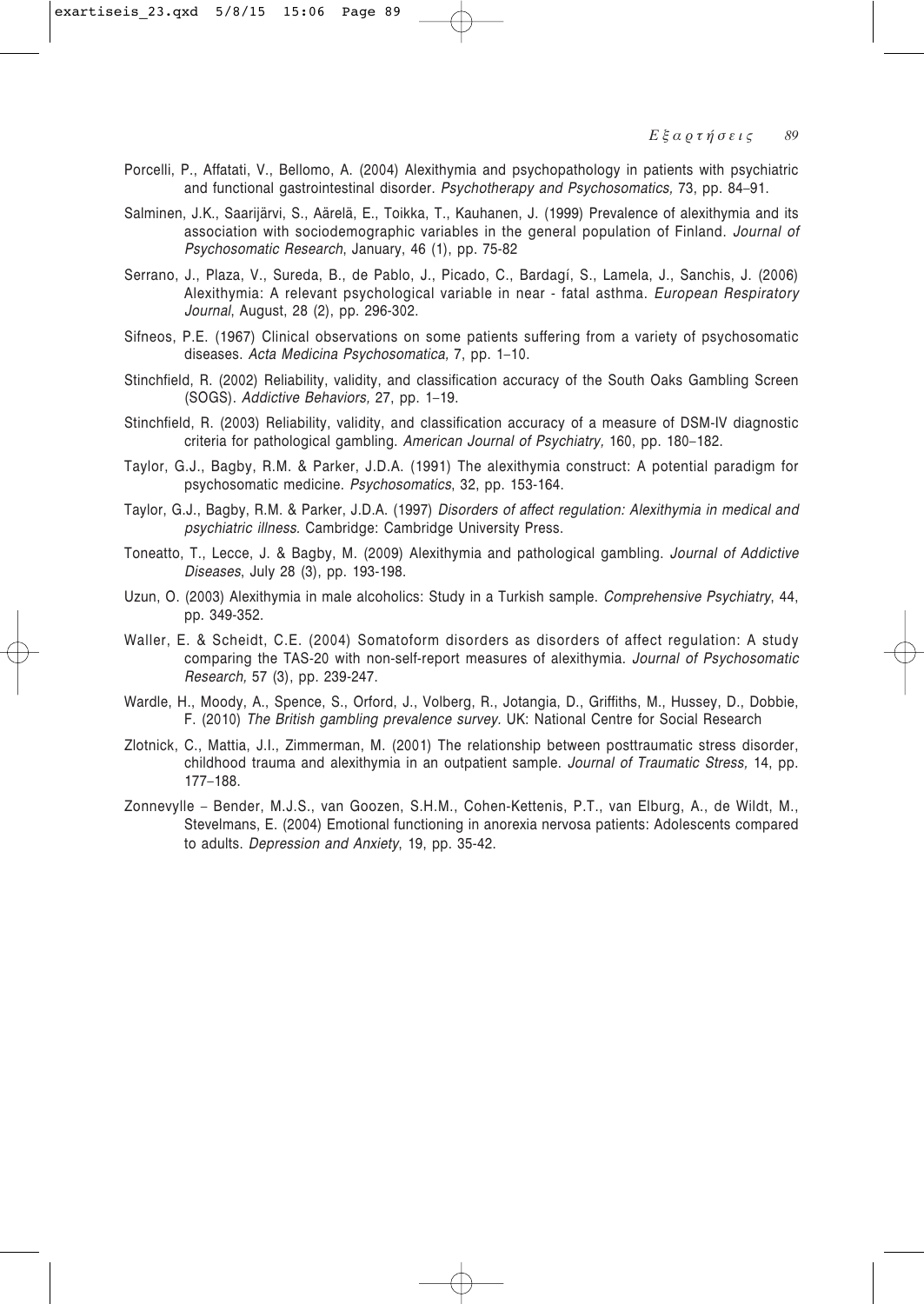Porcelli, P., Affatati, V., Bellomo, A. (2004) Alexithymia and psychopathology in patients with psychiatric and functional gastrointestinal disorder. *Psychotherapy and Psychosomatics,* 73, pp. 84–91.

Salminen, J.K., Saarijärvi, S., Äärelä, E., Toikka, T., Kauhanen, J. (1999) Prevalence of alexithymia and its association with sociodemographic variables in the general population of Finland. *Journal of Psychosomatic Research*, January, 46 (1), pp. 75-82

Serrano, J., Plaza, V., Sureda, B., de Pablo, J., Picado, C., Bardagí, S., Lamela, J., Sanchis, J. (2006) Alexithymia: A relevant psychological variable in near - fatal asthma. *European Respiratory Journal*, August, 28 (2), pp. 296-302.

Sifneos, P.E. (1967) Clinical observations on some patients suffering from a variety of psychosomatic diseases. *Acta Medicina Psychosomatica,* 7, pp. 1–10.

Stinchfield, R. (2002) Reliability, validity, and classification accuracy of the South Oaks Gambling Screen (SOGS). *Addictive Behaviors,* 27, pp. 1–19.

Stinchfield, R. (2003) Reliability, validity, and classification accuracy of a measure of DSM-IV diagnostic criteria for pathological gambling. *American Journal of Psychiatry,* 160, pp. 180–182.

Taylor, G.J., Bagby, R.M. & Parker, J.D.A. (1991) The alexithymia construct: A potential paradigm for psychosomatic medicine. *Psychosomatics*, 32, pp. 153-164.

Taylor, G.J., Bagby, R.M. & Parker, J.D.A. (1997) *Disorders of affect regulation: Alexithymia in medical and psychiatric illness.* Cambridge: Cambridge University Press.

Toneatto, T., Lecce, J. & Bagby, M. (2009) Alexithymia and pathological gambling. *Journal of Addictive Diseases*, July 28 (3), pp. 193-198.

Uzun, O. (2003) Alexithymia in male alcoholics: Study in a Turkish sample. *Comprehensive Psychiatry*, 44, pp. 349-352.

Waller, E. & Scheidt, C.E. (2004) Somatoform disorders as disorders of affect regulation: A study comparing the TAS-20 with non-self-report measures of alexithymia. *Journal of Psychosomatic Research,* 57 (3), pp. 239-247.

Wardle, H., Moody, A., Spence, S., Orford, J., Volberg, R., Jotangia, D., Griffiths, M., Hussey, D., Dobbie, F. (2010) *The British gambling prevalence survey.* UK: National Centre for Social Research

Zlotnick, C., Mattia, J.I., Zimmerman, M. (2001) The relationship between posttraumatic stress disorder, childhood trauma and alexithymia in an outpatient sample. *Journal of Traumatic Stress,* 14, pp. 177–188.

Zonnevylle – Bender, M.J.S., van Goozen, S.H.M., Cohen-Kettenis, P.T., van Elburg, A., de Wildt, M., Stevelmans, E. (2004) Emotional functioning in anorexia nervosa patients: Adolescents compared to adults. *Depression and Anxiety*, 19, pp. 35-42.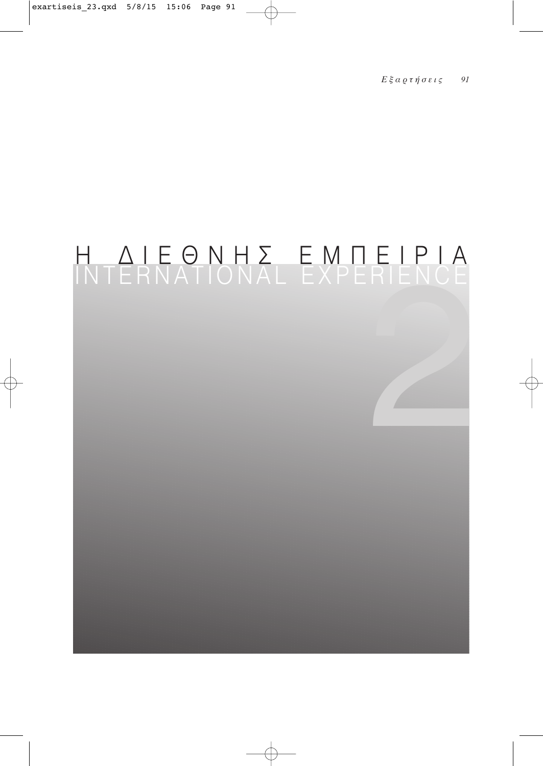# Η ΔΙΕΘΝΗΣ ΕΜΠΕΙΡΙΑ
# INTERNATIONAL EXPERIENCE

2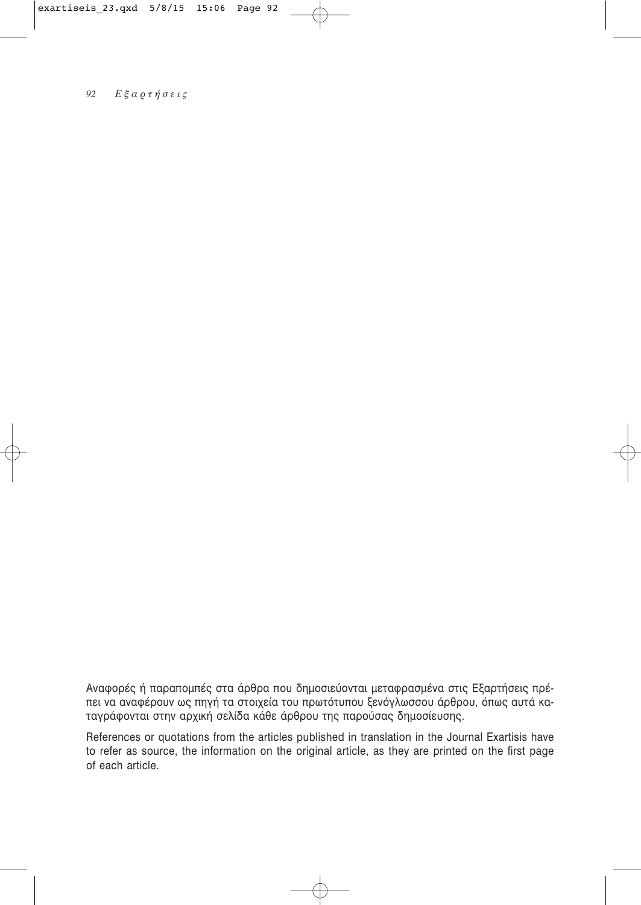Αναφορές ή παραπομπές στα άρθρα που δημοσιεύονται μεταφρασμένα στις Εξαρτήσεις πρέπει να αναφέρουν ως πηγή τα στοιχεία του πρωτότυπου ξενόγλωσσου άρθρου, όπως αυτά καταγράφονται στην αρχική σελίδα κάθε άρθρου της παρούσας δημοσίευσης.

References or quotations from the articles published in translation in the Journal Exartisis have to refer as source, the information on the original article, as they are printed on the first page of each article.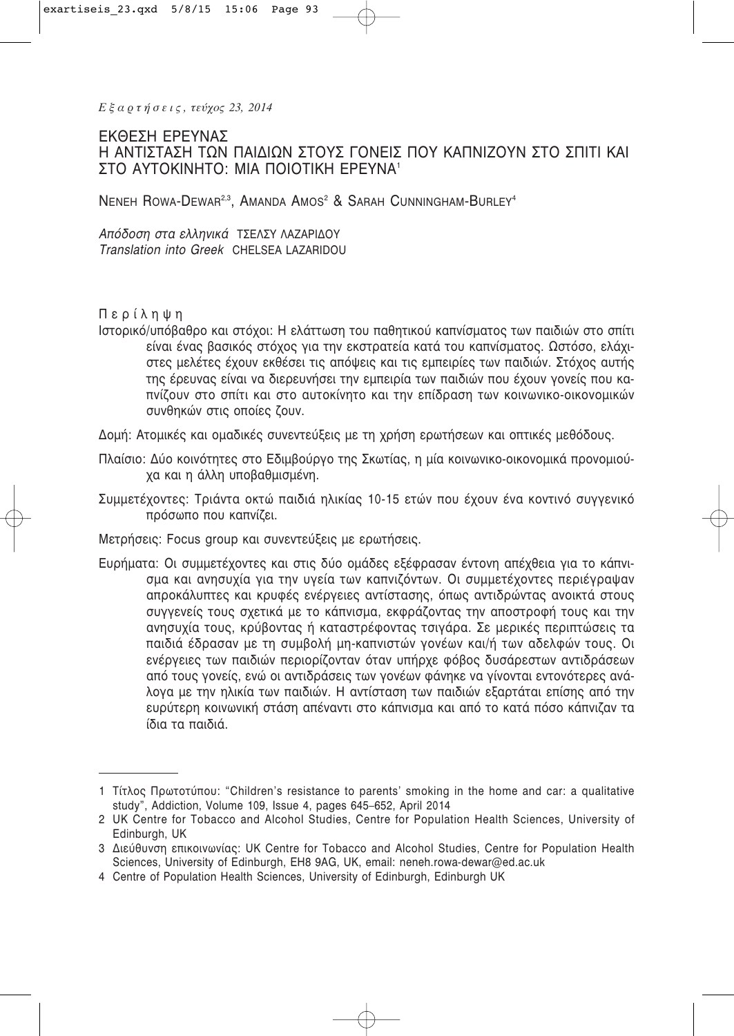# ΕΚΘΕΣΗ ΕΡΕΥΝΑΣ
# Η ΑΝΤΙΣΤΑΣΗ ΤΩΝ ΠΑΙΔΙΩΝ ΣΤΟΥΣ ΓΟΝΕΙΣ ΠΟΥ ΚΑΠΝΙΖΟΥΝ ΣΤΟ ΣΠΙΤΙ ΚΑΙ ΣΤΟ ΑΥΤΟΚΙΝΗΤΟ: ΜΙΑ ΠΟΙΟΤΙΚΗ ΕΡΕΥΝΑ[1]

NENEH ROWA-DEWAR[2,3], AMANDA AMOS[2] & SARAH CUNNINGHAM-BURLEY[4]

*Απόδοση στα ελληνικά* ΤΣΕΛΣΥ ΛΑΖΑΡΙΔΟΥ
*Translation into Greek* CHELSEA LAZARIDOU

Περίληψη

Ιστορικό/υπόβαθρο και στόχοι: Η ελάττωση του παθητικού καπνίσματος των παιδιών στο σπίτι είναι ένας βασικός στόχος για την εκστρατεία κατά του καπνίσματος. Ωστόσο, ελάχιστες μελέτες έχουν εκθέσει τις απόψεις και τις εμπειρίες των παιδιών. Στόχος αυτής της έρευνας είναι να διερευνήσει την εμπειρία των παιδιών που έχουν γονείς που καπνίζουν στο σπίτι και στο αυτοκίνητο και την επίδραση των κοινωνικο-οικονομικών συνθηκών στις οποίες ζουν.

Δομή: Ατομικές και ομαδικές συνεντεύξεις με τη χρήση ερωτήσεων και οπτικές μεθόδους.

Πλαίσιο: Δύο κοινότητες στο Εδιμβούργο της Σκωτίας, η μία κοινωνικο-οικονομικά προνομιούχα και η άλλη υποβαθμισμένη.

Συμμετέχοντες: Τριάντα οκτώ παιδιά ηλικίας 10-15 ετών που έχουν ένα κοντινό συγγενικό πρόσωπο που καπνίζει.

Μετρήσεις: Focus group και συνεντεύξεις με ερωτήσεις.

Ευρήματα: Οι συμμετέχοντες και στις δύο ομάδες εξέφρασαν έντονη απέχθεια για το κάπνισμα και ανησυχία για την υγεία των καπνιζόντων. Οι συμμετέχοντες περιέγραψαν απροκάλυπτες και κρυφές ενέργειες αντίστασης, όπως αντιδρώντας ανοικτά στους συγγενείς τους σχετικά με το κάπνισμα, εκφράζοντας την αποστροφή τους και την ανησυχία τους, κρύβοντας ή καταστρέφοντας τσιγάρα. Σε μερικές περιπτώσεις τα παιδιά έδρασαν με τη συμβολή μη-καπνιστών γονέων και/ή των αδελφών τους. Οι ενέργειες των παιδιών περιορίζονταν όταν υπήρχε φόβος δυσάρεστων αντιδράσεων από τους γονείς, ενώ οι αντιδράσεις των γονέων φάνηκε να γίνονται εντονότερες ανάλογα με την ηλικία των παιδιών. Η αντίσταση των παιδιών εξαρτάται επίσης από την ευρύτερη κοινωνική στάση απέναντι στο κάπνισμα και από το κατά πόσο κάπνιζαν τα ίδια τα παιδιά.

---

1 Τίτλος Πρωτοτύπου: "Children's resistance to parents' smoking in the home and car: a qualitative study", Addiction, Volume 109, Issue 4, pages 645–652, April 2014

2 UK Centre for Tobacco and Alcohol Studies, Centre for Population Health Sciences, University of Edinburgh, UK

3 Διεύθυνση επικοινωνίας: UK Centre for Tobacco and Alcohol Studies, Centre for Population Health Sciences, University of Edinburgh, EH8 9AG, UK, email: neneh.rowa-dewar@ed.ac.uk

4 Centre of Population Health Sciences, University of Edinburgh, Edinburgh UK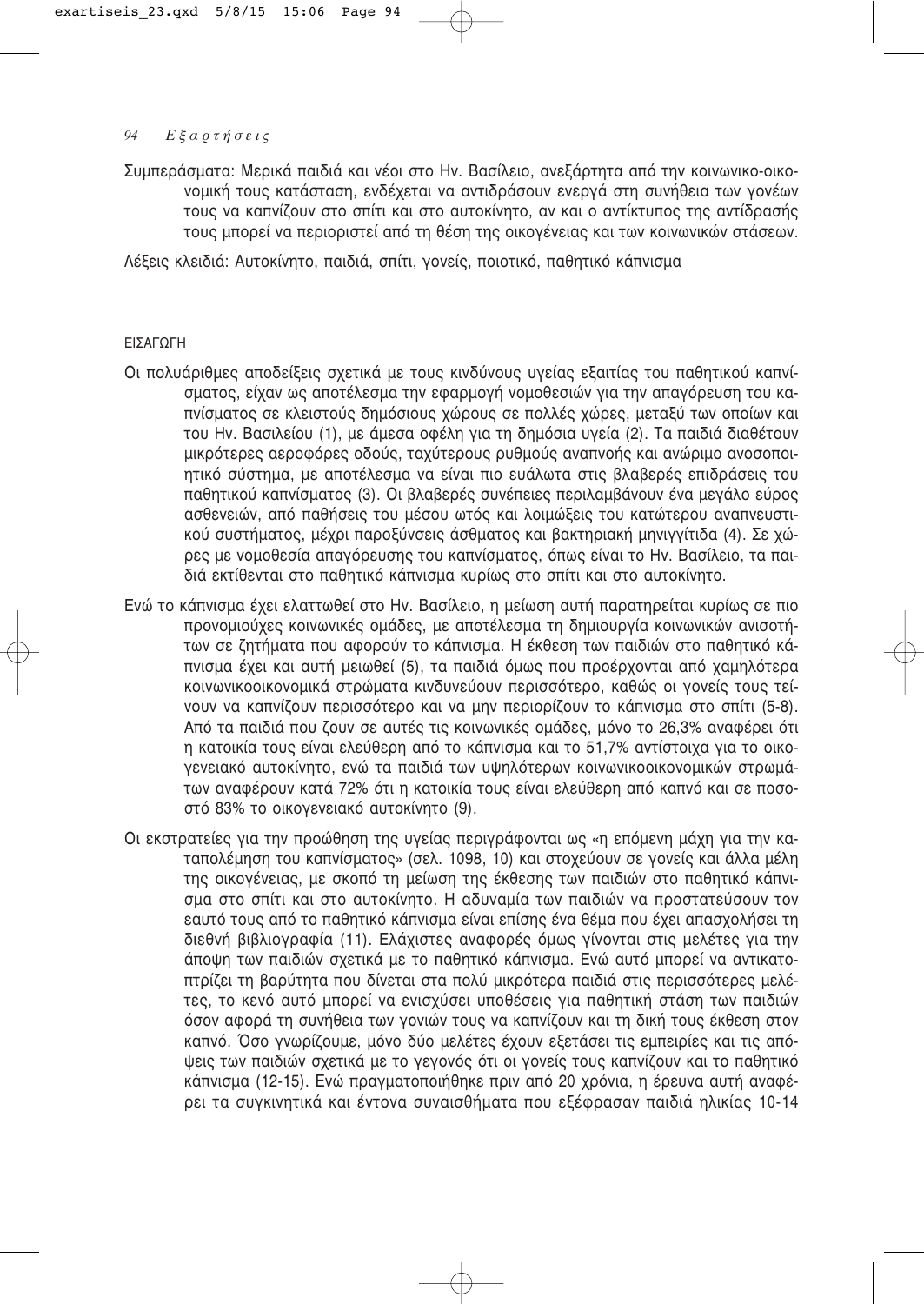Συμπεράσματα: Μερικά παιδιά και νέοι στο Ην. Βασίλειο, ανεξάρτητα από την κοινωνικο-οικονομική τους κατάσταση, ενδέχεται να αντιδράσουν ενεργά στη συνήθεια των γονέων τους να καπνίζουν στο σπίτι και στο αυτοκίνητο, αν και ο αντίκτυπος της αντίδρασής τους μπορεί να περιοριστεί από τη θέση της οικογένειας και των κοινωνικών στάσεων.

Λέξεις κλειδιά: Αυτοκίνητο, παιδιά, σπίτι, γονείς, ποιοτικό, παθητικό κάπνισμα

## ΕΙΣΑΓΩΓΗ

Οι πολυάριθμες αποδείξεις σχετικά με τους κινδύνους υγείας εξαιτίας του παθητικού καπνίσματος, είχαν ως αποτέλεσμα την εφαρμογή νομοθεσιών για την απαγόρευση του καπνίσματος σε κλειστούς δημόσιους χώρους σε πολλές χώρες, μεταξύ των οποίων και του Ην. Βασιλείου (1), με άμεσα οφέλη για τη δημόσια υγεία (2). Τα παιδιά διαθέτουν μικρότερες αεροφόρες οδούς, ταχύτερους ρυθμούς αναπνοής και ανώριμο ανοσοποιητικό σύστημα, με αποτέλεσμα να είναι πιο ευάλωτα στις βλαβερές επιδράσεις του παθητικού καπνίσματος (3). Οι βλαβερές συνέπειες περιλαμβάνουν ένα μεγάλο εύρος ασθενειών, από παθήσεις του μέσου ωτός και λοιμώξεις του κατώτερου αναπνευστικού συστήματος, μέχρι παροξύνσεις άσθματος και βακτηριακή μηνιγγίτιδα (4). Σε χώρες με νομοθεσία απαγόρευσης του καπνίσματος, όπως είναι το Ην. Βασίλειο, τα παιδιά εκτίθενται στο παθητικό κάπνισμα κυρίως στο σπίτι και στο αυτοκίνητο.

Ενώ το κάπνισμα έχει ελαττωθεί στο Ην. Βασίλειο, η μείωση αυτή παρατηρείται κυρίως σε πιο προνομιούχες κοινωνικές ομάδες, με αποτέλεσμα τη δημιουργία κοινωνικών ανισοτήτων σε ζητήματα που αφορούν το κάπνισμα. Η έκθεση των παιδιών στο παθητικό κάπνισμα έχει και αυτή μειωθεί (5), τα παιδιά όμως που προέρχονται από χαμηλότερα κοινωνικοοικονομικά στρώματα κινδυνεύουν περισσότερο, καθώς οι γονείς τους τείνουν να καπνίζουν περισσότερο και να μην περιορίζουν το κάπνισμα στο σπίτι (5-8). Από τα παιδιά που ζουν σε αυτές τις κοινωνικές ομάδες, μόνο το 26,3% αναφέρει ότι η κατοικία τους είναι ελεύθερη από το κάπνισμα και το 51,7% αντίστοιχα για το οικογενειακό αυτοκίνητο, ενώ τα παιδιά των υψηλότερων κοινωνικοοικονομικών στρωμάτων αναφέρουν κατά 72% ότι η κατοικία τους είναι ελεύθερη από καπνό και σε ποσοστό 83% το οικογενειακό αυτοκίνητο (9).

Οι εκστρατείες για την προώθηση της υγείας περιγράφονται ως «η επόμενη μάχη για την καταπολέμηση του καπνίσματος» (σελ. 1098, 10) και στοχεύουν σε γονείς και άλλα μέλη της οικογένειας, με σκοπό τη μείωση της έκθεσης των παιδιών στο παθητικό κάπνισμα στο σπίτι και στο αυτοκίνητο. Η αδυναμία των παιδιών να προστατεύσουν τον εαυτό τους από το παθητικό κάπνισμα είναι επίσης ένα θέμα που έχει απασχολήσει τη διεθνή βιβλιογραφία (11). Ελάχιστες αναφορές όμως γίνονται στις μελέτες για την άποψη των παιδιών σχετικά με το παθητικό κάπνισμα. Ενώ αυτό μπορεί να αντικατοπτρίζει τη βαρύτητα που δίνεται στα πολύ μικρότερα παιδιά στις περισσότερες μελέτες, το κενό αυτό μπορεί να ενισχύσει υποθέσεις για παθητική στάση των παιδιών όσον αφορά τη συνήθεια των γονιών τους να καπνίζουν και τη δική τους έκθεση στον καπνό. Όσο γνωρίζουμε, μόνο δύο μελέτες έχουν εξετάσει τις εμπειρίες και τις απόψεις των παιδιών σχετικά με το γεγονός ότι οι γονείς τους καπνίζουν και το παθητικό κάπνισμα (12-15). Ενώ πραγματοποιήθηκε πριν από 20 χρόνια, η έρευνα αυτή αναφέρει τα συγκινητικά και έντονα συναισθήματα που εξέφρασαν παιδιά ηλικίας 10-14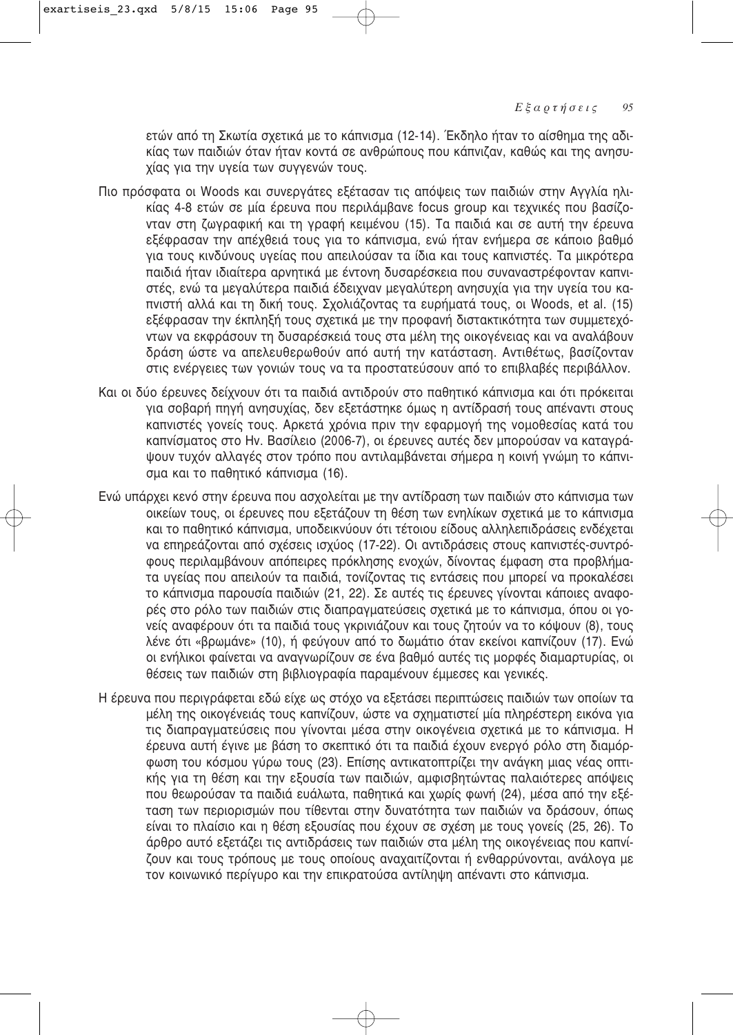ετών από τη Σκωτία σχετικά με το κάπνισμα (12-14). Έκδηλο ήταν το αίσθημα της αδικίας των παιδιών όταν ήταν κοντά σε ανθρώπους που κάπνιζαν, καθώς και της ανησυχίας για την υγεία των συγγενών τους.

Πιο πρόσφατα οι Woods και συνεργάτες εξέτασαν τις απόψεις των παιδιών στην Αγγλία ηλικίας 4-8 ετών σε μία έρευνα που περιλάμβανε focus group και τεχνικές που βασίζονταν στη ζωγραφική και τη γραφή κειμένου (15). Τα παιδιά και σε αυτή την έρευνα εξέφρασαν την απέχθειά τους για το κάπνισμα, ενώ ήταν ενήμερα σε κάποιο βαθμό για τους κινδύνους υγείας που απειλούσαν τα ίδια και τους καπνιστές. Τα μικρότερα παιδιά ήταν ιδιαίτερα αρνητικά με έντονη δυσαρέσκεια που συναναστρέφονταν καπνιστές, ενώ τα μεγαλύτερα παιδιά έδειχναν μεγαλύτερη ανησυχία για την υγεία του καπνιστή αλλά και τη δική τους. Σχολιάζοντας τα ευρήματά τους, οι Woods, et al. (15) εξέφρασαν την έκπληξή τους σχετικά με την προφανή διστακτικότητα των συμμετεχόντων να εκφράσουν τη δυσαρέσκειά τους στα μέλη της οικογένειας και να αναλάβουν δράση ώστε να απελευθερωθούν από αυτή την κατάσταση. Αντιθέτως, βασίζονταν στις ενέργειες των γονιών τους να τα προστατεύσουν από το επιβλαβές περιβάλλον.

Και οι δύο έρευνες δείχνουν ότι τα παιδιά αντιδρούν στο παθητικό κάπνισμα και ότι πρόκειται για σοβαρή πηγή ανησυχίας, δεν εξετάστηκε όμως η αντίδρασή τους απέναντι στους καπνιστές γονείς τους. Αρκετά χρόνια πριν την εφαρμογή της νομοθεσίας κατά του καπνίσματος στο Ην. Βασίλειο (2006-7), οι έρευνες αυτές δεν μπορούσαν να καταγράψουν τυχόν αλλαγές στον τρόπο που αντιλαμβάνεται σήμερα η κοινή γνώμη το κάπνισμα και το παθητικό κάπνισμα (16).

Ενώ υπάρχει κενό στην έρευνα που ασχολείται με την αντίδραση των παιδιών στο κάπνισμα των οικείων τους, οι έρευνες που εξετάζουν τη θέση των ενηλίκων σχετικά με το κάπνισμα και το παθητικό κάπνισμα, υποδεικνύουν ότι τέτοιου είδους αλληλεπιδράσεις ενδέχεται να επηρεάζονται από σχέσεις ισχύος (17-22). Οι αντιδράσεις στους καπνιστές-συντρόφους περιλαμβάνουν απόπειρες πρόκλησης ενοχών, δίνοντας έμφαση στα προβλήματα υγείας που απειλούν τα παιδιά, τονίζοντας τις εντάσεις που μπορεί να προκαλέσει το κάπνισμα παρουσία παιδιών (21, 22). Σε αυτές τις έρευνες γίνονται κάποιες αναφορές στο ρόλο των παιδιών στις διαπραγματεύσεις σχετικά με το κάπνισμα, όπου οι γονείς αναφέρουν ότι τα παιδιά τους γκρινιάζουν και τους ζητούν να το κόψουν (8), τους λένε ότι «βρωμάνε» (10), ή φεύγουν από το δωμάτιο όταν εκείνοι καπνίζουν (17). Ενώ οι ενήλικοι φαίνεται να αναγνωρίζουν σε ένα βαθμό αυτές τις μορφές διαμαρτυρίας, οι θέσεις των παιδιών στη βιβλιογραφία παραμένουν έμμεσες και γενικές.

Η έρευνα που περιγράφεται εδώ είχε ως στόχο να εξετάσει περιπτώσεις παιδιών των οποίων τα μέλη της οικογένειάς τους καπνίζουν, ώστε να σχηματιστεί μία πληρέστερη εικόνα για τις διαπραγματεύσεις που γίνονται μέσα στην οικογένεια σχετικά με το κάπνισμα. Η έρευνα αυτή έγινε με βάση το σκεπτικό ότι τα παιδιά έχουν ενεργό ρόλο στη διαμόρφωση του κόσμου γύρω τους (23). Επίσης αντικατοπτρίζει την ανάγκη μιας νέας οπτικής για τη θέση και την εξουσία των παιδιών, αμφισβητώντας παλαιότερες απόψεις που θεωρούσαν τα παιδιά ευάλωτα, παθητικά και χωρίς φωνή (24), μέσα από την εξέταση των περιορισμών που τίθενται στην δυνατότητα των παιδιών να δράσουν, όπως είναι το πλαίσιο και η θέση εξουσίας που έχουν σε σχέση με τους γονείς (25, 26). Το άρθρο αυτό εξετάζει τις αντιδράσεις των παιδιών στα μέλη της οικογένειας που καπνίζουν και τους τρόπους με τους οποίους αναχαιτίζονται ή ενθαρρύνονται, ανάλογα με τον κοινωνικό περίγυρο και την επικρατούσα αντίληψη απέναντι στο κάπνισμα.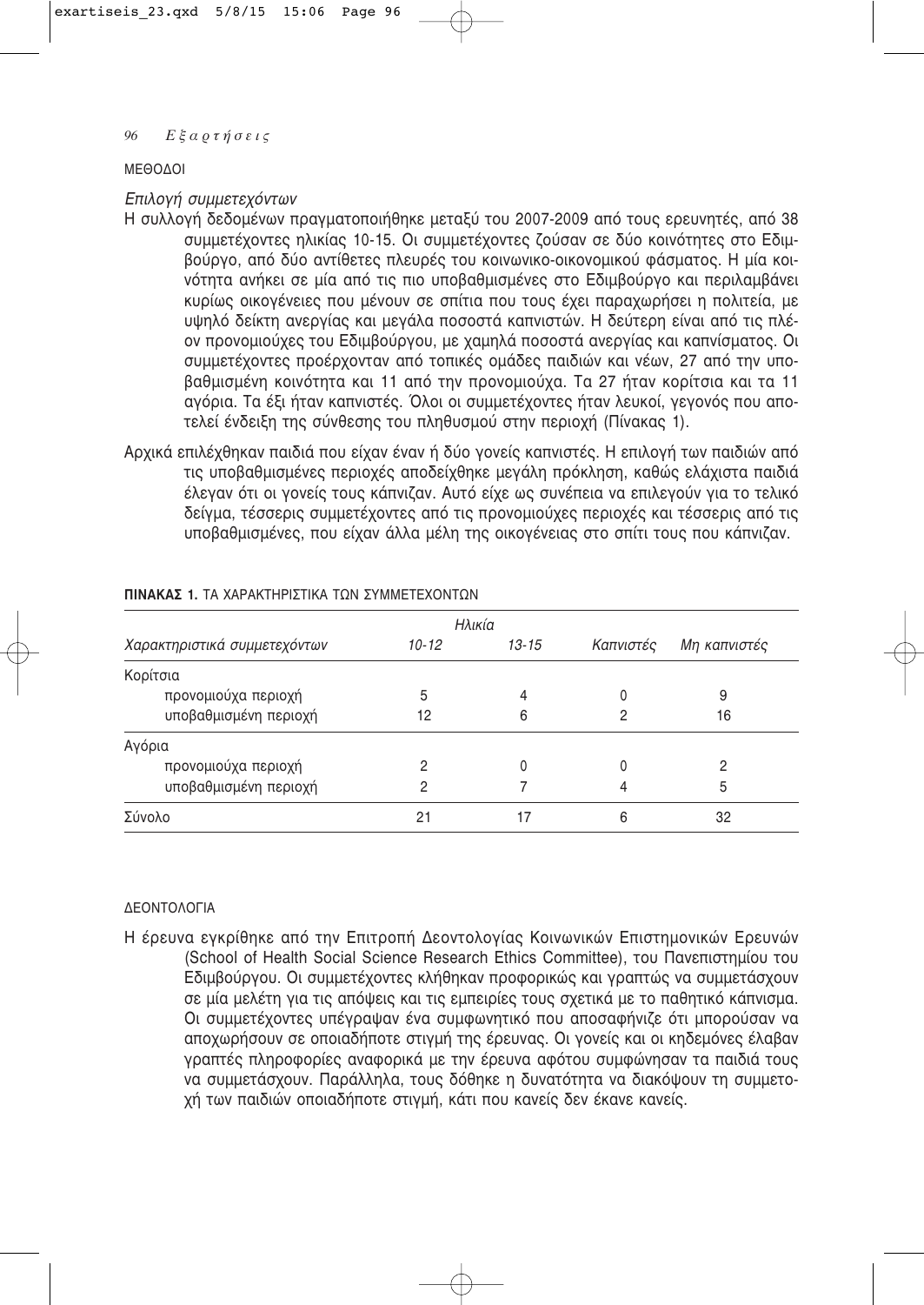## ΜΕΘΟΔΟΙ

*Επιλογή συμμετεχόντων*

Η συλλογή δεδομένων πραγματοποιήθηκε μεταξύ του 2007-2009 από τους ερευνητές, από 38 συμμετέχοντες ηλικίας 10-15. Οι συμμετέχοντες ζούσαν σε δύο κοινότητες στο Εδιμβούργο, από δύο αντίθετες πλευρές του κοινωνικο-οικονομικού φάσματος. Η μία κοινότητα ανήκει σε μία από τις πιο υποβαθμισμένες στο Εδιμβούργο και περιλαμβάνει κυρίως οικογένειες που μένουν σε σπίτια που τους έχει παραχωρήσει η πολιτεία, με υψηλό δείκτη ανεργίας και μεγάλα ποσοστά καπνιστών. Η δεύτερη είναι από τις πλέον προνομιούχες του Εδιμβούργου, με χαμηλά ποσοστά ανεργίας και καπνίσματος. Οι συμμετέχοντες προέρχονταν από τοπικές ομάδες παιδιών και νέων, 27 από την υποβαθμισμένη κοινότητα και 11 από την προνομιούχα. Τα 27 ήταν κορίτσια και τα 11 αγόρια. Τα έξι ήταν καπνιστές. Όλοι οι συμμετέχοντες ήταν λευκοί, γεγονός που αποτελεί ένδειξη της σύνθεσης του πληθυσμού στην περιοχή (Πίνακας 1).

Αρχικά επιλέχθηκαν παιδιά που είχαν έναν ή δύο γονείς καπνιστές. Η επιλογή των παιδιών από τις υποβαθμισμένες περιοχές αποδείχθηκε μεγάλη πρόκληση, καθώς ελάχιστα παιδιά έλεγαν ότι οι γονείς τους κάπνιζαν. Αυτό είχε ως συνέπεια να επιλεγούν για το τελικό δείγμα, τέσσερις συμμετέχοντες από τις προνομιούχες περιοχές και τέσσερις από τις υποβαθμισμένες, που είχαν άλλα μέλη της οικογένειας στο σπίτι τους που κάπνιζαν.

**ΠΙΝΑΚΑΣ 1.** ΤΑ ΧΑΡΑΚΤΗΡΙΣΤΙΚΑ ΤΩΝ ΣΥΜΜΕΤΕΧΟΝΤΩΝ

| | *Ηλικία* | | | |
|---|---|---|---|---|
| *Χαρακτηριστικά συμμετεχόντων* | *10-12* | *13-15* | *Καπνιστές* | *Μη καπνιστές* |
| Κορίτσια | | | | |
| προνομιούχα περιοχή | 5 | 4 | 0 | 9 |
| υποβαθμισμένη περιοχή | 12 | 6 | 2 | 16 |
| Αγόρια | | | | |
| προνομιούχα περιοχή | 2 | 0 | 0 | 2 |
| υποβαθμισμένη περιοχή | 2 | 7 | 4 | 5 |
| Σύνολο | 21 | 17 | 6 | 32 |

## ΔΕΟΝΤΟΛΟΓΙΑ

Η έρευνα εγκρίθηκε από την Επιτροπή Δεοντολογίας Κοινωνικών Επιστημονικών Ερευνών (School of Health Social Science Research Ethics Committee), του Πανεπιστημίου του Εδιμβούργου. Οι συμμετέχοντες κλήθηκαν προφορικώς και γραπτώς να συμμετάσχουν σε μία μελέτη για τις απόψεις και τις εμπειρίες τους σχετικά με το παθητικό κάπνισμα. Οι συμμετέχοντες υπέγραψαν ένα συμφωνητικό που αποσαφήνιζε ότι μπορούσαν να αποχωρήσουν σε οποιαδήποτε στιγμή της έρευνας. Οι γονείς και οι κηδεμόνες έλαβαν γραπτές πληροφορίες αναφορικά με την έρευνα αφότου συμφώνησαν τα παιδιά τους να συμμετάσχουν. Παράλληλα, τους δόθηκε η δυνατότητα να διακόψουν τη συμμετοχή των παιδιών οποιαδήποτε στιγμή, κάτι που κανείς δεν έκανε κανείς.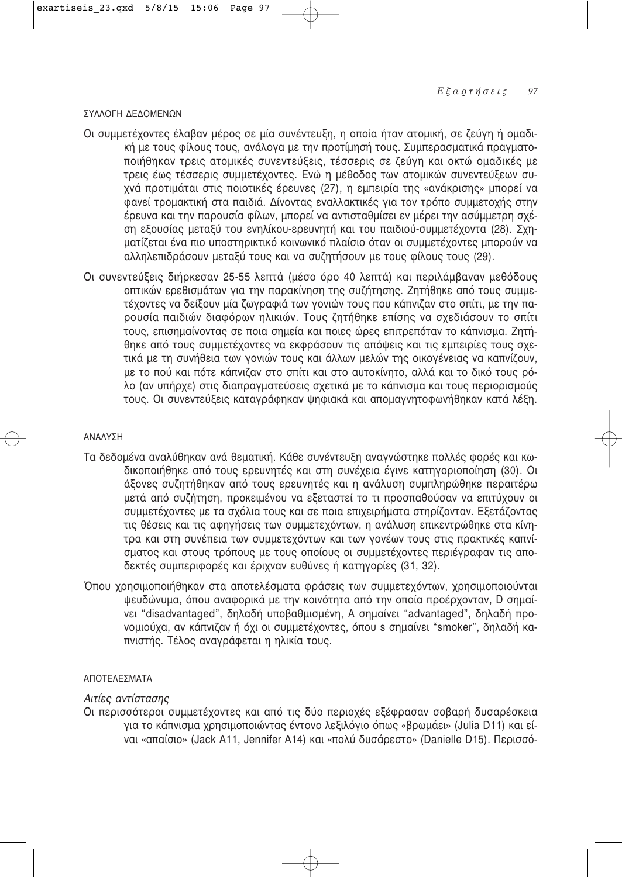### ΣΥΛΛΟΓΗ ΔΕΔΟΜΕΝΩΝ

Οι συμμετέχοντες έλαβαν μέρος σε μία συνέντευξη, η οποία ήταν ατομική, σε ζεύγη ή ομαδική με τους φίλους τους, ανάλογα με την προτίμησή τους. Συμπερασματικά πραγματοποιήθηκαν τρεις ατομικές συνεντεύξεις, τέσσερις σε ζεύγη και οκτώ ομαδικές με τρεις έως τέσσερις συμμετέχοντες. Ενώ η μέθοδος των ατομικών συνεντεύξεων συχνά προτιμάται στις ποιοτικές έρευνες (27), η εμπειρία της «ανάκρισης» μπορεί να φανεί τρομακτική στα παιδιά. Δίνοντας εναλλακτικές για τον τρόπο συμμετοχής στην έρευνα και την παρουσία φίλων, μπορεί να αντισταθμίσει εν μέρει την ασύμμετρη σχέση εξουσίας μεταξύ του ενηλίκου-ερευνητή και του παιδιού-συμμετέχοντα (28). Σχηματίζεται ένα πιο υποστηρικτικό κοινωνικό πλαίσιο όταν οι συμμετέχοντες μπορούν να αλληλεπιδράσουν μεταξύ τους και να συζητήσουν με τους φίλους τους (29).

Οι συνεντεύξεις διήρκεσαν 25-55 λεπτά (μέσο όρο 40 λεπτά) και περιλάμβαναν μεθόδους οπτικών ερεθισμάτων για την παρακίνηση της συζήτησης. Ζητήθηκε από τους συμμετέχοντες να δείξουν μία ζωγραφιά των γονιών τους που κάπνιζαν στο σπίτι, με την παρουσία παιδιών διαφόρων ηλικιών. Τους ζητήθηκε επίσης να σχεδιάσουν το σπίτι τους, επισημαίνοντας σε ποια σημεία και ποιες ώρες επιτρεπόταν το κάπνισμα. Ζητήθηκε από τους συμμετέχοντες να εκφράσουν τις απόψεις και τις εμπειρίες τους σχετικά με τη συνήθεια των γονιών τους και άλλων μελών της οικογένειας να καπνίζουν, με το πού και πότε κάπνιζαν στο σπίτι και στο αυτοκίνητο, αλλά και το δικό τους ρόλο (αν υπήρχε) στις διαπραγματεύσεις σχετικά με το κάπνισμα και τους περιορισμούς τους. Οι συνεντεύξεις καταγράφηκαν ψηφιακά και απομαγνητοφωνήθηκαν κατά λέξη.

### ΑΝΑΛΥΣΗ

Τα δεδομένα αναλύθηκαν ανά θεματική. Κάθε συνέντευξη αναγνώστηκε πολλές φορές και κωδικοποιήθηκε από τους ερευνητές και στη συνέχεια έγινε κατηγοριοποίηση (30). Οι άξονες συζητήθηκαν από τους ερευνητές και η ανάλυση συμπληρώθηκε περαιτέρω μετά από συζήτηση, προκειμένου να εξεταστεί το τι προσπαθούσαν να επιτύχουν οι συμμετέχοντες με τα σχόλια τους και σε ποια επιχειρήματα στηρίζονταν. Εξετάζοντας τις θέσεις και τις αφηγήσεις των συμμετεχόντων, η ανάλυση επικεντρώθηκε στα κίνητρα και στη συνέπεια των συμμετεχόντων και των γονέων τους στις πρακτικές καπνίσματος και στους τρόπους με τους οποίους οι συμμετέχοντες περιέγραφαν τις αποδεκτές συμπεριφορές και έριχναν ευθύνες ή κατηγορίες (31, 32).

Όπου χρησιμοποιήθηκαν στα αποτελέσματα φράσεις των συμμετεχόντων, χρησιμοποιούνται ψευδώνυμα, όπου αναφορικά με την κοινότητα από την οποία προέρχονταν, D σημαίνει "disadvantaged", δηλαδή υποβαθμισμένη, A σημαίνει "advantaged", δηλαδή προνομιούχα, αν κάπνιζαν ή όχι οι συμμετέχοντες, όπου s σημαίνει "smoker", δηλαδή καπνιστής. Τέλος αναγράφεται η ηλικία τους.

### ΑΠΟΤΕΛΕΣΜΑΤΑ

*Αιτίες αντίστασης*

Οι περισσότεροι συμμετέχοντες και από τις δύο περιοχές εξέφρασαν σοβαρή δυσαρέσκεια για το κάπνισμα χρησιμοποιώντας έντονο λεξιλόγιο όπως «βρωμάει» (Julia D11) και είναι «απαίσιο» (Jack A11, Jennifer A14) και «πολύ δυσάρεστο» (Danielle D15). Περισσό-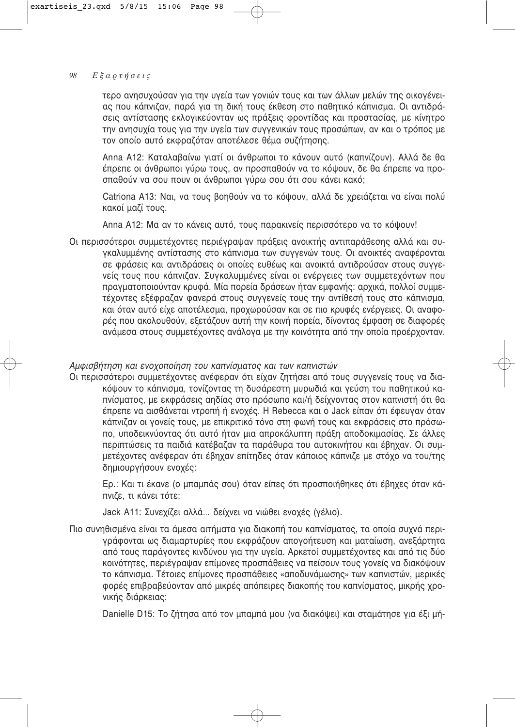τερο ανησυχούσαν για την υγεία των γονιών τους και των άλλων μελών της οικογένειας που κάπνιζαν, παρά για τη δική τους έκθεση στο παθητικό κάπνισμα. Οι αντιδράσεις αντίστασης εκλογικεύονταν ως πράξεις φροντίδας και προστασίας, με κίνητρο την ανησυχία τους για την υγεία των συγγενικών τους προσώπων, αν και ο τρόπος με τον οποίο αυτό εκφραζόταν αποτέλεσε θέμα συζήτησης.

Anna A12: Καταλαβαίνω γιατί οι άνθρωποι το κάνουν αυτό (καπνίζουν). Αλλά δε θα έπρεπε οι άνθρωποι γύρω τους, αν προσπαθούν να το κόψουν, δε θα έπρεπε να προσπαθούν να σου πουν οι άνθρωποι γύρω σου ότι σου κάνει κακό;

Catriona A13: Ναι, να τους βοηθούν να το κόψουν, αλλά δε χρειάζεται να είναι πολύ κακοί μαζί τους.

Anna A12: Μα αν το κάνεις αυτό, τους παρακινείς περισσότερο να το κόψουν!

Οι περισσότεροι συμμετέχοντες περιέγραψαν πράξεις ανοικτής αντιπαράθεσης αλλά και συγκαλυμμένης αντίστασης στο κάπνισμα των συγγενών τους. Οι ανοικτές αναφέρονται σε φράσεις και αντιδράσεις οι οποίες ευθέως και ανοικτά αντιδρούσαν στους συγγενείς τους που κάπνιζαν. Συγκαλυμμένες είναι οι ενέργειες των συμμετεχόντων που πραγματοποιούνταν κρυφά. Μία πορεία δράσεων ήταν εμφανής: αρχικά, πολλοί συμμετέχοντες εξέφραζαν φανερά στους συγγενείς τους την αντίθεσή τους στο κάπνισμα, και όταν αυτό είχε αποτέλεσμα, προχωρούσαν και σε πιο κρυφές ενέργειες. Οι αναφορές που ακολουθούν, εξετάζουν αυτή την κοινή πορεία, δίνοντας έμφαση σε διαφορές ανάμεσα στους συμμετέχοντες ανάλογα με την κοινότητα από την οποία προέρχονταν.

*Αμφισβήτηση και ενοχοποίηση του καπνίσματος και των καπνιστών*

Οι περισσότεροι συμμετέχοντες ανέφεραν ότι είχαν ζητήσει από τους συγγενείς τους να διακόψουν το κάπνισμα, τονίζοντας τη δυσάρεστη μυρωδιά και γεύση του παθητικού καπνίσματος, με εκφράσεις αηδίας στο πρόσωπο και/ή δείχνοντας στον καπνιστή ότι θα έπρεπε να αισθάνεται ντροπή ή ενοχές. Η Rebecca και ο Jack είπαν ότι έφευγαν όταν κάπνιζαν οι γονείς τους, με επικριτικό τόνο στη φωνή τους και εκφράσεις στο πρόσωπο, υποδεικνύοντας ότι αυτό ήταν μια απροκάλυπτη πράξη αποδοκιμασίας. Σε άλλες περιπτώσεις τα παιδιά κατέβαζαν τα παράθυρα του αυτοκινήτου και έβηχαν. Οι συμμετέχοντες ανέφεραν ότι έβηχαν επίτηδες όταν κάποιος κάπνιζε με στόχο να του/της δημιουργήσουν ενοχές:

Ερ.: Και τι έκανε (ο μπαμπάς σου) όταν είπες ότι προσποιήθηκες ότι έβηχες όταν κάπνιζε, τι κάνει τότε;

Jack A11: Συνεχίζει αλλά... δείχνει να νιώθει ενοχές (γέλιο).

Πιο συνηθισμένα είναι τα άμεσα αιτήματα για διακοπή του καπνίσματος, τα οποία συχνά περιγράφονται ως διαμαρτυρίες που εκφράζουν απογοήτευση και ματαίωση, ανεξάρτητα από τους παράγοντες κινδύνου για την υγεία. Αρκετοί συμμετέχοντες και από τις δύο κοινότητες, περιέγραψαν επίμονες προσπάθειες να πείσουν τους γονείς να διακόψουν το κάπνισμα. Τέτοιες επίμονες προσπάθειες «αποδυνάμωσης» των καπνιστών, μερικές φορές επιβραβεύονταν από μικρές απόπειρες διακοπής του καπνίσματος, μικρής χρονικής διάρκειας:

Danielle D15: Το ζήτησα από τον μπαμπά μου (να διακόψει) και σταμάτησε για έξι μή-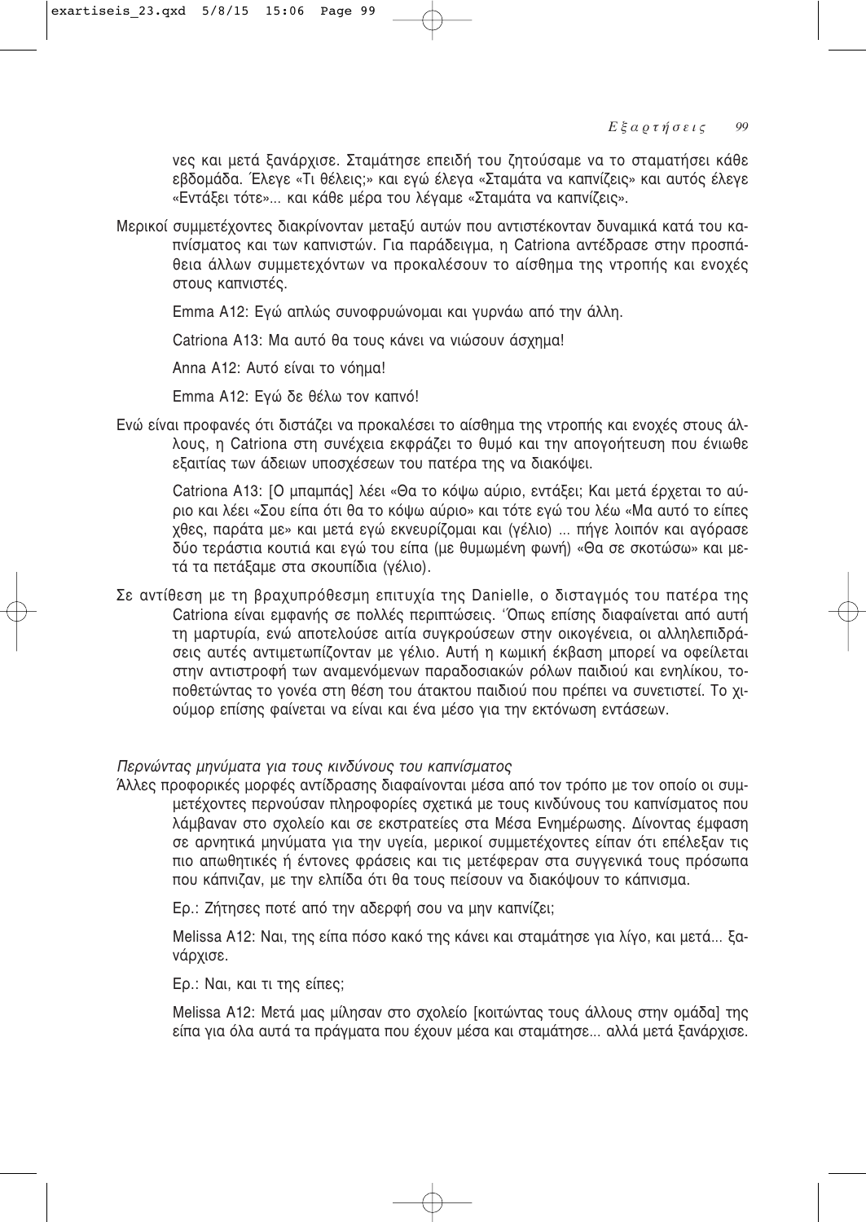νες και μετά ξανάρχισε. Σταμάτησε επειδή του ζητούσαμε να το σταματήσει κάθε εβδομάδα. Έλεγε «Τι θέλεις;» και εγώ έλεγα «Σταμάτα να καπνίζεις» και αυτός έλεγε «Εντάξει τότε»... και κάθε μέρα του λέγαμε «Σταμάτα να καπνίζεις».

Μερικοί συμμετέχοντες διακρίνονταν μεταξύ αυτών που αντιστέκονταν δυναμικά κατά του καπνίσματος και των καπνιστών. Για παράδειγμα, η Catriona αντέδρασε στην προσπάθεια άλλων συμμετεχόντων να προκαλέσουν το αίσθημα της ντροπής και ενοχές στους καπνιστές.

Emma A12: Εγώ απλώς συνοφρυώνομαι και γυρνάω από την άλλη.

Catriona A13: Μα αυτό θα τους κάνει να νιώσουν άσχημα!

Anna A12: Αυτό είναι το νόημα!

Emma A12: Εγώ δε θέλω τον καπνό!

Ενώ είναι προφανές ότι διστάζει να προκαλέσει το αίσθημα της ντροπής και ενοχές στους άλλους, η Catriona στη συνέχεια εκφράζει το θυμό και την απογοήτευση που ένιωθε εξαιτίας των άδειων υποσχέσεων του πατέρα της να διακόψει.

Catriona A13: [Ο μπαμπάς] λέει «Θα το κόψω αύριο, εντάξει; Και μετά έρχεται το αύριο και λέει «Σου είπα ότι θα το κόψω αύριο» και τότε εγώ του λέω «Μα αυτό το είπες χθες, παράτα με» και μετά εγώ εκνευρίζομαι και (γέλιο) ... πήγε λοιπόν και αγόρασε δύο τεράστια κουτιά και εγώ του είπα (με θυμωμένη φωνή) «Θα σε σκοτώσω» και μετά τα πετάξαμε στα σκουπίδια (γέλιο).

Σε αντίθεση με τη βραχυπρόθεσμη επιτυχία της Danielle, ο δισταγμός του πατέρα της Catriona είναι εμφανής σε πολλές περιπτώσεις. Όπως επίσης διαφαίνεται από αυτή τη μαρτυρία, ενώ αποτελούσε αιτία συγκρούσεων στην οικογένεια, οι αλληλεπιδράσεις αυτές αντιμετωπίζονταν με γέλιο. Αυτή η κωμική έκβαση μπορεί να οφείλεται στην αντιστροφή των αναμενόμενων παραδοσιακών ρόλων παιδιού και ενηλίκου, τοποθετώντας το γονέα στη θέση του άτακτου παιδιού που πρέπει να συνετιστεί. Το χιούμορ επίσης φαίνεται να είναι και ένα μέσο για την εκτόνωση εντάσεων.

*Περνώντας μηνύματα για τους κινδύνους του καπνίσματος*

Άλλες προφορικές μορφές αντίδρασης διαφαίνονται μέσα από τον τρόπο με τον οποίο οι συμμετέχοντες περνούσαν πληροφορίες σχετικά με τους κινδύνους του καπνίσματος που λάμβαναν στο σχολείο και σε εκστρατείες στα Μέσα Ενημέρωσης. Δίνοντας έμφαση σε αρνητικά μηνύματα για την υγεία, μερικοί συμμετέχοντες είπαν ότι επέλεξαν τις πιο απωθητικές ή έντονες φράσεις και τις μετέφεραν στα συγγενικά τους πρόσωπα που κάπνιζαν, με την ελπίδα ότι θα τους πείσουν να διακόψουν το κάπνισμα.

Ερ.: Ζήτησες ποτέ από την αδερφή σου να μην καπνίζει;

Melissa A12: Ναι, της είπα πόσο κακό της κάνει και σταμάτησε για λίγο, και μετά... ξανάρχισε.

Ερ.: Ναι, και τι της είπες;

Melissa A12: Μετά μας μίλησαν στο σχολείο [κοιτώντας τους άλλους στην ομάδα] της είπα για όλα αυτά τα πράγματα που έχουν μέσα και σταμάτησε... αλλά μετά ξανάρχισε.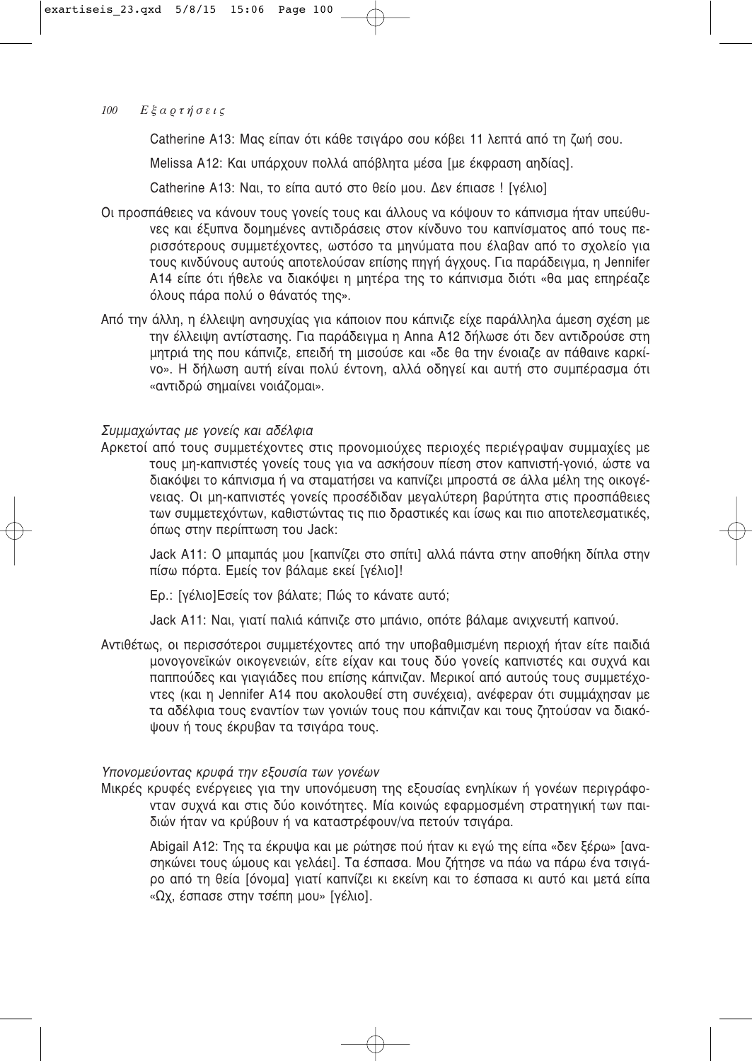Catherine A13: Μας είπαν ότι κάθε τσιγάρο σου κόβει 11 λεπτά από τη ζωή σου.

Melissa A12: Και υπάρχουν πολλά απόβλητα μέσα [με έκφραση αηδίας].

Catherine A13: Ναι, το είπα αυτό στο θείο μου. Δεν έπιασε ! [γέλιο]

Οι προσπάθειες να κάνουν τους γονείς τους και άλλους να κόψουν το κάπνισμα ήταν υπεύθυνες και έξυπνα δομημένες αντιδράσεις στον κίνδυνο του καπνίσματος από τους περισσότερους συμμετέχοντες, ωστόσο τα μηνύματα που έλαβαν από το σχολείο για τους κινδύνους αυτούς αποτελούσαν επίσης πηγή άγχους. Για παράδειγμα, η Jennifer A14 είπε ότι ήθελε να διακόψει η μητέρα της το κάπνισμα διότι «θα μας επηρέαζε όλους πάρα πολύ ο θάνατός της».

Από την άλλη, η έλλειψη ανησυχίας για κάποιον που κάπνιζε είχε παράλληλα άμεση σχέση με την έλλειψη αντίστασης. Για παράδειγμα η Anna A12 δήλωσε ότι δεν αντιδρούσε στη μητριά της που κάπνιζε, επειδή τη μισούσε και «δε θα την ένοιαζε αν πάθαινε καρκίνο». Η δήλωση αυτή είναι πολύ έντονη, αλλά οδηγεί και αυτή στο συμπέρασμα ότι «αντιδρώ σημαίνει νοιάζομαι».

*Συμμαχώντας με γονείς και αδέλφια*

Αρκετοί από τους συμμετέχοντες στις προνομιούχες περιοχές περιέγραψαν συμμαχίες με τους μη-καπνιστές γονείς τους για να ασκήσουν πίεση στον καπνιστή-γονιό, ώστε να διακόψει το κάπνισμα ή να σταματήσει να καπνίζει μπροστά σε άλλα μέλη της οικογένειας. Οι μη-καπνιστές γονείς προσέδιδαν μεγαλύτερη βαρύτητα στις προσπάθειες των συμμετεχόντων, καθιστώντας τις πιο δραστικές και ίσως και πιο αποτελεσματικές, όπως στην περίπτωση του Jack:

Jack A11: Ο μπαμπάς μου [καπνίζει στο σπίτι] αλλά πάντα στην αποθήκη δίπλα στην πίσω πόρτα. Εμείς τον βάλαμε εκεί [γέλιο]!

Ερ.: [γέλιο]Εσείς τον βάλατε; Πώς το κάνατε αυτό;

Jack A11: Ναι, γιατί παλιά κάπνιζε στο μπάνιο, οπότε βάλαμε ανιχνευτή καπνού.

Αντιθέτως, οι περισσότεροι συμμετέχοντες από την υποβαθμισμένη περιοχή ήταν είτε παιδιά μονογονεϊκών οικογενειών, είτε είχαν και τους δύο γονείς καπνιστές και συχνά και παππούδες και γιαγιάδες που επίσης κάπνιζαν. Μερικοί από αυτούς τους συμμετέχοντες (και η Jennifer A14 που ακολουθεί στη συνέχεια), ανέφεραν ότι συμμάχησαν με τα αδέλφια τους εναντίον των γονιών τους που κάπνιζαν και τους ζητούσαν να διακόψουν ή τους έκρυβαν τα τσιγάρα τους.

*Υπονομεύοντας κρυφά την εξουσία των γονέων*

Μικρές κρυφές ενέργειες για την υπονόμευση της εξουσίας ενηλίκων ή γονέων περιγράφονταν συχνά και στις δύο κοινότητες. Μία κοινώς εφαρμοσμένη στρατηγική των παιδιών ήταν να κρύβουν ή να καταστρέφουν/να πετούν τσιγάρα.

Abigail A12: Της τα έκρυψα και με ρώτησε πού ήταν κι εγώ της είπα «δεν ξέρω» [ανασηκώνει τους ώμους και γελάει]. Τα έσπασα. Μου ζήτησε να πάω να πάρω ένα τσιγάρο από τη θεία [όνομα] γιατί καπνίζει κι εκείνη και το έσπασα κι αυτό και μετά είπα «Ωχ, έσπασε στην τσέπη μου» [γέλιο].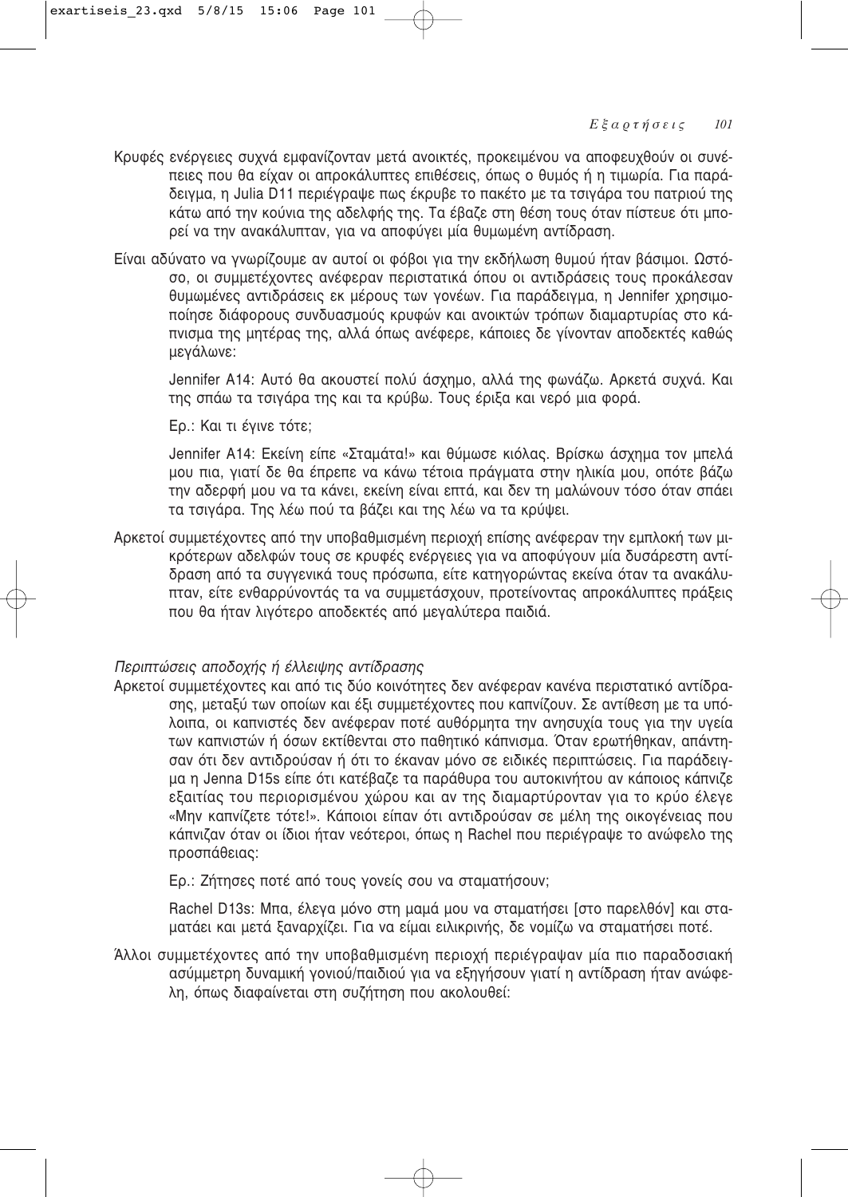Κρυφές ενέργειες συχνά εμφανίζονταν μετά ανοικτές, προκειμένου να αποφευχθούν οι συνέπειες που θα είχαν οι απροκάλυπτες επιθέσεις, όπως ο θυμός ή η τιμωρία. Για παράδειγμα, η Julia D11 περιέγραψε πως έκρυβε το πακέτο με τα τσιγάρα του πατριού της κάτω από την κούνια της αδελφής της. Τα έβαζε στη θέση τους όταν πίστευε ότι μπορεί να την ανακάλυπταν, για να αποφύγει μία θυμωμένη αντίδραση.

Είναι αδύνατο να γνωρίζουμε αν αυτοί οι φόβοι για την εκδήλωση θυμού ήταν βάσιμοι. Ωστόσο, οι συμμετέχοντες ανέφεραν περιστατικά όπου οι αντιδράσεις τους προκάλεσαν θυμωμένες αντιδράσεις εκ μέρους των γονέων. Για παράδειγμα, η Jennifer χρησιμοποίησε διάφορους συνδυασμούς κρυφών και ανοικτών τρόπων διαμαρτυρίας στο κάπνισμα της μητέρας της, αλλά όπως ανέφερε, κάποιες δε γίνονταν αποδεκτές καθώς μεγάλωνε:

> Jennifer A14: Αυτό θα ακουστεί πολύ άσχημο, αλλά της φωνάζω. Αρκετά συχνά. Και της σπάω τα τσιγάρα της και τα κρύβω. Τους έριξα και νερό μια φορά.
>
> Ερ.: Και τι έγινε τότε;
>
> Jennifer A14: Εκείνη είπε «Σταμάτα!» και θύμωσε κιόλας. Βρίσκω άσχημα τον μπελά μου πια, γιατί δε θα έπρεπε να κάνω τέτοια πράγματα στην ηλικία μου, οπότε βάζω την αδερφή μου να τα κάνει, εκείνη είναι επτά, και δεν τη μαλώνουν τόσο όταν σπάει τα τσιγάρα. Της λέω πού τα βάζει και της λέω να τα κρύψει.

Αρκετοί συμμετέχοντες από την υποβαθμισμένη περιοχή επίσης ανέφεραν την εμπλοκή των μικρότερων αδελφών τους σε κρυφές ενέργειες για να αποφύγουν μία δυσάρεστη αντίδραση από τα συγγενικά τους πρόσωπα, είτε κατηγορώντας εκείνα όταν τα ανακάλυπταν, είτε ενθαρρύνοντάς τα να συμμετάσχουν, προτείνοντας απροκάλυπτες πράξεις που θα ήταν λιγότερο αποδεκτές από μεγαλύτερα παιδιά.

*Περιπτώσεις αποδοχής ή έλλειψης αντίδρασης*

Αρκετοί συμμετέχοντες και από τις δύο κοινότητες δεν ανέφεραν κανένα περιστατικό αντίδρασης, μεταξύ των οποίων και έξι συμμετέχοντες που καπνίζουν. Σε αντίθεση με τα υπόλοιπα, οι καπνιστές δεν ανέφεραν ποτέ αυθόρμητα την ανησυχία τους για την υγεία των καπνιστών ή όσων εκτίθενται στο παθητικό κάπνισμα. Όταν ερωτήθηκαν, απάντησαν ότι δεν αντιδρούσαν ή ότι το έκαναν μόνο σε ειδικές περιπτώσεις. Για παράδειγμα η Jenna D15s είπε ότι κατέβαζε τα παράθυρα του αυτοκινήτου αν κάποιος κάπνιζε εξαιτίας του περιορισμένου χώρου και αν της διαμαρτύρονταν για το κρύο έλεγε «Μην καπνίζετε τότε!». Κάποιοι είπαν ότι αντιδρούσαν σε μέλη της οικογένειας που κάπνιζαν όταν οι ίδιοι ήταν νεότεροι, όπως η Rachel που περιέγραψε το ανώφελο της προσπάθειας:

> Ερ.: Ζήτησες ποτέ από τους γονείς σου να σταματήσουν;
>
> Rachel D13s: Μπα, έλεγα μόνο στη μαμά μου να σταματήσει [στο παρελθόν] και σταματάει και μετά ξαναρχίζει. Για να είμαι ειλικρινής, δε νομίζω να σταματήσει ποτέ.

Άλλοι συμμετέχοντες από την υποβαθμισμένη περιοχή περιέγραψαν μία πιο παραδοσιακή ασύμμετρη δυναμική γονιού/παιδιού για να εξηγήσουν γιατί η αντίδραση ήταν ανώφελη, όπως διαφαίνεται στη συζήτηση που ακολουθεί: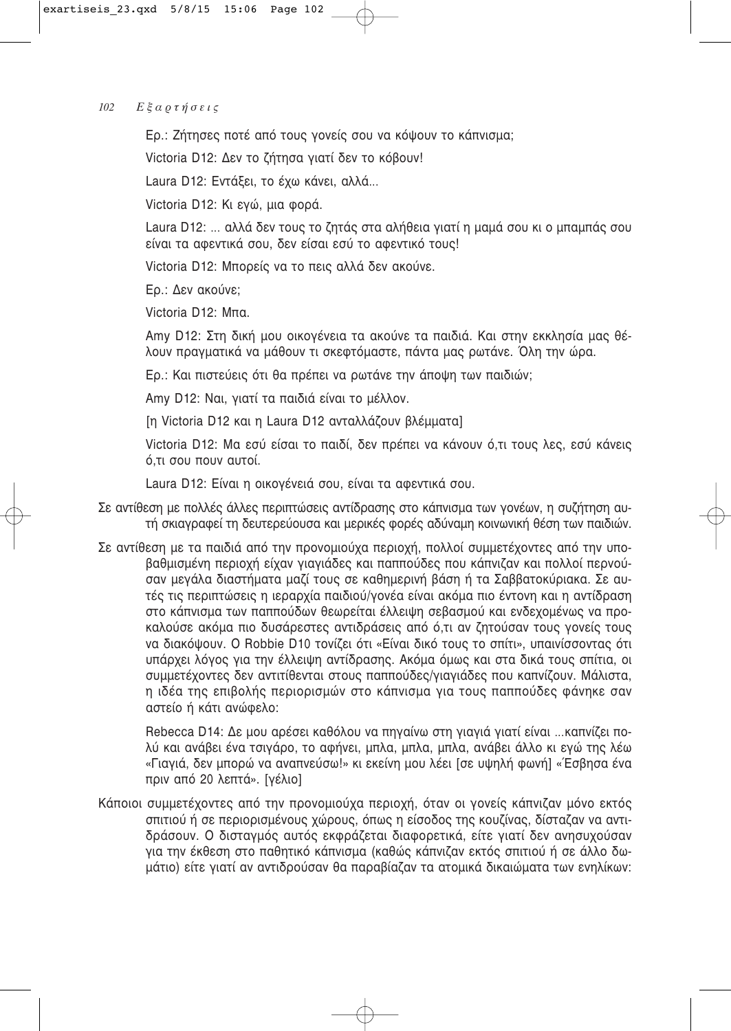Ερ.: Ζήτησες ποτέ από τους γονείς σου να κόψουν το κάπνισμα;

Victoria D12: Δεν το ζήτησα γιατί δεν το κόβουν!

Laura D12: Εντάξει, το έχω κάνει, αλλά...

Victoria D12: Κι εγώ, μια φορά.

Laura D12: ... αλλά δεν τους το ζητάς στα αλήθεια γιατί η μαμά σου κι ο μπαμπάς σου είναι τα αφεντικά σου, δεν είσαι εσύ το αφεντικό τους!

Victoria D12: Μπορείς να το πεις αλλά δεν ακούνε.

Ερ.: Δεν ακούνε;

Victoria D12: Μπα.

Amy D12: Στη δική μου οικογένεια τα ακούνε τα παιδιά. Και στην εκκλησία μας θέλουν πραγματικά να μάθουν τι σκεφτόμαστε, πάντα μας ρωτάνε. Όλη την ώρα.

Ερ.: Και πιστεύεις ότι θα πρέπει να ρωτάνε την άποψη των παιδιών;

Amy D12: Ναι, γιατί τα παιδιά είναι το μέλλον.

[η Victoria D12 και η Laura D12 ανταλλάζουν βλέμματα]

Victoria D12: Μα εσύ είσαι το παιδί, δεν πρέπει να κάνουν ό,τι τους λες, εσύ κάνεις ό,τι σου πουν αυτοί.

Laura D12: Είναι η οικογένειά σου, είναι τα αφεντικά σου.

Σε αντίθεση με πολλές άλλες περιπτώσεις αντίδρασης στο κάπνισμα των γονέων, η συζήτηση αυτή σκιαγραφεί τη δευτερεύουσα και μερικές φορές αδύναμη κοινωνική θέση των παιδιών.

Σε αντίθεση με τα παιδιά από την προνομιούχα περιοχή, πολλοί συμμετέχοντες από την υποβαθμισμένη περιοχή είχαν γιαγιάδες και παππούδες που κάπνιζαν και πολλοί περνούσαν μεγάλα διαστήματα μαζί τους σε καθημερινή βάση ή τα Σαββατοκύριακα. Σε αυτές τις περιπτώσεις η ιεραρχία παιδιού/γονέα είναι ακόμα πιο έντονη και η αντίδραση στο κάπνισμα των παππούδων θεωρείται έλλειψη σεβασμού και ενδεχομένως να προκαλούσε ακόμα πιο δυσάρεστες αντιδράσεις από ό,τι αν ζητούσαν τους γονείς τους να διακόψουν. Ο Robbie D10 τονίζει ότι «Είναι δικό τους το σπίτι», υπαινίσσοντας ότι υπάρχει λόγος για την έλλειψη αντίδρασης. Ακόμα όμως και στα δικά τους σπίτια, οι συμμετέχοντες δεν αντιτίθενται στους παππούδες/γιαγιάδες που καπνίζουν. Μάλιστα, η ιδέα της επιβολής περιορισμών στο κάπνισμα για τους παππούδες φάνηκε σαν αστείο ή κάτι ανώφελο:

Rebecca D14: Δε μου αρέσει καθόλου να πηγαίνω στη γιαγιά γιατί είναι ...καπνίζει πολύ και ανάβει ένα τσιγάρο, το αφήνει, μπλα, μπλα, μπλα, ανάβει άλλο κι εγώ της λέω «Γιαγιά, δεν μπορώ να αναπνεύσω!» κι εκείνη μου λέει [σε υψηλή φωνή] «Έσβησα ένα πριν από 20 λεπτά». [γέλιο]

Κάποιοι συμμετέχοντες από την προνομιούχα περιοχή, όταν οι γονείς κάπνιζαν μόνο εκτός σπιτιού ή σε περιορισμένους χώρους, όπως η είσοδος της κουζίνας, δίσταζαν να αντιδράσουν. Ο δισταγμός αυτός εκφράζεται διαφορετικά, είτε γιατί δεν ανησυχούσαν για την έκθεση στο παθητικό κάπνισμα (καθώς κάπνιζαν εκτός σπιτιού ή σε άλλο δωμάτιο) είτε γιατί αν αντιδρούσαν θα παραβίαζαν τα ατομικά δικαιώματα των ενηλίκων: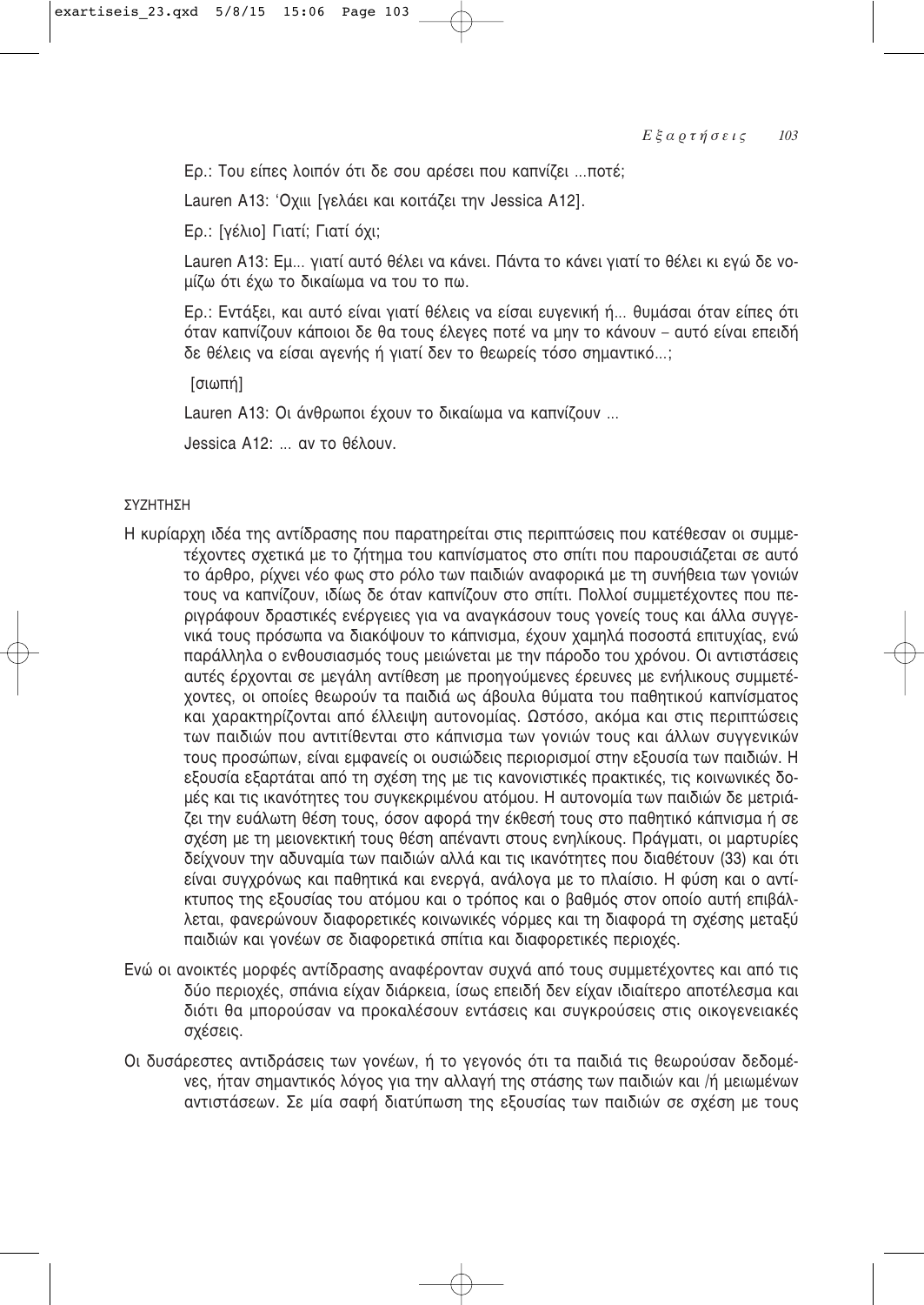Ερ.: Του είπες λοιπόν ότι δε σου αρέσει που καπνίζει ...ποτέ;

Lauren A13: 'Οχιι [γελάει και κοιτάζει την Jessica A12].

Ερ.: [γέλιο] Γιατί; Γιατί όχι;

Lauren A13: Εμ... γιατί αυτό θέλει να κάνει. Πάντα το κάνει γιατί το θέλει κι εγώ δε νομίζω ότι έχω το δικαίωμα να του το πω.

Ερ.: Εντάξει, και αυτό είναι γιατί θέλεις να είσαι ευγενική ή... θυμάσαι όταν είπες ότι όταν καπνίζουν κάποιοι δε θα τους έλεγες ποτέ να μην το κάνουν – αυτό είναι επειδή δε θέλεις να είσαι αγενής ή γιατί δεν το θεωρείς τόσο σημαντικό...;

[σιωπή]

Lauren A13: Οι άνθρωποι έχουν το δικαίωμα να καπνίζουν ...

Jessica A12: ... αν το θέλουν.

## ΣΥΖΗΤΗΣΗ

Η κυρίαρχη ιδέα της αντίδρασης που παρατηρείται στις περιπτώσεις που κατέθεσαν οι συμμετέχοντες σχετικά με το ζήτημα του καπνίσματος στο σπίτι που παρουσιάζεται σε αυτό το άρθρο, ρίχνει νέο φως στο ρόλο των παιδιών αναφορικά με τη συνήθεια των γονιών τους να καπνίζουν, ιδίως δε όταν καπνίζουν στο σπίτι. Πολλοί συμμετέχοντες που περιγράφουν δραστικές ενέργειες για να αναγκάσουν τους γονείς τους και άλλα συγγενικά τους πρόσωπα να διακόψουν το κάπνισμα, έχουν χαμηλά ποσοστά επιτυχίας, ενώ παράλληλα ο ενθουσιασμός τους μειώνεται με την πάροδο του χρόνου. Οι αντιστάσεις αυτές έρχονται σε μεγάλη αντίθεση με προηγούμενες έρευνες με ενήλικους συμμετέχοντες, οι οποίες θεωρούν τα παιδιά ως άβουλα θύματα του παθητικού καπνίσματος και χαρακτηρίζονται από έλλειψη αυτονομίας. Ωστόσο, ακόμα και στις περιπτώσεις των παιδιών που αντιτίθενται στο κάπνισμα των γονιών τους και άλλων συγγενικών τους προσώπων, είναι εμφανείς οι ουσιώδεις περιορισμοί στην εξουσία των παιδιών. Η εξουσία εξαρτάται από τη σχέση της με τις κανονιστικές πρακτικές, τις κοινωνικές δομές και τις ικανότητες του συγκεκριμένου ατόμου. Η αυτονομία των παιδιών δε μετριάζει την ευάλωτη θέση τους, όσον αφορά την έκθεσή τους στο παθητικό κάπνισμα ή σε σχέση με τη μειονεκτική τους θέση απέναντι στους ενηλίκους. Πράγματι, οι μαρτυρίες δείχνουν την αδυναμία των παιδιών αλλά και τις ικανότητες που διαθέτουν (33) και ότι είναι συγχρόνως και παθητικά και ενεργά, ανάλογα με το πλαίσιο. Η φύση και ο αντίκτυπος της εξουσίας του ατόμου και ο τρόπος και ο βαθμός στον οποίο αυτή επιβάλλεται, φανερώνουν διαφορετικές κοινωνικές νόρμες και τη διαφορά τη σχέσης μεταξύ παιδιών και γονέων σε διαφορετικά σπίτια και διαφορετικές περιοχές.

Ενώ οι ανοικτές μορφές αντίδρασης αναφέρονταν συχνά από τους συμμετέχοντες και από τις δύο περιοχές, σπάνια είχαν διάρκεια, ίσως επειδή δεν είχαν ιδιαίτερο αποτέλεσμα και διότι θα μπορούσαν να προκαλέσουν εντάσεις και συγκρούσεις στις οικογενειακές σχέσεις.

Οι δυσάρεστες αντιδράσεις των γονέων, ή το γεγονός ότι τα παιδιά τις θεωρούσαν δεδομένες, ήταν σημαντικός λόγος για την αλλαγή της στάσης των παιδιών και /ή μειωμένων αντιστάσεων. Σε μία σαφή διατύπωση της εξουσίας των παιδιών σε σχέση με τους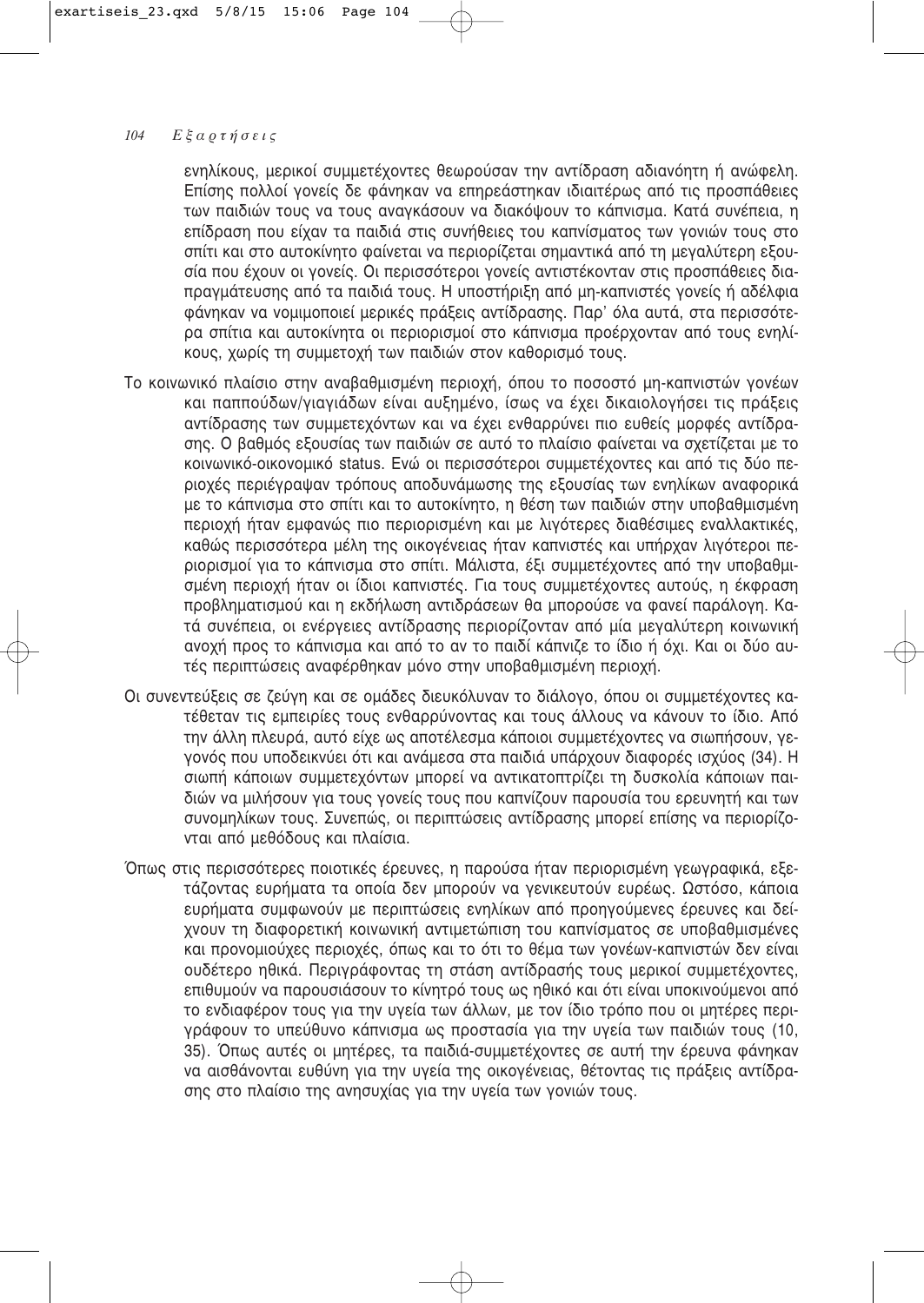ενηλίκους, μερικοί συμμετέχοντες θεωρούσαν την αντίδραση αδιανόητη ή ανώφελη. Επίσης πολλοί γονείς δε φάνηκαν να επηρεάστηκαν ιδιαιτέρως από τις προσπάθειες των παιδιών τους να τους αναγκάσουν να διακόψουν το κάπνισμα. Κατά συνέπεια, η επίδραση που είχαν τα παιδιά στις συνήθειες του καπνίσματος των γονιών τους στο σπίτι και στο αυτοκίνητο φαίνεται να περιορίζεται σημαντικά από τη μεγαλύτερη εξουσία που έχουν οι γονείς. Οι περισσότεροι γονείς αντιστέκονταν στις προσπάθειες διαπραγμάτευσης από τα παιδιά τους. Η υποστήριξη από μη-καπνιστές γονείς ή αδέλφια φάνηκαν να νομιμοποιεί μερικές πράξεις αντίδρασης. Παρ' όλα αυτά, στα περισσότερα σπίτια και αυτοκίνητα οι περιορισμοί στο κάπνισμα προέρχονταν από τους ενηλίκους, χωρίς τη συμμετοχή των παιδιών στον καθορισμό τους.

Το κοινωνικό πλαίσιο στην αναβαθμισμένη περιοχή, όπου το ποσοστό μη-καπνιστών γονέων και παππούδων/γιαγιάδων είναι αυξημένο, ίσως να έχει δικαιολογήσει τις πράξεις αντίδρασης των συμμετεχόντων και να έχει ενθαρρύνει πιο ευθείς μορφές αντίδρασης. Ο βαθμός εξουσίας των παιδιών σε αυτό το πλαίσιο φαίνεται να σχετίζεται με το κοινωνικό-οικονομικό status. Ενώ οι περισσότεροι συμμετέχοντες και από τις δύο περιοχές περιέγραψαν τρόπους αποδυνάμωσης της εξουσίας των ενηλίκων αναφορικά με το κάπνισμα στο σπίτι και το αυτοκίνητο, η θέση των παιδιών στην υποβαθμισμένη περιοχή ήταν εμφανώς πιο περιορισμένη και με λιγότερες διαθέσιμες εναλλακτικές, καθώς περισσότερα μέλη της οικογένειας ήταν καπνιστές και υπήρχαν λιγότεροι περιορισμοί για το κάπνισμα στο σπίτι. Μάλιστα, έξι συμμετέχοντες από την υποβαθμισμένη περιοχή ήταν οι ίδιοι καπνιστές. Για τους συμμετέχοντες αυτούς, η έκφραση προβληματισμού και η εκδήλωση αντιδράσεων θα μπορούσε να φανεί παράλογη. Κατά συνέπεια, οι ενέργειες αντίδρασης περιορίζονταν από μία μεγαλύτερη κοινωνική ανοχή προς το κάπνισμα και από το αν το παιδί κάπνιζε το ίδιο ή όχι. Και οι δύο αυτές περιπτώσεις αναφέρθηκαν μόνο στην υποβαθμισμένη περιοχή.

Οι συνεντεύξεις σε ζεύγη και σε ομάδες διευκόλυναν το διάλογο, όπου οι συμμετέχοντες κατέθεταν τις εμπειρίες τους ενθαρρύνοντας και τους άλλους να κάνουν το ίδιο. Από την άλλη πλευρά, αυτό είχε ως αποτέλεσμα κάποιοι συμμετέχοντες να σιωπήσουν, γεγονός που υποδεικνύει ότι και ανάμεσα στα παιδιά υπάρχουν διαφορές ισχύος (34). Η σιωπή κάποιων συμμετεχόντων μπορεί να αντικατοπτρίζει τη δυσκολία κάποιων παιδιών να μιλήσουν για τους γονείς τους που καπνίζουν παρουσία του ερευνητή και των συνομηλίκων τους. Συνεπώς, οι περιπτώσεις αντίδρασης μπορεί επίσης να περιορίζονται από μεθόδους και πλαίσια.

Όπως στις περισσότερες ποιοτικές έρευνες, η παρούσα ήταν περιορισμένη γεωγραφικά, εξετάζοντας ευρήματα τα οποία δεν μπορούν να γενικευτούν ευρέως. Ωστόσο, κάποια ευρήματα συμφωνούν με περιπτώσεις ενηλίκων από προηγούμενες έρευνες και δείχνουν τη διαφορετική κοινωνική αντιμετώπιση του καπνίσματος σε υποβαθμισμένες και προνομιούχες περιοχές, όπως και το ότι το θέμα των γονέων-καπνιστών δεν είναι ουδέτερο ηθικά. Περιγράφοντας τη στάση αντίδρασής τους μερικοί συμμετέχοντες, επιθυμούν να παρουσιάσουν το κίνητρό τους ως ηθικό και ότι είναι υποκινούμενοι από το ενδιαφέρον τους για την υγεία των άλλων, με τον ίδιο τρόπο που οι μητέρες περιγράφουν το υπεύθυνο κάπνισμα ως προστασία για την υγεία των παιδιών τους (10, 35). Όπως αυτές οι μητέρες, τα παιδιά-συμμετέχοντες σε αυτή την έρευνα φάνηκαν να αισθάνονται ευθύνη για την υγεία της οικογένειας, θέτοντας τις πράξεις αντίδρασης στο πλαίσιο της ανησυχίας για την υγεία των γονιών τους.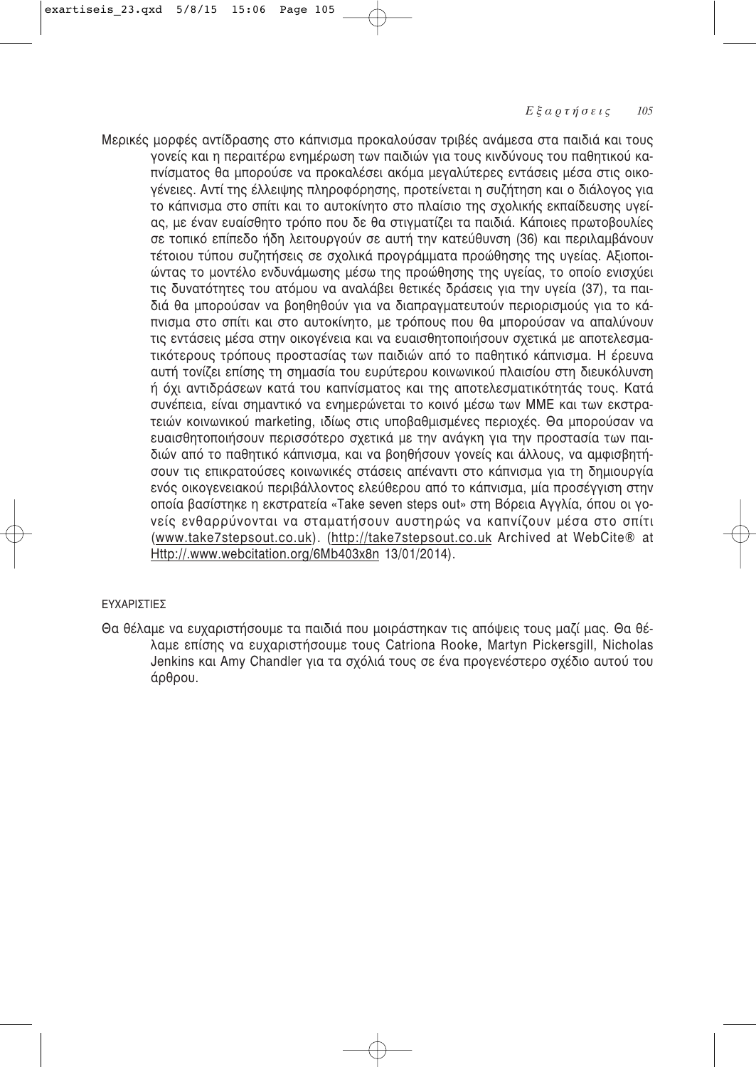Μερικές μορφές αντίδρασης στο κάπνισμα προκαλούσαν τριβές ανάμεσα στα παιδιά και τους γονείς και η περαιτέρω ενημέρωση των παιδιών για τους κινδύνους του παθητικού καπνίσματος θα μπορούσε να προκαλέσει ακόμα μεγαλύτερες εντάσεις μέσα στις οικογένειες. Αντί της έλλειψης πληροφόρησης, προτείνεται η συζήτηση και ο διάλογος για το κάπνισμα στο σπίτι και το αυτοκίνητο στο πλαίσιο της σχολικής εκπαίδευσης υγείας, με έναν ευαίσθητο τρόπο που δε θα στιγματίζει τα παιδιά. Κάποιες πρωτοβουλίες σε τοπικό επίπεδο ήδη λειτουργούν σε αυτή την κατεύθυνση (36) και περιλαμβάνουν τέτοιου τύπου συζητήσεις σε σχολικά προγράμματα προώθησης της υγείας. Αξιοποιώντας το μοντέλο ενδυνάμωσης μέσω της προώθησης της υγείας, το οποίο ενισχύει τις δυνατότητες του ατόμου να αναλάβει θετικές δράσεις για την υγεία (37), τα παιδιά θα μπορούσαν να βοηθηθούν για να διαπραγματευτούν περιορισμούς για το κάπνισμα στο σπίτι και στο αυτοκίνητο, με τρόπους που θα μπορούσαν να απαλύνουν τις εντάσεις μέσα στην οικογένεια και να ευαισθητοποιήσουν σχετικά με αποτελεσματικότερους τρόπους προστασίας των παιδιών από το παθητικό κάπνισμα. Η έρευνα αυτή τονίζει επίσης τη σημασία του ευρύτερου κοινωνικού πλαισίου στη διευκόλυνση ή όχι αντιδράσεων κατά του καπνίσματος και της αποτελεσματικότητάς τους. Κατά συνέπεια, είναι σημαντικό να ενημερώνεται το κοινό μέσω των ΜΜΕ και των εκστρατειών κοινωνικού marketing, ιδίως στις υποβαθμισμένες περιοχές. Θα μπορούσαν να ευαισθητοποιήσουν περισσότερο σχετικά με την ανάγκη για την προστασία των παιδιών από το παθητικό κάπνισμα, και να βοηθήσουν γονείς και άλλους, να αμφισβητήσουν τις επικρατούσες κοινωνικές στάσεις απέναντι στο κάπνισμα για τη δημιουργία ενός οικογενειακού περιβάλλοντος ελεύθερου από το κάπνισμα, μία προσέγγιση στην οποία βασίστηκε η εκστρατεία «Take seven steps out» στη Βόρεια Αγγλία, όπου οι γονείς ενθαρρύνονται να σταματήσουν αυστηρώς να καπνίζουν μέσα στο σπίτι (www.take7stepsout.co.uk). (http://take7stepsout.co.uk Archived at WebCite® at Http://.www.webcitation.org/6Mb403x8n 13/01/2014).

ΕΥΧΑΡΙΣΤΙΕΣ

Θα θέλαμε να ευχαριστήσουμε τα παιδιά που μοιράστηκαν τις απόψεις τους μαζί μας. Θα θέλαμε επίσης να ευχαριστήσουμε τους Catriona Rooke, Martyn Pickersgill, Nicholas Jenkins και Amy Chandler για τα σχόλιά τους σε ένα προγενέστερο σχέδιο αυτού του άρθρου.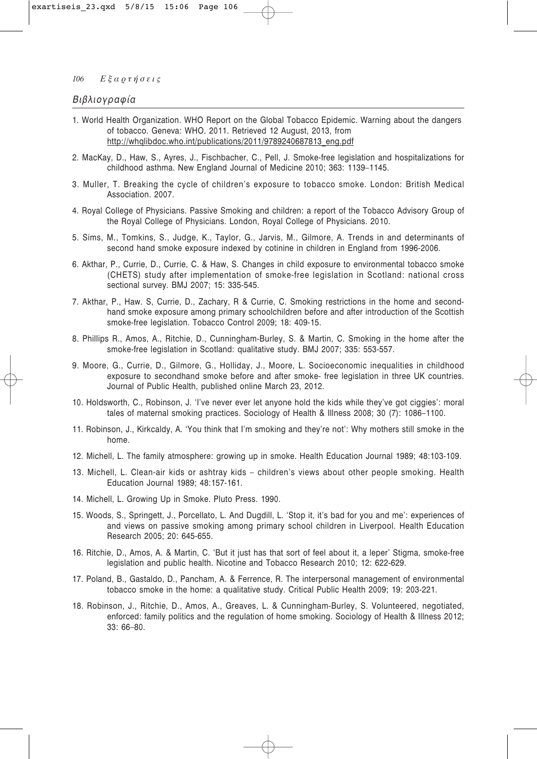## Βιβλιογραφία

1. World Health Organization. WHO Report on the Global Tobacco Epidemic. Warning about the dangers of tobacco. Geneva: WHO. 2011. Retrieved 12 August, 2013, from http://whqlibdoc.who.int/publications/2011/9789240687813_eng.pdf

2. MacKay, D., Haw, S., Ayres, J., Fischbacher, C., Pell, J. Smoke-free legislation and hospitalizations for childhood asthma. New England Journal of Medicine 2010; 363: 1139–1145.

3. Muller, T. Breaking the cycle of children's exposure to tobacco smoke. London: British Medical Association. 2007.

4. Royal College of Physicians. Passive Smoking and children: a report of the Tobacco Advisory Group of the Royal College of Physicians. London, Royal College of Physicians. 2010.

5. Sims, M., Tomkins, S., Judge, K., Taylor, G., Jarvis, M., Gilmore, A. Trends in and determinants of second hand smoke exposure indexed by cotinine in children in England from 1996-2006.

6. Akthar, P., Currie, D., Currie, C. & Haw, S. Changes in child exposure to environmental tobacco smoke (CHETS) study after implementation of smoke-free legislation in Scotland: national cross sectional survey. BMJ 2007; 15: 335-545.

7. Akthar, P., Haw. S, Currie, D., Zachary, R & Currie, C. Smoking restrictions in the home and second-hand smoke exposure among primary schoolchildren before and after introduction of the Scottish smoke-free legislation. Tobacco Control 2009; 18: 409-15.

8. Phillips R., Amos, A., Ritchie, D., Cunningham-Burley, S. & Martin, C. Smoking in the home after the smoke-free legislation in Scotland: qualitative study. BMJ 2007; 335: 553-557.

9. Moore, G., Currie, D., Gilmore, G., Holliday, J., Moore, L. Socioeconomic inequalities in childhood exposure to secondhand smoke before and after smoke- free legislation in three UK countries. Journal of Public Health, published online March 23, 2012.

10. Holdsworth, C., Robinson, J. 'I've never ever let anyone hold the kids while they've got ciggies': moral tales of maternal smoking practices. Sociology of Health & Illness 2008; 30 (7): 1086–1100.

11. Robinson, J., Kirkcaldy, A. 'You think that I'm smoking and they're not': Why mothers still smoke in the home.

12. Michell, L. The family atmosphere: growing up in smoke. Health Education Journal 1989; 48:103-109.

13. Michell, L. Clean-air kids or ashtray kids – children's views about other people smoking. Health Education Journal 1989; 48:157-161.

14. Michell, L. Growing Up in Smoke. Pluto Press. 1990.

15. Woods, S., Springett, J., Porcellato, L. And Dugdill, L. 'Stop it, it's bad for you and me': experiences of and views on passive smoking among primary school children in Liverpool. Health Education Research 2005; 20: 645-655.

16. Ritchie, D., Amos, A. & Martin, C. 'But it just has that sort of feel about it, a leper' Stigma, smoke-free legislation and public health. Nicotine and Tobacco Research 2010; 12: 622-629.

17. Poland, B., Gastaldo, D., Pancham, A. & Ferrence, R. The interpersonal management of environmental tobacco smoke in the home: a qualitative study. Critical Public Health 2009; 19: 203-221.

18. Robinson, J., Ritchie, D., Amos, A., Greaves, L. & Cunningham-Burley, S. Volunteered, negotiated, enforced: family politics and the regulation of home smoking. Sociology of Health & Illness 2012; 33: 66–80.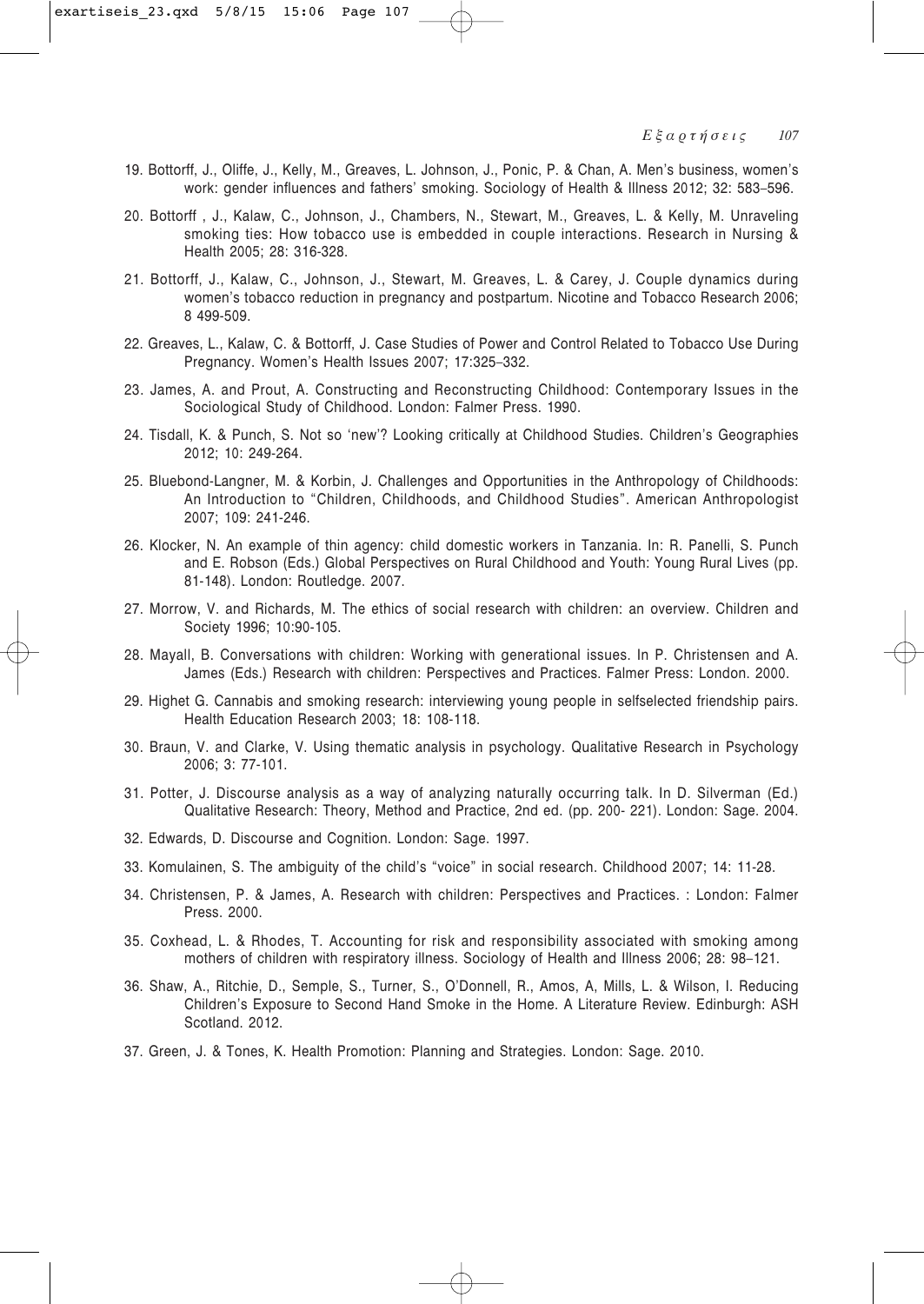19. Bottorff, J., Oliffe, J., Kelly, M., Greaves, L. Johnson, J., Ponic, P. & Chan, A. Men's business, women's work: gender influences and fathers' smoking. Sociology of Health & Illness 2012; 32: 583–596.

20. Bottorff , J., Kalaw, C., Johnson, J., Chambers, N., Stewart, M., Greaves, L. & Kelly, M. Unraveling smoking ties: How tobacco use is embedded in couple interactions. Research in Nursing & Health 2005; 28: 316-328.

21. Bottorff, J., Kalaw, C., Johnson, J., Stewart, M. Greaves, L. & Carey, J. Couple dynamics during women's tobacco reduction in pregnancy and postpartum. Nicotine and Tobacco Research 2006; 8 499-509.

22. Greaves, L., Kalaw, C. & Bottorff, J. Case Studies of Power and Control Related to Tobacco Use During Pregnancy. Women's Health Issues 2007; 17:325–332.

23. James, A. and Prout, A. Constructing and Reconstructing Childhood: Contemporary Issues in the Sociological Study of Childhood. London: Falmer Press. 1990.

24. Tisdall, K. & Punch, S. Not so 'new'? Looking critically at Childhood Studies. Children's Geographies 2012; 10: 249-264.

25. Bluebond-Langner, M. & Korbin, J. Challenges and Opportunities in the Anthropology of Childhoods: An Introduction to "Children, Childhoods, and Childhood Studies". American Anthropologist 2007; 109: 241-246.

26. Klocker, N. An example of thin agency: child domestic workers in Tanzania. In: R. Panelli, S. Punch and E. Robson (Eds.) Global Perspectives on Rural Childhood and Youth: Young Rural Lives (pp. 81-148). London: Routledge. 2007.

27. Morrow, V. and Richards, M. The ethics of social research with children: an overview. Children and Society 1996; 10:90-105.

28. Mayall, B. Conversations with children: Working with generational issues. In P. Christensen and A. James (Eds.) Research with children: Perspectives and Practices. Falmer Press: London. 2000.

29. Highet G. Cannabis and smoking research: interviewing young people in selfselected friendship pairs. Health Education Research 2003; 18: 108-118.

30. Braun, V. and Clarke, V. Using thematic analysis in psychology. Qualitative Research in Psychology 2006; 3: 77-101.

31. Potter, J. Discourse analysis as a way of analyzing naturally occurring talk. In D. Silverman (Ed.) Qualitative Research: Theory, Method and Practice, 2nd ed. (pp. 200- 221). London: Sage. 2004.

32. Edwards, D. Discourse and Cognition. London: Sage. 1997.

33. Komulainen, S. The ambiguity of the child's "voice" in social research. Childhood 2007; 14: 11-28.

34. Christensen, P. & James, A. Research with children: Perspectives and Practices. : London: Falmer Press. 2000.

35. Coxhead, L. & Rhodes, T. Accounting for risk and responsibility associated with smoking among mothers of children with respiratory illness. Sociology of Health and Illness 2006; 28: 98–121.

36. Shaw, A., Ritchie, D., Semple, S., Turner, S., O'Donnell, R., Amos, A, Mills, L. & Wilson, I. Reducing Children's Exposure to Second Hand Smoke in the Home. A Literature Review. Edinburgh: ASH Scotland. 2012.

37. Green, J. & Tones, K. Health Promotion: Planning and Strategies. London: Sage. 2010.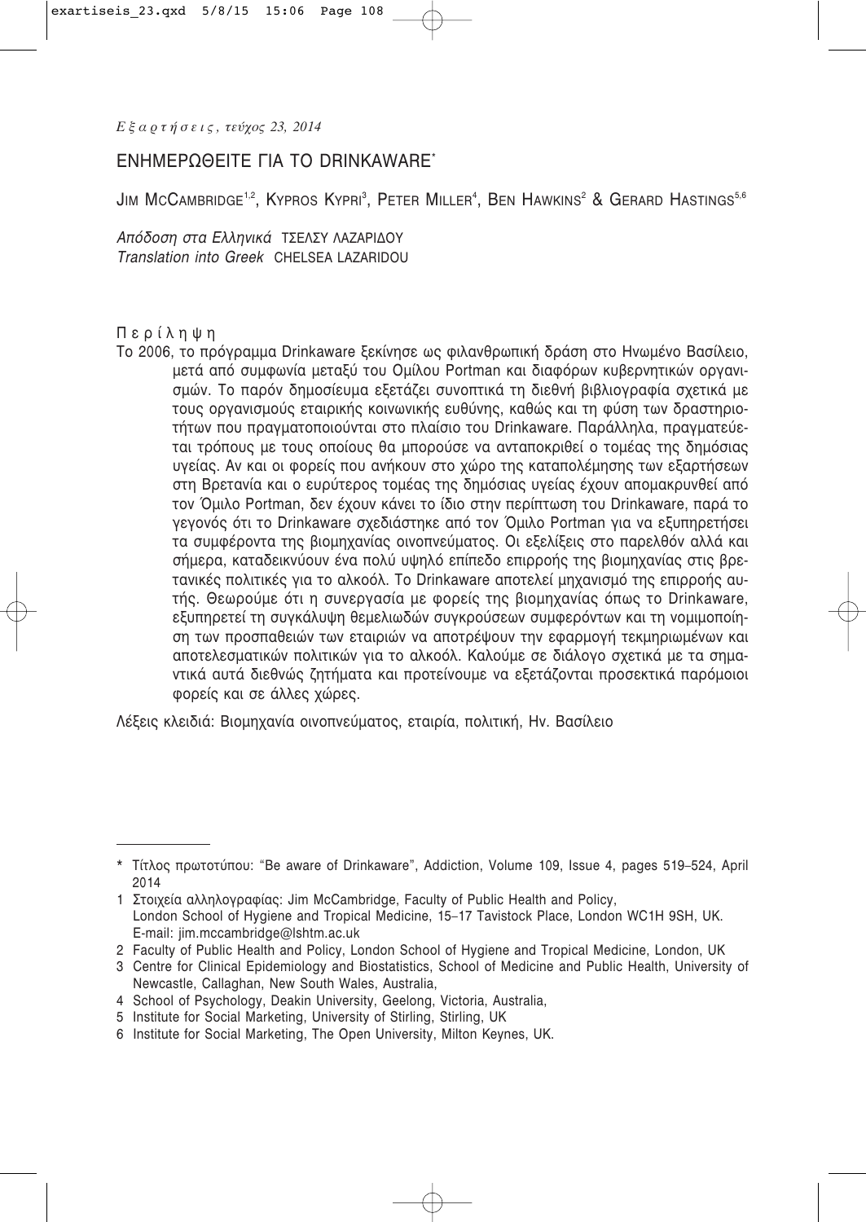# ΕΝΗΜΕΡΩΘΕΙΤΕ ΓΙΑ ΤΟ DRINKAWARE*

JIM MCCAMBRIDGE[1,2], KYPROS KYPRI[3], PETER MILLER[4], BEN HAWKINS[2] & GERARD HASTINGS[5,6]

*Απόδοση στα Ελληνικά* ΤΣΕΛΣΥ ΛΑΖΑΡΙΔΟΥ
*Translation into Greek* CHELSEA LAZARIDOU

Περίληψη

Το 2006, το πρόγραμμα Drinkaware ξεκίνησε ως φιλανθρωπική δράση στο Ηνωμένο Βασίλειο, μετά από συμφωνία μεταξύ του Ομίλου Portman και διαφόρων κυβερνητικών οργανισμών. Το παρόν δημοσίευμα εξετάζει συνοπτικά τη διεθνή βιβλιογραφία σχετικά με τους οργανισμούς εταιρικής κοινωνικής ευθύνης, καθώς και τη φύση των δραστηριοτήτων που πραγματοποιούνται στο πλαίσιο του Drinkaware. Παράλληλα, πραγματεύεται τρόπους με τους οποίους θα μπορούσε να ανταποκριθεί ο τομέας της δημόσιας υγείας. Αν και οι φορείς που ανήκουν στο χώρο της καταπολέμησης των εξαρτήσεων στη Βρετανία και ο ευρύτερος τομέας της δημόσιας υγείας έχουν απομακρυνθεί από τον Όμιλο Portman, δεν έχουν κάνει το ίδιο στην περίπτωση του Drinkaware, παρά το γεγονός ότι το Drinkaware σχεδιάστηκε από τον Όμιλο Portman για να εξυπηρετήσει τα συμφέροντα της βιομηχανίας οινοπνεύματος. Οι εξελίξεις στο παρελθόν αλλά και σήμερα, καταδεικνύουν ένα πολύ υψηλό επίπεδο επιρροής της βιομηχανίας στις βρετανικές πολιτικές για το αλκοόλ. Το Drinkaware αποτελεί μηχανισμό της επιρροής αυτής. Θεωρούμε ότι η συνεργασία με φορείς της βιομηχανίας όπως το Drinkaware, εξυπηρετεί τη συγκάλυψη θεμελιωδών συγκρούσεων συμφερόντων και τη νομιμοποίηση των προσπαθειών των εταιριών να αποτρέψουν την εφαρμογή τεκμηριωμένων και αποτελεσματικών πολιτικών για το αλκοόλ. Καλούμε σε διάλογο σχετικά με τα σημαντικά αυτά διεθνώς ζητήματα και προτείνουμε να εξετάζονται προσεκτικά παρόμοιοι φορείς και σε άλλες χώρες.

Λέξεις κλειδιά: Βιομηχανία οινοπνεύματος, εταιρία, πολιτική, Ην. Βασίλειο

---

* Τίτλος πρωτοτύπου: "Be aware of Drinkaware", Addiction, Volume 109, Issue 4, pages 519–524, April 2014

1 Στοιχεία αλληλογραφίας: Jim McCambridge, Faculty of Public Health and Policy, London School of Hygiene and Tropical Medicine, 15–17 Tavistock Place, London WC1H 9SH, UK. E-mail: jim.mccambridge@lshtm.ac.uk

2 Faculty of Public Health and Policy, London School of Hygiene and Tropical Medicine, London, UK

3 Centre for Clinical Epidemiology and Biostatistics, School of Medicine and Public Health, University of Newcastle, Callaghan, New South Wales, Australia,

4 School of Psychology, Deakin University, Geelong, Victoria, Australia,

5 Institute for Social Marketing, University of Stirling, Stirling, UK

6 Institute for Social Marketing, The Open University, Milton Keynes, UK.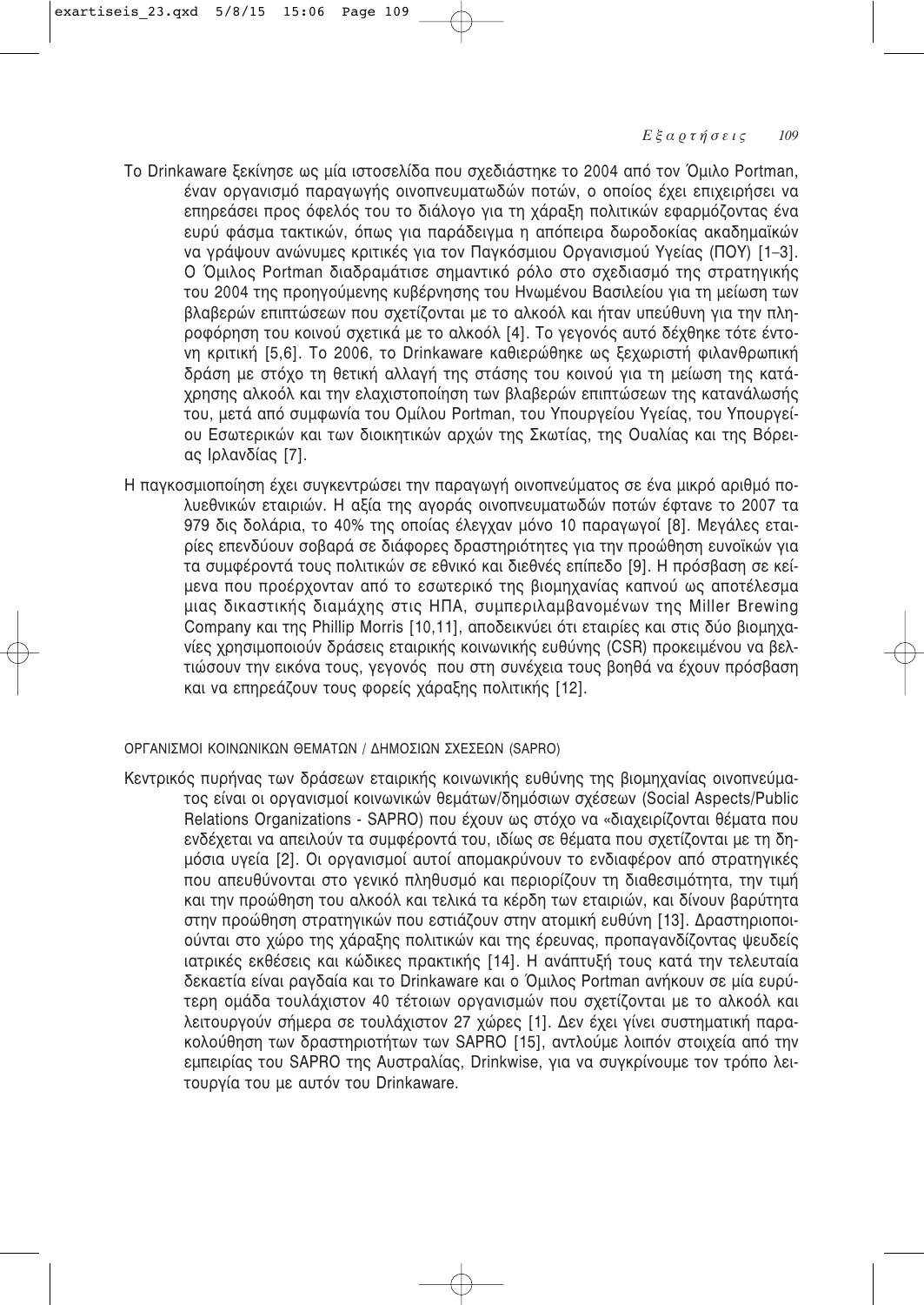Το Drinkaware ξεκίνησε ως μία ιστοσελίδα που σχεδιάστηκε το 2004 από τον Όμιλο Portman, έναν οργανισμό παραγωγής οινοπνευματωδών ποτών, ο οποίος έχει επιχειρήσει να επηρεάσει προς όφελός του το διάλογο για τη χάραξη πολιτικών εφαρμόζοντας ένα ευρύ φάσμα τακτικών, όπως για παράδειγμα η απόπειρα δωροδοκίας ακαδημαϊκών να γράψουν ανώνυμες κριτικές για τον Παγκόσμιου Οργανισμού Υγείας (ΠΟΥ) [1–3]. Ο Όμιλος Portman διαδραμάτισε σημαντικό ρόλο στο σχεδιασμό της στρατηγικής του 2004 της προηγούμενης κυβέρνησης του Ηνωμένου Βασιλείου για τη μείωση των βλαβερών επιπτώσεων που σχετίζονται με το αλκοόλ και ήταν υπεύθυνη για την πληροφόρηση του κοινού σχετικά με το αλκοόλ [4]. Το γεγονός αυτό δέχθηκε τότε έντονη κριτική [5,6]. Το 2006, το Drinkaware καθιερώθηκε ως ξεχωριστή φιλανθρωπική δράση με στόχο τη θετική αλλαγή της στάσης του κοινού για τη μείωση της κατάχρησης αλκοόλ και την ελαχιστοποίηση των βλαβερών επιπτώσεων της κατανάλωσής του, μετά από συμφωνία του Ομίλου Portman, του Υπουργείου Υγείας, του Υπουργείου Εσωτερικών και των διοικητικών αρχών της Σκωτίας, της Ουαλίας και της Βόρειας Ιρλανδίας [7].

Η παγκοσμιοποίηση έχει συγκεντρώσει την παραγωγή οινοπνεύματος σε ένα μικρό αριθμό πολυεθνικών εταιριών. Η αξία της αγοράς οινοπνευματωδών ποτών έφτανε το 2007 τα 979 δις δολάρια, το 40% της οποίας έλεγχαν μόνο 10 παραγωγοί [8]. Μεγάλες εταιρίες επενδύουν σοβαρά σε διάφορες δραστηριότητες για την προώθηση ευνοϊκών για τα συμφέροντά τους πολιτικών σε εθνικό και διεθνές επίπεδο [9]. Η πρόσβαση σε κείμενα που προέρχονταν από το εσωτερικό της βιομηχανίας καπνού ως αποτέλεσμα μιας δικαστικής διαμάχης στις ΗΠΑ, συμπεριλαμβανομένων της Miller Brewing Company και της Phillip Morris [10,11], αποδεικνύει ότι εταιρίες και στις δύο βιομηχανίες χρησιμοποιούν δράσεις εταιρικής κοινωνικής ευθύνης (CSR) προκειμένου να βελτιώσουν την εικόνα τους, γεγονός που στη συνέχεια τους βοηθά να έχουν πρόσβαση και να επηρεάζουν τους φορείς χάραξης πολιτικής [12].

## ΟΡΓΑΝΙΣΜΟΙ ΚΟΙΝΩΝΙΚΩΝ ΘΕΜΑΤΩΝ / ΔΗΜΟΣΙΩΝ ΣΧΕΣΕΩΝ (SAPRO)

Κεντρικός πυρήνας των δράσεων εταιρικής κοινωνικής ευθύνης της βιομηχανίας οινοπνεύματος είναι οι οργανισμοί κοινωνικών θεμάτων/δημόσιων σχέσεων (Social Aspects/Public Relations Organizations - SAPRO) που έχουν ως στόχο να «διαχειρίζονται θέματα που ενδέχεται να απειλούν τα συμφέροντά του, ιδίως σε θέματα που σχετίζονται με τη δημόσια υγεία [2]. Οι οργανισμοί αυτοί απομακρύνουν το ενδιαφέρον από στρατηγικές που απευθύνονται στο γενικό πληθυσμό και περιορίζουν τη διαθεσιμότητα, την τιμή και την προώθηση του αλκοόλ και τελικά τα κέρδη των εταιριών, και δίνουν βαρύτητα στην προώθηση στρατηγικών που εστιάζουν στην ατομική ευθύνη [13]. Δραστηριοποιούνται στο χώρο της χάραξης πολιτικών και της έρευνας, προπαγανδίζοντας ψευδείς ιατρικές εκθέσεις και κώδικες πρακτικής [14]. Η ανάπτυξή τους κατά την τελευταία δεκαετία είναι ραγδαία και το Drinkaware και ο Όμιλος Portman ανήκουν σε μία ευρύτερη ομάδα τουλάχιστον 40 τέτοιων οργανισμών που σχετίζονται με το αλκοόλ και λειτουργούν σήμερα σε τουλάχιστον 27 χώρες [1]. Δεν έχει γίνει συστηματική παρακολούθηση των δραστηριοτήτων των SAPRO [15], αντλούμε λοιπόν στοιχεία από την εμπειρίας του SAPRO της Αυστραλίας, Drinkwise, για να συγκρίνουμε τον τρόπο λειτουργία του με αυτόν του Drinkaware.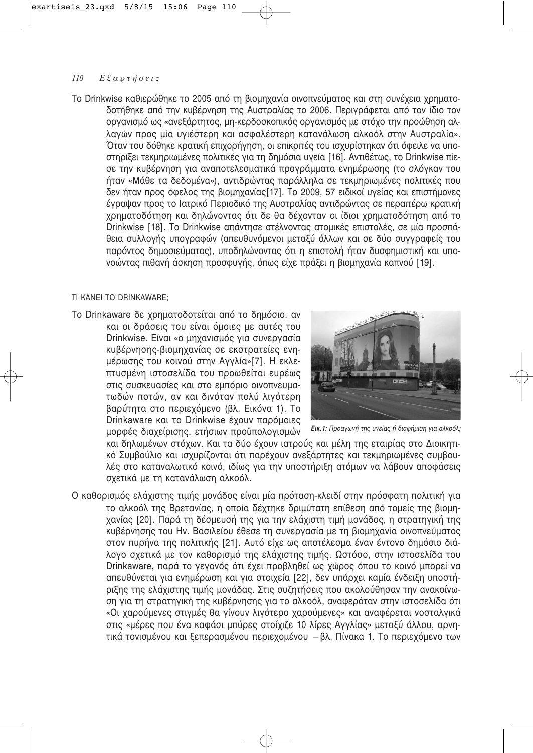Το Drinkwise καθιερώθηκε το 2005 από τη βιομηχανία οινοπνεύματος και στη συνέχεια χρηματοδοτήθηκε από την κυβέρνηση της Αυστραλίας το 2006. Περιγράφεται από τον ίδιο τον οργανισμό ως «ανεξάρτητος, μη-κερδοσκοπικός οργανισμός με στόχο την προώθηση αλλαγών προς μία υγιέστερη και ασφαλέστερη κατανάλωση αλκοόλ στην Αυστραλία». Όταν του δόθηκε κρατική επιχορήγηση, οι επικριτές του ισχυρίστηκαν ότι όφειλε να υποστηρίξει τεκμηριωμένες πολιτικές για τη δημόσια υγεία [16]. Αντιθέτως, το Drinkwise πίεσε την κυβέρνηση για αναποτελεσματικά προγράμματα ενημέρωσης (το σλόγκαν του ήταν «Μάθε τα δεδομένα»), αντιδρώντας παράλληλα σε τεκμηριωμένες πολιτικές που δεν ήταν προς όφελος της βιομηχανίας[17]. Το 2009, 57 ειδικοί υγείας και επιστήμονες έγραψαν προς το Ιατρικό Περιοδικό της Αυστραλίας αντιδρώντας σε περαιτέρω κρατική χρηματοδότηση και δηλώνοντας ότι δε θα δέχονταν οι ίδιοι χρηματοδότηση από το Drinkwise [18]. Το Drinkwise απάντησε στέλνοντας ατομικές επιστολές, σε μία προσπάθεια συλλογής υπογραφών (απευθυνόμενοι μεταξύ άλλων και σε δύο συγγραφείς του παρόντος δημοσιεύματος), υποδηλώνοντας ότι η επιστολή ήταν δυσφημιστική και υπονοώντας πιθανή άσκηση προσφυγής, όπως είχε πράξει η βιομηχανία καπνού [19].

## ΤΙ ΚΑΝΕΙ ΤΟ DRINKAWARE;

Το Drinkaware δε χρηματοδοτείται από το δημόσιο, αν και οι δράσεις του είναι όμοιες με αυτές του Drinkwise. Είναι «ο μηχανισμός για συνεργασία κυβέρνησης-βιομηχανίας σε εκστρατείες ενημέρωσης του κοινού στην Αγγλία»[7]. Η εκλεπτυσμένη ιστοσελίδα του προωθείται ευρέως στις συσκευασίες και στο εμπόριο οινοπνευματωδών ποτών, αν και δινόταν πολύ λιγότερη βαρύτητα στο περιεχόμενο (βλ. Εικόνα 1). Το Drinkaware και το Drinkwise έχουν παρόμοιες μορφές διαχείρισης, ετήσιων προϋπολογισμών και δηλωμένων στόχων. Και τα δύο έχουν ιατρούς και μέλη της εταιρίας στο Διοικητικό Συμβούλιο και ισχυρίζονται ότι παρέχουν ανεξάρτητες και τεκμηριωμένες συμβουλές στο καταναλωτικό κοινό, ιδίως για την υποστήριξη ατόμων να λάβουν αποφάσεις σχετικά με τη κατανάλωση αλκοόλ.

***Εικ.1:*** *Προαγωγή της υγείας ή διαφήμιση για αλκοόλ;*

Ο καθορισμός ελάχιστης τιμής μονάδος είναι μία πρόταση-κλειδί στην πρόσφατη πολιτική για το αλκοόλ της Βρετανίας, η οποία δέχτηκε δριμύτατη επίθεση από τομείς της βιομηχανίας [20]. Παρά τη δέσμευσή της για την ελάχιστη τιμή μονάδος, η στρατηγική της κυβέρνησης του Ην. Βασιλείου έθεσε τη συνεργασία με τη βιομηχανία οινοπνεύματος στον πυρήνα της πολιτικής [21]. Αυτό είχε ως αποτέλεσμα έναν έντονο δημόσιο διάλογο σχετικά με τον καθορισμό της ελάχιστης τιμής. Ωστόσο, στην ιστοσελίδα του Drinkaware, παρά το γεγονός ότι έχει προβληθεί ως χώρος όπου το κοινό μπορεί να απευθύνεται για ενημέρωση και για στοιχεία [22], δεν υπάρχει καμία ένδειξη υποστήριξης της ελάχιστης τιμής μονάδας. Στις συζητήσεις που ακολούθησαν την ανακοίνωση για τη στρατηγική της κυβέρνησης για το αλκοόλ, αναφερόταν στην ιστοσελίδα ότι «Οι χαρούμενες στιγμές θα γίνουν λιγότερο χαρούμενες» και αναφέρεται νοσταλγικά στις «μέρες που ένα καφάσι μπύρες στοίχιζε 10 λίρες Αγγλίας» μεταξύ άλλου, αρνητικά τονισμένου και ξεπερασμένου περιεχομένου – βλ. Πίνακα 1. Το περιεχόμενο των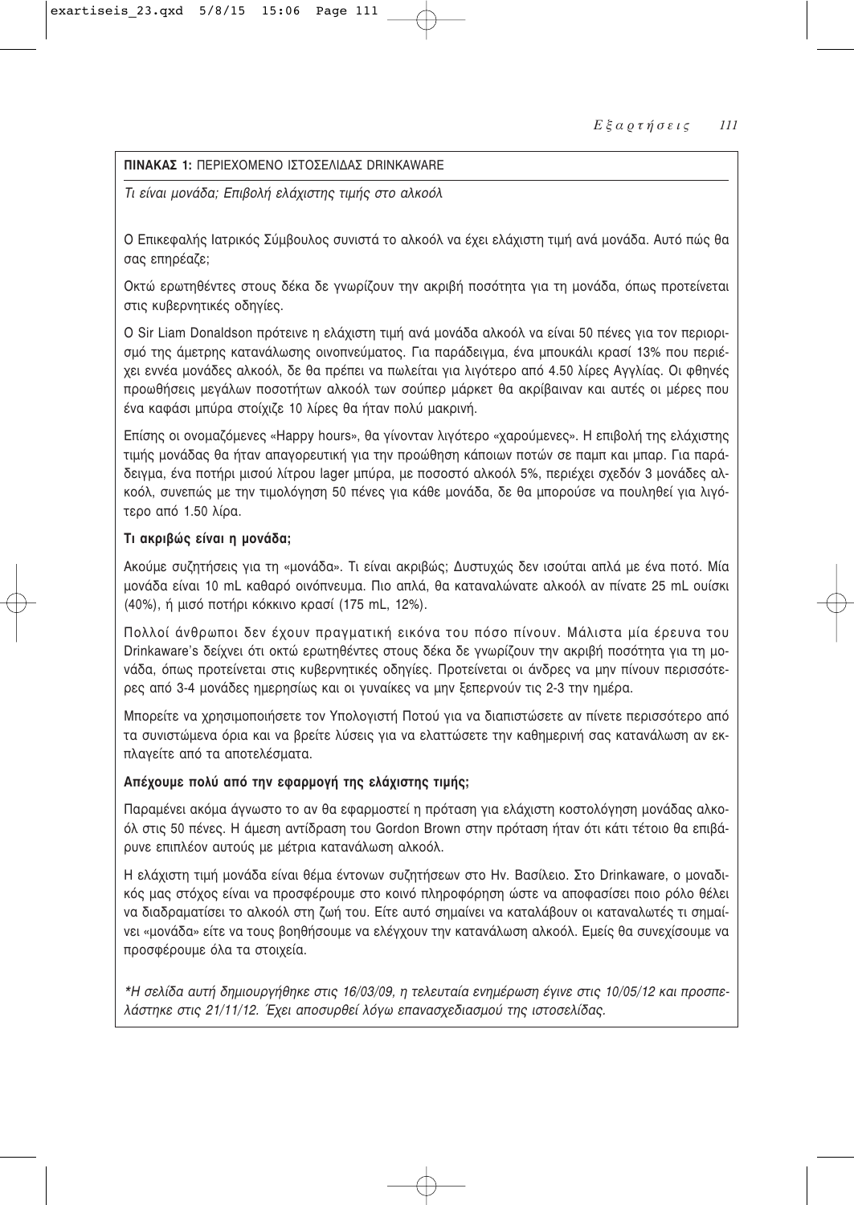**ΠΙΝΑΚΑΣ 1:** ΠΕΡΙΕΧΟΜΕΝΟ ΙΣΤΟΣΕΛΙΔΑΣ DRINKAWARE

*Τι είναι μονάδα; Επιβολή ελάχιστης τιμής στο αλκοόλ*

Ο Επικεφαλής Ιατρικός Σύμβουλος συνιστά το αλκοόλ να έχει ελάχιστη τιμή ανά μονάδα. Αυτό πώς θα σας επηρέαζε;

Οκτώ ερωτηθέντες στους δέκα δε γνωρίζουν την ακριβή ποσότητα για τη μονάδα, όπως προτείνεται στις κυβερνητικές οδηγίες.

Ο Sir Liam Donaldson πρότεινε η ελάχιστη τιμή ανά μονάδα αλκοόλ να είναι 50 πένες για τον περιορισμό της άμετρης κατανάλωσης οινοπνεύματος. Για παράδειγμα, ένα μπουκάλι κρασί 13% που περιέχει εννέα μονάδες αλκοόλ, δε θα πρέπει να πωλείται για λιγότερο από 4.50 λίρες Αγγλίας. Οι φθηνές προωθήσεις μεγάλων ποσοτήτων αλκοόλ των σούπερ μάρκετ θα ακρίβαιναν και αυτές οι μέρες που ένα καφάσι μπύρα στοίχιζε 10 λίρες θα ήταν πολύ μακρινή.

Επίσης οι ονομαζόμενες «Happy hours», θα γίνονταν λιγότερο «χαρούμενες». Η επιβολή της ελάχιστης τιμής μονάδας θα ήταν απαγορευτική για την προώθηση κάποιων ποτών σε παμπ και μπαρ. Για παράδειγμα, ένα ποτήρι μισού λίτρου lager μπύρα, με ποσοστό αλκοόλ 5%, περιέχει σχεδόν 3 μονάδες αλκοόλ, συνεπώς με την τιμολόγηση 50 πένες για κάθε μονάδα, δε θα μπορούσε να πουληθεί για λιγότερο από 1.50 λίρα.

**Τι ακριβώς είναι η μονάδα;**

Ακούμε συζητήσεις για τη «μονάδα». Τι είναι ακριβώς; Δυστυχώς δεν ισούται απλά με ένα ποτό. Μία μονάδα είναι 10 mL καθαρό οινόπνευμα. Πιο απλά, θα καταναλώνατε αλκοόλ αν πίνατε 25 mL ουίσκι (40%), ή μισό ποτήρι κόκκινο κρασί (175 mL, 12%).

Πολλοί άνθρωποι δεν έχουν πραγματική εικόνα του πόσο πίνουν. Μάλιστα μία έρευνα του Drinkaware's δείχνει ότι οκτώ ερωτηθέντες στους δέκα δε γνωρίζουν την ακριβή ποσότητα για τη μονάδα, όπως προτείνεται στις κυβερνητικές οδηγίες. Προτείνεται οι άνδρες να μην πίνουν περισσότερες από 3-4 μονάδες ημερησίως και οι γυναίκες να μην ξεπερνούν τις 2-3 την ημέρα.

Μπορείτε να χρησιμοποιήσετε τον Υπολογιστή Ποτού για να διαπιστώσετε αν πίνετε περισσότερο από τα συνιστώμενα όρια και να βρείτε λύσεις για να ελαττώσετε την καθημερινή σας κατανάλωση αν εκπλαγείτε από τα αποτελέσματα.

**Απέχουμε πολύ από την εφαρμογή της ελάχιστης τιμής;**

Παραμένει ακόμα άγνωστο το αν θα εφαρμοστεί η πρόταση για ελάχιστη κοστολόγηση μονάδας αλκοόλ στις 50 πένες. Η άμεση αντίδραση του Gordon Brown στην πρόταση ήταν ότι κάτι τέτοιο θα επιβάρυνε επιπλέον αυτούς με μέτρια κατανάλωση αλκοόλ.

Η ελάχιστη τιμή μονάδα είναι θέμα έντονων συζητήσεων στο Ην. Βασίλειο. Στο Drinkaware, ο μοναδικός μας στόχος είναι να προσφέρουμε στο κοινό πληροφόρηση ώστε να αποφασίσει ποιο ρόλο θέλει να διαδραματίσει το αλκοόλ στη ζωή του. Είτε αυτό σημαίνει να καταλάβουν οι καταναλωτές τι σημαίνει «μονάδα» είτε να τους βοηθήσουμε να ελέγχουν την κατανάλωση αλκοόλ. Εμείς θα συνεχίσουμε να προσφέρουμε όλα τα στοιχεία.

*\*Η σελίδα αυτή δημιουργήθηκε στις 16/03/09, η τελευταία ενημέρωση έγινε στις 10/05/12 και προσπελάστηκε στις 21/11/12. Έχει αποσυρθεί λόγω επανασχεδιασμού της ιστοσελίδας.*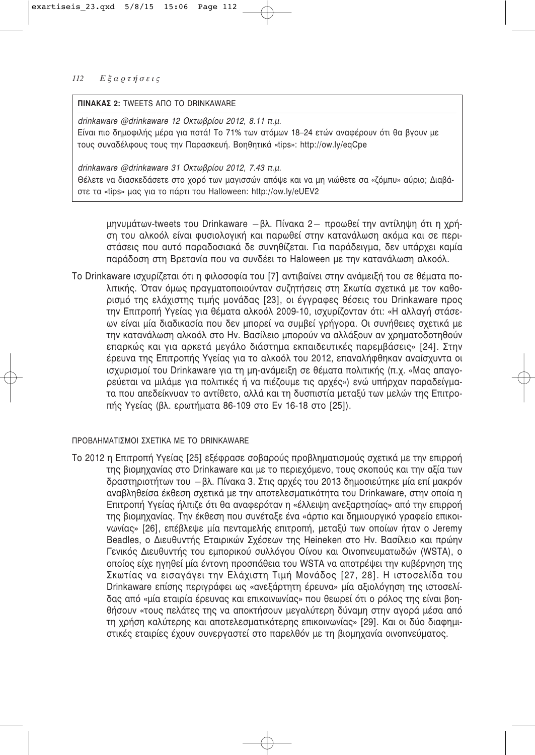**ΠΙΝΑΚΑΣ 2:** TWEETS ΑΠΟ ΤΟ DRINKAWARE

*drinkaware @drinkaware 12 Οκτωβρίου 2012, 8.11 π.μ.*
Είναι πιο δημοφιλής μέρα για ποτά! Το 71% των ατόμων 18–24 ετών αναφέρουν ότι θα βγουν με τους συναδέλφους τους την Παρασκευή. Βοηθητικά «tips»: http://ow.ly/eqCpe

*drinkaware @drinkaware 31 Οκτωβρίου 2012, 7.43 π.μ.*
Θέλετε να διασκεδάσετε στο χορό των μαγισσών απόψε και να μη νιώθετε σα «ζόμπυ» αύριο; Διαβάστε τα «tips» μας για το πάρτι του Halloween: http://ow.ly/eUEV2

μηνυμάτων-tweets του Drinkaware – βλ. Πίνακα 2 – προωθεί την αντίληψη ότι η χρήση του αλκοόλ είναι φυσιολογική και παρωθεί στην κατανάλωση ακόμα και σε περιστάσεις που αυτό παραδοσιακά δε συνηθίζεται. Για παράδειγμα, δεν υπάρχει καμία παράδοση στη Βρετανία που να συνδέει το Haloween με την κατανάλωση αλκοόλ.

Το Drinkaware ισχυρίζεται ότι η φιλοσοφία του [7] αντιβαίνει στην ανάμειξή του σε θέματα πολιτικής. Όταν όμως πραγματοποιούνταν συζητήσεις στη Σκωτία σχετικά με τον καθορισμό της ελάχιστης τιμής μονάδας [23], οι έγγραφες θέσεις του Drinkaware προς την Επιτροπή Υγείας για θέματα αλκοόλ 2009-10, ισχυρίζονταν ότι: «Η αλλαγή στάσεων είναι μία διαδικασία που δεν μπορεί να συμβεί γρήγορα. Οι συνήθειες σχετικά με την κατανάλωση αλκοόλ στο Ην. Βασίλειο μπορούν να αλλάξουν αν χρηματοδοτηθούν επαρκώς και για αρκετά μεγάλο διάστημα εκπαιδευτικές παρεμβάσεις» [24]. Στην έρευνα της Επιτροπής Υγείας για το αλκοόλ του 2012, επαναλήφθηκαν αναίσχυντα οι ισχυρισμοί του Drinkaware για τη μη-ανάμειξη σε θέματα πολιτικής (π.χ. «Μας απαγορεύεται να μιλάμε για πολιτικές ή να πιέζουμε τις αρχές») ενώ υπήρχαν παραδείγματα που απεδείκνυαν το αντίθετο, αλλά και τη δυσπιστία μεταξύ των μελών της Επιτροπής Υγείας (βλ. ερωτήματα 86-109 στο Ev 16-18 στο [25]).

### ΠΡΟΒΛΗΜΑΤΙΣΜΟΙ ΣΧΕΤΙΚΑ ΜΕ ΤΟ DRINKAWARE

Το 2012 η Επιτροπή Υγείας [25] εξέφρασε σοβαρούς προβληματισμούς σχετικά με την επιρροή της βιομηχανίας στο Drinkaware και με το περιεχόμενο, τους σκοπούς και την αξία των δραστηριοτήτων του – βλ. Πίνακα 3. Στις αρχές του 2013 δημοσιεύτηκε μία επί μακρόν αναβληθείσα έκθεση σχετικά με την αποτελεσματικότητα του Drinkaware, στην οποία η Επιτροπή Υγείας ήλπιζε ότι θα αναφερόταν η «έλλειψη ανεξαρτησίας» από την επιρροή της βιομηχανίας. Την έκθεση που συνέταξε ένα «άρτιο και δημιουργικό γραφείο επικοινωνίας» [26], επέβλεψε μία πενταμελής επιτροπή, μεταξύ των οποίων ήταν ο Jeremy Beadles, ο Διευθυντής Εταιρικών Σχέσεων της Heineken στο Ην. Βασίλειο και πρώην Γενικός Διευθυντής του εμπορικού συλλόγου Οίνου και Οινοπνευματωδών (WSTA), ο οποίος είχε ηγηθεί μία έντονη προσπάθεια του WSTA να αποτρέψει την κυβέρνηση της Σκωτίας να εισαγάγει την Ελάχιστη Τιμή Μονάδος [27, 28]. Η ιστοσελίδα του Drinkaware επίσης περιγράφει ως «ανεξάρτητη έρευνα» μία αξιολόγηση της ιστοσελίδας από «μία εταιρία έρευνας και επικοινωνίας» που θεωρεί ότι ο ρόλος της είναι βοηθήσουν «τους πελάτες της να αποκτήσουν μεγαλύτερη δύναμη στην αγορά μέσα από τη χρήση καλύτερης και αποτελεσματικότερης επικοινωνίας» [29]. Και οι δύο διαφημιστικές εταιρίες έχουν συνεργαστεί στο παρελθόν με τη βιομηχανία οινοπνεύματος.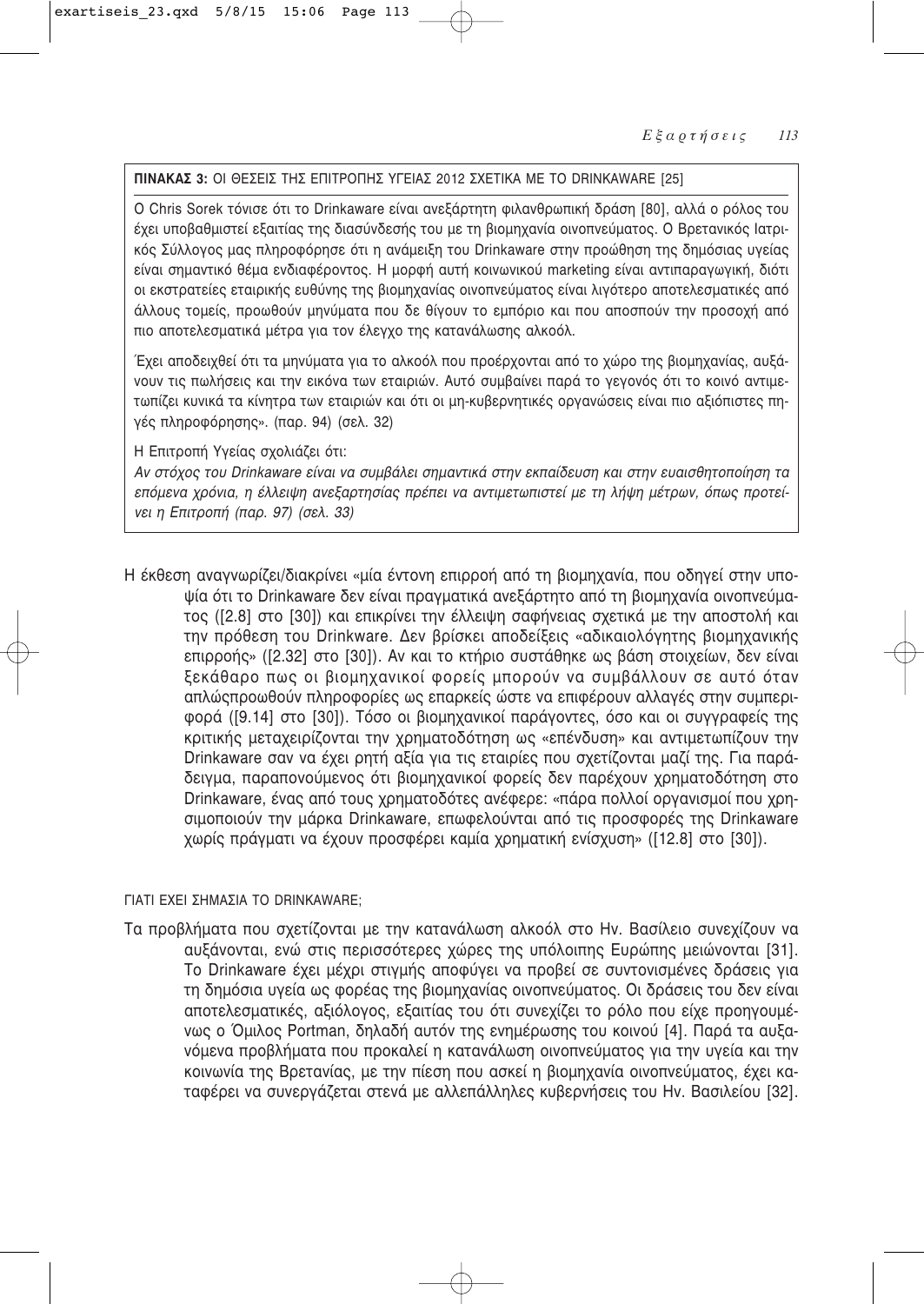**ΠΙΝΑΚΑΣ 3:** ΟΙ ΘΕΣΕΙΣ ΤΗΣ ΕΠΙΤΡΟΠΗΣ ΥΓΕΙΑΣ 2012 ΣΧΕΤΙΚΑ ΜΕ ΤΟ DRINKAWARE [25]

Ο Chris Sorek τόνισε ότι το Drinkaware είναι ανεξάρτητη φιλανθρωπική δράση [80], αλλά ο ρόλος του έχει υποβαθμιστεί εξαιτίας της διασύνδεσής του με τη βιομηχανία οινοπνεύματος. Ο Βρετανικός Ιατρικός Σύλλογος μας πληροφόρησε ότι η ανάμειξη του Drinkaware στην προώθηση της δημόσιας υγείας είναι σημαντικό θέμα ενδιαφέροντος. Η μορφή αυτή κοινωνικού marketing είναι αντιπαραγωγική, διότι οι εκστρατείες εταιρικής ευθύνης της βιομηχανίας οινοπνεύματος είναι λιγότερο αποτελεσματικές από άλλους τομείς, προωθούν μηνύματα που δε θίγουν το εμπόριο και που αποσπούν την προσοχή από πιο αποτελεσματικά μέτρα για τον έλεγχο της κατανάλωσης αλκοόλ.

Έχει αποδειχθεί ότι τα μηνύματα για το αλκοόλ που προέρχονται από το χώρο της βιομηχανίας, αυξάνουν τις πωλήσεις και την εικόνα των εταιριών. Αυτό συμβαίνει παρά το γεγονός ότι το κοινό αντιμετωπίζει κυνικά τα κίνητρα των εταιριών και ότι οι μη-κυβερνητικές οργανώσεις είναι πιο αξιόπιστες πηγές πληροφόρησης». (παρ. 94) (σελ. 32)

Η Επιτροπή Υγείας σχολιάζει ότι:

*Αν στόχος του Drinkaware είναι να συμβάλει σημαντικά στην εκπαίδευση και στην ευαισθητοποίηση τα επόμενα χρόνια, η έλλειψη ανεξαρτησίας πρέπει να αντιμετωπιστεί με τη λήψη μέτρων, όπως προτείνει η Επιτροπή (παρ. 97) (σελ. 33)*

Η έκθεση αναγνωρίζει/διακρίνει «μία έντονη επιρροή από τη βιομηχανία, που οδηγεί στην υποψία ότι το Drinkaware δεν είναι πραγματικά ανεξάρτητο από τη βιομηχανία οινοπνεύματος ([2.8] στο [30]) και επικρίνει την έλλειψη σαφήνειας σχετικά με την αποστολή και την πρόθεση του Drinkware. Δεν βρίσκει αποδείξεις «αδικαιολόγητης βιομηχανικής επιρροής» ([2.32] στο [30]). Αν και το κτήριο συστάθηκε ως βάση στοιχείων, δεν είναι ξεκάθαρο πως οι βιομηχανικοί φορείς μπορούν να συμβάλλουν σε αυτό όταν απλώςπροωθούν πληροφορίες ως επαρκείς ώστε να επιφέρουν αλλαγές στην συμπεριφορά ([9.14] στο [30]). Τόσο οι βιομηχανικοί παράγοντες, όσο και οι συγγραφείς της κριτικής μεταχειρίζονται την χρηματοδότηση ως «επένδυση» και αντιμετωπίζουν την Drinkaware σαν να έχει ρητή αξία για τις εταιρίες που σχετίζονται μαζί της. Για παράδειγμα, παραπονούμενος ότι βιομηχανικοί φορείς δεν παρέχουν χρηματοδότηση στο Drinkaware, ένας από τους χρηματοδότες ανέφερε: «πάρα πολλοί οργανισμοί που χρησιμοποιούν την μάρκα Drinkaware, επωφελούνται από τις προσφορές της Drinkaware χωρίς πράγματι να έχουν προσφέρει καμία χρηματική ενίσχυση» ([12.8] στο [30]).

## ΓΙΑΤΙ ΕΧΕΙ ΣΗΜΑΣΙΑ ΤΟ DRINKAWARE;

Τα προβλήματα που σχετίζονται με την κατανάλωση αλκοόλ στο Ην. Βασίλειο συνεχίζουν να αυξάνονται, ενώ στις περισσότερες χώρες της υπόλοιπης Ευρώπης μειώνονται [31]. Το Drinkaware έχει μέχρι στιγμής αποφύγει να προβεί σε συντονισμένες δράσεις για τη δημόσια υγεία ως φορέας της βιομηχανίας οινοπνεύματος. Οι δράσεις του δεν είναι αποτελεσματικές, αξιόλογος, εξαιτίας του ότι συνεχίζει το ρόλο που είχε προηγουμένως ο Όμιλος Portman, δηλαδή αυτόν της ενημέρωσης του κοινού [4]. Παρά τα αυξανόμενα προβλήματα που προκαλεί η κατανάλωση οινοπνεύματος για την υγεία και την κοινωνία της Βρετανίας, με την πίεση που ασκεί η βιομηχανία οινοπνεύματος, έχει καταφέρει να συνεργάζεται στενά με αλλεπάλληλες κυβερνήσεις του Ην. Βασιλείου [32].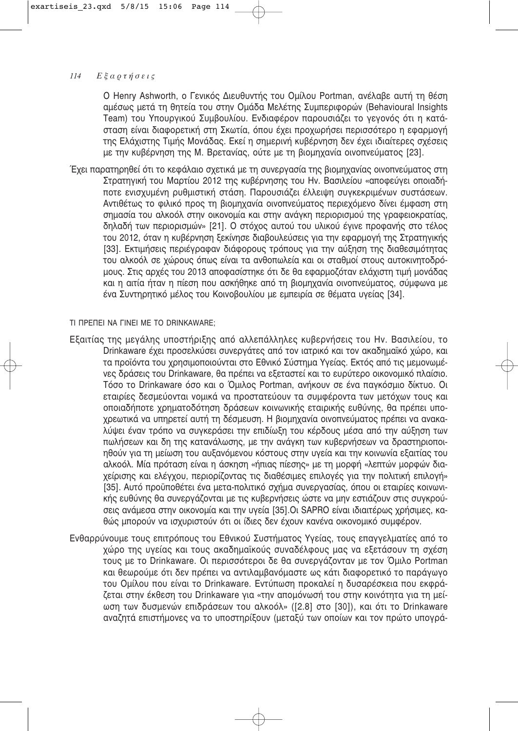Ο Henry Ashworth, ο Γενικός Διευθυντής του Ομίλου Portman, ανέλαβε αυτή τη θέση αμέσως μετά τη θητεία του στην Ομάδα Μελέτης Συμπεριφορών (Behavioural Insights Team) του Υπουργικού Συμβουλίου. Ενδιαφέρον παρουσιάζει το γεγονός ότι η κατάσταση είναι διαφορετική στη Σκωτία, όπου έχει προχωρήσει περισσότερο η εφαρμογή της Ελάχιστης Τιμής Μονάδας. Εκεί η σημερινή κυβέρνηση δεν έχει ιδιαίτερες σχέσεις με την κυβέρνηση της Μ. Βρετανίας, ούτε με τη βιομηχανία οινοπνεύματος [23].

Έχει παρατηρηθεί ότι το κεφάλαιο σχετικά με τη συνεργασία της βιομηχανίας οινοπνεύματος στη Στρατηγική του Μαρτίου 2012 της κυβέρνησης του Ην. Βασιλείου «αποφεύγει οποιαδήποτε ενισχυμένη ρυθμιστική στάση. Παρουσιάζει έλλειψη συγκεκριμένων συστάσεων. Αντιθέτως το φιλικό προς τη βιομηχανία οινοπνεύματος περιεχόμενο δίνει έμφαση στη σημασία του αλκοόλ στην οικονομία και στην ανάγκη περιορισμού της γραφειοκρατίας, δηλαδή των περιορισμών» [21]. Ο στόχος αυτού του υλικού έγινε προφανής στο τέλος του 2012, όταν η κυβέρνηση ξεκίνησε διαβουλεύσεις για την εφαρμογή της Στρατηγικής [33]. Εκτιμήσεις περιέγραφαν διάφορους τρόπους για την αύξηση της διαθεσιμότητας του αλκοόλ σε χώρους όπως είναι τα ανθοπωλεία και οι σταθμοί στους αυτοκινητοδρόμους. Στις αρχές του 2013 αποφασίστηκε ότι δε θα εφαρμοζόταν ελάχιστη τιμή μονάδας και η αιτία ήταν η πίεση που ασκήθηκε από τη βιομηχανία οινοπνεύματος, σύμφωνα με ένα Συντηρητικό μέλος του Κοινοβουλίου με εμπειρία σε θέματα υγείας [34].

ΤΙ ΠΡΕΠΕΙ ΝΑ ΓΙΝΕΙ ΜΕ ΤΟ DRINKAWARE;

Εξαιτίας της μεγάλης υποστήριξης από αλλεπάλληλες κυβερνήσεις του Ην. Βασιλείου, το Drinkaware έχει προσελκύσει συνεργάτες από τον ιατρικό και τον ακαδημαϊκό χώρο, και τα προϊόντα του χρησιμοποιούνται στο Εθνικό Σύστημα Υγείας. Εκτός από τις μεμονωμένες δράσεις του Drinkaware, θα πρέπει να εξεταστεί και το ευρύτερο οικονομικό πλαίσιο. Τόσο το Drinkaware όσο και ο Όμιλος Portman, ανήκουν σε ένα παγκόσμιο δίκτυο. Οι εταιρίες δεσμεύονται νομικά να προστατεύουν τα συμφέροντα των μετόχων τους και οποιαδήποτε χρηματοδότηση δράσεων κοινωνικής εταιρικής ευθύνης, θα πρέπει υποχρεωτικά να υπηρετεί αυτή τη δέσμευση. Η βιομηχανία οινοπνεύματος πρέπει να ανακαλύψει έναν τρόπο να συγκεράσει την επιδίωξη του κέρδους μέσα από την αύξηση των πωλήσεων και δη της κατανάλωσης, με την ανάγκη των κυβερνήσεων να δραστηριοποιηθούν για τη μείωση του αυξανόμενου κόστους στην υγεία και την κοινωνία εξαιτίας του αλκοόλ. Μία πρόταση είναι η άσκηση «ήπιας πίεσης» με τη μορφή «λεπτών μορφών διαχείρισης και ελέγχου, περιορίζοντας τις διαθέσιμες επιλογές για την πολιτική επιλογή» [35]. Αυτό προϋποθέτει ένα μετα-πολιτικό σχήμα συνεργασίας, όπου οι εταιρίες κοινωνικής ευθύνης θα συνεργάζονται με τις κυβερνήσεις ώστε να μην εστιάζουν στις συγκρούσεις ανάμεσα στην οικονομία και την υγεία [35].Οι SAPRO είναι ιδιαιτέρως χρήσιμες, καθώς μπορούν να ισχυριστούν ότι οι ίδιες δεν έχουν κανένα οικονομικό συμφέρον.

Ενθαρρύνουμε τους επιτρόπους του Εθνικού Συστήματος Υγείας, τους επαγγελματίες από το χώρο της υγείας και τους ακαδημαϊκούς συναδέλφους μας να εξετάσουν τη σχέση τους με το Drinkaware. Οι περισσότεροι δε θα συνεργάζονταν με τον Όμιλο Portman και θεωρούμε ότι δεν πρέπει να αντιλαμβανόμαστε ως κάτι διαφορετικό το παράγωγο του Ομίλου που είναι το Drinkaware. Εντύπωση προκαλεί η δυσαρέσκεια που εκφράζεται στην έκθεση του Drinkaware για «την απομόνωσή του στην κοινότητα για τη μείωση των δυσμενών επιδράσεων του αλκοόλ» ([2.8] στο [30]), και ότι το Drinkaware αναζητά επιστήμονες να το υποστηρίξουν (μεταξύ των οποίων και τον πρώτο υπογρά-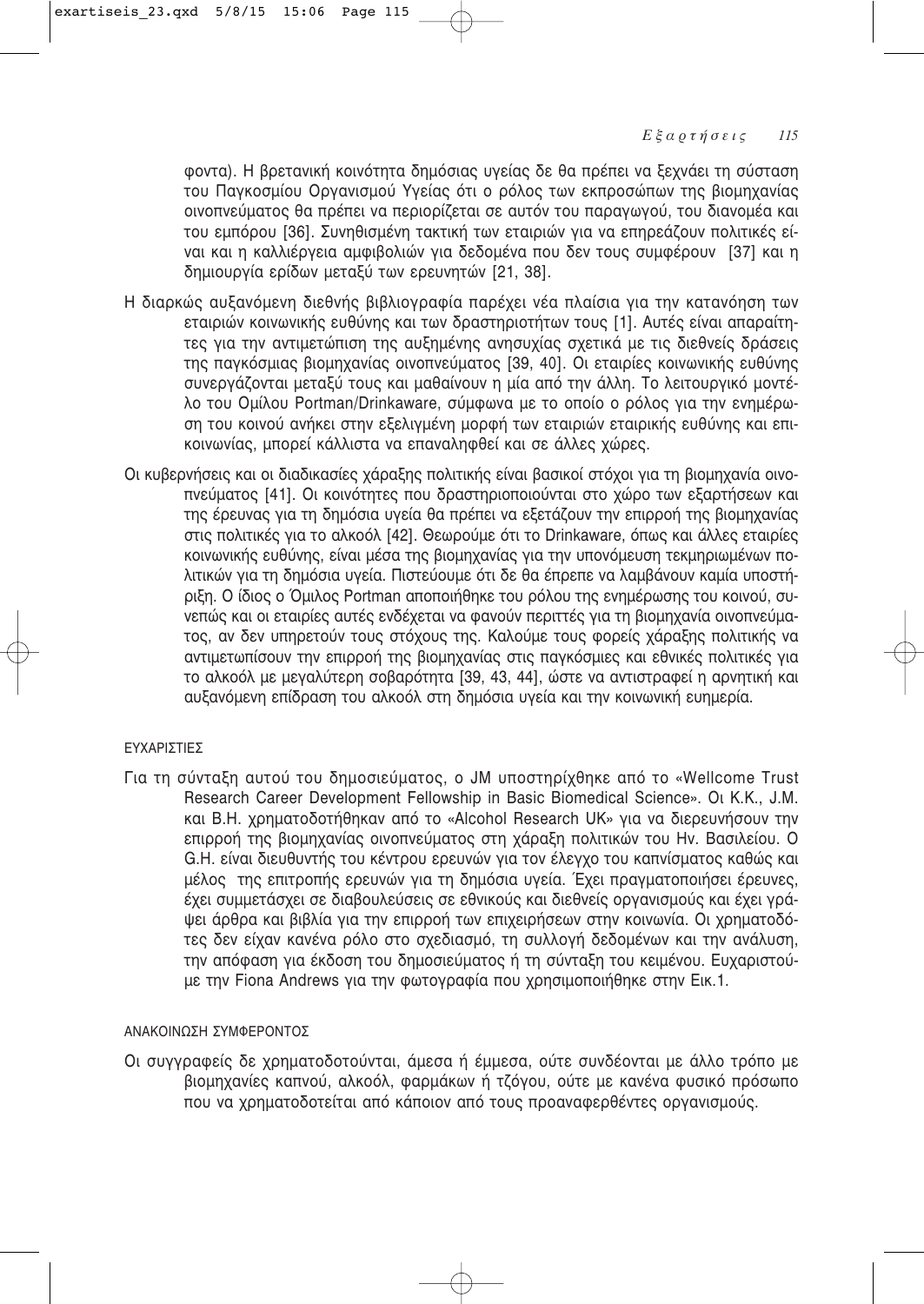φοντα). Η βρετανική κοινότητα δημόσιας υγείας δε θα πρέπει να ξεχνάει τη σύσταση του Παγκοσμίου Οργανισμού Υγείας ότι ο ρόλος των εκπροσώπων της βιομηχανίας οινοπνεύματος θα πρέπει να περιορίζεται σε αυτόν του παραγωγού, του διανομέα και του εμπόρου [36]. Συνηθισμένη τακτική των εταιριών για να επηρεάζουν πολιτικές είναι και η καλλιέργεια αμφιβολιών για δεδομένα που δεν τους συμφέρουν [37] και η δημιουργία ερίδων μεταξύ των ερευνητών [21, 38].

Η διαρκώς αυξανόμενη διεθνής βιβλιογραφία παρέχει νέα πλαίσια για την κατανόηση των εταιριών κοινωνικής ευθύνης και των δραστηριοτήτων τους [1]. Αυτές είναι απαραίτητες για την αντιμετώπιση της αυξημένης ανησυχίας σχετικά με τις διεθνείς δράσεις της παγκόσμιας βιομηχανίας οινοπνεύματος [39, 40]. Οι εταιρίες κοινωνικής ευθύνης συνεργάζονται μεταξύ τους και μαθαίνουν η μία από την άλλη. Το λειτουργικό μοντέλο του Ομίλου Portman/Drinkaware, σύμφωνα με το οποίο ο ρόλος για την ενημέρωση του κοινού ανήκει στην εξελιγμένη μορφή των εταιριών εταιρικής ευθύνης και επικοινωνίας, μπορεί κάλλιστα να επαναληφθεί και σε άλλες χώρες.

Οι κυβερνήσεις και οι διαδικασίες χάραξης πολιτικής είναι βασικοί στόχοι για τη βιομηχανία οινοπνεύματος [41]. Οι κοινότητες που δραστηριοποιούνται στο χώρο των εξαρτήσεων και της έρευνας για τη δημόσια υγεία θα πρέπει να εξετάζουν την επιρροή της βιομηχανίας στις πολιτικές για το αλκοόλ [42]. Θεωρούμε ότι το Drinkaware, όπως και άλλες εταιρίες κοινωνικής ευθύνης, είναι μέσα της βιομηχανίας για την υπονόμευση τεκμηριωμένων πολιτικών για τη δημόσια υγεία. Πιστεύουμε ότι δε θα έπρεπε να λαμβάνουν καμία υποστήριξη. Ο ίδιος ο Όμιλος Portman αποποιήθηκε του ρόλου της ενημέρωσης του κοινού, συνεπώς και οι εταιρίες αυτές ενδέχεται να φανούν περιττές για τη βιομηχανία οινοπνεύματος, αν δεν υπηρετούν τους στόχους της. Καλούμε τους φορείς χάραξης πολιτικής να αντιμετωπίσουν την επιρροή της βιομηχανίας στις παγκόσμιες και εθνικές πολιτικές για το αλκοόλ με μεγαλύτερη σοβαρότητα [39, 43, 44], ώστε να αντιστραφεί η αρνητική και αυξανόμενη επίδραση του αλκοόλ στη δημόσια υγεία και την κοινωνική ευημερία.

## ΕΥΧΑΡΙΣΤΙΕΣ

Για τη σύνταξη αυτού του δημοσιεύματος, ο JM υποστηρίχθηκε από το «Wellcome Trust Research Career Development Fellowship in Basic Biomedical Science». Οι K.K., J.M. και B.H. χρηματοδοτήθηκαν από το «Alcohol Research UK» για να διερευνήσουν την επιρροή της βιομηχανίας οινοπνεύματος στη χάραξη πολιτικών του Ην. Βασιλείου. Ο G.H. είναι διευθυντής του κέντρου ερευνών για τον έλεγχο του καπνίσματος καθώς και μέλος της επιτροπής ερευνών για τη δημόσια υγεία. Έχει πραγματοποιήσει έρευνες, έχει συμμετάσχει σε διαβουλεύσεις σε εθνικούς και διεθνείς οργανισμούς και έχει γράψει άρθρα και βιβλία για την επιρροή των επιχειρήσεων στην κοινωνία. Οι χρηματοδότες δεν είχαν κανένα ρόλο στο σχεδιασμό, τη συλλογή δεδομένων και την ανάλυση, την απόφαση για έκδοση του δημοσιεύματος ή τη σύνταξη του κειμένου. Ευχαριστούμε την Fiona Andrews για την φωτογραφία που χρησιμοποιήθηκε στην Εικ.1.

## ΑΝΑΚΟΙΝΩΣΗ ΣΥΜΦΕΡΟΝΤΟΣ

Οι συγγραφείς δε χρηματοδοτούνται, άμεσα ή έμμεσα, ούτε συνδέονται με άλλο τρόπο με βιομηχανίες καπνού, αλκοόλ, φαρμάκων ή τζόγου, ούτε με κανένα φυσικό πρόσωπο που να χρηματοδοτείται από κάποιον από τους προαναφερθέντες οργανισμούς.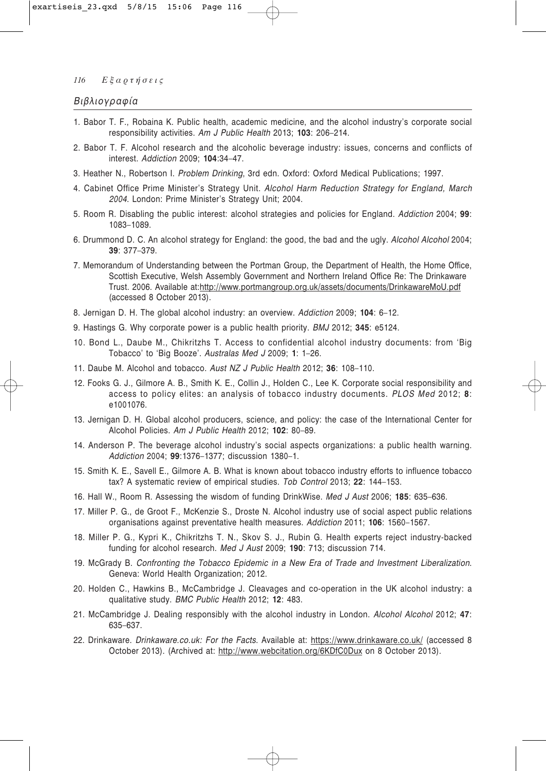## Βιβλιογραφία

1. Babor T. F., Robaina K. Public health, academic medicine, and the alcohol industry's corporate social responsibility activities. *Am J Public Health* 2013; **103**: 206–214.
2. Babor T. F. Alcohol research and the alcoholic beverage industry: issues, concerns and conflicts of interest. *Addiction* 2009; **104**:34–47.
3. Heather N., Robertson I. *Problem Drinking*, 3rd edn. Oxford: Oxford Medical Publications; 1997.
4. Cabinet Office Prime Minister's Strategy Unit. *Alcohol Harm Reduction Strategy for England, March 2004*. London: Prime Minister's Strategy Unit; 2004.
5. Room R. Disabling the public interest: alcohol strategies and policies for England. *Addiction* 2004; **99**: 1083–1089.
6. Drummond D. C. An alcohol strategy for England: the good, the bad and the ugly. *Alcohol Alcohol* 2004; **39**: 377–379.
7. Memorandum of Understanding between the Portman Group, the Department of Health, the Home Office, Scottish Executive, Welsh Assembly Government and Northern Ireland Office Re: The Drinkaware Trust. 2006. Available at:http://www.portmangroup.org.uk/assets/documents/DrinkawareMoU.pdf (accessed 8 October 2013).
8. Jernigan D. H. The global alcohol industry: an overview. *Addiction* 2009; **104**: 6–12.
9. Hastings G. Why corporate power is a public health priority. *BMJ* 2012; **345**: e5124.
10. Bond L., Daube M., Chikritzhs T. Access to confidential alcohol industry documents: from 'Big Tobacco' to 'Big Booze'. *Australas Med J* 2009; **1**: 1–26.
11. Daube M. Alcohol and tobacco. *Aust NZ J Public Health* 2012; **36**: 108–110.
12. Fooks G. J., Gilmore A. B., Smith K. E., Collin J., Holden C., Lee K. Corporate social responsibility and access to policy elites: an analysis of tobacco industry documents. *PLOS Med* 2012; **8**: e1001076.
13. Jernigan D. H. Global alcohol producers, science, and policy: the case of the International Center for Alcohol Policies. *Am J Public Health* 2012; **102**: 80–89.
14. Anderson P. The beverage alcohol industry's social aspects organizations: a public health warning. *Addiction* 2004; **99**:1376–1377; discussion 1380–1.
15. Smith K. E., Savell E., Gilmore A. B. What is known about tobacco industry efforts to influence tobacco tax? A systematic review of empirical studies. *Tob Control* 2013; **22**: 144–153.
16. Hall W., Room R. Assessing the wisdom of funding DrinkWise. *Med J Aust* 2006; **185**: 635–636.
17. Miller P. G., de Groot F., McKenzie S., Droste N. Alcohol industry use of social aspect public relations organisations against preventative health measures. *Addiction* 2011; **106**: 1560–1567.
18. Miller P. G., Kypri K., Chikritzhs T. N., Skov S. J., Rubin G. Health experts reject industry-backed funding for alcohol research. *Med J Aust* 2009; **190**: 713; discussion 714.
19. McGrady B. *Confronting the Tobacco Epidemic in a New Era of Trade and Investment Liberalization*. Geneva: World Health Organization; 2012.
20. Holden C., Hawkins B., McCambridge J. Cleavages and co-operation in the UK alcohol industry: a qualitative study. *BMC Public Health* 2012; **12**: 483.
21. McCambridge J. Dealing responsibly with the alcohol industry in London. *Alcohol Alcohol* 2012; **47**: 635–637.
22. Drinkaware. *Drinkaware.co.uk: For the Facts*. Available at: https://www.drinkaware.co.uk/ (accessed 8 October 2013). (Archived at: http://www.webcitation.org/6KDfC0Dux on 8 October 2013).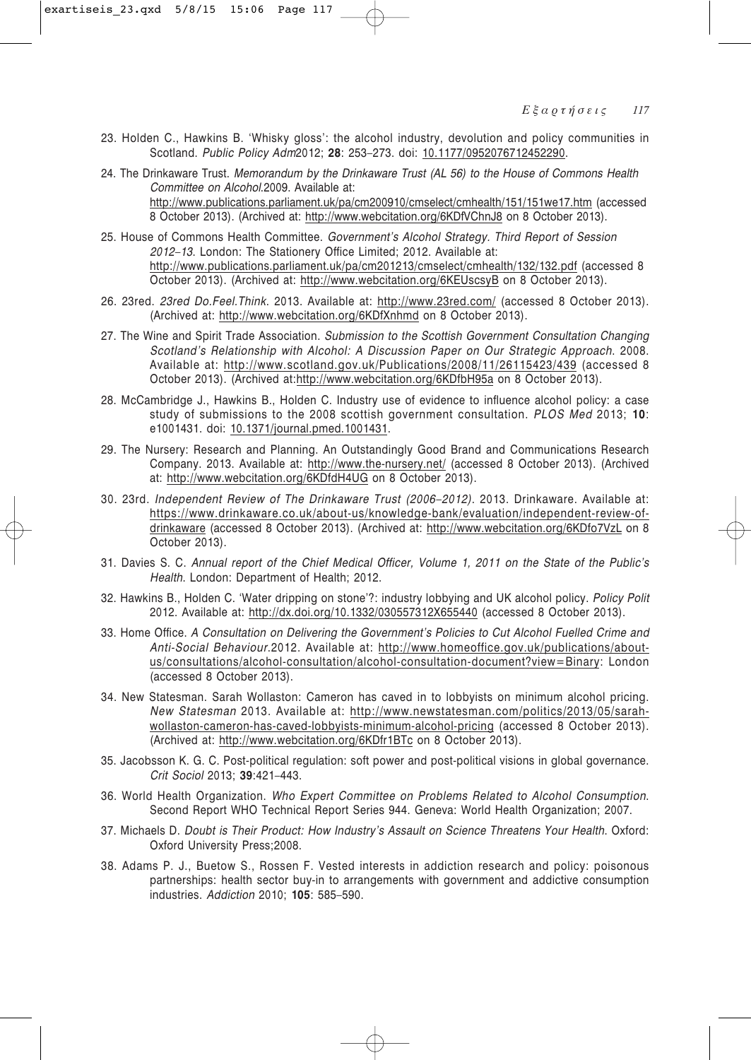23. Holden C., Hawkins B. 'Whisky gloss': the alcohol industry, devolution and policy communities in Scotland. *Public Policy Adm*2012; **28**: 253–273. doi: 10.1177/0952076712452290.

24. The Drinkaware Trust. *Memorandum by the Drinkaware Trust (AL 56) to the House of Commons Health Committee on Alcohol.*2009. Available at: http://www.publications.parliament.uk/pa/cm200910/cmselect/cmhealth/151/151we17.htm (accessed 8 October 2013). (Archived at: http://www.webcitation.org/6KDfVChnJ8 on 8 October 2013).

25. House of Commons Health Committee. *Government's Alcohol Strategy. Third Report of Session 2012–13*. London: The Stationery Office Limited; 2012. Available at: http://www.publications.parliament.uk/pa/cm201213/cmselect/cmhealth/132/132.pdf (accessed 8 October 2013). (Archived at: http://www.webcitation.org/6KEUscsyB on 8 October 2013).

26. 23red. *23red Do.Feel.Think.* 2013. Available at: http://www.23red.com/ (accessed 8 October 2013). (Archived at: http://www.webcitation.org/6KDfXnhmd on 8 October 2013).

27. The Wine and Spirit Trade Association. *Submission to the Scottish Government Consultation Changing Scotland's Relationship with Alcohol: A Discussion Paper on Our Strategic Approach.* 2008. Available at: http://www.scotland.gov.uk/Publications/2008/11/26115423/439 (accessed 8 October 2013). (Archived at:http://www.webcitation.org/6KDfbH95a on 8 October 2013).

28. McCambridge J., Hawkins B., Holden C. Industry use of evidence to influence alcohol policy: a case study of submissions to the 2008 scottish government consultation. *PLOS Med* 2013; **10**: e1001431. doi: 10.1371/journal.pmed.1001431.

29. The Nursery: Research and Planning. An Outstandingly Good Brand and Communications Research Company. 2013. Available at: http://www.the-nursery.net/ (accessed 8 October 2013). (Archived at: http://www.webcitation.org/6KDfdH4UG on 8 October 2013).

30. 23rd. *Independent Review of The Drinkaware Trust (2006–2012).* 2013. Drinkaware. Available at: https://www.drinkaware.co.uk/about-us/knowledge-bank/evaluation/independent-review-of-drinkaware (accessed 8 October 2013). (Archived at: http://www.webcitation.org/6KDfo7VzL on 8 October 2013).

31. Davies S. C. *Annual report of the Chief Medical Officer, Volume 1, 2011 on the State of the Public's Health.* London: Department of Health; 2012.

32. Hawkins B., Holden C. 'Water dripping on stone'?: industry lobbying and UK alcohol policy. *Policy Polit* 2012. Available at: http://dx.doi.org/10.1332/030557312X655440 (accessed 8 October 2013).

33. Home Office. *A Consultation on Delivering the Government's Policies to Cut Alcohol Fuelled Crime and Anti-Social Behaviour.*2012. Available at: http://www.homeoffice.gov.uk/publications/about-us/consultations/alcohol-consultation/alcohol-consultation-document?view=Binary: London (accessed 8 October 2013).

34. New Statesman. Sarah Wollaston: Cameron has caved in to lobbyists on minimum alcohol pricing. *New Statesman* 2013. Available at: http://www.newstatesman.com/politics/2013/05/sarah-wollaston-cameron-has-caved-lobbyists-minimum-alcohol-pricing (accessed 8 October 2013). (Archived at: http://www.webcitation.org/6KDfr1BTc on 8 October 2013).

35. Jacobsson K. G. C. Post-political regulation: soft power and post-political visions in global governance. *Crit Sociol* 2013; **39**:421–443.

36. World Health Organization. *Who Expert Committee on Problems Related to Alcohol Consumption.* Second Report WHO Technical Report Series 944. Geneva: World Health Organization; 2007.

37. Michaels D. *Doubt is Their Product: How Industry's Assault on Science Threatens Your Health.* Oxford: Oxford University Press;2008.

38. Adams P. J., Buetow S., Rossen F. Vested interests in addiction research and policy: poisonous partnerships: health sector buy-in to arrangements with government and addictive consumption industries. *Addiction* 2010; **105**: 585–590.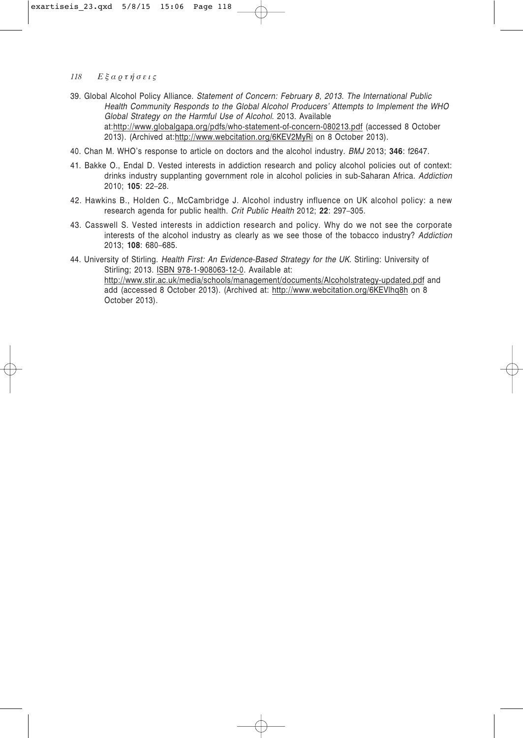39. Global Alcohol Policy Alliance. *Statement of Concern: February 8, 2013. The International Public Health Community Responds to the Global Alcohol Producers' Attempts to Implement the WHO Global Strategy on the Harmful Use of Alcohol*. 2013. Available at:http://www.globalgapa.org/pdfs/who-statement-of-concern-080213.pdf (accessed 8 October 2013). (Archived at:http://www.webcitation.org/6KEV2MyRi on 8 October 2013).

40. Chan M. WHO's response to article on doctors and the alcohol industry. *BMJ* 2013; **346**: f2647.

41. Bakke O., Endal D. Vested interests in addiction research and policy alcohol policies out of context: drinks industry supplanting government role in alcohol policies in sub-Saharan Africa. *Addiction* 2010; **105**: 22–28.

42. Hawkins B., Holden C., McCambridge J. Alcohol industry influence on UK alcohol policy: a new research agenda for public health. *Crit Public Health* 2012; **22**: 297–305.

43. Casswell S. Vested interests in addiction research and policy. Why do we not see the corporate interests of the alcohol industry as clearly as we see those of the tobacco industry? *Addiction* 2013; **108**: 680–685.

44. University of Stirling. *Health First: An Evidence-Based Strategy for the UK*. Stirling: University of Stirling; 2013. ISBN 978-1-908063-12-0. Available at: http://www.stir.ac.uk/media/schools/management/documents/Alcoholstrategy-updated.pdf and add (accessed 8 October 2013). (Archived at: http://www.webcitation.org/6KEVlhq8h on 8 October 2013).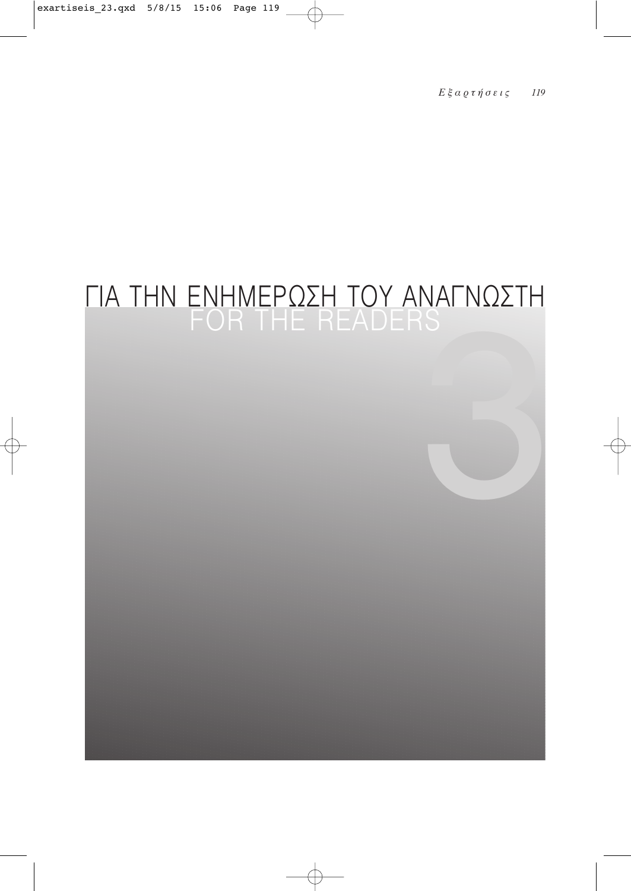# ΓΙΑ ΤΗΝ ΕΝΗΜΕΡΩΣΗ ΤΟΥ ΑΝΑΓΝΩΣΤΗ

## FOR THE READERS

3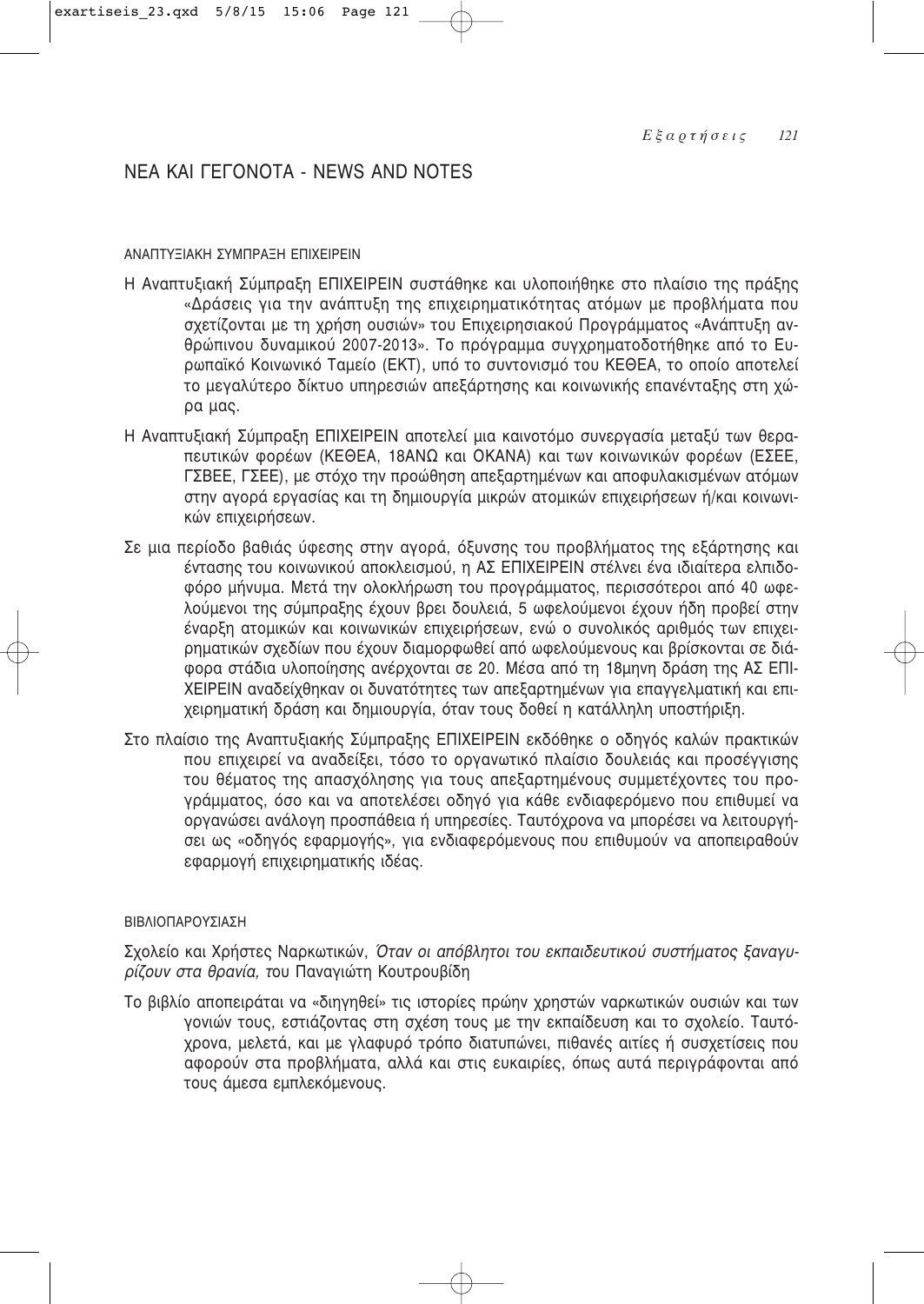# ΝΕΑ ΚΑΙ ΓΕΓΟΝΟΤΑ - NEWS AND NOTES

## ΑΝΑΠΤΥΞΙΑΚΗ ΣΥΜΠΡΑΞΗ ΕΠΙΧΕΙΡΕΙΝ

Η Αναπτυξιακή Σύμπραξη ΕΠΙΧΕΙΡΕΙΝ συστάθηκε και υλοποιήθηκε στο πλαίσιο της πράξης «Δράσεις για την ανάπτυξη της επιχειρηματικότητας ατόμων με προβλήματα που σχετίζονται με τη χρήση ουσιών» του Επιχειρησιακού Προγράμματος «Ανάπτυξη ανθρώπινου δυναμικού 2007-2013». Το πρόγραμμα συγχρηματοδοτήθηκε από το Ευρωπαϊκό Κοινωνικό Ταμείο (ΕΚΤ), υπό το συντονισμό του ΚΕΘΕΑ, το οποίο αποτελεί το μεγαλύτερο δίκτυο υπηρεσιών απεξάρτησης και κοινωνικής επανένταξης στη χώρα μας.

Η Αναπτυξιακή Σύμπραξη ΕΠΙΧΕΙΡΕΙΝ αποτελεί μια καινοτόμο συνεργασία μεταξύ των θεραπευτικών φορέων (ΚΕΘΕΑ, 18ΑΝΩ και ΟΚΑΝΑ) και των κοινωνικών φορέων (ΕΣΕΕ, ΓΣΒΕΕ, ΓΣΕΕ), με στόχο την προώθηση απεξαρτημένων και αποφυλακισμένων ατόμων στην αγορά εργασίας και τη δημιουργία μικρών ατομικών επιχειρήσεων ή/και κοινωνικών επιχειρήσεων.

Σε μια περίοδο βαθιάς ύφεσης στην αγορά, όξυνσης του προβλήματος της εξάρτησης και έντασης του κοινωνικού αποκλεισμού, η ΑΣ ΕΠΙΧΕΙΡΕΙΝ στέλνει ένα ιδιαίτερα ελπιδοφόρο μήνυμα. Μετά την ολοκλήρωση του προγράμματος, περισσότεροι από 40 ωφελούμενοι της σύμπραξης έχουν βρει δουλειά, 5 ωφελούμενοι έχουν ήδη προβεί στην έναρξη ατομικών και κοινωνικών επιχειρήσεων, ενώ ο συνολικός αριθμός των επιχειρηματικών σχεδίων που έχουν διαμορφωθεί από ωφελούμενους και βρίσκονται σε διάφορα στάδια υλοποίησης ανέρχονται σε 20. Μέσα από τη 18μηνη δράση της ΑΣ ΕΠΙΧΕΙΡΕΙΝ αναδείχθηκαν οι δυνατότητες των απεξαρτημένων για επαγγελματική και επιχειρηματική δράση και δημιουργία, όταν τους δοθεί η κατάλληλη υποστήριξη.

Στο πλαίσιο της Αναπτυξιακής Σύμπραξης ΕΠΙΧΕΙΡΕΙΝ εκδόθηκε ο οδηγός καλών πρακτικών που επιχειρεί να αναδείξει, τόσο το οργανωτικό πλαίσιο δουλειάς και προσέγγισης του θέματος της απασχόλησης για τους απεξαρτημένους συμμετέχοντες του προγράμματος, όσο και να αποτελέσει οδηγό για κάθε ενδιαφερόμενο που επιθυμεί να οργανώσει ανάλογη προσπάθεια ή υπηρεσίες. Ταυτόχρονα να μπορέσει να λειτουργήσει ως «οδηγός εφαρμογής», για ενδιαφερόμενους που επιθυμούν να αποπειραθούν εφαρμογή επιχειρηματικής ιδέας.

## ΒΙΒΛΙΟΠΑΡΟΥΣΙΑΣΗ

Σχολείο και Χρήστες Ναρκωτικών, *Όταν οι απόβλητοι του εκπαιδευτικού συστήματος ξαναγυρίζουν στα θρανία,* του Παναγιώτη Κουτρουβίδη

Το βιβλίο αποπειράται να «διηγηθεί» τις ιστορίες πρώην χρηστών ναρκωτικών ουσιών και των γονιών τους, εστιάζοντας στη σχέση τους με την εκπαίδευση και το σχολείο. Ταυτόχρονα, μελετά, και με γλαφυρό τρόπο διατυπώνει, πιθανές αιτίες ή συσχετίσεις που αφορούν στα προβλήματα, αλλά και στις ευκαιρίες, όπως αυτά περιγράφονται από τους άμεσα εμπλεκόμενους.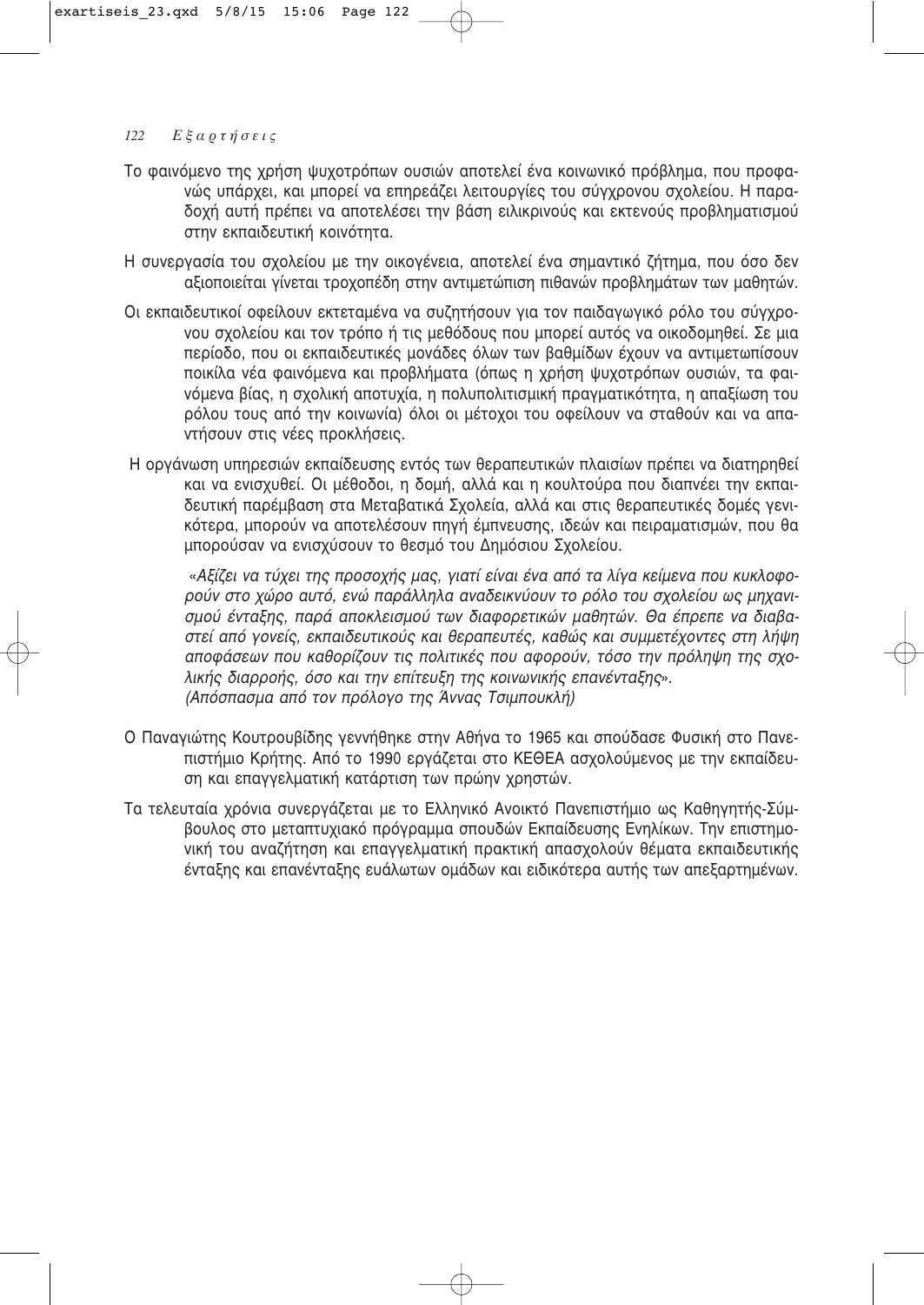Το φαινόμενο της χρήση ψυχοτρόπων ουσιών αποτελεί ένα κοινωνικό πρόβλημα, που προφανώς υπάρχει, και μπορεί να επηρεάζει λειτουργίες του σύγχρονου σχολείου. Η παραδοχή αυτή πρέπει να αποτελέσει την βάση ειλικρινούς και εκτενούς προβληματισμού στην εκπαιδευτική κοινότητα.

Η συνεργασία του σχολείου με την οικογένεια, αποτελεί ένα σημαντικό ζήτημα, που όσο δεν αξιοποιείται γίνεται τροχοπέδη στην αντιμετώπιση πιθανών προβλημάτων των μαθητών.

Οι εκπαιδευτικοί οφείλουν εκτεταμένα να συζητήσουν για τον παιδαγωγικό ρόλο του σύγχρονου σχολείου και τον τρόπο ή τις μεθόδους που μπορεί αυτός να οικοδομηθεί. Σε μια περίοδο, που οι εκπαιδευτικές μονάδες όλων των βαθμίδων έχουν να αντιμετωπίσουν ποικίλα νέα φαινόμενα και προβλήματα (όπως η χρήση ψυχοτρόπων ουσιών, τα φαινόμενα βίας, η σχολική αποτυχία, η πολυπολιτισμική πραγματικότητα, η απαξίωση του ρόλου τους από την κοινωνία) όλοι οι μέτοχοι του οφείλουν να σταθούν και να απαντήσουν στις νέες προκλήσεις.

Η οργάνωση υπηρεσιών εκπαίδευσης εντός των θεραπευτικών πλαισίων πρέπει να διατηρηθεί και να ενισχυθεί. Οι μέθοδοι, η δομή, αλλά και η κουλτούρα που διαπνέει την εκπαιδευτική παρέμβαση στα Μεταβατικά Σχολεία, αλλά και στις θεραπευτικές δομές γενικότερα, μπορούν να αποτελέσουν πηγή έμπνευσης, ιδεών και πειραματισμών, που θα μπορούσαν να ενισχύσουν το θεσμό του Δημόσιου Σχολείου.

> *«Αξίζει να τύχει της προσοχής μας, γιατί είναι ένα από τα λίγα κείμενα που κυκλοφορούν στο χώρο αυτό, ενώ παράλληλα αναδεικνύουν το ρόλο του σχολείου ως μηχανισμού ένταξης, παρά αποκλεισμού των διαφορετικών μαθητών. Θα έπρεπε να διαβαστεί από γονείς, εκπαιδευτικούς και θεραπευτές, καθώς και συμμετέχοντες στη λήψη αποφάσεων που καθορίζουν τις πολιτικές που αφορούν, τόσο την πρόληψη της σχολικής διαρροής, όσο και την επίτευξη της κοινωνικής επανένταξης».*
> *(Απόσπασμα από τον πρόλογο της Άννας Τσιμπουκλή)*

Ο Παναγιώτης Κουτρουβίδης γεννήθηκε στην Αθήνα το 1965 και σπούδασε Φυσική στο Πανεπιστήμιο Κρήτης. Από το 1990 εργάζεται στο ΚΕΘΕΑ ασχολούμενος με την εκπαίδευση και επαγγελματική κατάρτιση των πρώην χρηστών.

Τα τελευταία χρόνια συνεργάζεται με το Ελληνικό Ανοικτό Πανεπιστήμιο ως Καθηγητής-Σύμβουλος στο μεταπτυχιακό πρόγραμμα σπουδών Εκπαίδευσης Ενηλίκων. Την επιστημονική του αναζήτηση και επαγγελματική πρακτική απασχολούν θέματα εκπαιδευτικής ένταξης και επανένταξης ευάλωτων ομάδων και ειδικότερα αυτής των απεξαρτημένων.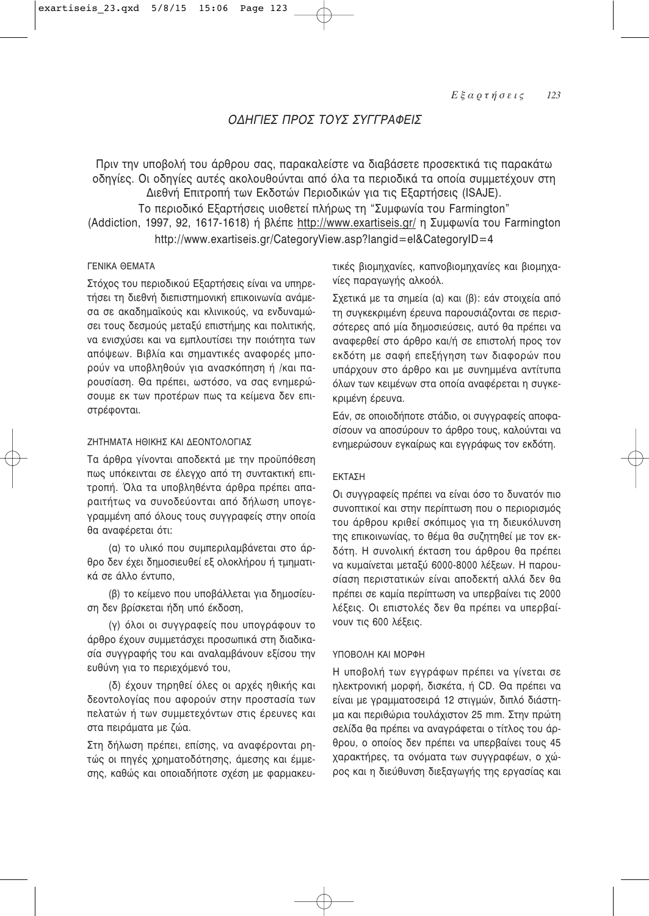## ΟΔΗΓΙΕΣ ΠΡΟΣ ΤΟΥΣ ΣΥΓΓΡΑΦΕΙΣ

Πριν την υποβολή του άρθρου σας, παρακαλείστε να διαβάσετε προσεκτικά τις παρακάτω οδηγίες. Οι οδηγίες αυτές ακολουθούνται από όλα τα περιοδικά τα οποία συμμετέχουν στη Διεθνή Επιτροπή των Εκδοτών Περιοδικών για τις Εξαρτήσεις (ISAJE).

Το περιοδικό Εξαρτήσεις υιοθετεί πλήρως τη "Συμφωνία του Farmington" (Addiction, 1997, 92, 1617-1618) ή βλέπε http://www.exartiseis.gr/ η Συμφωνία του Farmington http://www.exartiseis.gr/CategoryView.asp?langid=el&CategoryID=4

### ΓΕΝΙΚΑ ΘΕΜΑΤΑ

Στόχος του περιοδικού Εξαρτήσεις είναι να υπηρετήσει τη διεθνή διεπιστημονική επικοινωνία ανάμεσα σε ακαδημαϊκούς και κλινικούς, να ενδυναμώσει τους δεσμούς μεταξύ επιστήμης και πολιτικής, να ενισχύσει και να εμπλουτίσει την ποιότητα των απόψεων. Βιβλία και σημαντικές αναφορές μπορούν να υποβληθούν για ανασκόπηση ή /και παρουσίαση. Θα πρέπει, ωστόσο, να σας ενημερώσουμε εκ των προτέρων πως τα κείμενα δεν επιστρέφονται.

### ΖΗΤΗΜΑΤΑ ΗΘΙΚΗΣ ΚΑΙ ΔΕΟΝΤΟΛΟΓΙΑΣ

Τα άρθρα γίνονται αποδεκτά με την προϋπόθεση πως υπόκεινται σε έλεγχο από τη συντακτική επιτροπή. Όλα τα υποβληθέντα άρθρα πρέπει απαραιτήτως να συνοδεύονται από δήλωση υπογεγραμμένη από όλους τους συγγραφείς στην οποία θα αναφέρεται ότι:

(α) το υλικό που συμπεριλαμβάνεται στο άρθρο δεν έχει δημοσιευθεί εξ ολοκλήρου ή τμηματικά σε άλλο έντυπο,

(β) το κείμενο που υποβάλλεται για δημοσίευση δεν βρίσκεται ήδη υπό έκδοση,

(γ) όλοι οι συγγραφείς που υπογράφουν το άρθρο έχουν συμμετάσχει προσωπικά στη διαδικασία συγγραφής του και αναλαμβάνουν εξίσου την ευθύνη για το περιεχόμενό του,

(δ) έχουν τηρηθεί όλες οι αρχές ηθικής και δεοντολογίας που αφορούν στην προστασία των πελατών ή των συμμετεχόντων στις έρευνες και στα πειράματα με ζώα.

Στη δήλωση πρέπει, επίσης, να αναφέρονται ρητώς οι πηγές χρηματοδότησης, άμεσης και έμμεσης, καθώς και οποιαδήποτε σχέση με φαρμακευτικές βιομηχανίες, καπνοβιομηχανίες και βιομηχανίες παραγωγής αλκοόλ.

Σχετικά με τα σημεία (α) και (β): εάν στοιχεία από τη συγκεκριμένη έρευνα παρουσιάζονται σε περισσότερες από μία δημοσιεύσεις, αυτό θα πρέπει να αναφερθεί στο άρθρο και/ή σε επιστολή προς τον εκδότη με σαφή επεξήγηση των διαφορών που υπάρχουν στο άρθρο και με συνημμένα αντίτυπα όλων των κειμένων στα οποία αναφέρεται η συγκεκριμένη έρευνα.

Εάν, σε οποιοδήποτε στάδιο, οι συγγραφείς αποφασίσουν να αποσύρουν το άρθρο τους, καλούνται να ενημερώσουν εγκαίρως και εγγράφως τον εκδότη.

### ΕΚΤΑΣΗ

Οι συγγραφείς πρέπει να είναι όσο το δυνατόν πιο συνοπτικοί και στην περίπτωση που ο περιορισμός του άρθρου κριθεί σκόπιμος για τη διευκόλυνση της επικοινωνίας, το θέμα θα συζητηθεί με τον εκδότη. Η συνολική έκταση του άρθρου θα πρέπει να κυμαίνεται μεταξύ 6000-8000 λέξεων. Η παρουσίαση περιστατικών είναι αποδεκτή αλλά δεν θα πρέπει σε καμία περίπτωση να υπερβαίνει τις 2000 λέξεις. Οι επιστολές δεν θα πρέπει να υπερβαίνουν τις 600 λέξεις.

### ΥΠΟΒΟΛΗ ΚΑΙ ΜΟΡΦΗ

Η υποβολή των εγγράφων πρέπει να γίνεται σε ηλεκτρονική μορφή, δισκέτα, ή CD. Θα πρέπει να είναι με γραμματοσειρά 12 στιγμών, διπλό διάστημα και περιθώρια τουλάχιστον 25 mm. Στην πρώτη σελίδα θα πρέπει να αναγράφεται ο τίτλος του άρθρου, ο οποίος δεν πρέπει να υπερβαίνει τους 45 χαρακτήρες, τα ονόματα των συγγραφέων, ο χώρος και η διεύθυνση διεξαγωγής της εργασίας και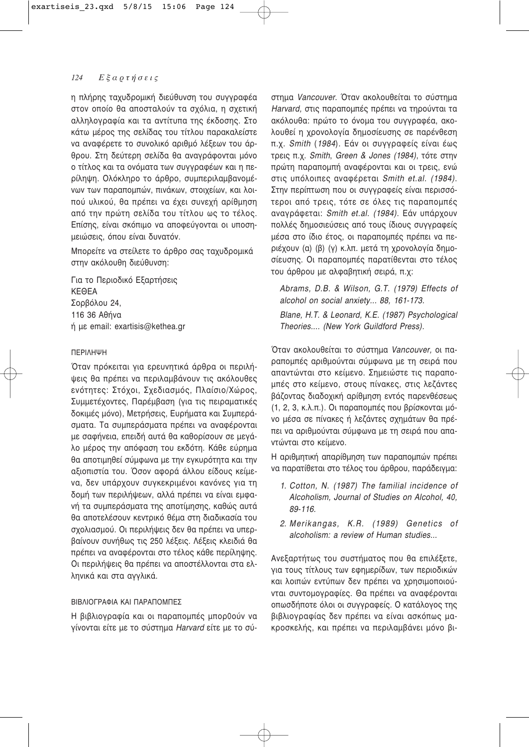η πλήρης ταχυδρομική διεύθυνση του συγγραφέα στον οποίο θα αποσταλούν τα σχόλια, η σχετική αλληλογραφία και τα αντίτυπα της έκδοσης. Στο κάτω μέρος της σελίδας του τίτλου παρακαλείστε να αναφέρετε το συνολικό αριθμό λέξεων του άρθρου. Στη δεύτερη σελίδα θα αναγράφονται μόνο ο τίτλος και τα ονόματα των συγγραφέων και η περίληψη. Ολόκληρο το άρθρο, συμπεριλαμβανομένων των παραπομπών, πινάκων, στοιχείων, και λοιπού υλικού, θα πρέπει να έχει συνεχή αρίθμηση από την πρώτη σελίδα του τίτλου ως το τέλος. Επίσης, είναι σκόπιμο να αποφεύγονται οι υποσημειώσεις, όπου είναι δυνατόν.

Μπορείτε να στείλετε το άρθρο σας ταχυδρομικά στην ακόλουθη διεύθυνση:

Για το Περιοδικό Εξαρτήσεις
ΚΕΘΕΑ
Σορβόλου 24,
116 36 Αθήνα
ή με email: exartisis@kethea.gr

### ΠΕΡΙΛΗΨΗ

Όταν πρόκειται για ερευνητικά άρθρα οι περιλήψεις θα πρέπει να περιλαμβάνουν τις ακόλουθες ενότητες: Στόχοι, Σχεδιασμός, Πλαίσιο/Χώρος, Συμμετέχοντες, Παρέμβαση (για τις πειραματικές δοκιμές μόνο), Μετρήσεις, Ευρήματα και Συμπεράσματα. Τα συμπεράσματα πρέπει να αναφέρονται με σαφήνεια, επειδή αυτά θα καθορίσουν σε μεγάλο μέρος την απόφαση του εκδότη. Κάθε εύρημα θα αποτιμηθεί σύμφωνα με την εγκυρότητα και την αξιοπιστία του. Όσον αφορά άλλου είδους κείμενα, δεν υπάρχουν συγκεκριμένοι κανόνες για τη δομή των περιλήψεων, αλλά πρέπει να είναι εμφανή τα συμπεράσματα της αποτίμησης, καθώς αυτά θα αποτελέσουν κεντρικό θέμα στη διαδικασία του σχολιασμού. Οι περιλήψεις δεν θα πρέπει να υπερβαίνουν συνήθως τις 250 λέξεις. Λέξεις κλειδιά θα πρέπει να αναφέρονται στο τέλος κάθε περίληψης. Οι περιλήψεις θα πρέπει να αποστέλλονται στα ελληνικά και στα αγγλικά.

### ΒΙΒΛΙΟΓΡΑΦΙΑ ΚΑΙ ΠΑΡΑΠΟΜΠΕΣ

Η βιβλιογραφία και οι παραπομπές μπορθούν να γίνονται είτε με το σύστημα *Harvard* είτε με το σύστημα *Vancouver*. Όταν ακολουθείται το σύστημα *Harvard*, στις παραπομπές πρέπει να τηρούνται τα ακόλουθα: πρώτο το όνομα του συγγραφέα, ακολουθεί η χρονολογία δημοσίευσης σε παρένθεση π.χ. *Smith* (*1984*). Εάν οι συγγραφείς είναι έως τρεις π.χ. *Smith*, *Green & Jones (1984)*, τότε στην πρώτη παραπομπή αναφέρονται και οι τρεις, ενώ στις υπόλοιπες αναφέρεται *Smith et.al. (1984)*. Στην περίπτωση που οι συγγραφείς είναι περισσότεροι από τρεις, τότε σε όλες τις παραπομπές αναγράφεται: *Smith et.al. (1984)*. Εάν υπάρχουν πολλές δημοσιεύσεις από τους ίδιους συγγραφείς μέσα στο ίδιο έτος, οι παραπομπές πρέπει να περιέχουν (α) (β) (γ) κ.λπ. μετά τη χρονολογία δημοσίευσης. Οι παραπομπές παρατίθενται στο τέλος του άρθρου με αλφαβητική σειρά, π.χ:

*Abrams, D.B. & Wilson, G.T. (1979) Effects of alcohol on social anxiety... 88, 161-173.*

*Blane, H.T. & Leonard, K.E. (1987) Psychological Theories.... (New York Guildford Press).*

Όταν ακολουθείται το σύστημα *Vancouver,* οι παραπομπές αριθμούνται σύμφωνα με τη σειρά που απαντώνται στο κείμενο. Σημειώστε τις παραπομπές στο κείμενο, στους πίνακες, στις λεζάντες βάζοντας διαδοχική αρίθμηση εντός παρενθέσεως (1, 2, 3, κ.λ.π.). Οι παραπομπές που βρίσκονται μόνο μέσα σε πίνακες ή λεζάντες σχημάτων θα πρέπει να αριθμούνται σύμφωνα με τη σειρά που απαντώνται στο κείμενο.

Η αριθμητική απαρίθμηση των παραπομπών πρέπει να παρατίθεται στο τέλος του άρθρου, παράδειγμα:

1. *Cotton, N. (1987) The familial incidence of Alcoholism, Journal of Studies on Alcohol, 40, 89-116.*
2. *Merikangas, K.R. (1989) Genetics of alcoholism: a review of Human studies...*

Ανεξαρτήτως του συστήματος που θα επιλέξετε, για τους τίτλους των εφημερίδων, των περιοδικών και λοιπών εντύπων δεν πρέπει να χρησιμοποιούνται συντομογραφίες. Θα πρέπει να αναφέρονται οπωσδήποτε όλοι οι συγγραφείς. Ο κατάλογος της βιβλιογραφίας δεν πρέπει να είναι ασκόπως μακροσκελής, και πρέπει να περιλαμβάνει μόνο βι-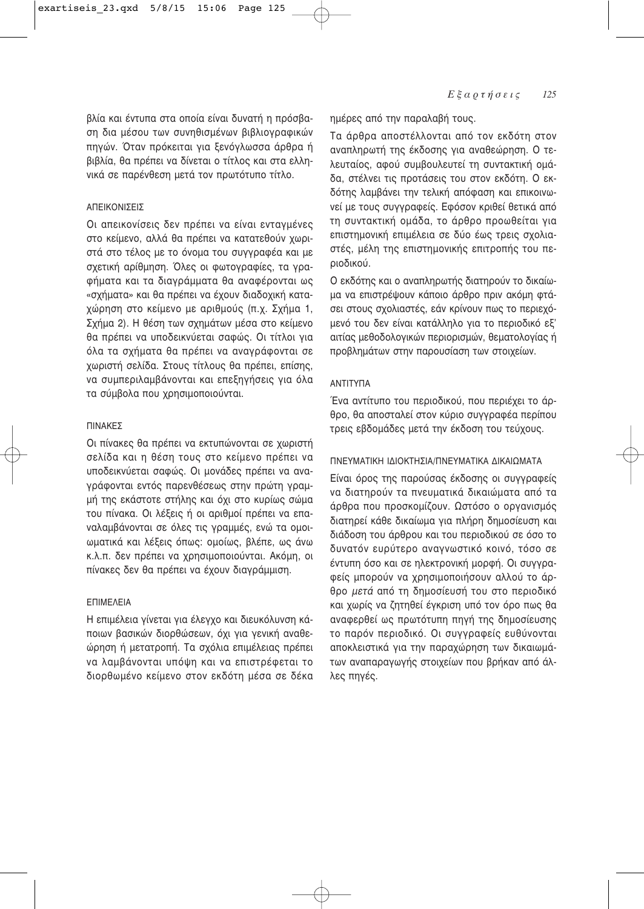βλία και έντυπα στα οποία είναι δυνατή η πρόσβαση δια μέσου των συνηθισμένων βιβλιογραφικών πηγών. Όταν πρόκειται για ξενόγλωσσα άρθρα ή βιβλία, θα πρέπει να δίνεται ο τίτλος και στα ελληνικά σε παρένθεση μετά τον πρωτότυπο τίτλο.

### ΑΠΕΙΚΟΝΙΣΕΙΣ

Οι απεικονίσεις δεν πρέπει να είναι ενταγμένες στο κείμενο, αλλά θα πρέπει να κατατεθούν χωριστά στο τέλος με το όνομα του συγγραφέα και με σχετική αρίθμηση. Όλες οι φωτογραφίες, τα γραφήματα και τα διαγράμματα θα αναφέρονται ως «σχήματα» και θα πρέπει να έχουν διαδοχική καταχώρηση στο κείμενο με αριθμούς (π.χ. Σχήμα 1, Σχήμα 2). Η θέση των σχημάτων μέσα στο κείμενο θα πρέπει να υποδεικνύεται σαφώς. Οι τίτλοι για όλα τα σχήματα θα πρέπει να αναγράφονται σε χωριστή σελίδα. Στους τίτλους θα πρέπει, επίσης, να συμπεριλαμβάνονται και επεξηγήσεις για όλα τα σύμβολα που χρησιμοποιούνται.

### ΠΙΝΑΚΕΣ

Οι πίνακες θα πρέπει να εκτυπώνονται σε χωριστή σελίδα και η θέση τους στο κείμενο πρέπει να υποδεικνύεται σαφώς. Οι μονάδες πρέπει να αναγράφονται εντός παρενθέσεως στην πρώτη γραμμή της εκάστοτε στήλης και όχι στο κυρίως σώμα του πίνακα. Οι λέξεις ή οι αριθμοί πρέπει να επαναλαμβάνονται σε όλες τις γραμμές, ενώ τα ομοιωματικά και λέξεις όπως: ομοίως, βλέπε, ως άνω κ.λ.π. δεν πρέπει να χρησιμοποιούνται. Ακόμη, οι πίνακες δεν θα πρέπει να έχουν διαγράμμιση.

### ΕΠΙΜΕΛΕΙΑ

Η επιμέλεια γίνεται για έλεγχο και διευκόλυνση κάποιων βασικών διορθώσεων, όχι για γενική αναθεώρηση ή μετατροπή. Τα σχόλια επιμέλειας πρέπει να λαμβάνονται υπόψη και να επιστρέφεται το διορθωμένο κείμενο στον εκδότη μέσα σε δέκα ημέρες από την παραλαβή τους.

Τα άρθρα αποστέλλονται από τον εκδότη στον αναπληρωτή της έκδοσης για αναθεώρηση. Ο τελευταίος, αφού συμβουλευτεί τη συντακτική ομάδα, στέλνει τις προτάσεις του στον εκδότη. Ο εκδότης λαμβάνει την τελική απόφαση και επικοινωνεί με τους συγγραφείς. Εφόσον κριθεί θετικά από τη συντακτική ομάδα, το άρθρο προωθείται για επιστημονική επιμέλεια σε δύο έως τρεις σχολιαστές, μέλη της επιστημονικής επιτροπής του περιοδικού.

Ο εκδότης και ο αναπληρωτής διατηρούν το δικαίωμα να επιστρέψουν κάποιο άρθρο πριν ακόμη φτάσει στους σχολιαστές, εάν κρίνουν πως το περιεχόμενό του δεν είναι κατάλληλο για το περιοδικό εξ' αιτίας μεθοδολογικών περιορισμών, θεματολογίας ή προβλημάτων στην παρουσίαση των στοιχείων.

### ΑΝΤΙΤΥΠΑ

Ένα αντίτυπο του περιοδικού, που περιέχει το άρθρο, θα αποσταλεί στον κύριο συγγραφέα περίπου τρεις εβδομάδες μετά την έκδοση του τεύχους.

### ΠΝΕΥΜΑΤΙΚΗ ΙΔΙΟΚΤΗΣΙΑ/ΠΝΕΥΜΑΤΙΚΑ ΔΙΚΑΙΩΜΑΤΑ

Είναι όρος της παρούσας έκδοσης οι συγγραφείς να διατηρούν τα πνευματικά δικαιώματα από τα άρθρα που προσκομίζουν. Ωστόσο ο οργανισμός διατηρεί κάθε δικαίωμα για πλήρη δημοσίευση και διάδοση του άρθρου και του περιοδικού σε όσο το δυνατόν ευρύτερο αναγνωστικό κοινό, τόσο σε έντυπη όσο και σε ηλεκτρονική μορφή. Οι συγγραφείς μπορούν να χρησιμοποιήσουν αλλού το άρθρο *μετά* από τη δημοσίευσή του στο περιοδικό και χωρίς να ζητηθεί έγκριση υπό τον όρο πως θα αναφερθεί ως πρωτότυπη πηγή της δημοσίευσης το παρόν περιοδικό. Οι συγγραφείς ευθύνονται αποκλειστικά για την παραχώρηση των δικαιωμάτων αναπαραγωγής στοιχείων που βρήκαν από άλλες πηγές.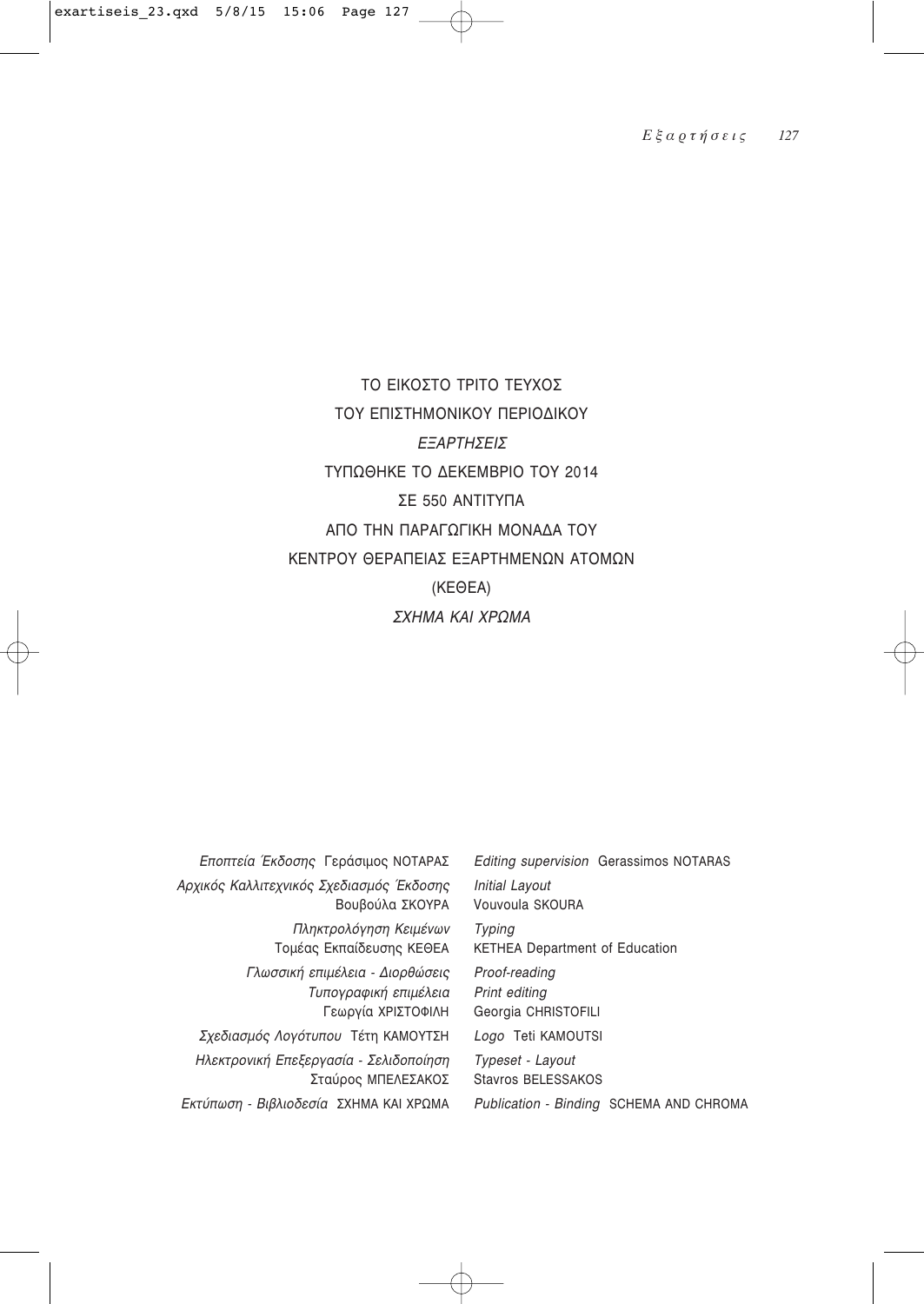ΤΟ ΕΙΚΟΣΤΟ ΤΡΙΤΟ ΤΕΥΧΟΣ

ΤΟΥ ΕΠΙΣΤΗΜΟΝΙΚΟΥ ΠΕΡΙΟΔΙΚΟΥ

*ΕΞΑΡΤΗΣΕΙΣ*

ΤΥΠΩΘΗΚΕ ΤΟ ΔΕΚΕΜΒΡΙΟ ΤΟΥ 2014

ΣΕ 550 ΑΝΤΙΤΥΠΑ

ΑΠΟ ΤΗΝ ΠΑΡΑΓΩΓΙΚΗ ΜΟΝΑΔΑ ΤΟΥ

ΚΕΝΤΡΟΥ ΘΕΡΑΠΕΙΑΣ ΕΞΑΡΤΗΜΕΝΩΝ ΑΤΟΜΩΝ

(ΚΕΘΕΑ)

*ΣΧΗΜΑ ΚΑΙ ΧΡΩΜΑ*

| | |
|---|---|
| *Εποπτεία Έκδοσης* Γεράσιμος ΝΟΤΑΡΑΣ | *Editing supervision* Gerassimos NOTARAS |
| *Αρχικός Καλλιτεχνικός Σχεδιασμός Έκδοσης* Βουβούλα ΣΚΟΥΡΑ | *Initial Layout* Vouvoula SKOURA |
| *Πληκτρολόγηση Κειμένων* Τομέας Εκπαίδευσης ΚΕΘΕΑ | *Typing* KETHEA Department of Education |
| *Γλωσσική επιμέλεια - Διορθώσεις* *Τυπογραφική επιμέλεια* Γεωργία ΧΡΙΣΤΟΦΙΛΗ | *Proof-reading* *Print editing* Georgia CHRISTOFILI |
| *Σχεδιασμός Λογότυπου* Τέτη ΚΑΜΟΥΤΣΗ | *Logo* Teti KAMOUTSI |
| *Ηλεκτρονική Επεξεργασία - Σελιδοποίηση* Σταύρος ΜΠΕΛΕΣΑΚΟΣ | *Typeset - Layout* Stavros BELESSAKOS |
| *Εκτύπωση - Βιβλιοδεσία* ΣΧΗΜΑ ΚΑΙ ΧΡΩΜΑ | *Publication - Binding* SCHEMA AND CHROMA |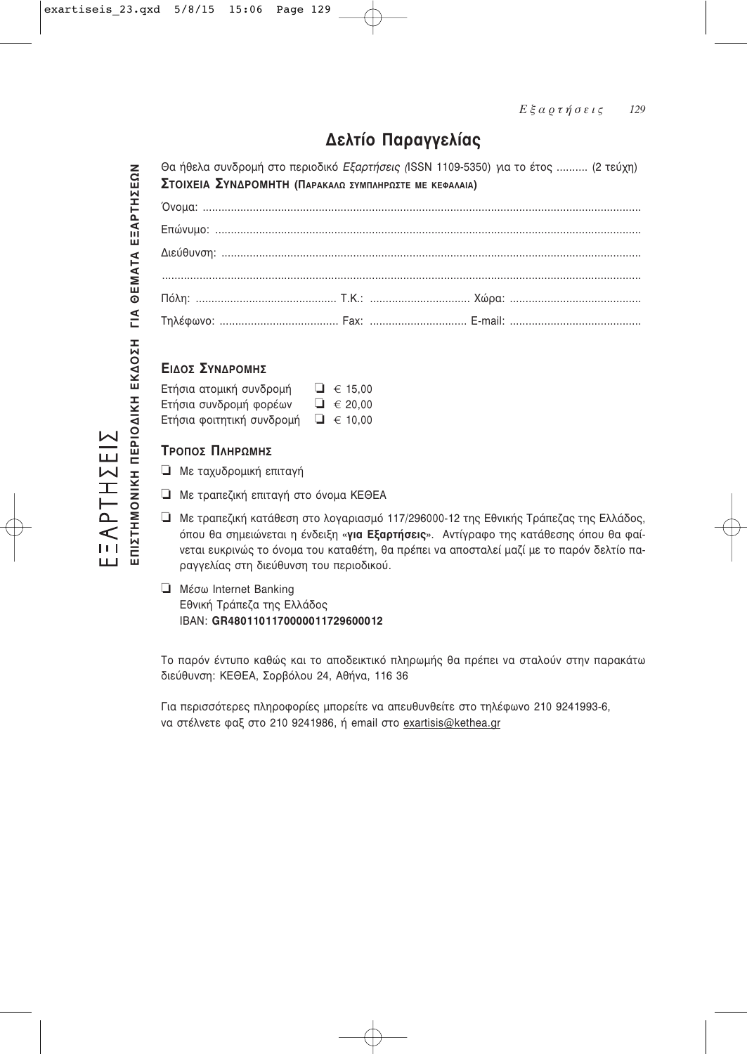# Δελτίο Παραγγελίας

Θα ήθελα συνδρομή στο περιοδικό *Εξαρτήσεις (*ISSN 1109-5350) για το έτος .......... (2 τεύχη)

**ΣΤΟΙΧΕΙΑ ΣΥΝΔΡΟΜΗΤΗ (ΠΑΡΑΚΑΛΩ ΣΥΜΠΛΗΡΩΣΤΕ ΜΕ ΚΕΦΑΛΑΙΑ)**

Όνομα: ...........................................................................................................................................

Επώνυμο: .......................................................................................................................................

Διεύθυνση: .....................................................................................................................................

.......................................................................................................................................................

Πόλη: ............................................ Τ.Κ.: ................................ Χώρα: ..........................................

Τηλέφωνο: ...................................... Fax: ............................... E-mail: ..........................................

**ΕΙΔΟΣ ΣΥΝΔΡΟΜΗΣ**

- Ετήσια ατομική συνδρομή ❏ € 15,00
- Ετήσια συνδρομή φορέων ❏ € 20,00
- Ετήσια φοιτητική συνδρομή ❏ € 10,00

**ΤΡΟΠΟΣ ΠΛΗΡΩΜΗΣ**

❏ Με ταχυδρομική επιταγή

❏ Με τραπεζική επιταγή στο όνομα ΚΕΘΕΑ

❏ Με τραπεζική κατάθεση στο λογαριασμό 117/296000-12 της Εθνικής Τράπεζας της Ελλάδος, όπου θα σημειώνεται η ένδειξη «**για Εξαρτήσεις**». Αντίγραφο της κατάθεσης όπου θα φαίνεται ευκρινώς το όνομα του καταθέτη, θα πρέπει να αποσταλεί μαζί με το παρόν δελτίο παραγγελίας στη διεύθυνση του περιοδικού.

❏ Μέσω Internet Banking
Εθνική Τράπεζα της Ελλάδος
IBAN: **GR4801101170000011729600012**

Το παρόν έντυπο καθώς και το αποδεικτικό πληρωμής θα πρέπει να σταλούν στην παρακάτω διεύθυνση: ΚΕΘΕΑ, Σορβόλου 24, Αθήνα, 116 36

Για περισσότερες πληροφορίες μπορείτε να απευθυνθείτε στο τηλέφωνο 210 9241993-6, να στέλνετε φαξ στο 210 9241986, ή email στο exartisis@kethea.gr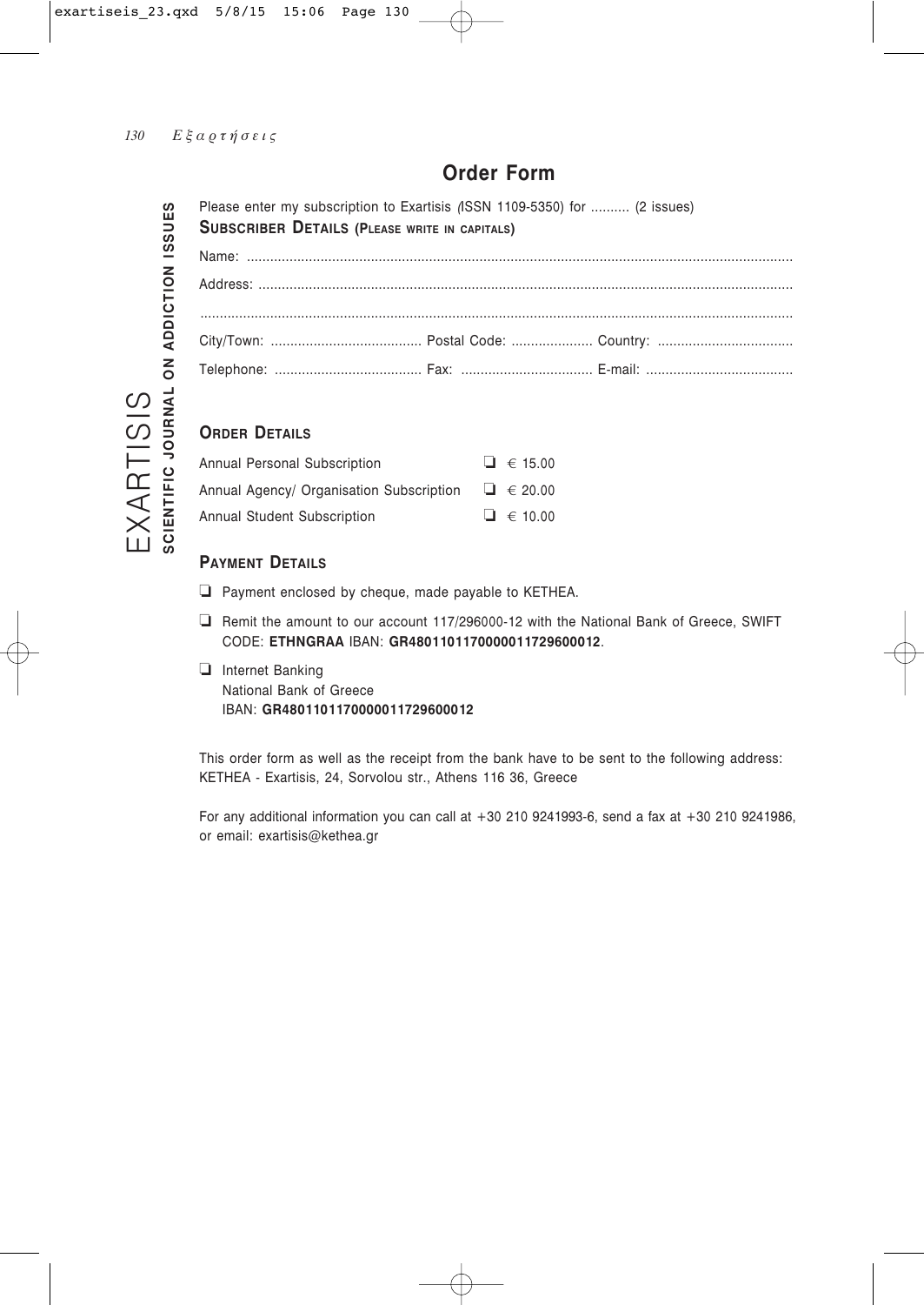# Order Form

EXARTISIS
**SCIENTIFIC JOURNAL ON ADDICTION ISSUES**

Please enter my subscription to Exartisis (ISSN 1109-5350) for .......... (2 issues)

**SUBSCRIBER DETAILS (PLEASE WRITE IN CAPITALS)**

Name: ............................................................................................................................................

Address: .........................................................................................................................................

.......................................................................................................................................................

City/Town: ....................................... Postal Code: ..................... Country: ...................................

Telephone: ...................................... Fax: .................................. E-mail: ......................................

## ORDER DETAILS

| | |
|---|---|
| Annual Personal Subscription | ❑ € 15.00 |
| Annual Agency/ Organisation Subscription | ❑ € 20.00 |
| Annual Student Subscription | ❑ € 10.00 |

## PAYMENT DETAILS

❑ Payment enclosed by cheque, made payable to KETHEA.

❑ Remit the amount to our account 117/296000-12 with the National Bank of Greece, SWIFT CODE: **ETHNGRAA** IBAN: **GR4801101170000011729600012**.

❑ Internet Banking
National Bank of Greece
IBAN: **GR4801101170000011729600012**

This order form as well as the receipt from the bank have to be sent to the following address: KETHEA - Exartisis, 24, Sorvolou str., Athens 116 36, Greece

For any additional information you can call at +30 210 9241993-6, send a fax at +30 210 9241986, or email: exartisis@kethea.gr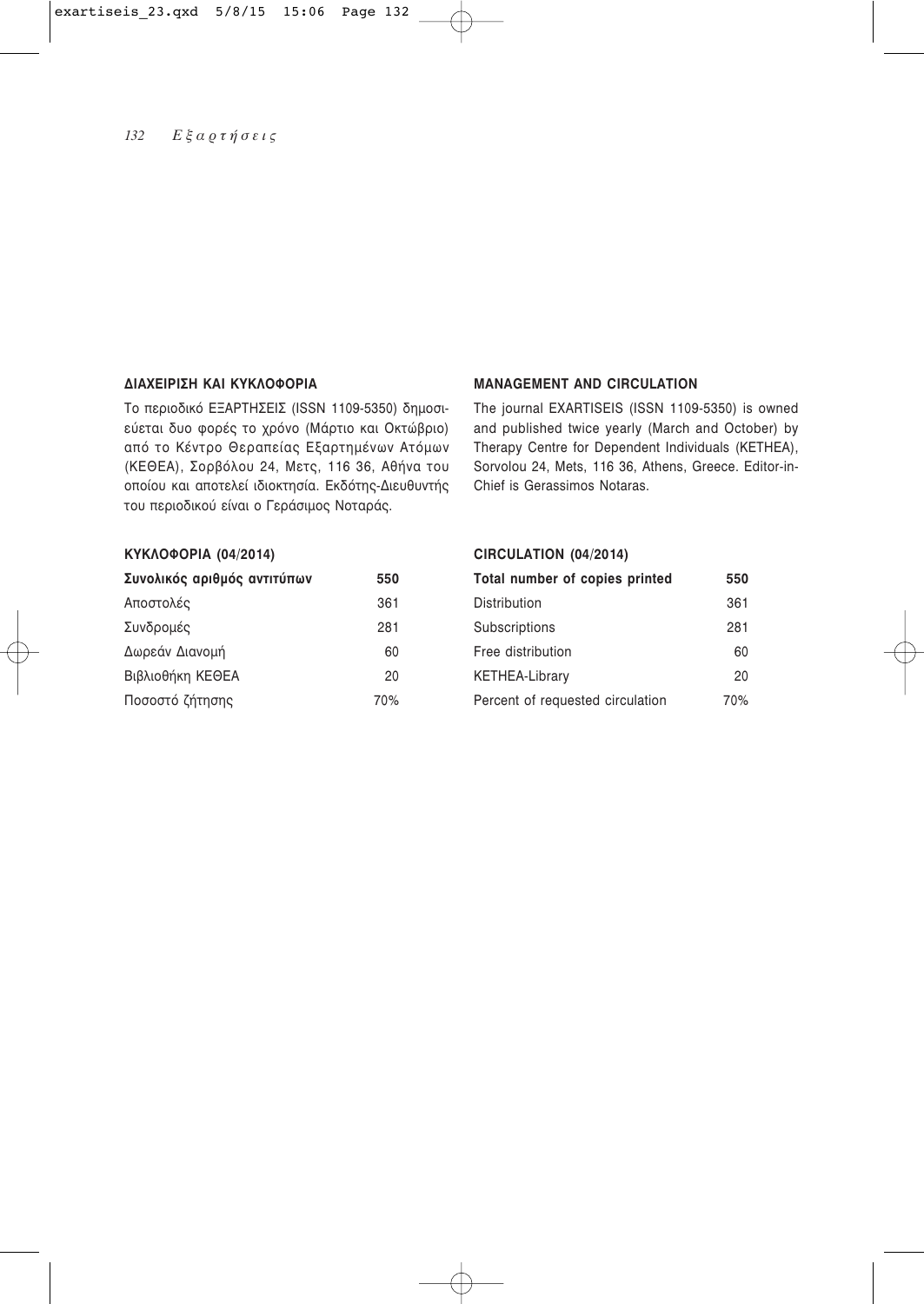### ΔΙΑΧΕΙΡΙΣΗ ΚΑΙ ΚΥΚΛΟΦΟΡΙΑ

Το περιοδικό ΕΞΑΡΤΗΣΕΙΣ (ISSN 1109-5350) δημοσιεύεται δυο φορές το χρόνο (Μάρτιο και Οκτώβριο) από το Κέντρο Θεραπείας Εξαρτημένων Ατόμων (ΚΕΘΕΑ), Σορβόλου 24, Μετς, 116 36, Αθήνα του οποίου και αποτελεί ιδιοκτησία. Εκδότης-Διευθυντής του περιοδικού είναι ο Γεράσιμος Νοταράς.

### ΚΥΚΛΟΦΟΡΙΑ (04/2014)

| **Συνολικός αριθμός αντιτύπων** | **550** |
|---|---|
| Αποστολές | 361 |
| Συνδρομές | 281 |
| Δωρεάν Διανομή | 60 |
| Βιβλιοθήκη ΚΕΘΕΑ | 20 |
| Ποσοστό ζήτησης | 70% |

### MANAGEMENT AND CIRCULATION

The journal EXARTISEIS (ISSN 1109-5350) is owned and published twice yearly (March and October) by Therapy Centre for Dependent Individuals (KETHEA), Sorvolou 24, Mets, 116 36, Athens, Greece. Editor-in-Chief is Gerassimos Notaras.

### CIRCULATION (04/2014)

| **Total number of copies printed** | **550** |
|---|---|
| Distribution | 361 |
| Subscriptions | 281 |
| Free distribution | 60 |
| KETHEA-Library | 20 |
| Percent of requested circulation | 70% |